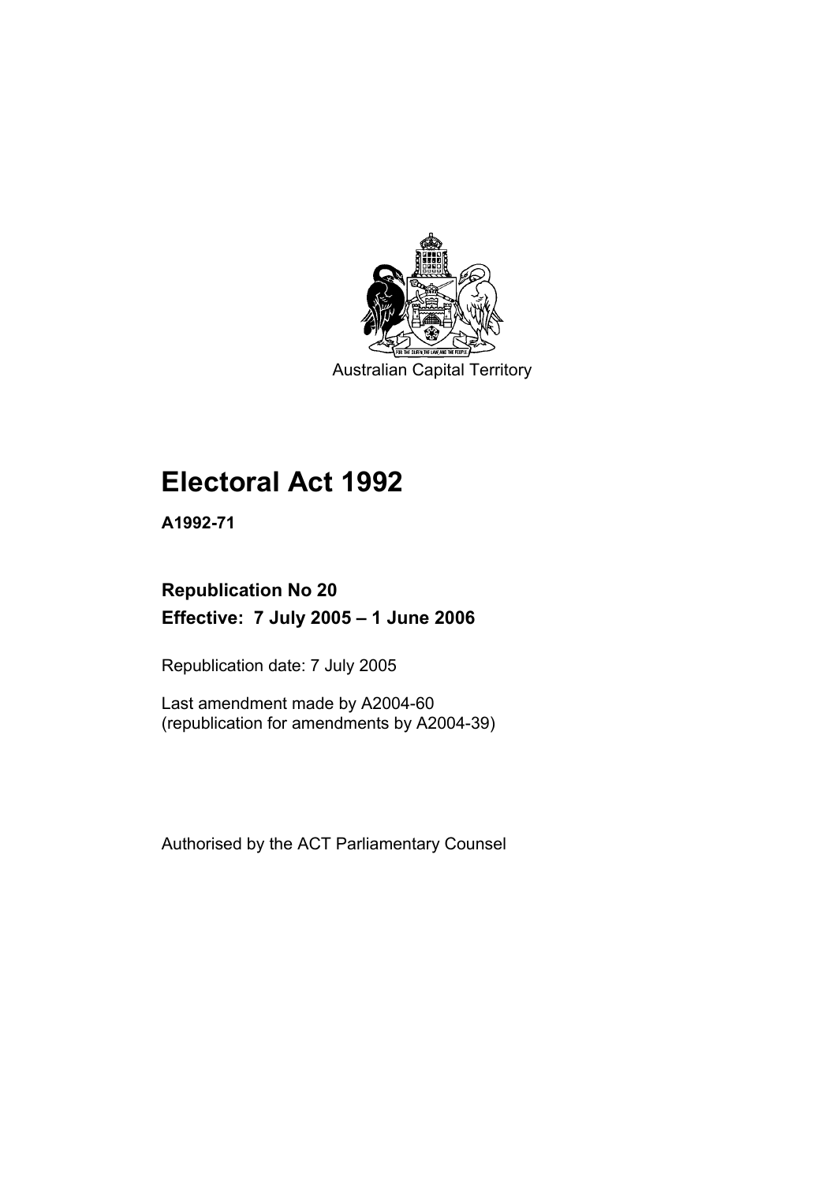Australian Capital Territory

# Electoral Act 1992

**A1992-71**

**Republication No 20**
**Effective: 7 July 2005 – 1 June 2006**

Republication date: 7 July 2005

Last amendment made by A2004-60
(republication for amendments by A2004-39)

Authorised by the ACT Parliamentary Counsel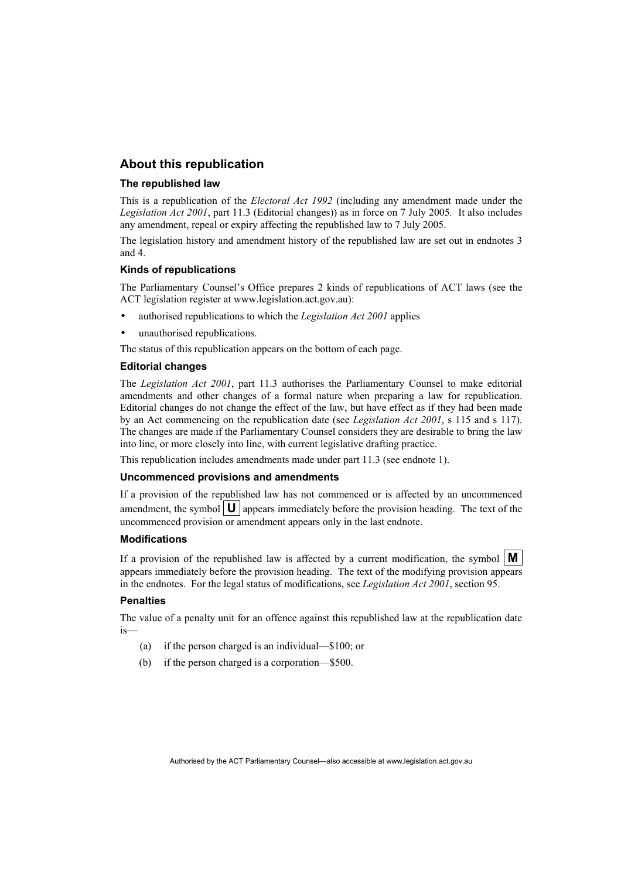## About this republication

### The republished law

This is a republication of the *Electoral Act 1992* (including any amendment made under the *Legislation Act 2001*, part 11.3 (Editorial changes)) as in force on 7 July 2005. It also includes any amendment, repeal or expiry affecting the republished law to 7 July 2005.

The legislation history and amendment history of the republished law are set out in endnotes 3 and 4.

### Kinds of republications

The Parliamentary Counsel's Office prepares 2 kinds of republications of ACT laws (see the ACT legislation register at www.legislation.act.gov.au):

- authorised republications to which the *Legislation Act 2001* applies
- unauthorised republications.

The status of this republication appears on the bottom of each page.

### Editorial changes

The *Legislation Act 2001*, part 11.3 authorises the Parliamentary Counsel to make editorial amendments and other changes of a formal nature when preparing a law for republication. Editorial changes do not change the effect of the law, but have effect as if they had been made by an Act commencing on the republication date (see *Legislation Act 2001*, s 115 and s 117). The changes are made if the Parliamentary Counsel considers they are desirable to bring the law into line, or more closely into line, with current legislative drafting practice.

This republication includes amendments made under part 11.3 (see endnote 1).

### Uncommenced provisions and amendments

If a provision of the republished law has not commenced or is affected by an uncommenced amendment, the symbol **U** appears immediately before the provision heading. The text of the uncommenced provision or amendment appears only in the last endnote.

### Modifications

If a provision of the republished law is affected by a current modification, the symbol **M** appears immediately before the provision heading. The text of the modifying provision appears in the endnotes. For the legal status of modifications, see *Legislation Act 2001*, section 95.

### Penalties

The value of a penalty unit for an offence against this republished law at the republication date is—

(a) if the person charged is an individual—$100; or

(b) if the person charged is a corporation—$500.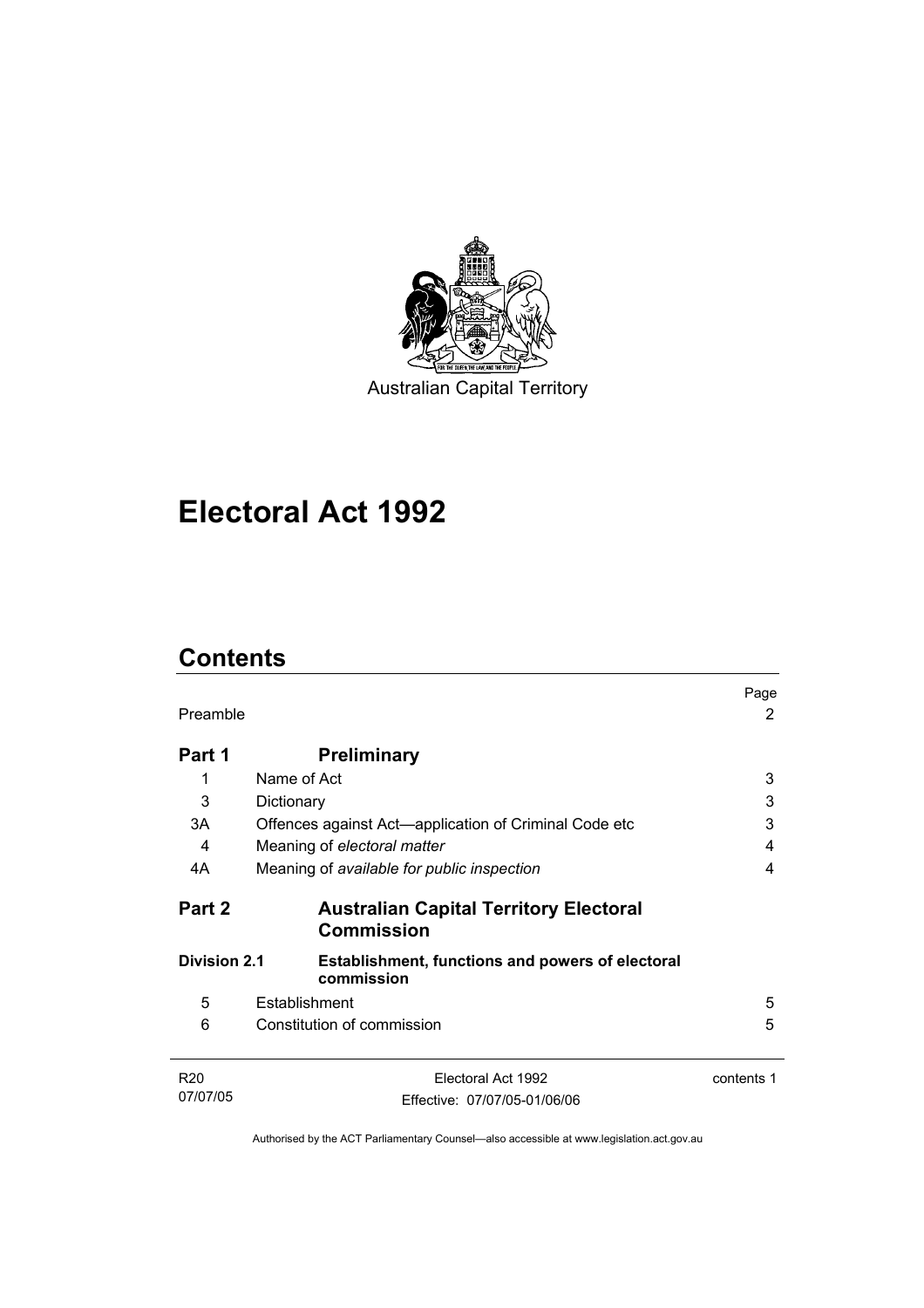Australian Capital Territory

# Electoral Act 1992

## Contents

| | | Page |
|---|---|---|
| Preamble | | 2 |
| **Part 1** | **Preliminary** | |
| 1 | Name of Act | 3 |
| 3 | Dictionary | 3 |
| 3A | Offences against Act—application of Criminal Code etc | 3 |
| 4 | Meaning of *electoral matter* | 4 |
| 4A | Meaning of *available for public inspection* | 4 |
| **Part 2** | **Australian Capital Territory Electoral Commission** | |
| **Division 2.1** | **Establishment, functions and powers of electoral commission** | |
| 5 | Establishment | 5 |
| 6 | Constitution of commission | 5 |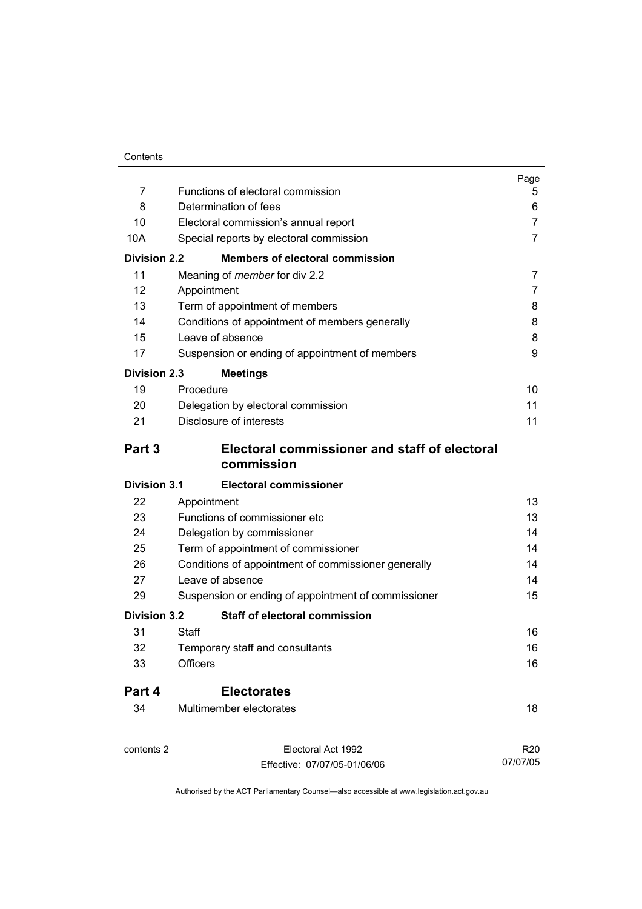| | | Page |
|---|---|---|
| 7 | Functions of electoral commission | 5 |
| 8 | Determination of fees | 6 |
| 10 | Electoral commission's annual report | 7 |
| 10A | Special reports by electoral commission | 7 |
| **Division 2.2** | **Members of electoral commission** | |
| 11 | Meaning of *member* for div 2.2 | 7 |
| 12 | Appointment | 7 |
| 13 | Term of appointment of members | 8 |
| 14 | Conditions of appointment of members generally | 8 |
| 15 | Leave of absence | 8 |
| 17 | Suspension or ending of appointment of members | 9 |
| **Division 2.3** | **Meetings** | |
| 19 | Procedure | 10 |
| 20 | Delegation by electoral commission | 11 |
| 21 | Disclosure of interests | 11 |
| **Part 3** | **Electoral commissioner and staff of electoral commission** | |
| **Division 3.1** | **Electoral commissioner** | |
| 22 | Appointment | 13 |
| 23 | Functions of commissioner etc | 13 |
| 24 | Delegation by commissioner | 14 |
| 25 | Term of appointment of commissioner | 14 |
| 26 | Conditions of appointment of commissioner generally | 14 |
| 27 | Leave of absence | 14 |
| 29 | Suspension or ending of appointment of commissioner | 15 |
| **Division 3.2** | **Staff of electoral commission** | |
| 31 | Staff | 16 |
| 32 | Temporary staff and consultants | 16 |
| 33 | Officers | 16 |
| **Part 4** | **Electorates** | |
| 34 | Multimember electorates | 18 |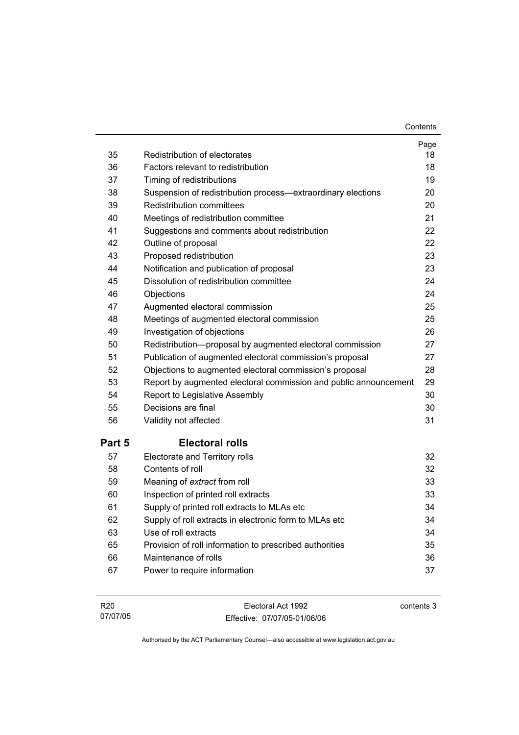| | | Page |
|---|---|---|
| 35 | Redistribution of electorates | 18 |
| 36 | Factors relevant to redistribution | 18 |
| 37 | Timing of redistributions | 19 |
| 38 | Suspension of redistribution process—extraordinary elections | 20 |
| 39 | Redistribution committees | 20 |
| 40 | Meetings of redistribution committee | 21 |
| 41 | Suggestions and comments about redistribution | 22 |
| 42 | Outline of proposal | 22 |
| 43 | Proposed redistribution | 23 |
| 44 | Notification and publication of proposal | 23 |
| 45 | Dissolution of redistribution committee | 24 |
| 46 | Objections | 24 |
| 47 | Augmented electoral commission | 25 |
| 48 | Meetings of augmented electoral commission | 25 |
| 49 | Investigation of objections | 26 |
| 50 | Redistribution—proposal by augmented electoral commission | 27 |
| 51 | Publication of augmented electoral commission's proposal | 27 |
| 52 | Objections to augmented electoral commission's proposal | 28 |
| 53 | Report by augmented electoral commission and public announcement | 29 |
| 54 | Report to Legislative Assembly | 30 |
| 55 | Decisions are final | 30 |
| 56 | Validity not affected | 31 |

## Part 5 Electoral rolls

| | | |
|---|---|---|
| 57 | Electorate and Territory rolls | 32 |
| 58 | Contents of roll | 32 |
| 59 | Meaning of *extract* from roll | 33 |
| 60 | Inspection of printed roll extracts | 33 |
| 61 | Supply of printed roll extracts to MLAs etc | 34 |
| 62 | Supply of roll extracts in electronic form to MLAs etc | 34 |
| 63 | Use of roll extracts | 34 |
| 65 | Provision of roll information to prescribed authorities | 35 |
| 66 | Maintenance of rolls | 36 |
| 67 | Power to require information | 37 |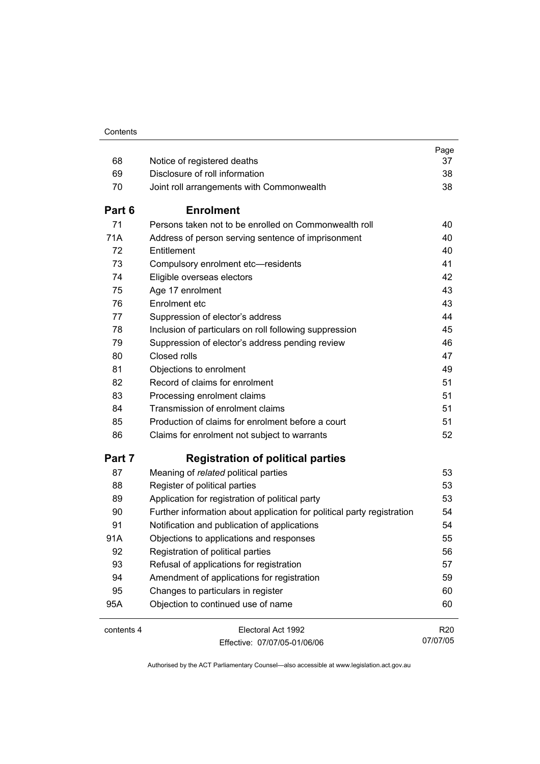| | | Page |
|---|---|---|
| 68 | Notice of registered deaths | 37 |
| 69 | Disclosure of roll information | 38 |
| 70 | Joint roll arrangements with Commonwealth | 38 |
| **Part 6** | **Enrolment** | |
| 71 | Persons taken not to be enrolled on Commonwealth roll | 40 |
| 71A | Address of person serving sentence of imprisonment | 40 |
| 72 | Entitlement | 40 |
| 73 | Compulsory enrolment etc—residents | 41 |
| 74 | Eligible overseas electors | 42 |
| 75 | Age 17 enrolment | 43 |
| 76 | Enrolment etc | 43 |
| 77 | Suppression of elector's address | 44 |
| 78 | Inclusion of particulars on roll following suppression | 45 |
| 79 | Suppression of elector's address pending review | 46 |
| 80 | Closed rolls | 47 |
| 81 | Objections to enrolment | 49 |
| 82 | Record of claims for enrolment | 51 |
| 83 | Processing enrolment claims | 51 |
| 84 | Transmission of enrolment claims | 51 |
| 85 | Production of claims for enrolment before a court | 51 |
| 86 | Claims for enrolment not subject to warrants | 52 |
| **Part 7** | **Registration of political parties** | |
| 87 | Meaning of *related* political parties | 53 |
| 88 | Register of political parties | 53 |
| 89 | Application for registration of political party | 53 |
| 90 | Further information about application for political party registration | 54 |
| 91 | Notification and publication of applications | 54 |
| 91A | Objections to applications and responses | 55 |
| 92 | Registration of political parties | 56 |
| 93 | Refusal of applications for registration | 57 |
| 94 | Amendment of applications for registration | 59 |
| 95 | Changes to particulars in register | 60 |
| 95A | Objection to continued use of name | 60 |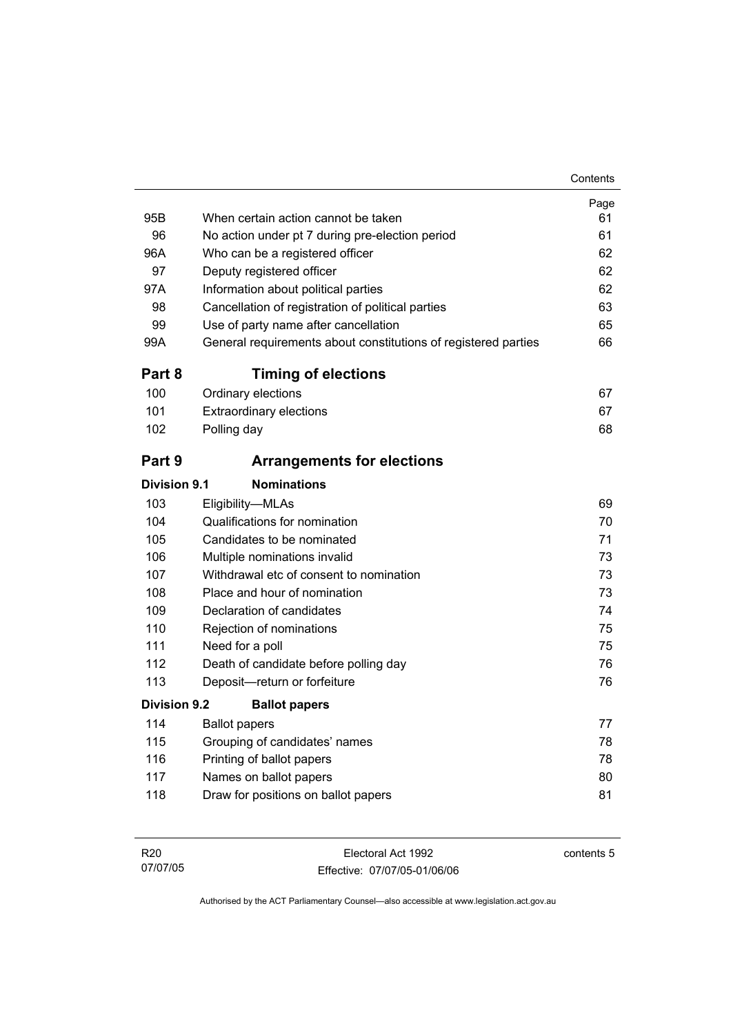| | | Page |
|---|---|---|
| 95B | When certain action cannot be taken | 61 |
| 96 | No action under pt 7 during pre-election period | 61 |
| 96A | Who can be a registered officer | 62 |
| 97 | Deputy registered officer | 62 |
| 97A | Information about political parties | 62 |
| 98 | Cancellation of registration of political parties | 63 |
| 99 | Use of party name after cancellation | 65 |
| 99A | General requirements about constitutions of registered parties | 66 |

## Part 8 Timing of elections

| | | |
|---|---|---|
| 100 | Ordinary elections | 67 |
| 101 | Extraordinary elections | 67 |
| 102 | Polling day | 68 |

## Part 9 Arrangements for elections

### Division 9.1 Nominations

| | | |
|---|---|---|
| 103 | Eligibility—MLAs | 69 |
| 104 | Qualifications for nomination | 70 |
| 105 | Candidates to be nominated | 71 |
| 106 | Multiple nominations invalid | 73 |
| 107 | Withdrawal etc of consent to nomination | 73 |
| 108 | Place and hour of nomination | 73 |
| 109 | Declaration of candidates | 74 |
| 110 | Rejection of nominations | 75 |
| 111 | Need for a poll | 75 |
| 112 | Death of candidate before polling day | 76 |
| 113 | Deposit—return or forfeiture | 76 |

### Division 9.2 Ballot papers

| | | |
|---|---|---|
| 114 | Ballot papers | 77 |
| 115 | Grouping of candidates' names | 78 |
| 116 | Printing of ballot papers | 78 |
| 117 | Names on ballot papers | 80 |
| 118 | Draw for positions on ballot papers | 81 |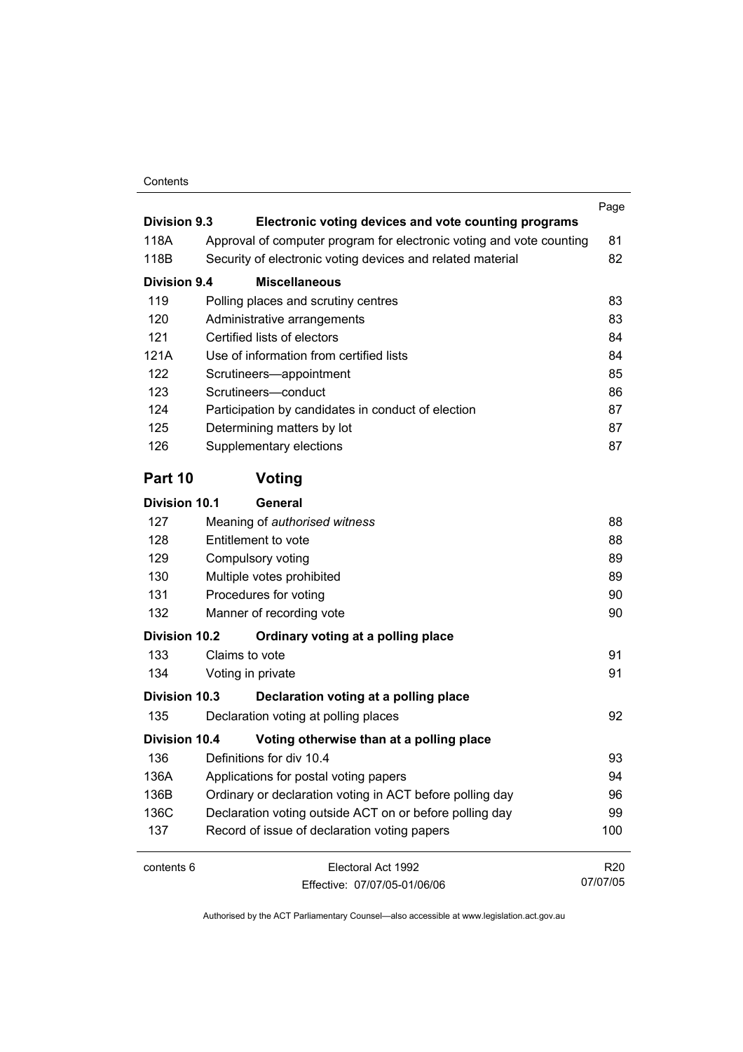| | | Page |
|---|---|---|
| **Division 9.3** | **Electronic voting devices and vote counting programs** | |
| 118A | Approval of computer program for electronic voting and vote counting | 81 |
| 118B | Security of electronic voting devices and related material | 82 |
| **Division 9.4** | **Miscellaneous** | |
| 119 | Polling places and scrutiny centres | 83 |
| 120 | Administrative arrangements | 83 |
| 121 | Certified lists of electors | 84 |
| 121A | Use of information from certified lists | 84 |
| 122 | Scrutineers—appointment | 85 |
| 123 | Scrutineers—conduct | 86 |
| 124 | Participation by candidates in conduct of election | 87 |
| 125 | Determining matters by lot | 87 |
| 126 | Supplementary elections | 87 |

## Part 10 Voting

| | | |
|---|---|---|
| **Division 10.1** | **General** | |
| 127 | Meaning of *authorised witness* | 88 |
| 128 | Entitlement to vote | 88 |
| 129 | Compulsory voting | 89 |
| 130 | Multiple votes prohibited | 89 |
| 131 | Procedures for voting | 90 |
| 132 | Manner of recording vote | 90 |
| **Division 10.2** | **Ordinary voting at a polling place** | |
| 133 | Claims to vote | 91 |
| 134 | Voting in private | 91 |
| **Division 10.3** | **Declaration voting at a polling place** | |
| 135 | Declaration voting at polling places | 92 |
| **Division 10.4** | **Voting otherwise than at a polling place** | |
| 136 | Definitions for div 10.4 | 93 |
| 136A | Applications for postal voting papers | 94 |
| 136B | Ordinary or declaration voting in ACT before polling day | 96 |
| 136C | Declaration voting outside ACT on or before polling day | 99 |
| 137 | Record of issue of declaration voting papers | 100 |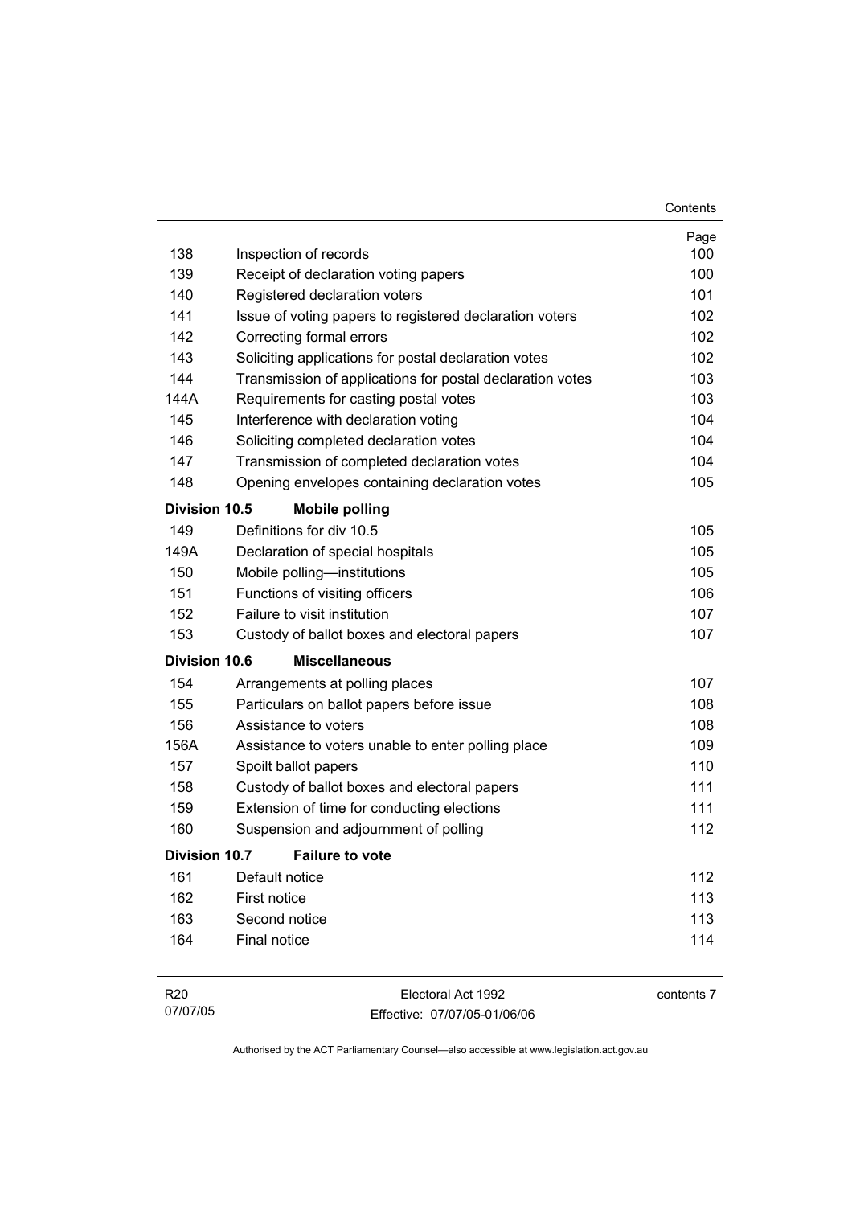| | | Page |
|---|---|---|
| 138 | Inspection of records | 100 |
| 139 | Receipt of declaration voting papers | 100 |
| 140 | Registered declaration voters | 101 |
| 141 | Issue of voting papers to registered declaration voters | 102 |
| 142 | Correcting formal errors | 102 |
| 143 | Soliciting applications for postal declaration votes | 102 |
| 144 | Transmission of applications for postal declaration votes | 103 |
| 144A | Requirements for casting postal votes | 103 |
| 145 | Interference with declaration voting | 104 |
| 146 | Soliciting completed declaration votes | 104 |
| 147 | Transmission of completed declaration votes | 104 |
| 148 | Opening envelopes containing declaration votes | 105 |
| **Division 10.5** | **Mobile polling** | |
| 149 | Definitions for div 10.5 | 105 |
| 149A | Declaration of special hospitals | 105 |
| 150 | Mobile polling—institutions | 105 |
| 151 | Functions of visiting officers | 106 |
| 152 | Failure to visit institution | 107 |
| 153 | Custody of ballot boxes and electoral papers | 107 |
| **Division 10.6** | **Miscellaneous** | |
| 154 | Arrangements at polling places | 107 |
| 155 | Particulars on ballot papers before issue | 108 |
| 156 | Assistance to voters | 108 |
| 156A | Assistance to voters unable to enter polling place | 109 |
| 157 | Spoilt ballot papers | 110 |
| 158 | Custody of ballot boxes and electoral papers | 111 |
| 159 | Extension of time for conducting elections | 111 |
| 160 | Suspension and adjournment of polling | 112 |
| **Division 10.7** | **Failure to vote** | |
| 161 | Default notice | 112 |
| 162 | First notice | 113 |
| 163 | Second notice | 113 |
| 164 | Final notice | 114 |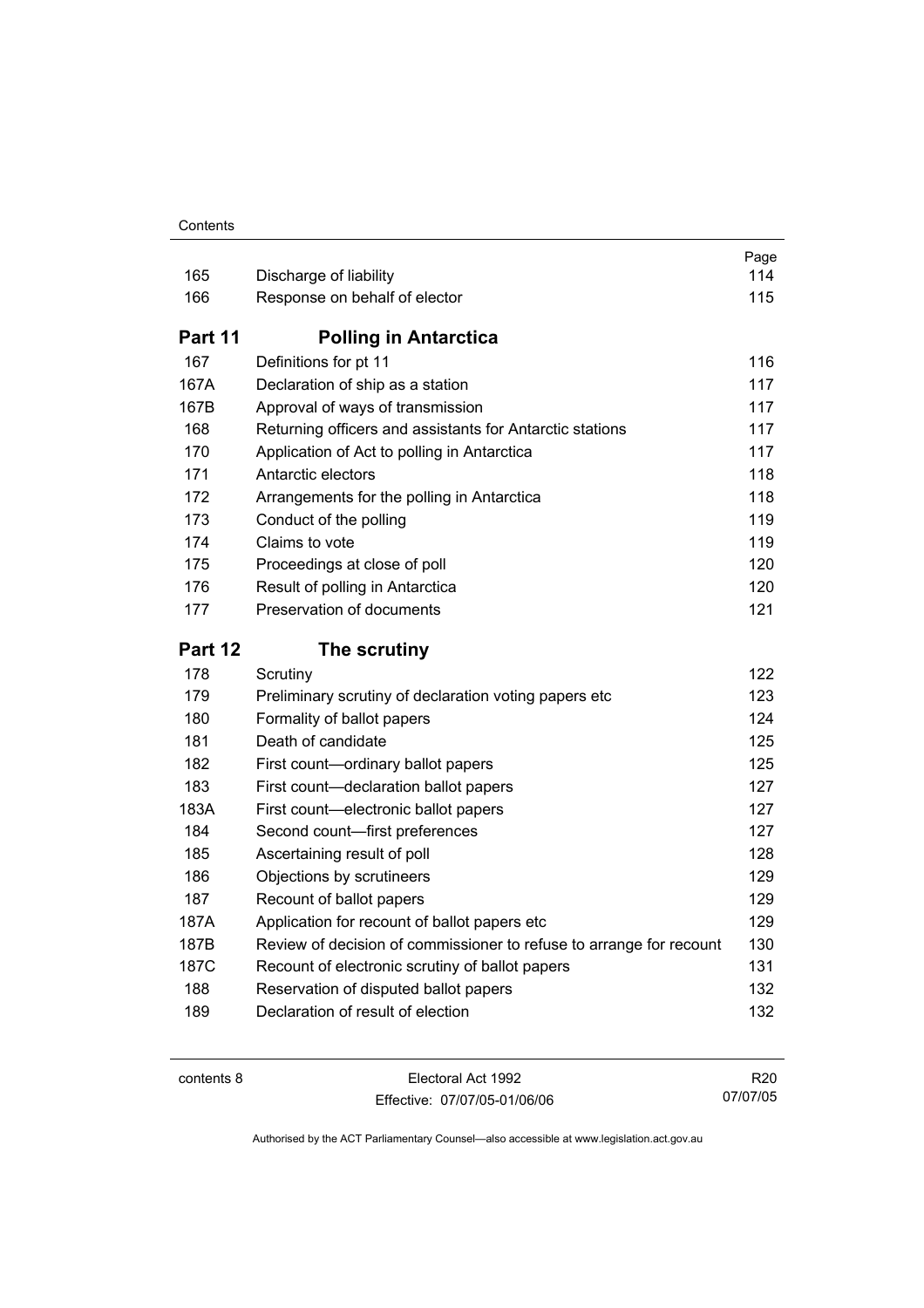| | | Page |
|---|---|---|
| 165 | Discharge of liability | 114 |
| 166 | Response on behalf of elector | 115 |
| **Part 11** | **Polling in Antarctica** | |
| 167 | Definitions for pt 11 | 116 |
| 167A | Declaration of ship as a station | 117 |
| 167B | Approval of ways of transmission | 117 |
| 168 | Returning officers and assistants for Antarctic stations | 117 |
| 170 | Application of Act to polling in Antarctica | 117 |
| 171 | Antarctic electors | 118 |
| 172 | Arrangements for the polling in Antarctica | 118 |
| 173 | Conduct of the polling | 119 |
| 174 | Claims to vote | 119 |
| 175 | Proceedings at close of poll | 120 |
| 176 | Result of polling in Antarctica | 120 |
| 177 | Preservation of documents | 121 |
| **Part 12** | **The scrutiny** | |
| 178 | Scrutiny | 122 |
| 179 | Preliminary scrutiny of declaration voting papers etc | 123 |
| 180 | Formality of ballot papers | 124 |
| 181 | Death of candidate | 125 |
| 182 | First count—ordinary ballot papers | 125 |
| 183 | First count—declaration ballot papers | 127 |
| 183A | First count—electronic ballot papers | 127 |
| 184 | Second count—first preferences | 127 |
| 185 | Ascertaining result of poll | 128 |
| 186 | Objections by scrutineers | 129 |
| 187 | Recount of ballot papers | 129 |
| 187A | Application for recount of ballot papers etc | 129 |
| 187B | Review of decision of commissioner to refuse to arrange for recount | 130 |
| 187C | Recount of electronic scrutiny of ballot papers | 131 |
| 188 | Reservation of disputed ballot papers | 132 |
| 189 | Declaration of result of election | 132 |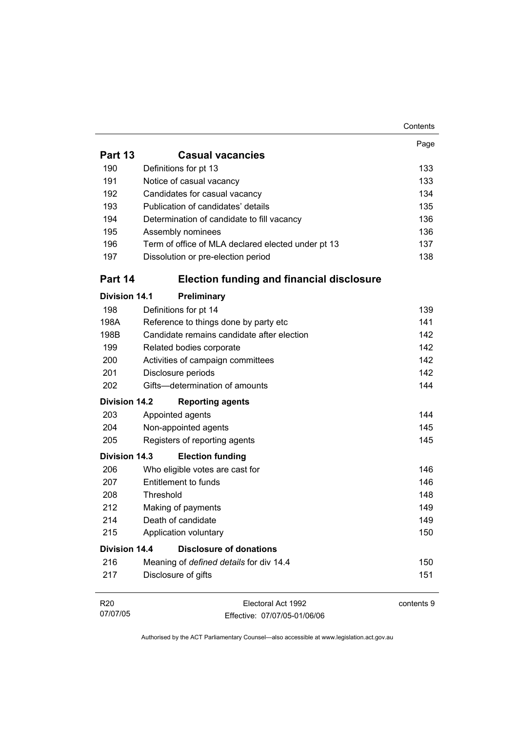| | | Page |
|---|---|---|
| **Part 13** | **Casual vacancies** | |
| 190 | Definitions for pt 13 | 133 |
| 191 | Notice of casual vacancy | 133 |
| 192 | Candidates for casual vacancy | 134 |
| 193 | Publication of candidates' details | 135 |
| 194 | Determination of candidate to fill vacancy | 136 |
| 195 | Assembly nominees | 136 |
| 196 | Term of office of MLA declared elected under pt 13 | 137 |
| 197 | Dissolution or pre-election period | 138 |
| **Part 14** | **Election funding and financial disclosure** | |
| **Division 14.1** | **Preliminary** | |
| 198 | Definitions for pt 14 | 139 |
| 198A | Reference to things done by party etc | 141 |
| 198B | Candidate remains candidate after election | 142 |
| 199 | Related bodies corporate | 142 |
| 200 | Activities of campaign committees | 142 |
| 201 | Disclosure periods | 142 |
| 202 | Gifts—determination of amounts | 144 |
| **Division 14.2** | **Reporting agents** | |
| 203 | Appointed agents | 144 |
| 204 | Non-appointed agents | 145 |
| 205 | Registers of reporting agents | 145 |
| **Division 14.3** | **Election funding** | |
| 206 | Who eligible votes are cast for | 146 |
| 207 | Entitlement to funds | 146 |
| 208 | Threshold | 148 |
| 212 | Making of payments | 149 |
| 214 | Death of candidate | 149 |
| 215 | Application voluntary | 150 |
| **Division 14.4** | **Disclosure of donations** | |
| 216 | Meaning of *defined details* for div 14.4 | 150 |
| 217 | Disclosure of gifts | 151 |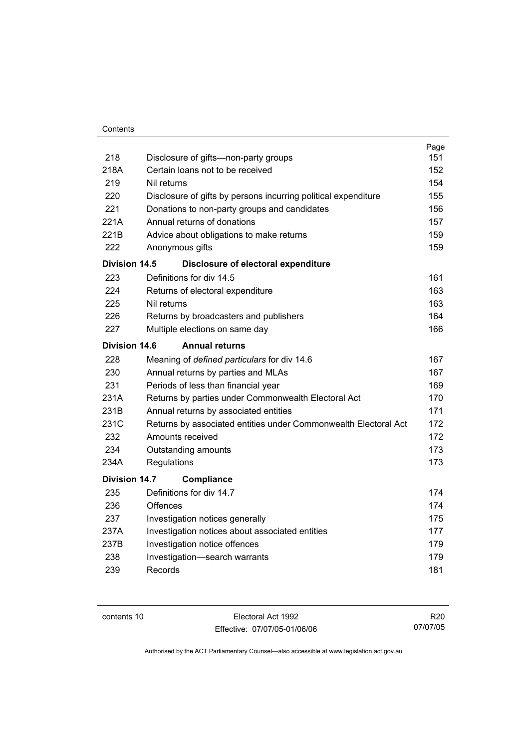| | | Page |
|---|---|---|
| 218 | Disclosure of gifts—non-party groups | 151 |
| 218A | Certain loans not to be received | 152 |
| 219 | Nil returns | 154 |
| 220 | Disclosure of gifts by persons incurring political expenditure | 155 |
| 221 | Donations to non-party groups and candidates | 156 |
| 221A | Annual returns of donations | 157 |
| 221B | Advice about obligations to make returns | 159 |
| 222 | Anonymous gifts | 159 |
| **Division 14.5** | **Disclosure of electoral expenditure** | |
| 223 | Definitions for div 14.5 | 161 |
| 224 | Returns of electoral expenditure | 163 |
| 225 | Nil returns | 163 |
| 226 | Returns by broadcasters and publishers | 164 |
| 227 | Multiple elections on same day | 166 |
| **Division 14.6** | **Annual returns** | |
| 228 | Meaning of *defined particulars* for div 14.6 | 167 |
| 230 | Annual returns by parties and MLAs | 167 |
| 231 | Periods of less than financial year | 169 |
| 231A | Returns by parties under Commonwealth Electoral Act | 170 |
| 231B | Annual returns by associated entities | 171 |
| 231C | Returns by associated entities under Commonwealth Electoral Act | 172 |
| 232 | Amounts received | 172 |
| 234 | Outstanding amounts | 173 |
| 234A | Regulations | 173 |
| **Division 14.7** | **Compliance** | |
| 235 | Definitions for div 14.7 | 174 |
| 236 | Offences | 174 |
| 237 | Investigation notices generally | 175 |
| 237A | Investigation notices about associated entities | 177 |
| 237B | Investigation notice offences | 179 |
| 238 | Investigation—search warrants | 179 |
| 239 | Records | 181 |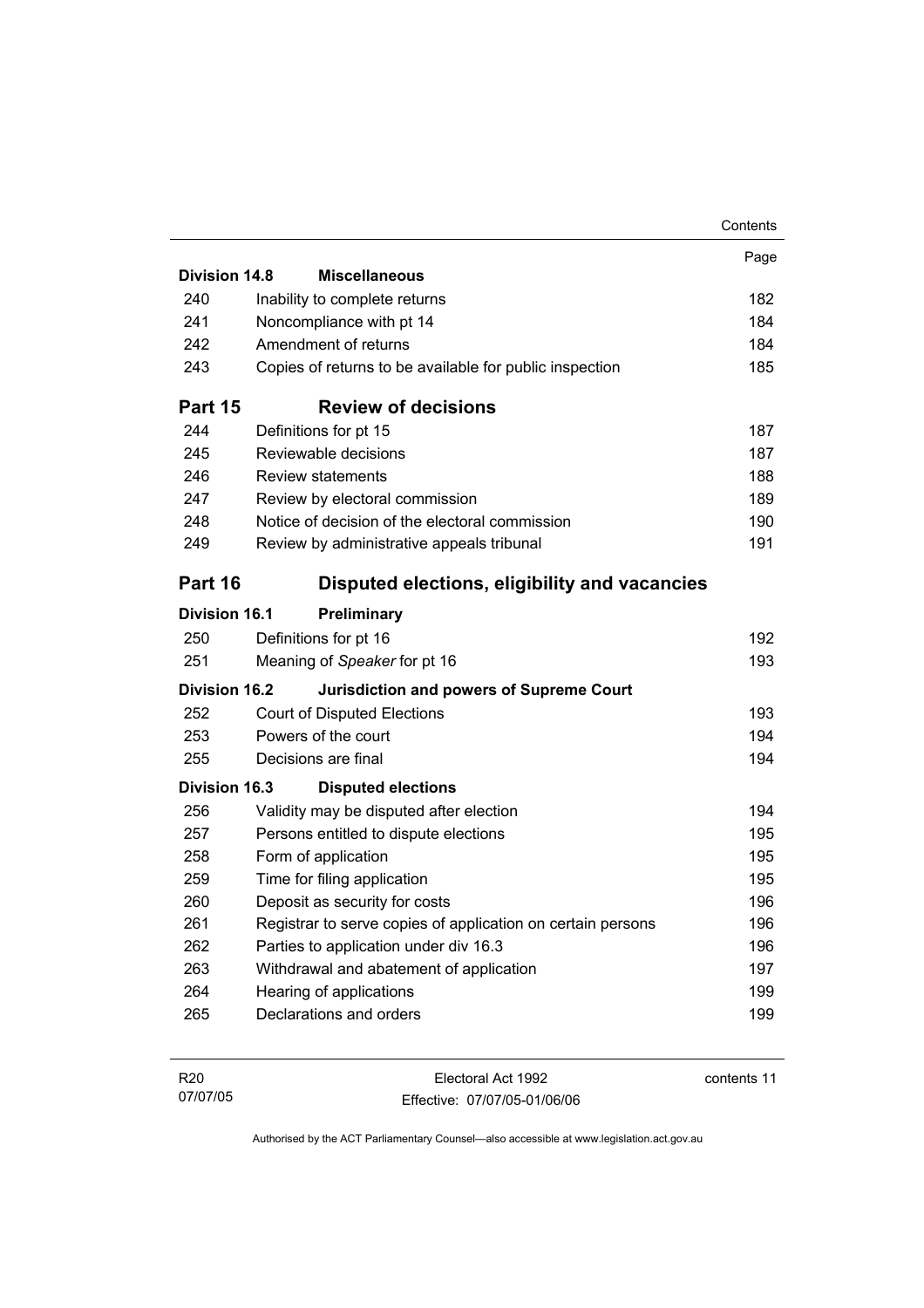| | | Page |
|---|---|---|
| **Division 14.8** | **Miscellaneous** | |
| 240 | Inability to complete returns | 182 |
| 241 | Noncompliance with pt 14 | 184 |
| 242 | Amendment of returns | 184 |
| 243 | Copies of returns to be available for public inspection | 185 |
| **Part 15** | **Review of decisions** | |
| 244 | Definitions for pt 15 | 187 |
| 245 | Reviewable decisions | 187 |
| 246 | Review statements | 188 |
| 247 | Review by electoral commission | 189 |
| 248 | Notice of decision of the electoral commission | 190 |
| 249 | Review by administrative appeals tribunal | 191 |
| **Part 16** | **Disputed elections, eligibility and vacancies** | |
| **Division 16.1** | **Preliminary** | |
| 250 | Definitions for pt 16 | 192 |
| 251 | Meaning of *Speaker* for pt 16 | 193 |
| **Division 16.2** | **Jurisdiction and powers of Supreme Court** | |
| 252 | Court of Disputed Elections | 193 |
| 253 | Powers of the court | 194 |
| 255 | Decisions are final | 194 |
| **Division 16.3** | **Disputed elections** | |
| 256 | Validity may be disputed after election | 194 |
| 257 | Persons entitled to dispute elections | 195 |
| 258 | Form of application | 195 |
| 259 | Time for filing application | 195 |
| 260 | Deposit as security for costs | 196 |
| 261 | Registrar to serve copies of application on certain persons | 196 |
| 262 | Parties to application under div 16.3 | 196 |
| 263 | Withdrawal and abatement of application | 197 |
| 264 | Hearing of applications | 199 |
| 265 | Declarations and orders | 199 |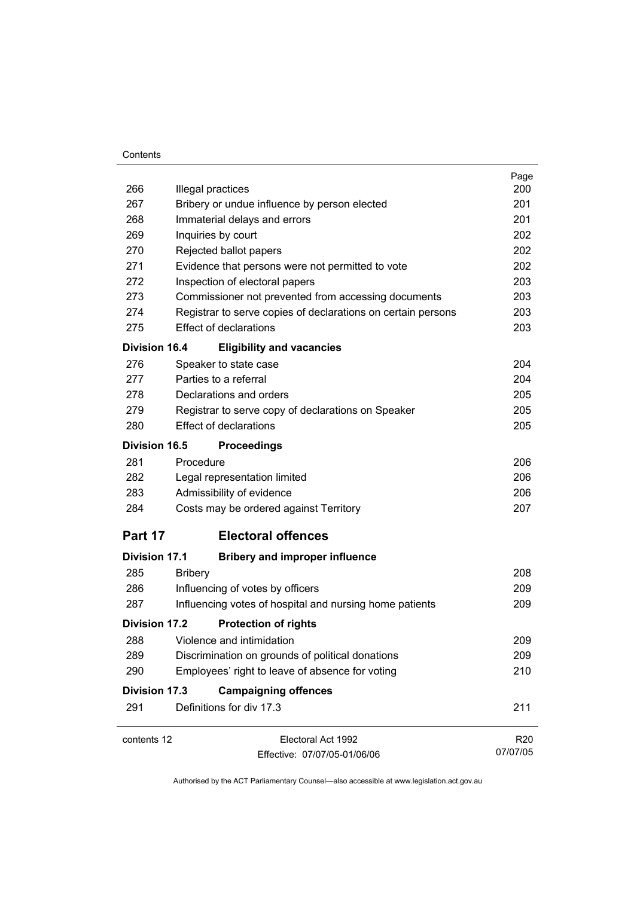| | | Page |
|---|---|---|
| 266 | Illegal practices | 200 |
| 267 | Bribery or undue influence by person elected | 201 |
| 268 | Immaterial delays and errors | 201 |
| 269 | Inquiries by court | 202 |
| 270 | Rejected ballot papers | 202 |
| 271 | Evidence that persons were not permitted to vote | 202 |
| 272 | Inspection of electoral papers | 203 |
| 273 | Commissioner not prevented from accessing documents | 203 |
| 274 | Registrar to serve copies of declarations on certain persons | 203 |
| 275 | Effect of declarations | 203 |

**Division 16.4 Eligibility and vacancies**

| | | |
|---|---|---|
| 276 | Speaker to state case | 204 |
| 277 | Parties to a referral | 204 |
| 278 | Declarations and orders | 205 |
| 279 | Registrar to serve copy of declarations on Speaker | 205 |
| 280 | Effect of declarations | 205 |

**Division 16.5 Proceedings**

| | | |
|---|---|---|
| 281 | Procedure | 206 |
| 282 | Legal representation limited | 206 |
| 283 | Admissibility of evidence | 206 |
| 284 | Costs may be ordered against Territory | 207 |

## Part 17 Electoral offences

**Division 17.1 Bribery and improper influence**

| | | |
|---|---|---|
| 285 | Bribery | 208 |
| 286 | Influencing of votes by officers | 209 |
| 287 | Influencing votes of hospital and nursing home patients | 209 |

**Division 17.2 Protection of rights**

| | | |
|---|---|---|
| 288 | Violence and intimidation | 209 |
| 289 | Discrimination on grounds of political donations | 209 |
| 290 | Employees' right to leave of absence for voting | 210 |

**Division 17.3 Campaigning offences**

| | | |
|---|---|---|
| 291 | Definitions for div 17.3 | 211 |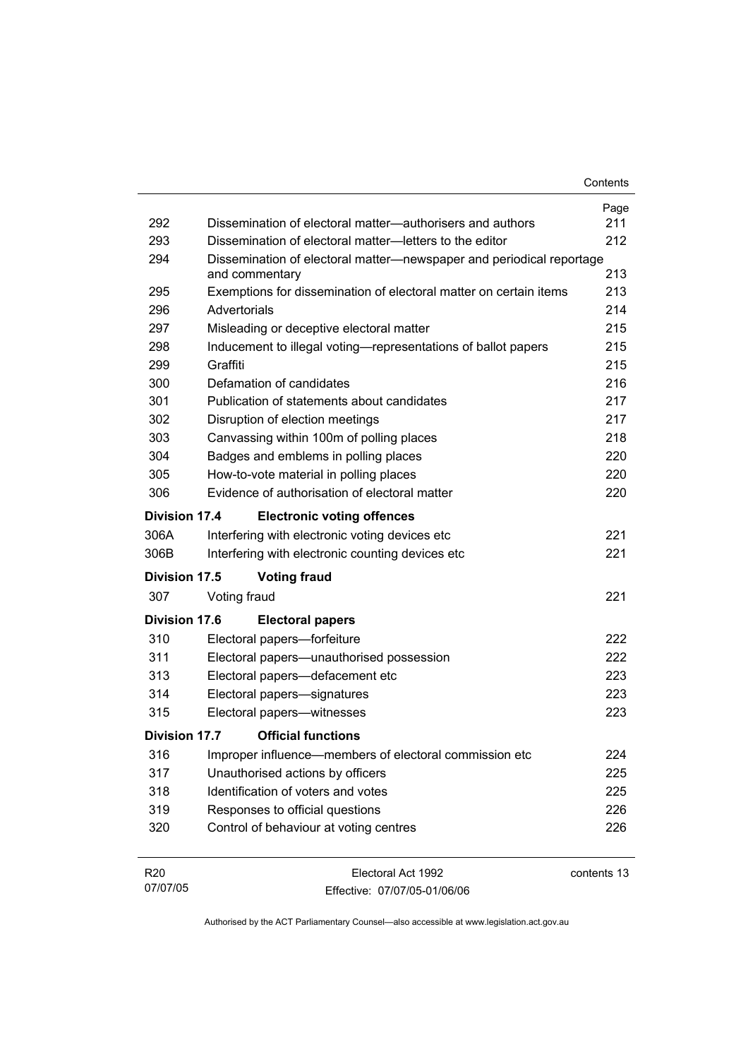| | | Page |
|---|---|---|
| 292 | Dissemination of electoral matter—authorisers and authors | 211 |
| 293 | Dissemination of electoral matter—letters to the editor | 212 |
| 294 | Dissemination of electoral matter—newspaper and periodical reportage and commentary | 213 |
| 295 | Exemptions for dissemination of electoral matter on certain items | 213 |
| 296 | Advertorials | 214 |
| 297 | Misleading or deceptive electoral matter | 215 |
| 298 | Inducement to illegal voting—representations of ballot papers | 215 |
| 299 | Graffiti | 215 |
| 300 | Defamation of candidates | 216 |
| 301 | Publication of statements about candidates | 217 |
| 302 | Disruption of election meetings | 217 |
| 303 | Canvassing within 100m of polling places | 218 |
| 304 | Badges and emblems in polling places | 220 |
| 305 | How-to-vote material in polling places | 220 |
| 306 | Evidence of authorisation of electoral matter | 220 |
| **Division 17.4** | **Electronic voting offences** | |
| 306A | Interfering with electronic voting devices etc | 221 |
| 306B | Interfering with electronic counting devices etc | 221 |
| **Division 17.5** | **Voting fraud** | |
| 307 | Voting fraud | 221 |
| **Division 17.6** | **Electoral papers** | |
| 310 | Electoral papers—forfeiture | 222 |
| 311 | Electoral papers—unauthorised possession | 222 |
| 313 | Electoral papers—defacement etc | 223 |
| 314 | Electoral papers—signatures | 223 |
| 315 | Electoral papers—witnesses | 223 |
| **Division 17.7** | **Official functions** | |
| 316 | Improper influence—members of electoral commission etc | 224 |
| 317 | Unauthorised actions by officers | 225 |
| 318 | Identification of voters and votes | 225 |
| 319 | Responses to official questions | 226 |
| 320 | Control of behaviour at voting centres | 226 |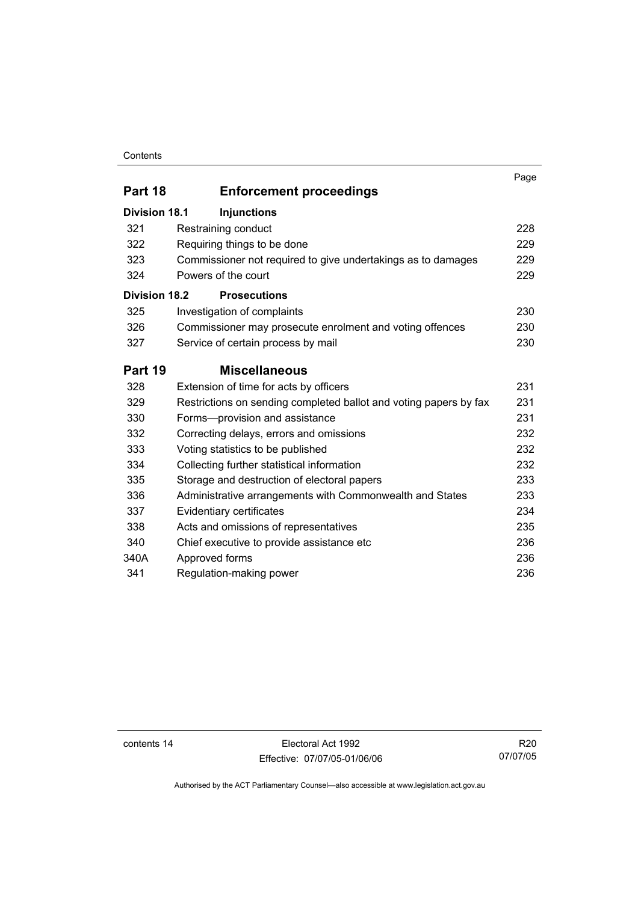| | | Page |
|---|---|---|
| **Part 18** | **Enforcement proceedings** | |
| **Division 18.1** | **Injunctions** | |
| 321 | Restraining conduct | 228 |
| 322 | Requiring things to be done | 229 |
| 323 | Commissioner not required to give undertakings as to damages | 229 |
| 324 | Powers of the court | 229 |
| **Division 18.2** | **Prosecutions** | |
| 325 | Investigation of complaints | 230 |
| 326 | Commissioner may prosecute enrolment and voting offences | 230 |
| 327 | Service of certain process by mail | 230 |
| **Part 19** | **Miscellaneous** | |
| 328 | Extension of time for acts by officers | 231 |
| 329 | Restrictions on sending completed ballot and voting papers by fax | 231 |
| 330 | Forms—provision and assistance | 231 |
| 332 | Correcting delays, errors and omissions | 232 |
| 333 | Voting statistics to be published | 232 |
| 334 | Collecting further statistical information | 232 |
| 335 | Storage and destruction of electoral papers | 233 |
| 336 | Administrative arrangements with Commonwealth and States | 233 |
| 337 | Evidentiary certificates | 234 |
| 338 | Acts and omissions of representatives | 235 |
| 340 | Chief executive to provide assistance etc | 236 |
| 340A | Approved forms | 236 |
| 341 | Regulation-making power | 236 |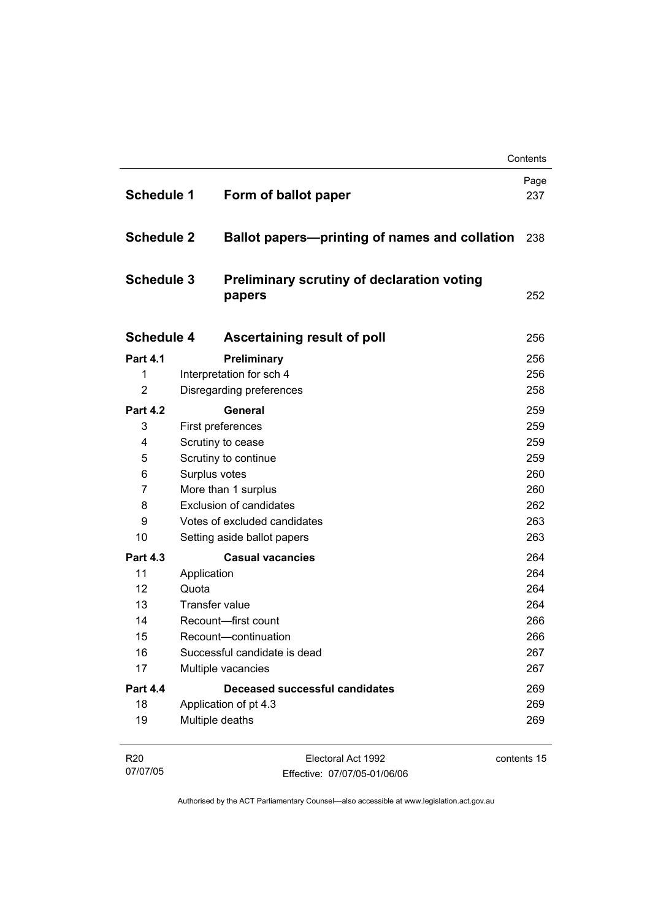| | | Page |
|---|---|---|
| **Schedule 1** | **Form of ballot paper** | 237 |
| **Schedule 2** | **Ballot papers—printing of names and collation** | 238 |
| **Schedule 3** | **Preliminary scrutiny of declaration voting papers** | 252 |
| **Schedule 4** | **Ascertaining result of poll** | 256 |
| **Part 4.1** | **Preliminary** | 256 |
| 1 | Interpretation for sch 4 | 256 |
| 2 | Disregarding preferences | 258 |
| **Part 4.2** | **General** | 259 |
| 3 | First preferences | 259 |
| 4 | Scrutiny to cease | 259 |
| 5 | Scrutiny to continue | 259 |
| 6 | Surplus votes | 260 |
| 7 | More than 1 surplus | 260 |
| 8 | Exclusion of candidates | 262 |
| 9 | Votes of excluded candidates | 263 |
| 10 | Setting aside ballot papers | 263 |
| **Part 4.3** | **Casual vacancies** | 264 |
| 11 | Application | 264 |
| 12 | Quota | 264 |
| 13 | Transfer value | 264 |
| 14 | Recount—first count | 266 |
| 15 | Recount—continuation | 266 |
| 16 | Successful candidate is dead | 267 |
| 17 | Multiple vacancies | 267 |
| **Part 4.4** | **Deceased successful candidates** | 269 |
| 18 | Application of pt 4.3 | 269 |
| 19 | Multiple deaths | 269 |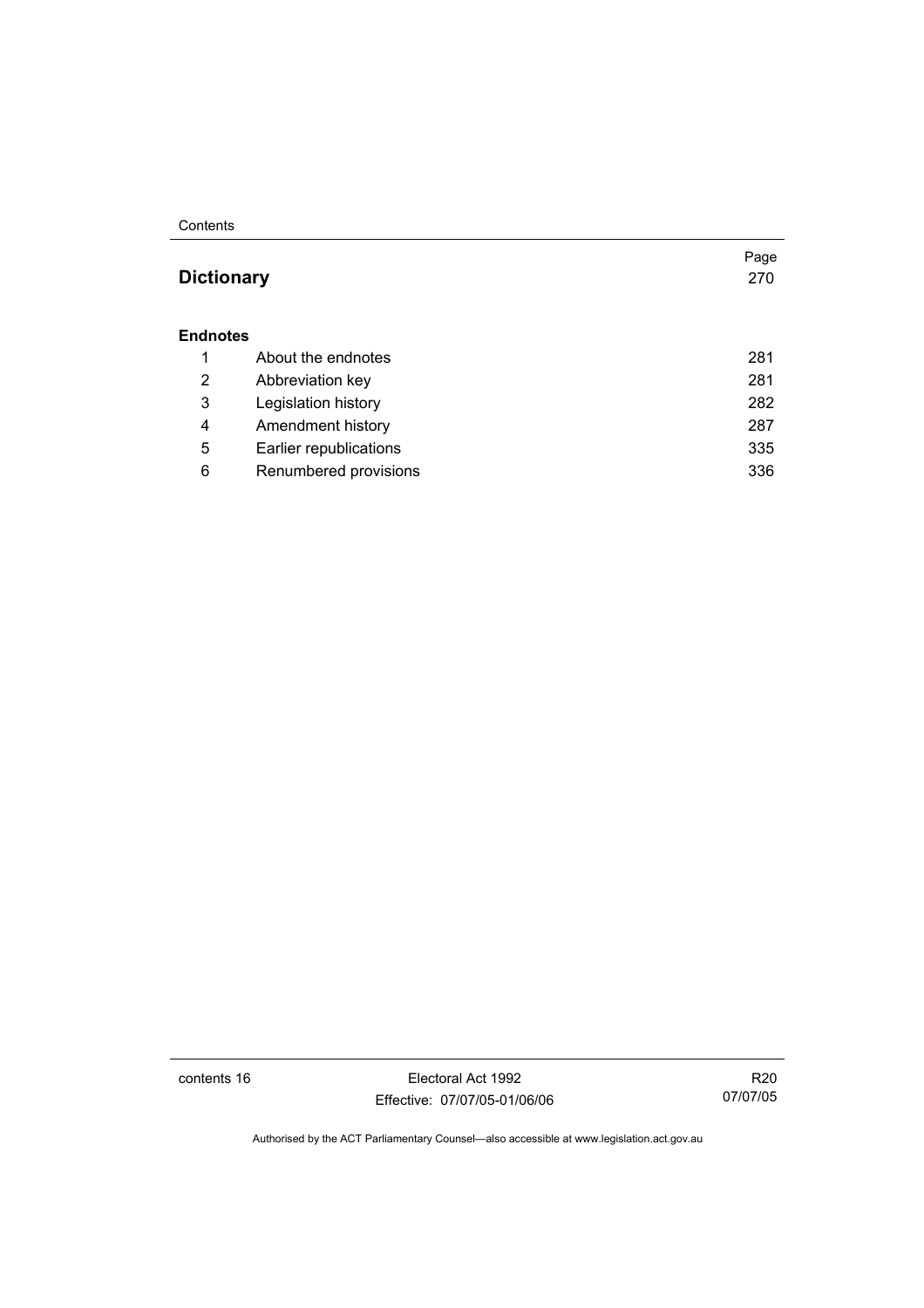| | | Page |
|---|---|---|
| **Dictionary** | | 270 |
| **Endnotes** | | |
| 1 | About the endnotes | 281 |
| 2 | Abbreviation key | 281 |
| 3 | Legislation history | 282 |
| 4 | Amendment history | 287 |
| 5 | Earlier republications | 335 |
| 6 | Renumbered provisions | 336 |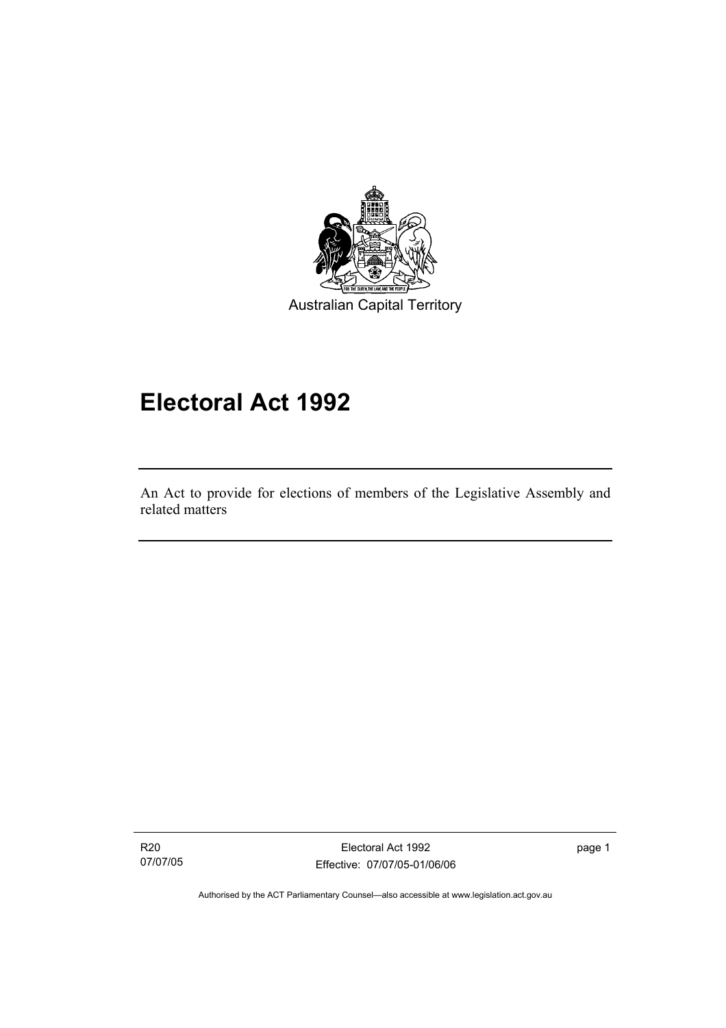Australian Capital Territory

# Electoral Act 1992

An Act to provide for elections of members of the Legislative Assembly and related matters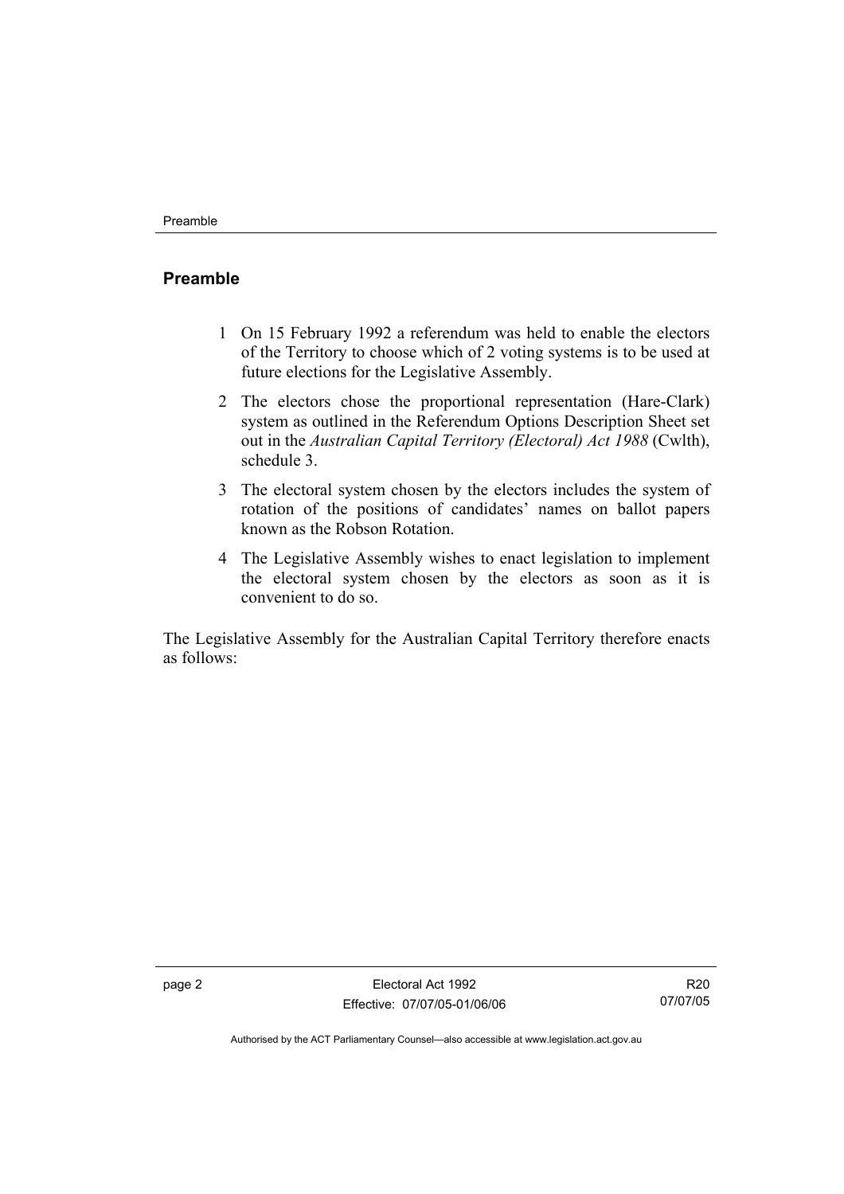## Preamble

1 On 15 February 1992 a referendum was held to enable the electors of the Territory to choose which of 2 voting systems is to be used at future elections for the Legislative Assembly.

2 The electors chose the proportional representation (Hare-Clark) system as outlined in the Referendum Options Description Sheet set out in the *Australian Capital Territory (Electoral) Act 1988* (Cwlth), schedule 3.

3 The electoral system chosen by the electors includes the system of rotation of the positions of candidates' names on ballot papers known as the Robson Rotation.

4 The Legislative Assembly wishes to enact legislation to implement the electoral system chosen by the electors as soon as it is convenient to do so.

The Legislative Assembly for the Australian Capital Territory therefore enacts as follows: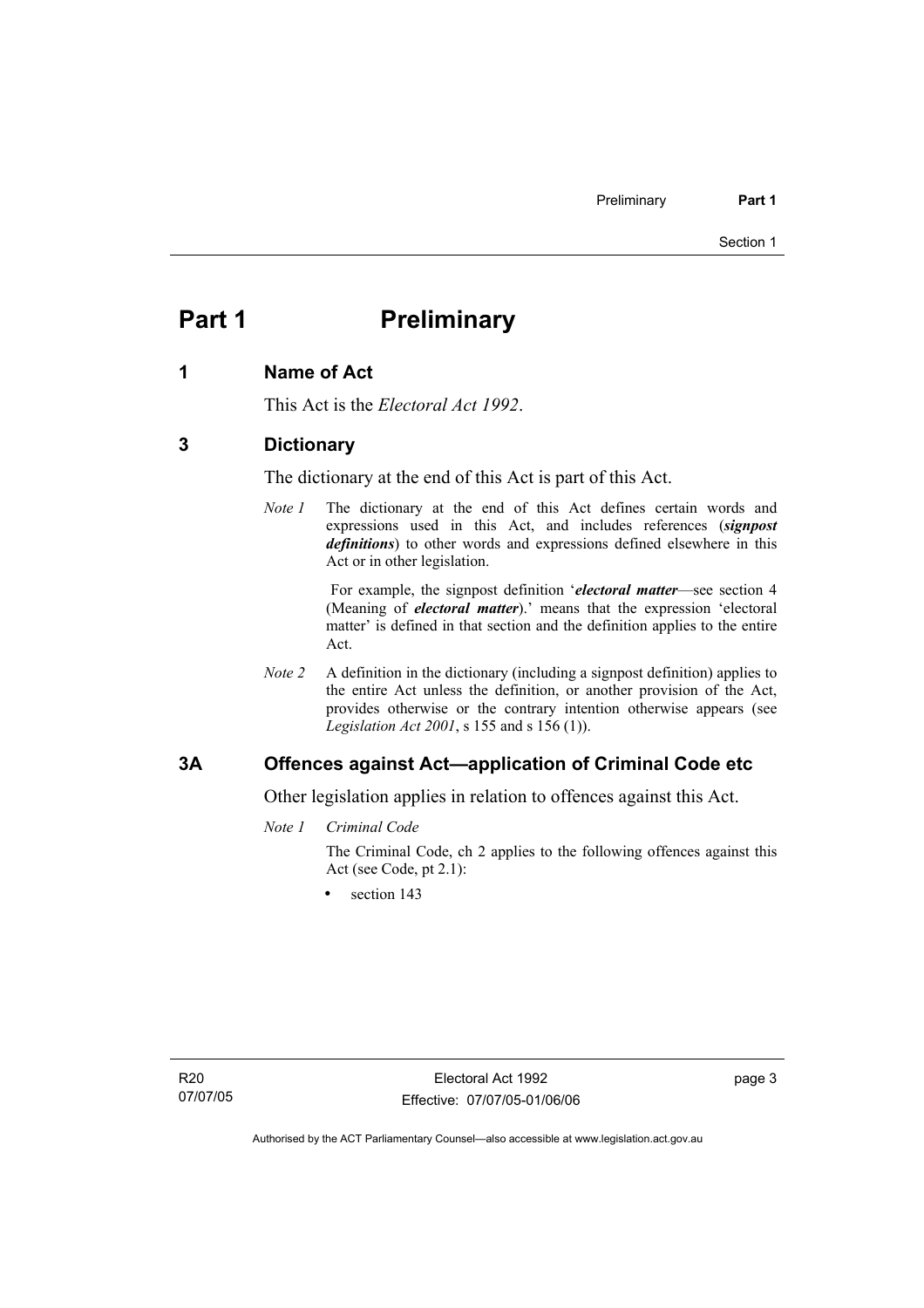# Part 1 Preliminary

## 1 Name of Act

This Act is the *Electoral Act 1992*.

## 3 Dictionary

The dictionary at the end of this Act is part of this Act.

*Note 1* The dictionary at the end of this Act defines certain words and expressions used in this Act, and includes references (***signpost definitions***) to other words and expressions defined elsewhere in this Act or in other legislation.

For example, the signpost definition '***electoral matter***—see section 4 (Meaning of ***electoral matter***).' means that the expression 'electoral matter' is defined in that section and the definition applies to the entire Act.

*Note 2* A definition in the dictionary (including a signpost definition) applies to the entire Act unless the definition, or another provision of the Act, provides otherwise or the contrary intention otherwise appears (see *Legislation Act 2001*, s 155 and s 156 (1)).

## 3A Offences against Act—application of Criminal Code etc

Other legislation applies in relation to offences against this Act.

*Note 1 Criminal Code*

The Criminal Code, ch 2 applies to the following offences against this Act (see Code, pt 2.1):

- section 143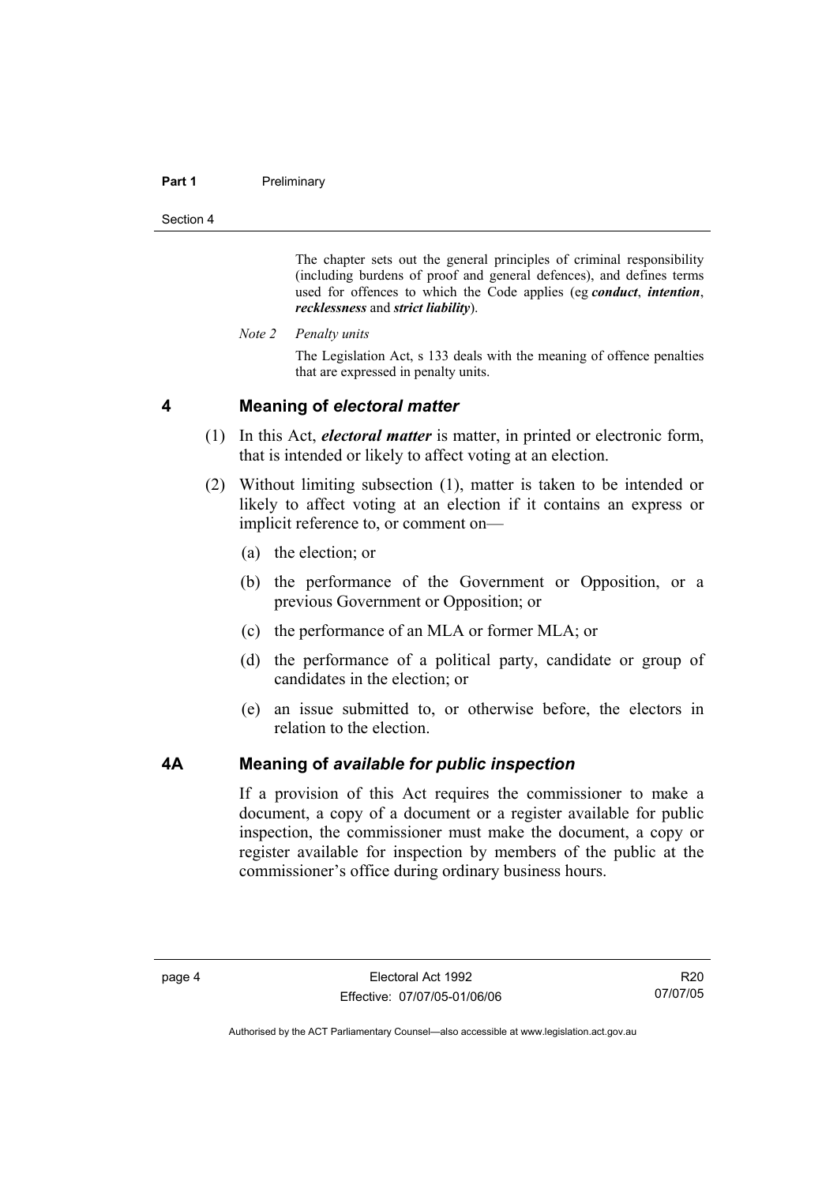The chapter sets out the general principles of criminal responsibility (including burdens of proof and general defences), and defines terms used for offences to which the Code applies (eg ***conduct***, ***intention***, ***recklessness*** and ***strict liability***).

*Note 2 Penalty units*

The Legislation Act, s 133 deals with the meaning of offence penalties that are expressed in penalty units.

## 4 Meaning of *electoral matter*

(1) In this Act, ***electoral matter*** is matter, in printed or electronic form, that is intended or likely to affect voting at an election.

(2) Without limiting subsection (1), matter is taken to be intended or likely to affect voting at an election if it contains an express or implicit reference to, or comment on—

(a) the election; or

(b) the performance of the Government or Opposition, or a previous Government or Opposition; or

(c) the performance of an MLA or former MLA; or

(d) the performance of a political party, candidate or group of candidates in the election; or

(e) an issue submitted to, or otherwise before, the electors in relation to the election.

## 4A Meaning of *available for public inspection*

If a provision of this Act requires the commissioner to make a document, a copy of a document or a register available for public inspection, the commissioner must make the document, a copy or register available for inspection by members of the public at the commissioner's office during ordinary business hours.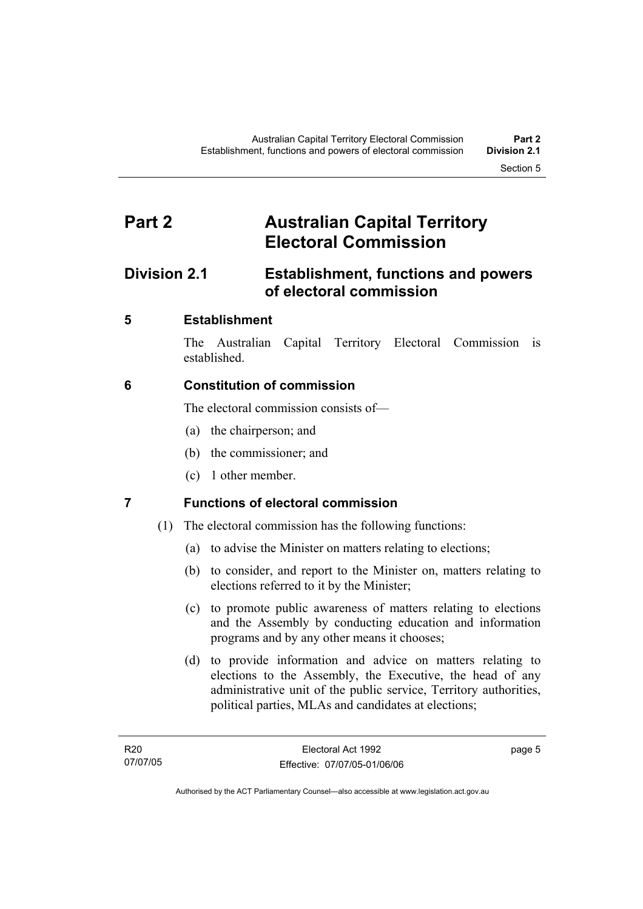# Part 2 Australian Capital Territory Electoral Commission

## Division 2.1 Establishment, functions and powers of electoral commission

### 5 Establishment

The Australian Capital Territory Electoral Commission is established.

### 6 Constitution of commission

The electoral commission consists of—

(a) the chairperson; and

(b) the commissioner; and

(c) 1 other member.

### 7 Functions of electoral commission

(1) The electoral commission has the following functions:

(a) to advise the Minister on matters relating to elections;

(b) to consider, and report to the Minister on, matters relating to elections referred to it by the Minister;

(c) to promote public awareness of matters relating to elections and the Assembly by conducting education and information programs and by any other means it chooses;

(d) to provide information and advice on matters relating to elections to the Assembly, the Executive, the head of any administrative unit of the public service, Territory authorities, political parties, MLAs and candidates at elections;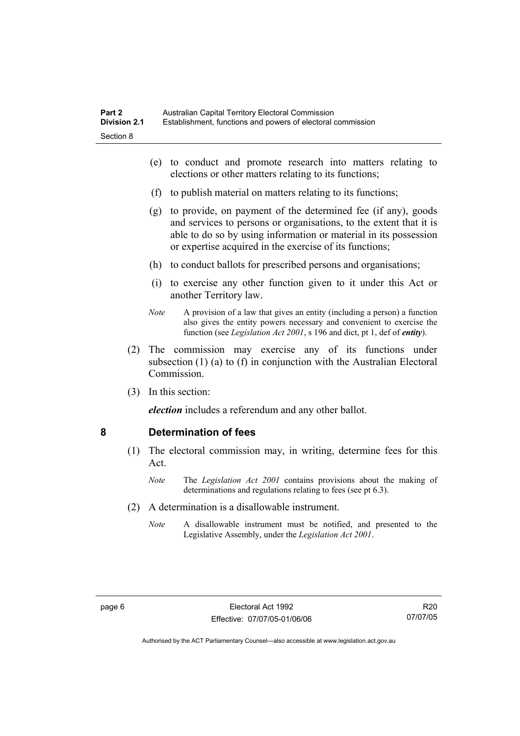(e) to conduct and promote research into matters relating to elections or other matters relating to its functions;

(f) to publish material on matters relating to its functions;

(g) to provide, on payment of the determined fee (if any), goods and services to persons or organisations, to the extent that it is able to do so by using information or material in its possession or expertise acquired in the exercise of its functions;

(h) to conduct ballots for prescribed persons and organisations;

(i) to exercise any other function given to it under this Act or another Territory law.

*Note* A provision of a law that gives an entity (including a person) a function also gives the entity powers necessary and convenient to exercise the function (see *Legislation Act 2001*, s 196 and dict, pt 1, def of ***entity***).

(2) The commission may exercise any of its functions under subsection (1) (a) to (f) in conjunction with the Australian Electoral Commission.

(3) In this section:

***election*** includes a referendum and any other ballot.

## 8 Determination of fees

(1) The electoral commission may, in writing, determine fees for this Act.

*Note* The *Legislation Act 2001* contains provisions about the making of determinations and regulations relating to fees (see pt 6.3).

(2) A determination is a disallowable instrument.

*Note* A disallowable instrument must be notified, and presented to the Legislative Assembly, under the *Legislation Act 2001*.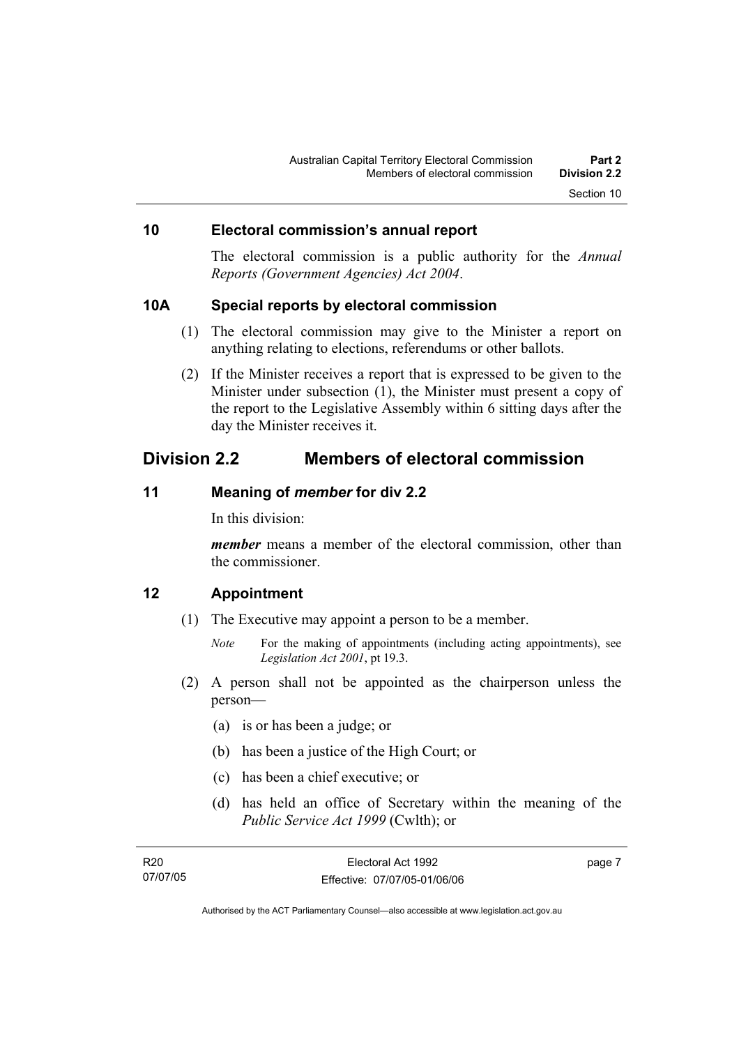### 10 Electoral commission's annual report

The electoral commission is a public authority for the *Annual Reports (Government Agencies) Act 2004*.

### 10A Special reports by electoral commission

(1) The electoral commission may give to the Minister a report on anything relating to elections, referendums or other ballots.

(2) If the Minister receives a report that is expressed to be given to the Minister under subsection (1), the Minister must present a copy of the report to the Legislative Assembly within 6 sitting days after the day the Minister receives it.

## Division 2.2 Members of electoral commission

### 11 Meaning of *member* for div 2.2

In this division:

***member*** means a member of the electoral commission, other than the commissioner.

### 12 Appointment

(1) The Executive may appoint a person to be a member.

*Note* For the making of appointments (including acting appointments), see *Legislation Act 2001*, pt 19.3.

(2) A person shall not be appointed as the chairperson unless the person—

(a) is or has been a judge; or

(b) has been a justice of the High Court; or

(c) has been a chief executive; or

(d) has held an office of Secretary within the meaning of the *Public Service Act 1999* (Cwlth); or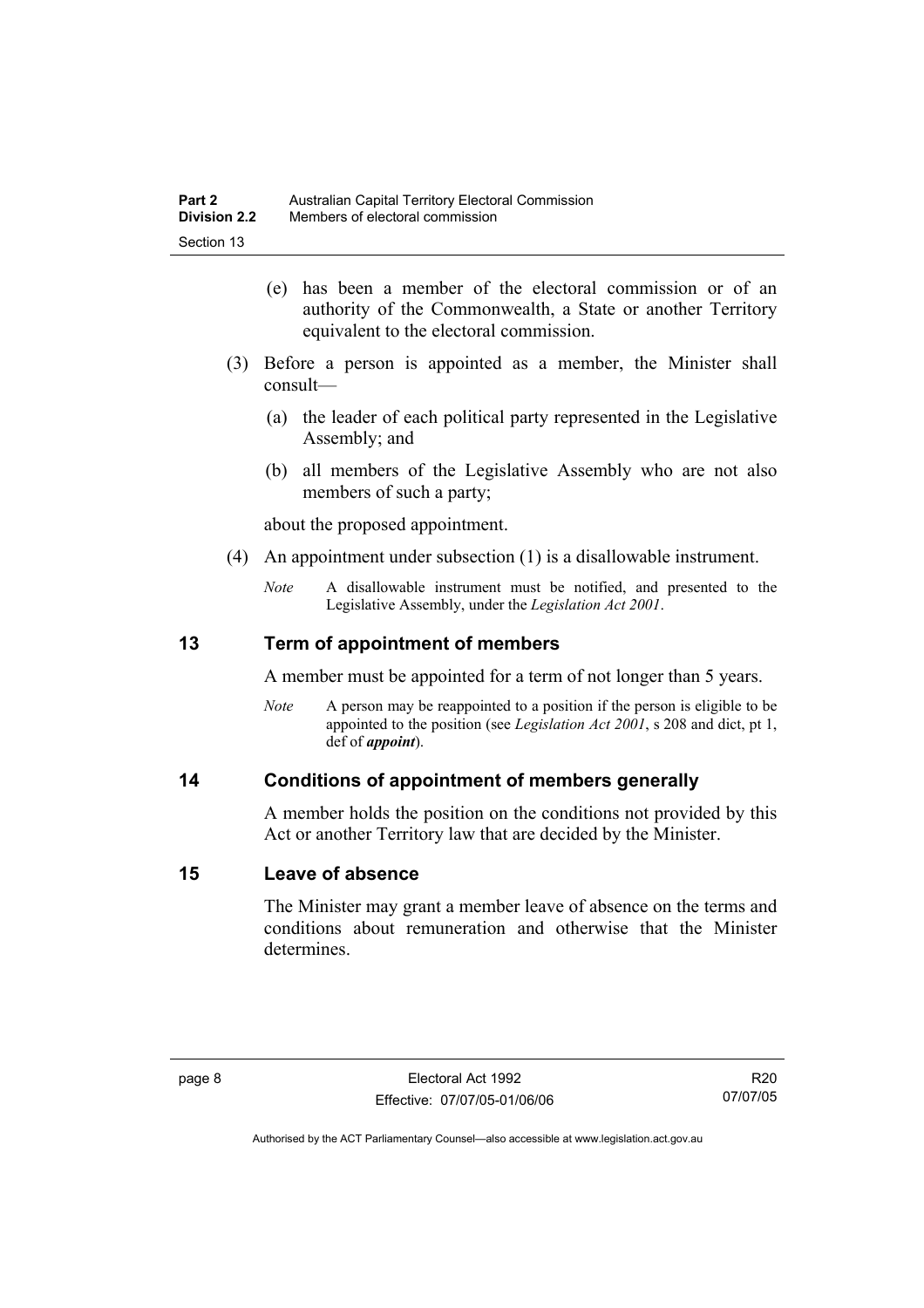(e) has been a member of the electoral commission or of an authority of the Commonwealth, a State or another Territory equivalent to the electoral commission.

(3) Before a person is appointed as a member, the Minister shall consult—

(a) the leader of each political party represented in the Legislative Assembly; and

(b) all members of the Legislative Assembly who are not also members of such a party;

about the proposed appointment.

(4) An appointment under subsection (1) is a disallowable instrument.

*Note* A disallowable instrument must be notified, and presented to the Legislative Assembly, under the *Legislation Act 2001*.

## 13 Term of appointment of members

A member must be appointed for a term of not longer than 5 years.

*Note* A person may be reappointed to a position if the person is eligible to be appointed to the position (see *Legislation Act 2001*, s 208 and dict, pt 1, def of ***appoint***).

## 14 Conditions of appointment of members generally

A member holds the position on the conditions not provided by this Act or another Territory law that are decided by the Minister.

## 15 Leave of absence

The Minister may grant a member leave of absence on the terms and conditions about remuneration and otherwise that the Minister determines.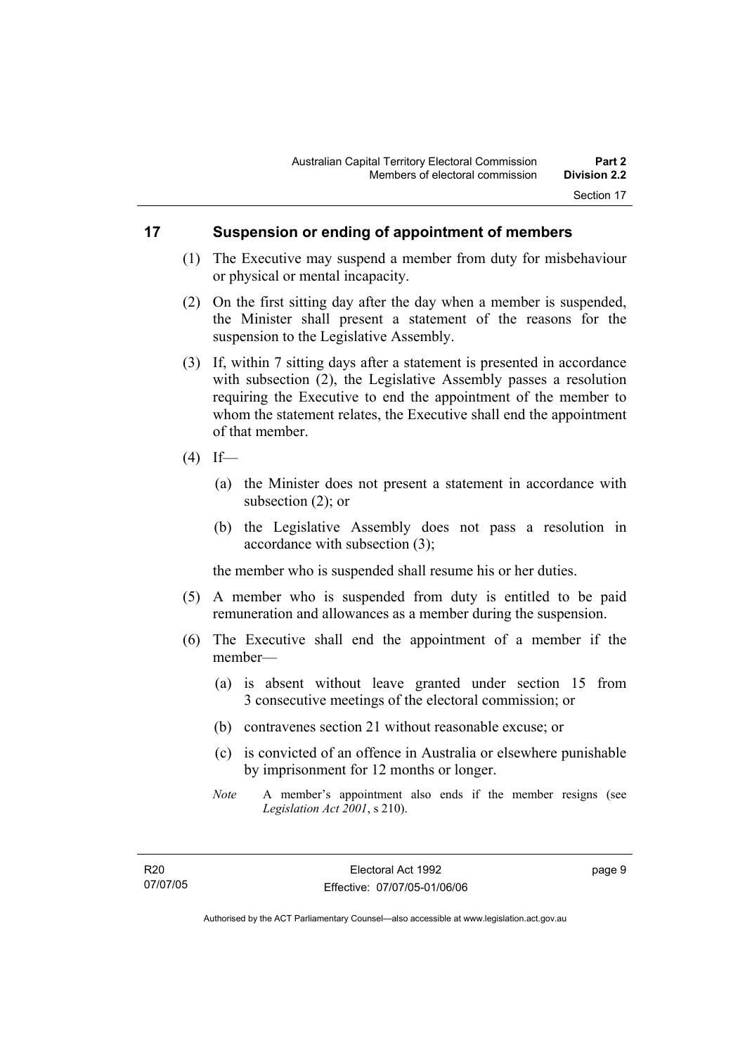## 17 Suspension or ending of appointment of members

(1) The Executive may suspend a member from duty for misbehaviour or physical or mental incapacity.

(2) On the first sitting day after the day when a member is suspended, the Minister shall present a statement of the reasons for the suspension to the Legislative Assembly.

(3) If, within 7 sitting days after a statement is presented in accordance with subsection (2), the Legislative Assembly passes a resolution requiring the Executive to end the appointment of the member to whom the statement relates, the Executive shall end the appointment of that member.

(4) If—

  (a) the Minister does not present a statement in accordance with subsection (2); or

  (b) the Legislative Assembly does not pass a resolution in accordance with subsection (3);

  the member who is suspended shall resume his or her duties.

(5) A member who is suspended from duty is entitled to be paid remuneration and allowances as a member during the suspension.

(6) The Executive shall end the appointment of a member if the member—

  (a) is absent without leave granted under section 15 from 3 consecutive meetings of the electoral commission; or

  (b) contravenes section 21 without reasonable excuse; or

  (c) is convicted of an offence in Australia or elsewhere punishable by imprisonment for 12 months or longer.

  *Note* A member's appointment also ends if the member resigns (see *Legislation Act 2001*, s 210).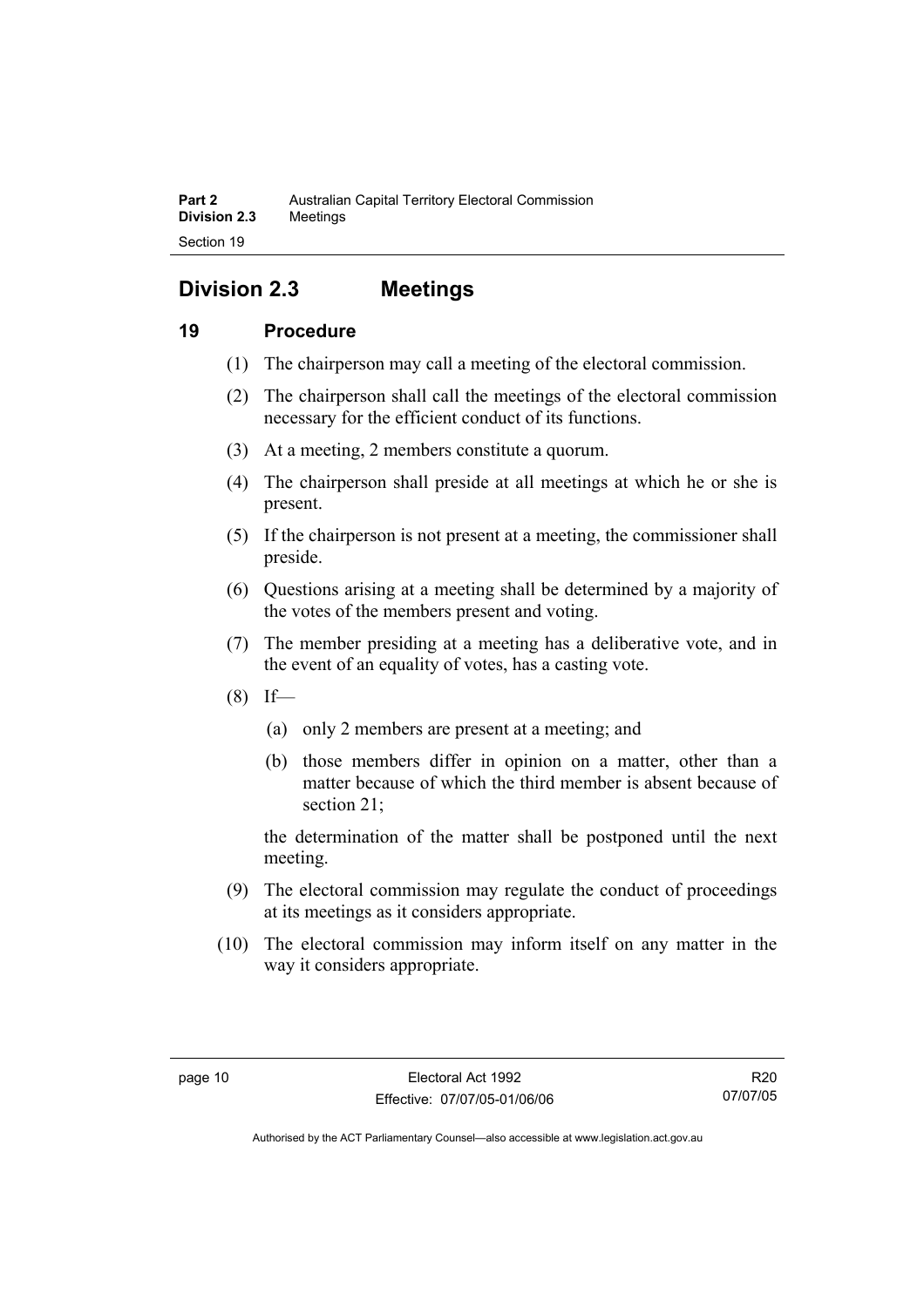## Division 2.3 Meetings

### 19 Procedure

(1) The chairperson may call a meeting of the electoral commission.

(2) The chairperson shall call the meetings of the electoral commission necessary for the efficient conduct of its functions.

(3) At a meeting, 2 members constitute a quorum.

(4) The chairperson shall preside at all meetings at which he or she is present.

(5) If the chairperson is not present at a meeting, the commissioner shall preside.

(6) Questions arising at a meeting shall be determined by a majority of the votes of the members present and voting.

(7) The member presiding at a meeting has a deliberative vote, and in the event of an equality of votes, has a casting vote.

(8) If—

   (a) only 2 members are present at a meeting; and

   (b) those members differ in opinion on a matter, other than a matter because of which the third member is absent because of section 21;

   the determination of the matter shall be postponed until the next meeting.

(9) The electoral commission may regulate the conduct of proceedings at its meetings as it considers appropriate.

(10) The electoral commission may inform itself on any matter in the way it considers appropriate.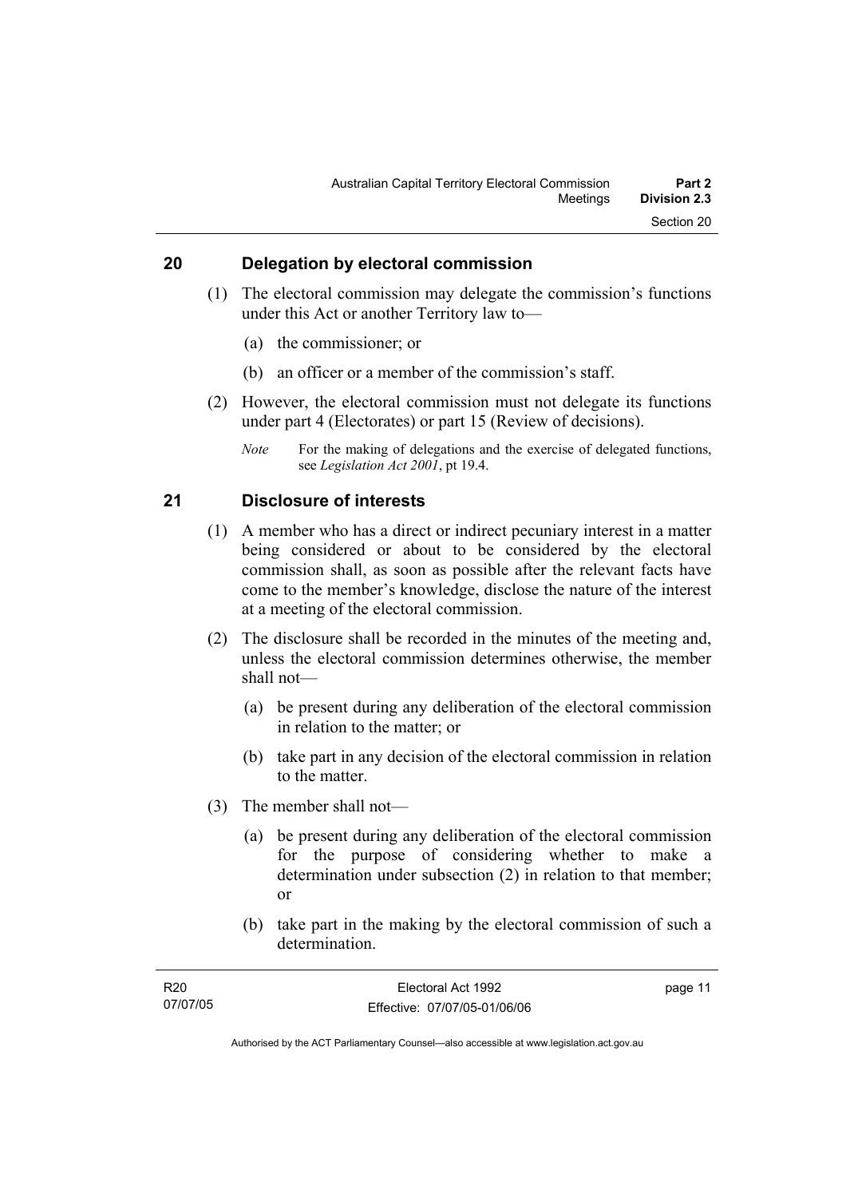## 20 Delegation by electoral commission

(1) The electoral commission may delegate the commission's functions under this Act or another Territory law to—

(a) the commissioner; or

(b) an officer or a member of the commission's staff.

(2) However, the electoral commission must not delegate its functions under part 4 (Electorates) or part 15 (Review of decisions).

*Note* For the making of delegations and the exercise of delegated functions, see *Legislation Act 2001*, pt 19.4.

## 21 Disclosure of interests

(1) A member who has a direct or indirect pecuniary interest in a matter being considered or about to be considered by the electoral commission shall, as soon as possible after the relevant facts have come to the member's knowledge, disclose the nature of the interest at a meeting of the electoral commission.

(2) The disclosure shall be recorded in the minutes of the meeting and, unless the electoral commission determines otherwise, the member shall not—

(a) be present during any deliberation of the electoral commission in relation to the matter; or

(b) take part in any decision of the electoral commission in relation to the matter.

(3) The member shall not—

(a) be present during any deliberation of the electoral commission for the purpose of considering whether to make a determination under subsection (2) in relation to that member; or

(b) take part in the making by the electoral commission of such a determination.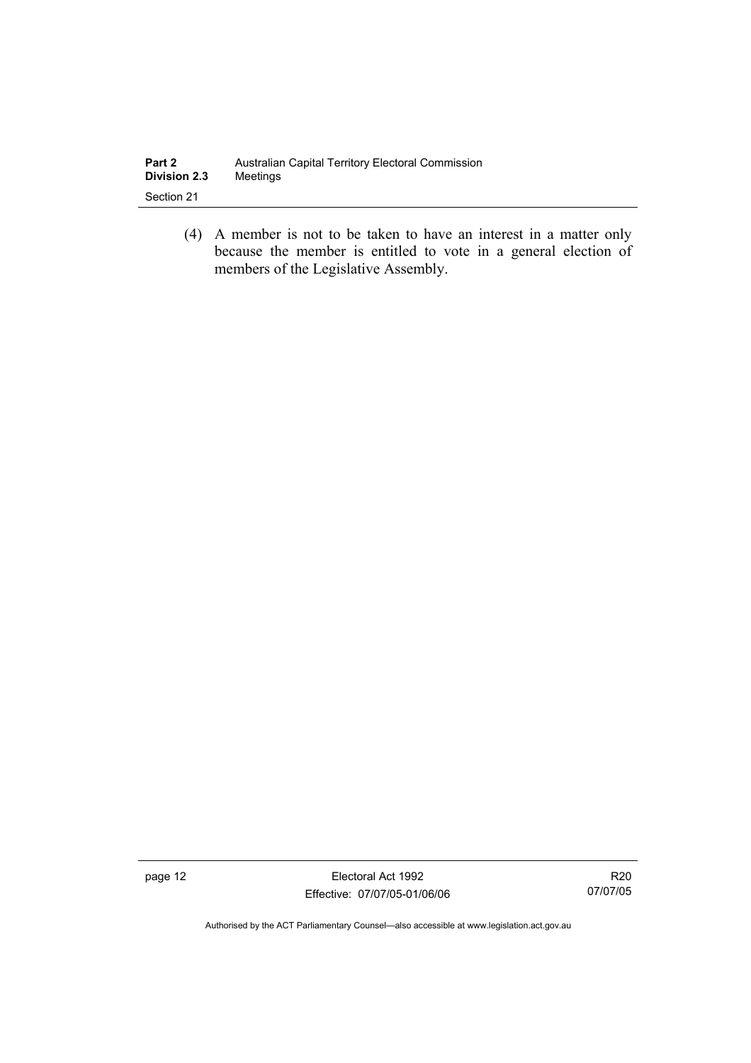(4) A member is not to be taken to have an interest in a matter only because the member is entitled to vote in a general election of members of the Legislative Assembly.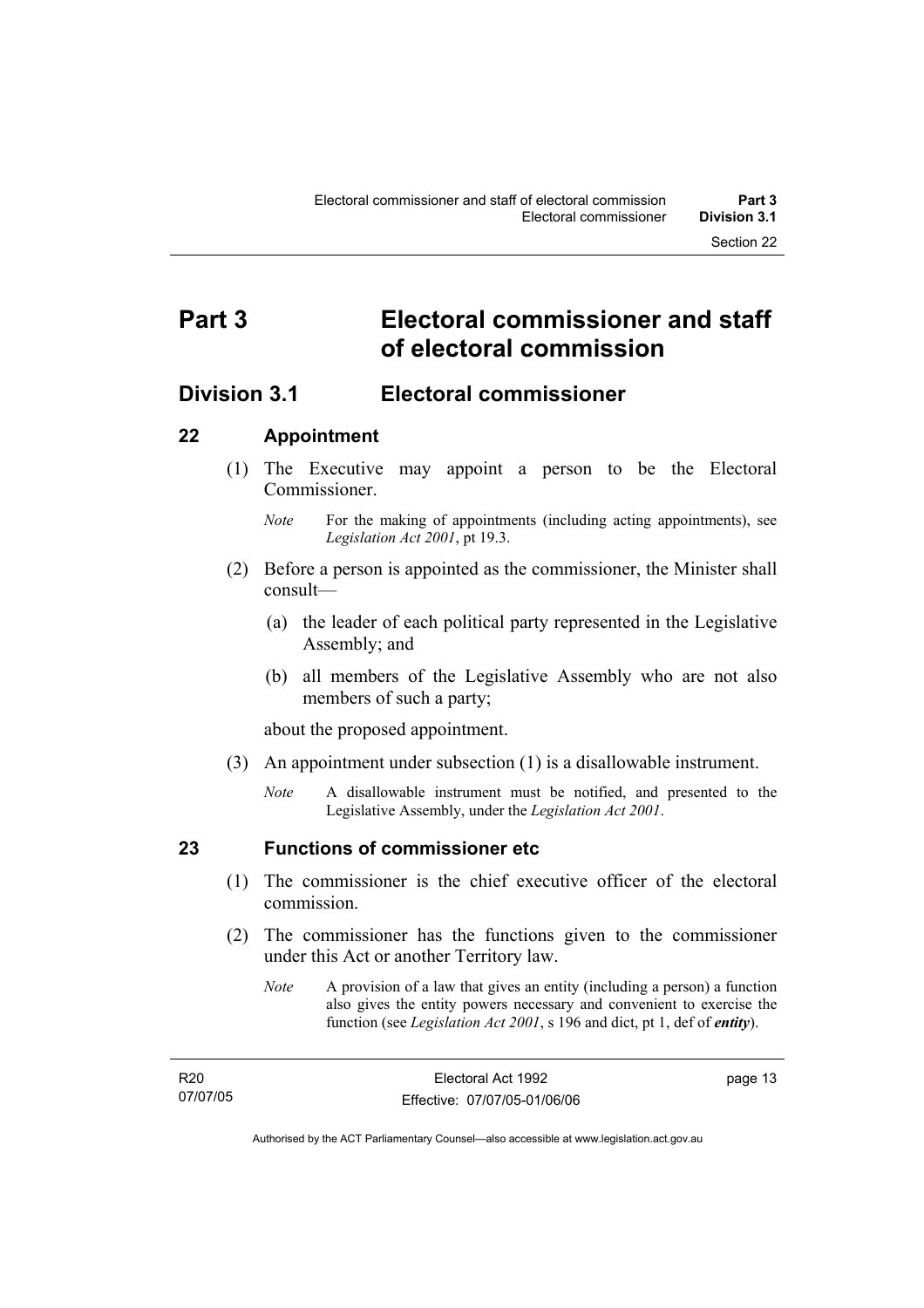# Part 3 Electoral commissioner and staff of electoral commission

## Division 3.1 Electoral commissioner

### 22 Appointment

(1) The Executive may appoint a person to be the Electoral Commissioner.

*Note* For the making of appointments (including acting appointments), see *Legislation Act 2001*, pt 19.3.

(2) Before a person is appointed as the commissioner, the Minister shall consult—

(a) the leader of each political party represented in the Legislative Assembly; and

(b) all members of the Legislative Assembly who are not also members of such a party;

about the proposed appointment.

(3) An appointment under subsection (1) is a disallowable instrument.

*Note* A disallowable instrument must be notified, and presented to the Legislative Assembly, under the *Legislation Act 2001*.

### 23 Functions of commissioner etc

(1) The commissioner is the chief executive officer of the electoral commission.

(2) The commissioner has the functions given to the commissioner under this Act or another Territory law.

*Note* A provision of a law that gives an entity (including a person) a function also gives the entity powers necessary and convenient to exercise the function (see *Legislation Act 2001*, s 196 and dict, pt 1, def of ***entity***).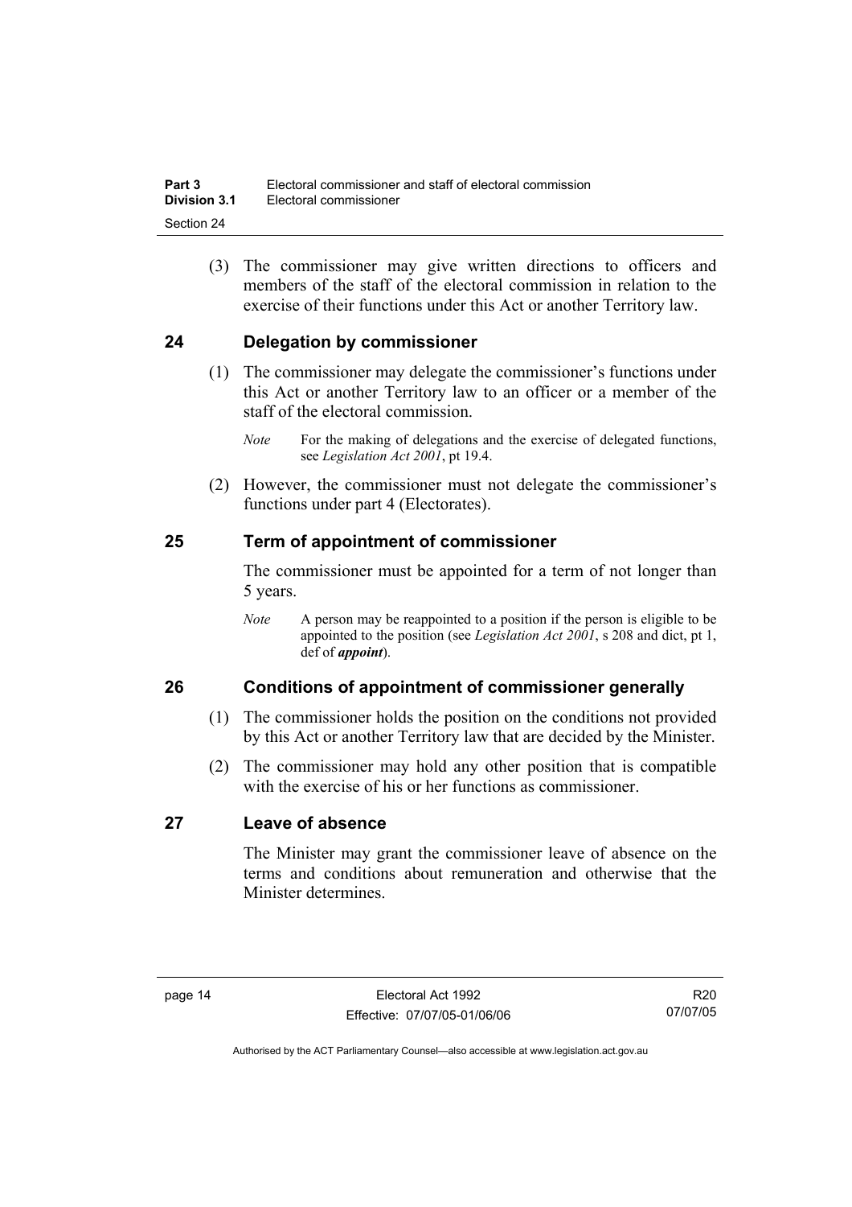(3) The commissioner may give written directions to officers and members of the staff of the electoral commission in relation to the exercise of their functions under this Act or another Territory law.

## 24 Delegation by commissioner

(1) The commissioner may delegate the commissioner's functions under this Act or another Territory law to an officer or a member of the staff of the electoral commission.

*Note* For the making of delegations and the exercise of delegated functions, see *Legislation Act 2001*, pt 19.4.

(2) However, the commissioner must not delegate the commissioner's functions under part 4 (Electorates).

## 25 Term of appointment of commissioner

The commissioner must be appointed for a term of not longer than 5 years.

*Note* A person may be reappointed to a position if the person is eligible to be appointed to the position (see *Legislation Act 2001*, s 208 and dict, pt 1, def of ***appoint***).

## 26 Conditions of appointment of commissioner generally

(1) The commissioner holds the position on the conditions not provided by this Act or another Territory law that are decided by the Minister.

(2) The commissioner may hold any other position that is compatible with the exercise of his or her functions as commissioner.

## 27 Leave of absence

The Minister may grant the commissioner leave of absence on the terms and conditions about remuneration and otherwise that the Minister determines.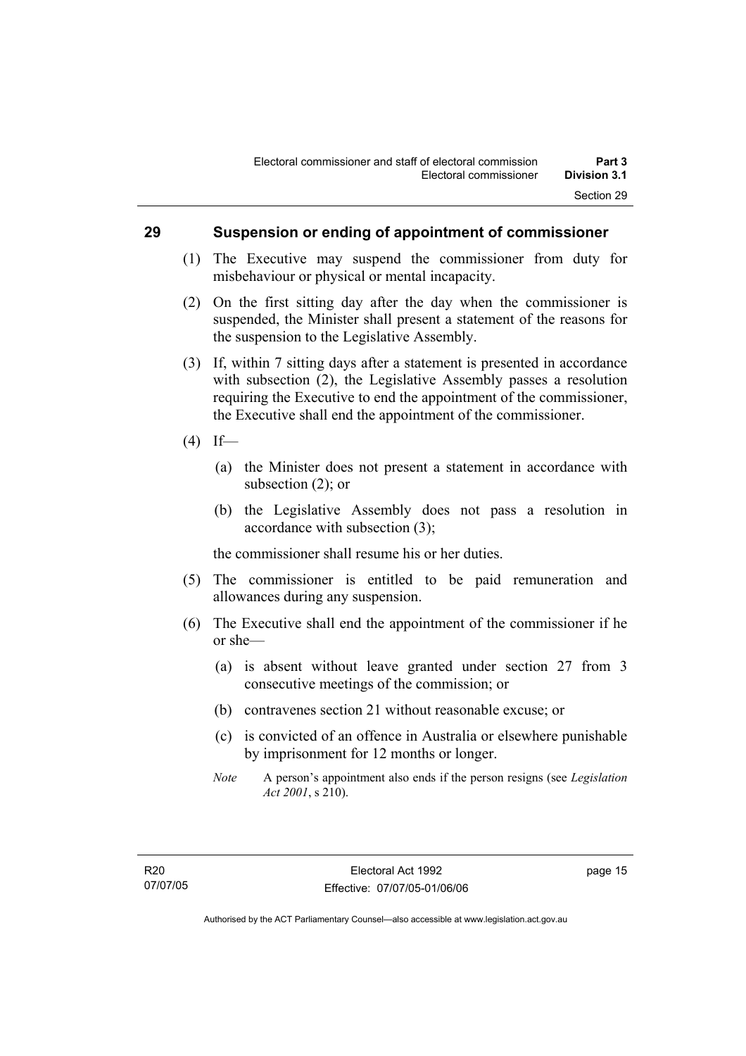## 29 Suspension or ending of appointment of commissioner

(1) The Executive may suspend the commissioner from duty for misbehaviour or physical or mental incapacity.

(2) On the first sitting day after the day when the commissioner is suspended, the Minister shall present a statement of the reasons for the suspension to the Legislative Assembly.

(3) If, within 7 sitting days after a statement is presented in accordance with subsection (2), the Legislative Assembly passes a resolution requiring the Executive to end the appointment of the commissioner, the Executive shall end the appointment of the commissioner.

(4) If—

(a) the Minister does not present a statement in accordance with subsection (2); or

(b) the Legislative Assembly does not pass a resolution in accordance with subsection (3);

the commissioner shall resume his or her duties.

(5) The commissioner is entitled to be paid remuneration and allowances during any suspension.

(6) The Executive shall end the appointment of the commissioner if he or she—

(a) is absent without leave granted under section 27 from 3 consecutive meetings of the commission; or

(b) contravenes section 21 without reasonable excuse; or

(c) is convicted of an offence in Australia or elsewhere punishable by imprisonment for 12 months or longer.

*Note* A person's appointment also ends if the person resigns (see *Legislation Act 2001*, s 210).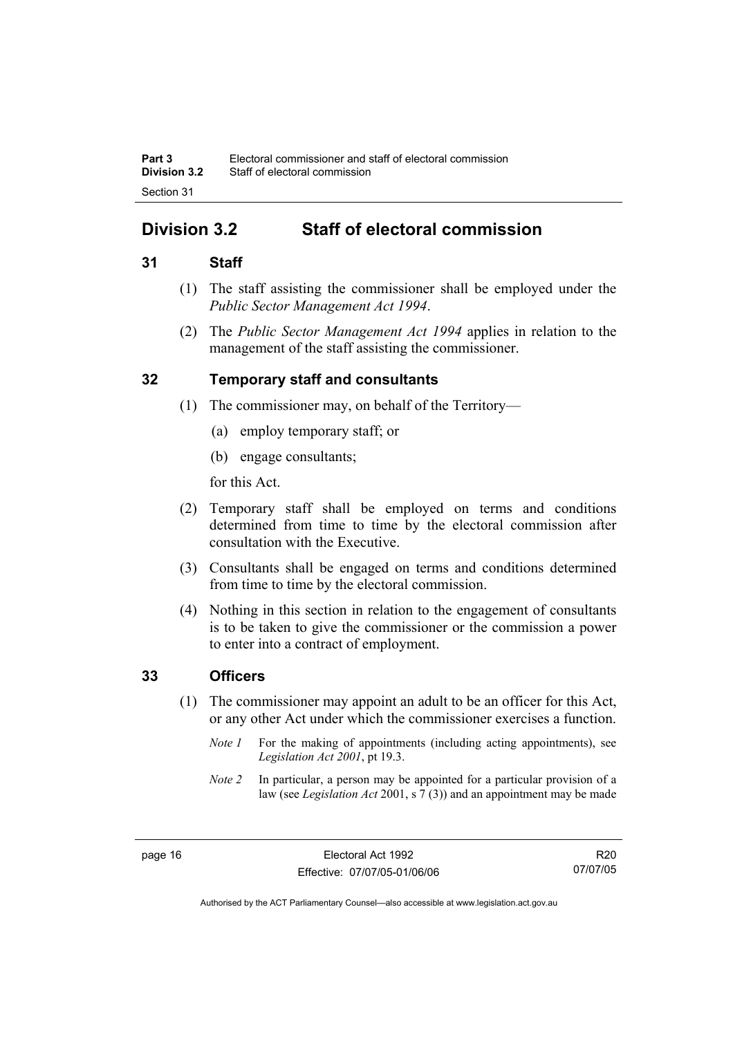## Division 3.2 Staff of electoral commission

### 31 Staff

(1) The staff assisting the commissioner shall be employed under the *Public Sector Management Act 1994*.

(2) The *Public Sector Management Act 1994* applies in relation to the management of the staff assisting the commissioner.

### 32 Temporary staff and consultants

(1) The commissioner may, on behalf of the Territory—

(a) employ temporary staff; or

(b) engage consultants;

for this Act.

(2) Temporary staff shall be employed on terms and conditions determined from time to time by the electoral commission after consultation with the Executive.

(3) Consultants shall be engaged on terms and conditions determined from time to time by the electoral commission.

(4) Nothing in this section in relation to the engagement of consultants is to be taken to give the commissioner or the commission a power to enter into a contract of employment.

### 33 Officers

(1) The commissioner may appoint an adult to be an officer for this Act, or any other Act under which the commissioner exercises a function.

*Note 1* For the making of appointments (including acting appointments), see *Legislation Act 2001*, pt 19.3.

*Note 2* In particular, a person may be appointed for a particular provision of a law (see *Legislation Act* 2001, s 7 (3)) and an appointment may be made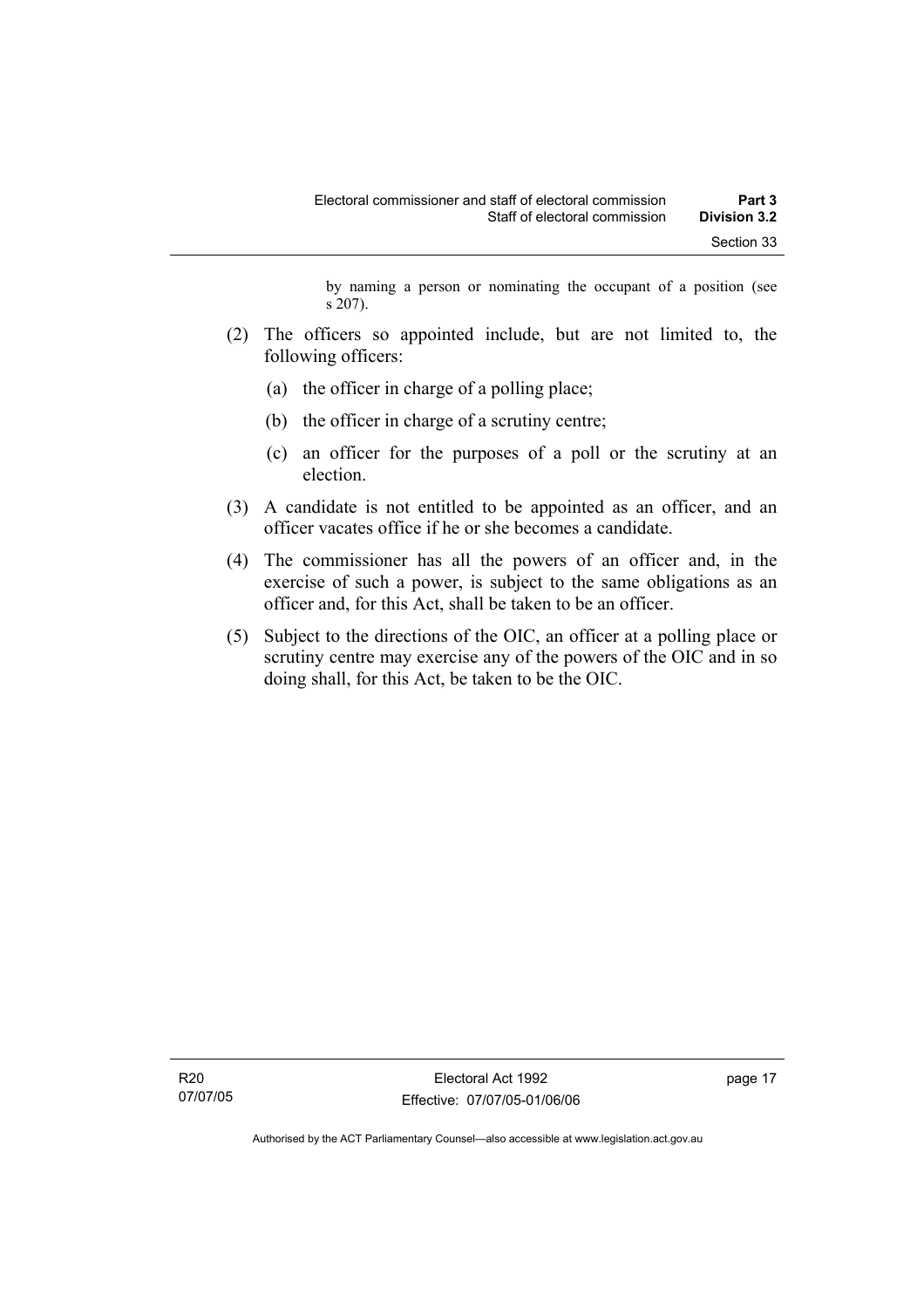by naming a person or nominating the occupant of a position (see s 207).

(2) The officers so appointed include, but are not limited to, the following officers:

(a) the officer in charge of a polling place;

(b) the officer in charge of a scrutiny centre;

(c) an officer for the purposes of a poll or the scrutiny at an election.

(3) A candidate is not entitled to be appointed as an officer, and an officer vacates office if he or she becomes a candidate.

(4) The commissioner has all the powers of an officer and, in the exercise of such a power, is subject to the same obligations as an officer and, for this Act, shall be taken to be an officer.

(5) Subject to the directions of the OIC, an officer at a polling place or scrutiny centre may exercise any of the powers of the OIC and in so doing shall, for this Act, be taken to be the OIC.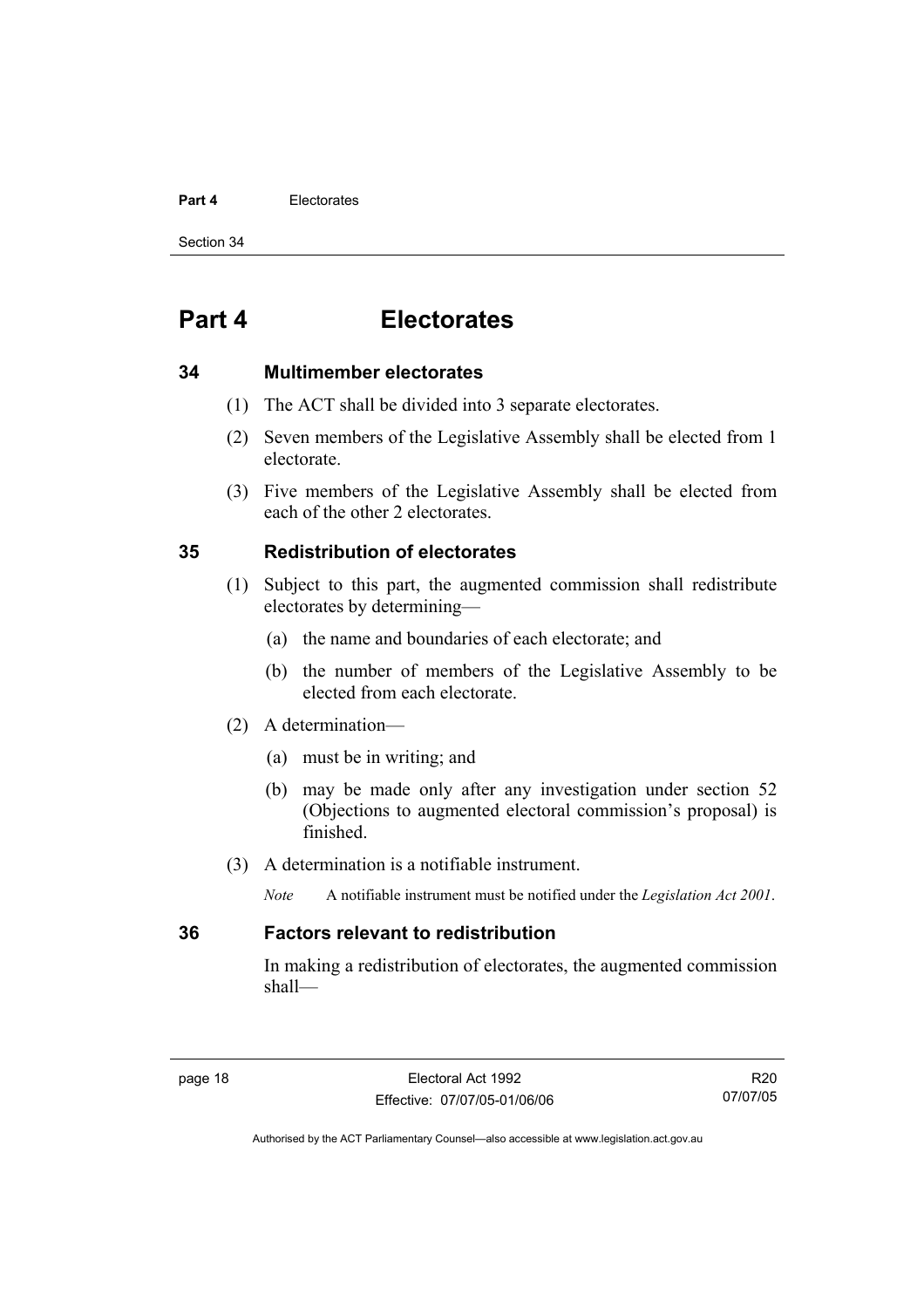# Part 4 Electorates

## 34 Multimember electorates

(1) The ACT shall be divided into 3 separate electorates.

(2) Seven members of the Legislative Assembly shall be elected from 1 electorate.

(3) Five members of the Legislative Assembly shall be elected from each of the other 2 electorates.

## 35 Redistribution of electorates

(1) Subject to this part, the augmented commission shall redistribute electorates by determining—

(a) the name and boundaries of each electorate; and

(b) the number of members of the Legislative Assembly to be elected from each electorate.

(2) A determination—

(a) must be in writing; and

(b) may be made only after any investigation under section 52 (Objections to augmented electoral commission's proposal) is finished.

(3) A determination is a notifiable instrument.

*Note* A notifiable instrument must be notified under the *Legislation Act 2001*.

## 36 Factors relevant to redistribution

In making a redistribution of electorates, the augmented commission shall—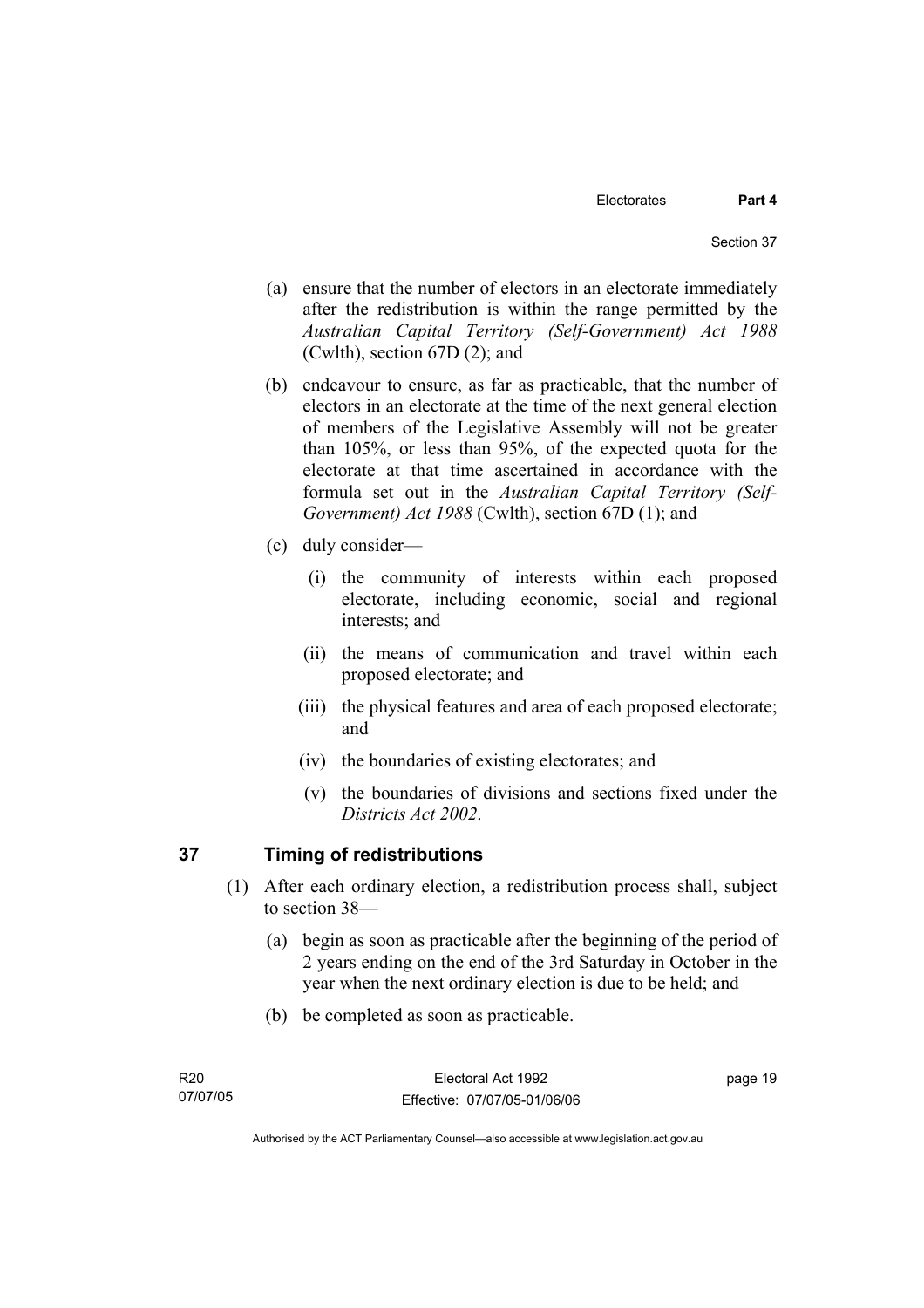(a) ensure that the number of electors in an electorate immediately after the redistribution is within the range permitted by the *Australian Capital Territory (Self-Government) Act 1988* (Cwlth), section 67D (2); and

(b) endeavour to ensure, as far as practicable, that the number of electors in an electorate at the time of the next general election of members of the Legislative Assembly will not be greater than 105%, or less than 95%, of the expected quota for the electorate at that time ascertained in accordance with the formula set out in the *Australian Capital Territory (Self-Government) Act 1988* (Cwlth), section 67D (1); and

(c) duly consider—

(i) the community of interests within each proposed electorate, including economic, social and regional interests; and

(ii) the means of communication and travel within each proposed electorate; and

(iii) the physical features and area of each proposed electorate; and

(iv) the boundaries of existing electorates; and

(v) the boundaries of divisions and sections fixed under the *Districts Act 2002*.

## 37 Timing of redistributions

(1) After each ordinary election, a redistribution process shall, subject to section 38—

(a) begin as soon as practicable after the beginning of the period of 2 years ending on the end of the 3rd Saturday in October in the year when the next ordinary election is due to be held; and

(b) be completed as soon as practicable.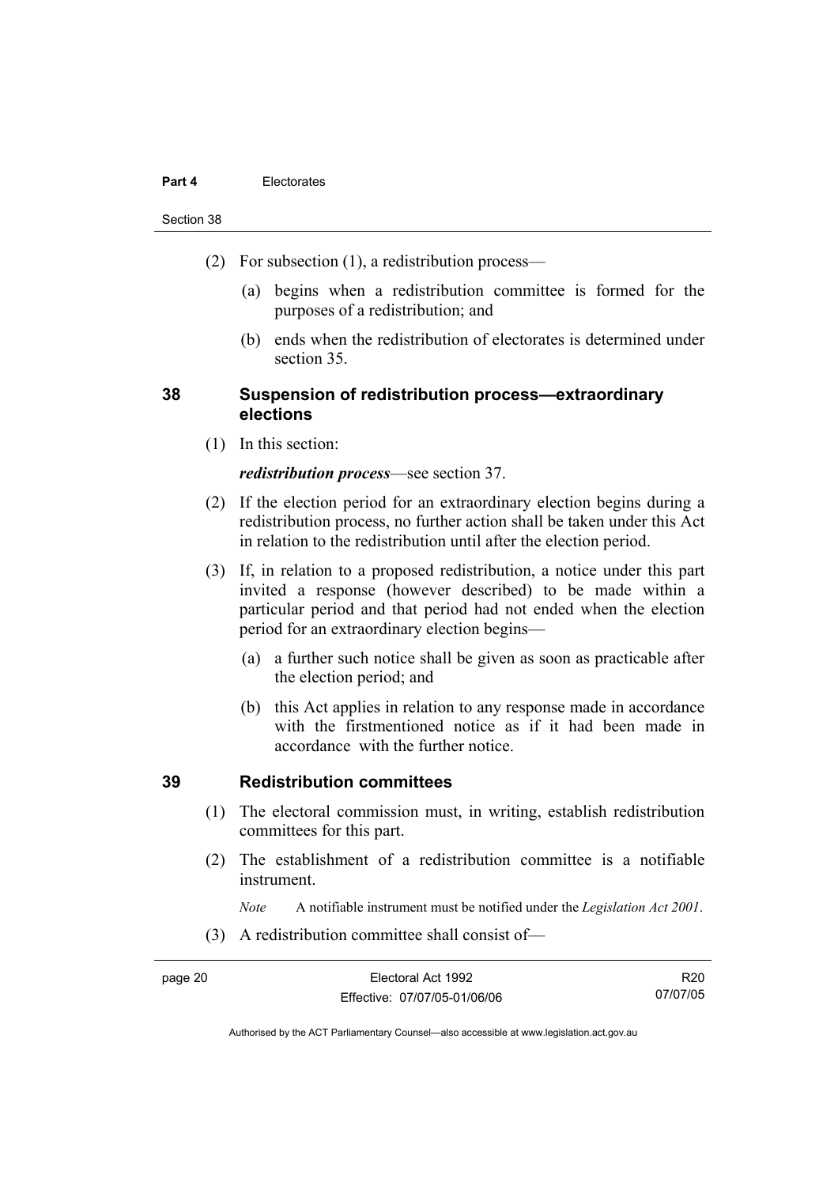(2) For subsection (1), a redistribution process—

(a) begins when a redistribution committee is formed for the purposes of a redistribution; and

(b) ends when the redistribution of electorates is determined under section 35.

## 38 Suspension of redistribution process—extraordinary elections

(1) In this section:

***redistribution process***—see section 37.

(2) If the election period for an extraordinary election begins during a redistribution process, no further action shall be taken under this Act in relation to the redistribution until after the election period.

(3) If, in relation to a proposed redistribution, a notice under this part invited a response (however described) to be made within a particular period and that period had not ended when the election period for an extraordinary election begins—

(a) a further such notice shall be given as soon as practicable after the election period; and

(b) this Act applies in relation to any response made in accordance with the firstmentioned notice as if it had been made in accordance with the further notice.

## 39 Redistribution committees

(1) The electoral commission must, in writing, establish redistribution committees for this part.

(2) The establishment of a redistribution committee is a notifiable instrument.

*Note* A notifiable instrument must be notified under the *Legislation Act 2001*.

(3) A redistribution committee shall consist of—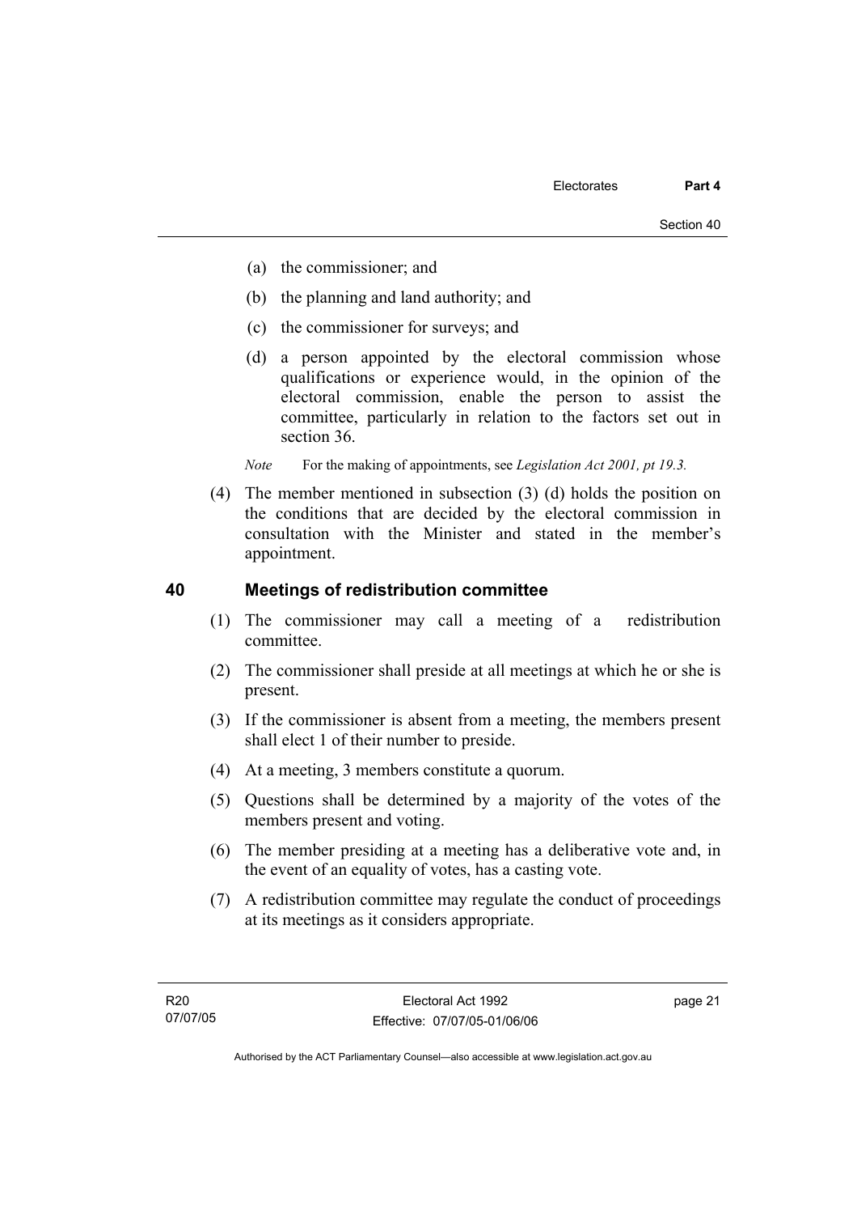(a) the commissioner; and

(b) the planning and land authority; and

(c) the commissioner for surveys; and

(d) a person appointed by the electoral commission whose qualifications or experience would, in the opinion of the electoral commission, enable the person to assist the committee, particularly in relation to the factors set out in section 36.

*Note* For the making of appointments, see *Legislation Act 2001, pt 19.3.*

(4) The member mentioned in subsection (3) (d) holds the position on the conditions that are decided by the electoral commission in consultation with the Minister and stated in the member's appointment.

## 40 Meetings of redistribution committee

(1) The commissioner may call a meeting of a redistribution committee.

(2) The commissioner shall preside at all meetings at which he or she is present.

(3) If the commissioner is absent from a meeting, the members present shall elect 1 of their number to preside.

(4) At a meeting, 3 members constitute a quorum.

(5) Questions shall be determined by a majority of the votes of the members present and voting.

(6) The member presiding at a meeting has a deliberative vote and, in the event of an equality of votes, has a casting vote.

(7) A redistribution committee may regulate the conduct of proceedings at its meetings as it considers appropriate.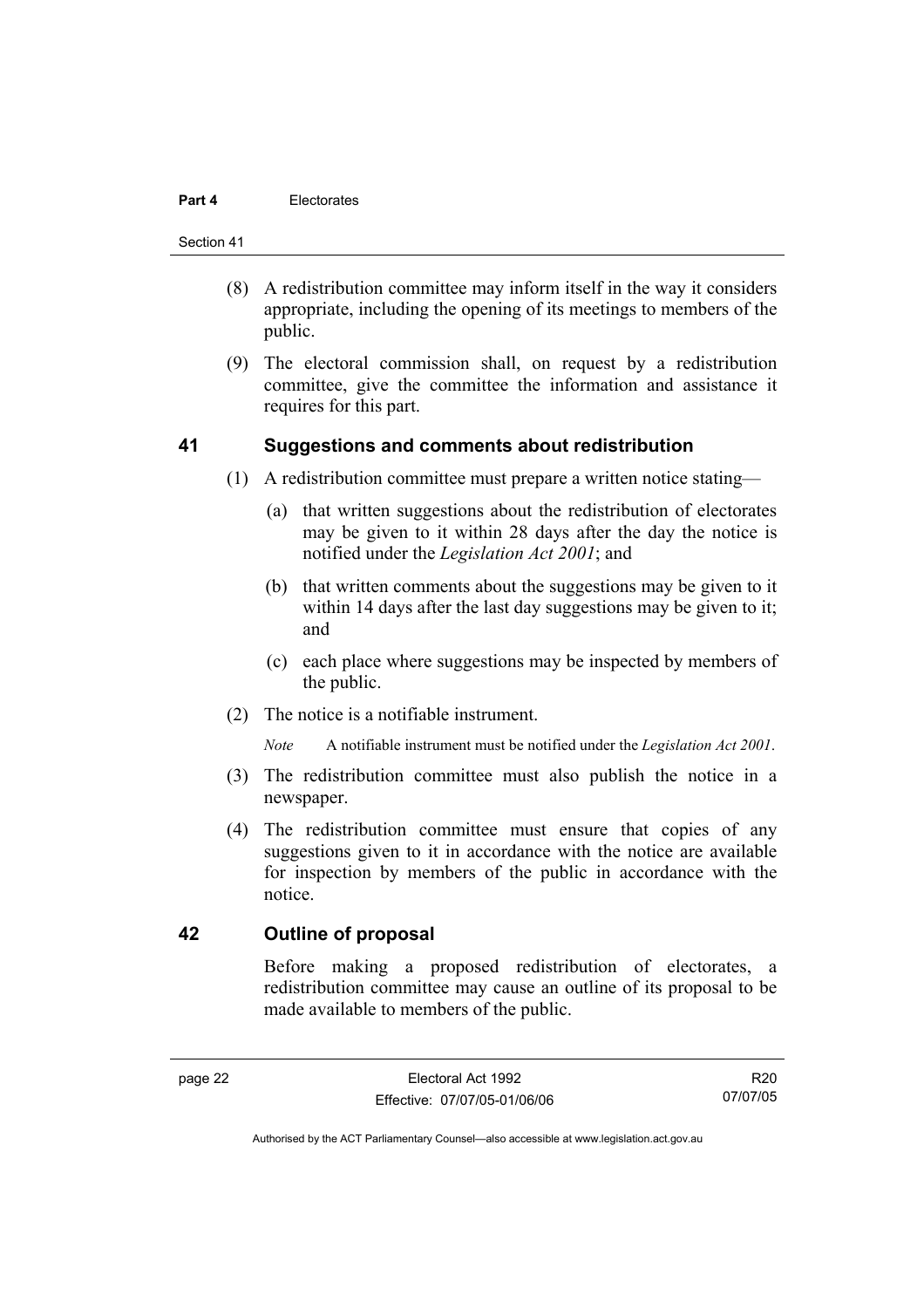(8) A redistribution committee may inform itself in the way it considers appropriate, including the opening of its meetings to members of the public.

(9) The electoral commission shall, on request by a redistribution committee, give the committee the information and assistance it requires for this part.

## 41 Suggestions and comments about redistribution

(1) A redistribution committee must prepare a written notice stating—

(a) that written suggestions about the redistribution of electorates may be given to it within 28 days after the day the notice is notified under the *Legislation Act 2001*; and

(b) that written comments about the suggestions may be given to it within 14 days after the last day suggestions may be given to it; and

(c) each place where suggestions may be inspected by members of the public.

(2) The notice is a notifiable instrument.

*Note* A notifiable instrument must be notified under the *Legislation Act 2001*.

(3) The redistribution committee must also publish the notice in a newspaper.

(4) The redistribution committee must ensure that copies of any suggestions given to it in accordance with the notice are available for inspection by members of the public in accordance with the notice.

## 42 Outline of proposal

Before making a proposed redistribution of electorates, a redistribution committee may cause an outline of its proposal to be made available to members of the public.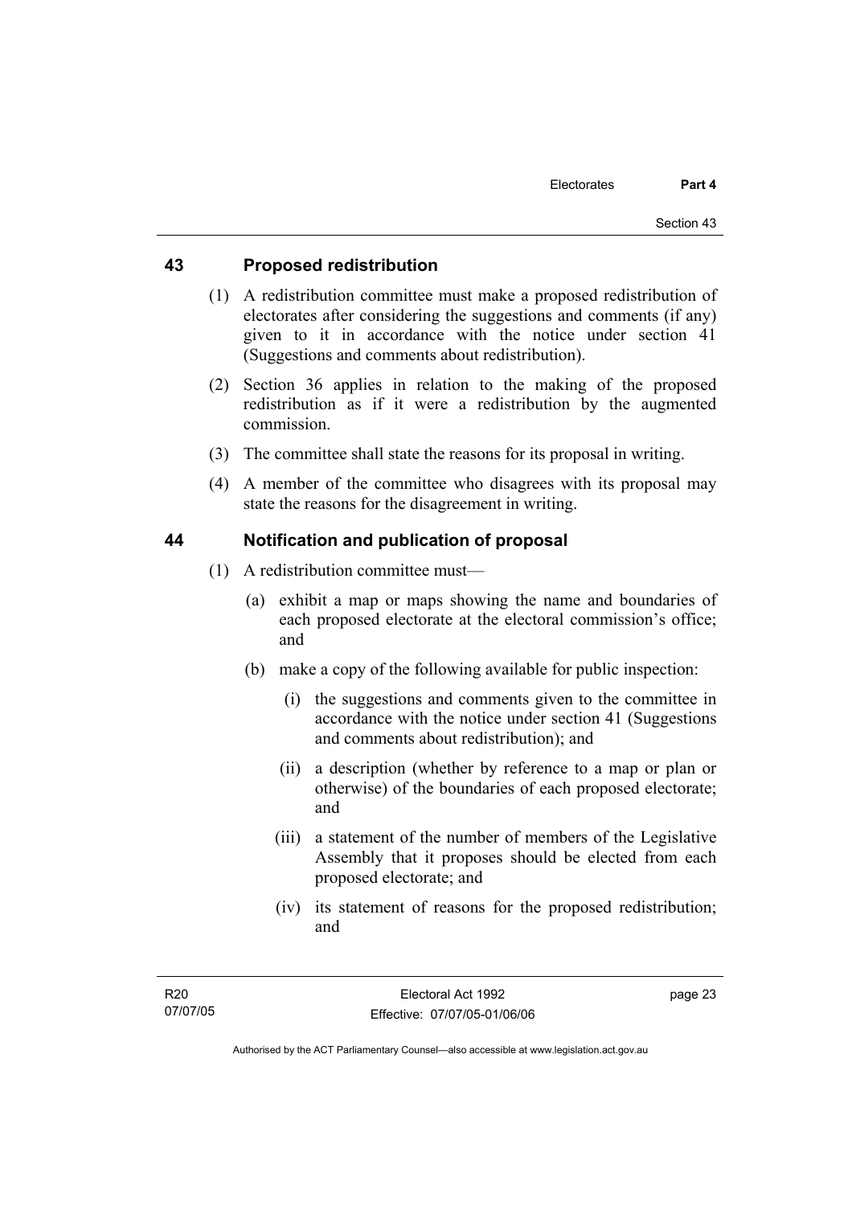## 43 Proposed redistribution

(1) A redistribution committee must make a proposed redistribution of electorates after considering the suggestions and comments (if any) given to it in accordance with the notice under section 41 (Suggestions and comments about redistribution).

(2) Section 36 applies in relation to the making of the proposed redistribution as if it were a redistribution by the augmented commission.

(3) The committee shall state the reasons for its proposal in writing.

(4) A member of the committee who disagrees with its proposal may state the reasons for the disagreement in writing.

## 44 Notification and publication of proposal

(1) A redistribution committee must—

(a) exhibit a map or maps showing the name and boundaries of each proposed electorate at the electoral commission's office; and

(b) make a copy of the following available for public inspection:

(i) the suggestions and comments given to the committee in accordance with the notice under section 41 (Suggestions and comments about redistribution); and

(ii) a description (whether by reference to a map or plan or otherwise) of the boundaries of each proposed electorate; and

(iii) a statement of the number of members of the Legislative Assembly that it proposes should be elected from each proposed electorate; and

(iv) its statement of reasons for the proposed redistribution; and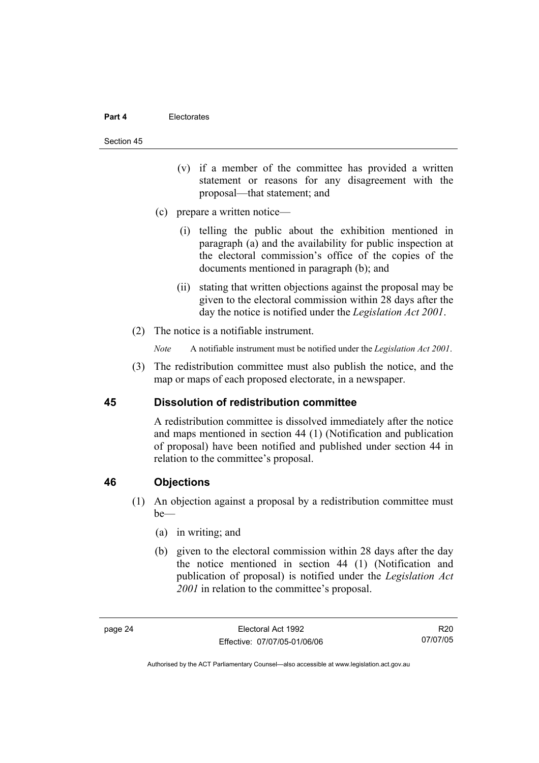(v) if a member of the committee has provided a written statement or reasons for any disagreement with the proposal—that statement; and

(c) prepare a written notice—

(i) telling the public about the exhibition mentioned in paragraph (a) and the availability for public inspection at the electoral commission's office of the copies of the documents mentioned in paragraph (b); and

(ii) stating that written objections against the proposal may be given to the electoral commission within 28 days after the day the notice is notified under the *Legislation Act 2001*.

(2) The notice is a notifiable instrument.

*Note* A notifiable instrument must be notified under the *Legislation Act 2001*.

(3) The redistribution committee must also publish the notice, and the map or maps of each proposed electorate, in a newspaper.

## 45 Dissolution of redistribution committee

A redistribution committee is dissolved immediately after the notice and maps mentioned in section 44 (1) (Notification and publication of proposal) have been notified and published under section 44 in relation to the committee's proposal.

## 46 Objections

(1) An objection against a proposal by a redistribution committee must be—

(a) in writing; and

(b) given to the electoral commission within 28 days after the day the notice mentioned in section 44 (1) (Notification and publication of proposal) is notified under the *Legislation Act 2001* in relation to the committee's proposal.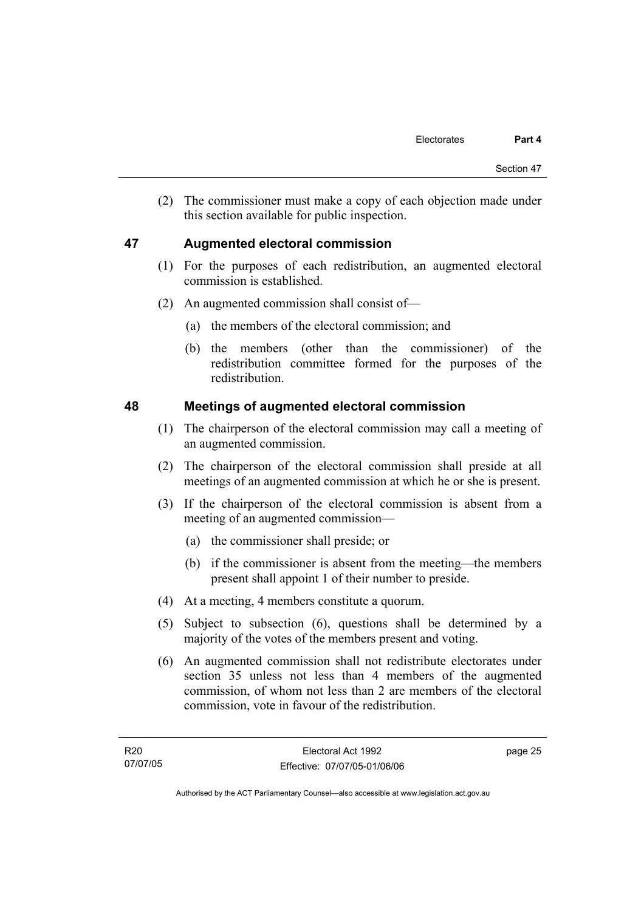(2) The commissioner must make a copy of each objection made under this section available for public inspection.

## 47 Augmented electoral commission

(1) For the purposes of each redistribution, an augmented electoral commission is established.

(2) An augmented commission shall consist of—

(a) the members of the electoral commission; and

(b) the members (other than the commissioner) of the redistribution committee formed for the purposes of the redistribution.

## 48 Meetings of augmented electoral commission

(1) The chairperson of the electoral commission may call a meeting of an augmented commission.

(2) The chairperson of the electoral commission shall preside at all meetings of an augmented commission at which he or she is present.

(3) If the chairperson of the electoral commission is absent from a meeting of an augmented commission—

(a) the commissioner shall preside; or

(b) if the commissioner is absent from the meeting—the members present shall appoint 1 of their number to preside.

(4) At a meeting, 4 members constitute a quorum.

(5) Subject to subsection (6), questions shall be determined by a majority of the votes of the members present and voting.

(6) An augmented commission shall not redistribute electorates under section 35 unless not less than 4 members of the augmented commission, of whom not less than 2 are members of the electoral commission, vote in favour of the redistribution.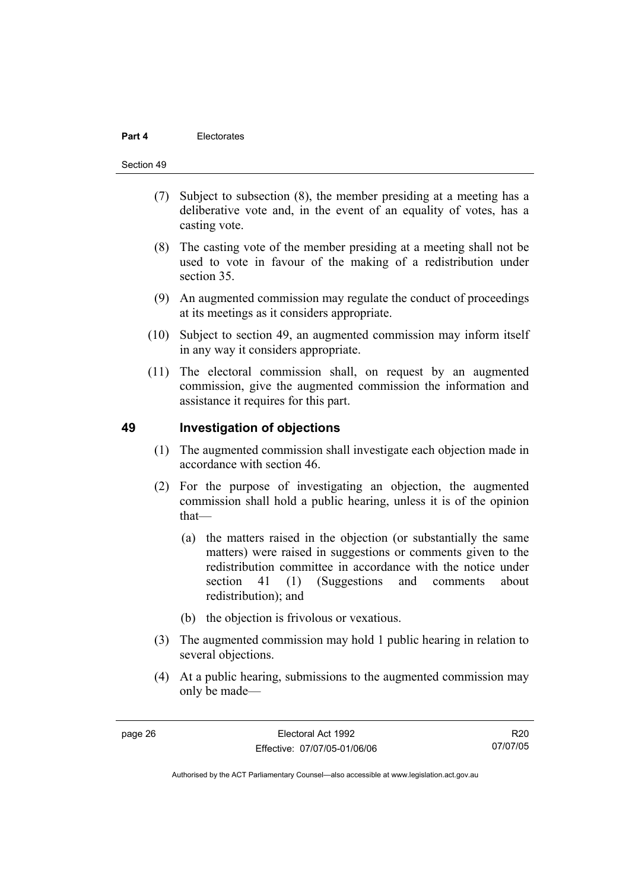(7) Subject to subsection (8), the member presiding at a meeting has a deliberative vote and, in the event of an equality of votes, has a casting vote.

(8) The casting vote of the member presiding at a meeting shall not be used to vote in favour of the making of a redistribution under section 35.

(9) An augmented commission may regulate the conduct of proceedings at its meetings as it considers appropriate.

(10) Subject to section 49, an augmented commission may inform itself in any way it considers appropriate.

(11) The electoral commission shall, on request by an augmented commission, give the augmented commission the information and assistance it requires for this part.

## 49 Investigation of objections

(1) The augmented commission shall investigate each objection made in accordance with section 46.

(2) For the purpose of investigating an objection, the augmented commission shall hold a public hearing, unless it is of the opinion that—

(a) the matters raised in the objection (or substantially the same matters) were raised in suggestions or comments given to the redistribution committee in accordance with the notice under section 41 (1) (Suggestions and comments about redistribution); and

(b) the objection is frivolous or vexatious.

(3) The augmented commission may hold 1 public hearing in relation to several objections.

(4) At a public hearing, submissions to the augmented commission may only be made—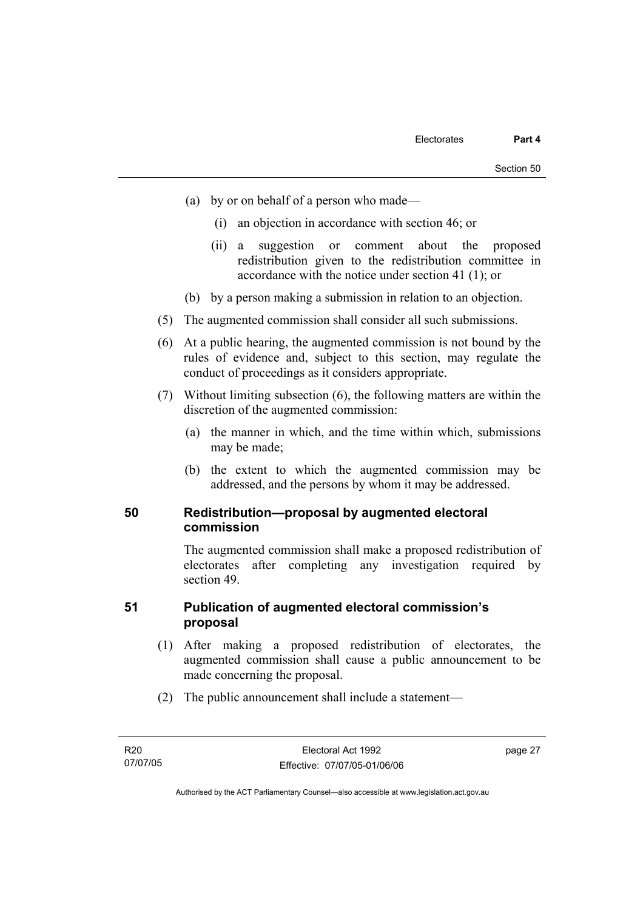(a) by or on behalf of a person who made—

   (i) an objection in accordance with section 46; or

   (ii) a suggestion or comment about the proposed redistribution given to the redistribution committee in accordance with the notice under section 41 (1); or

(b) by a person making a submission in relation to an objection.

(5) The augmented commission shall consider all such submissions.

(6) At a public hearing, the augmented commission is not bound by the rules of evidence and, subject to this section, may regulate the conduct of proceedings as it considers appropriate.

(7) Without limiting subsection (6), the following matters are within the discretion of the augmented commission:

   (a) the manner in which, and the time within which, submissions may be made;

   (b) the extent to which the augmented commission may be addressed, and the persons by whom it may be addressed.

## 50 Redistribution—proposal by augmented electoral commission

The augmented commission shall make a proposed redistribution of electorates after completing any investigation required by section 49.

## 51 Publication of augmented electoral commission's proposal

(1) After making a proposed redistribution of electorates, the augmented commission shall cause a public announcement to be made concerning the proposal.

(2) The public announcement shall include a statement—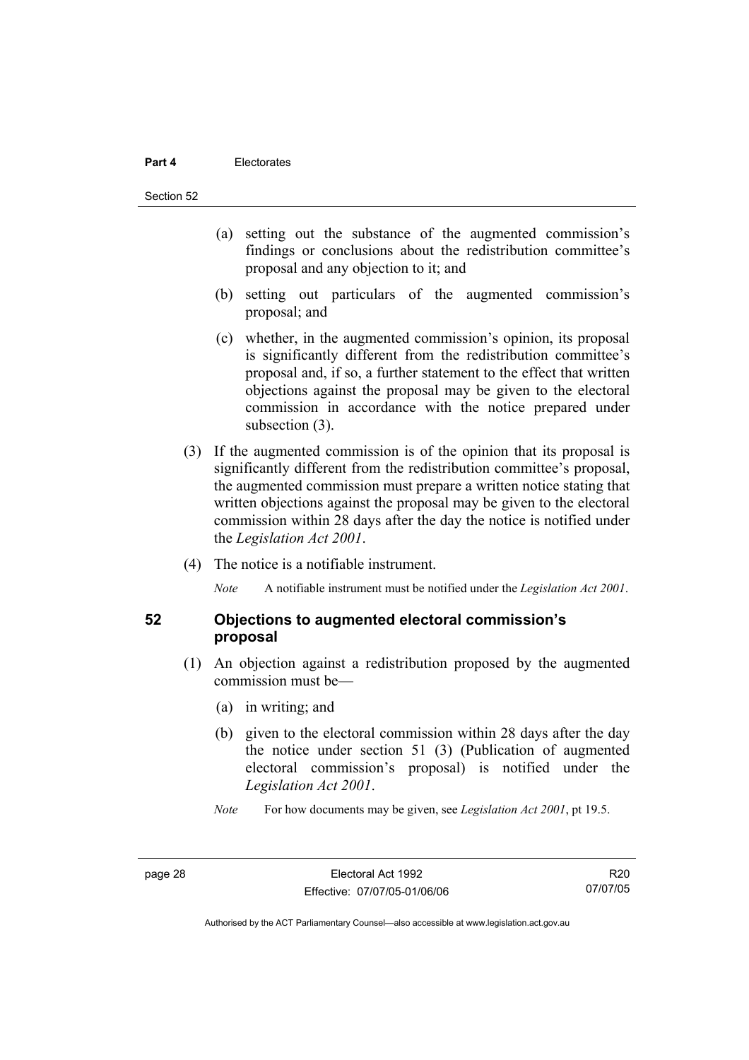- (a) setting out the substance of the augmented commission's findings or conclusions about the redistribution committee's proposal and any objection to it; and
- (b) setting out particulars of the augmented commission's proposal; and
- (c) whether, in the augmented commission's opinion, its proposal is significantly different from the redistribution committee's proposal and, if so, a further statement to the effect that written objections against the proposal may be given to the electoral commission in accordance with the notice prepared under subsection (3).

(3) If the augmented commission is of the opinion that its proposal is significantly different from the redistribution committee's proposal, the augmented commission must prepare a written notice stating that written objections against the proposal may be given to the electoral commission within 28 days after the day the notice is notified under the *Legislation Act 2001*.

(4) The notice is a notifiable instrument.

*Note* A notifiable instrument must be notified under the *Legislation Act 2001*.

### 52 Objections to augmented electoral commission's proposal

(1) An objection against a redistribution proposed by the augmented commission must be—

- (a) in writing; and
- (b) given to the electoral commission within 28 days after the day the notice under section 51 (3) (Publication of augmented electoral commission's proposal) is notified under the *Legislation Act 2001*.

*Note* For how documents may be given, see *Legislation Act 2001*, pt 19.5.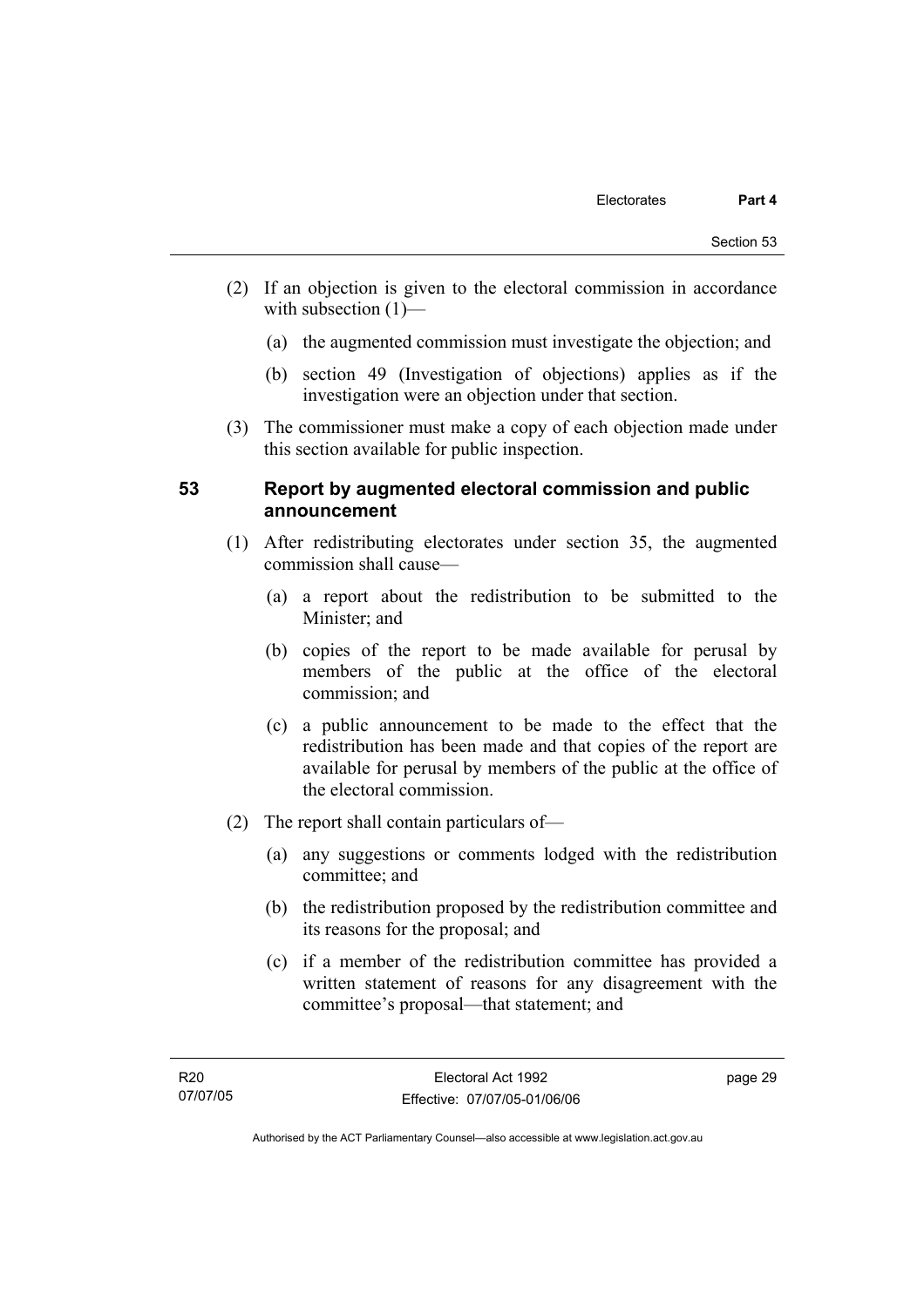(2) If an objection is given to the electoral commission in accordance with subsection (1)—

(a) the augmented commission must investigate the objection; and

(b) section 49 (Investigation of objections) applies as if the investigation were an objection under that section.

(3) The commissioner must make a copy of each objection made under this section available for public inspection.

## 53 Report by augmented electoral commission and public announcement

(1) After redistributing electorates under section 35, the augmented commission shall cause—

(a) a report about the redistribution to be submitted to the Minister; and

(b) copies of the report to be made available for perusal by members of the public at the office of the electoral commission; and

(c) a public announcement to be made to the effect that the redistribution has been made and that copies of the report are available for perusal by members of the public at the office of the electoral commission.

(2) The report shall contain particulars of—

(a) any suggestions or comments lodged with the redistribution committee; and

(b) the redistribution proposed by the redistribution committee and its reasons for the proposal; and

(c) if a member of the redistribution committee has provided a written statement of reasons for any disagreement with the committee's proposal—that statement; and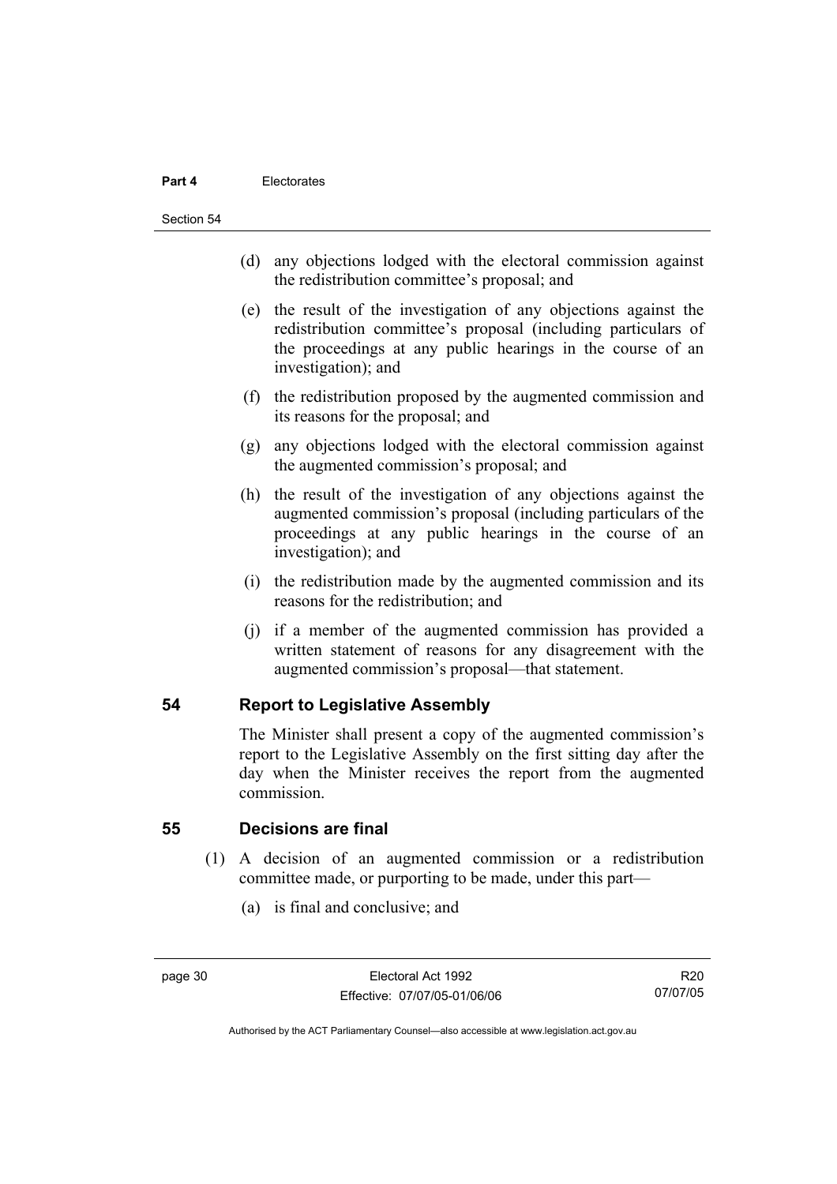(d) any objections lodged with the electoral commission against the redistribution committee's proposal; and

(e) the result of the investigation of any objections against the redistribution committee's proposal (including particulars of the proceedings at any public hearings in the course of an investigation); and

(f) the redistribution proposed by the augmented commission and its reasons for the proposal; and

(g) any objections lodged with the electoral commission against the augmented commission's proposal; and

(h) the result of the investigation of any objections against the augmented commission's proposal (including particulars of the proceedings at any public hearings in the course of an investigation); and

(i) the redistribution made by the augmented commission and its reasons for the redistribution; and

(j) if a member of the augmented commission has provided a written statement of reasons for any disagreement with the augmented commission's proposal—that statement.

## 54 Report to Legislative Assembly

The Minister shall present a copy of the augmented commission's report to the Legislative Assembly on the first sitting day after the day when the Minister receives the report from the augmented commission.

## 55 Decisions are final

(1) A decision of an augmented commission or a redistribution committee made, or purporting to be made, under this part—

(a) is final and conclusive; and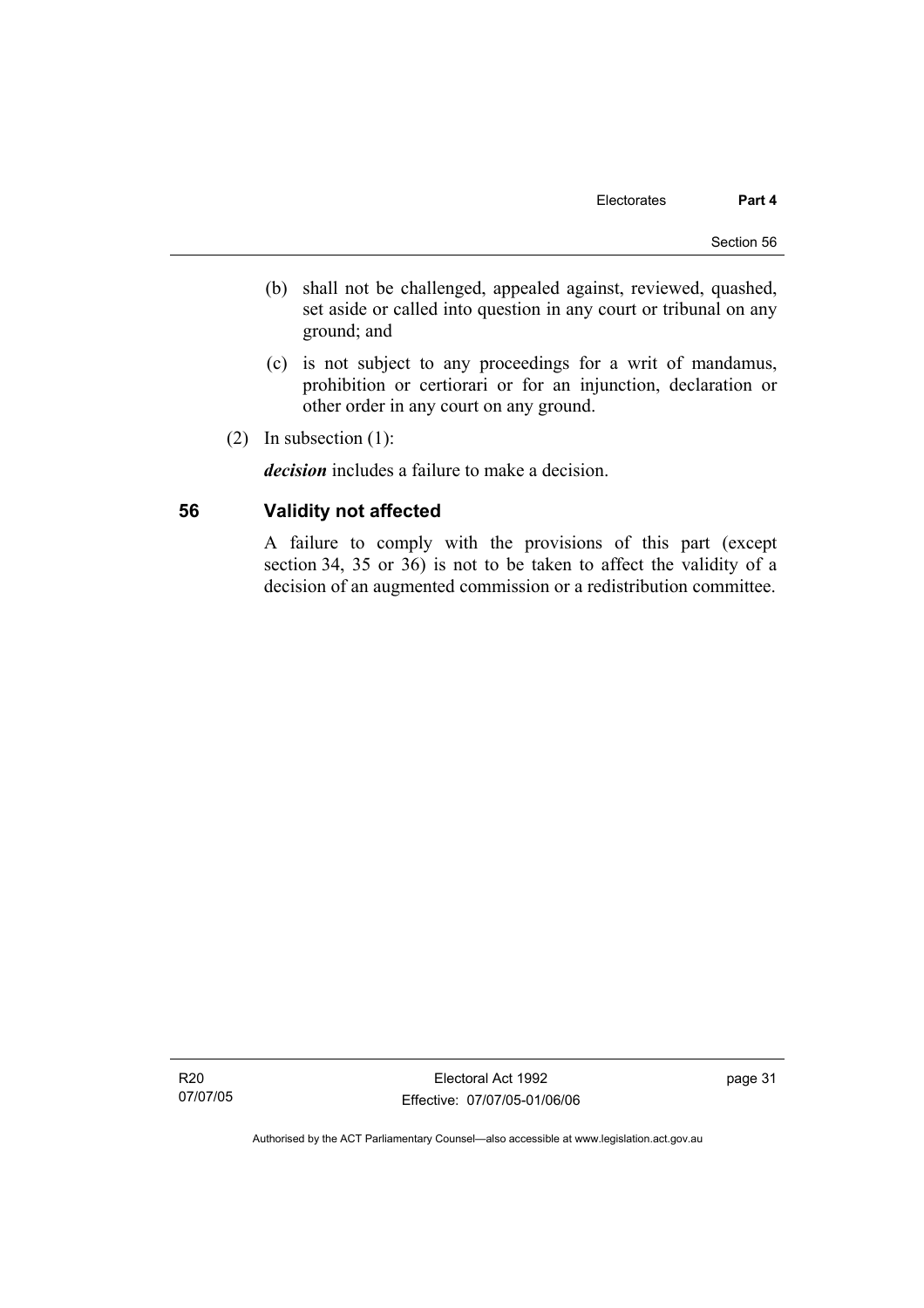(b) shall not be challenged, appealed against, reviewed, quashed, set aside or called into question in any court or tribunal on any ground; and

(c) is not subject to any proceedings for a writ of mandamus, prohibition or certiorari or for an injunction, declaration or other order in any court on any ground.

(2) In subsection (1):

***decision*** includes a failure to make a decision.

## 56 Validity not affected

A failure to comply with the provisions of this part (except section 34, 35 or 36) is not to be taken to affect the validity of a decision of an augmented commission or a redistribution committee.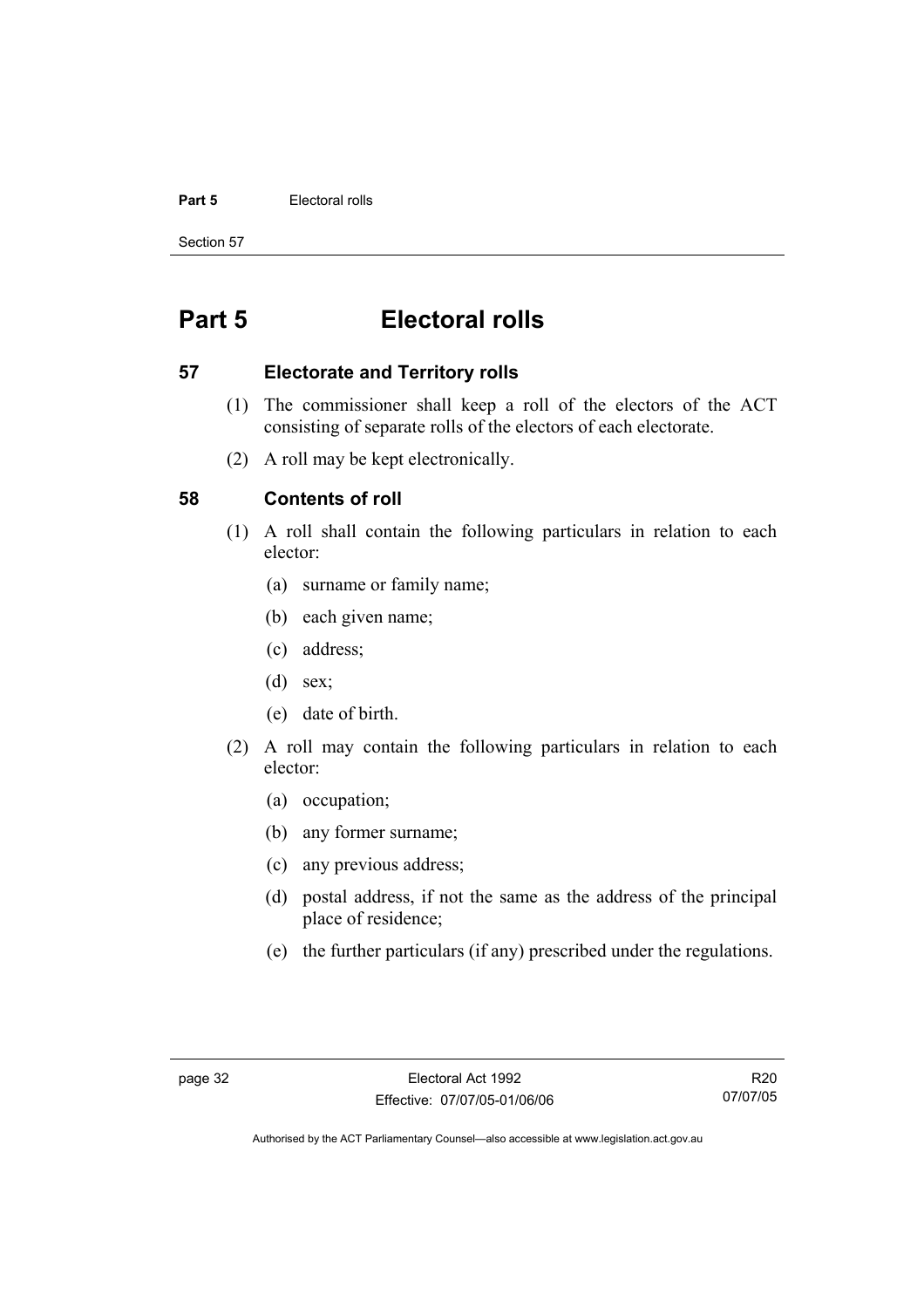# Part 5 Electoral rolls

## 57 Electorate and Territory rolls

(1) The commissioner shall keep a roll of the electors of the ACT consisting of separate rolls of the electors of each electorate.

(2) A roll may be kept electronically.

## 58 Contents of roll

(1) A roll shall contain the following particulars in relation to each elector:

- (a) surname or family name;
- (b) each given name;
- (c) address;
- (d) sex;
- (e) date of birth.

(2) A roll may contain the following particulars in relation to each elector:

- (a) occupation;
- (b) any former surname;
- (c) any previous address;
- (d) postal address, if not the same as the address of the principal place of residence;
- (e) the further particulars (if any) prescribed under the regulations.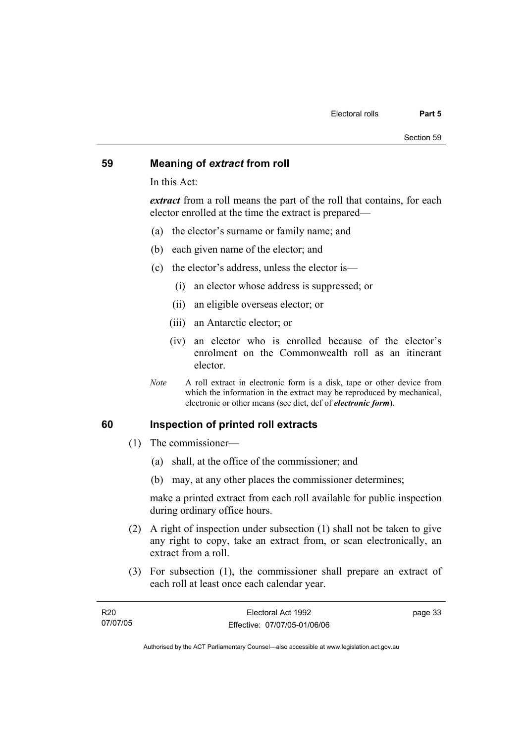## 59 Meaning of *extract* from roll

In this Act:

***extract*** from a roll means the part of the roll that contains, for each elector enrolled at the time the extract is prepared—

(a) the elector's surname or family name; and

(b) each given name of the elector; and

(c) the elector's address, unless the elector is—

(i) an elector whose address is suppressed; or

(ii) an eligible overseas elector; or

(iii) an Antarctic elector; or

(iv) an elector who is enrolled because of the elector's enrolment on the Commonwealth roll as an itinerant elector.

*Note* A roll extract in electronic form is a disk, tape or other device from which the information in the extract may be reproduced by mechanical, electronic or other means (see dict, def of ***electronic form***).

## 60 Inspection of printed roll extracts

(1) The commissioner—

(a) shall, at the office of the commissioner; and

(b) may, at any other places the commissioner determines;

make a printed extract from each roll available for public inspection during ordinary office hours.

(2) A right of inspection under subsection (1) shall not be taken to give any right to copy, take an extract from, or scan electronically, an extract from a roll.

(3) For subsection (1), the commissioner shall prepare an extract of each roll at least once each calendar year.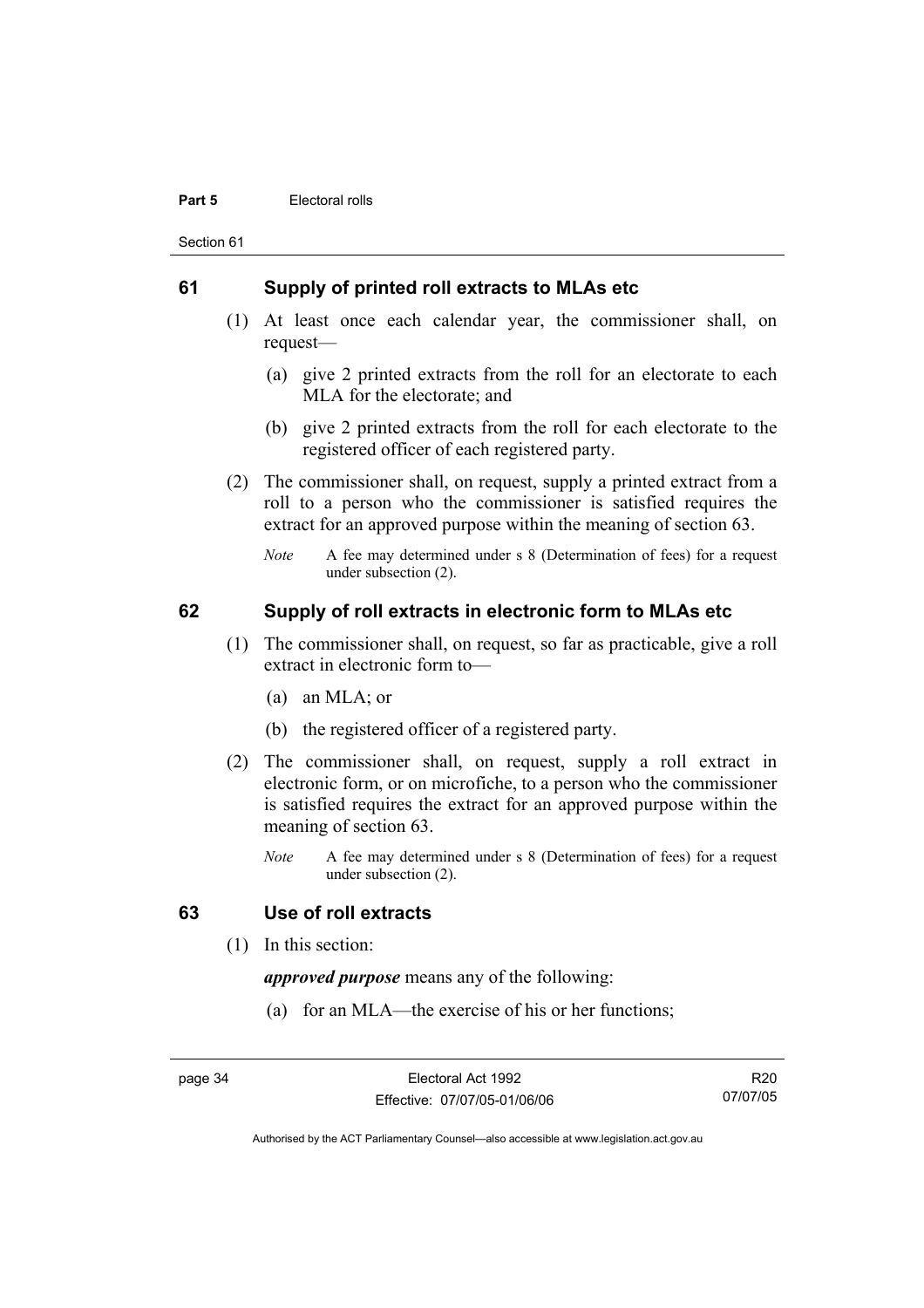## 61 Supply of printed roll extracts to MLAs etc

(1) At least once each calendar year, the commissioner shall, on request—

(a) give 2 printed extracts from the roll for an electorate to each MLA for the electorate; and

(b) give 2 printed extracts from the roll for each electorate to the registered officer of each registered party.

(2) The commissioner shall, on request, supply a printed extract from a roll to a person who the commissioner is satisfied requires the extract for an approved purpose within the meaning of section 63.

*Note* A fee may determined under s 8 (Determination of fees) for a request under subsection (2).

## 62 Supply of roll extracts in electronic form to MLAs etc

(1) The commissioner shall, on request, so far as practicable, give a roll extract in electronic form to—

(a) an MLA; or

(b) the registered officer of a registered party.

(2) The commissioner shall, on request, supply a roll extract in electronic form, or on microfiche, to a person who the commissioner is satisfied requires the extract for an approved purpose within the meaning of section 63.

*Note* A fee may determined under s 8 (Determination of fees) for a request under subsection (2).

## 63 Use of roll extracts

(1) In this section:

***approved purpose*** means any of the following:

(a) for an MLA—the exercise of his or her functions;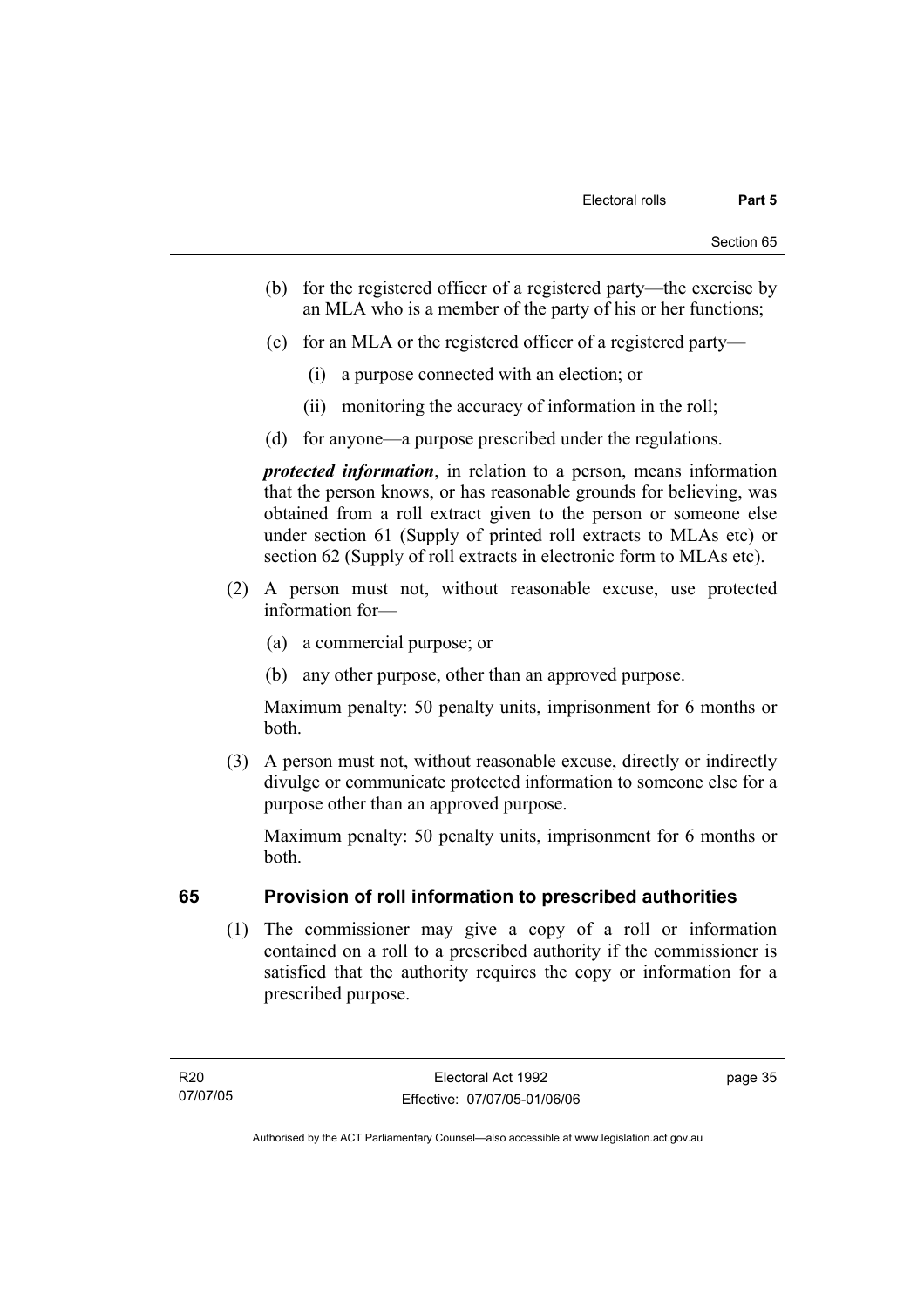(b) for the registered officer of a registered party—the exercise by an MLA who is a member of the party of his or her functions;

(c) for an MLA or the registered officer of a registered party—

(i) a purpose connected with an election; or

(ii) monitoring the accuracy of information in the roll;

(d) for anyone—a purpose prescribed under the regulations.

***protected information***, in relation to a person, means information that the person knows, or has reasonable grounds for believing, was obtained from a roll extract given to the person or someone else under section 61 (Supply of printed roll extracts to MLAs etc) or section 62 (Supply of roll extracts in electronic form to MLAs etc).

(2) A person must not, without reasonable excuse, use protected information for—

(a) a commercial purpose; or

(b) any other purpose, other than an approved purpose.

Maximum penalty: 50 penalty units, imprisonment for 6 months or both.

(3) A person must not, without reasonable excuse, directly or indirectly divulge or communicate protected information to someone else for a purpose other than an approved purpose.

Maximum penalty: 50 penalty units, imprisonment for 6 months or both.

## 65 Provision of roll information to prescribed authorities

(1) The commissioner may give a copy of a roll or information contained on a roll to a prescribed authority if the commissioner is satisfied that the authority requires the copy or information for a prescribed purpose.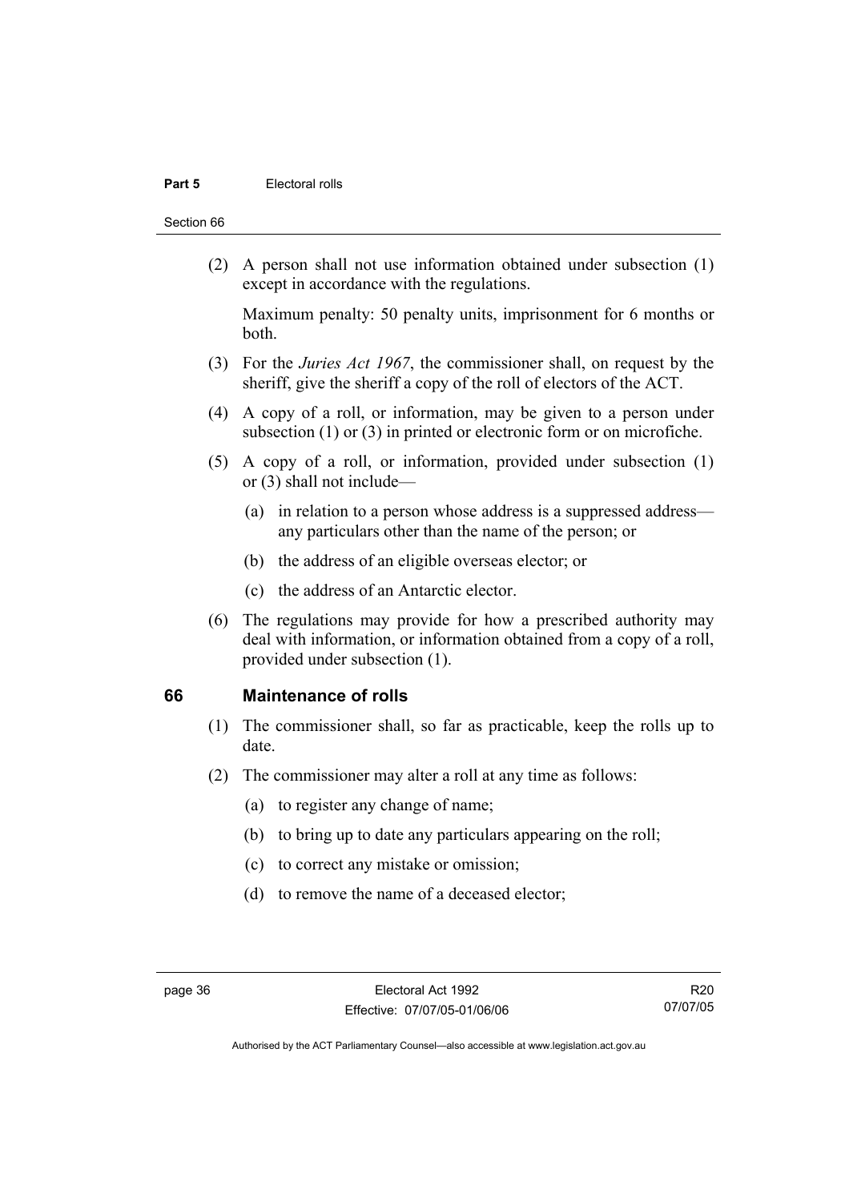(2) A person shall not use information obtained under subsection (1) except in accordance with the regulations.

Maximum penalty: 50 penalty units, imprisonment for 6 months or both.

(3) For the *Juries Act 1967*, the commissioner shall, on request by the sheriff, give the sheriff a copy of the roll of electors of the ACT.

(4) A copy of a roll, or information, may be given to a person under subsection (1) or (3) in printed or electronic form or on microfiche.

(5) A copy of a roll, or information, provided under subsection (1) or (3) shall not include—

(a) in relation to a person whose address is a suppressed address—any particulars other than the name of the person; or

(b) the address of an eligible overseas elector; or

(c) the address of an Antarctic elector.

(6) The regulations may provide for how a prescribed authority may deal with information, or information obtained from a copy of a roll, provided under subsection (1).

## 66 Maintenance of rolls

(1) The commissioner shall, so far as practicable, keep the rolls up to date.

(2) The commissioner may alter a roll at any time as follows:

(a) to register any change of name;

(b) to bring up to date any particulars appearing on the roll;

(c) to correct any mistake or omission;

(d) to remove the name of a deceased elector;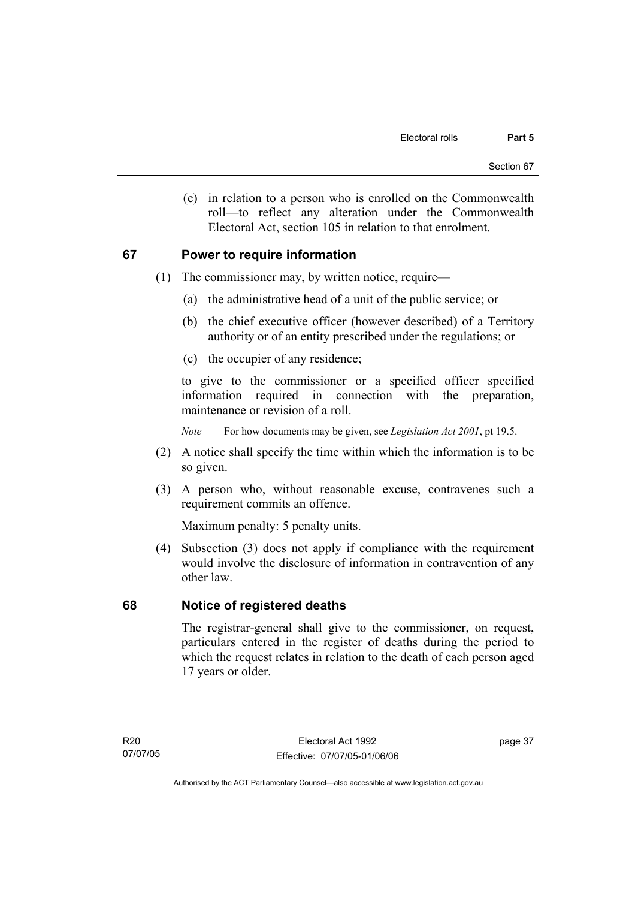(e) in relation to a person who is enrolled on the Commonwealth roll—to reflect any alteration under the Commonwealth Electoral Act, section 105 in relation to that enrolment.

## 67 Power to require information

(1) The commissioner may, by written notice, require—

(a) the administrative head of a unit of the public service; or

(b) the chief executive officer (however described) of a Territory authority or of an entity prescribed under the regulations; or

(c) the occupier of any residence;

to give to the commissioner or a specified officer specified information required in connection with the preparation, maintenance or revision of a roll.

*Note* For how documents may be given, see *Legislation Act 2001*, pt 19.5.

(2) A notice shall specify the time within which the information is to be so given.

(3) A person who, without reasonable excuse, contravenes such a requirement commits an offence.

Maximum penalty: 5 penalty units.

(4) Subsection (3) does not apply if compliance with the requirement would involve the disclosure of information in contravention of any other law.

## 68 Notice of registered deaths

The registrar-general shall give to the commissioner, on request, particulars entered in the register of deaths during the period to which the request relates in relation to the death of each person aged 17 years or older.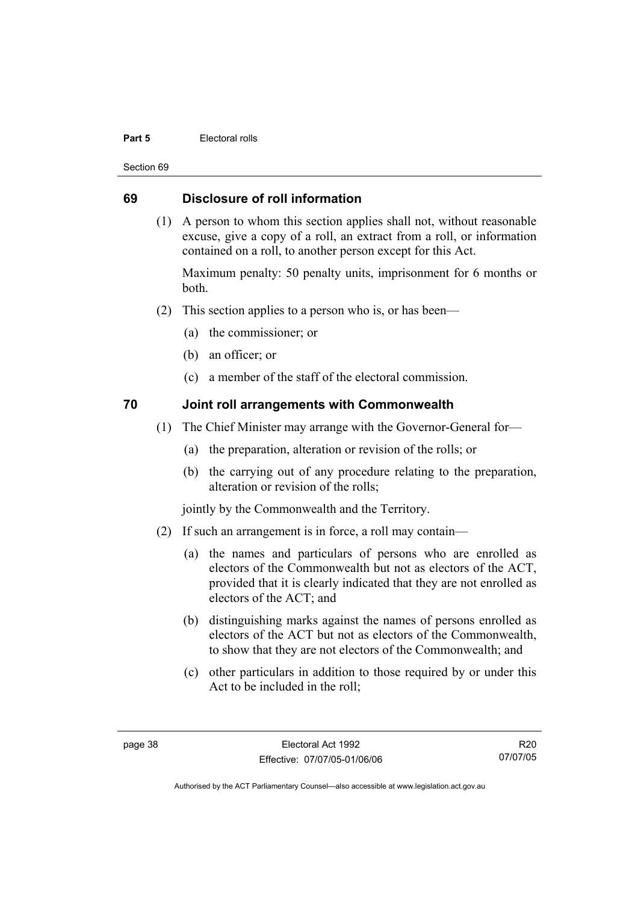## 69 Disclosure of roll information

(1) A person to whom this section applies shall not, without reasonable excuse, give a copy of a roll, an extract from a roll, or information contained on a roll, to another person except for this Act.

Maximum penalty: 50 penalty units, imprisonment for 6 months or both.

(2) This section applies to a person who is, or has been—

(a) the commissioner; or

(b) an officer; or

(c) a member of the staff of the electoral commission.

## 70 Joint roll arrangements with Commonwealth

(1) The Chief Minister may arrange with the Governor-General for—

(a) the preparation, alteration or revision of the rolls; or

(b) the carrying out of any procedure relating to the preparation, alteration or revision of the rolls;

jointly by the Commonwealth and the Territory.

(2) If such an arrangement is in force, a roll may contain—

(a) the names and particulars of persons who are enrolled as electors of the Commonwealth but not as electors of the ACT, provided that it is clearly indicated that they are not enrolled as electors of the ACT; and

(b) distinguishing marks against the names of persons enrolled as electors of the ACT but not as electors of the Commonwealth, to show that they are not electors of the Commonwealth; and

(c) other particulars in addition to those required by or under this Act to be included in the roll;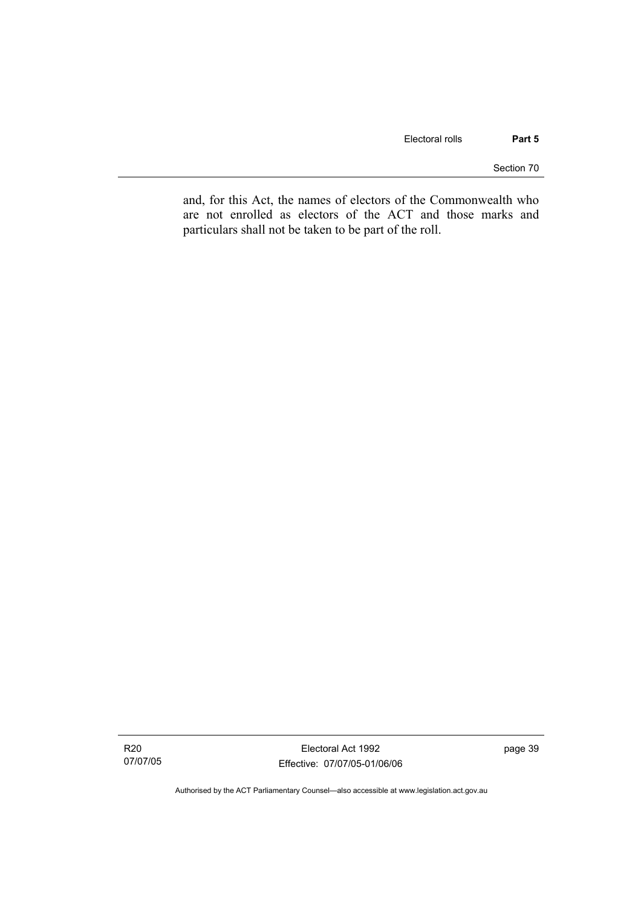and, for this Act, the names of electors of the Commonwealth who are not enrolled as electors of the ACT and those marks and particulars shall not be taken to be part of the roll.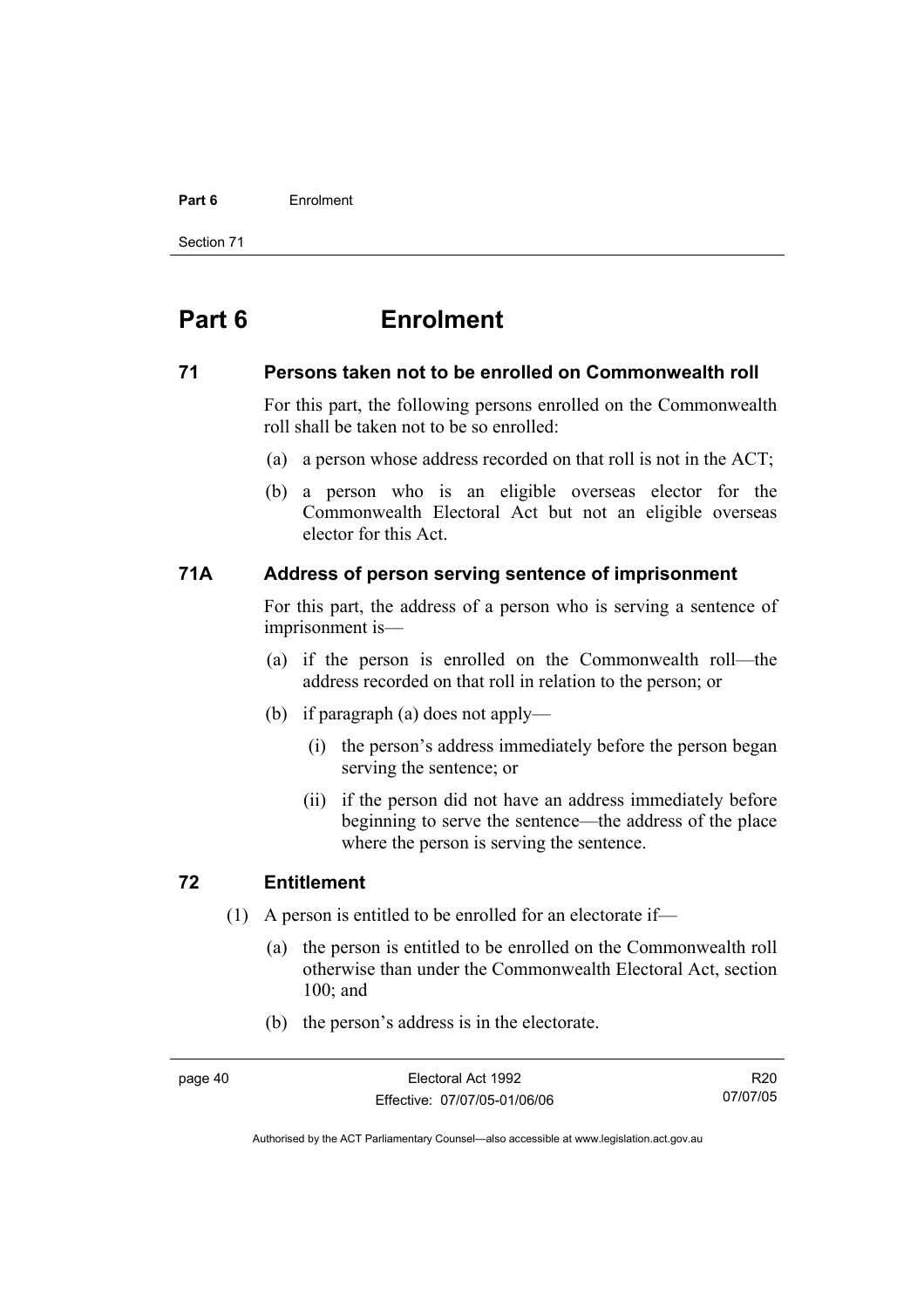# Part 6 Enrolment

## 71 Persons taken not to be enrolled on Commonwealth roll

For this part, the following persons enrolled on the Commonwealth roll shall be taken not to be so enrolled:

(a) a person whose address recorded on that roll is not in the ACT;

(b) a person who is an eligible overseas elector for the Commonwealth Electoral Act but not an eligible overseas elector for this Act.

## 71A Address of person serving sentence of imprisonment

For this part, the address of a person who is serving a sentence of imprisonment is—

(a) if the person is enrolled on the Commonwealth roll—the address recorded on that roll in relation to the person; or

(b) if paragraph (a) does not apply—

(i) the person's address immediately before the person began serving the sentence; or

(ii) if the person did not have an address immediately before beginning to serve the sentence—the address of the place where the person is serving the sentence.

## 72 Entitlement

(1) A person is entitled to be enrolled for an electorate if—

(a) the person is entitled to be enrolled on the Commonwealth roll otherwise than under the Commonwealth Electoral Act, section 100; and

(b) the person's address is in the electorate.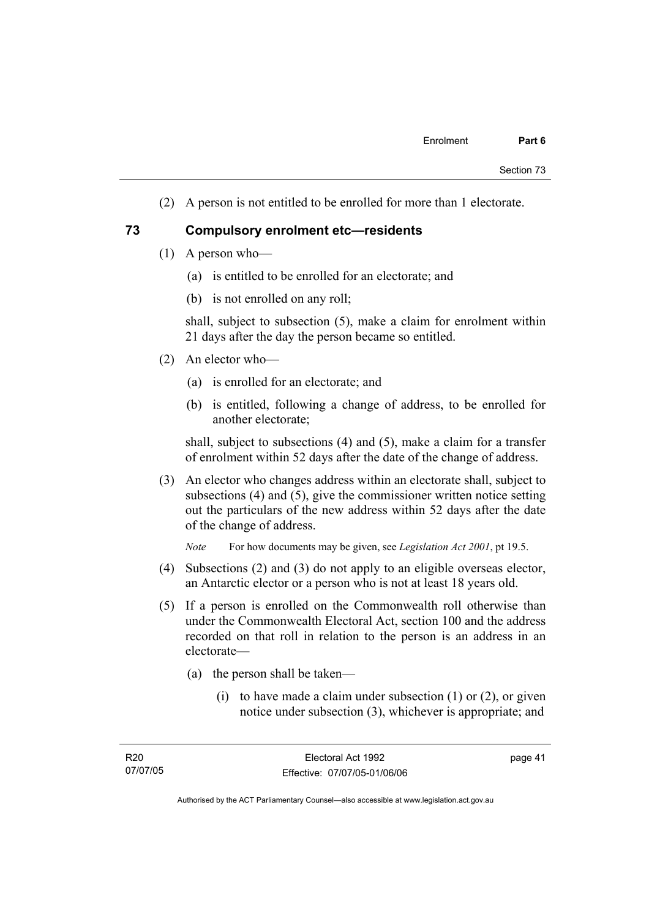(2) A person is not entitled to be enrolled for more than 1 electorate.

## 73 Compulsory enrolment etc—residents

(1) A person who—

  (a) is entitled to be enrolled for an electorate; and

  (b) is not enrolled on any roll;

shall, subject to subsection (5), make a claim for enrolment within 21 days after the day the person became so entitled.

(2) An elector who—

  (a) is enrolled for an electorate; and

  (b) is entitled, following a change of address, to be enrolled for another electorate;

shall, subject to subsections (4) and (5), make a claim for a transfer of enrolment within 52 days after the date of the change of address.

(3) An elector who changes address within an electorate shall, subject to subsections (4) and (5), give the commissioner written notice setting out the particulars of the new address within 52 days after the date of the change of address.

*Note* For how documents may be given, see *Legislation Act 2001*, pt 19.5.

(4) Subsections (2) and (3) do not apply to an eligible overseas elector, an Antarctic elector or a person who is not at least 18 years old.

(5) If a person is enrolled on the Commonwealth roll otherwise than under the Commonwealth Electoral Act, section 100 and the address recorded on that roll in relation to the person is an address in an electorate—

  (a) the person shall be taken—

    (i) to have made a claim under subsection (1) or (2), or given notice under subsection (3), whichever is appropriate; and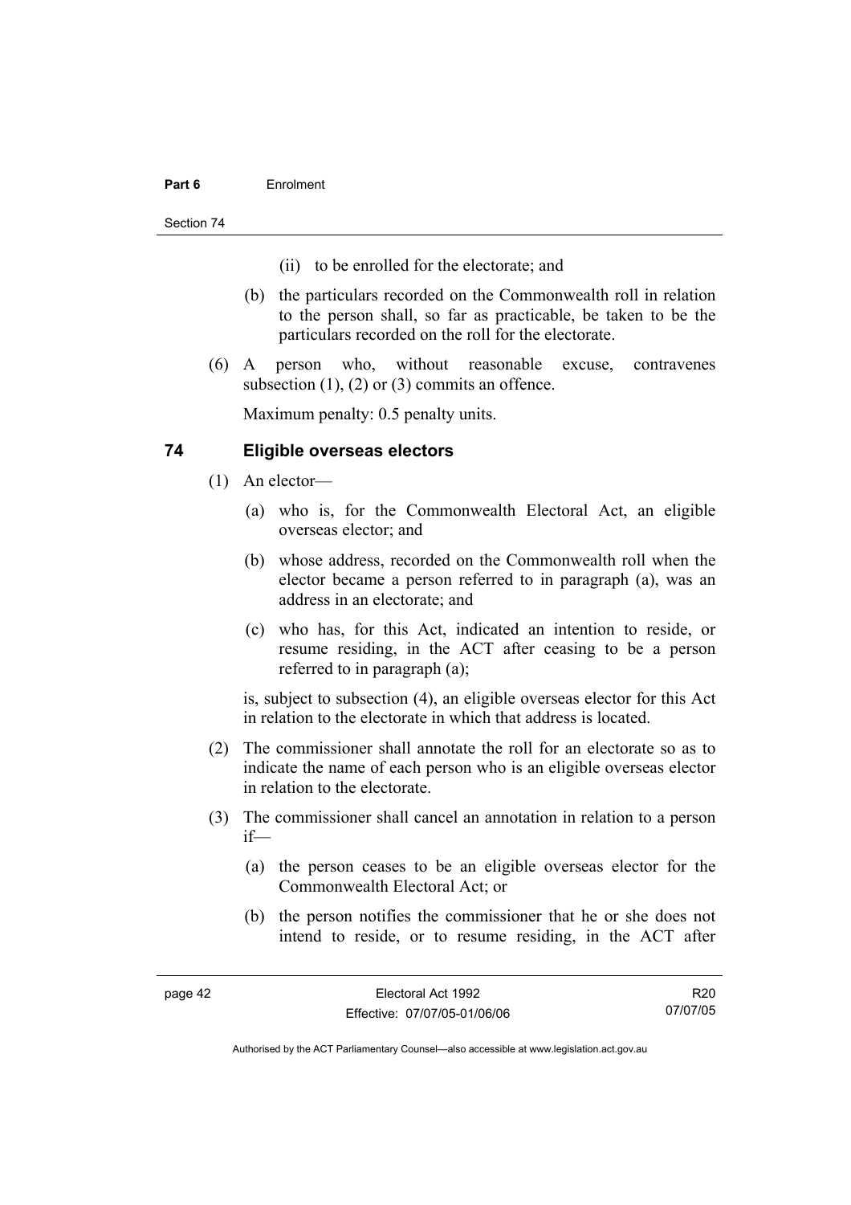(ii) to be enrolled for the electorate; and

(b) the particulars recorded on the Commonwealth roll in relation to the person shall, so far as practicable, be taken to be the particulars recorded on the roll for the electorate.

(6) A person who, without reasonable excuse, contravenes subsection (1), (2) or (3) commits an offence.

Maximum penalty: 0.5 penalty units.

## 74 Eligible overseas electors

(1) An elector—

(a) who is, for the Commonwealth Electoral Act, an eligible overseas elector; and

(b) whose address, recorded on the Commonwealth roll when the elector became a person referred to in paragraph (a), was an address in an electorate; and

(c) who has, for this Act, indicated an intention to reside, or resume residing, in the ACT after ceasing to be a person referred to in paragraph (a);

is, subject to subsection (4), an eligible overseas elector for this Act in relation to the electorate in which that address is located.

(2) The commissioner shall annotate the roll for an electorate so as to indicate the name of each person who is an eligible overseas elector in relation to the electorate.

(3) The commissioner shall cancel an annotation in relation to a person if—

(a) the person ceases to be an eligible overseas elector for the Commonwealth Electoral Act; or

(b) the person notifies the commissioner that he or she does not intend to reside, or to resume residing, in the ACT after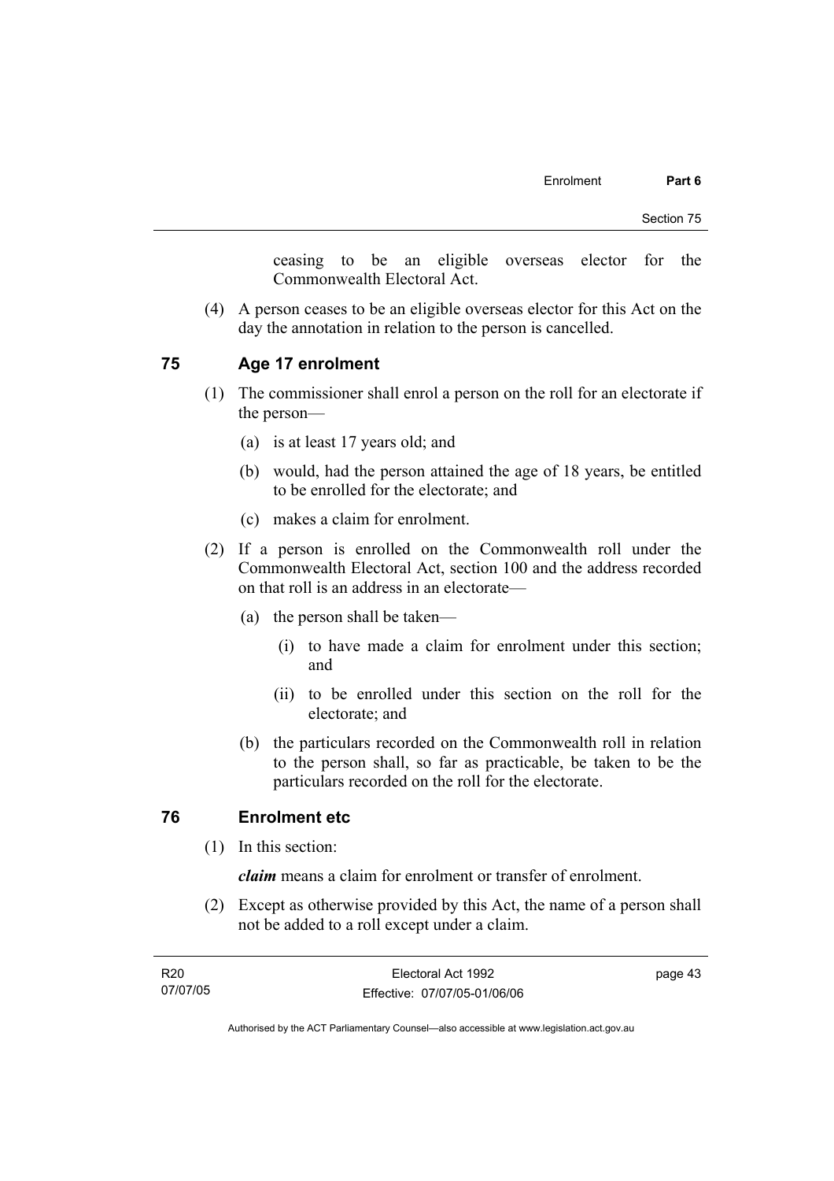ceasing to be an eligible overseas elector for the Commonwealth Electoral Act.

(4) A person ceases to be an eligible overseas elector for this Act on the day the annotation in relation to the person is cancelled.

## 75 Age 17 enrolment

(1) The commissioner shall enrol a person on the roll for an electorate if the person—

(a) is at least 17 years old; and

(b) would, had the person attained the age of 18 years, be entitled to be enrolled for the electorate; and

(c) makes a claim for enrolment.

(2) If a person is enrolled on the Commonwealth roll under the Commonwealth Electoral Act, section 100 and the address recorded on that roll is an address in an electorate—

(a) the person shall be taken—

(i) to have made a claim for enrolment under this section; and

(ii) to be enrolled under this section on the roll for the electorate; and

(b) the particulars recorded on the Commonwealth roll in relation to the person shall, so far as practicable, be taken to be the particulars recorded on the roll for the electorate.

## 76 Enrolment etc

(1) In this section:

***claim*** means a claim for enrolment or transfer of enrolment.

(2) Except as otherwise provided by this Act, the name of a person shall not be added to a roll except under a claim.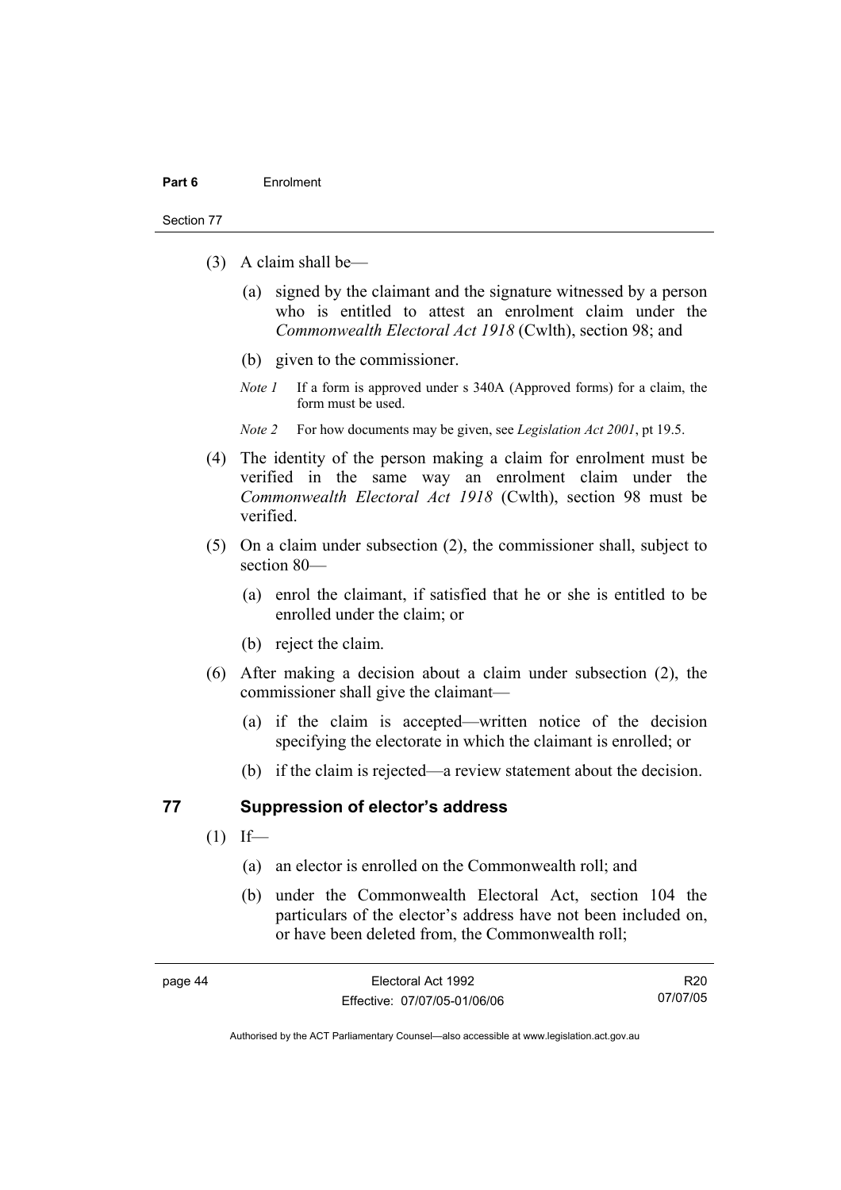(3) A claim shall be—

(a) signed by the claimant and the signature witnessed by a person who is entitled to attest an enrolment claim under the *Commonwealth Electoral Act 1918* (Cwlth), section 98; and

(b) given to the commissioner.

*Note 1* If a form is approved under s 340A (Approved forms) for a claim, the form must be used.

*Note 2* For how documents may be given, see *Legislation Act 2001*, pt 19.5.

(4) The identity of the person making a claim for enrolment must be verified in the same way an enrolment claim under the *Commonwealth Electoral Act 1918* (Cwlth), section 98 must be verified.

(5) On a claim under subsection (2), the commissioner shall, subject to section 80—

(a) enrol the claimant, if satisfied that he or she is entitled to be enrolled under the claim; or

(b) reject the claim.

(6) After making a decision about a claim under subsection (2), the commissioner shall give the claimant—

(a) if the claim is accepted—written notice of the decision specifying the electorate in which the claimant is enrolled; or

(b) if the claim is rejected—a review statement about the decision.

## 77 Suppression of elector's address

(1) If—

(a) an elector is enrolled on the Commonwealth roll; and

(b) under the Commonwealth Electoral Act, section 104 the particulars of the elector's address have not been included on, or have been deleted from, the Commonwealth roll;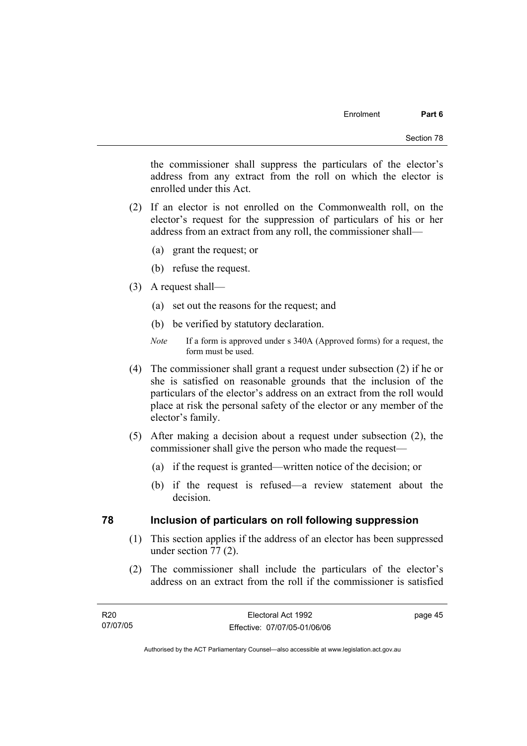the commissioner shall suppress the particulars of the elector's address from any extract from the roll on which the elector is enrolled under this Act.

(2) If an elector is not enrolled on the Commonwealth roll, on the elector's request for the suppression of particulars of his or her address from an extract from any roll, the commissioner shall—

(a) grant the request; or

(b) refuse the request.

(3) A request shall—

(a) set out the reasons for the request; and

(b) be verified by statutory declaration.

*Note* If a form is approved under s 340A (Approved forms) for a request, the form must be used.

(4) The commissioner shall grant a request under subsection (2) if he or she is satisfied on reasonable grounds that the inclusion of the particulars of the elector's address on an extract from the roll would place at risk the personal safety of the elector or any member of the elector's family.

(5) After making a decision about a request under subsection (2), the commissioner shall give the person who made the request—

(a) if the request is granted—written notice of the decision; or

(b) if the request is refused—a review statement about the decision.

## 78 Inclusion of particulars on roll following suppression

(1) This section applies if the address of an elector has been suppressed under section 77 (2).

(2) The commissioner shall include the particulars of the elector's address on an extract from the roll if the commissioner is satisfied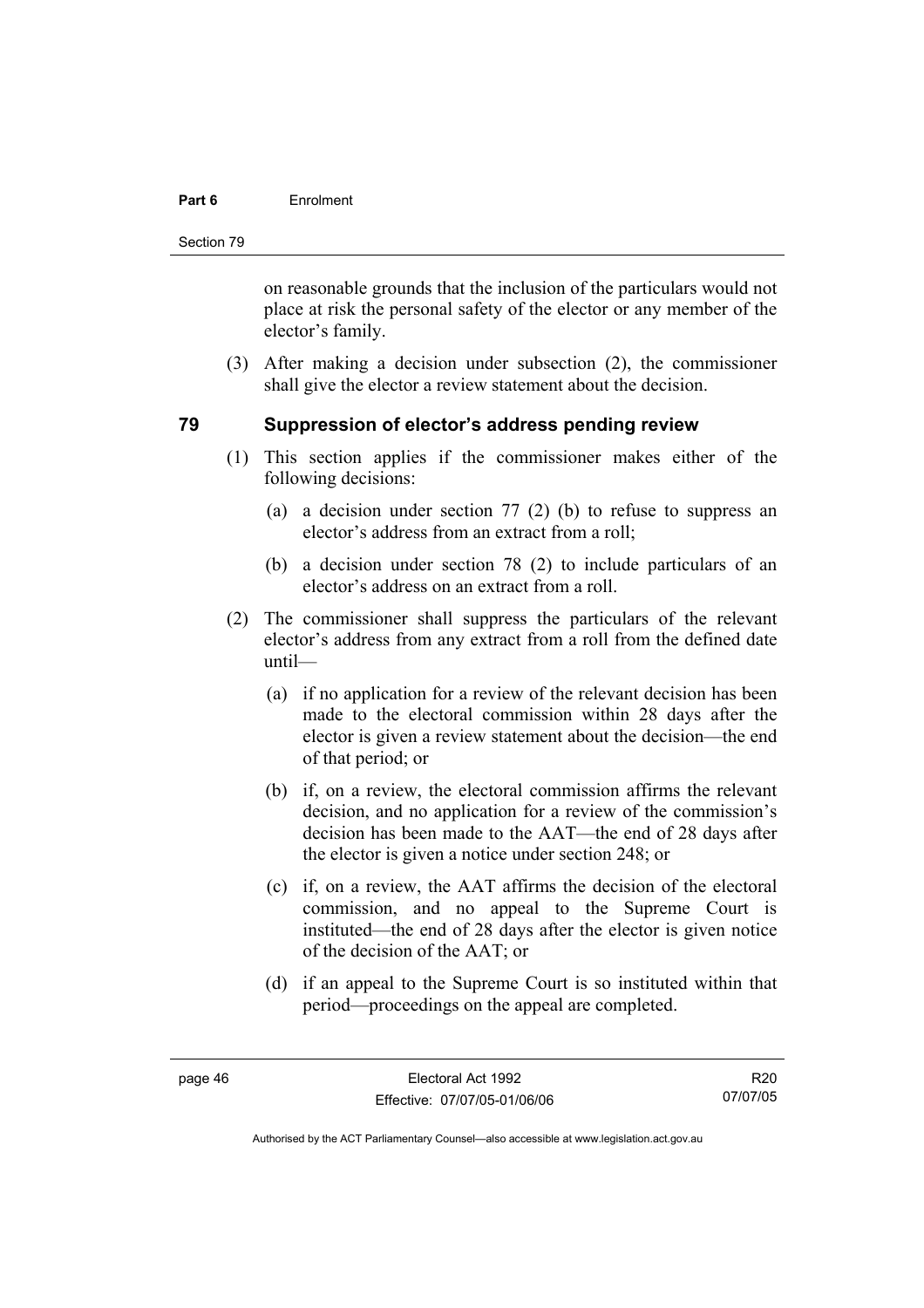on reasonable grounds that the inclusion of the particulars would not place at risk the personal safety of the elector or any member of the elector's family.

(3) After making a decision under subsection (2), the commissioner shall give the elector a review statement about the decision.

## 79 Suppression of elector's address pending review

(1) This section applies if the commissioner makes either of the following decisions:

(a) a decision under section 77 (2) (b) to refuse to suppress an elector's address from an extract from a roll;

(b) a decision under section 78 (2) to include particulars of an elector's address on an extract from a roll.

(2) The commissioner shall suppress the particulars of the relevant elector's address from any extract from a roll from the defined date until—

(a) if no application for a review of the relevant decision has been made to the electoral commission within 28 days after the elector is given a review statement about the decision—the end of that period; or

(b) if, on a review, the electoral commission affirms the relevant decision, and no application for a review of the commission's decision has been made to the AAT—the end of 28 days after the elector is given a notice under section 248; or

(c) if, on a review, the AAT affirms the decision of the electoral commission, and no appeal to the Supreme Court is instituted—the end of 28 days after the elector is given notice of the decision of the AAT; or

(d) if an appeal to the Supreme Court is so instituted within that period—proceedings on the appeal are completed.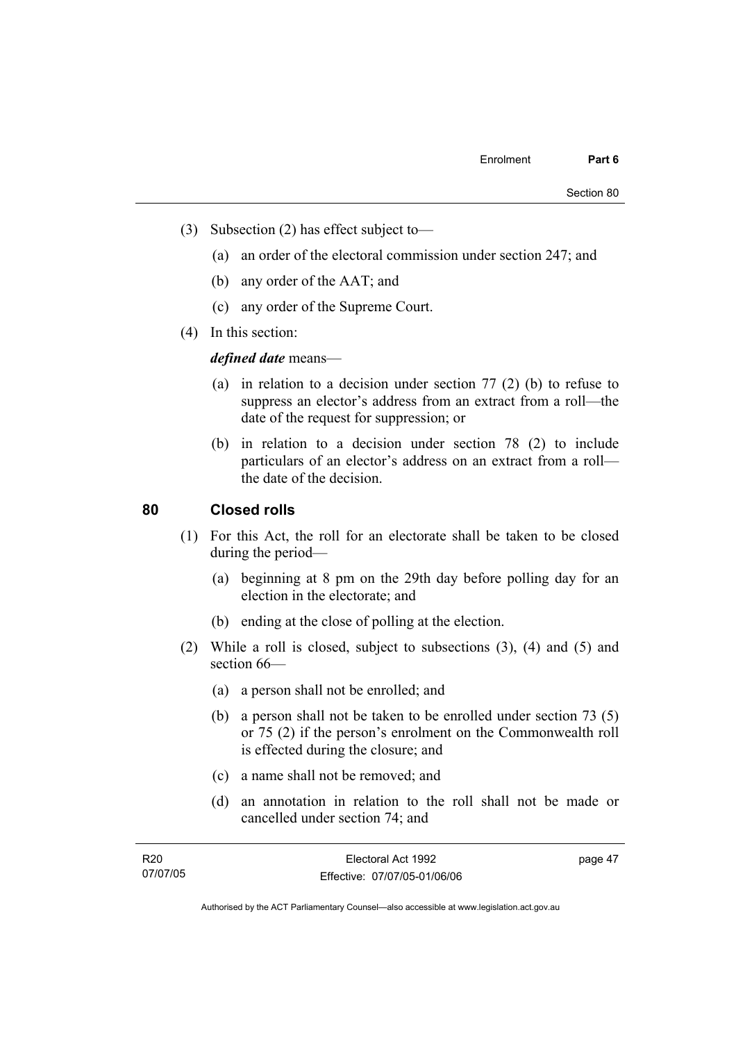(3) Subsection (2) has effect subject to—

(a) an order of the electoral commission under section 247; and

(b) any order of the AAT; and

(c) any order of the Supreme Court.

(4) In this section:

***defined date*** means—

(a) in relation to a decision under section 77 (2) (b) to refuse to suppress an elector's address from an extract from a roll—the date of the request for suppression; or

(b) in relation to a decision under section 78 (2) to include particulars of an elector's address on an extract from a roll—the date of the decision.

## 80 Closed rolls

(1) For this Act, the roll for an electorate shall be taken to be closed during the period—

(a) beginning at 8 pm on the 29th day before polling day for an election in the electorate; and

(b) ending at the close of polling at the election.

(2) While a roll is closed, subject to subsections (3), (4) and (5) and section 66—

(a) a person shall not be enrolled; and

(b) a person shall not be taken to be enrolled under section 73 (5) or 75 (2) if the person's enrolment on the Commonwealth roll is effected during the closure; and

(c) a name shall not be removed; and

(d) an annotation in relation to the roll shall not be made or cancelled under section 74; and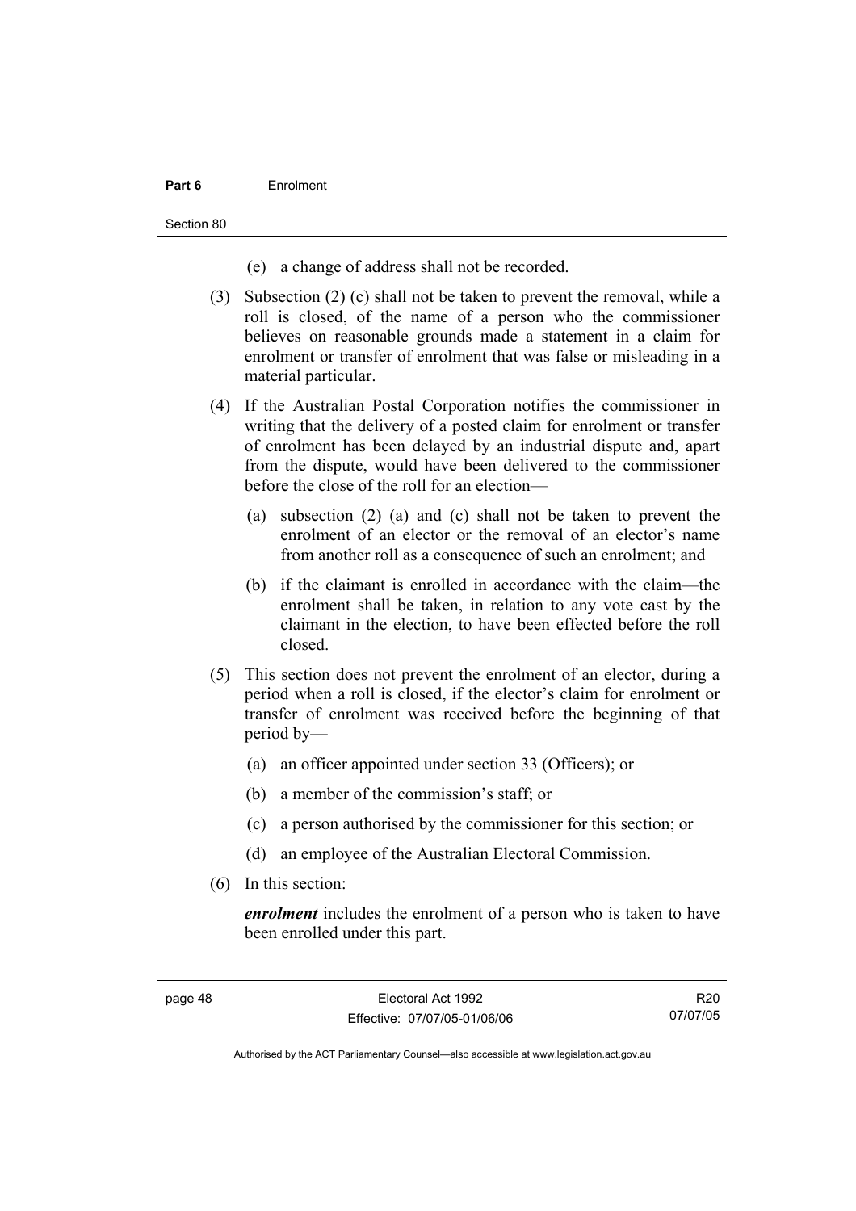(e) a change of address shall not be recorded.

(3) Subsection (2) (c) shall not be taken to prevent the removal, while a roll is closed, of the name of a person who the commissioner believes on reasonable grounds made a statement in a claim for enrolment or transfer of enrolment that was false or misleading in a material particular.

(4) If the Australian Postal Corporation notifies the commissioner in writing that the delivery of a posted claim for enrolment or transfer of enrolment has been delayed by an industrial dispute and, apart from the dispute, would have been delivered to the commissioner before the close of the roll for an election—

(a) subsection (2) (a) and (c) shall not be taken to prevent the enrolment of an elector or the removal of an elector's name from another roll as a consequence of such an enrolment; and

(b) if the claimant is enrolled in accordance with the claim—the enrolment shall be taken, in relation to any vote cast by the claimant in the election, to have been effected before the roll closed.

(5) This section does not prevent the enrolment of an elector, during a period when a roll is closed, if the elector's claim for enrolment or transfer of enrolment was received before the beginning of that period by—

(a) an officer appointed under section 33 (Officers); or

(b) a member of the commission's staff; or

(c) a person authorised by the commissioner for this section; or

(d) an employee of the Australian Electoral Commission.

(6) In this section:

***enrolment*** includes the enrolment of a person who is taken to have been enrolled under this part.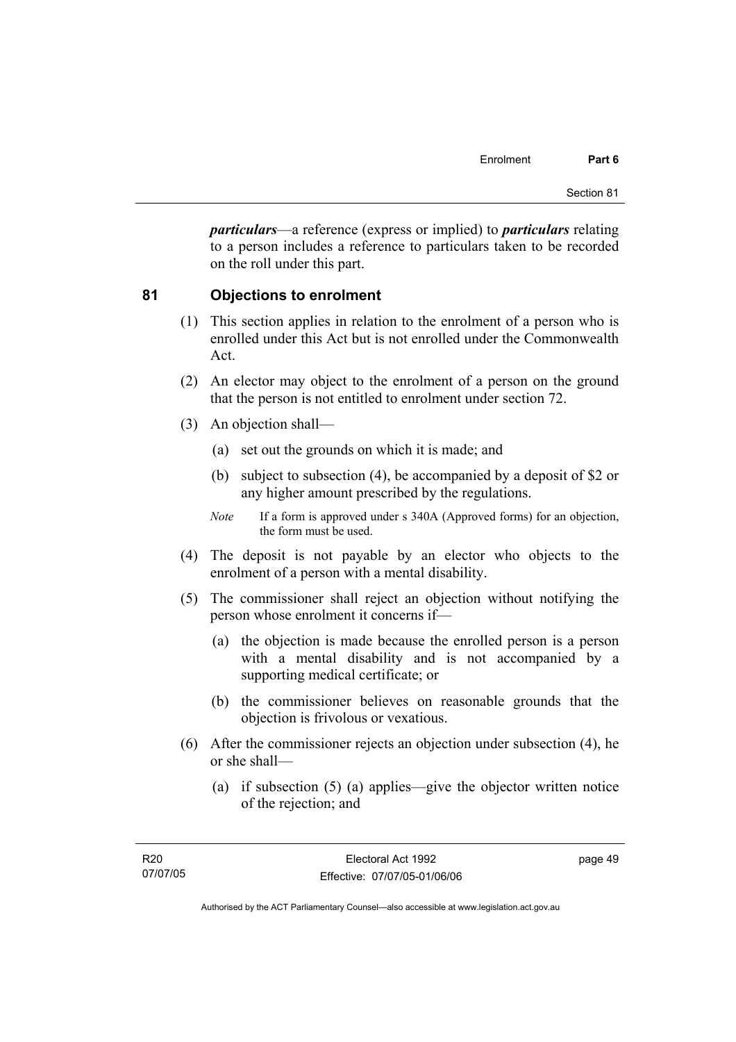***particulars***—a reference (express or implied) to ***particulars*** relating to a person includes a reference to particulars taken to be recorded on the roll under this part.

## 81 Objections to enrolment

(1) This section applies in relation to the enrolment of a person who is enrolled under this Act but is not enrolled under the Commonwealth Act.

(2) An elector may object to the enrolment of a person on the ground that the person is not entitled to enrolment under section 72.

(3) An objection shall—

(a) set out the grounds on which it is made; and

(b) subject to subsection (4), be accompanied by a deposit of $2 or any higher amount prescribed by the regulations.

*Note* If a form is approved under s 340A (Approved forms) for an objection, the form must be used.

(4) The deposit is not payable by an elector who objects to the enrolment of a person with a mental disability.

(5) The commissioner shall reject an objection without notifying the person whose enrolment it concerns if—

(a) the objection is made because the enrolled person is a person with a mental disability and is not accompanied by a supporting medical certificate; or

(b) the commissioner believes on reasonable grounds that the objection is frivolous or vexatious.

(6) After the commissioner rejects an objection under subsection (4), he or she shall—

(a) if subsection (5) (a) applies—give the objector written notice of the rejection; and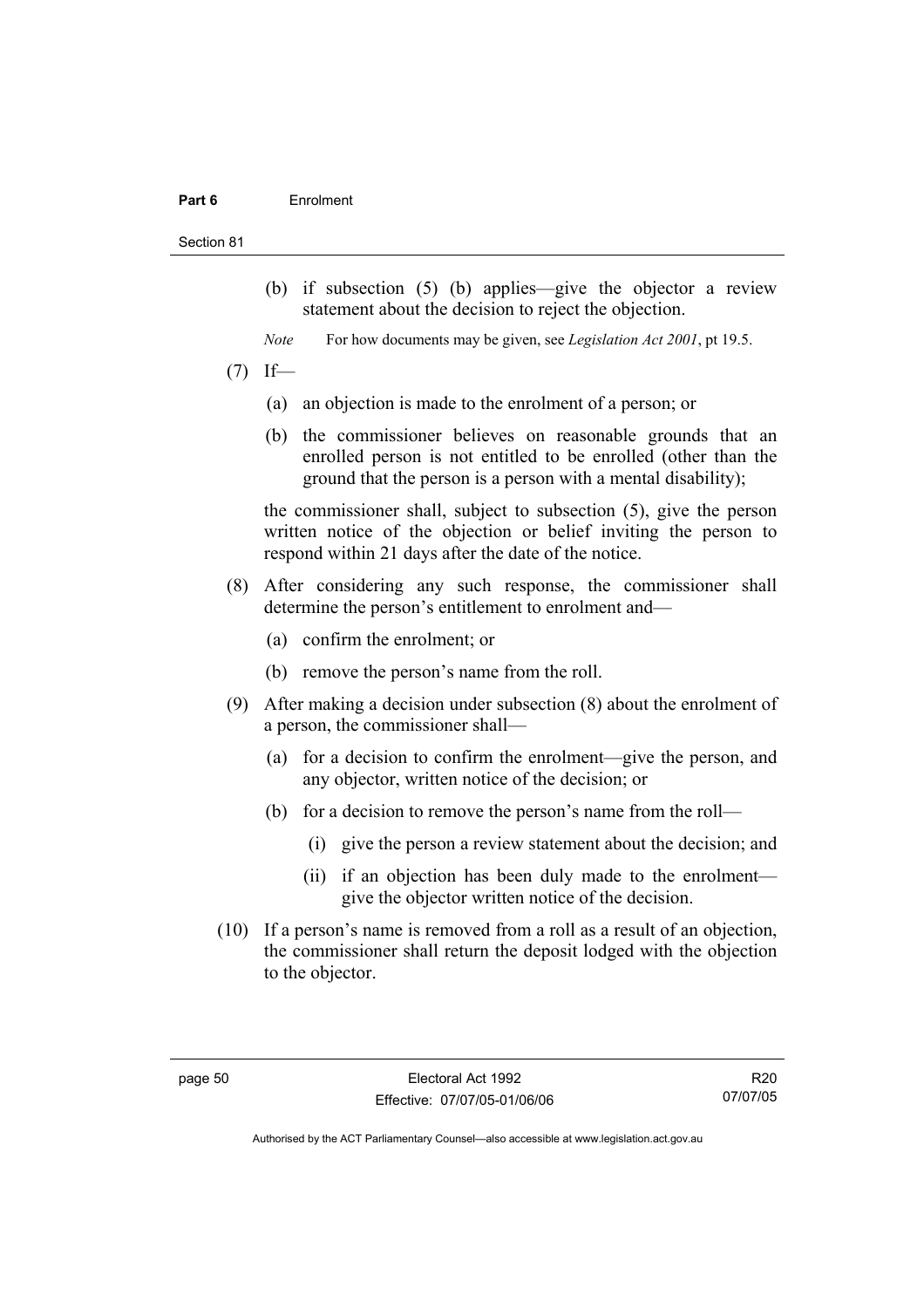(b) if subsection (5) (b) applies—give the objector a review statement about the decision to reject the objection.

*Note* For how documents may be given, see *Legislation Act 2001*, pt 19.5.

(7) If—

(a) an objection is made to the enrolment of a person; or

(b) the commissioner believes on reasonable grounds that an enrolled person is not entitled to be enrolled (other than the ground that the person is a person with a mental disability);

the commissioner shall, subject to subsection (5), give the person written notice of the objection or belief inviting the person to respond within 21 days after the date of the notice.

(8) After considering any such response, the commissioner shall determine the person's entitlement to enrolment and—

(a) confirm the enrolment; or

(b) remove the person's name from the roll.

(9) After making a decision under subsection (8) about the enrolment of a person, the commissioner shall—

(a) for a decision to confirm the enrolment—give the person, and any objector, written notice of the decision; or

(b) for a decision to remove the person's name from the roll—

(i) give the person a review statement about the decision; and

(ii) if an objection has been duly made to the enrolment—give the objector written notice of the decision.

(10) If a person's name is removed from a roll as a result of an objection, the commissioner shall return the deposit lodged with the objection to the objector.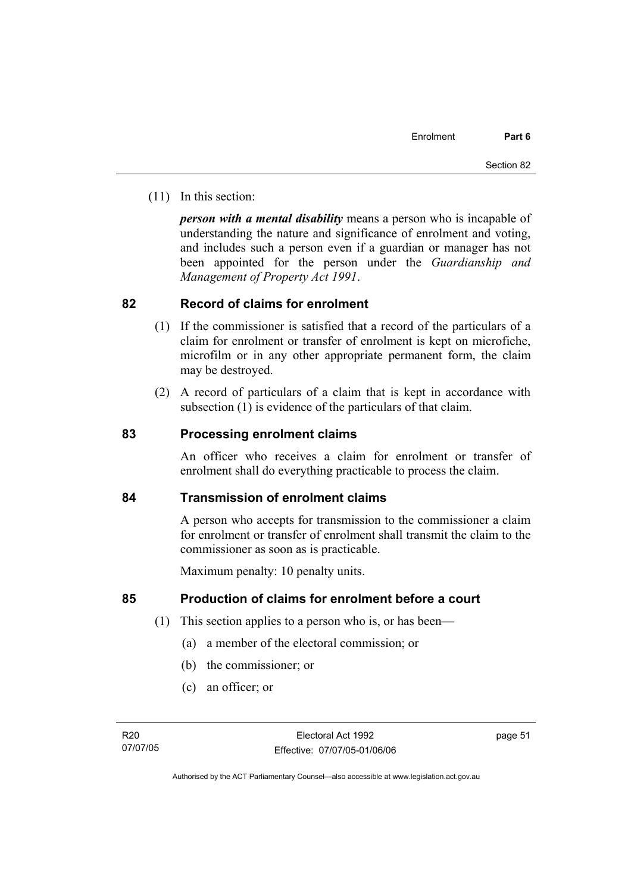(11) In this section:

***person with a mental disability*** means a person who is incapable of understanding the nature and significance of enrolment and voting, and includes such a person even if a guardian or manager has not been appointed for the person under the *Guardianship and Management of Property Act 1991*.

## 82 Record of claims for enrolment

(1) If the commissioner is satisfied that a record of the particulars of a claim for enrolment or transfer of enrolment is kept on microfiche, microfilm or in any other appropriate permanent form, the claim may be destroyed.

(2) A record of particulars of a claim that is kept in accordance with subsection (1) is evidence of the particulars of that claim.

## 83 Processing enrolment claims

An officer who receives a claim for enrolment or transfer of enrolment shall do everything practicable to process the claim.

## 84 Transmission of enrolment claims

A person who accepts for transmission to the commissioner a claim for enrolment or transfer of enrolment shall transmit the claim to the commissioner as soon as is practicable.

Maximum penalty: 10 penalty units.

## 85 Production of claims for enrolment before a court

(1) This section applies to a person who is, or has been—

(a) a member of the electoral commission; or

(b) the commissioner; or

(c) an officer; or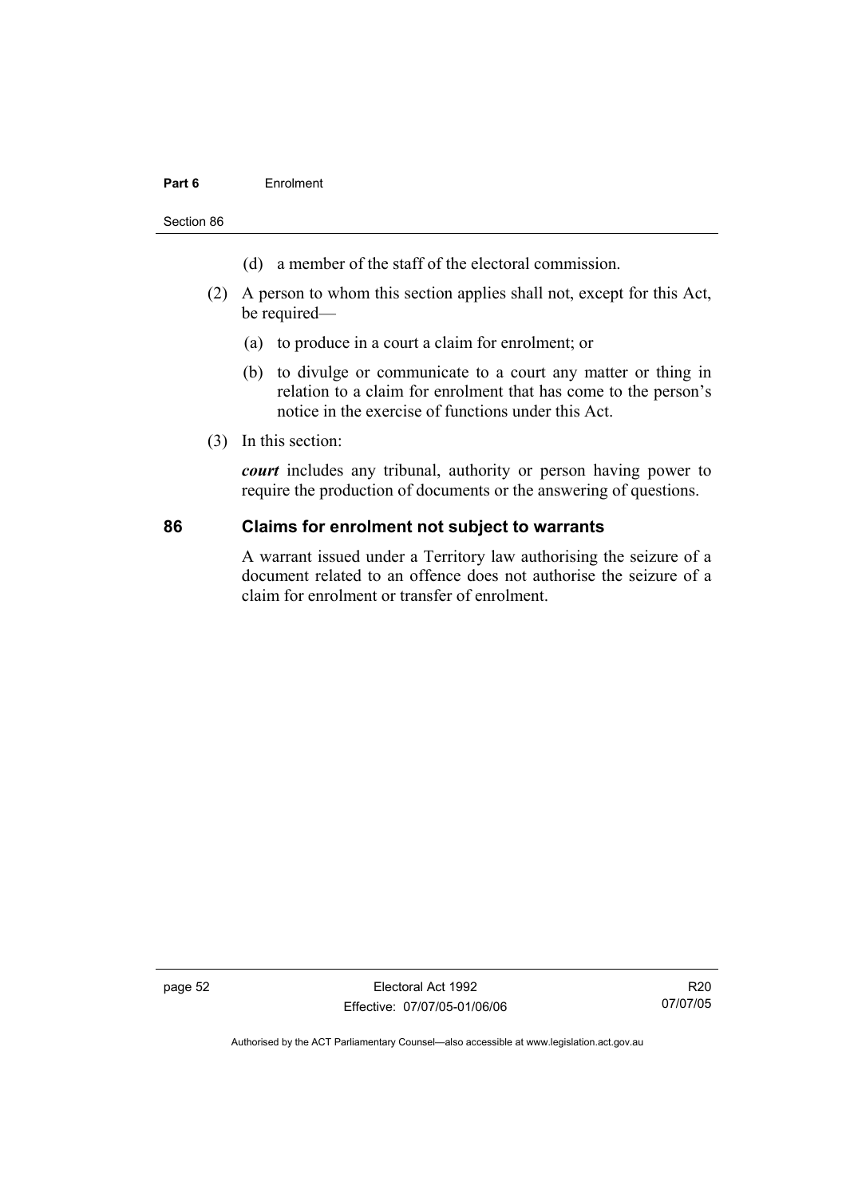(d) a member of the staff of the electoral commission.

(2) A person to whom this section applies shall not, except for this Act, be required—

(a) to produce in a court a claim for enrolment; or

(b) to divulge or communicate to a court any matter or thing in relation to a claim for enrolment that has come to the person's notice in the exercise of functions under this Act.

(3) In this section:

***court*** includes any tribunal, authority or person having power to require the production of documents or the answering of questions.

## 86 Claims for enrolment not subject to warrants

A warrant issued under a Territory law authorising the seizure of a document related to an offence does not authorise the seizure of a claim for enrolment or transfer of enrolment.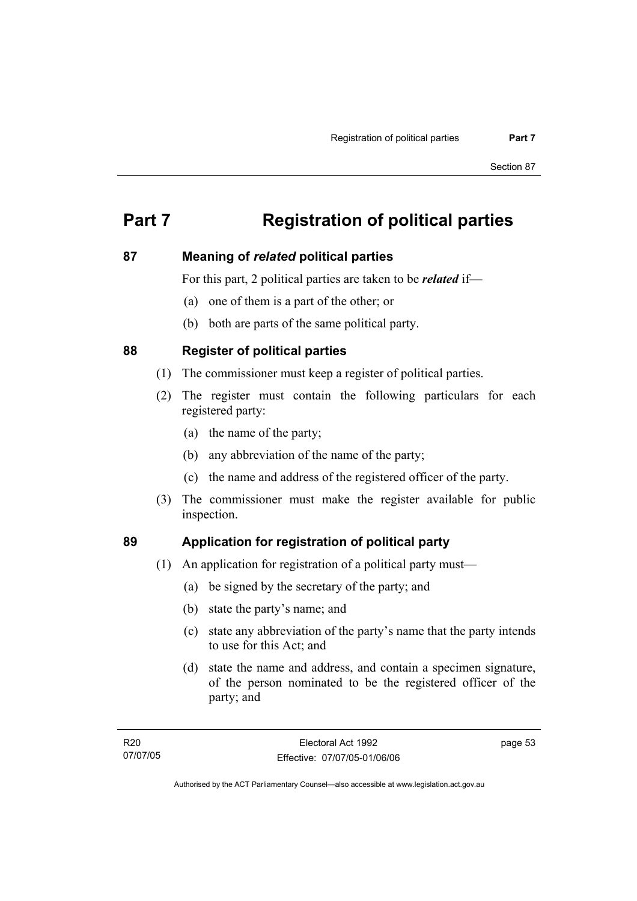# Part 7 Registration of political parties

## 87 Meaning of *related* political parties

For this part, 2 political parties are taken to be ***related*** if—

(a) one of them is a part of the other; or

(b) both are parts of the same political party.

## 88 Register of political parties

(1) The commissioner must keep a register of political parties.

(2) The register must contain the following particulars for each registered party:

(a) the name of the party;

(b) any abbreviation of the name of the party;

(c) the name and address of the registered officer of the party.

(3) The commissioner must make the register available for public inspection.

## 89 Application for registration of political party

(1) An application for registration of a political party must—

(a) be signed by the secretary of the party; and

(b) state the party's name; and

(c) state any abbreviation of the party's name that the party intends to use for this Act; and

(d) state the name and address, and contain a specimen signature, of the person nominated to be the registered officer of the party; and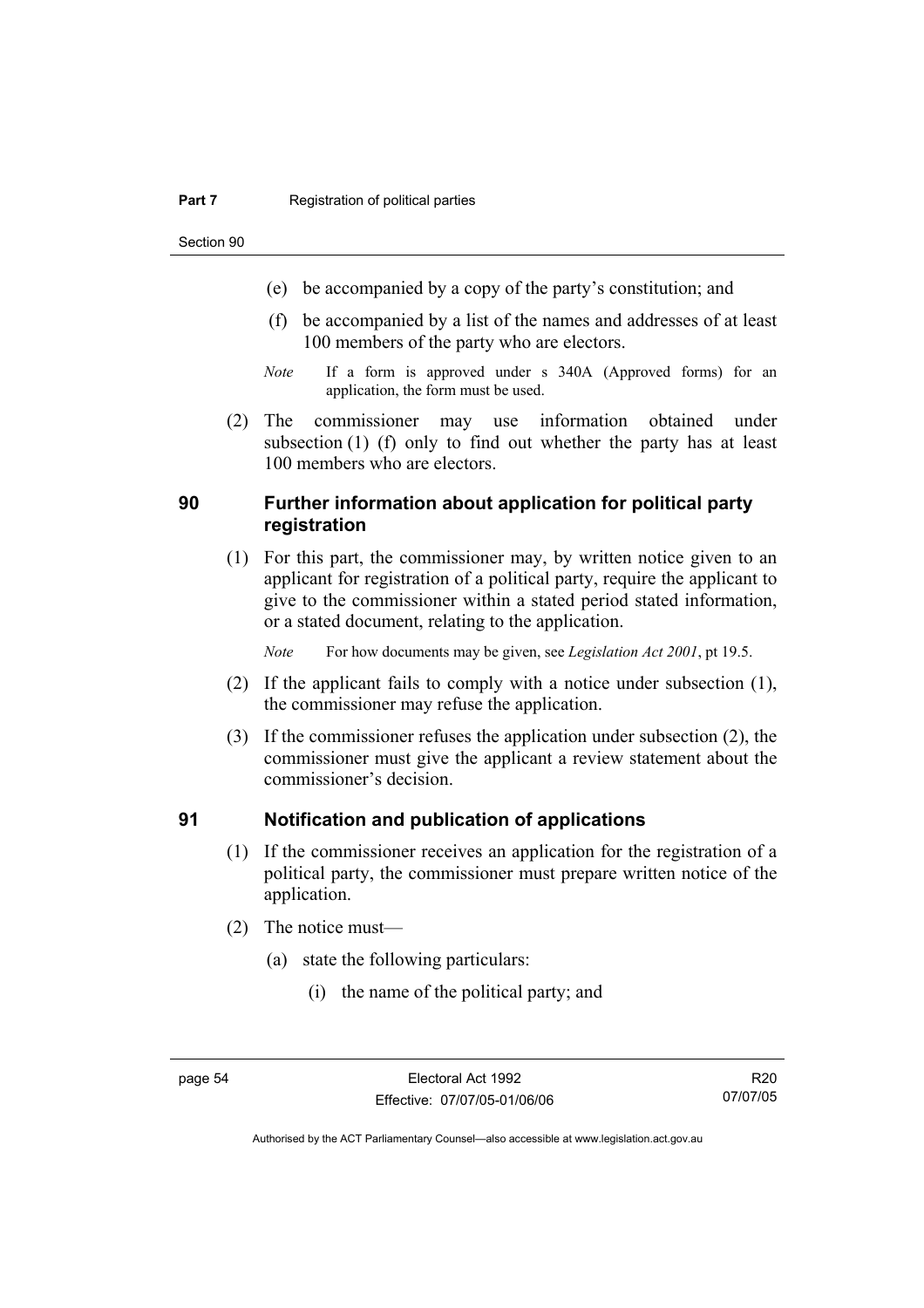(e) be accompanied by a copy of the party's constitution; and

(f) be accompanied by a list of the names and addresses of at least 100 members of the party who are electors.

*Note* If a form is approved under s 340A (Approved forms) for an application, the form must be used.

(2) The commissioner may use information obtained under subsection (1) (f) only to find out whether the party has at least 100 members who are electors.

### 90 Further information about application for political party registration

(1) For this part, the commissioner may, by written notice given to an applicant for registration of a political party, require the applicant to give to the commissioner within a stated period stated information, or a stated document, relating to the application.

*Note* For how documents may be given, see *Legislation Act 2001*, pt 19.5.

(2) If the applicant fails to comply with a notice under subsection (1), the commissioner may refuse the application.

(3) If the commissioner refuses the application under subsection (2), the commissioner must give the applicant a review statement about the commissioner's decision.

### 91 Notification and publication of applications

(1) If the commissioner receives an application for the registration of a political party, the commissioner must prepare written notice of the application.

(2) The notice must—

(a) state the following particulars:

(i) the name of the political party; and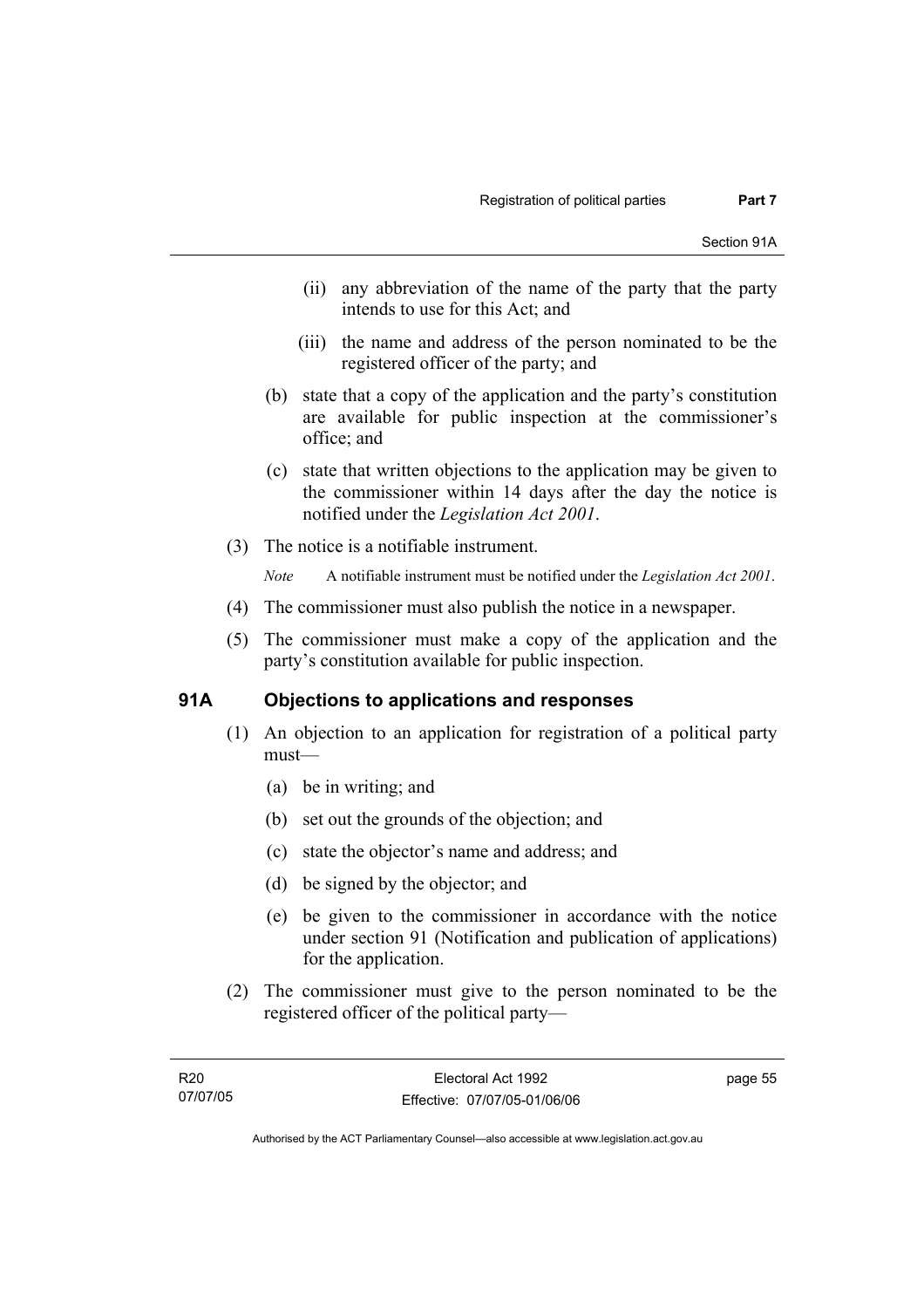(ii) any abbreviation of the name of the party that the party intends to use for this Act; and

(iii) the name and address of the person nominated to be the registered officer of the party; and

(b) state that a copy of the application and the party's constitution are available for public inspection at the commissioner's office; and

(c) state that written objections to the application may be given to the commissioner within 14 days after the day the notice is notified under the *Legislation Act 2001*.

(3) The notice is a notifiable instrument.

*Note* A notifiable instrument must be notified under the *Legislation Act 2001*.

(4) The commissioner must also publish the notice in a newspaper.

(5) The commissioner must make a copy of the application and the party's constitution available for public inspection.

### 91A Objections to applications and responses

(1) An objection to an application for registration of a political party must—

(a) be in writing; and

(b) set out the grounds of the objection; and

(c) state the objector's name and address; and

(d) be signed by the objector; and

(e) be given to the commissioner in accordance with the notice under section 91 (Notification and publication of applications) for the application.

(2) The commissioner must give to the person nominated to be the registered officer of the political party—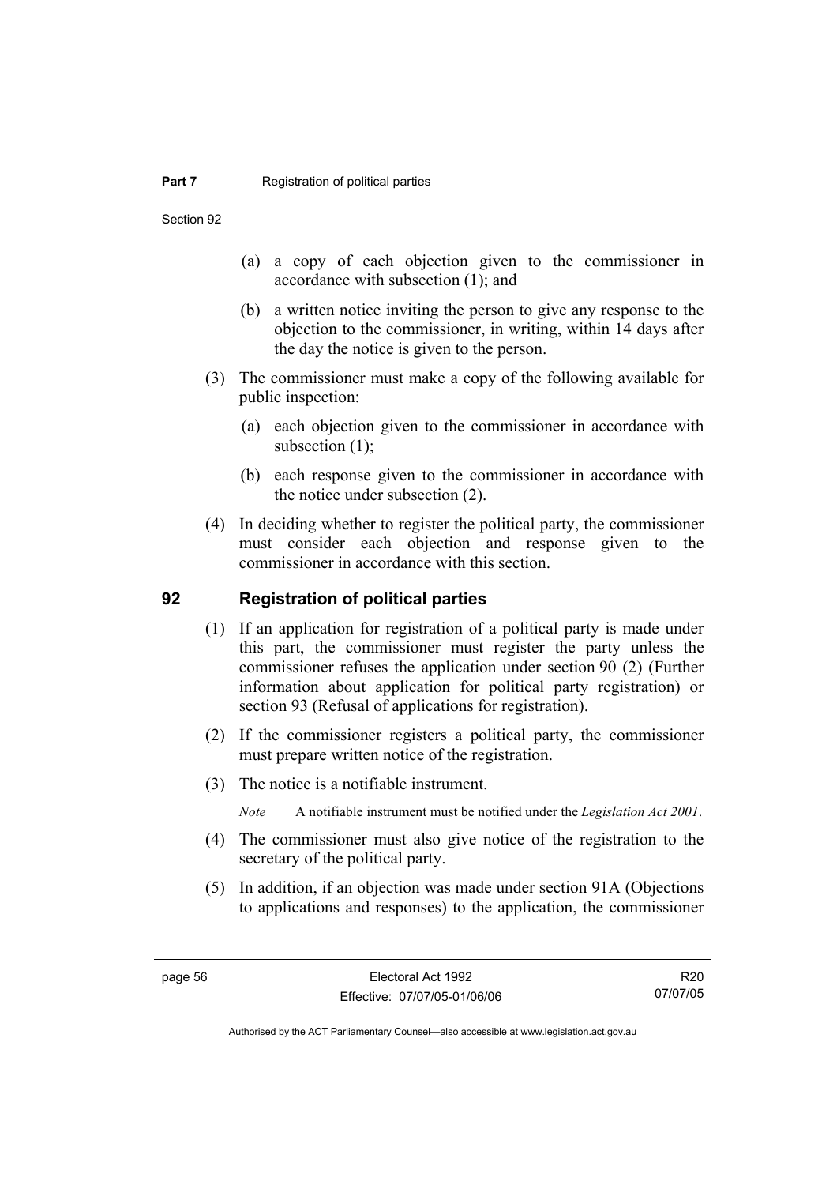(a) a copy of each objection given to the commissioner in accordance with subsection (1); and

(b) a written notice inviting the person to give any response to the objection to the commissioner, in writing, within 14 days after the day the notice is given to the person.

(3) The commissioner must make a copy of the following available for public inspection:

(a) each objection given to the commissioner in accordance with subsection (1);

(b) each response given to the commissioner in accordance with the notice under subsection (2).

(4) In deciding whether to register the political party, the commissioner must consider each objection and response given to the commissioner in accordance with this section.

## 92 Registration of political parties

(1) If an application for registration of a political party is made under this part, the commissioner must register the party unless the commissioner refuses the application under section 90 (2) (Further information about application for political party registration) or section 93 (Refusal of applications for registration).

(2) If the commissioner registers a political party, the commissioner must prepare written notice of the registration.

(3) The notice is a notifiable instrument.

*Note* A notifiable instrument must be notified under the *Legislation Act 2001*.

(4) The commissioner must also give notice of the registration to the secretary of the political party.

(5) In addition, if an objection was made under section 91A (Objections to applications and responses) to the application, the commissioner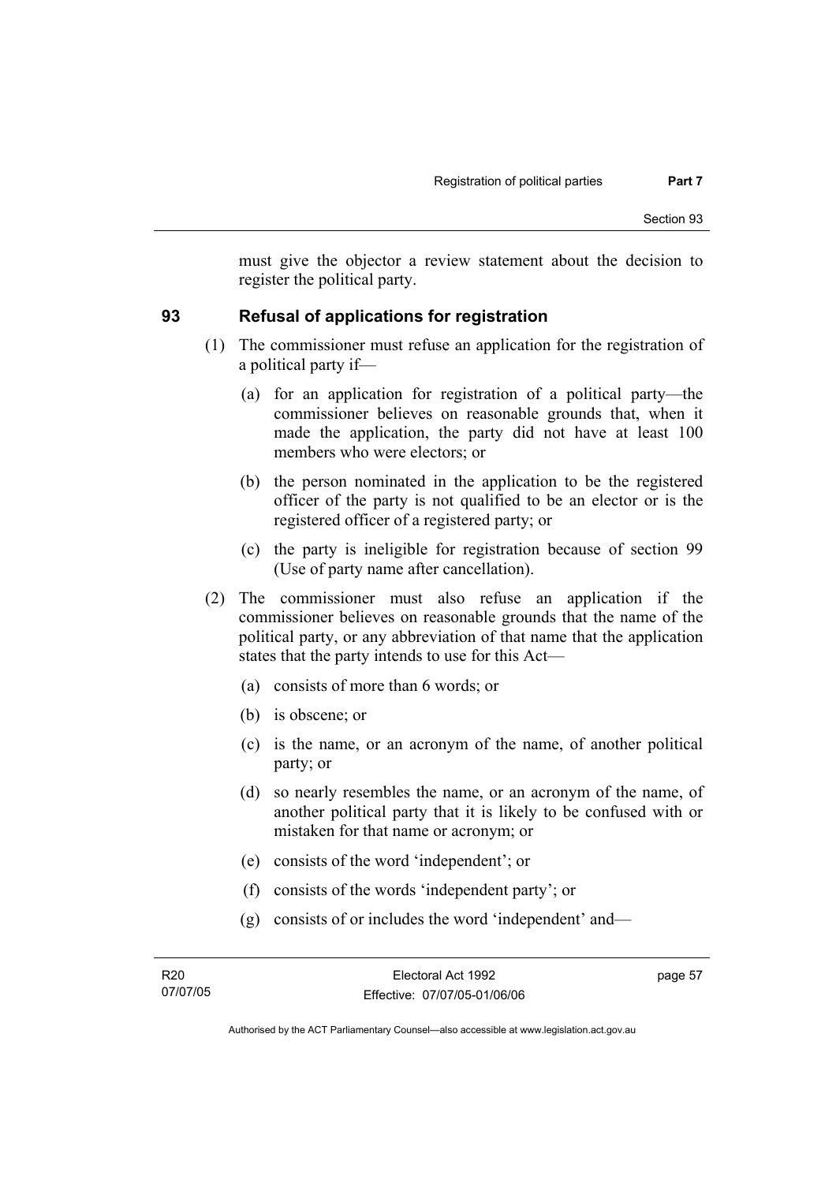must give the objector a review statement about the decision to register the political party.

## 93 Refusal of applications for registration

(1) The commissioner must refuse an application for the registration of a political party if—

(a) for an application for registration of a political party—the commissioner believes on reasonable grounds that, when it made the application, the party did not have at least 100 members who were electors; or

(b) the person nominated in the application to be the registered officer of the party is not qualified to be an elector or is the registered officer of a registered party; or

(c) the party is ineligible for registration because of section 99 (Use of party name after cancellation).

(2) The commissioner must also refuse an application if the commissioner believes on reasonable grounds that the name of the political party, or any abbreviation of that name that the application states that the party intends to use for this Act—

(a) consists of more than 6 words; or

(b) is obscene; or

(c) is the name, or an acronym of the name, of another political party; or

(d) so nearly resembles the name, or an acronym of the name, of another political party that it is likely to be confused with or mistaken for that name or acronym; or

(e) consists of the word 'independent'; or

(f) consists of the words 'independent party'; or

(g) consists of or includes the word 'independent' and—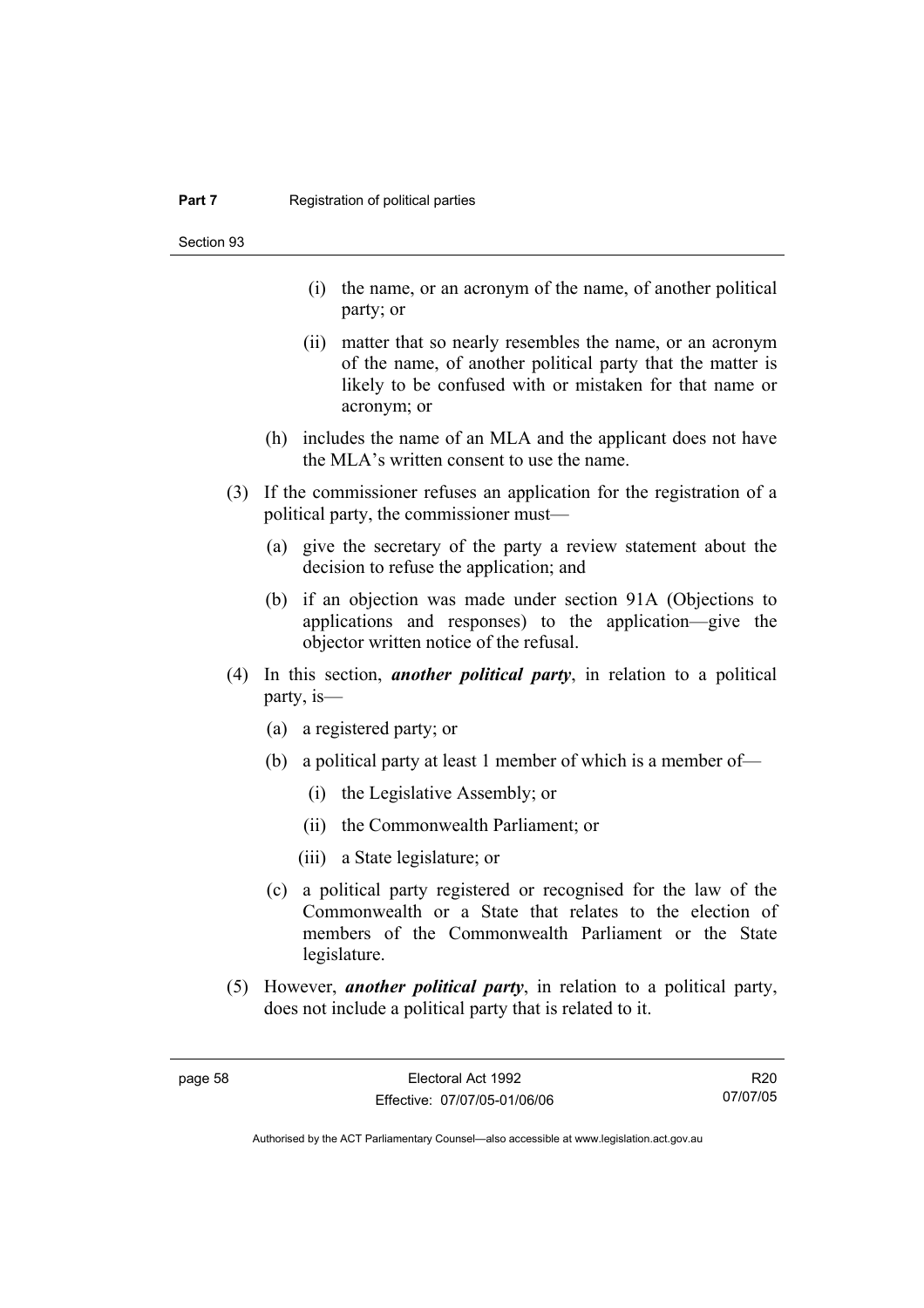(i) the name, or an acronym of the name, of another political party; or

(ii) matter that so nearly resembles the name, or an acronym of the name, of another political party that the matter is likely to be confused with or mistaken for that name or acronym; or

(h) includes the name of an MLA and the applicant does not have the MLA's written consent to use the name.

(3) If the commissioner refuses an application for the registration of a political party, the commissioner must—

(a) give the secretary of the party a review statement about the decision to refuse the application; and

(b) if an objection was made under section 91A (Objections to applications and responses) to the application—give the objector written notice of the refusal.

(4) In this section, ***another political party***, in relation to a political party, is—

(a) a registered party; or

(b) a political party at least 1 member of which is a member of—

(i) the Legislative Assembly; or

(ii) the Commonwealth Parliament; or

(iii) a State legislature; or

(c) a political party registered or recognised for the law of the Commonwealth or a State that relates to the election of members of the Commonwealth Parliament or the State legislature.

(5) However, ***another political party***, in relation to a political party, does not include a political party that is related to it.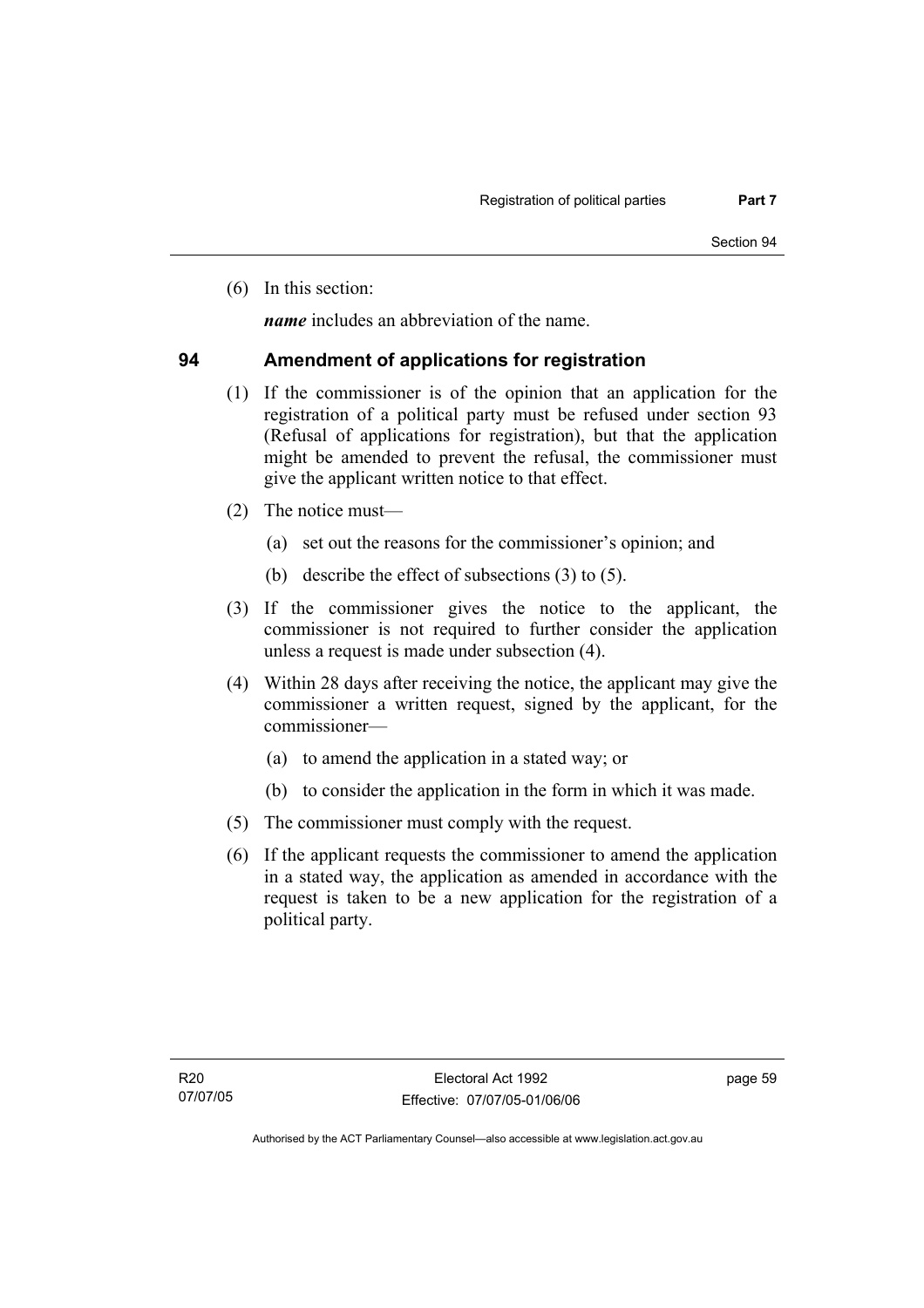(6) In this section:

***name*** includes an abbreviation of the name.

## 94 Amendment of applications for registration

(1) If the commissioner is of the opinion that an application for the registration of a political party must be refused under section 93 (Refusal of applications for registration), but that the application might be amended to prevent the refusal, the commissioner must give the applicant written notice to that effect.

(2) The notice must—

- (a) set out the reasons for the commissioner's opinion; and
- (b) describe the effect of subsections (3) to (5).

(3) If the commissioner gives the notice to the applicant, the commissioner is not required to further consider the application unless a request is made under subsection (4).

(4) Within 28 days after receiving the notice, the applicant may give the commissioner a written request, signed by the applicant, for the commissioner—

- (a) to amend the application in a stated way; or
- (b) to consider the application in the form in which it was made.

(5) The commissioner must comply with the request.

(6) If the applicant requests the commissioner to amend the application in a stated way, the application as amended in accordance with the request is taken to be a new application for the registration of a political party.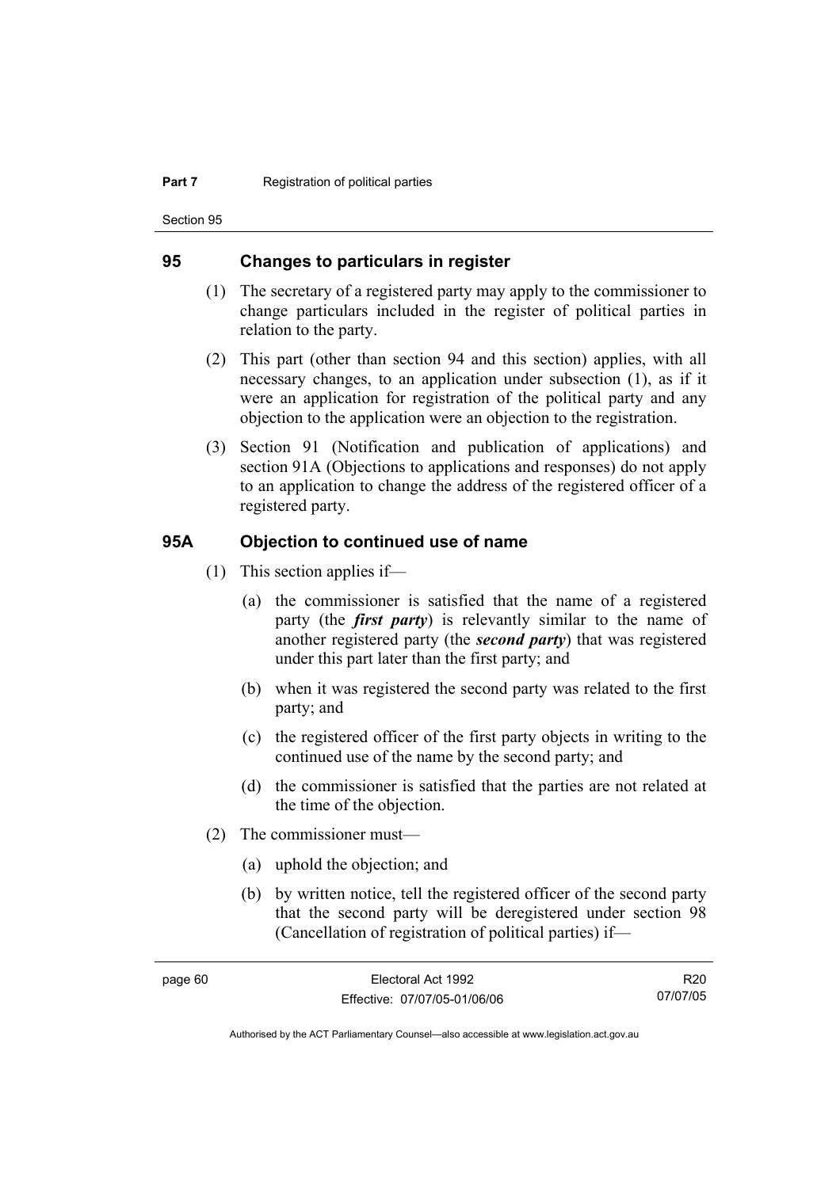## 95 Changes to particulars in register

(1) The secretary of a registered party may apply to the commissioner to change particulars included in the register of political parties in relation to the party.

(2) This part (other than section 94 and this section) applies, with all necessary changes, to an application under subsection (1), as if it were an application for registration of the political party and any objection to the application were an objection to the registration.

(3) Section 91 (Notification and publication of applications) and section 91A (Objections to applications and responses) do not apply to an application to change the address of the registered officer of a registered party.

## 95A Objection to continued use of name

(1) This section applies if—

(a) the commissioner is satisfied that the name of a registered party (the ***first party***) is relevantly similar to the name of another registered party (the ***second party***) that was registered under this part later than the first party; and

(b) when it was registered the second party was related to the first party; and

(c) the registered officer of the first party objects in writing to the continued use of the name by the second party; and

(d) the commissioner is satisfied that the parties are not related at the time of the objection.

(2) The commissioner must—

(a) uphold the objection; and

(b) by written notice, tell the registered officer of the second party that the second party will be deregistered under section 98 (Cancellation of registration of political parties) if—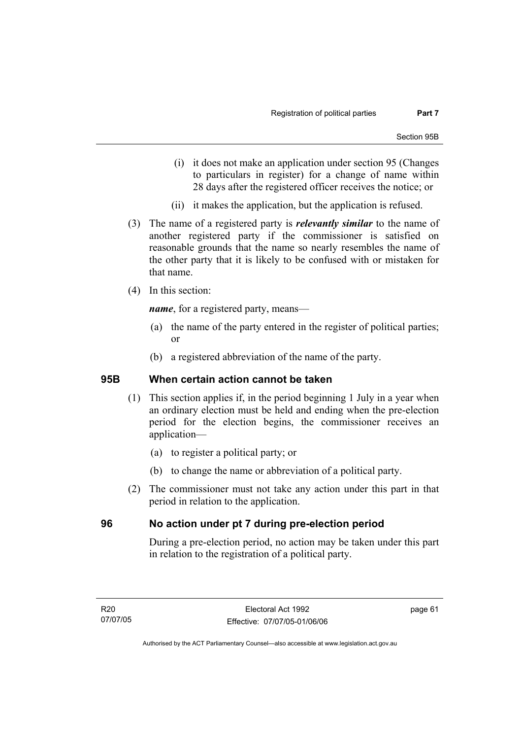- (i) it does not make an application under section 95 (Changes to particulars in register) for a change of name within 28 days after the registered officer receives the notice; or
- (ii) it makes the application, but the application is refused.

(3) The name of a registered party is ***relevantly similar*** to the name of another registered party if the commissioner is satisfied on reasonable grounds that the name so nearly resembles the name of the other party that it is likely to be confused with or mistaken for that name.

(4) In this section:

***name***, for a registered party, means—

- (a) the name of the party entered in the register of political parties; or
- (b) a registered abbreviation of the name of the party.

## 95B When certain action cannot be taken

(1) This section applies if, in the period beginning 1 July in a year when an ordinary election must be held and ending when the pre-election period for the election begins, the commissioner receives an application—

- (a) to register a political party; or
- (b) to change the name or abbreviation of a political party.

(2) The commissioner must not take any action under this part in that period in relation to the application.

## 96 No action under pt 7 during pre-election period

During a pre-election period, no action may be taken under this part in relation to the registration of a political party.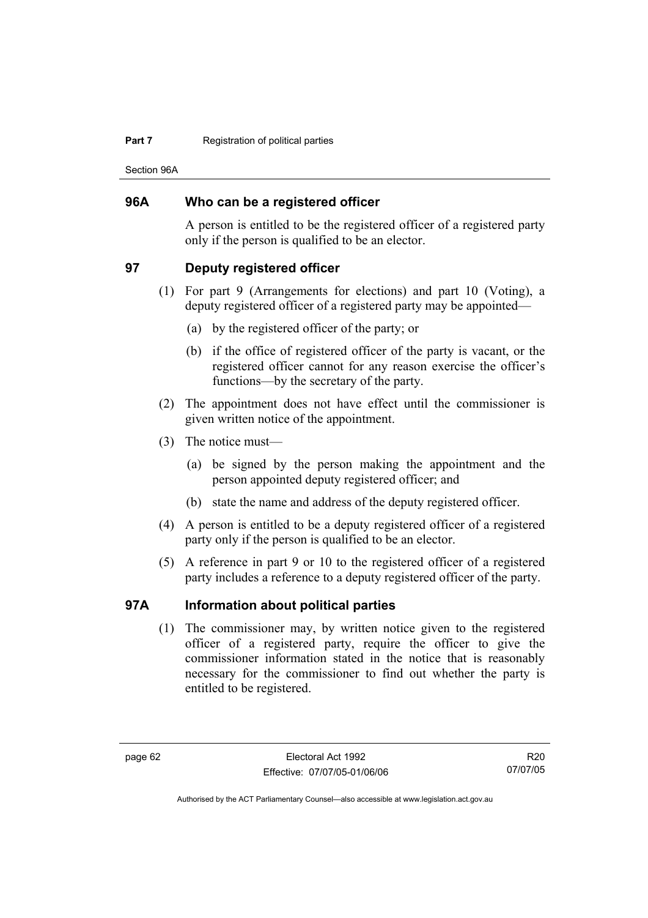## 96A Who can be a registered officer

A person is entitled to be the registered officer of a registered party only if the person is qualified to be an elector.

## 97 Deputy registered officer

(1) For part 9 (Arrangements for elections) and part 10 (Voting), a deputy registered officer of a registered party may be appointed—

(a) by the registered officer of the party; or

(b) if the office of registered officer of the party is vacant, or the registered officer cannot for any reason exercise the officer's functions—by the secretary of the party.

(2) The appointment does not have effect until the commissioner is given written notice of the appointment.

(3) The notice must—

(a) be signed by the person making the appointment and the person appointed deputy registered officer; and

(b) state the name and address of the deputy registered officer.

(4) A person is entitled to be a deputy registered officer of a registered party only if the person is qualified to be an elector.

(5) A reference in part 9 or 10 to the registered officer of a registered party includes a reference to a deputy registered officer of the party.

## 97A Information about political parties

(1) The commissioner may, by written notice given to the registered officer of a registered party, require the officer to give the commissioner information stated in the notice that is reasonably necessary for the commissioner to find out whether the party is entitled to be registered.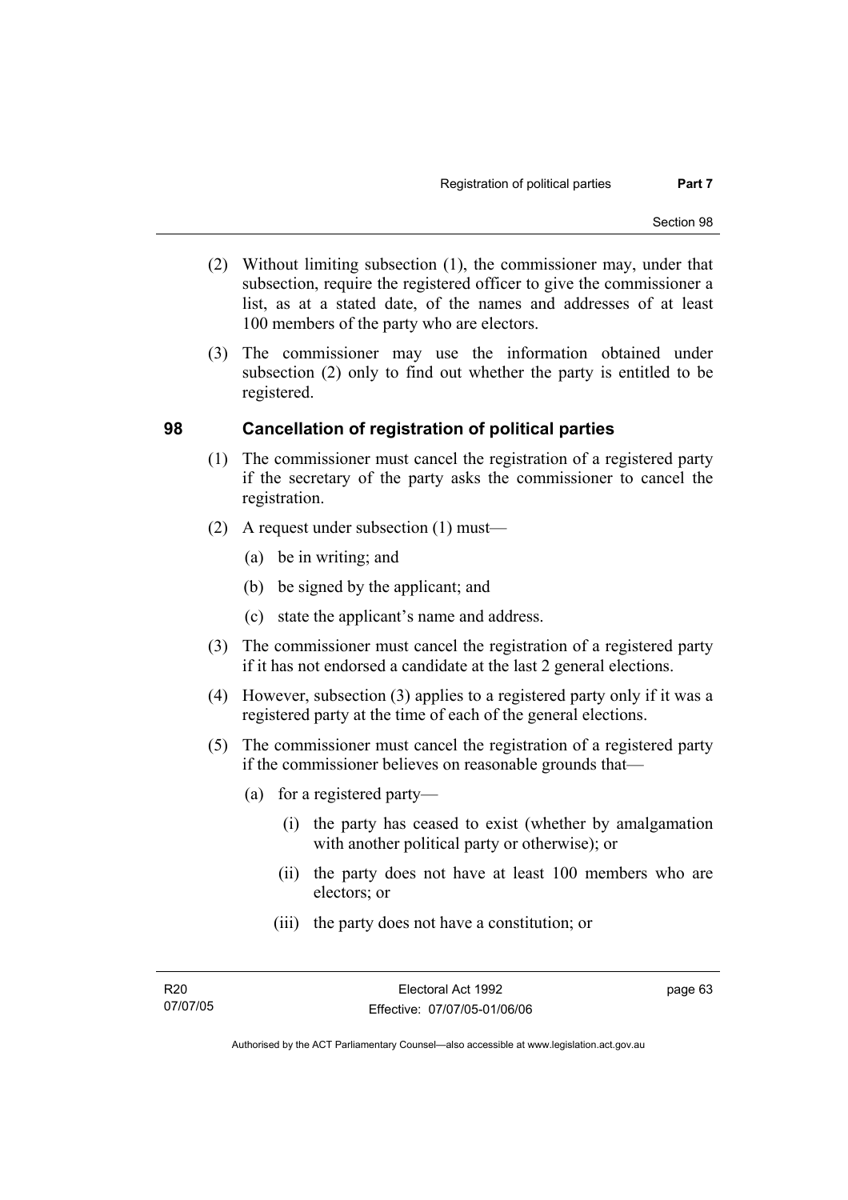(2) Without limiting subsection (1), the commissioner may, under that subsection, require the registered officer to give the commissioner a list, as at a stated date, of the names and addresses of at least 100 members of the party who are electors.

(3) The commissioner may use the information obtained under subsection (2) only to find out whether the party is entitled to be registered.

## 98 Cancellation of registration of political parties

(1) The commissioner must cancel the registration of a registered party if the secretary of the party asks the commissioner to cancel the registration.

(2) A request under subsection (1) must—

(a) be in writing; and

(b) be signed by the applicant; and

(c) state the applicant's name and address.

(3) The commissioner must cancel the registration of a registered party if it has not endorsed a candidate at the last 2 general elections.

(4) However, subsection (3) applies to a registered party only if it was a registered party at the time of each of the general elections.

(5) The commissioner must cancel the registration of a registered party if the commissioner believes on reasonable grounds that—

(a) for a registered party—

(i) the party has ceased to exist (whether by amalgamation with another political party or otherwise); or

(ii) the party does not have at least 100 members who are electors; or

(iii) the party does not have a constitution; or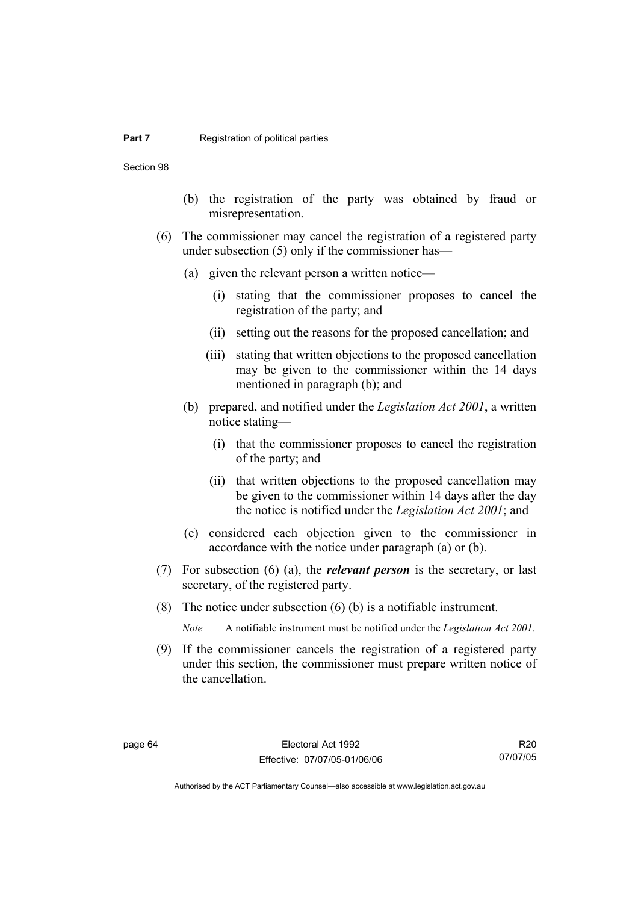(b) the registration of the party was obtained by fraud or misrepresentation.

(6) The commissioner may cancel the registration of a registered party under subsection (5) only if the commissioner has—

(a) given the relevant person a written notice—

(i) stating that the commissioner proposes to cancel the registration of the party; and

(ii) setting out the reasons for the proposed cancellation; and

(iii) stating that written objections to the proposed cancellation may be given to the commissioner within the 14 days mentioned in paragraph (b); and

(b) prepared, and notified under the *Legislation Act 2001*, a written notice stating—

(i) that the commissioner proposes to cancel the registration of the party; and

(ii) that written objections to the proposed cancellation may be given to the commissioner within 14 days after the day the notice is notified under the *Legislation Act 2001*; and

(c) considered each objection given to the commissioner in accordance with the notice under paragraph (a) or (b).

(7) For subsection (6) (a), the ***relevant person*** is the secretary, or last secretary, of the registered party.

(8) The notice under subsection (6) (b) is a notifiable instrument.

*Note* A notifiable instrument must be notified under the *Legislation Act 2001*.

(9) If the commissioner cancels the registration of a registered party under this section, the commissioner must prepare written notice of the cancellation.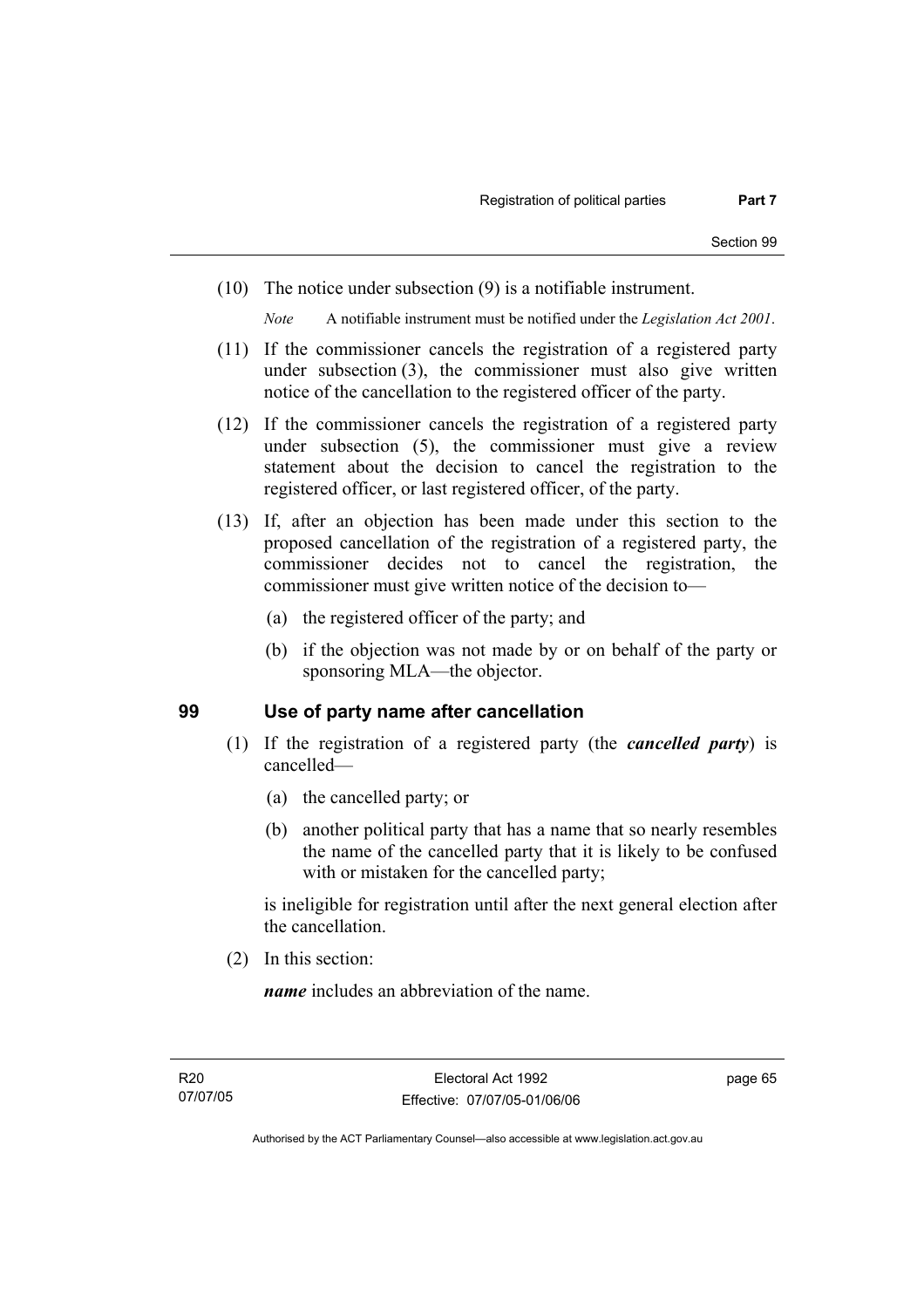(10) The notice under subsection (9) is a notifiable instrument.

*Note* A notifiable instrument must be notified under the *Legislation Act 2001*.

(11) If the commissioner cancels the registration of a registered party under subsection (3), the commissioner must also give written notice of the cancellation to the registered officer of the party.

(12) If the commissioner cancels the registration of a registered party under subsection (5), the commissioner must give a review statement about the decision to cancel the registration to the registered officer, or last registered officer, of the party.

(13) If, after an objection has been made under this section to the proposed cancellation of the registration of a registered party, the commissioner decides not to cancel the registration, the commissioner must give written notice of the decision to—

(a) the registered officer of the party; and

(b) if the objection was not made by or on behalf of the party or sponsoring MLA—the objector.

## 99 Use of party name after cancellation

(1) If the registration of a registered party (the ***cancelled party***) is cancelled—

(a) the cancelled party; or

(b) another political party that has a name that so nearly resembles the name of the cancelled party that it is likely to be confused with or mistaken for the cancelled party;

is ineligible for registration until after the next general election after the cancellation.

(2) In this section:

***name*** includes an abbreviation of the name.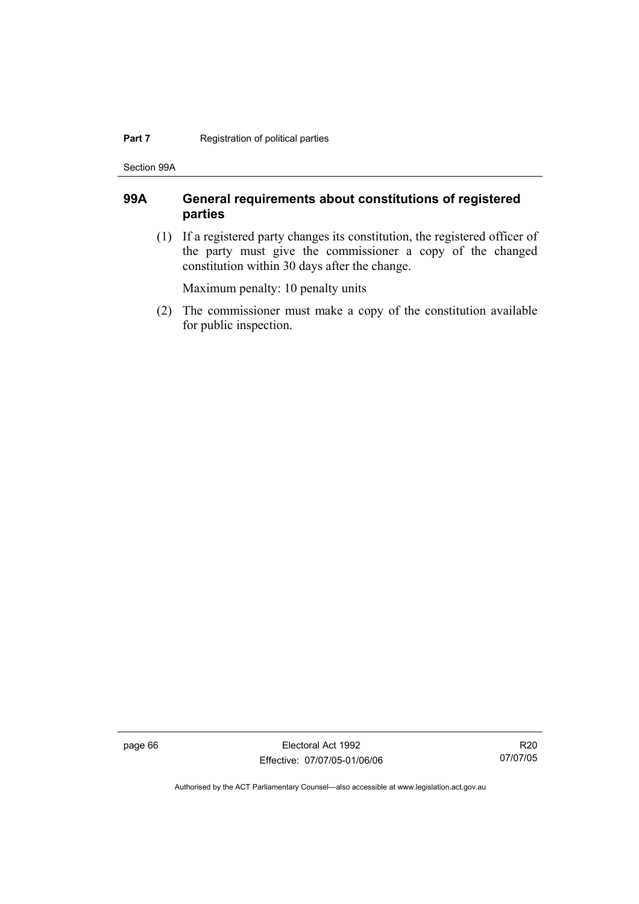## 99A General requirements about constitutions of registered parties

(1) If a registered party changes its constitution, the registered officer of the party must give the commissioner a copy of the changed constitution within 30 days after the change.

Maximum penalty: 10 penalty units

(2) The commissioner must make a copy of the constitution available for public inspection.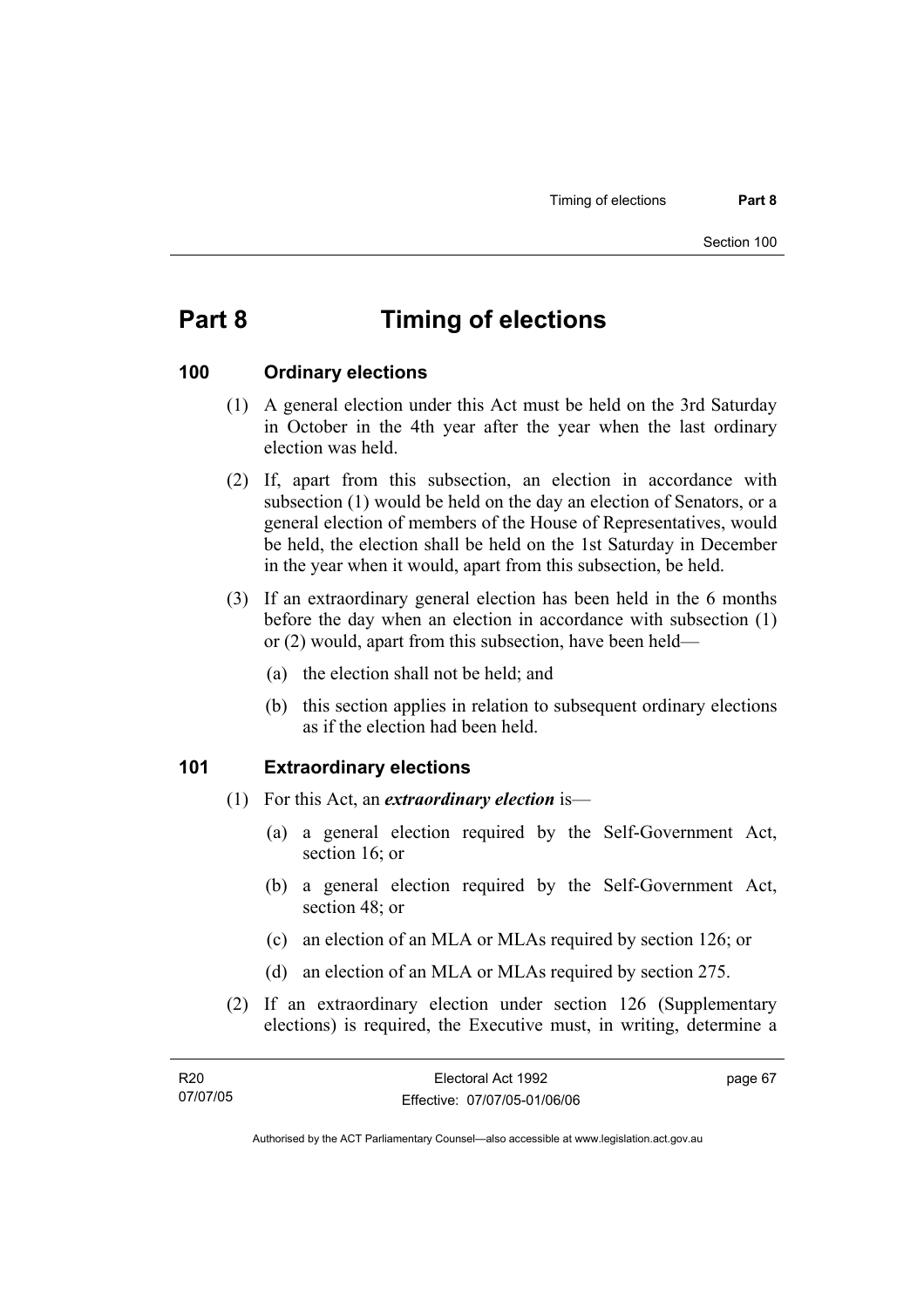# Part 8 Timing of elections

## 100 Ordinary elections

(1) A general election under this Act must be held on the 3rd Saturday in October in the 4th year after the year when the last ordinary election was held.

(2) If, apart from this subsection, an election in accordance with subsection (1) would be held on the day an election of Senators, or a general election of members of the House of Representatives, would be held, the election shall be held on the 1st Saturday in December in the year when it would, apart from this subsection, be held.

(3) If an extraordinary general election has been held in the 6 months before the day when an election in accordance with subsection (1) or (2) would, apart from this subsection, have been held—

(a) the election shall not be held; and

(b) this section applies in relation to subsequent ordinary elections as if the election had been held.

## 101 Extraordinary elections

(1) For this Act, an ***extraordinary election*** is—

(a) a general election required by the Self-Government Act, section 16; or

(b) a general election required by the Self-Government Act, section 48; or

(c) an election of an MLA or MLAs required by section 126; or

(d) an election of an MLA or MLAs required by section 275.

(2) If an extraordinary election under section 126 (Supplementary elections) is required, the Executive must, in writing, determine a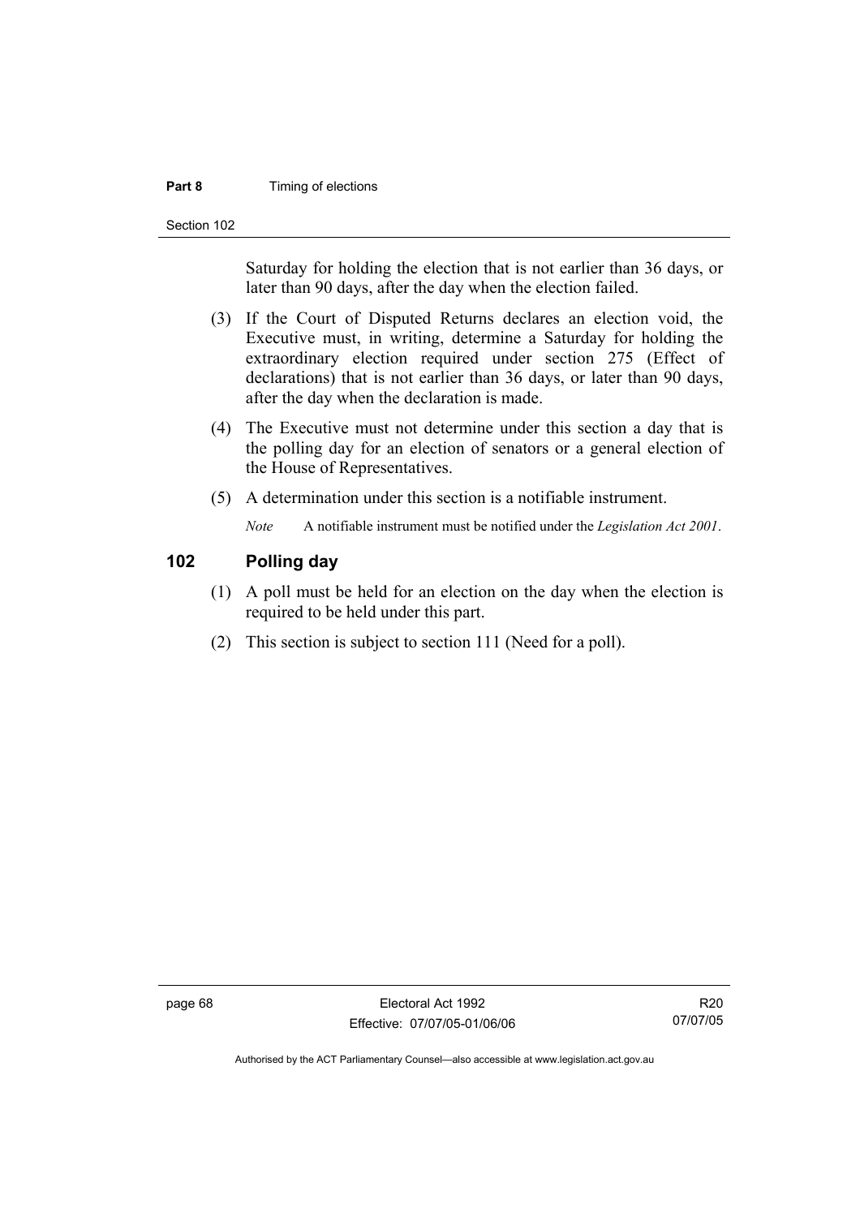Saturday for holding the election that is not earlier than 36 days, or later than 90 days, after the day when the election failed.

(3) If the Court of Disputed Returns declares an election void, the Executive must, in writing, determine a Saturday for holding the extraordinary election required under section 275 (Effect of declarations) that is not earlier than 36 days, or later than 90 days, after the day when the declaration is made.

(4) The Executive must not determine under this section a day that is the polling day for an election of senators or a general election of the House of Representatives.

(5) A determination under this section is a notifiable instrument.

*Note* A notifiable instrument must be notified under the *Legislation Act 2001*.

## 102 Polling day

(1) A poll must be held for an election on the day when the election is required to be held under this part.

(2) This section is subject to section 111 (Need for a poll).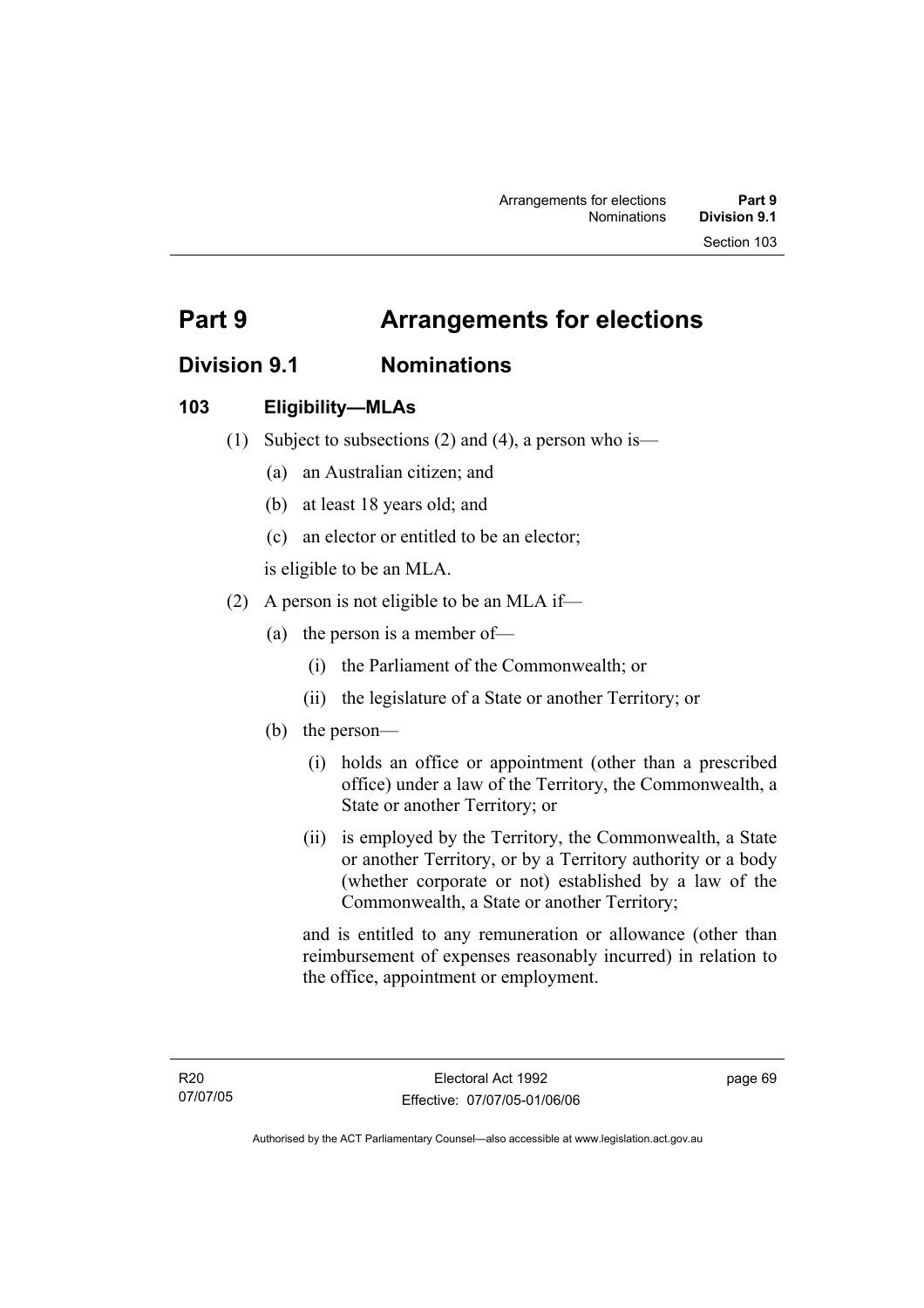# Part 9 Arrangements for elections

## Division 9.1 Nominations

### 103 Eligibility—MLAs

(1) Subject to subsections (2) and (4), a person who is—

(a) an Australian citizen; and

(b) at least 18 years old; and

(c) an elector or entitled to be an elector;

is eligible to be an MLA.

(2) A person is not eligible to be an MLA if—

(a) the person is a member of—

(i) the Parliament of the Commonwealth; or

(ii) the legislature of a State or another Territory; or

(b) the person—

(i) holds an office or appointment (other than a prescribed office) under a law of the Territory, the Commonwealth, a State or another Territory; or

(ii) is employed by the Territory, the Commonwealth, a State or another Territory, or by a Territory authority or a body (whether corporate or not) established by a law of the Commonwealth, a State or another Territory;

and is entitled to any remuneration or allowance (other than reimbursement of expenses reasonably incurred) in relation to the office, appointment or employment.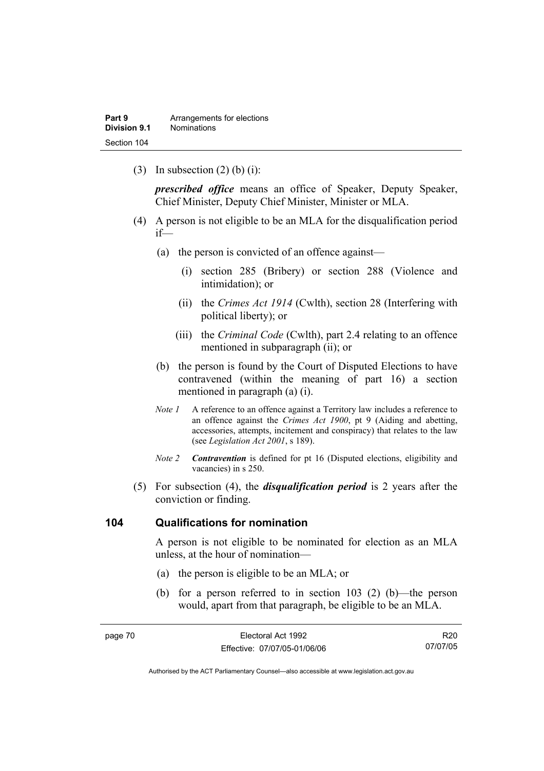(3) In subsection (2) (b) (i):

***prescribed office*** means an office of Speaker, Deputy Speaker, Chief Minister, Deputy Chief Minister, Minister or MLA.

(4) A person is not eligible to be an MLA for the disqualification period if—

(a) the person is convicted of an offence against—

(i) section 285 (Bribery) or section 288 (Violence and intimidation); or

(ii) the *Crimes Act 1914* (Cwlth), section 28 (Interfering with political liberty); or

(iii) the *Criminal Code* (Cwlth), part 2.4 relating to an offence mentioned in subparagraph (ii); or

(b) the person is found by the Court of Disputed Elections to have contravened (within the meaning of part 16) a section mentioned in paragraph (a) (i).

*Note 1* A reference to an offence against a Territory law includes a reference to an offence against the *Crimes Act 1900*, pt 9 (Aiding and abetting, accessories, attempts, incitement and conspiracy) that relates to the law (see *Legislation Act 2001*, s 189).

*Note 2* ***Contravention*** is defined for pt 16 (Disputed elections, eligibility and vacancies) in s 250.

(5) For subsection (4), the ***disqualification period*** is 2 years after the conviction or finding.

## 104 Qualifications for nomination

A person is not eligible to be nominated for election as an MLA unless, at the hour of nomination—

(a) the person is eligible to be an MLA; or

(b) for a person referred to in section 103 (2) (b)—the person would, apart from that paragraph, be eligible to be an MLA.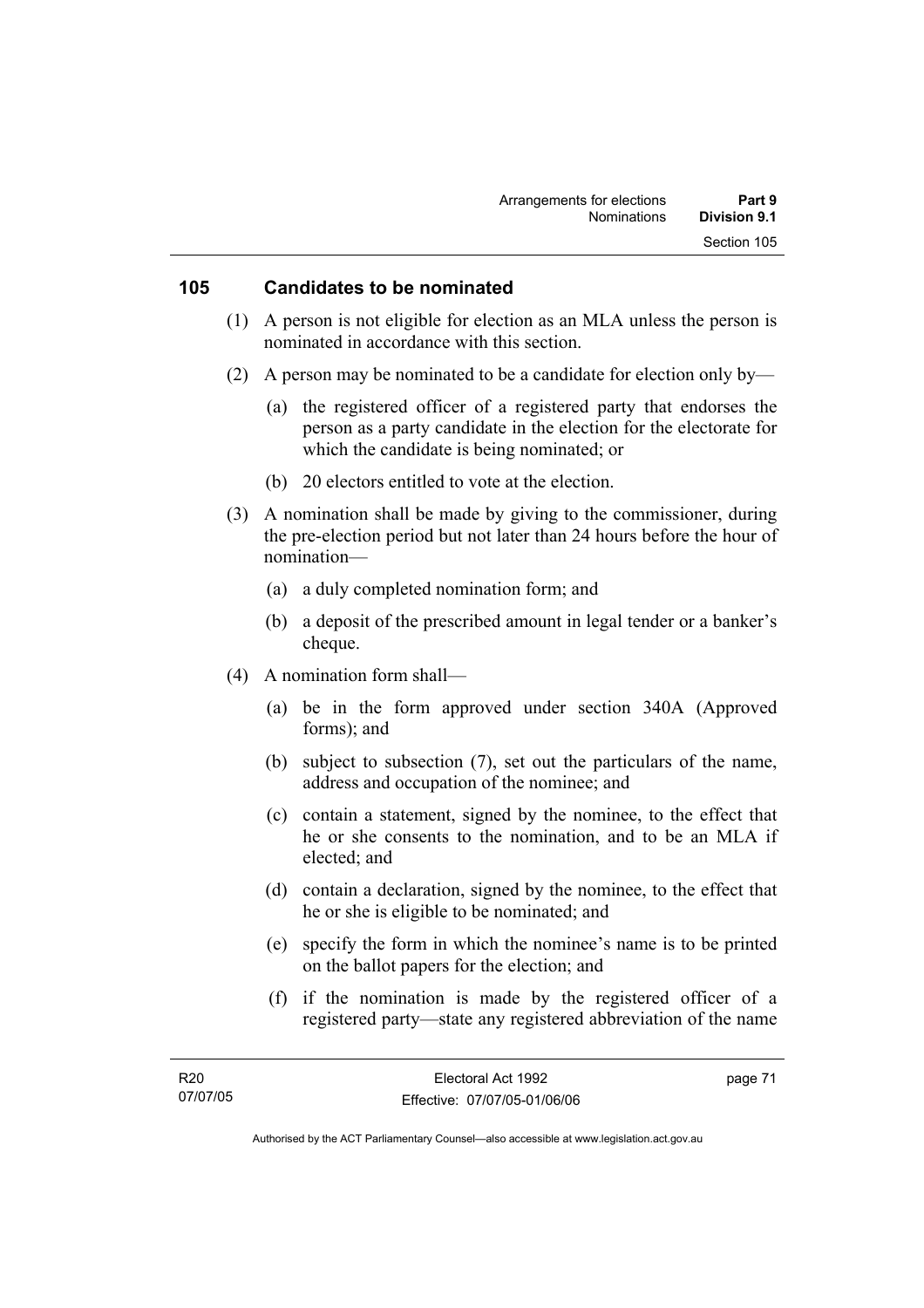## 105 Candidates to be nominated

(1) A person is not eligible for election as an MLA unless the person is nominated in accordance with this section.

(2) A person may be nominated to be a candidate for election only by—

(a) the registered officer of a registered party that endorses the person as a party candidate in the election for the electorate for which the candidate is being nominated; or

(b) 20 electors entitled to vote at the election.

(3) A nomination shall be made by giving to the commissioner, during the pre-election period but not later than 24 hours before the hour of nomination—

(a) a duly completed nomination form; and

(b) a deposit of the prescribed amount in legal tender or a banker's cheque.

(4) A nomination form shall—

(a) be in the form approved under section 340A (Approved forms); and

(b) subject to subsection (7), set out the particulars of the name, address and occupation of the nominee; and

(c) contain a statement, signed by the nominee, to the effect that he or she consents to the nomination, and to be an MLA if elected; and

(d) contain a declaration, signed by the nominee, to the effect that he or she is eligible to be nominated; and

(e) specify the form in which the nominee's name is to be printed on the ballot papers for the election; and

(f) if the nomination is made by the registered officer of a registered party—state any registered abbreviation of the name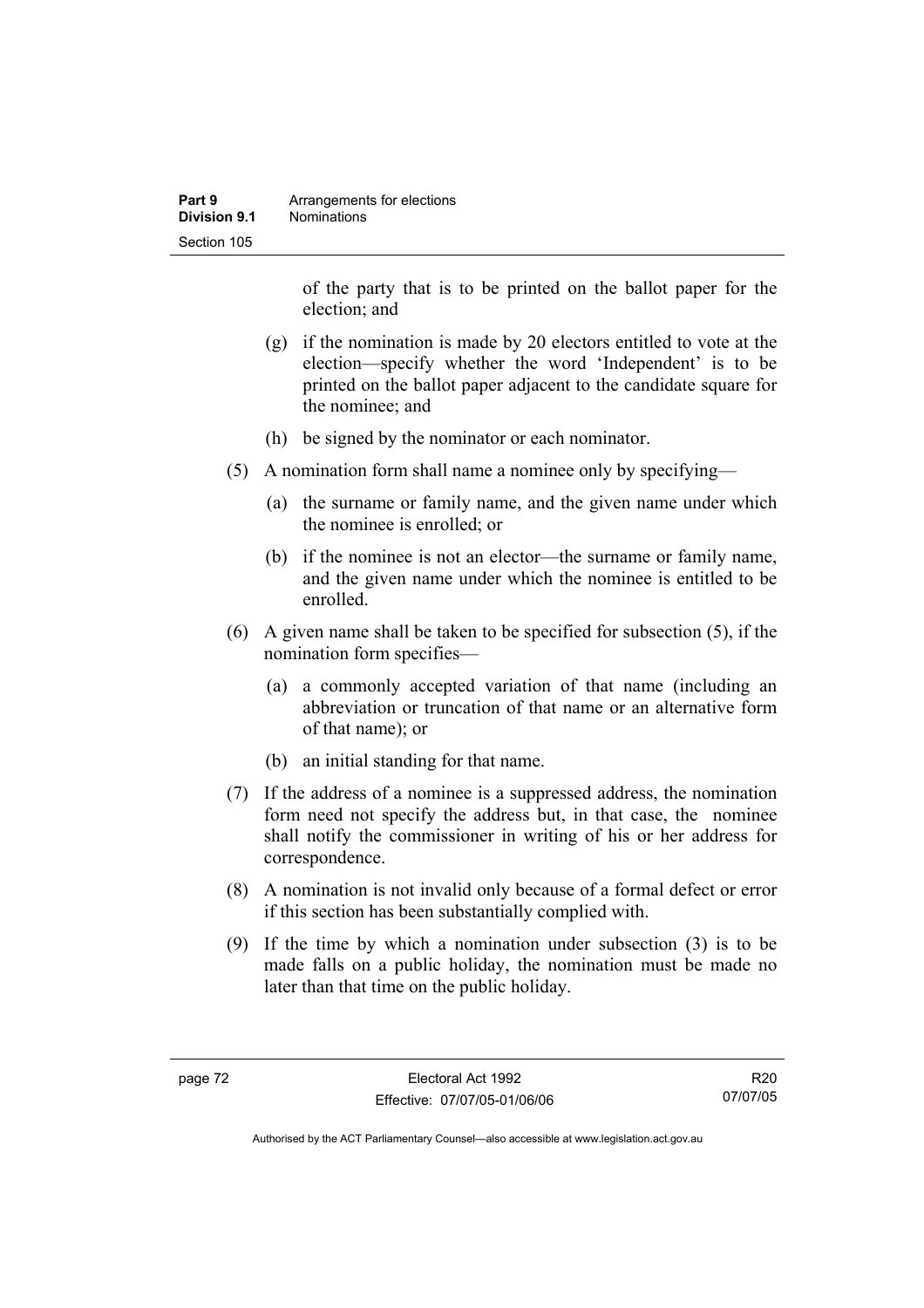of the party that is to be printed on the ballot paper for the election; and

(g) if the nomination is made by 20 electors entitled to vote at the election—specify whether the word 'Independent' is to be printed on the ballot paper adjacent to the candidate square for the nominee; and

(h) be signed by the nominator or each nominator.

(5) A nomination form shall name a nominee only by specifying—

(a) the surname or family name, and the given name under which the nominee is enrolled; or

(b) if the nominee is not an elector—the surname or family name, and the given name under which the nominee is entitled to be enrolled.

(6) A given name shall be taken to be specified for subsection (5), if the nomination form specifies—

(a) a commonly accepted variation of that name (including an abbreviation or truncation of that name or an alternative form of that name); or

(b) an initial standing for that name.

(7) If the address of a nominee is a suppressed address, the nomination form need not specify the address but, in that case, the nominee shall notify the commissioner in writing of his or her address for correspondence.

(8) A nomination is not invalid only because of a formal defect or error if this section has been substantially complied with.

(9) If the time by which a nomination under subsection (3) is to be made falls on a public holiday, the nomination must be made no later than that time on the public holiday.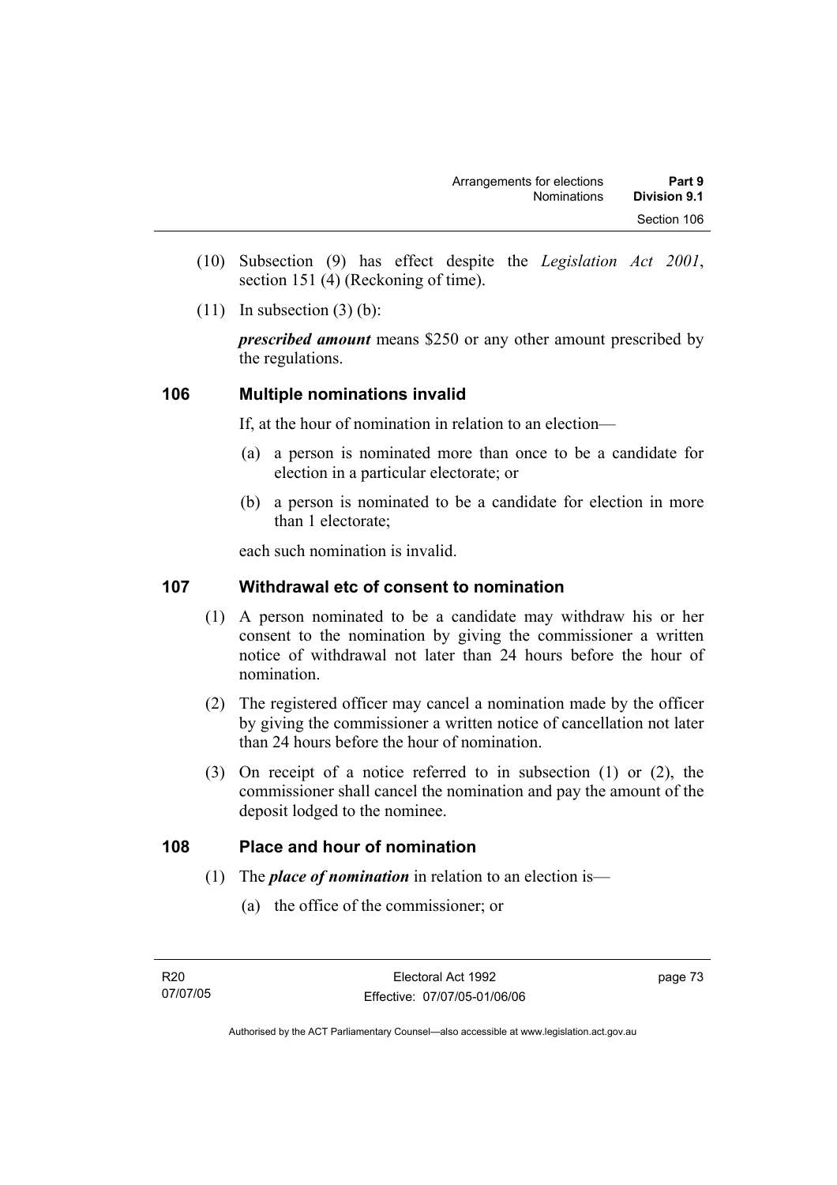(10) Subsection (9) has effect despite the *Legislation Act 2001*, section 151 (4) (Reckoning of time).

(11) In subsection (3) (b):

***prescribed amount*** means $250 or any other amount prescribed by the regulations.

## 106 Multiple nominations invalid

If, at the hour of nomination in relation to an election—

(a) a person is nominated more than once to be a candidate for election in a particular electorate; or

(b) a person is nominated to be a candidate for election in more than 1 electorate;

each such nomination is invalid.

## 107 Withdrawal etc of consent to nomination

(1) A person nominated to be a candidate may withdraw his or her consent to the nomination by giving the commissioner a written notice of withdrawal not later than 24 hours before the hour of nomination.

(2) The registered officer may cancel a nomination made by the officer by giving the commissioner a written notice of cancellation not later than 24 hours before the hour of nomination.

(3) On receipt of a notice referred to in subsection (1) or (2), the commissioner shall cancel the nomination and pay the amount of the deposit lodged to the nominee.

## 108 Place and hour of nomination

(1) The ***place of nomination*** in relation to an election is—

(a) the office of the commissioner; or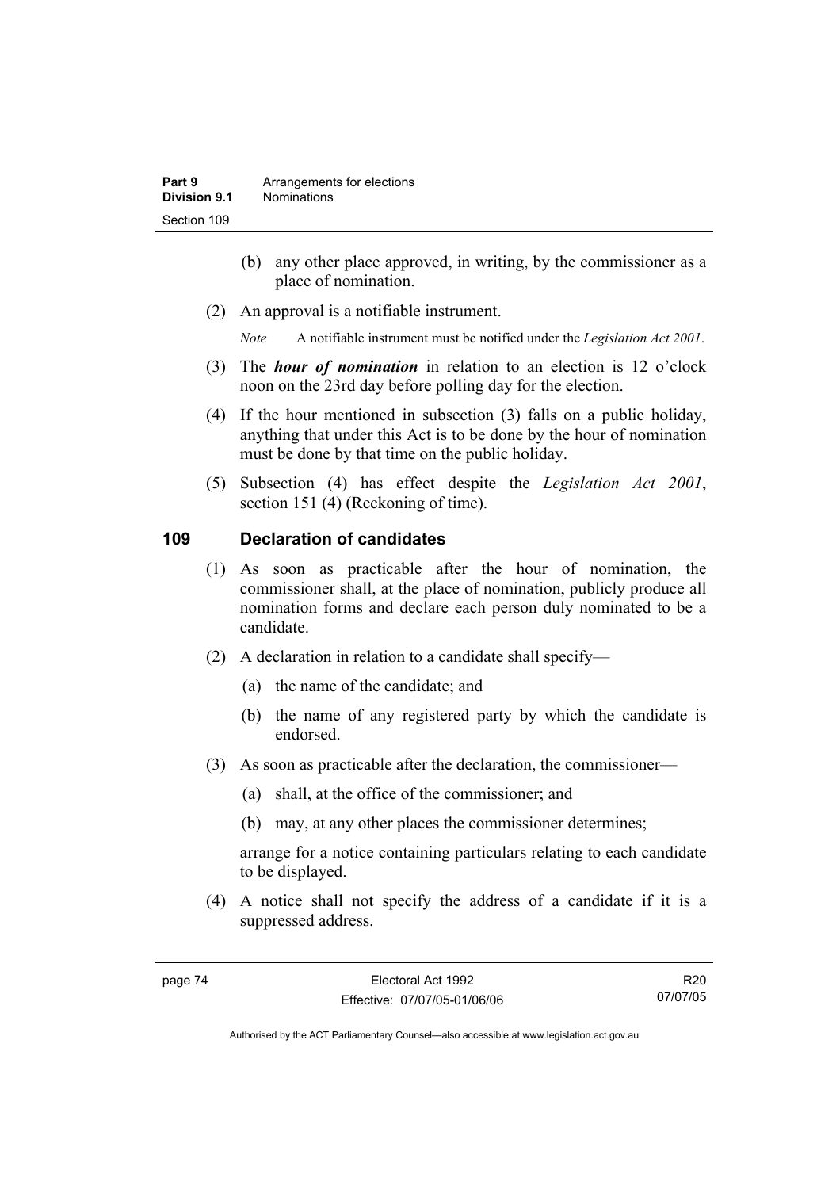(b) any other place approved, in writing, by the commissioner as a place of nomination.

(2) An approval is a notifiable instrument.

*Note* A notifiable instrument must be notified under the *Legislation Act 2001*.

(3) The ***hour of nomination*** in relation to an election is 12 o'clock noon on the 23rd day before polling day for the election.

(4) If the hour mentioned in subsection (3) falls on a public holiday, anything that under this Act is to be done by the hour of nomination must be done by that time on the public holiday.

(5) Subsection (4) has effect despite the *Legislation Act 2001*, section 151 (4) (Reckoning of time).

## 109 Declaration of candidates

(1) As soon as practicable after the hour of nomination, the commissioner shall, at the place of nomination, publicly produce all nomination forms and declare each person duly nominated to be a candidate.

(2) A declaration in relation to a candidate shall specify—

(a) the name of the candidate; and

(b) the name of any registered party by which the candidate is endorsed.

(3) As soon as practicable after the declaration, the commissioner—

(a) shall, at the office of the commissioner; and

(b) may, at any other places the commissioner determines;

arrange for a notice containing particulars relating to each candidate to be displayed.

(4) A notice shall not specify the address of a candidate if it is a suppressed address.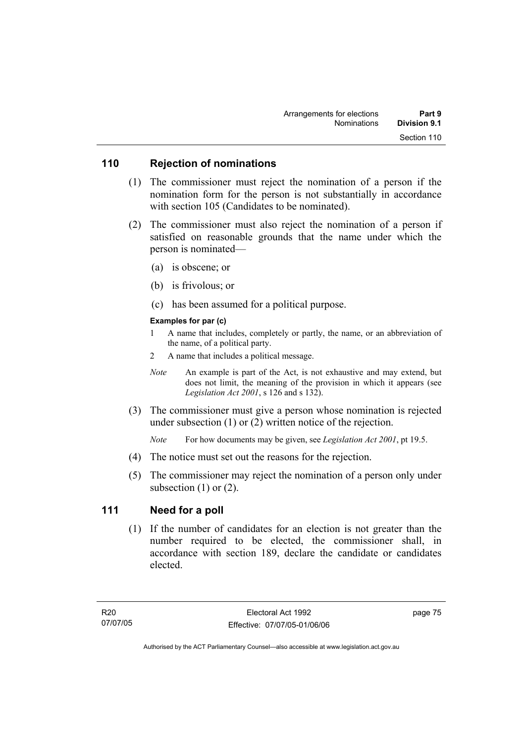## 110 Rejection of nominations

(1) The commissioner must reject the nomination of a person if the nomination form for the person is not substantially in accordance with section 105 (Candidates to be nominated).

(2) The commissioner must also reject the nomination of a person if satisfied on reasonable grounds that the name under which the person is nominated—

(a) is obscene; or

(b) is frivolous; or

(c) has been assumed for a political purpose.

**Examples for par (c)**

1 A name that includes, completely or partly, the name, or an abbreviation of the name, of a political party.

2 A name that includes a political message.

*Note* An example is part of the Act, is not exhaustive and may extend, but does not limit, the meaning of the provision in which it appears (see *Legislation Act 2001*, s 126 and s 132).

(3) The commissioner must give a person whose nomination is rejected under subsection (1) or (2) written notice of the rejection.

*Note* For how documents may be given, see *Legislation Act 2001*, pt 19.5.

(4) The notice must set out the reasons for the rejection.

(5) The commissioner may reject the nomination of a person only under subsection (1) or (2).

## 111 Need for a poll

(1) If the number of candidates for an election is not greater than the number required to be elected, the commissioner shall, in accordance with section 189, declare the candidate or candidates elected.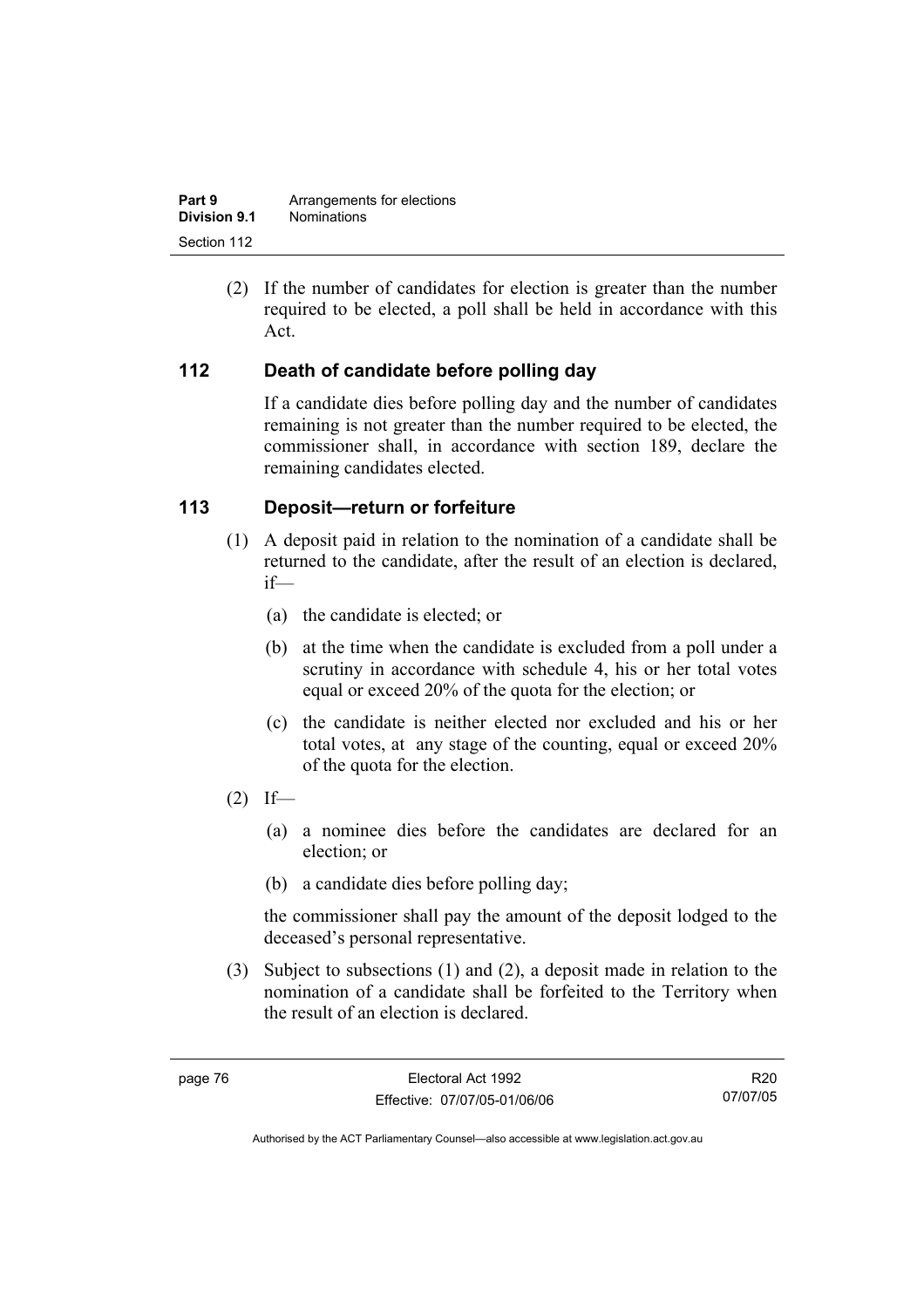(2) If the number of candidates for election is greater than the number required to be elected, a poll shall be held in accordance with this Act.

## 112 Death of candidate before polling day

If a candidate dies before polling day and the number of candidates remaining is not greater than the number required to be elected, the commissioner shall, in accordance with section 189, declare the remaining candidates elected.

## 113 Deposit—return or forfeiture

(1) A deposit paid in relation to the nomination of a candidate shall be returned to the candidate, after the result of an election is declared, if—

(a) the candidate is elected; or

(b) at the time when the candidate is excluded from a poll under a scrutiny in accordance with schedule 4, his or her total votes equal or exceed 20% of the quota for the election; or

(c) the candidate is neither elected nor excluded and his or her total votes, at any stage of the counting, equal or exceed 20% of the quota for the election.

(2) If—

(a) a nominee dies before the candidates are declared for an election; or

(b) a candidate dies before polling day;

the commissioner shall pay the amount of the deposit lodged to the deceased's personal representative.

(3) Subject to subsections (1) and (2), a deposit made in relation to the nomination of a candidate shall be forfeited to the Territory when the result of an election is declared.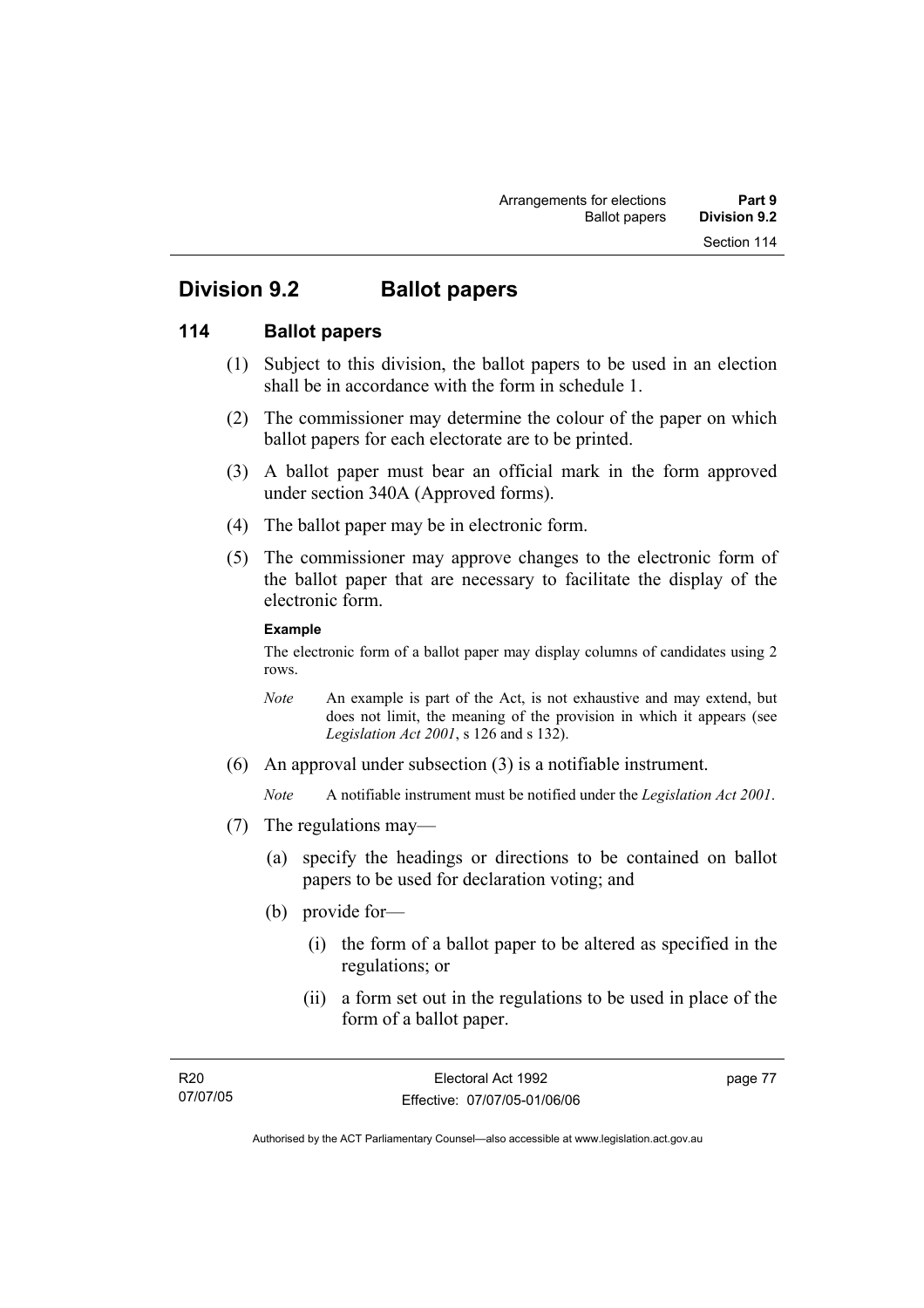## Division 9.2 Ballot papers

### 114 Ballot papers

(1) Subject to this division, the ballot papers to be used in an election shall be in accordance with the form in schedule 1.

(2) The commissioner may determine the colour of the paper on which ballot papers for each electorate are to be printed.

(3) A ballot paper must bear an official mark in the form approved under section 340A (Approved forms).

(4) The ballot paper may be in electronic form.

(5) The commissioner may approve changes to the electronic form of the ballot paper that are necessary to facilitate the display of the electronic form.

**Example**

The electronic form of a ballot paper may display columns of candidates using 2 rows.

*Note* An example is part of the Act, is not exhaustive and may extend, but does not limit, the meaning of the provision in which it appears (see *Legislation Act 2001*, s 126 and s 132).

(6) An approval under subsection (3) is a notifiable instrument.

*Note* A notifiable instrument must be notified under the *Legislation Act 2001*.

(7) The regulations may—

(a) specify the headings or directions to be contained on ballot papers to be used for declaration voting; and

(b) provide for—

(i) the form of a ballot paper to be altered as specified in the regulations; or

(ii) a form set out in the regulations to be used in place of the form of a ballot paper.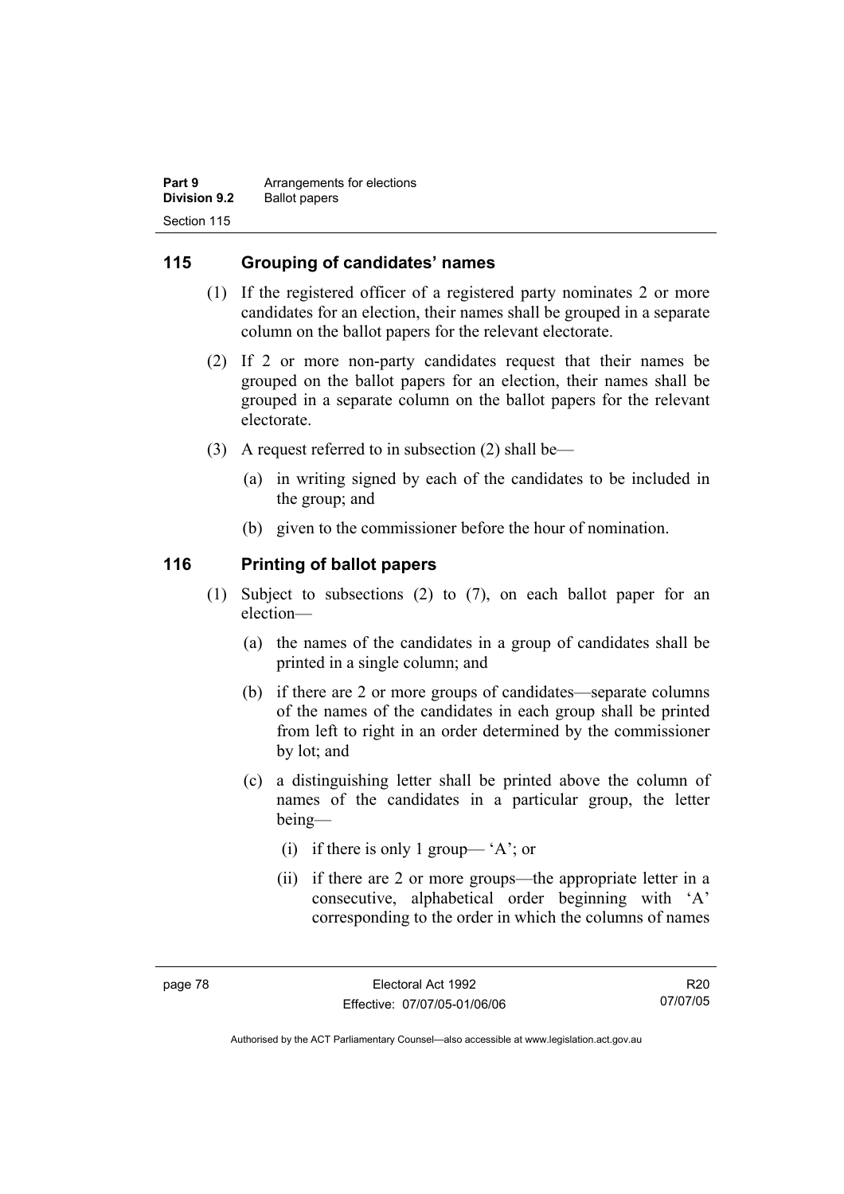## 115 Grouping of candidates' names

(1) If the registered officer of a registered party nominates 2 or more candidates for an election, their names shall be grouped in a separate column on the ballot papers for the relevant electorate.

(2) If 2 or more non-party candidates request that their names be grouped on the ballot papers for an election, their names shall be grouped in a separate column on the ballot papers for the relevant electorate.

(3) A request referred to in subsection (2) shall be—

(a) in writing signed by each of the candidates to be included in the group; and

(b) given to the commissioner before the hour of nomination.

## 116 Printing of ballot papers

(1) Subject to subsections (2) to (7), on each ballot paper for an election—

(a) the names of the candidates in a group of candidates shall be printed in a single column; and

(b) if there are 2 or more groups of candidates—separate columns of the names of the candidates in each group shall be printed from left to right in an order determined by the commissioner by lot; and

(c) a distinguishing letter shall be printed above the column of names of the candidates in a particular group, the letter being—

(i) if there is only 1 group— 'A'; or

(ii) if there are 2 or more groups—the appropriate letter in a consecutive, alphabetical order beginning with 'A' corresponding to the order in which the columns of names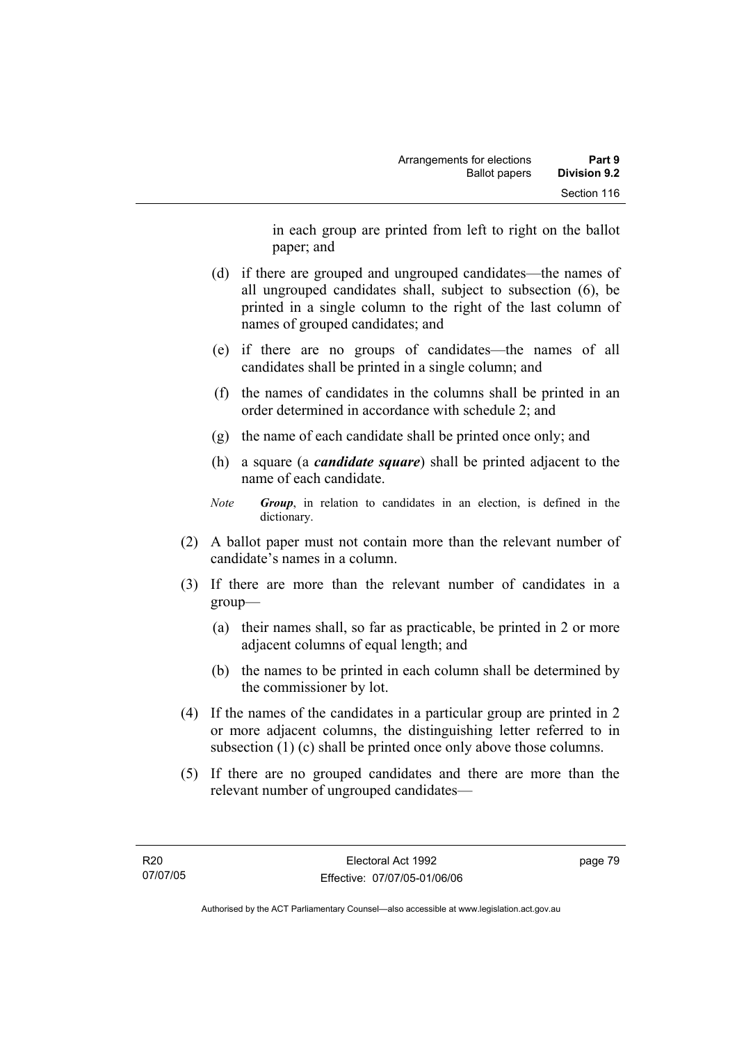in each group are printed from left to right on the ballot paper; and

(d) if there are grouped and ungrouped candidates—the names of all ungrouped candidates shall, subject to subsection (6), be printed in a single column to the right of the last column of names of grouped candidates; and

(e) if there are no groups of candidates—the names of all candidates shall be printed in a single column; and

(f) the names of candidates in the columns shall be printed in an order determined in accordance with schedule 2; and

(g) the name of each candidate shall be printed once only; and

(h) a square (a ***candidate square***) shall be printed adjacent to the name of each candidate.

*Note* ***Group***, in relation to candidates in an election, is defined in the dictionary.

(2) A ballot paper must not contain more than the relevant number of candidate's names in a column.

(3) If there are more than the relevant number of candidates in a group—

(a) their names shall, so far as practicable, be printed in 2 or more adjacent columns of equal length; and

(b) the names to be printed in each column shall be determined by the commissioner by lot.

(4) If the names of the candidates in a particular group are printed in 2 or more adjacent columns, the distinguishing letter referred to in subsection (1) (c) shall be printed once only above those columns.

(5) If there are no grouped candidates and there are more than the relevant number of ungrouped candidates—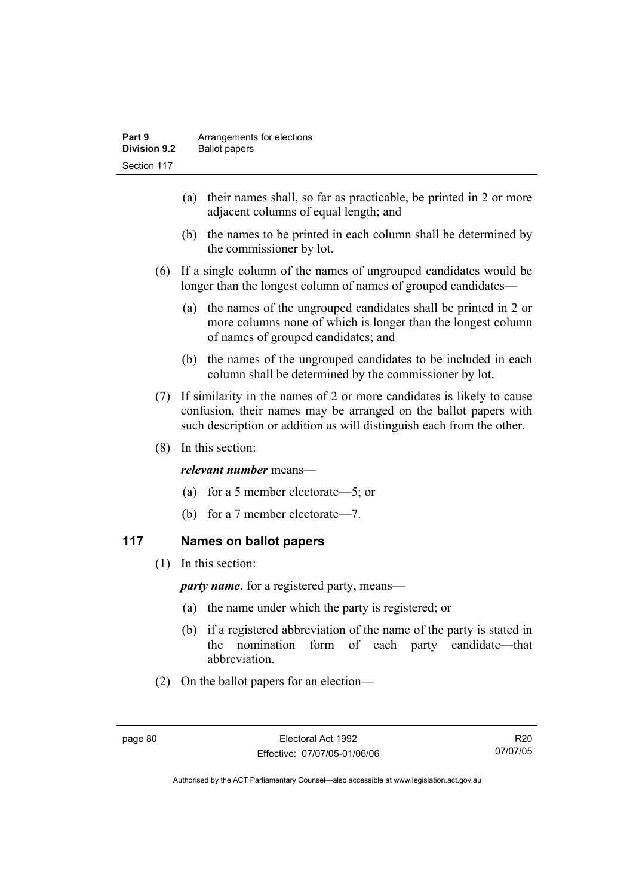(a) their names shall, so far as practicable, be printed in 2 or more adjacent columns of equal length; and

(b) the names to be printed in each column shall be determined by the commissioner by lot.

(6) If a single column of the names of ungrouped candidates would be longer than the longest column of names of grouped candidates—

(a) the names of the ungrouped candidates shall be printed in 2 or more columns none of which is longer than the longest column of names of grouped candidates; and

(b) the names of the ungrouped candidates to be included in each column shall be determined by the commissioner by lot.

(7) If similarity in the names of 2 or more candidates is likely to cause confusion, their names may be arranged on the ballot papers with such description or addition as will distinguish each from the other.

(8) In this section:

***relevant number*** means—

(a) for a 5 member electorate—5; or

(b) for a 7 member electorate—7.

## 117 Names on ballot papers

(1) In this section:

***party name***, for a registered party, means—

(a) the name under which the party is registered; or

(b) if a registered abbreviation of the name of the party is stated in the nomination form of each party candidate—that abbreviation.

(2) On the ballot papers for an election—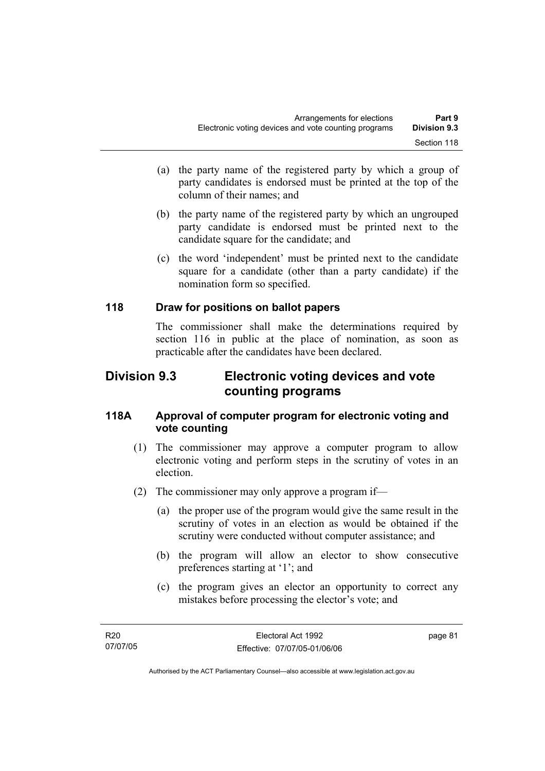(a) the party name of the registered party by which a group of party candidates is endorsed must be printed at the top of the column of their names; and

(b) the party name of the registered party by which an ungrouped party candidate is endorsed must be printed next to the candidate square for the candidate; and

(c) the word 'independent' must be printed next to the candidate square for a candidate (other than a party candidate) if the nomination form so specified.

### 118 Draw for positions on ballot papers

The commissioner shall make the determinations required by section 116 in public at the place of nomination, as soon as practicable after the candidates have been declared.

## Division 9.3 Electronic voting devices and vote counting programs

### 118A Approval of computer program for electronic voting and vote counting

(1) The commissioner may approve a computer program to allow electronic voting and perform steps in the scrutiny of votes in an election.

(2) The commissioner may only approve a program if—

(a) the proper use of the program would give the same result in the scrutiny of votes in an election as would be obtained if the scrutiny were conducted without computer assistance; and

(b) the program will allow an elector to show consecutive preferences starting at '1'; and

(c) the program gives an elector an opportunity to correct any mistakes before processing the elector's vote; and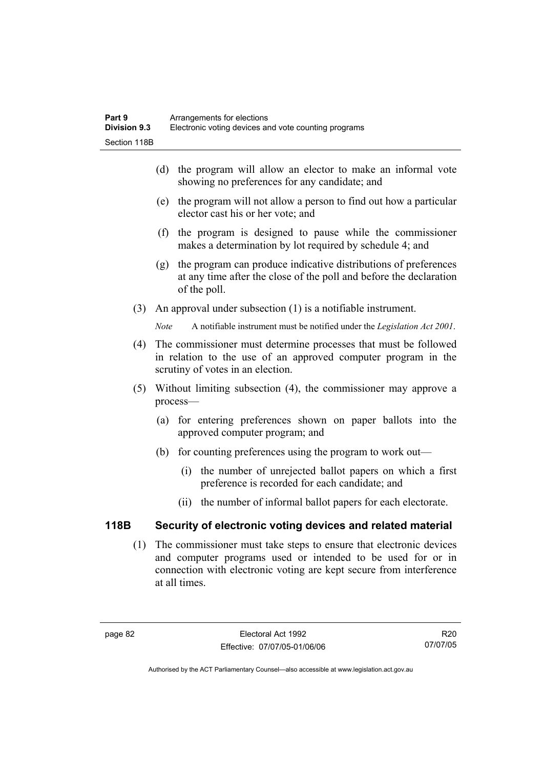(d) the program will allow an elector to make an informal vote showing no preferences for any candidate; and

(e) the program will not allow a person to find out how a particular elector cast his or her vote; and

(f) the program is designed to pause while the commissioner makes a determination by lot required by schedule 4; and

(g) the program can produce indicative distributions of preferences at any time after the close of the poll and before the declaration of the poll.

(3) An approval under subsection (1) is a notifiable instrument.

*Note* A notifiable instrument must be notified under the *Legislation Act 2001*.

(4) The commissioner must determine processes that must be followed in relation to the use of an approved computer program in the scrutiny of votes in an election.

(5) Without limiting subsection (4), the commissioner may approve a process—

(a) for entering preferences shown on paper ballots into the approved computer program; and

(b) for counting preferences using the program to work out—

(i) the number of unrejected ballot papers on which a first preference is recorded for each candidate; and

(ii) the number of informal ballot papers for each electorate.

## 118B Security of electronic voting devices and related material

(1) The commissioner must take steps to ensure that electronic devices and computer programs used or intended to be used for or in connection with electronic voting are kept secure from interference at all times.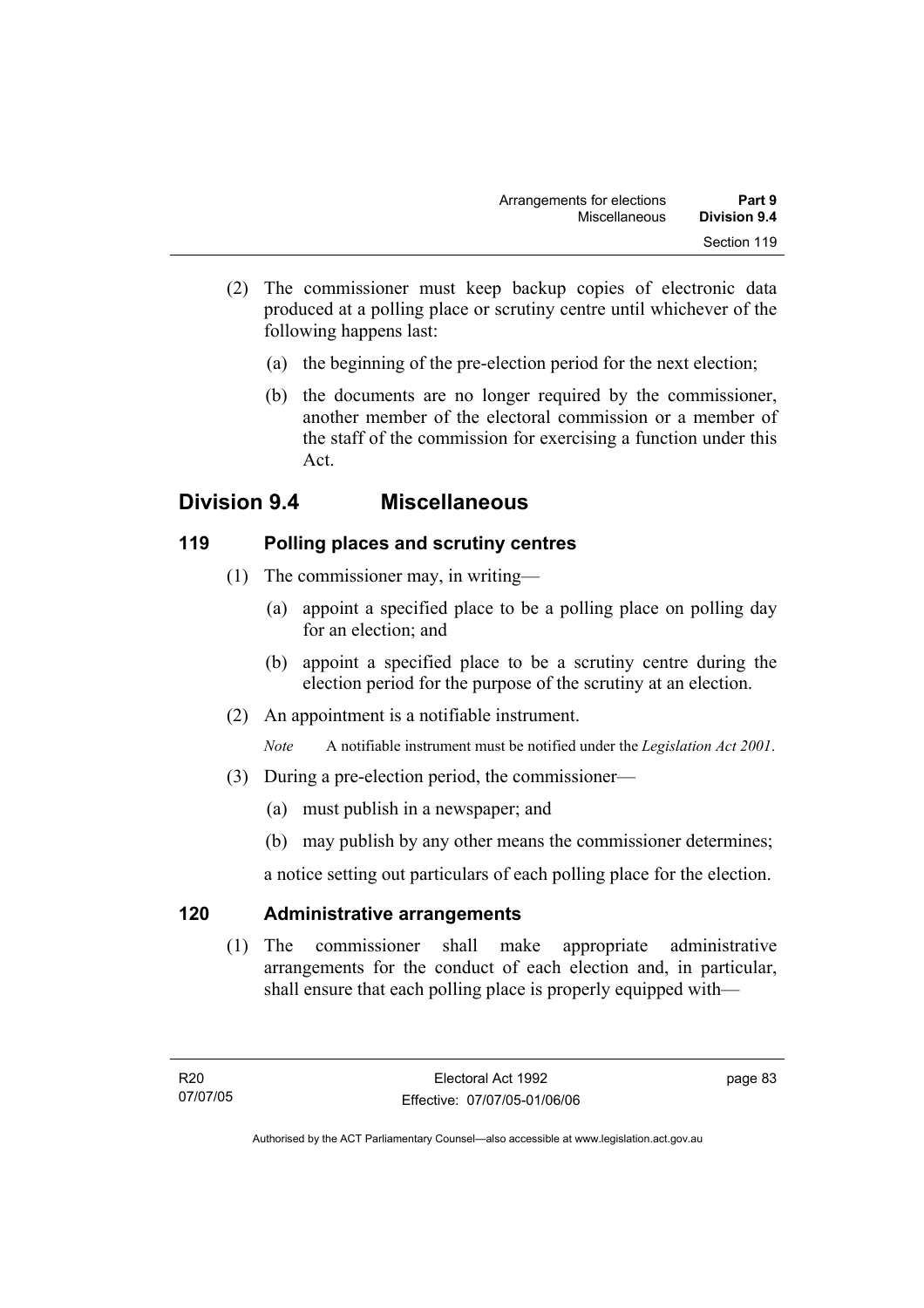(2) The commissioner must keep backup copies of electronic data produced at a polling place or scrutiny centre until whichever of the following happens last:

(a) the beginning of the pre-election period for the next election;

(b) the documents are no longer required by the commissioner, another member of the electoral commission or a member of the staff of the commission for exercising a function under this Act.

## Division 9.4 Miscellaneous

### 119 Polling places and scrutiny centres

(1) The commissioner may, in writing—

(a) appoint a specified place to be a polling place on polling day for an election; and

(b) appoint a specified place to be a scrutiny centre during the election period for the purpose of the scrutiny at an election.

(2) An appointment is a notifiable instrument.

*Note* A notifiable instrument must be notified under the *Legislation Act 2001*.

(3) During a pre-election period, the commissioner—

(a) must publish in a newspaper; and

(b) may publish by any other means the commissioner determines;

a notice setting out particulars of each polling place for the election.

### 120 Administrative arrangements

(1) The commissioner shall make appropriate administrative arrangements for the conduct of each election and, in particular, shall ensure that each polling place is properly equipped with—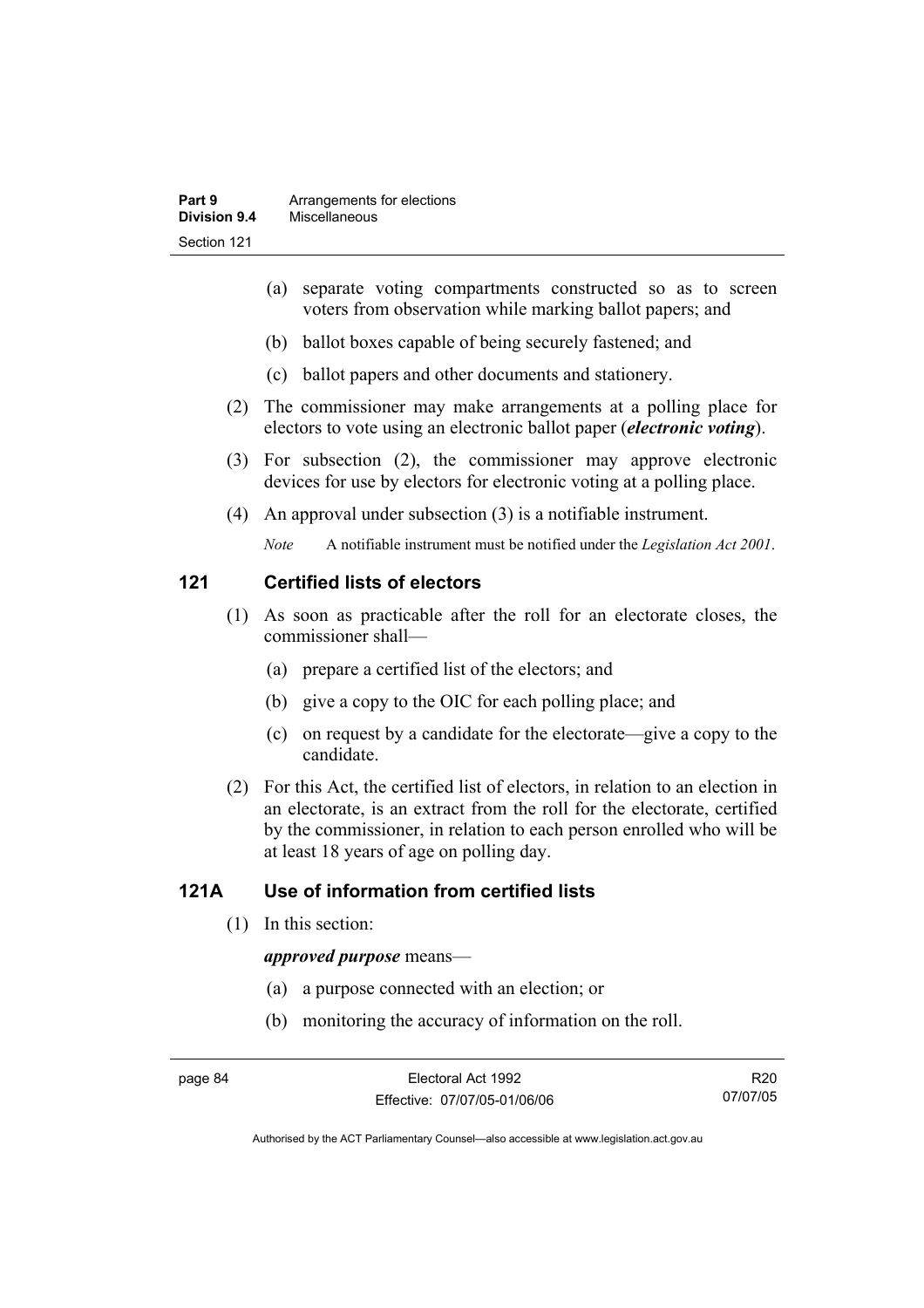(a) separate voting compartments constructed so as to screen voters from observation while marking ballot papers; and

(b) ballot boxes capable of being securely fastened; and

(c) ballot papers and other documents and stationery.

(2) The commissioner may make arrangements at a polling place for electors to vote using an electronic ballot paper (***electronic voting***).

(3) For subsection (2), the commissioner may approve electronic devices for use by electors for electronic voting at a polling place.

(4) An approval under subsection (3) is a notifiable instrument.

*Note* A notifiable instrument must be notified under the *Legislation Act 2001*.

## 121 Certified lists of electors

(1) As soon as practicable after the roll for an electorate closes, the commissioner shall—

(a) prepare a certified list of the electors; and

(b) give a copy to the OIC for each polling place; and

(c) on request by a candidate for the electorate—give a copy to the candidate.

(2) For this Act, the certified list of electors, in relation to an election in an electorate, is an extract from the roll for the electorate, certified by the commissioner, in relation to each person enrolled who will be at least 18 years of age on polling day.

## 121A Use of information from certified lists

(1) In this section:

***approved purpose*** means—

(a) a purpose connected with an election; or

(b) monitoring the accuracy of information on the roll.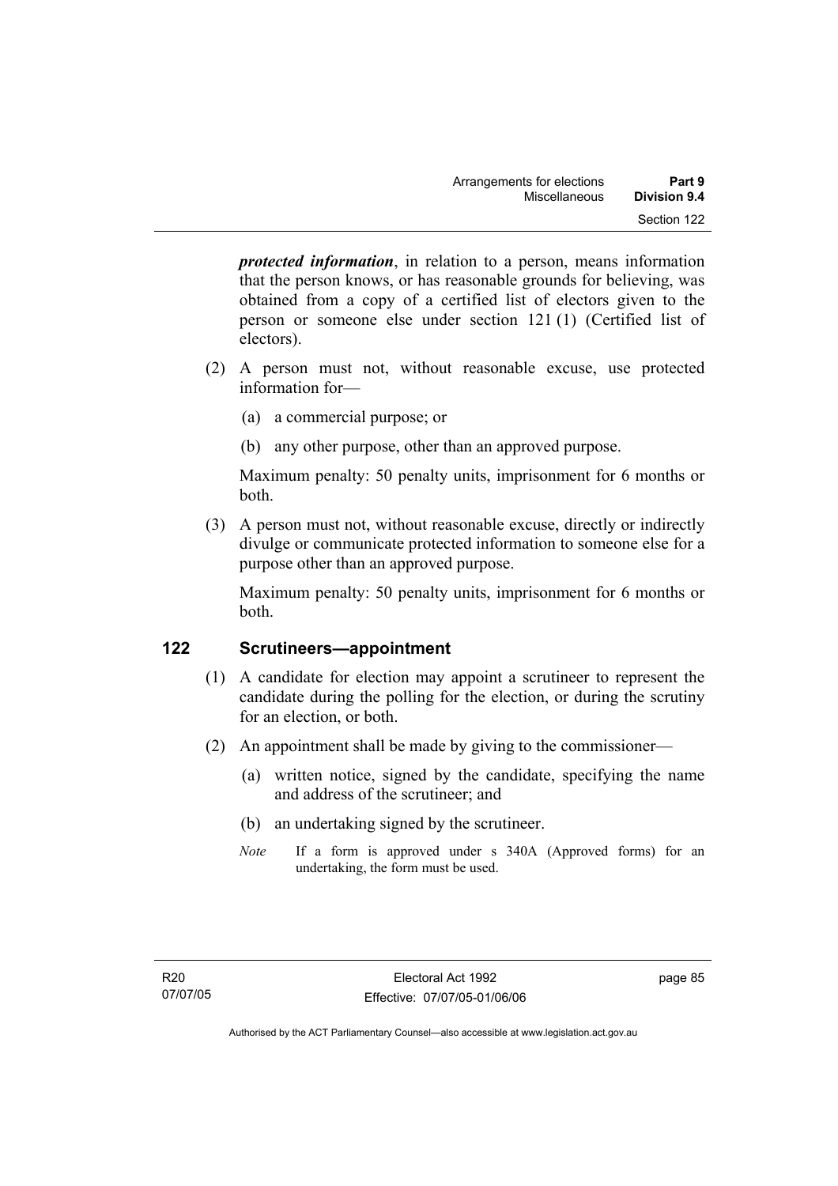***protected information***, in relation to a person, means information that the person knows, or has reasonable grounds for believing, was obtained from a copy of a certified list of electors given to the person or someone else under section 121 (1) (Certified list of electors).

(2) A person must not, without reasonable excuse, use protected information for—

(a) a commercial purpose; or

(b) any other purpose, other than an approved purpose.

Maximum penalty: 50 penalty units, imprisonment for 6 months or both.

(3) A person must not, without reasonable excuse, directly or indirectly divulge or communicate protected information to someone else for a purpose other than an approved purpose.

Maximum penalty: 50 penalty units, imprisonment for 6 months or both.

## 122 Scrutineers—appointment

(1) A candidate for election may appoint a scrutineer to represent the candidate during the polling for the election, or during the scrutiny for an election, or both.

(2) An appointment shall be made by giving to the commissioner—

(a) written notice, signed by the candidate, specifying the name and address of the scrutineer; and

(b) an undertaking signed by the scrutineer.

*Note* If a form is approved under s 340A (Approved forms) for an undertaking, the form must be used.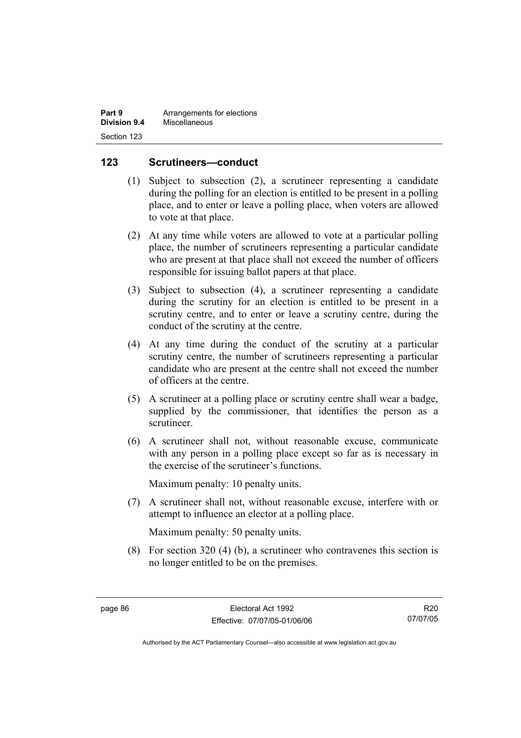## 123 Scrutineers—conduct

(1) Subject to subsection (2), a scrutineer representing a candidate during the polling for an election is entitled to be present in a polling place, and to enter or leave a polling place, when voters are allowed to vote at that place.

(2) At any time while voters are allowed to vote at a particular polling place, the number of scrutineers representing a particular candidate who are present at that place shall not exceed the number of officers responsible for issuing ballot papers at that place.

(3) Subject to subsection (4), a scrutineer representing a candidate during the scrutiny for an election is entitled to be present in a scrutiny centre, and to enter or leave a scrutiny centre, during the conduct of the scrutiny at the centre.

(4) At any time during the conduct of the scrutiny at a particular scrutiny centre, the number of scrutineers representing a particular candidate who are present at the centre shall not exceed the number of officers at the centre.

(5) A scrutineer at a polling place or scrutiny centre shall wear a badge, supplied by the commissioner, that identifies the person as a scrutineer.

(6) A scrutineer shall not, without reasonable excuse, communicate with any person in a polling place except so far as is necessary in the exercise of the scrutineer's functions.

Maximum penalty: 10 penalty units.

(7) A scrutineer shall not, without reasonable excuse, interfere with or attempt to influence an elector at a polling place.

Maximum penalty: 50 penalty units.

(8) For section 320 (4) (b), a scrutineer who contravenes this section is no longer entitled to be on the premises.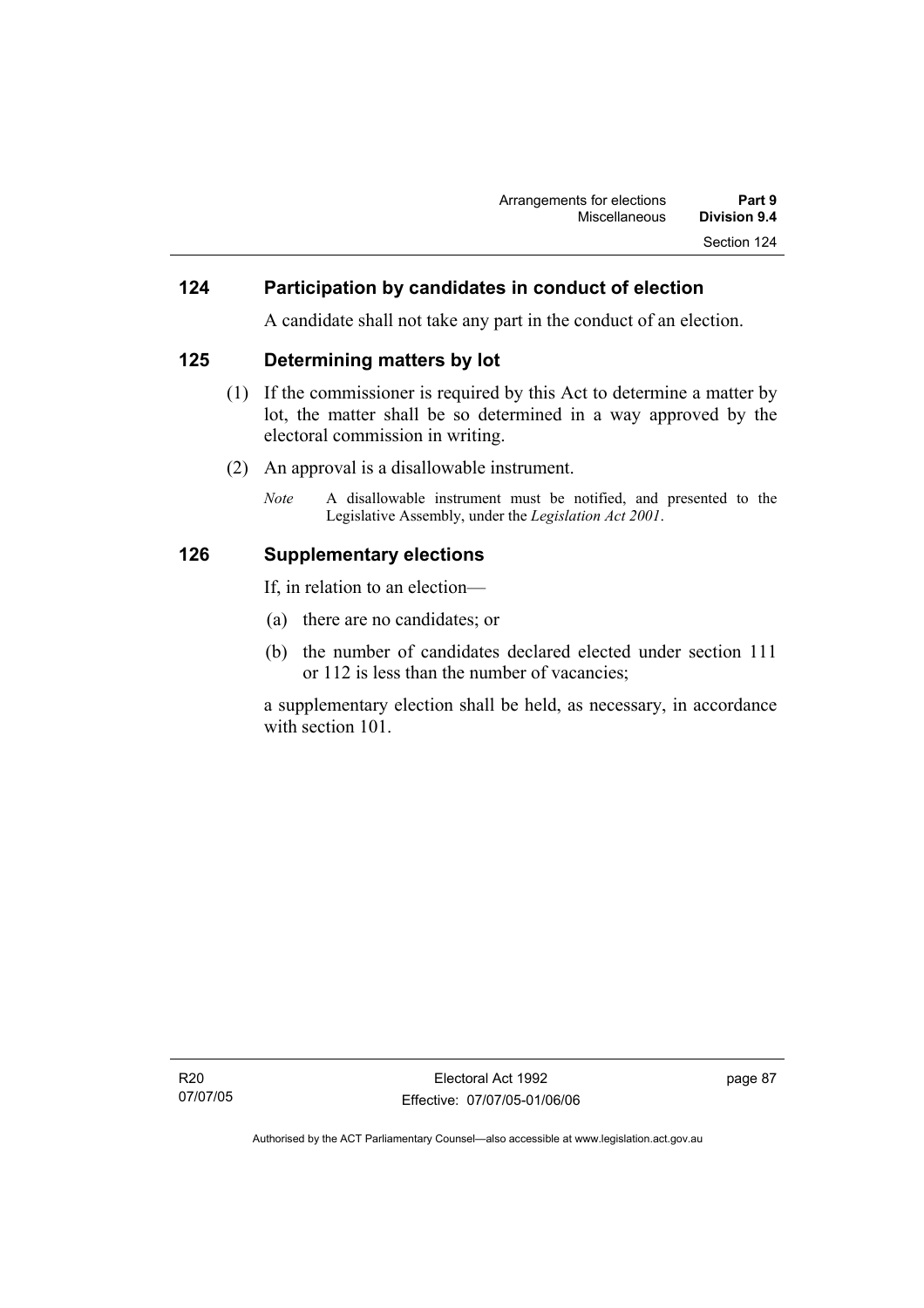### 124 Participation by candidates in conduct of election

A candidate shall not take any part in the conduct of an election.

### 125 Determining matters by lot

(1) If the commissioner is required by this Act to determine a matter by lot, the matter shall be so determined in a way approved by the electoral commission in writing.

(2) An approval is a disallowable instrument.

*Note* A disallowable instrument must be notified, and presented to the Legislative Assembly, under the *Legislation Act 2001*.

### 126 Supplementary elections

If, in relation to an election—

(a) there are no candidates; or

(b) the number of candidates declared elected under section 111 or 112 is less than the number of vacancies;

a supplementary election shall be held, as necessary, in accordance with section 101.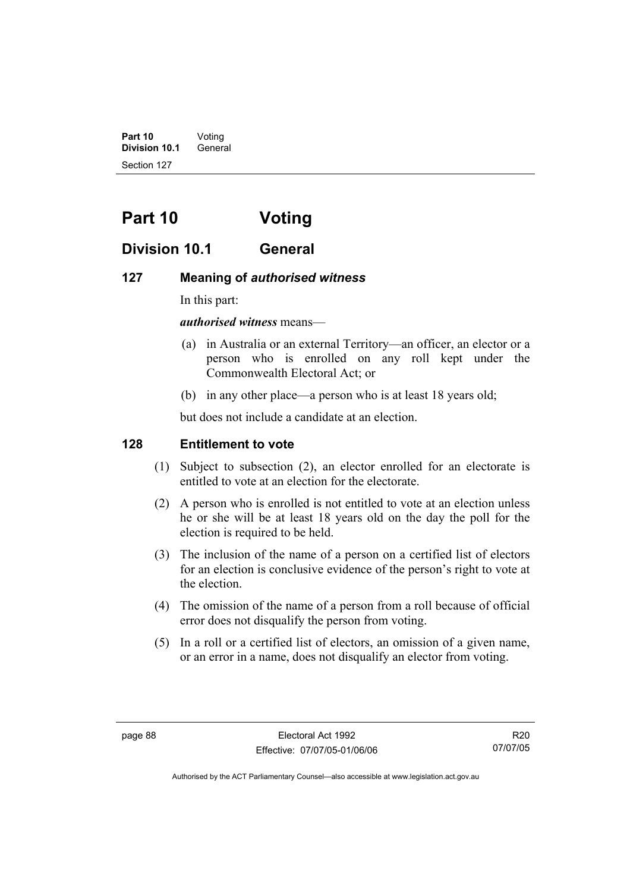# Part 10 Voting

## Division 10.1 General

### 127 Meaning of *authorised witness*

In this part:

***authorised witness*** means—

(a) in Australia or an external Territory—an officer, an elector or a person who is enrolled on any roll kept under the Commonwealth Electoral Act; or

(b) in any other place—a person who is at least 18 years old;

but does not include a candidate at an election.

### 128 Entitlement to vote

(1) Subject to subsection (2), an elector enrolled for an electorate is entitled to vote at an election for the electorate.

(2) A person who is enrolled is not entitled to vote at an election unless he or she will be at least 18 years old on the day the poll for the election is required to be held.

(3) The inclusion of the name of a person on a certified list of electors for an election is conclusive evidence of the person's right to vote at the election.

(4) The omission of the name of a person from a roll because of official error does not disqualify the person from voting.

(5) In a roll or a certified list of electors, an omission of a given name, or an error in a name, does not disqualify an elector from voting.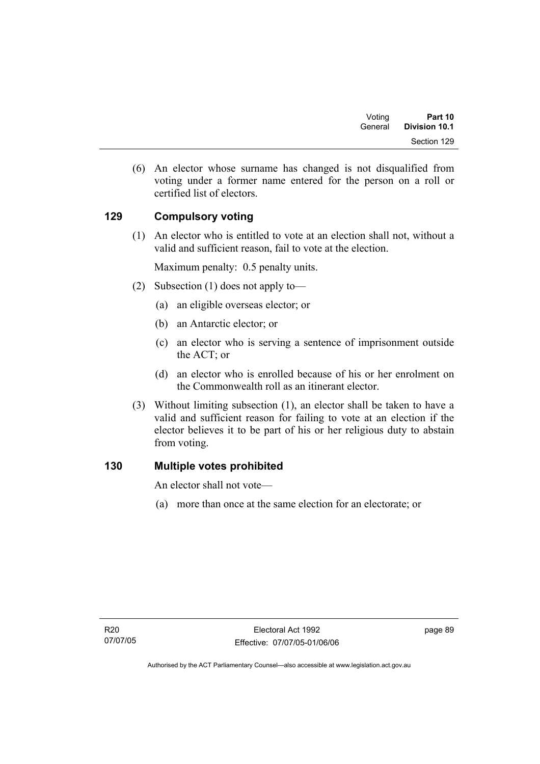(6) An elector whose surname has changed is not disqualified from voting under a former name entered for the person on a roll or certified list of electors.

## 129 Compulsory voting

(1) An elector who is entitled to vote at an election shall not, without a valid and sufficient reason, fail to vote at the election.

Maximum penalty: 0.5 penalty units.

(2) Subsection (1) does not apply to—

(a) an eligible overseas elector; or

(b) an Antarctic elector; or

(c) an elector who is serving a sentence of imprisonment outside the ACT; or

(d) an elector who is enrolled because of his or her enrolment on the Commonwealth roll as an itinerant elector.

(3) Without limiting subsection (1), an elector shall be taken to have a valid and sufficient reason for failing to vote at an election if the elector believes it to be part of his or her religious duty to abstain from voting.

## 130 Multiple votes prohibited

An elector shall not vote—

(a) more than once at the same election for an electorate; or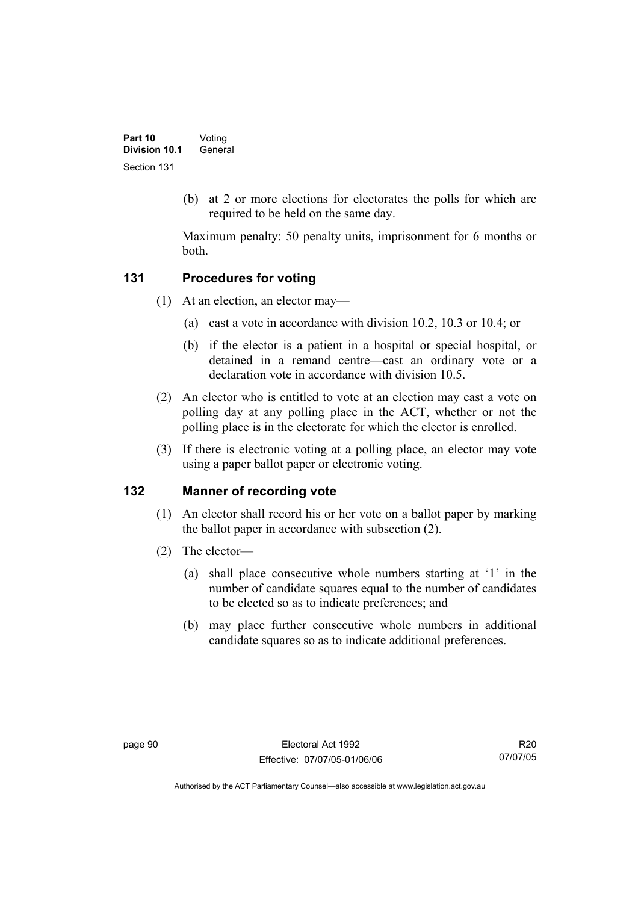(b) at 2 or more elections for electorates the polls for which are required to be held on the same day.

Maximum penalty: 50 penalty units, imprisonment for 6 months or both.

### 131 Procedures for voting

(1) At an election, an elector may—

(a) cast a vote in accordance with division 10.2, 10.3 or 10.4; or

(b) if the elector is a patient in a hospital or special hospital, or detained in a remand centre—cast an ordinary vote or a declaration vote in accordance with division 10.5.

(2) An elector who is entitled to vote at an election may cast a vote on polling day at any polling place in the ACT, whether or not the polling place is in the electorate for which the elector is enrolled.

(3) If there is electronic voting at a polling place, an elector may vote using a paper ballot paper or electronic voting.

### 132 Manner of recording vote

(1) An elector shall record his or her vote on a ballot paper by marking the ballot paper in accordance with subsection (2).

(2) The elector—

(a) shall place consecutive whole numbers starting at '1' in the number of candidate squares equal to the number of candidates to be elected so as to indicate preferences; and

(b) may place further consecutive whole numbers in additional candidate squares so as to indicate additional preferences.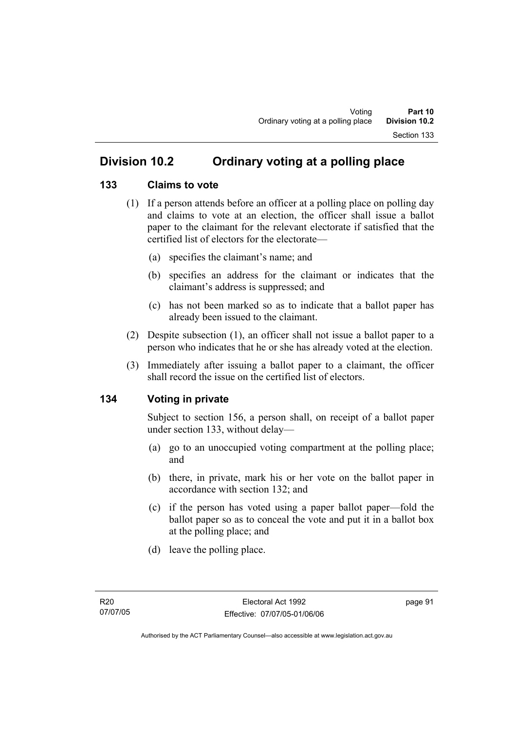## Division 10.2 Ordinary voting at a polling place

### 133 Claims to vote

(1) If a person attends before an officer at a polling place on polling day and claims to vote at an election, the officer shall issue a ballot paper to the claimant for the relevant electorate if satisfied that the certified list of electors for the electorate—

(a) specifies the claimant's name; and

(b) specifies an address for the claimant or indicates that the claimant's address is suppressed; and

(c) has not been marked so as to indicate that a ballot paper has already been issued to the claimant.

(2) Despite subsection (1), an officer shall not issue a ballot paper to a person who indicates that he or she has already voted at the election.

(3) Immediately after issuing a ballot paper to a claimant, the officer shall record the issue on the certified list of electors.

### 134 Voting in private

Subject to section 156, a person shall, on receipt of a ballot paper under section 133, without delay—

(a) go to an unoccupied voting compartment at the polling place; and

(b) there, in private, mark his or her vote on the ballot paper in accordance with section 132; and

(c) if the person has voted using a paper ballot paper—fold the ballot paper so as to conceal the vote and put it in a ballot box at the polling place; and

(d) leave the polling place.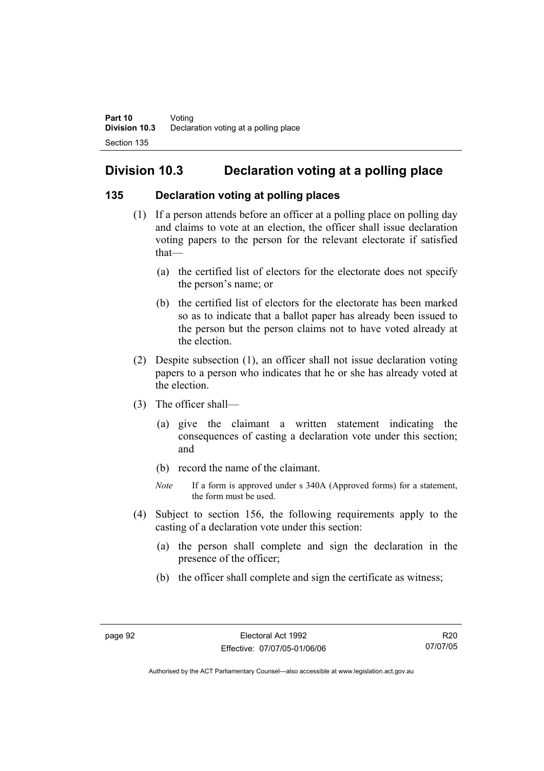## Division 10.3 Declaration voting at a polling place

### 135 Declaration voting at polling places

(1) If a person attends before an officer at a polling place on polling day and claims to vote at an election, the officer shall issue declaration voting papers to the person for the relevant electorate if satisfied that—

(a) the certified list of electors for the electorate does not specify the person's name; or

(b) the certified list of electors for the electorate has been marked so as to indicate that a ballot paper has already been issued to the person but the person claims not to have voted already at the election.

(2) Despite subsection (1), an officer shall not issue declaration voting papers to a person who indicates that he or she has already voted at the election.

(3) The officer shall—

(a) give the claimant a written statement indicating the consequences of casting a declaration vote under this section; and

(b) record the name of the claimant.

*Note* If a form is approved under s 340A (Approved forms) for a statement, the form must be used.

(4) Subject to section 156, the following requirements apply to the casting of a declaration vote under this section:

(a) the person shall complete and sign the declaration in the presence of the officer;

(b) the officer shall complete and sign the certificate as witness;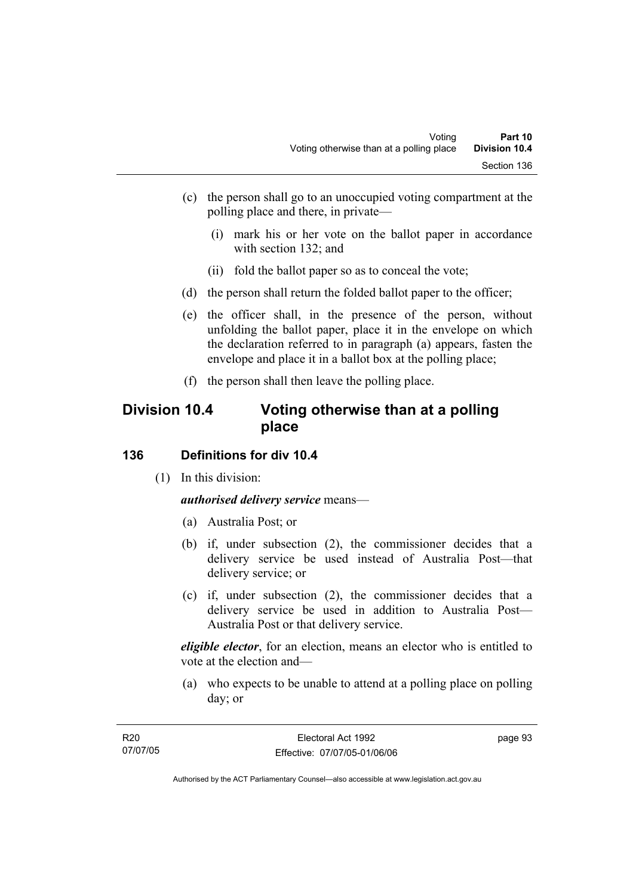(c) the person shall go to an unoccupied voting compartment at the polling place and there, in private—

  (i) mark his or her vote on the ballot paper in accordance with section 132; and

  (ii) fold the ballot paper so as to conceal the vote;

(d) the person shall return the folded ballot paper to the officer;

(e) the officer shall, in the presence of the person, without unfolding the ballot paper, place it in the envelope on which the declaration referred to in paragraph (a) appears, fasten the envelope and place it in a ballot box at the polling place;

(f) the person shall then leave the polling place.

## Division 10.4 Voting otherwise than at a polling place

### 136 Definitions for div 10.4

(1) In this division:

***authorised delivery service*** means—

(a) Australia Post; or

(b) if, under subsection (2), the commissioner decides that a delivery service be used instead of Australia Post—that delivery service; or

(c) if, under subsection (2), the commissioner decides that a delivery service be used in addition to Australia Post—Australia Post or that delivery service.

***eligible elector***, for an election, means an elector who is entitled to vote at the election and—

(a) who expects to be unable to attend at a polling place on polling day; or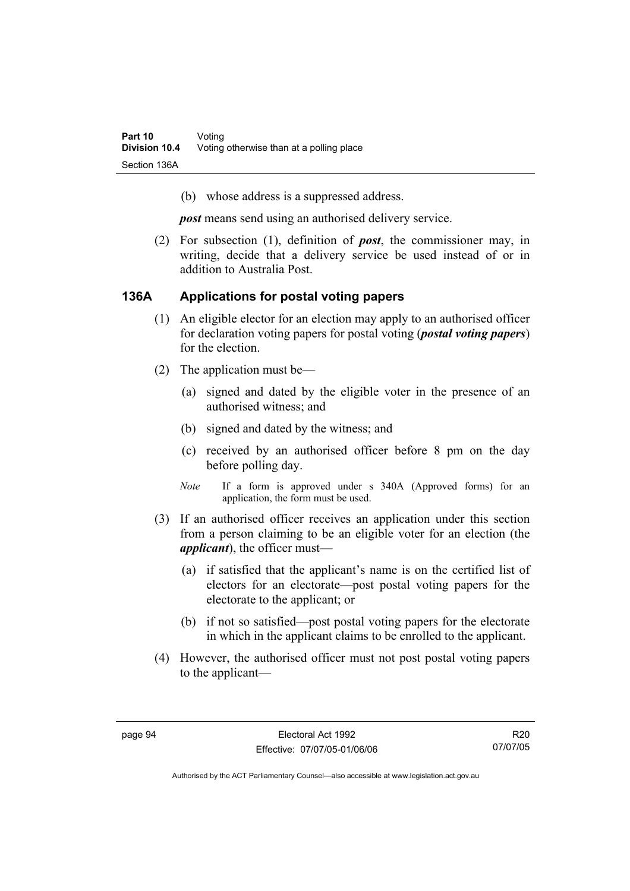(b) whose address is a suppressed address.

***post*** means send using an authorised delivery service.

(2) For subsection (1), definition of ***post***, the commissioner may, in writing, decide that a delivery service be used instead of or in addition to Australia Post.

## 136A Applications for postal voting papers

(1) An eligible elector for an election may apply to an authorised officer for declaration voting papers for postal voting (***postal voting papers***) for the election.

(2) The application must be—

(a) signed and dated by the eligible voter in the presence of an authorised witness; and

(b) signed and dated by the witness; and

(c) received by an authorised officer before 8 pm on the day before polling day.

*Note* If a form is approved under s 340A (Approved forms) for an application, the form must be used.

(3) If an authorised officer receives an application under this section from a person claiming to be an eligible voter for an election (the ***applicant***), the officer must—

(a) if satisfied that the applicant's name is on the certified list of electors for an electorate—post postal voting papers for the electorate to the applicant; or

(b) if not so satisfied—post postal voting papers for the electorate in which in the applicant claims to be enrolled to the applicant.

(4) However, the authorised officer must not post postal voting papers to the applicant—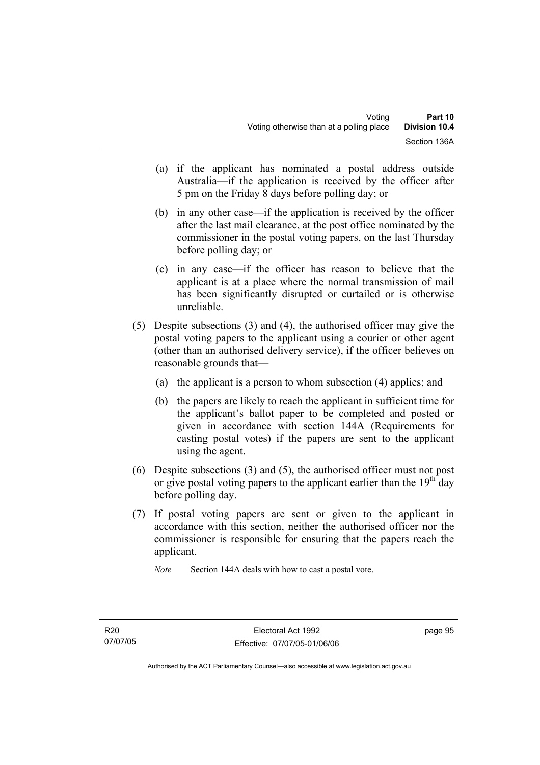(a) if the applicant has nominated a postal address outside Australia—if the application is received by the officer after 5 pm on the Friday 8 days before polling day; or

(b) in any other case—if the application is received by the officer after the last mail clearance, at the post office nominated by the commissioner in the postal voting papers, on the last Thursday before polling day; or

(c) in any case—if the officer has reason to believe that the applicant is at a place where the normal transmission of mail has been significantly disrupted or curtailed or is otherwise unreliable.

(5) Despite subsections (3) and (4), the authorised officer may give the postal voting papers to the applicant using a courier or other agent (other than an authorised delivery service), if the officer believes on reasonable grounds that—

(a) the applicant is a person to whom subsection (4) applies; and

(b) the papers are likely to reach the applicant in sufficient time for the applicant's ballot paper to be completed and posted or given in accordance with section 144A (Requirements for casting postal votes) if the papers are sent to the applicant using the agent.

(6) Despite subsections (3) and (5), the authorised officer must not post or give postal voting papers to the applicant earlier than the 19th day before polling day.

(7) If postal voting papers are sent or given to the applicant in accordance with this section, neither the authorised officer nor the commissioner is responsible for ensuring that the papers reach the applicant.

*Note* Section 144A deals with how to cast a postal vote.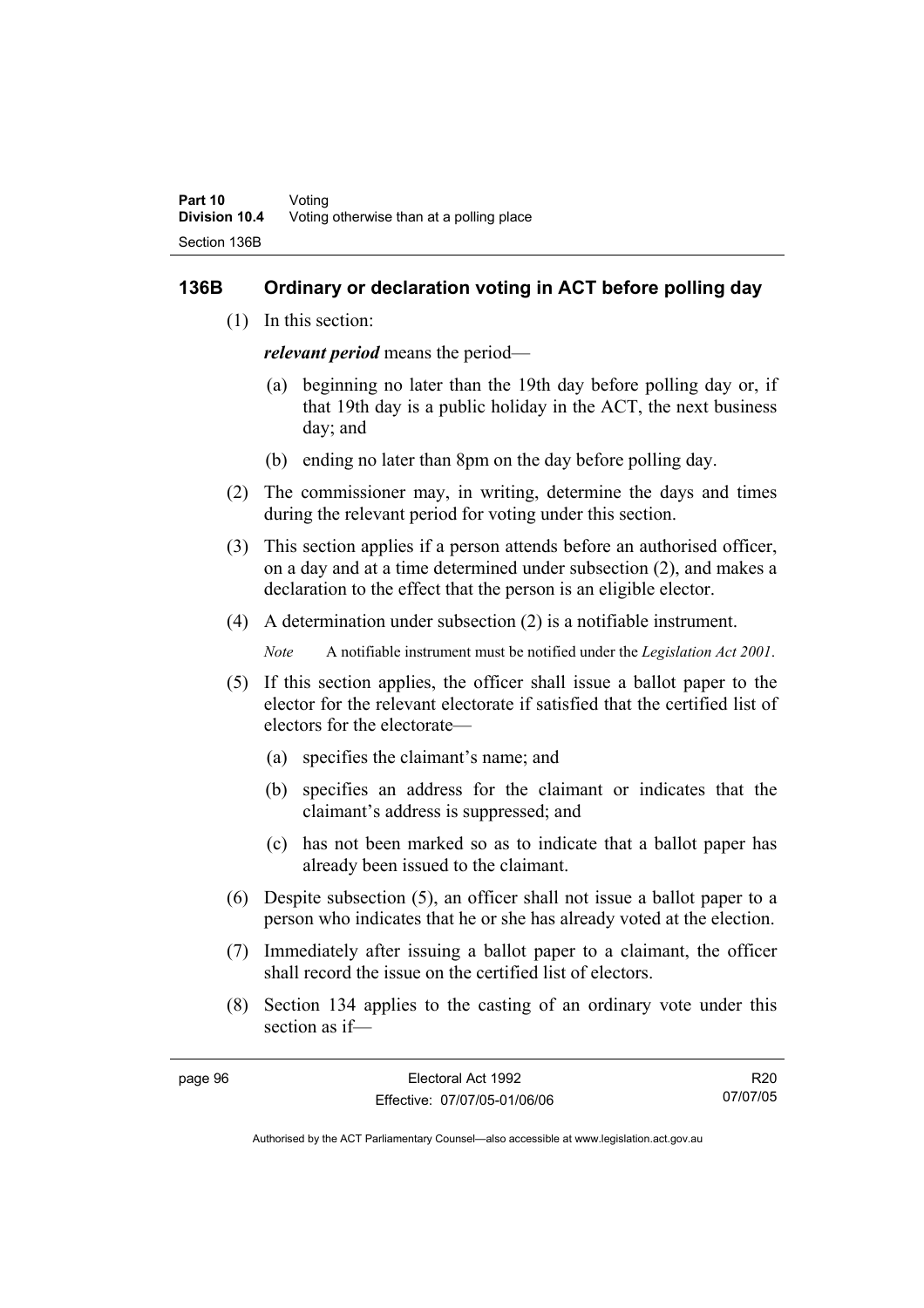## 136B Ordinary or declaration voting in ACT before polling day

(1) In this section:

***relevant period*** means the period—

(a) beginning no later than the 19th day before polling day or, if that 19th day is a public holiday in the ACT, the next business day; and

(b) ending no later than 8pm on the day before polling day.

(2) The commissioner may, in writing, determine the days and times during the relevant period for voting under this section.

(3) This section applies if a person attends before an authorised officer, on a day and at a time determined under subsection (2), and makes a declaration to the effect that the person is an eligible elector.

(4) A determination under subsection (2) is a notifiable instrument.

*Note* A notifiable instrument must be notified under the *Legislation Act 2001*.

(5) If this section applies, the officer shall issue a ballot paper to the elector for the relevant electorate if satisfied that the certified list of electors for the electorate—

(a) specifies the claimant's name; and

(b) specifies an address for the claimant or indicates that the claimant's address is suppressed; and

(c) has not been marked so as to indicate that a ballot paper has already been issued to the claimant.

(6) Despite subsection (5), an officer shall not issue a ballot paper to a person who indicates that he or she has already voted at the election.

(7) Immediately after issuing a ballot paper to a claimant, the officer shall record the issue on the certified list of electors.

(8) Section 134 applies to the casting of an ordinary vote under this section as if—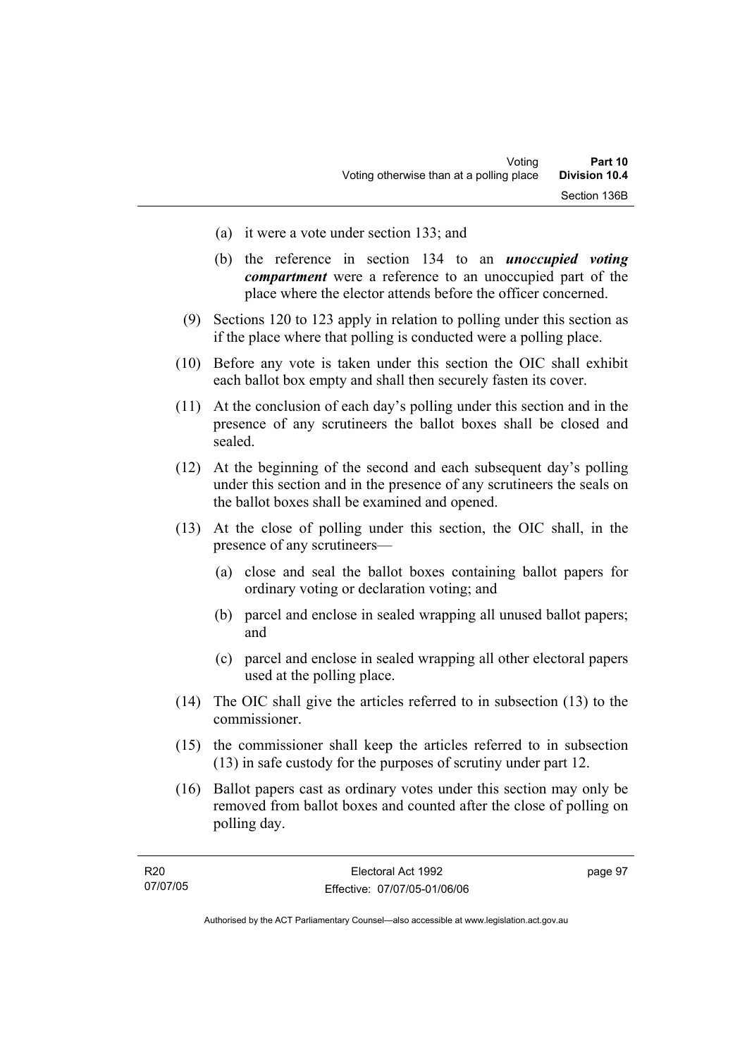(a) it were a vote under section 133; and

(b) the reference in section 134 to an ***unoccupied voting compartment*** were a reference to an unoccupied part of the place where the elector attends before the officer concerned.

(9) Sections 120 to 123 apply in relation to polling under this section as if the place where that polling is conducted were a polling place.

(10) Before any vote is taken under this section the OIC shall exhibit each ballot box empty and shall then securely fasten its cover.

(11) At the conclusion of each day's polling under this section and in the presence of any scrutineers the ballot boxes shall be closed and sealed.

(12) At the beginning of the second and each subsequent day's polling under this section and in the presence of any scrutineers the seals on the ballot boxes shall be examined and opened.

(13) At the close of polling under this section, the OIC shall, in the presence of any scrutineers—

(a) close and seal the ballot boxes containing ballot papers for ordinary voting or declaration voting; and

(b) parcel and enclose in sealed wrapping all unused ballot papers; and

(c) parcel and enclose in sealed wrapping all other electoral papers used at the polling place.

(14) The OIC shall give the articles referred to in subsection (13) to the commissioner.

(15) the commissioner shall keep the articles referred to in subsection (13) in safe custody for the purposes of scrutiny under part 12.

(16) Ballot papers cast as ordinary votes under this section may only be removed from ballot boxes and counted after the close of polling on polling day.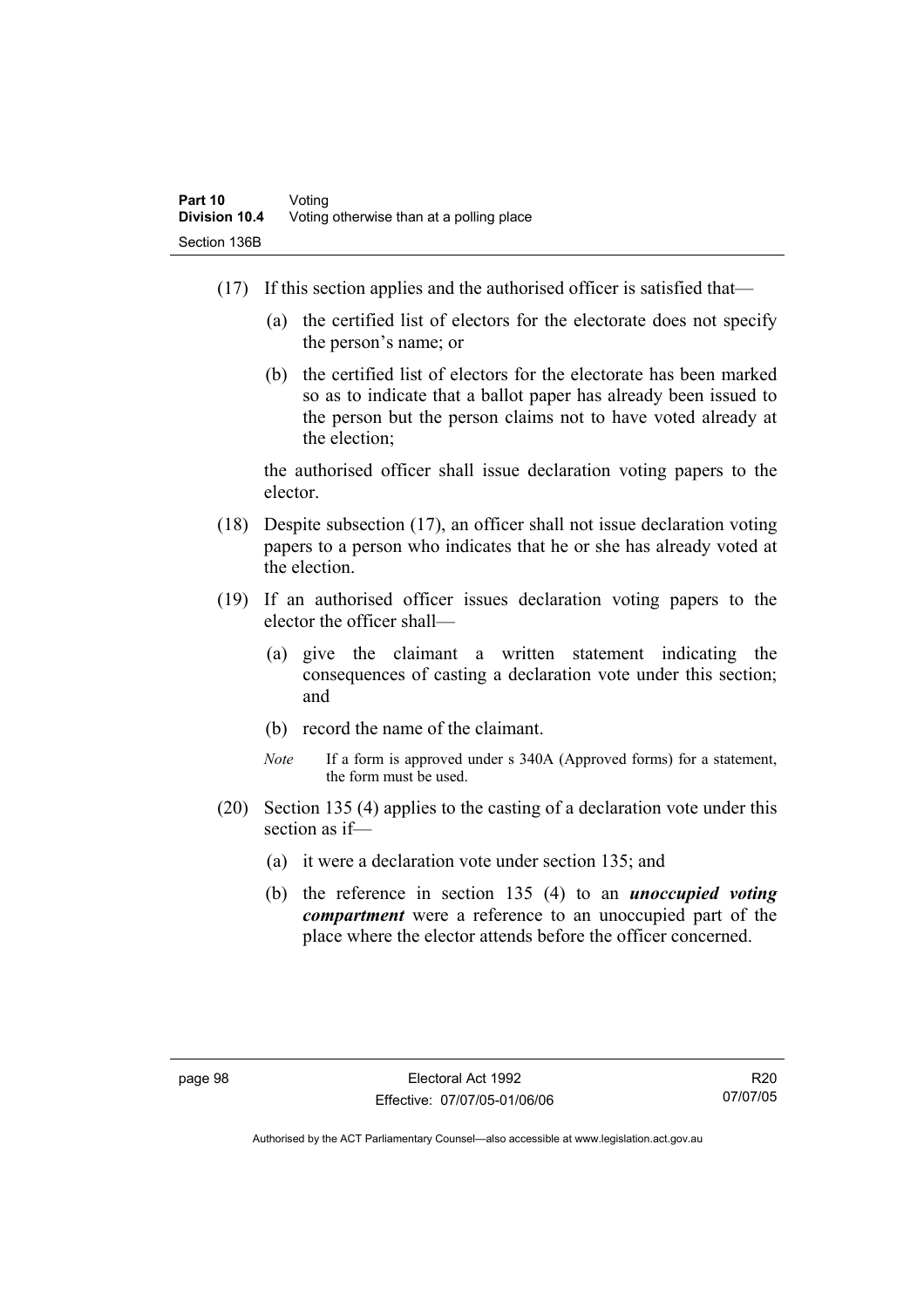(17) If this section applies and the authorised officer is satisfied that—

   (a) the certified list of electors for the electorate does not specify the person's name; or

   (b) the certified list of electors for the electorate has been marked so as to indicate that a ballot paper has already been issued to the person but the person claims not to have voted already at the election;

   the authorised officer shall issue declaration voting papers to the elector.

(18) Despite subsection (17), an officer shall not issue declaration voting papers to a person who indicates that he or she has already voted at the election.

(19) If an authorised officer issues declaration voting papers to the elector the officer shall—

   (a) give the claimant a written statement indicating the consequences of casting a declaration vote under this section; and

   (b) record the name of the claimant.

   *Note* If a form is approved under s 340A (Approved forms) for a statement, the form must be used.

(20) Section 135 (4) applies to the casting of a declaration vote under this section as if—

   (a) it were a declaration vote under section 135; and

   (b) the reference in section 135 (4) to an ***unoccupied voting compartment*** were a reference to an unoccupied part of the place where the elector attends before the officer concerned.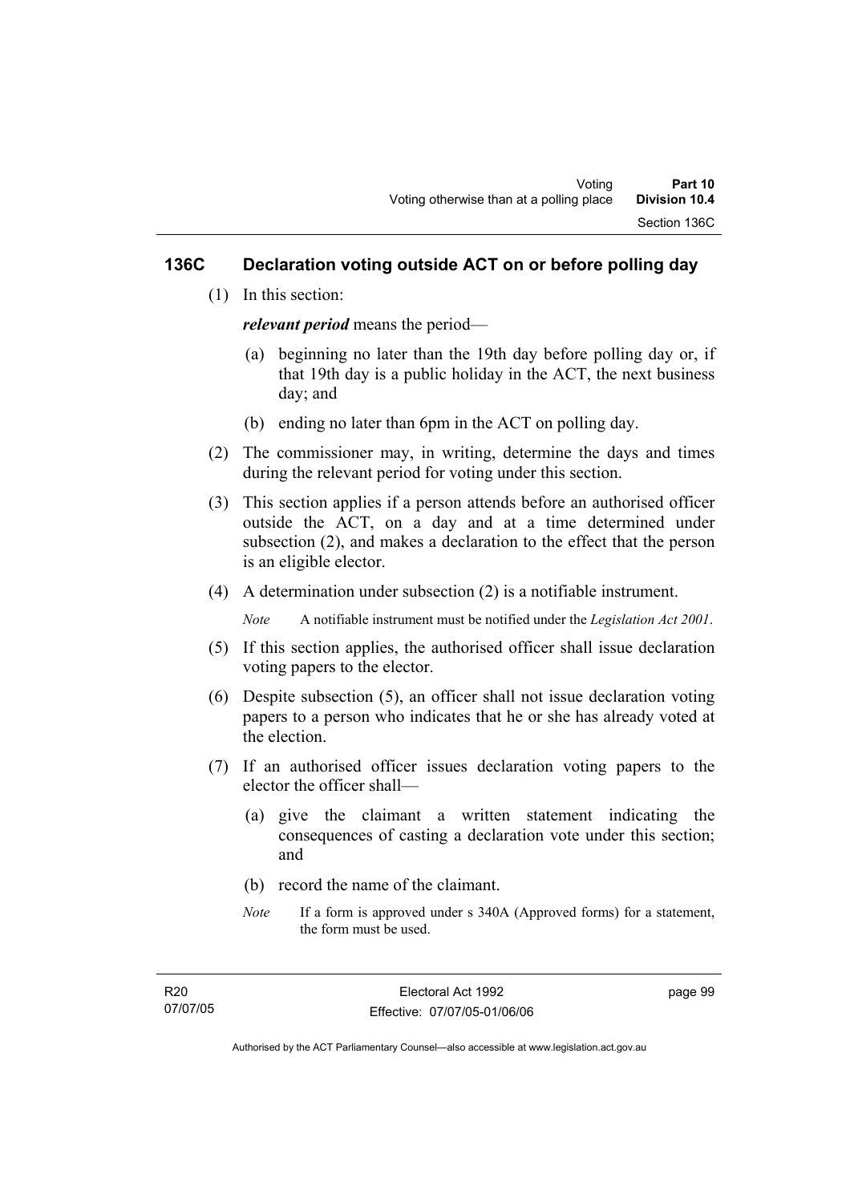## 136C Declaration voting outside ACT on or before polling day

(1) In this section:

***relevant period*** means the period—

(a) beginning no later than the 19th day before polling day or, if that 19th day is a public holiday in the ACT, the next business day; and

(b) ending no later than 6pm in the ACT on polling day.

(2) The commissioner may, in writing, determine the days and times during the relevant period for voting under this section.

(3) This section applies if a person attends before an authorised officer outside the ACT, on a day and at a time determined under subsection (2), and makes a declaration to the effect that the person is an eligible elector.

(4) A determination under subsection (2) is a notifiable instrument.

*Note* A notifiable instrument must be notified under the *Legislation Act 2001*.

(5) If this section applies, the authorised officer shall issue declaration voting papers to the elector.

(6) Despite subsection (5), an officer shall not issue declaration voting papers to a person who indicates that he or she has already voted at the election.

(7) If an authorised officer issues declaration voting papers to the elector the officer shall—

(a) give the claimant a written statement indicating the consequences of casting a declaration vote under this section; and

(b) record the name of the claimant.

*Note* If a form is approved under s 340A (Approved forms) for a statement, the form must be used.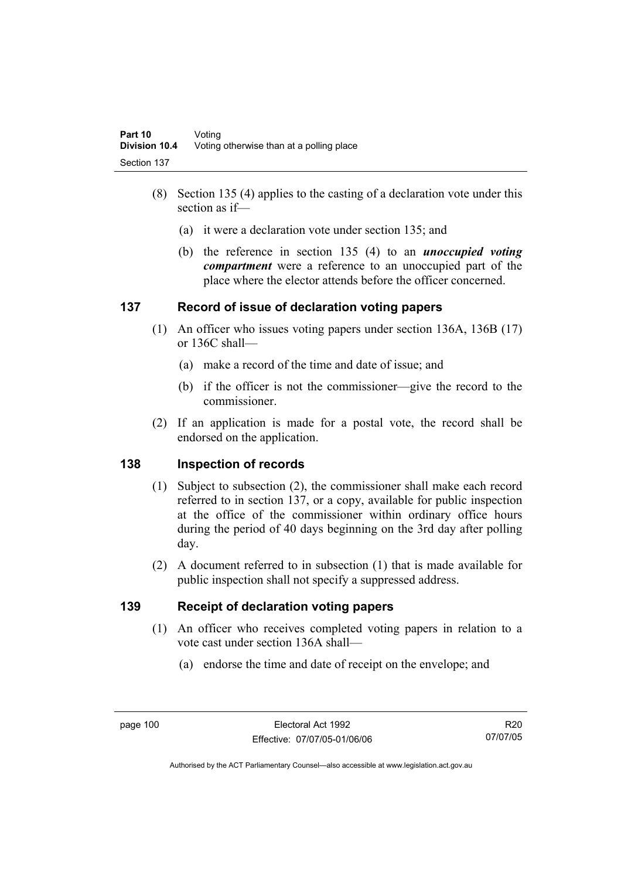(8) Section 135 (4) applies to the casting of a declaration vote under this section as if—

   (a) it were a declaration vote under section 135; and

   (b) the reference in section 135 (4) to an ***unoccupied voting compartment*** were a reference to an unoccupied part of the place where the elector attends before the officer concerned.

## 137 Record of issue of declaration voting papers

(1) An officer who issues voting papers under section 136A, 136B (17) or 136C shall—

   (a) make a record of the time and date of issue; and

   (b) if the officer is not the commissioner—give the record to the commissioner.

(2) If an application is made for a postal vote, the record shall be endorsed on the application.

## 138 Inspection of records

(1) Subject to subsection (2), the commissioner shall make each record referred to in section 137, or a copy, available for public inspection at the office of the commissioner within ordinary office hours during the period of 40 days beginning on the 3rd day after polling day.

(2) A document referred to in subsection (1) that is made available for public inspection shall not specify a suppressed address.

## 139 Receipt of declaration voting papers

(1) An officer who receives completed voting papers in relation to a vote cast under section 136A shall—

   (a) endorse the time and date of receipt on the envelope; and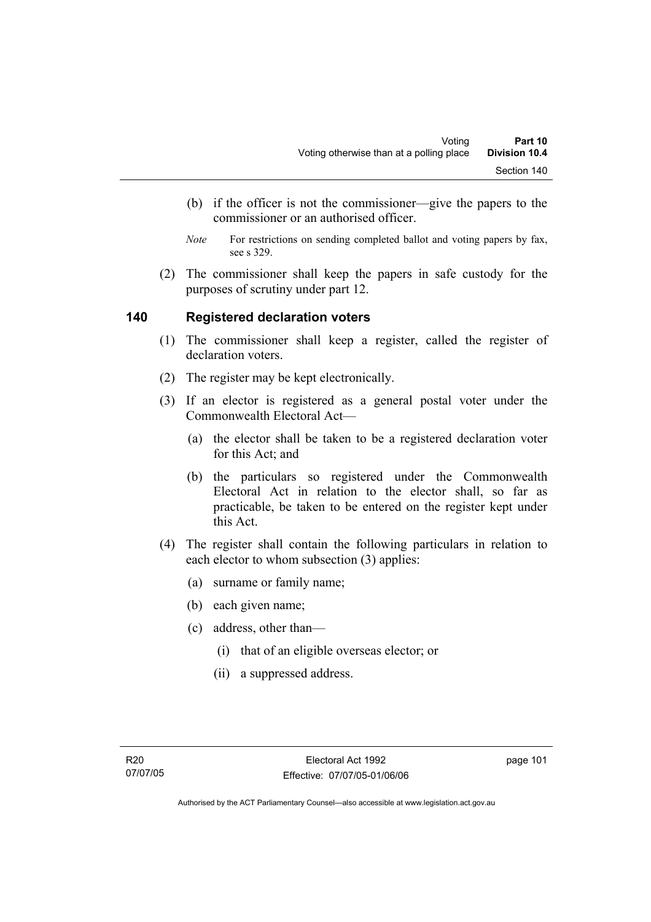(b) if the officer is not the commissioner—give the papers to the commissioner or an authorised officer.

*Note* For restrictions on sending completed ballot and voting papers by fax, see s 329.

(2) The commissioner shall keep the papers in safe custody for the purposes of scrutiny under part 12.

## 140 Registered declaration voters

(1) The commissioner shall keep a register, called the register of declaration voters.

(2) The register may be kept electronically.

(3) If an elector is registered as a general postal voter under the Commonwealth Electoral Act—

(a) the elector shall be taken to be a registered declaration voter for this Act; and

(b) the particulars so registered under the Commonwealth Electoral Act in relation to the elector shall, so far as practicable, be taken to be entered on the register kept under this Act.

(4) The register shall contain the following particulars in relation to each elector to whom subsection (3) applies:

(a) surname or family name;

(b) each given name;

(c) address, other than—

(i) that of an eligible overseas elector; or

(ii) a suppressed address.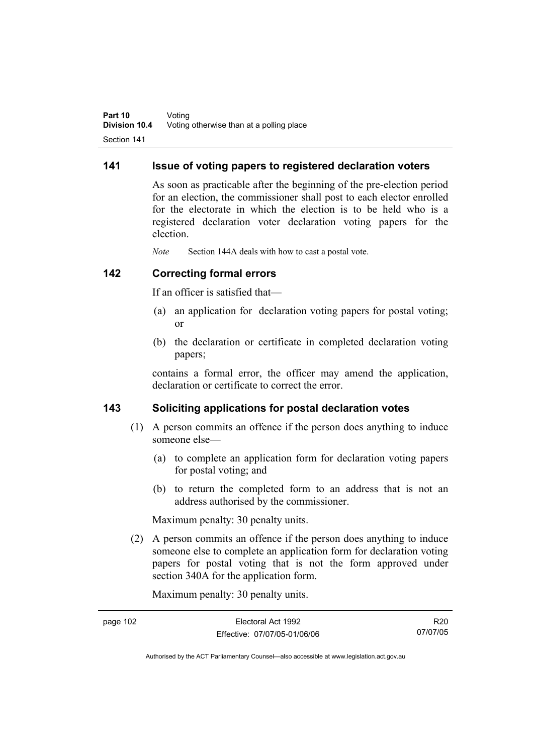## 141 Issue of voting papers to registered declaration voters

As soon as practicable after the beginning of the pre-election period for an election, the commissioner shall post to each elector enrolled for the electorate in which the election is to be held who is a registered declaration voter declaration voting papers for the election.

*Note* Section 144A deals with how to cast a postal vote.

## 142 Correcting formal errors

If an officer is satisfied that—

(a) an application for declaration voting papers for postal voting; or

(b) the declaration or certificate in completed declaration voting papers;

contains a formal error, the officer may amend the application, declaration or certificate to correct the error.

## 143 Soliciting applications for postal declaration votes

(1) A person commits an offence if the person does anything to induce someone else—

(a) to complete an application form for declaration voting papers for postal voting; and

(b) to return the completed form to an address that is not an address authorised by the commissioner.

Maximum penalty: 30 penalty units.

(2) A person commits an offence if the person does anything to induce someone else to complete an application form for declaration voting papers for postal voting that is not the form approved under section 340A for the application form.

Maximum penalty: 30 penalty units.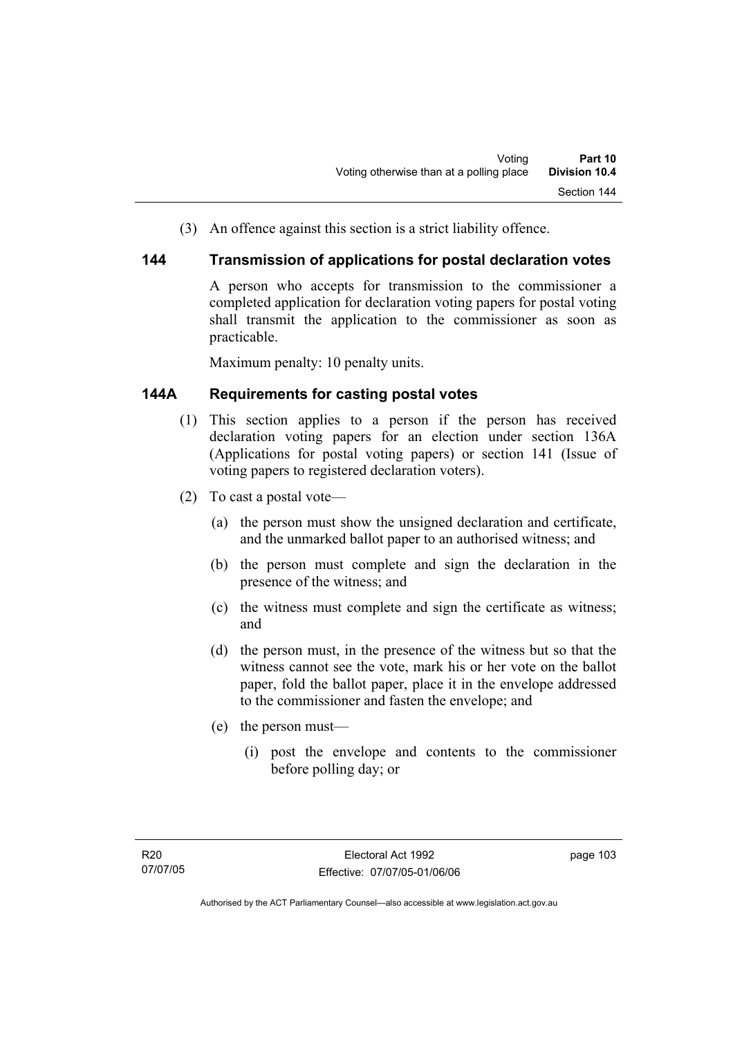(3) An offence against this section is a strict liability offence.

## 144 Transmission of applications for postal declaration votes

A person who accepts for transmission to the commissioner a completed application for declaration voting papers for postal voting shall transmit the application to the commissioner as soon as practicable.

Maximum penalty: 10 penalty units.

## 144A Requirements for casting postal votes

(1) This section applies to a person if the person has received declaration voting papers for an election under section 136A (Applications for postal voting papers) or section 141 (Issue of voting papers to registered declaration voters).

(2) To cast a postal vote—

(a) the person must show the unsigned declaration and certificate, and the unmarked ballot paper to an authorised witness; and

(b) the person must complete and sign the declaration in the presence of the witness; and

(c) the witness must complete and sign the certificate as witness; and

(d) the person must, in the presence of the witness but so that the witness cannot see the vote, mark his or her vote on the ballot paper, fold the ballot paper, place it in the envelope addressed to the commissioner and fasten the envelope; and

(e) the person must—

(i) post the envelope and contents to the commissioner before polling day; or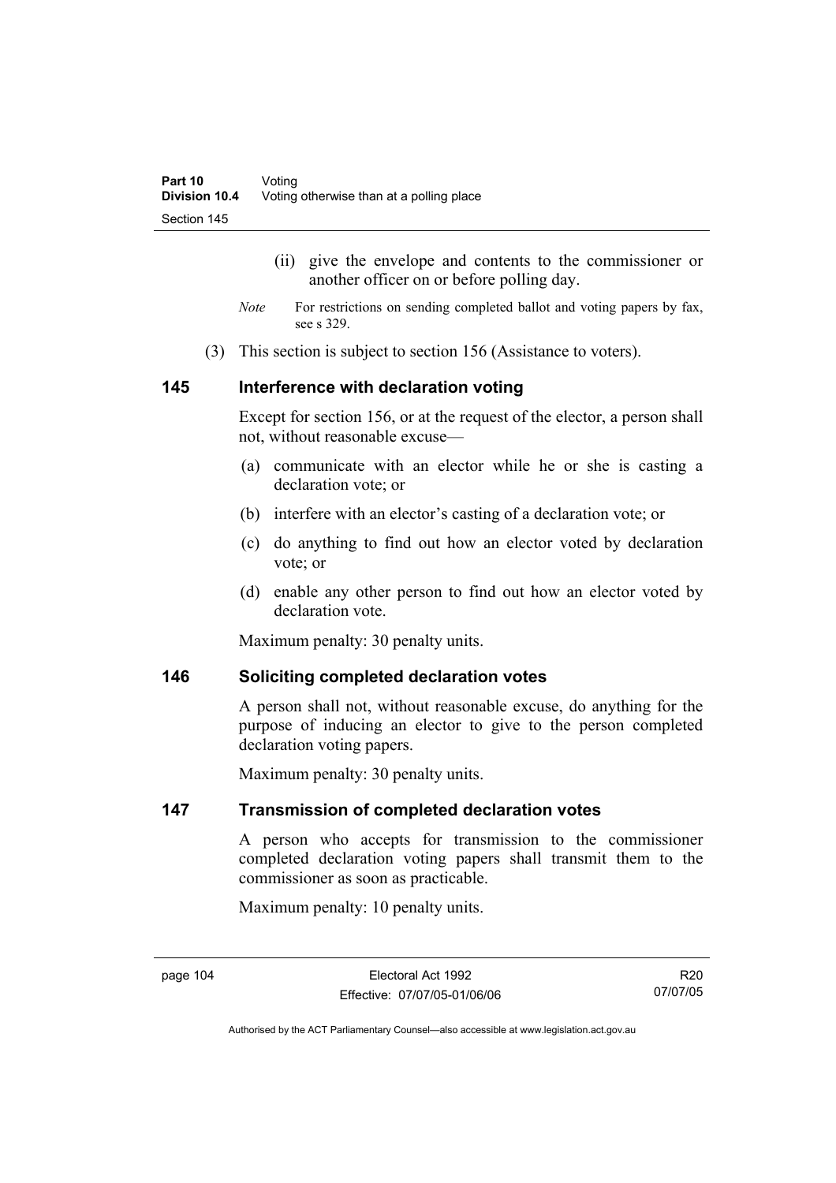(ii) give the envelope and contents to the commissioner or another officer on or before polling day.

*Note* For restrictions on sending completed ballot and voting papers by fax, see s 329.

(3) This section is subject to section 156 (Assistance to voters).

## 145 Interference with declaration voting

Except for section 156, or at the request of the elector, a person shall not, without reasonable excuse—

(a) communicate with an elector while he or she is casting a declaration vote; or

(b) interfere with an elector's casting of a declaration vote; or

(c) do anything to find out how an elector voted by declaration vote; or

(d) enable any other person to find out how an elector voted by declaration vote.

Maximum penalty: 30 penalty units.

## 146 Soliciting completed declaration votes

A person shall not, without reasonable excuse, do anything for the purpose of inducing an elector to give to the person completed declaration voting papers.

Maximum penalty: 30 penalty units.

## 147 Transmission of completed declaration votes

A person who accepts for transmission to the commissioner completed declaration voting papers shall transmit them to the commissioner as soon as practicable.

Maximum penalty: 10 penalty units.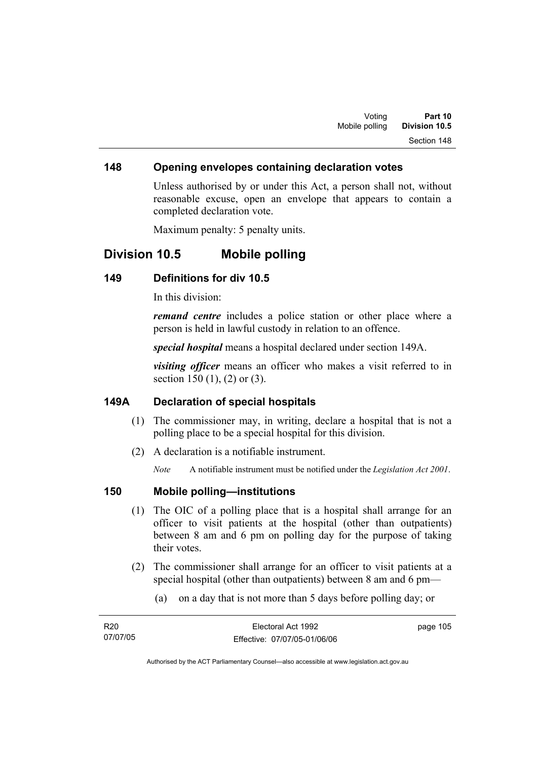## 148 Opening envelopes containing declaration votes

Unless authorised by or under this Act, a person shall not, without reasonable excuse, open an envelope that appears to contain a completed declaration vote.

Maximum penalty: 5 penalty units.

# Division 10.5 Mobile polling

## 149 Definitions for div 10.5

In this division:

***remand centre*** includes a police station or other place where a person is held in lawful custody in relation to an offence.

***special hospital*** means a hospital declared under section 149A.

***visiting officer*** means an officer who makes a visit referred to in section 150 (1), (2) or (3).

## 149A Declaration of special hospitals

(1) The commissioner may, in writing, declare a hospital that is not a polling place to be a special hospital for this division.

(2) A declaration is a notifiable instrument.

*Note* A notifiable instrument must be notified under the *Legislation Act 2001*.

## 150 Mobile polling—institutions

(1) The OIC of a polling place that is a hospital shall arrange for an officer to visit patients at the hospital (other than outpatients) between 8 am and 6 pm on polling day for the purpose of taking their votes.

(2) The commissioner shall arrange for an officer to visit patients at a special hospital (other than outpatients) between 8 am and 6 pm—

(a) on a day that is not more than 5 days before polling day; or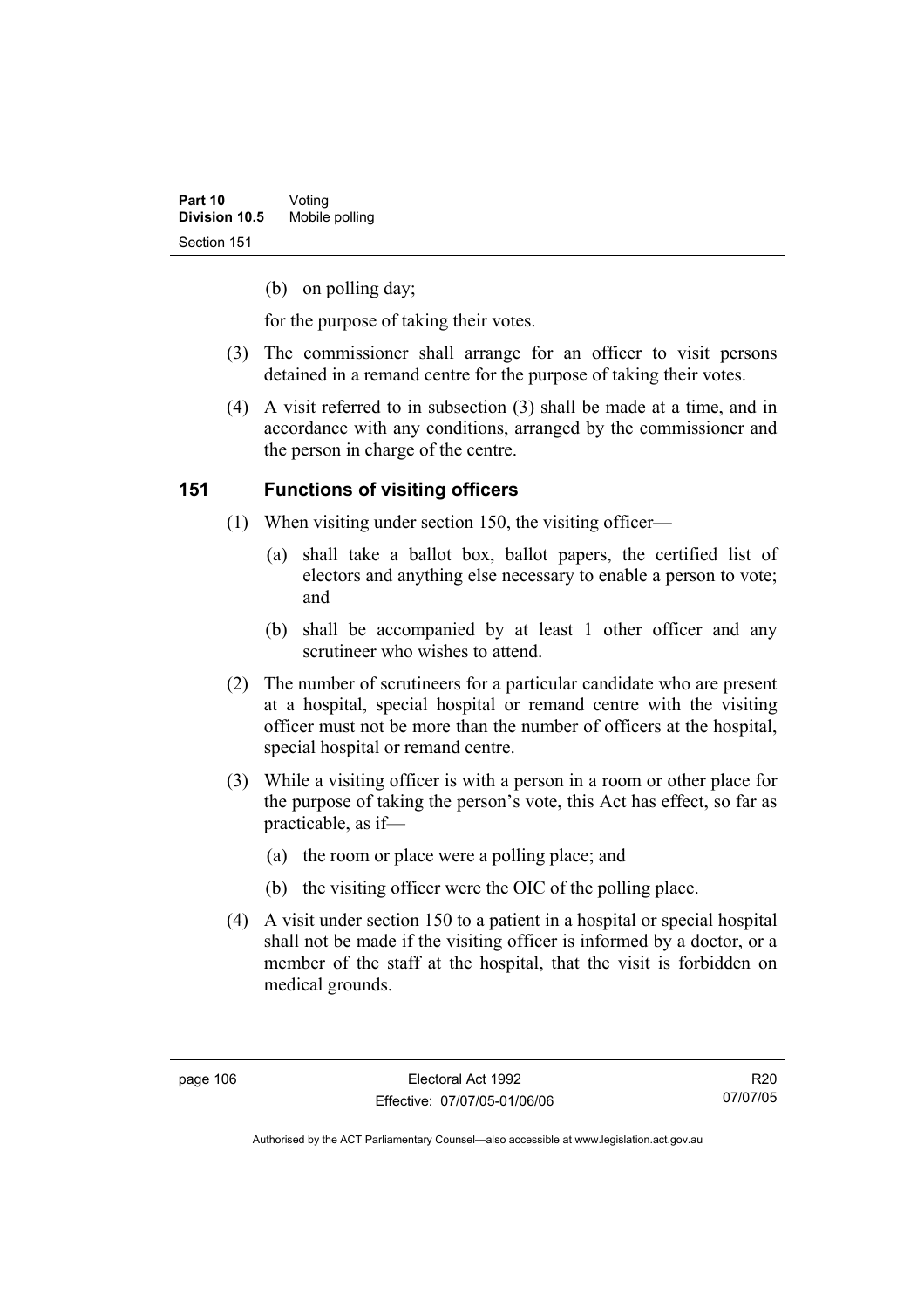(b) on polling day;

for the purpose of taking their votes.

(3) The commissioner shall arrange for an officer to visit persons detained in a remand centre for the purpose of taking their votes.

(4) A visit referred to in subsection (3) shall be made at a time, and in accordance with any conditions, arranged by the commissioner and the person in charge of the centre.

## 151 Functions of visiting officers

(1) When visiting under section 150, the visiting officer—

(a) shall take a ballot box, ballot papers, the certified list of electors and anything else necessary to enable a person to vote; and

(b) shall be accompanied by at least 1 other officer and any scrutineer who wishes to attend.

(2) The number of scrutineers for a particular candidate who are present at a hospital, special hospital or remand centre with the visiting officer must not be more than the number of officers at the hospital, special hospital or remand centre.

(3) While a visiting officer is with a person in a room or other place for the purpose of taking the person's vote, this Act has effect, so far as practicable, as if—

(a) the room or place were a polling place; and

(b) the visiting officer were the OIC of the polling place.

(4) A visit under section 150 to a patient in a hospital or special hospital shall not be made if the visiting officer is informed by a doctor, or a member of the staff at the hospital, that the visit is forbidden on medical grounds.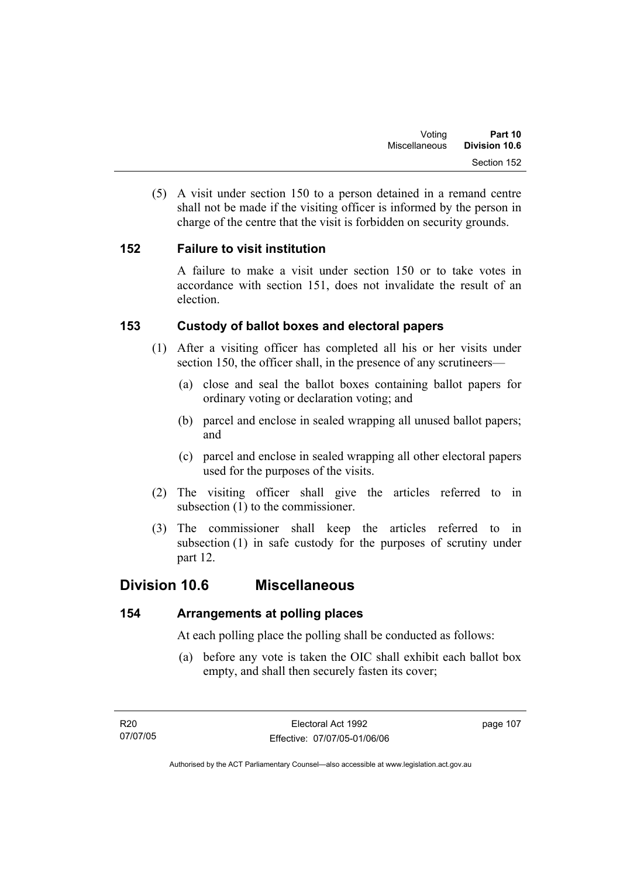(5) A visit under section 150 to a person detained in a remand centre shall not be made if the visiting officer is informed by the person in charge of the centre that the visit is forbidden on security grounds.

### 152 Failure to visit institution

A failure to make a visit under section 150 or to take votes in accordance with section 151, does not invalidate the result of an election.

### 153 Custody of ballot boxes and electoral papers

(1) After a visiting officer has completed all his or her visits under section 150, the officer shall, in the presence of any scrutineers—

(a) close and seal the ballot boxes containing ballot papers for ordinary voting or declaration voting; and

(b) parcel and enclose in sealed wrapping all unused ballot papers; and

(c) parcel and enclose in sealed wrapping all other electoral papers used for the purposes of the visits.

(2) The visiting officer shall give the articles referred to in subsection (1) to the commissioner.

(3) The commissioner shall keep the articles referred to in subsection (1) in safe custody for the purposes of scrutiny under part 12.

## Division 10.6 Miscellaneous

### 154 Arrangements at polling places

At each polling place the polling shall be conducted as follows:

(a) before any vote is taken the OIC shall exhibit each ballot box empty, and shall then securely fasten its cover;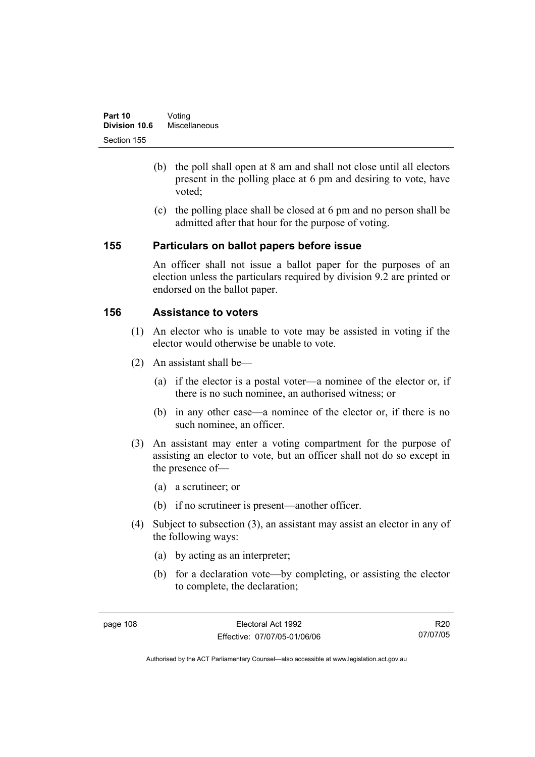(b) the poll shall open at 8 am and shall not close until all electors present in the polling place at 6 pm and desiring to vote, have voted;

(c) the polling place shall be closed at 6 pm and no person shall be admitted after that hour for the purpose of voting.

## 155 Particulars on ballot papers before issue

An officer shall not issue a ballot paper for the purposes of an election unless the particulars required by division 9.2 are printed or endorsed on the ballot paper.

## 156 Assistance to voters

(1) An elector who is unable to vote may be assisted in voting if the elector would otherwise be unable to vote.

(2) An assistant shall be—

(a) if the elector is a postal voter—a nominee of the elector or, if there is no such nominee, an authorised witness; or

(b) in any other case—a nominee of the elector or, if there is no such nominee, an officer.

(3) An assistant may enter a voting compartment for the purpose of assisting an elector to vote, but an officer shall not do so except in the presence of—

(a) a scrutineer; or

(b) if no scrutineer is present—another officer.

(4) Subject to subsection (3), an assistant may assist an elector in any of the following ways:

(a) by acting as an interpreter;

(b) for a declaration vote—by completing, or assisting the elector to complete, the declaration;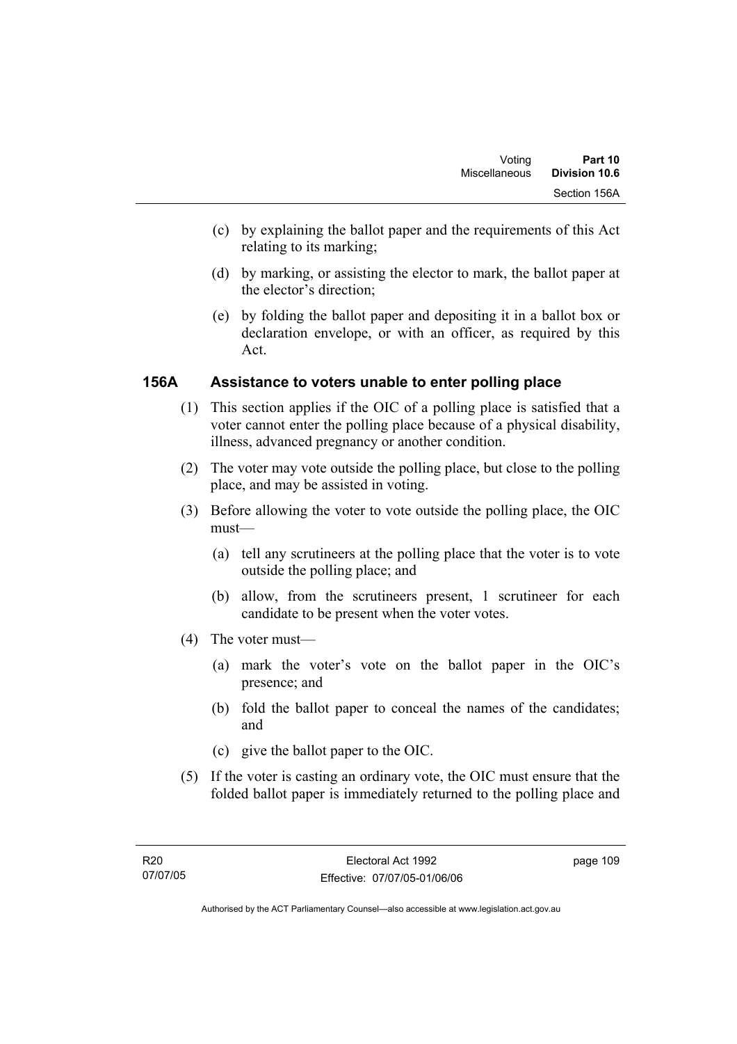(c) by explaining the ballot paper and the requirements of this Act relating to its marking;

(d) by marking, or assisting the elector to mark, the ballot paper at the elector's direction;

(e) by folding the ballot paper and depositing it in a ballot box or declaration envelope, or with an officer, as required by this Act.

### 156A Assistance to voters unable to enter polling place

(1) This section applies if the OIC of a polling place is satisfied that a voter cannot enter the polling place because of a physical disability, illness, advanced pregnancy or another condition.

(2) The voter may vote outside the polling place, but close to the polling place, and may be assisted in voting.

(3) Before allowing the voter to vote outside the polling place, the OIC must—

(a) tell any scrutineers at the polling place that the voter is to vote outside the polling place; and

(b) allow, from the scrutineers present, 1 scrutineer for each candidate to be present when the voter votes.

(4) The voter must—

(a) mark the voter's vote on the ballot paper in the OIC's presence; and

(b) fold the ballot paper to conceal the names of the candidates; and

(c) give the ballot paper to the OIC.

(5) If the voter is casting an ordinary vote, the OIC must ensure that the folded ballot paper is immediately returned to the polling place and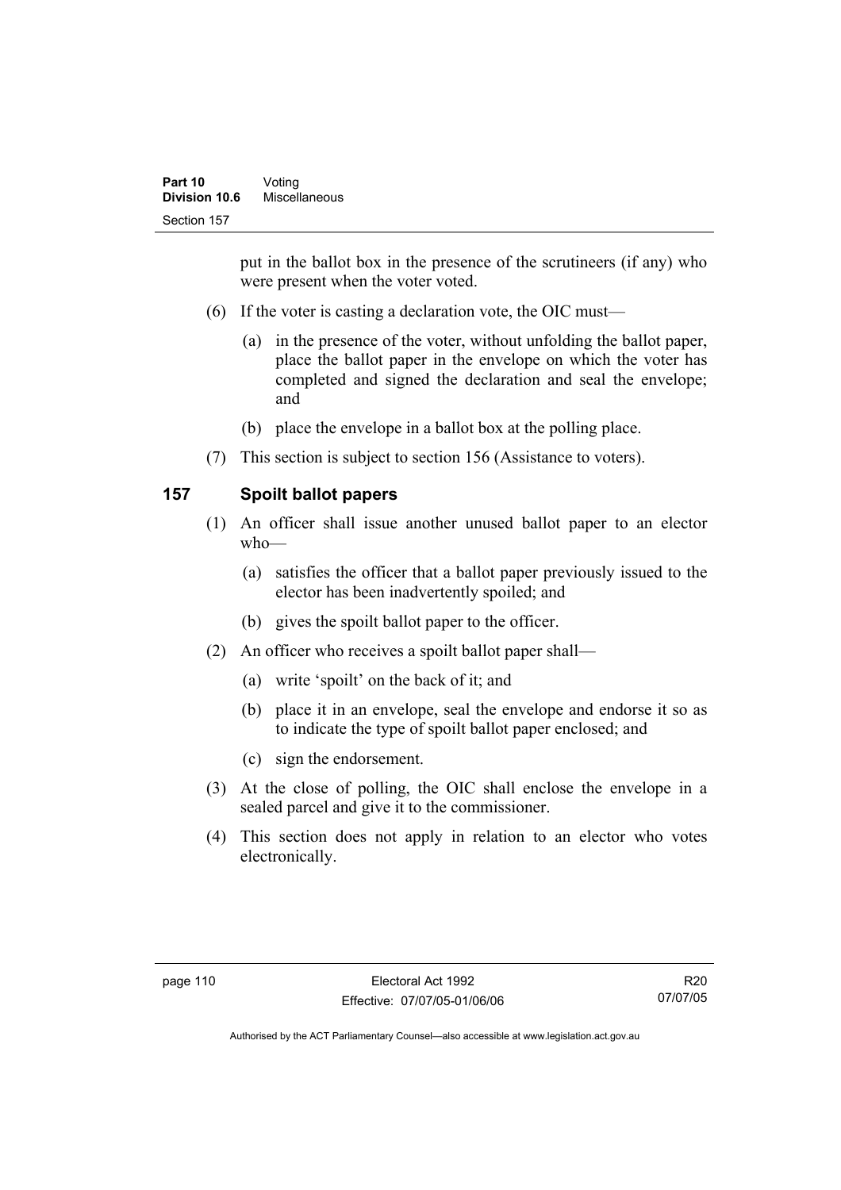put in the ballot box in the presence of the scrutineers (if any) who were present when the voter voted.

(6) If the voter is casting a declaration vote, the OIC must—

(a) in the presence of the voter, without unfolding the ballot paper, place the ballot paper in the envelope on which the voter has completed and signed the declaration and seal the envelope; and

(b) place the envelope in a ballot box at the polling place.

(7) This section is subject to section 156 (Assistance to voters).

## 157 Spoilt ballot papers

(1) An officer shall issue another unused ballot paper to an elector who—

(a) satisfies the officer that a ballot paper previously issued to the elector has been inadvertently spoiled; and

(b) gives the spoilt ballot paper to the officer.

(2) An officer who receives a spoilt ballot paper shall—

(a) write 'spoilt' on the back of it; and

(b) place it in an envelope, seal the envelope and endorse it so as to indicate the type of spoilt ballot paper enclosed; and

(c) sign the endorsement.

(3) At the close of polling, the OIC shall enclose the envelope in a sealed parcel and give it to the commissioner.

(4) This section does not apply in relation to an elector who votes electronically.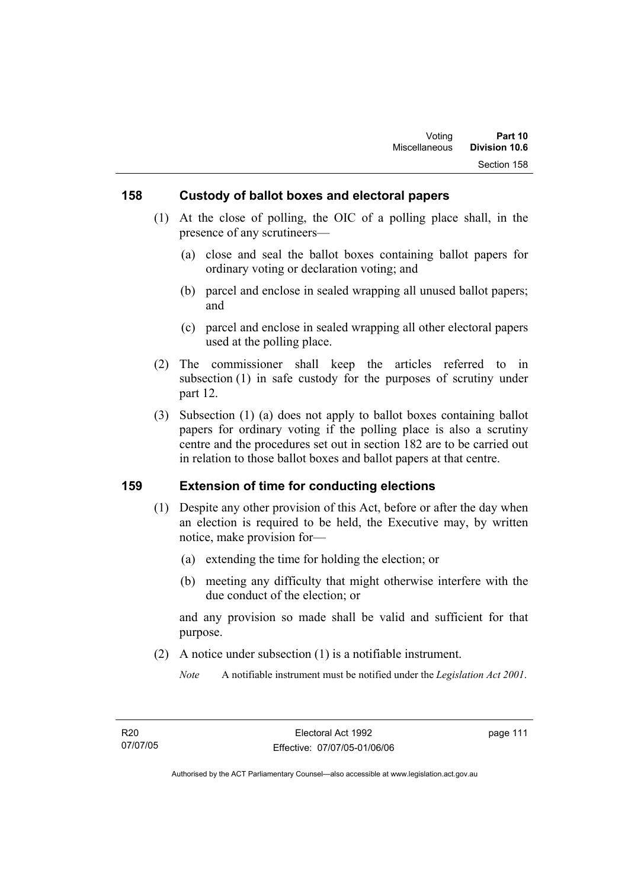## 158 Custody of ballot boxes and electoral papers

(1) At the close of polling, the OIC of a polling place shall, in the presence of any scrutineers—

(a) close and seal the ballot boxes containing ballot papers for ordinary voting or declaration voting; and

(b) parcel and enclose in sealed wrapping all unused ballot papers; and

(c) parcel and enclose in sealed wrapping all other electoral papers used at the polling place.

(2) The commissioner shall keep the articles referred to in subsection (1) in safe custody for the purposes of scrutiny under part 12.

(3) Subsection (1) (a) does not apply to ballot boxes containing ballot papers for ordinary voting if the polling place is also a scrutiny centre and the procedures set out in section 182 are to be carried out in relation to those ballot boxes and ballot papers at that centre.

## 159 Extension of time for conducting elections

(1) Despite any other provision of this Act, before or after the day when an election is required to be held, the Executive may, by written notice, make provision for—

(a) extending the time for holding the election; or

(b) meeting any difficulty that might otherwise interfere with the due conduct of the election; or

and any provision so made shall be valid and sufficient for that purpose.

(2) A notice under subsection (1) is a notifiable instrument.

*Note* A notifiable instrument must be notified under the *Legislation Act 2001*.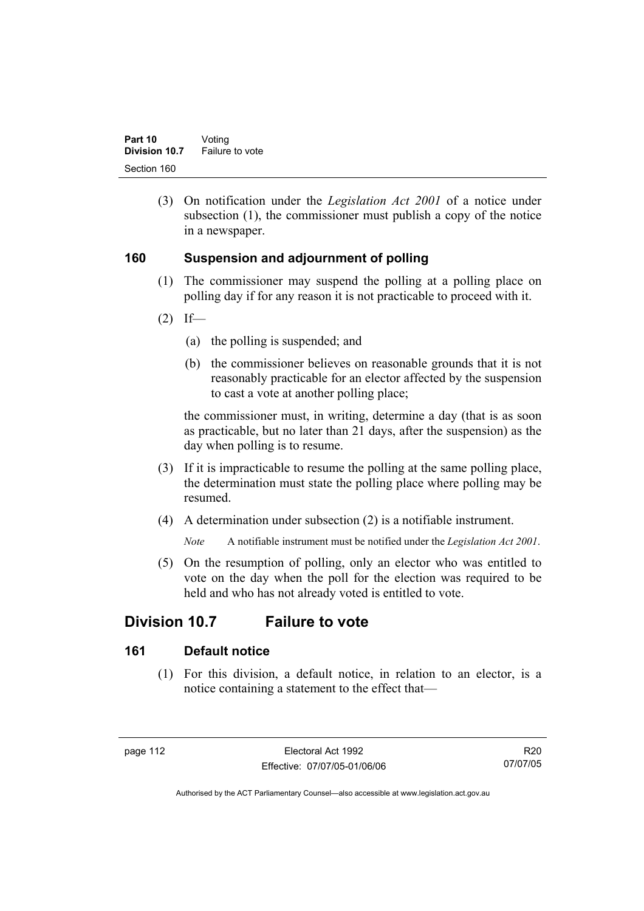(3) On notification under the *Legislation Act 2001* of a notice under subsection (1), the commissioner must publish a copy of the notice in a newspaper.

### 160 Suspension and adjournment of polling

(1) The commissioner may suspend the polling at a polling place on polling day if for any reason it is not practicable to proceed with it.

(2) If—

(a) the polling is suspended; and

(b) the commissioner believes on reasonable grounds that it is not reasonably practicable for an elector affected by the suspension to cast a vote at another polling place;

the commissioner must, in writing, determine a day (that is as soon as practicable, but no later than 21 days, after the suspension) as the day when polling is to resume.

(3) If it is impracticable to resume the polling at the same polling place, the determination must state the polling place where polling may be resumed.

(4) A determination under subsection (2) is a notifiable instrument.

*Note* A notifiable instrument must be notified under the *Legislation Act 2001*.

(5) On the resumption of polling, only an elector who was entitled to vote on the day when the poll for the election was required to be held and who has not already voted is entitled to vote.

## Division 10.7 Failure to vote

### 161 Default notice

(1) For this division, a default notice, in relation to an elector, is a notice containing a statement to the effect that—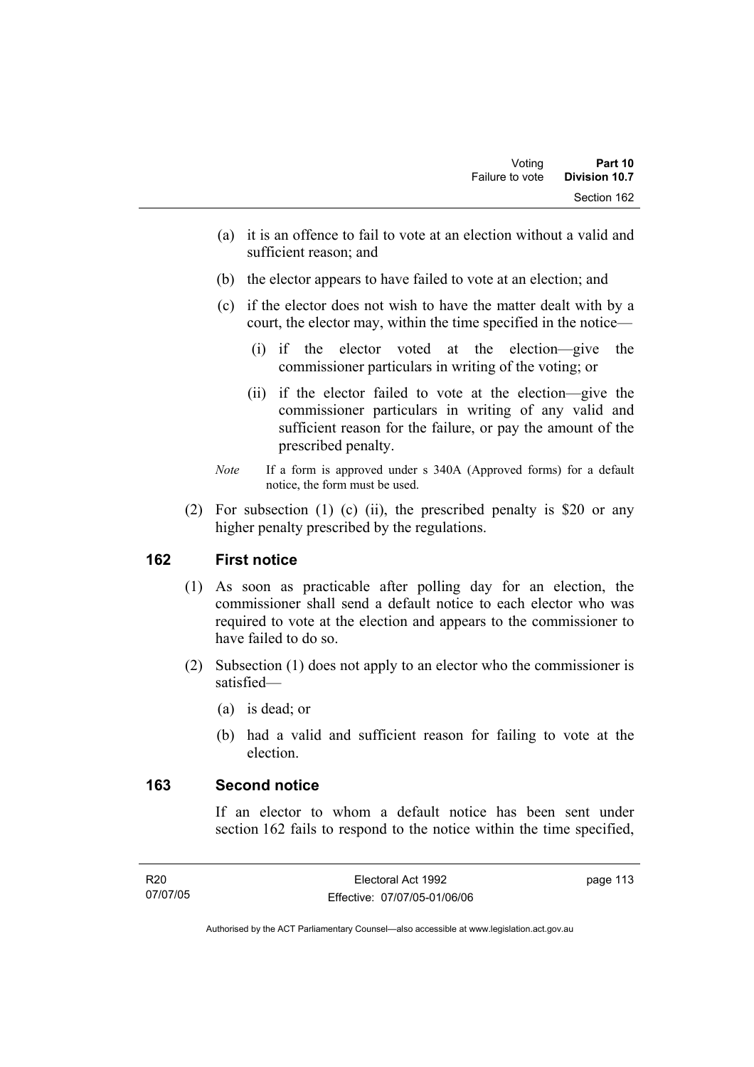(a) it is an offence to fail to vote at an election without a valid and sufficient reason; and

(b) the elector appears to have failed to vote at an election; and

(c) if the elector does not wish to have the matter dealt with by a court, the elector may, within the time specified in the notice—

(i) if the elector voted at the election—give the commissioner particulars in writing of the voting; or

(ii) if the elector failed to vote at the election—give the commissioner particulars in writing of any valid and sufficient reason for the failure, or pay the amount of the prescribed penalty.

*Note* If a form is approved under s 340A (Approved forms) for a default notice, the form must be used.

(2) For subsection (1) (c) (ii), the prescribed penalty is $20 or any higher penalty prescribed by the regulations.

## 162 First notice

(1) As soon as practicable after polling day for an election, the commissioner shall send a default notice to each elector who was required to vote at the election and appears to the commissioner to have failed to do so.

(2) Subsection (1) does not apply to an elector who the commissioner is satisfied—

(a) is dead; or

(b) had a valid and sufficient reason for failing to vote at the election.

## 163 Second notice

If an elector to whom a default notice has been sent under section 162 fails to respond to the notice within the time specified,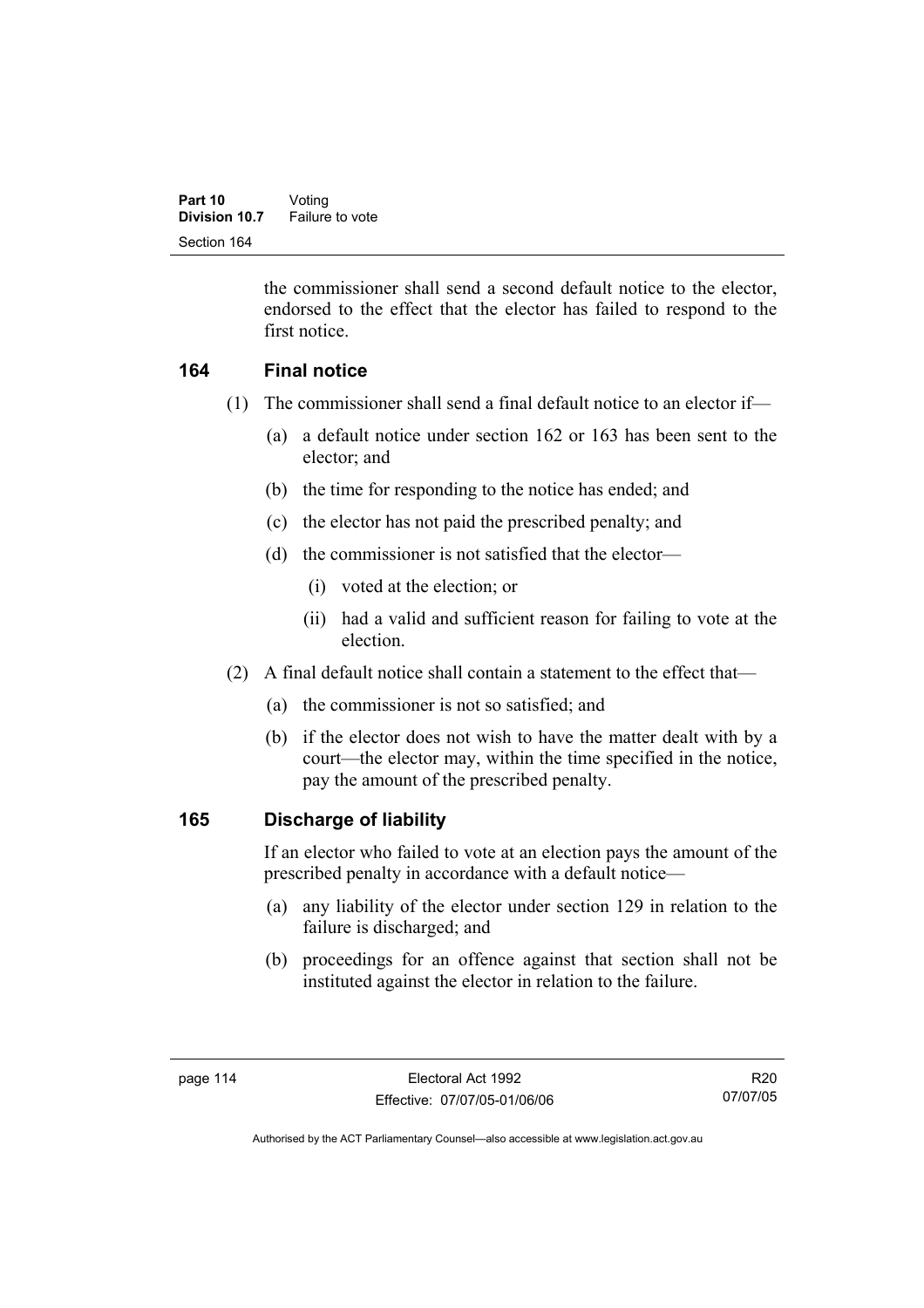the commissioner shall send a second default notice to the elector, endorsed to the effect that the elector has failed to respond to the first notice.

## 164 Final notice

(1) The commissioner shall send a final default notice to an elector if—

(a) a default notice under section 162 or 163 has been sent to the elector; and

(b) the time for responding to the notice has ended; and

(c) the elector has not paid the prescribed penalty; and

(d) the commissioner is not satisfied that the elector—

(i) voted at the election; or

(ii) had a valid and sufficient reason for failing to vote at the election.

(2) A final default notice shall contain a statement to the effect that—

(a) the commissioner is not so satisfied; and

(b) if the elector does not wish to have the matter dealt with by a court—the elector may, within the time specified in the notice, pay the amount of the prescribed penalty.

## 165 Discharge of liability

If an elector who failed to vote at an election pays the amount of the prescribed penalty in accordance with a default notice—

(a) any liability of the elector under section 129 in relation to the failure is discharged; and

(b) proceedings for an offence against that section shall not be instituted against the elector in relation to the failure.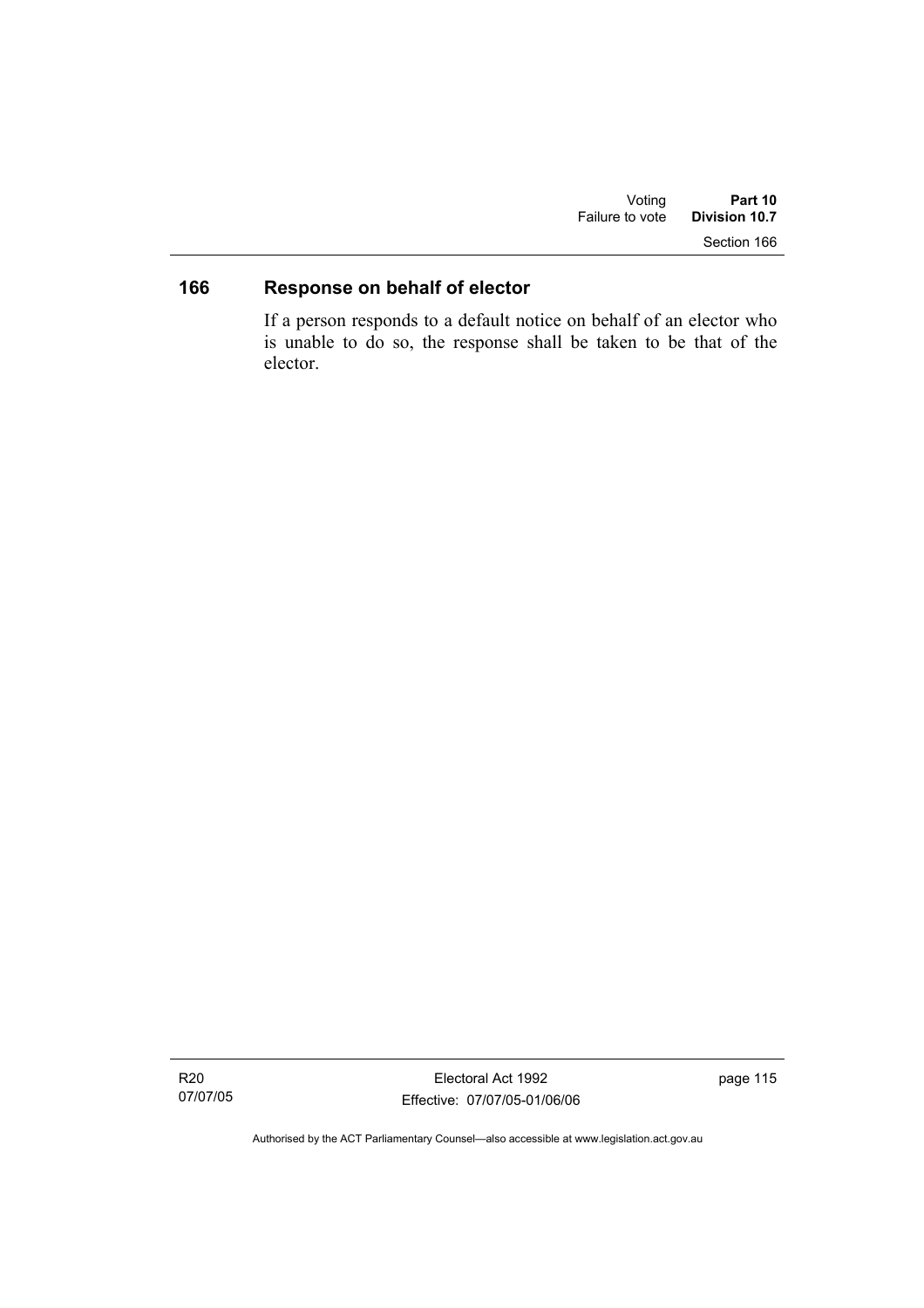## 166 Response on behalf of elector

If a person responds to a default notice on behalf of an elector who is unable to do so, the response shall be taken to be that of the elector.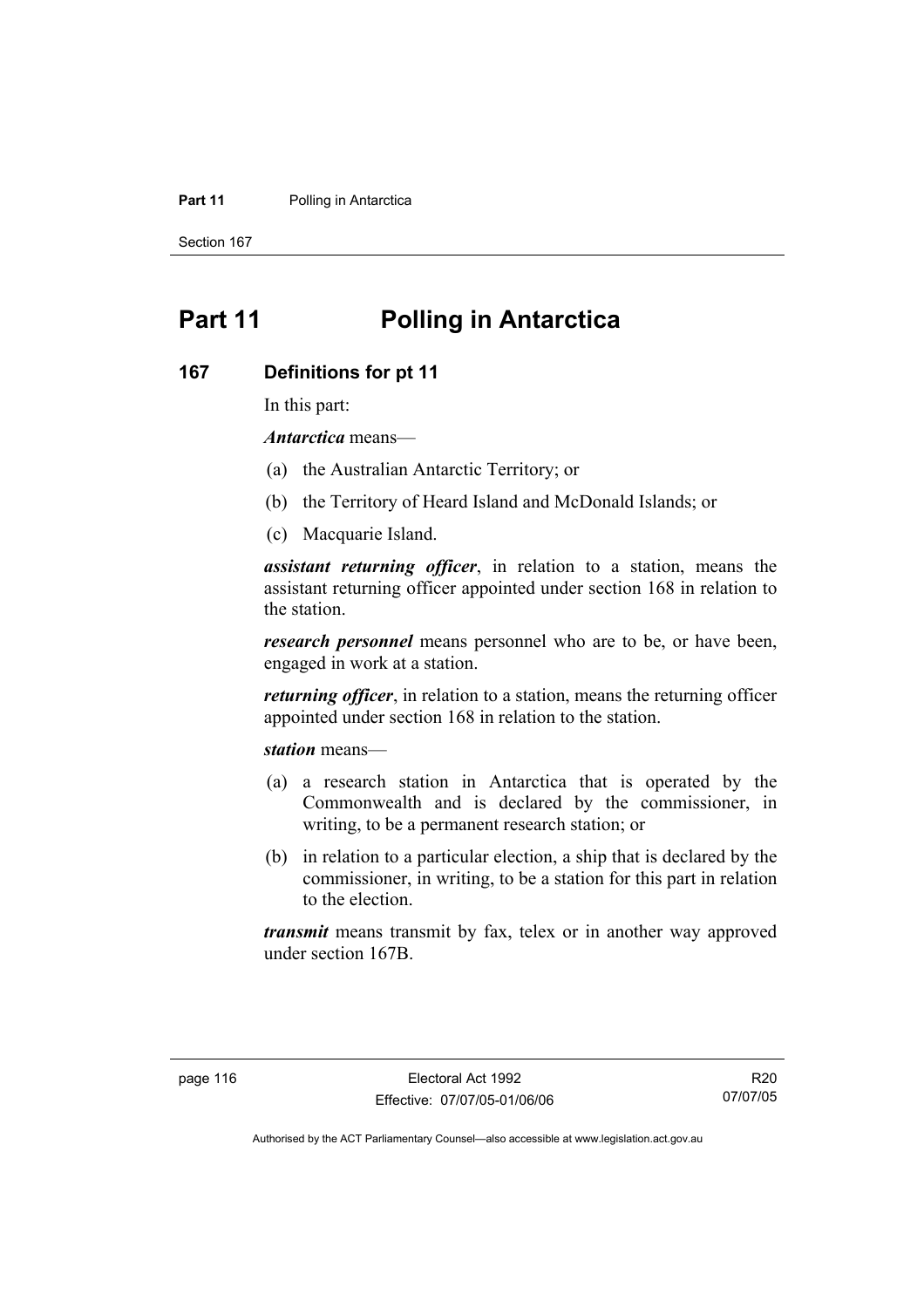# Part 11 Polling in Antarctica

## 167 Definitions for pt 11

In this part:

***Antarctica*** means—

(a) the Australian Antarctic Territory; or

(b) the Territory of Heard Island and McDonald Islands; or

(c) Macquarie Island.

***assistant returning officer***, in relation to a station, means the assistant returning officer appointed under section 168 in relation to the station.

***research personnel*** means personnel who are to be, or have been, engaged in work at a station.

***returning officer***, in relation to a station, means the returning officer appointed under section 168 in relation to the station.

***station*** means—

(a) a research station in Antarctica that is operated by the Commonwealth and is declared by the commissioner, in writing, to be a permanent research station; or

(b) in relation to a particular election, a ship that is declared by the commissioner, in writing, to be a station for this part in relation to the election.

***transmit*** means transmit by fax, telex or in another way approved under section 167B.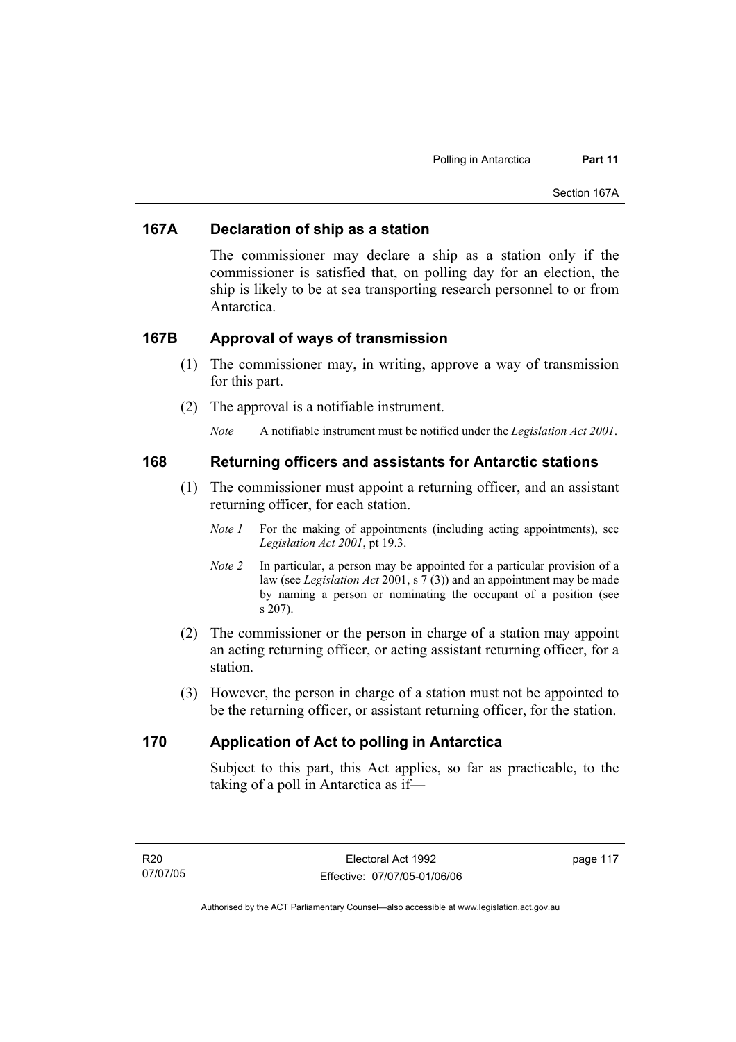### 167A Declaration of ship as a station

The commissioner may declare a ship as a station only if the commissioner is satisfied that, on polling day for an election, the ship is likely to be at sea transporting research personnel to or from Antarctica.

### 167B Approval of ways of transmission

(1) The commissioner may, in writing, approve a way of transmission for this part.

(2) The approval is a notifiable instrument.

*Note* A notifiable instrument must be notified under the *Legislation Act 2001*.

### 168 Returning officers and assistants for Antarctic stations

(1) The commissioner must appoint a returning officer, and an assistant returning officer, for each station.

*Note 1* For the making of appointments (including acting appointments), see *Legislation Act 2001*, pt 19.3.

*Note 2* In particular, a person may be appointed for a particular provision of a law (see *Legislation Act* 2001, s 7 (3)) and an appointment may be made by naming a person or nominating the occupant of a position (see s 207).

(2) The commissioner or the person in charge of a station may appoint an acting returning officer, or acting assistant returning officer, for a station.

(3) However, the person in charge of a station must not be appointed to be the returning officer, or assistant returning officer, for the station.

### 170 Application of Act to polling in Antarctica

Subject to this part, this Act applies, so far as practicable, to the taking of a poll in Antarctica as if—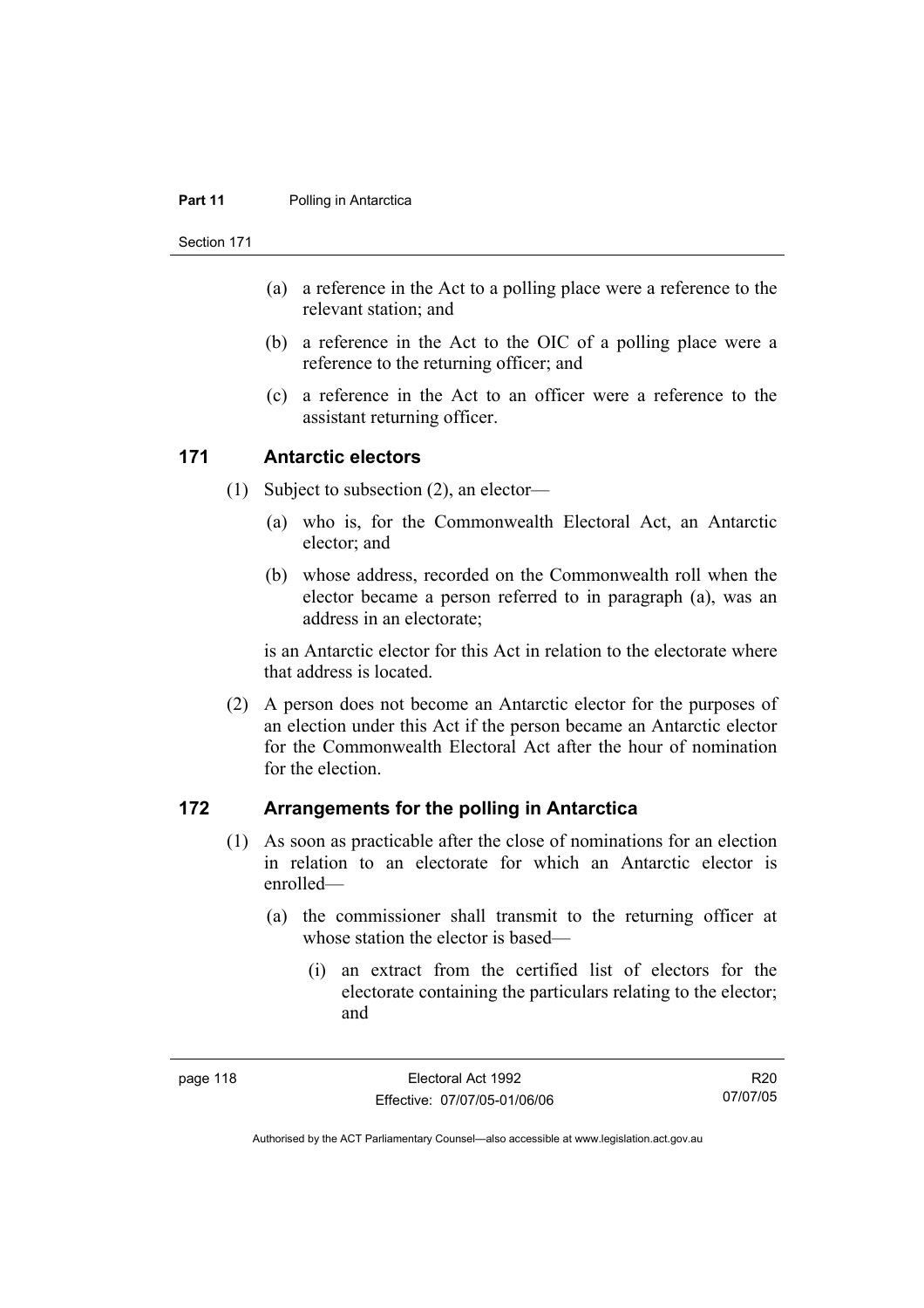(a) a reference in the Act to a polling place were a reference to the relevant station; and

(b) a reference in the Act to the OIC of a polling place were a reference to the returning officer; and

(c) a reference in the Act to an officer were a reference to the assistant returning officer.

## 171 Antarctic electors

(1) Subject to subsection (2), an elector—

(a) who is, for the Commonwealth Electoral Act, an Antarctic elector; and

(b) whose address, recorded on the Commonwealth roll when the elector became a person referred to in paragraph (a), was an address in an electorate;

is an Antarctic elector for this Act in relation to the electorate where that address is located.

(2) A person does not become an Antarctic elector for the purposes of an election under this Act if the person became an Antarctic elector for the Commonwealth Electoral Act after the hour of nomination for the election.

## 172 Arrangements for the polling in Antarctica

(1) As soon as practicable after the close of nominations for an election in relation to an electorate for which an Antarctic elector is enrolled—

(a) the commissioner shall transmit to the returning officer at whose station the elector is based—

(i) an extract from the certified list of electors for the electorate containing the particulars relating to the elector; and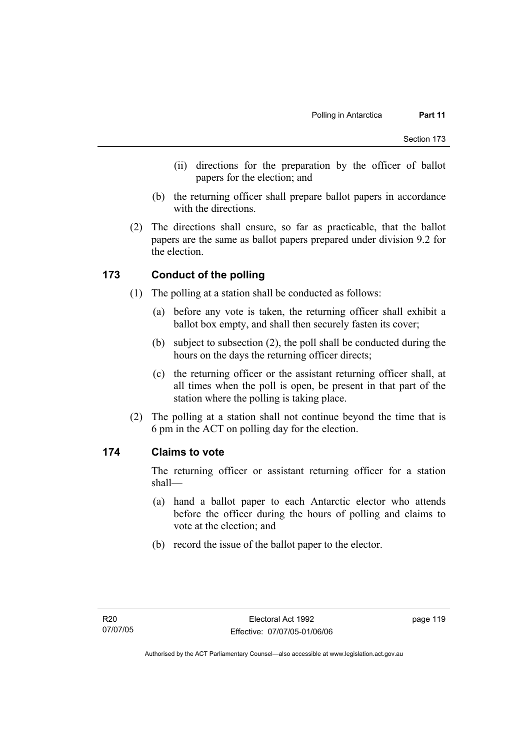(ii) directions for the preparation by the officer of ballot papers for the election; and

(b) the returning officer shall prepare ballot papers in accordance with the directions.

(2) The directions shall ensure, so far as practicable, that the ballot papers are the same as ballot papers prepared under division 9.2 for the election.

## 173 Conduct of the polling

(1) The polling at a station shall be conducted as follows:

(a) before any vote is taken, the returning officer shall exhibit a ballot box empty, and shall then securely fasten its cover;

(b) subject to subsection (2), the poll shall be conducted during the hours on the days the returning officer directs;

(c) the returning officer or the assistant returning officer shall, at all times when the poll is open, be present in that part of the station where the polling is taking place.

(2) The polling at a station shall not continue beyond the time that is 6 pm in the ACT on polling day for the election.

## 174 Claims to vote

The returning officer or assistant returning officer for a station shall—

(a) hand a ballot paper to each Antarctic elector who attends before the officer during the hours of polling and claims to vote at the election; and

(b) record the issue of the ballot paper to the elector.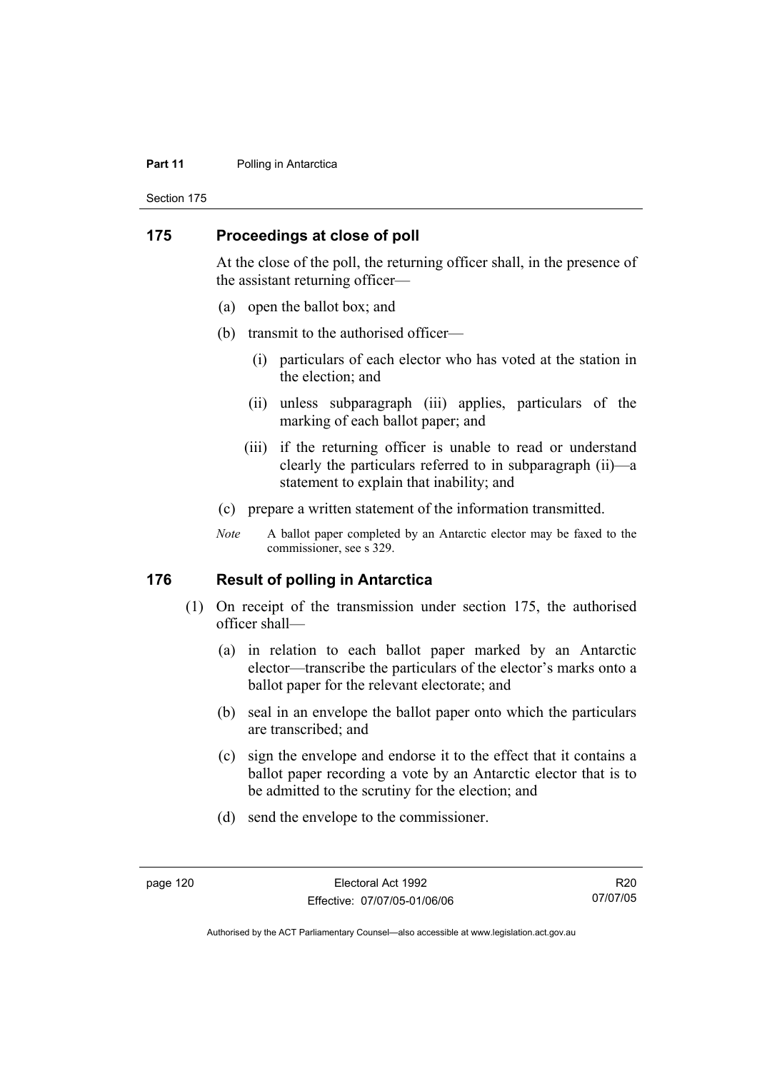## 175 Proceedings at close of poll

At the close of the poll, the returning officer shall, in the presence of the assistant returning officer—

(a) open the ballot box; and

(b) transmit to the authorised officer—

  (i) particulars of each elector who has voted at the station in the election; and

  (ii) unless subparagraph (iii) applies, particulars of the marking of each ballot paper; and

  (iii) if the returning officer is unable to read or understand clearly the particulars referred to in subparagraph (ii)—a statement to explain that inability; and

(c) prepare a written statement of the information transmitted.

*Note* A ballot paper completed by an Antarctic elector may be faxed to the commissioner, see s 329.

## 176 Result of polling in Antarctica

(1) On receipt of the transmission under section 175, the authorised officer shall—

  (a) in relation to each ballot paper marked by an Antarctic elector—transcribe the particulars of the elector's marks onto a ballot paper for the relevant electorate; and

  (b) seal in an envelope the ballot paper onto which the particulars are transcribed; and

  (c) sign the envelope and endorse it to the effect that it contains a ballot paper recording a vote by an Antarctic elector that is to be admitted to the scrutiny for the election; and

  (d) send the envelope to the commissioner.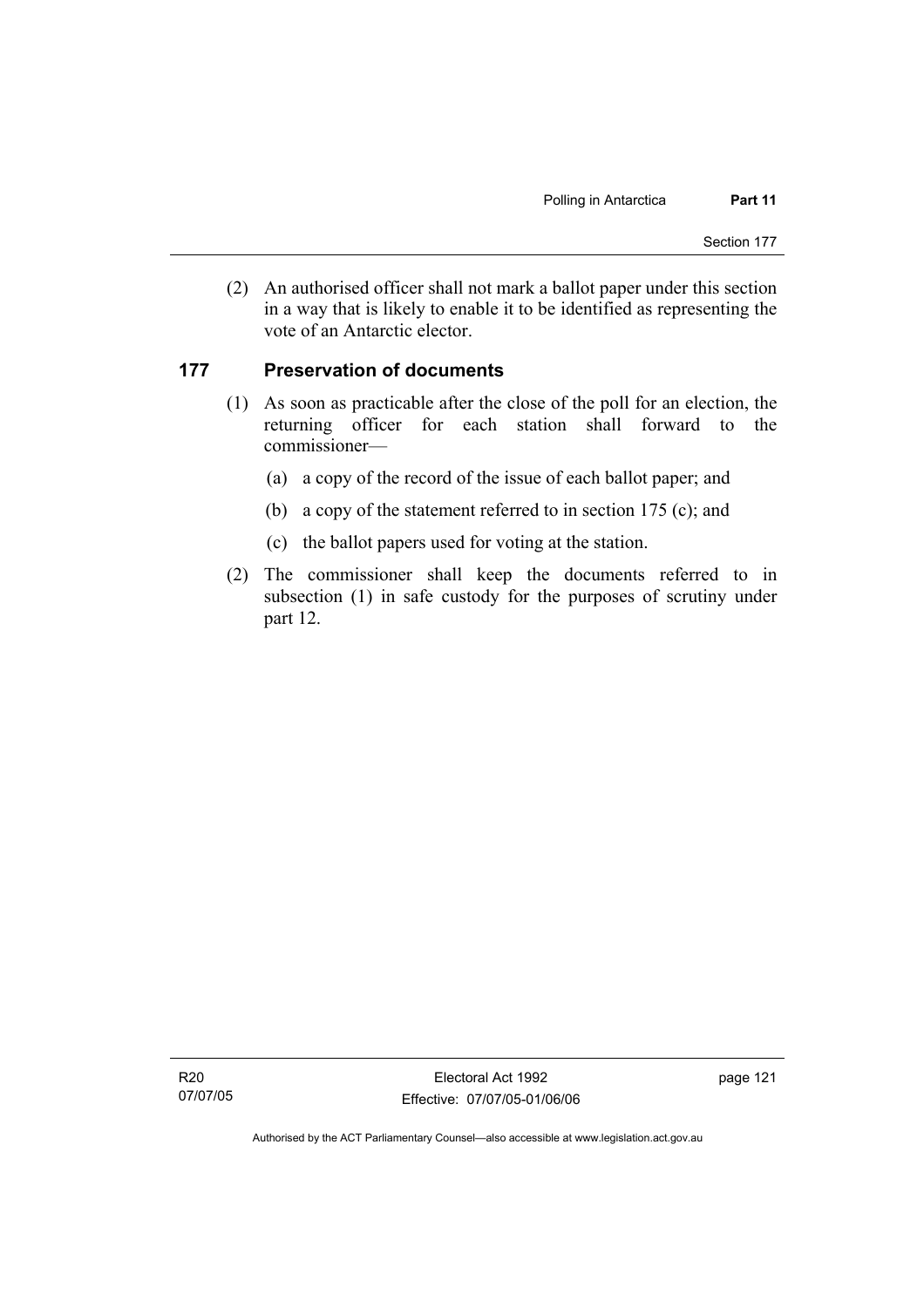(2) An authorised officer shall not mark a ballot paper under this section in a way that is likely to enable it to be identified as representing the vote of an Antarctic elector.

## 177 Preservation of documents

(1) As soon as practicable after the close of the poll for an election, the returning officer for each station shall forward to the commissioner—

(a) a copy of the record of the issue of each ballot paper; and

(b) a copy of the statement referred to in section 175 (c); and

(c) the ballot papers used for voting at the station.

(2) The commissioner shall keep the documents referred to in subsection (1) in safe custody for the purposes of scrutiny under part 12.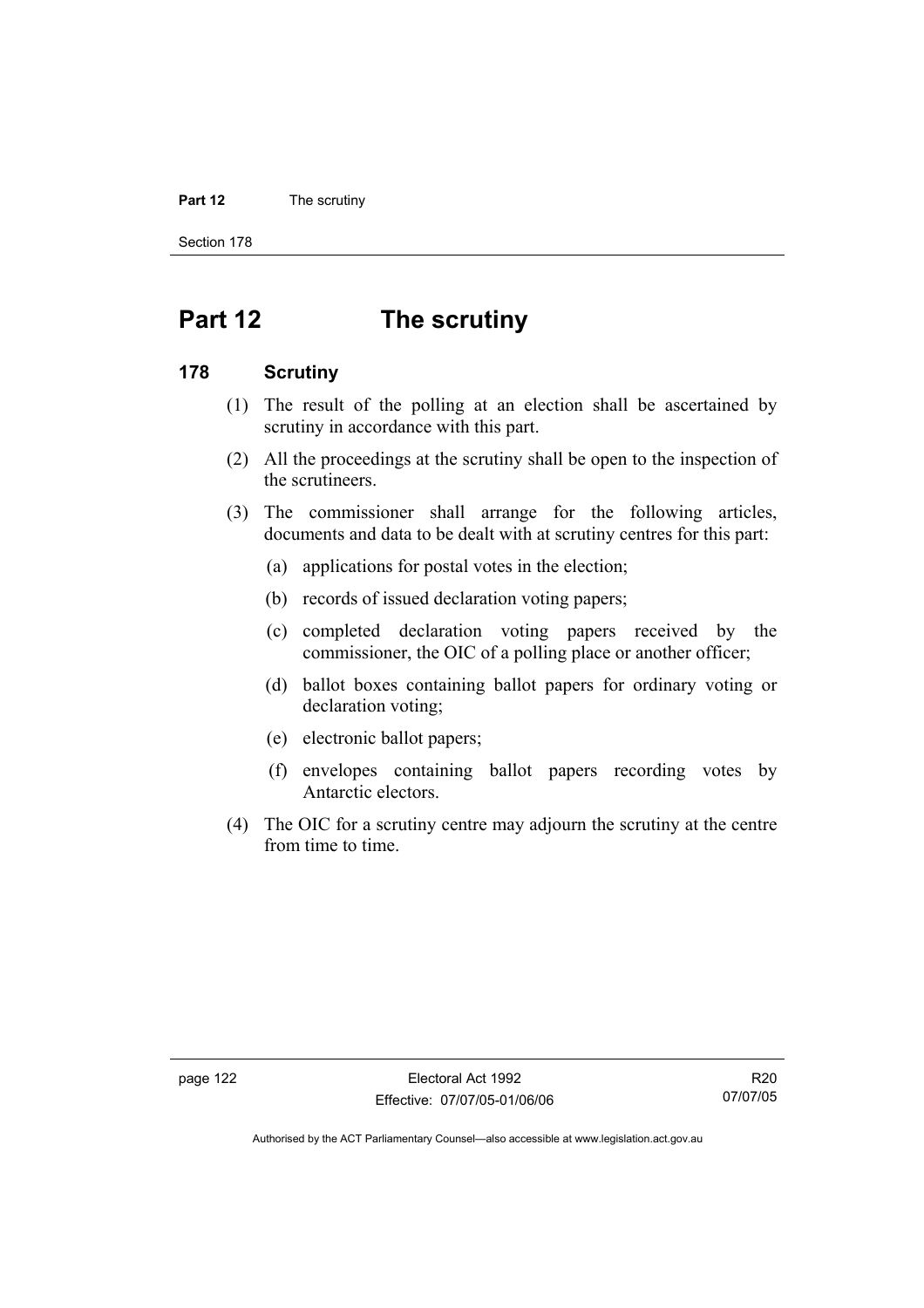# Part 12 The scrutiny

## 178 Scrutiny

(1) The result of the polling at an election shall be ascertained by scrutiny in accordance with this part.

(2) All the proceedings at the scrutiny shall be open to the inspection of the scrutineers.

(3) The commissioner shall arrange for the following articles, documents and data to be dealt with at scrutiny centres for this part:

(a) applications for postal votes in the election;

(b) records of issued declaration voting papers;

(c) completed declaration voting papers received by the commissioner, the OIC of a polling place or another officer;

(d) ballot boxes containing ballot papers for ordinary voting or declaration voting;

(e) electronic ballot papers;

(f) envelopes containing ballot papers recording votes by Antarctic electors.

(4) The OIC for a scrutiny centre may adjourn the scrutiny at the centre from time to time.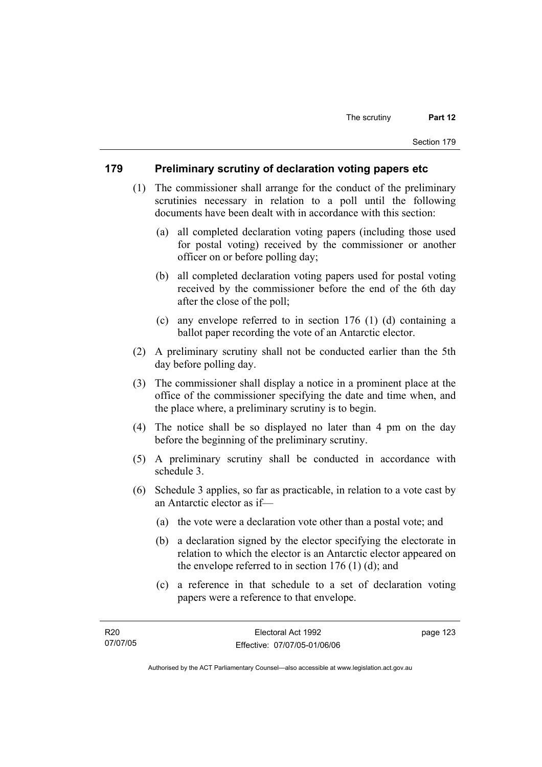## 179 Preliminary scrutiny of declaration voting papers etc

(1) The commissioner shall arrange for the conduct of the preliminary scrutinies necessary in relation to a poll until the following documents have been dealt with in accordance with this section:

(a) all completed declaration voting papers (including those used for postal voting) received by the commissioner or another officer on or before polling day;

(b) all completed declaration voting papers used for postal voting received by the commissioner before the end of the 6th day after the close of the poll;

(c) any envelope referred to in section 176 (1) (d) containing a ballot paper recording the vote of an Antarctic elector.

(2) A preliminary scrutiny shall not be conducted earlier than the 5th day before polling day.

(3) The commissioner shall display a notice in a prominent place at the office of the commissioner specifying the date and time when, and the place where, a preliminary scrutiny is to begin.

(4) The notice shall be so displayed no later than 4 pm on the day before the beginning of the preliminary scrutiny.

(5) A preliminary scrutiny shall be conducted in accordance with schedule 3.

(6) Schedule 3 applies, so far as practicable, in relation to a vote cast by an Antarctic elector as if—

(a) the vote were a declaration vote other than a postal vote; and

(b) a declaration signed by the elector specifying the electorate in relation to which the elector is an Antarctic elector appeared on the envelope referred to in section 176 (1) (d); and

(c) a reference in that schedule to a set of declaration voting papers were a reference to that envelope.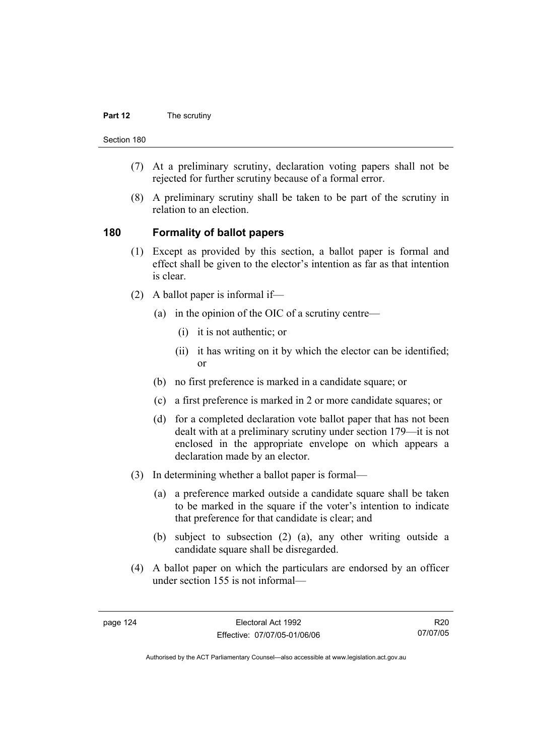(7) At a preliminary scrutiny, declaration voting papers shall not be rejected for further scrutiny because of a formal error.

(8) A preliminary scrutiny shall be taken to be part of the scrutiny in relation to an election.

## 180 Formality of ballot papers

(1) Except as provided by this section, a ballot paper is formal and effect shall be given to the elector's intention as far as that intention is clear.

(2) A ballot paper is informal if—

(a) in the opinion of the OIC of a scrutiny centre—

(i) it is not authentic; or

(ii) it has writing on it by which the elector can be identified; or

(b) no first preference is marked in a candidate square; or

(c) a first preference is marked in 2 or more candidate squares; or

(d) for a completed declaration vote ballot paper that has not been dealt with at a preliminary scrutiny under section 179—it is not enclosed in the appropriate envelope on which appears a declaration made by an elector.

(3) In determining whether a ballot paper is formal—

(a) a preference marked outside a candidate square shall be taken to be marked in the square if the voter's intention to indicate that preference for that candidate is clear; and

(b) subject to subsection (2) (a), any other writing outside a candidate square shall be disregarded.

(4) A ballot paper on which the particulars are endorsed by an officer under section 155 is not informal—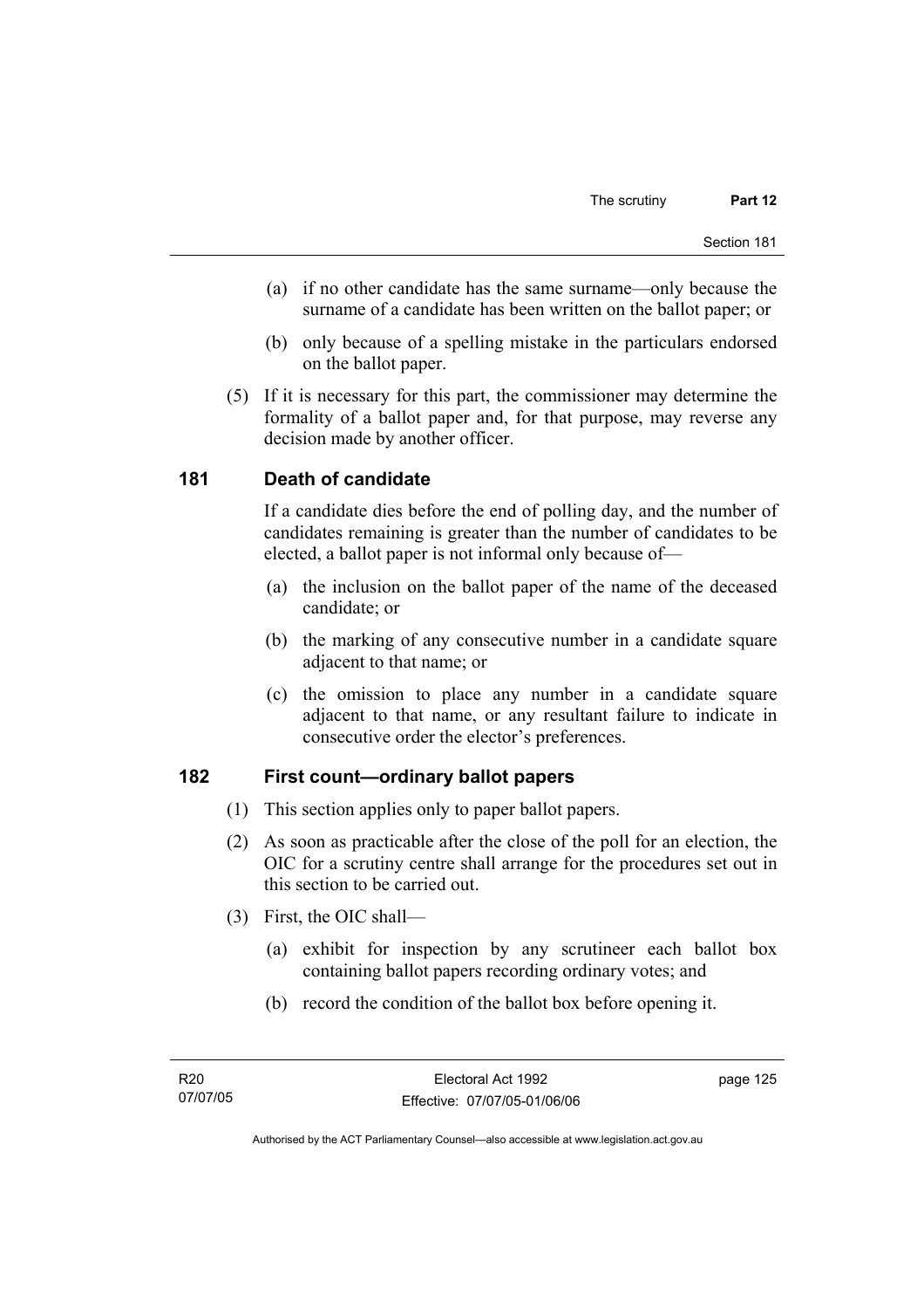(a) if no other candidate has the same surname—only because the surname of a candidate has been written on the ballot paper; or

(b) only because of a spelling mistake in the particulars endorsed on the ballot paper.

(5) If it is necessary for this part, the commissioner may determine the formality of a ballot paper and, for that purpose, may reverse any decision made by another officer.

## 181 Death of candidate

If a candidate dies before the end of polling day, and the number of candidates remaining is greater than the number of candidates to be elected, a ballot paper is not informal only because of—

(a) the inclusion on the ballot paper of the name of the deceased candidate; or

(b) the marking of any consecutive number in a candidate square adjacent to that name; or

(c) the omission to place any number in a candidate square adjacent to that name, or any resultant failure to indicate in consecutive order the elector's preferences.

## 182 First count—ordinary ballot papers

(1) This section applies only to paper ballot papers.

(2) As soon as practicable after the close of the poll for an election, the OIC for a scrutiny centre shall arrange for the procedures set out in this section to be carried out.

(3) First, the OIC shall—

(a) exhibit for inspection by any scrutineer each ballot box containing ballot papers recording ordinary votes; and

(b) record the condition of the ballot box before opening it.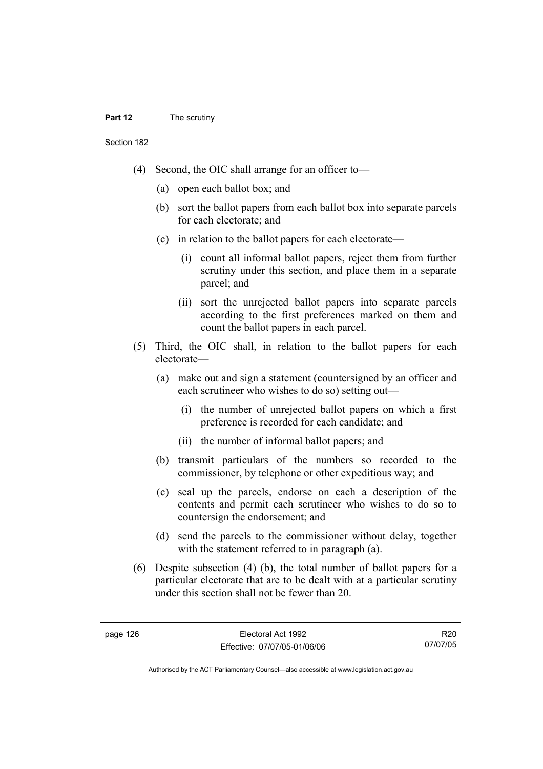(4) Second, the OIC shall arrange for an officer to—

(a) open each ballot box; and

(b) sort the ballot papers from each ballot box into separate parcels for each electorate; and

(c) in relation to the ballot papers for each electorate—

(i) count all informal ballot papers, reject them from further scrutiny under this section, and place them in a separate parcel; and

(ii) sort the unrejected ballot papers into separate parcels according to the first preferences marked on them and count the ballot papers in each parcel.

(5) Third, the OIC shall, in relation to the ballot papers for each electorate—

(a) make out and sign a statement (countersigned by an officer and each scrutineer who wishes to do so) setting out—

(i) the number of unrejected ballot papers on which a first preference is recorded for each candidate; and

(ii) the number of informal ballot papers; and

(b) transmit particulars of the numbers so recorded to the commissioner, by telephone or other expeditious way; and

(c) seal up the parcels, endorse on each a description of the contents and permit each scrutineer who wishes to do so to countersign the endorsement; and

(d) send the parcels to the commissioner without delay, together with the statement referred to in paragraph (a).

(6) Despite subsection (4) (b), the total number of ballot papers for a particular electorate that are to be dealt with at a particular scrutiny under this section shall not be fewer than 20.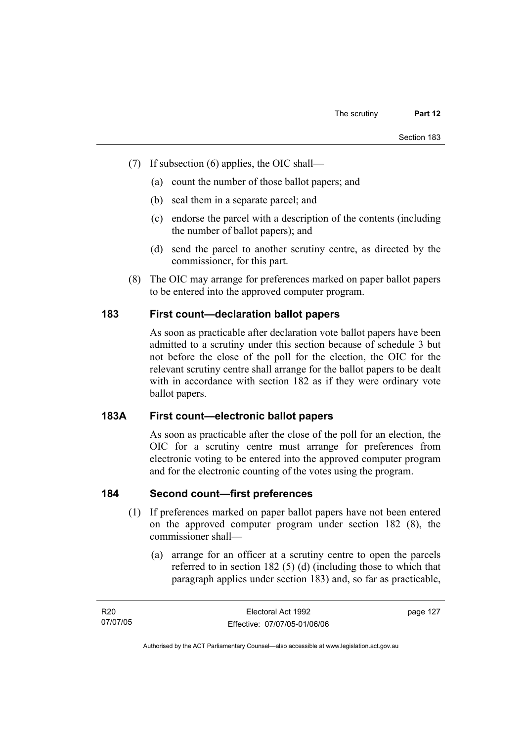(7) If subsection (6) applies, the OIC shall—

(a) count the number of those ballot papers; and

(b) seal them in a separate parcel; and

(c) endorse the parcel with a description of the contents (including the number of ballot papers); and

(d) send the parcel to another scrutiny centre, as directed by the commissioner, for this part.

(8) The OIC may arrange for preferences marked on paper ballot papers to be entered into the approved computer program.

## 183 First count—declaration ballot papers

As soon as practicable after declaration vote ballot papers have been admitted to a scrutiny under this section because of schedule 3 but not before the close of the poll for the election, the OIC for the relevant scrutiny centre shall arrange for the ballot papers to be dealt with in accordance with section 182 as if they were ordinary vote ballot papers.

## 183A First count—electronic ballot papers

As soon as practicable after the close of the poll for an election, the OIC for a scrutiny centre must arrange for preferences from electronic voting to be entered into the approved computer program and for the electronic counting of the votes using the program.

## 184 Second count—first preferences

(1) If preferences marked on paper ballot papers have not been entered on the approved computer program under section 182 (8), the commissioner shall—

(a) arrange for an officer at a scrutiny centre to open the parcels referred to in section 182 (5) (d) (including those to which that paragraph applies under section 183) and, so far as practicable,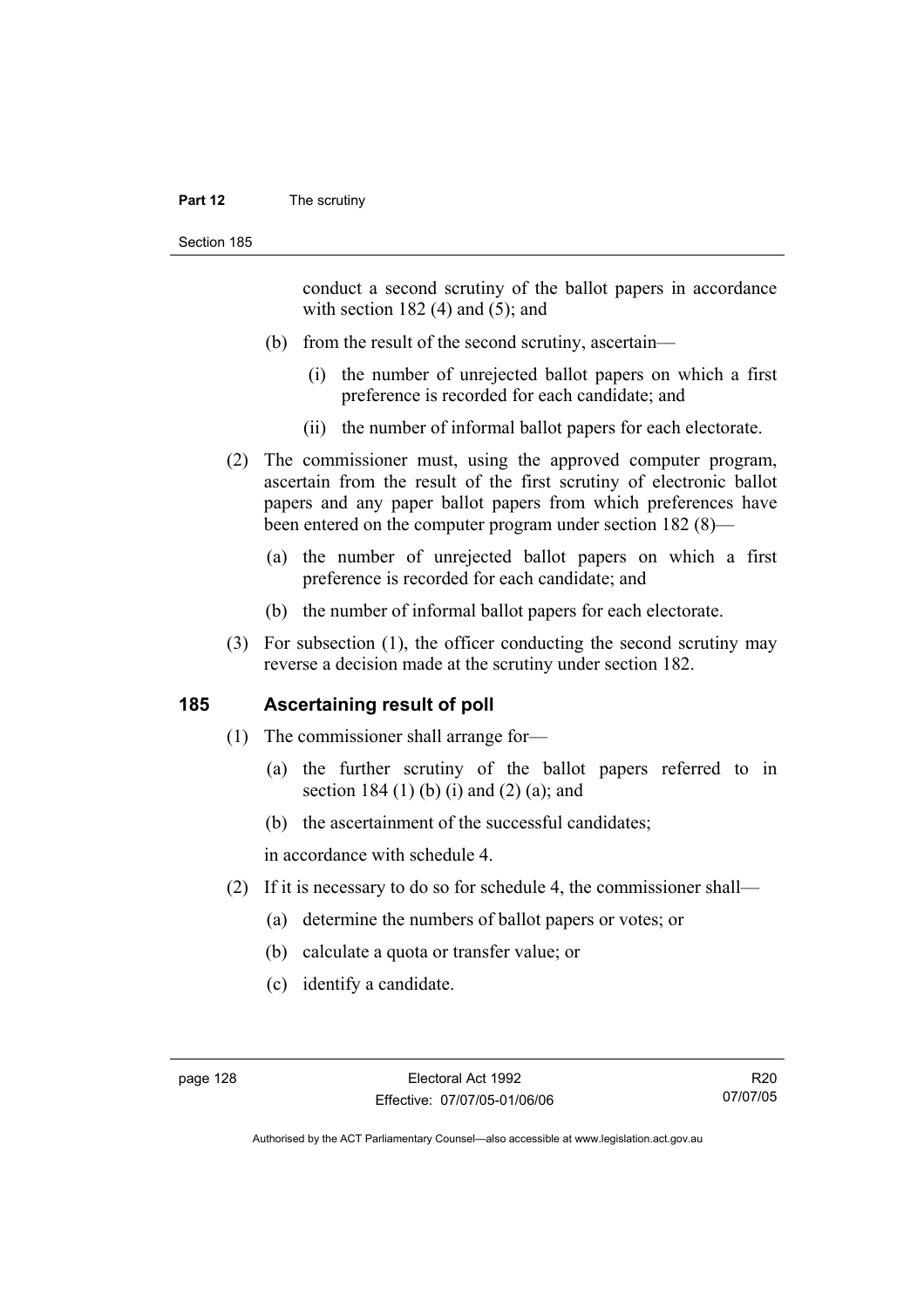conduct a second scrutiny of the ballot papers in accordance with section 182 (4) and (5); and

(b) from the result of the second scrutiny, ascertain—

(i) the number of unrejected ballot papers on which a first preference is recorded for each candidate; and

(ii) the number of informal ballot papers for each electorate.

(2) The commissioner must, using the approved computer program, ascertain from the result of the first scrutiny of electronic ballot papers and any paper ballot papers from which preferences have been entered on the computer program under section 182 (8)—

(a) the number of unrejected ballot papers on which a first preference is recorded for each candidate; and

(b) the number of informal ballot papers for each electorate.

(3) For subsection (1), the officer conducting the second scrutiny may reverse a decision made at the scrutiny under section 182.

## 185 Ascertaining result of poll

(1) The commissioner shall arrange for—

(a) the further scrutiny of the ballot papers referred to in section 184 (1) (b) (i) and (2) (a); and

(b) the ascertainment of the successful candidates;

in accordance with schedule 4.

(2) If it is necessary to do so for schedule 4, the commissioner shall—

(a) determine the numbers of ballot papers or votes; or

(b) calculate a quota or transfer value; or

(c) identify a candidate.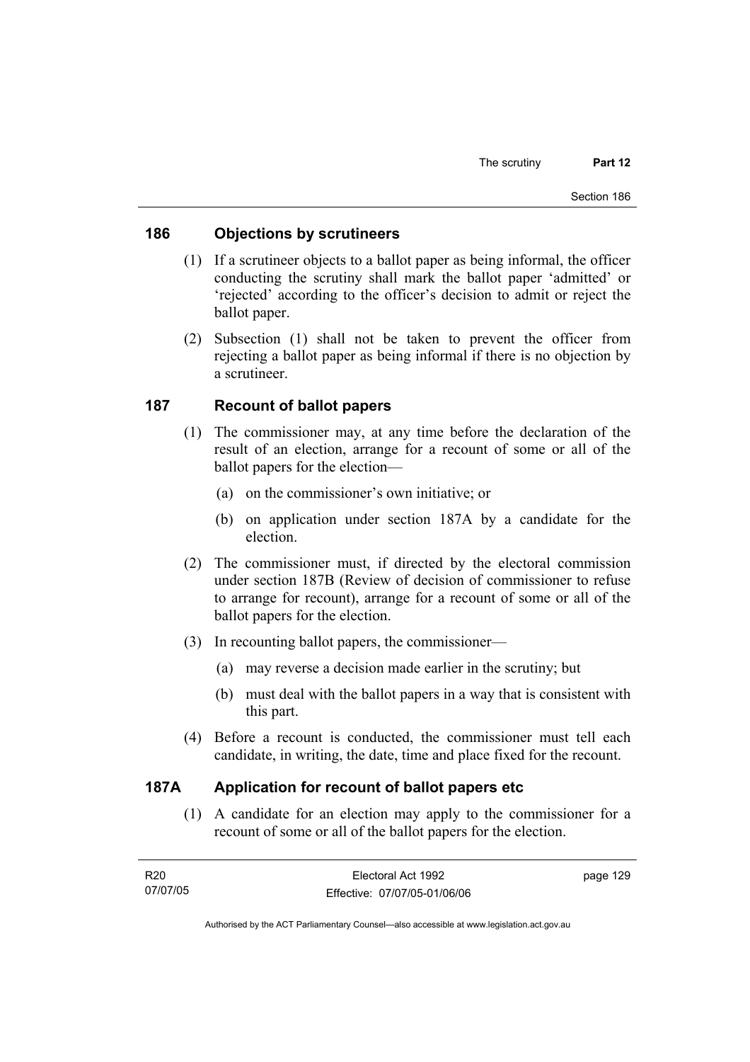## 186 Objections by scrutineers

(1) If a scrutineer objects to a ballot paper as being informal, the officer conducting the scrutiny shall mark the ballot paper 'admitted' or 'rejected' according to the officer's decision to admit or reject the ballot paper.

(2) Subsection (1) shall not be taken to prevent the officer from rejecting a ballot paper as being informal if there is no objection by a scrutineer.

## 187 Recount of ballot papers

(1) The commissioner may, at any time before the declaration of the result of an election, arrange for a recount of some or all of the ballot papers for the election—

(a) on the commissioner's own initiative; or

(b) on application under section 187A by a candidate for the election.

(2) The commissioner must, if directed by the electoral commission under section 187B (Review of decision of commissioner to refuse to arrange for recount), arrange for a recount of some or all of the ballot papers for the election.

(3) In recounting ballot papers, the commissioner—

(a) may reverse a decision made earlier in the scrutiny; but

(b) must deal with the ballot papers in a way that is consistent with this part.

(4) Before a recount is conducted, the commissioner must tell each candidate, in writing, the date, time and place fixed for the recount.

## 187A Application for recount of ballot papers etc

(1) A candidate for an election may apply to the commissioner for a recount of some or all of the ballot papers for the election.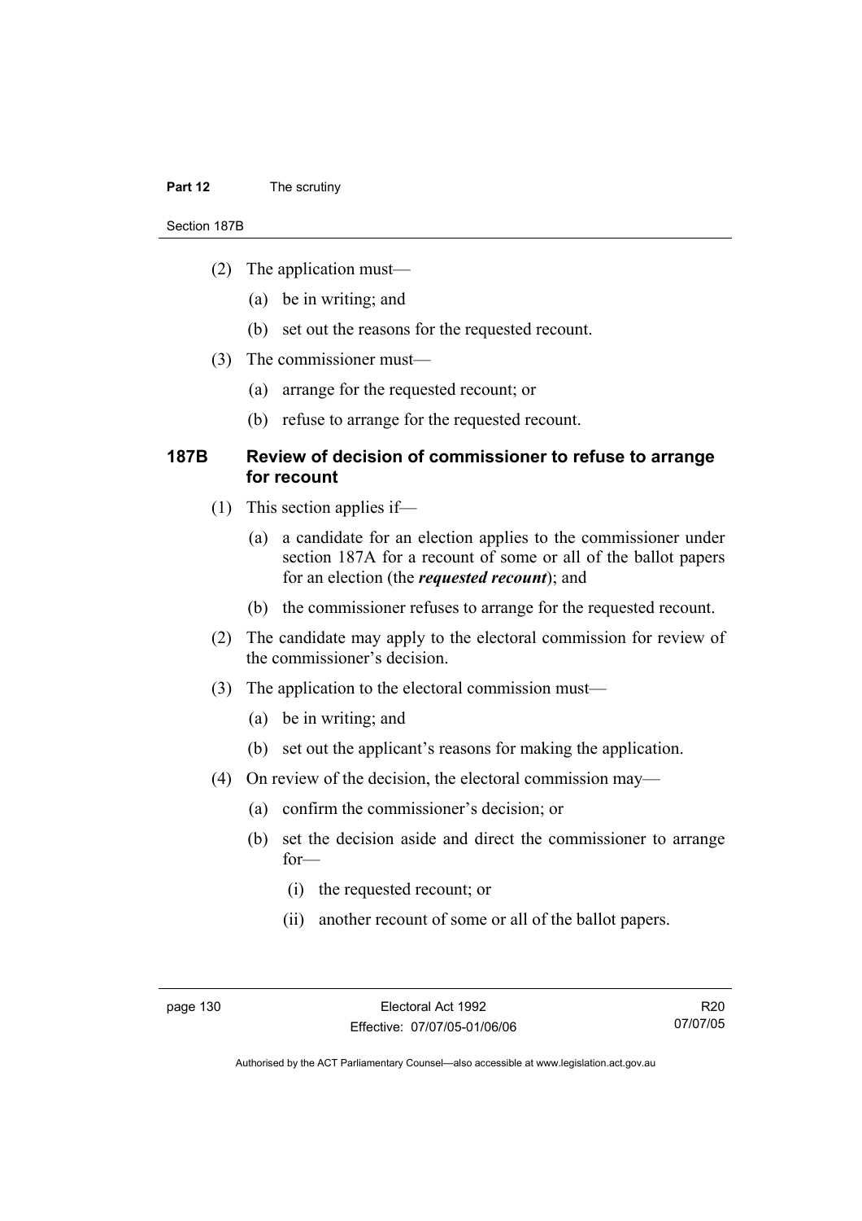(2) The application must—

(a) be in writing; and

(b) set out the reasons for the requested recount.

(3) The commissioner must—

(a) arrange for the requested recount; or

(b) refuse to arrange for the requested recount.

## 187B Review of decision of commissioner to refuse to arrange for recount

(1) This section applies if—

(a) a candidate for an election applies to the commissioner under section 187A for a recount of some or all of the ballot papers for an election (the ***requested recount***); and

(b) the commissioner refuses to arrange for the requested recount.

(2) The candidate may apply to the electoral commission for review of the commissioner's decision.

(3) The application to the electoral commission must—

(a) be in writing; and

(b) set out the applicant's reasons for making the application.

(4) On review of the decision, the electoral commission may—

(a) confirm the commissioner's decision; or

(b) set the decision aside and direct the commissioner to arrange for—

(i) the requested recount; or

(ii) another recount of some or all of the ballot papers.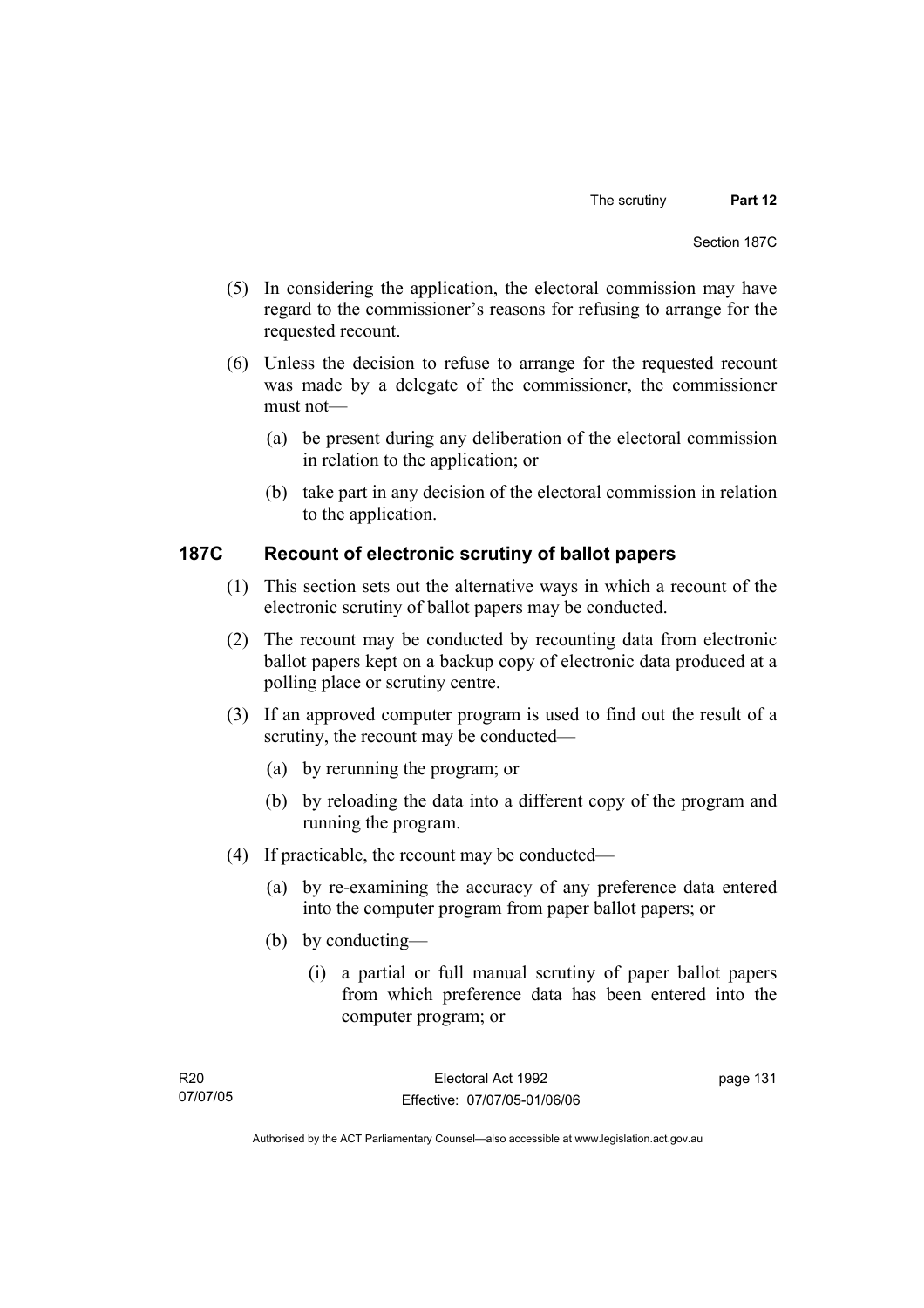(5) In considering the application, the electoral commission may have regard to the commissioner's reasons for refusing to arrange for the requested recount.

(6) Unless the decision to refuse to arrange for the requested recount was made by a delegate of the commissioner, the commissioner must not—

(a) be present during any deliberation of the electoral commission in relation to the application; or

(b) take part in any decision of the electoral commission in relation to the application.

## 187C Recount of electronic scrutiny of ballot papers

(1) This section sets out the alternative ways in which a recount of the electronic scrutiny of ballot papers may be conducted.

(2) The recount may be conducted by recounting data from electronic ballot papers kept on a backup copy of electronic data produced at a polling place or scrutiny centre.

(3) If an approved computer program is used to find out the result of a scrutiny, the recount may be conducted—

(a) by rerunning the program; or

(b) by reloading the data into a different copy of the program and running the program.

(4) If practicable, the recount may be conducted—

(a) by re-examining the accuracy of any preference data entered into the computer program from paper ballot papers; or

(b) by conducting—

(i) a partial or full manual scrutiny of paper ballot papers from which preference data has been entered into the computer program; or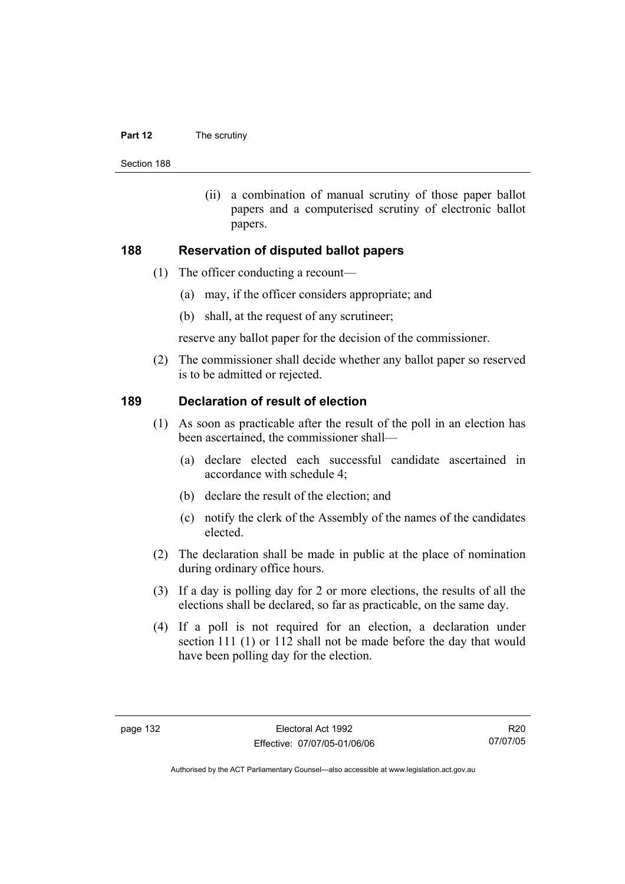(ii) a combination of manual scrutiny of those paper ballot papers and a computerised scrutiny of electronic ballot papers.

## 188 Reservation of disputed ballot papers

(1) The officer conducting a recount—

(a) may, if the officer considers appropriate; and

(b) shall, at the request of any scrutineer;

reserve any ballot paper for the decision of the commissioner.

(2) The commissioner shall decide whether any ballot paper so reserved is to be admitted or rejected.

## 189 Declaration of result of election

(1) As soon as practicable after the result of the poll in an election has been ascertained, the commissioner shall—

(a) declare elected each successful candidate ascertained in accordance with schedule 4;

(b) declare the result of the election; and

(c) notify the clerk of the Assembly of the names of the candidates elected.

(2) The declaration shall be made in public at the place of nomination during ordinary office hours.

(3) If a day is polling day for 2 or more elections, the results of all the elections shall be declared, so far as practicable, on the same day.

(4) If a poll is not required for an election, a declaration under section 111 (1) or 112 shall not be made before the day that would have been polling day for the election.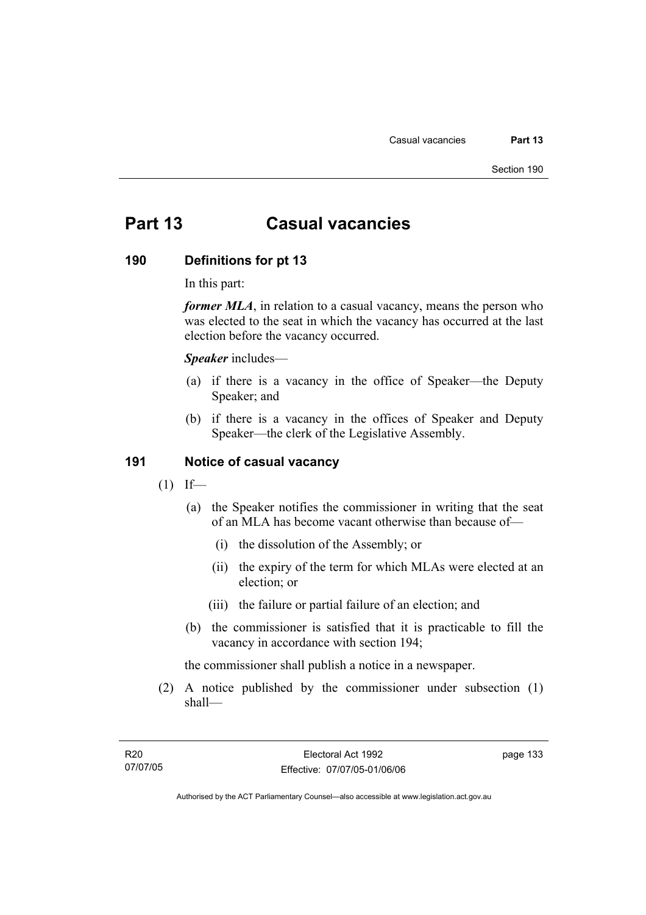# Part 13 Casual vacancies

## 190 Definitions for pt 13

In this part:

***former MLA***, in relation to a casual vacancy, means the person who was elected to the seat in which the vacancy has occurred at the last election before the vacancy occurred.

***Speaker*** includes—

(a) if there is a vacancy in the office of Speaker—the Deputy Speaker; and

(b) if there is a vacancy in the offices of Speaker and Deputy Speaker—the clerk of the Legislative Assembly.

## 191 Notice of casual vacancy

(1) If—

(a) the Speaker notifies the commissioner in writing that the seat of an MLA has become vacant otherwise than because of—

(i) the dissolution of the Assembly; or

(ii) the expiry of the term for which MLAs were elected at an election; or

(iii) the failure or partial failure of an election; and

(b) the commissioner is satisfied that it is practicable to fill the vacancy in accordance with section 194;

the commissioner shall publish a notice in a newspaper.

(2) A notice published by the commissioner under subsection (1) shall—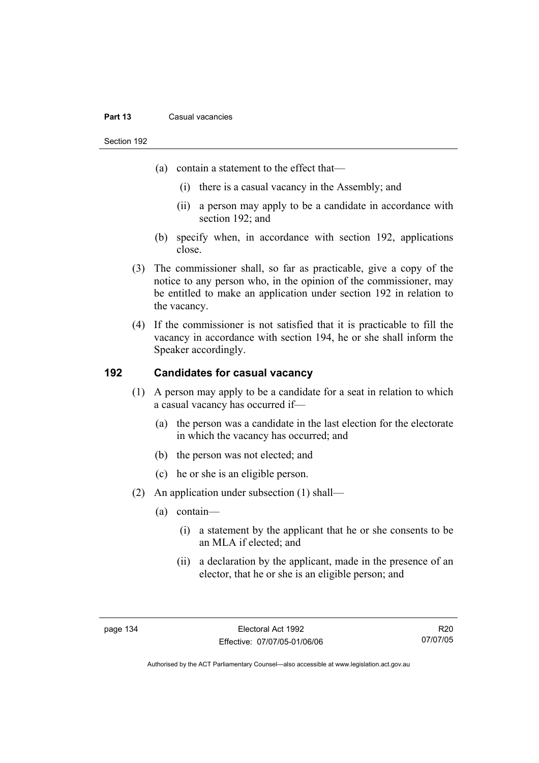(a) contain a statement to the effect that—

   (i) there is a casual vacancy in the Assembly; and

   (ii) a person may apply to be a candidate in accordance with section 192; and

(b) specify when, in accordance with section 192, applications close.

(3) The commissioner shall, so far as practicable, give a copy of the notice to any person who, in the opinion of the commissioner, may be entitled to make an application under section 192 in relation to the vacancy.

(4) If the commissioner is not satisfied that it is practicable to fill the vacancy in accordance with section 194, he or she shall inform the Speaker accordingly.

## 192 Candidates for casual vacancy

(1) A person may apply to be a candidate for a seat in relation to which a casual vacancy has occurred if—

   (a) the person was a candidate in the last election for the electorate in which the vacancy has occurred; and

   (b) the person was not elected; and

   (c) he or she is an eligible person.

(2) An application under subsection (1) shall—

   (a) contain—

      (i) a statement by the applicant that he or she consents to be an MLA if elected; and

      (ii) a declaration by the applicant, made in the presence of an elector, that he or she is an eligible person; and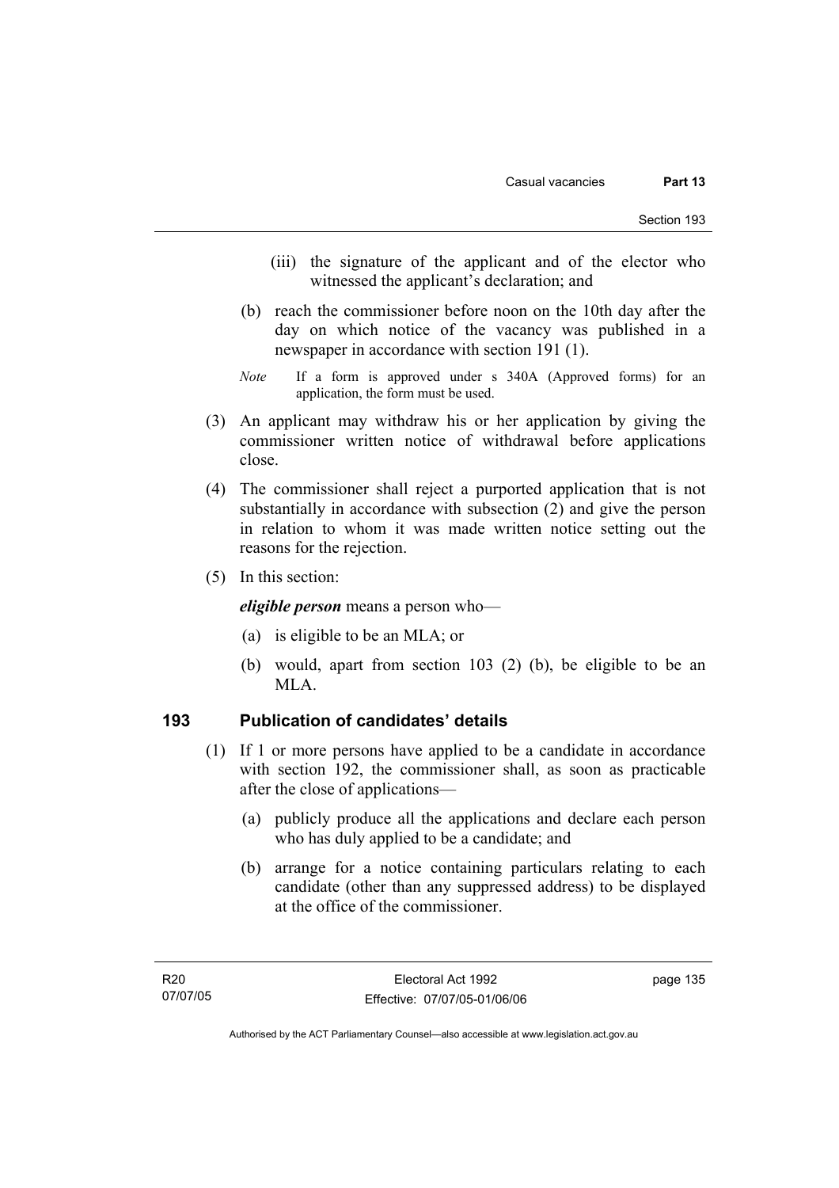(iii) the signature of the applicant and of the elector who witnessed the applicant's declaration; and

(b) reach the commissioner before noon on the 10th day after the day on which notice of the vacancy was published in a newspaper in accordance with section 191 (1).

*Note* If a form is approved under s 340A (Approved forms) for an application, the form must be used.

(3) An applicant may withdraw his or her application by giving the commissioner written notice of withdrawal before applications close.

(4) The commissioner shall reject a purported application that is not substantially in accordance with subsection (2) and give the person in relation to whom it was made written notice setting out the reasons for the rejection.

(5) In this section:

***eligible person*** means a person who—

(a) is eligible to be an MLA; or

(b) would, apart from section 103 (2) (b), be eligible to be an MLA.

## 193 Publication of candidates' details

(1) If 1 or more persons have applied to be a candidate in accordance with section 192, the commissioner shall, as soon as practicable after the close of applications—

(a) publicly produce all the applications and declare each person who has duly applied to be a candidate; and

(b) arrange for a notice containing particulars relating to each candidate (other than any suppressed address) to be displayed at the office of the commissioner.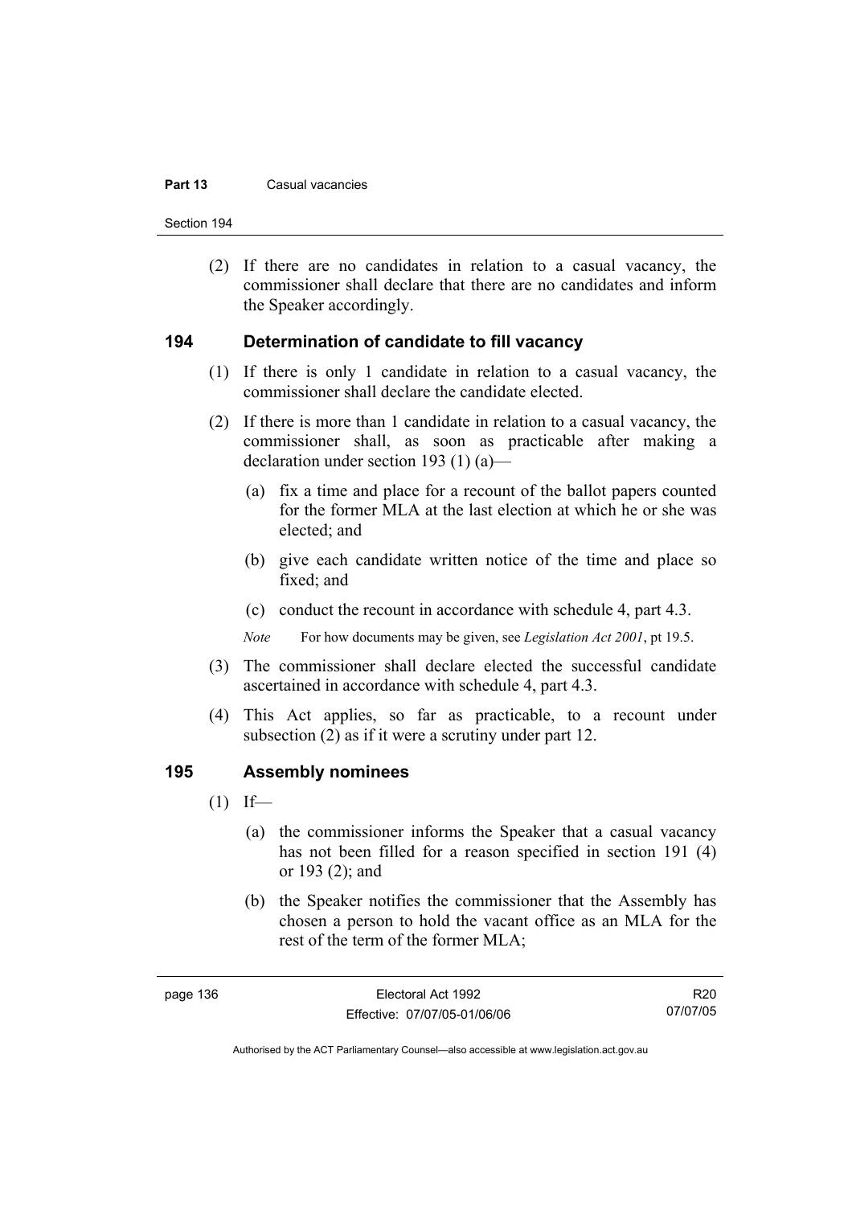(2) If there are no candidates in relation to a casual vacancy, the commissioner shall declare that there are no candidates and inform the Speaker accordingly.

### 194 Determination of candidate to fill vacancy

(1) If there is only 1 candidate in relation to a casual vacancy, the commissioner shall declare the candidate elected.

(2) If there is more than 1 candidate in relation to a casual vacancy, the commissioner shall, as soon as practicable after making a declaration under section 193 (1) (a)—

  (a) fix a time and place for a recount of the ballot papers counted for the former MLA at the last election at which he or she was elected; and

  (b) give each candidate written notice of the time and place so fixed; and

  (c) conduct the recount in accordance with schedule 4, part 4.3.

*Note* For how documents may be given, see *Legislation Act 2001*, pt 19.5.

(3) The commissioner shall declare elected the successful candidate ascertained in accordance with schedule 4, part 4.3.

(4) This Act applies, so far as practicable, to a recount under subsection (2) as if it were a scrutiny under part 12.

### 195 Assembly nominees

(1) If—

  (a) the commissioner informs the Speaker that a casual vacancy has not been filled for a reason specified in section 191 (4) or 193 (2); and

  (b) the Speaker notifies the commissioner that the Assembly has chosen a person to hold the vacant office as an MLA for the rest of the term of the former MLA;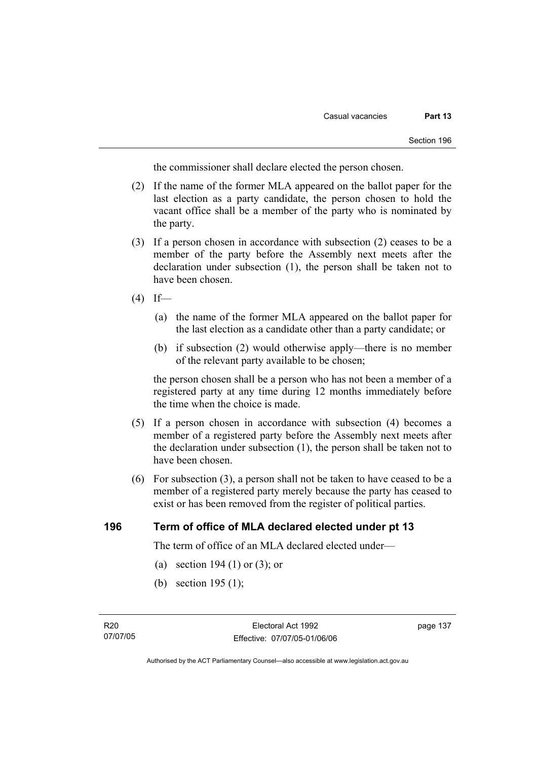the commissioner shall declare elected the person chosen.

(2) If the name of the former MLA appeared on the ballot paper for the last election as a party candidate, the person chosen to hold the vacant office shall be a member of the party who is nominated by the party.

(3) If a person chosen in accordance with subsection (2) ceases to be a member of the party before the Assembly next meets after the declaration under subsection (1), the person shall be taken not to have been chosen.

(4) If—

(a) the name of the former MLA appeared on the ballot paper for the last election as a candidate other than a party candidate; or

(b) if subsection (2) would otherwise apply—there is no member of the relevant party available to be chosen;

the person chosen shall be a person who has not been a member of a registered party at any time during 12 months immediately before the time when the choice is made.

(5) If a person chosen in accordance with subsection (4) becomes a member of a registered party before the Assembly next meets after the declaration under subsection (1), the person shall be taken not to have been chosen.

(6) For subsection (3), a person shall not be taken to have ceased to be a member of a registered party merely because the party has ceased to exist or has been removed from the register of political parties.

### 196 Term of office of MLA declared elected under pt 13

The term of office of an MLA declared elected under—

(a) section 194 (1) or (3); or

(b) section 195 (1);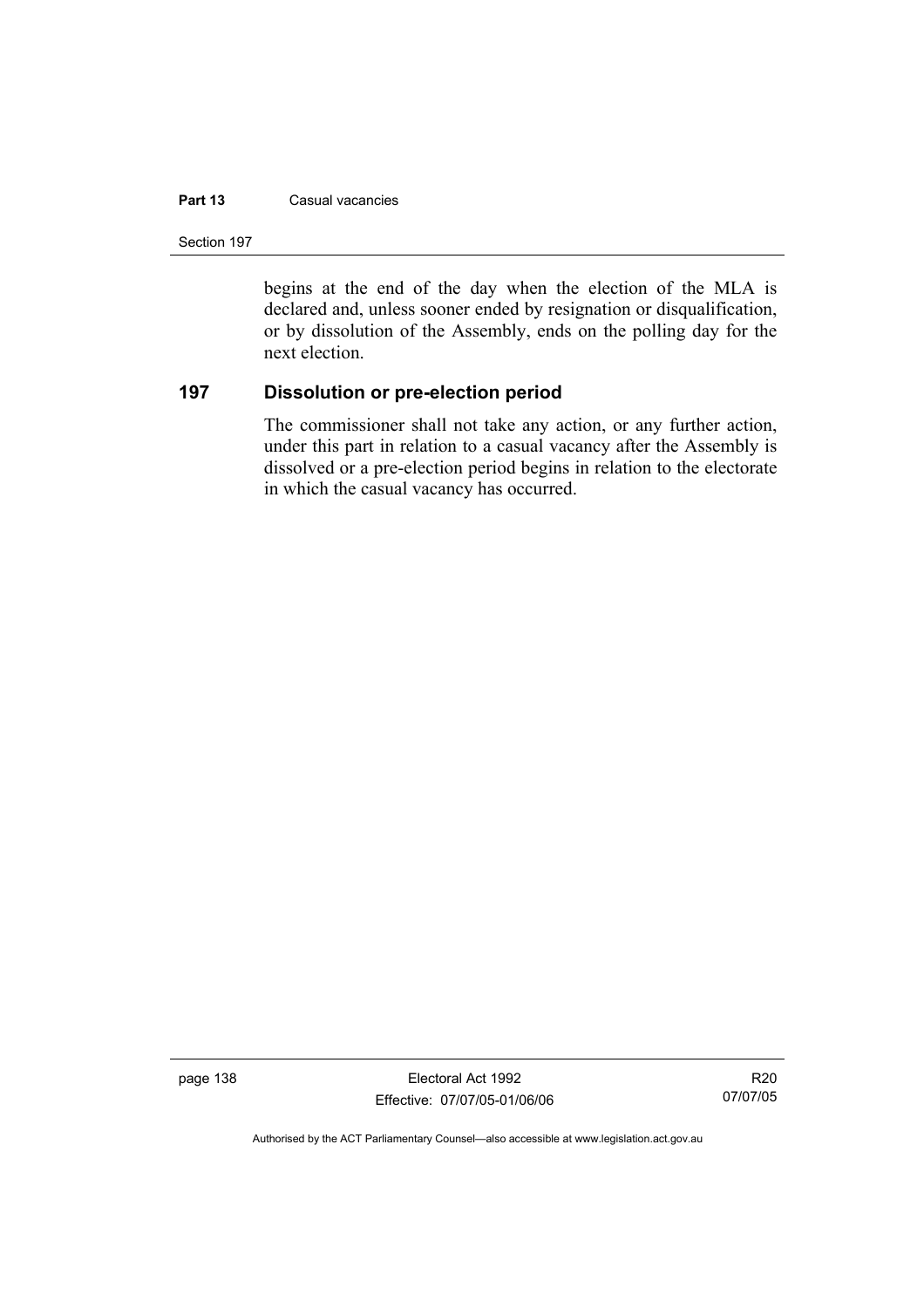begins at the end of the day when the election of the MLA is declared and, unless sooner ended by resignation or disqualification, or by dissolution of the Assembly, ends on the polling day for the next election.

## 197 Dissolution or pre-election period

The commissioner shall not take any action, or any further action, under this part in relation to a casual vacancy after the Assembly is dissolved or a pre-election period begins in relation to the electorate in which the casual vacancy has occurred.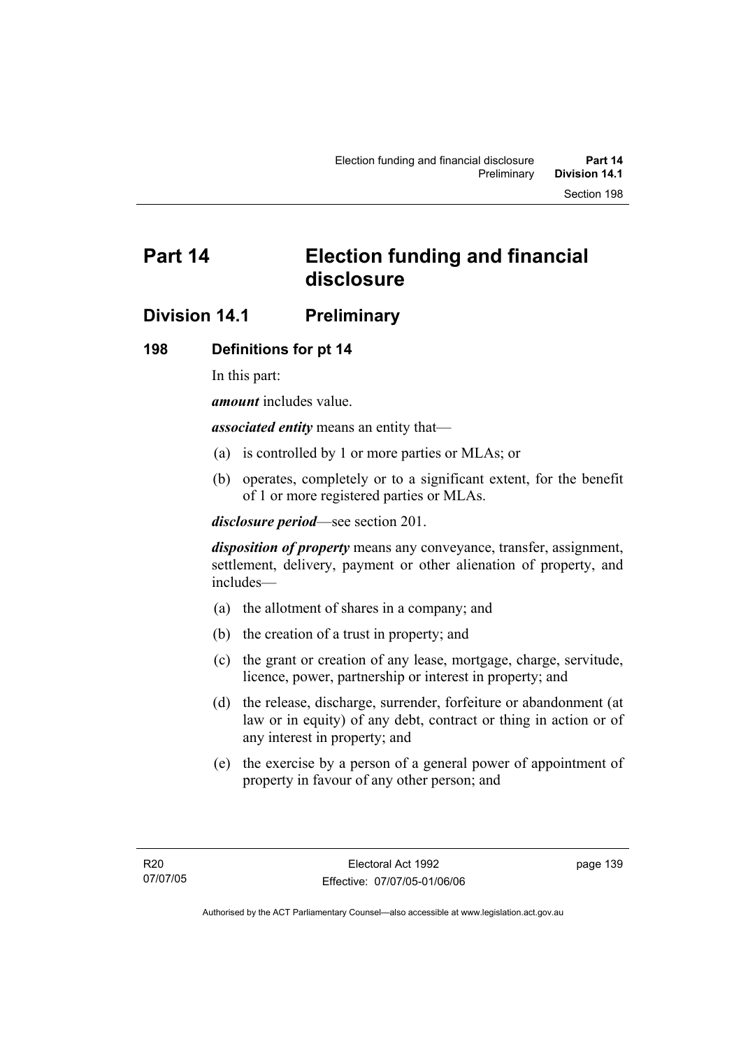# Part 14 Election funding and financial disclosure

## Division 14.1 Preliminary

### 198 Definitions for pt 14

In this part:

***amount*** includes value.

***associated entity*** means an entity that—

(a) is controlled by 1 or more parties or MLAs; or

(b) operates, completely or to a significant extent, for the benefit of 1 or more registered parties or MLAs.

***disclosure period***—see section 201.

***disposition of property*** means any conveyance, transfer, assignment, settlement, delivery, payment or other alienation of property, and includes—

(a) the allotment of shares in a company; and

(b) the creation of a trust in property; and

(c) the grant or creation of any lease, mortgage, charge, servitude, licence, power, partnership or interest in property; and

(d) the release, discharge, surrender, forfeiture or abandonment (at law or in equity) of any debt, contract or thing in action or of any interest in property; and

(e) the exercise by a person of a general power of appointment of property in favour of any other person; and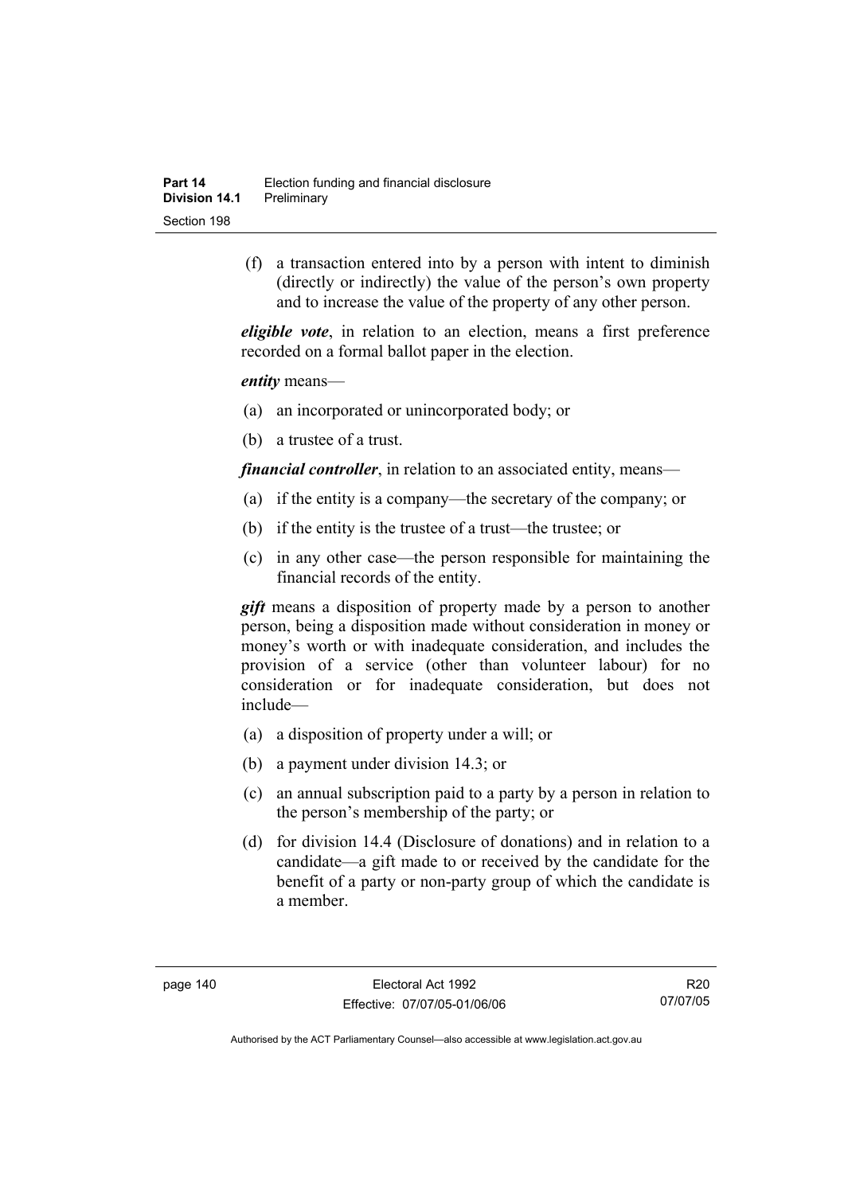(f) a transaction entered into by a person with intent to diminish (directly or indirectly) the value of the person's own property and to increase the value of the property of any other person.

***eligible vote***, in relation to an election, means a first preference recorded on a formal ballot paper in the election.

***entity*** means—

(a) an incorporated or unincorporated body; or

(b) a trustee of a trust.

***financial controller***, in relation to an associated entity, means—

(a) if the entity is a company—the secretary of the company; or

(b) if the entity is the trustee of a trust—the trustee; or

(c) in any other case—the person responsible for maintaining the financial records of the entity.

***gift*** means a disposition of property made by a person to another person, being a disposition made without consideration in money or money's worth or with inadequate consideration, and includes the provision of a service (other than volunteer labour) for no consideration or for inadequate consideration, but does not include—

(a) a disposition of property under a will; or

(b) a payment under division 14.3; or

(c) an annual subscription paid to a party by a person in relation to the person's membership of the party; or

(d) for division 14.4 (Disclosure of donations) and in relation to a candidate—a gift made to or received by the candidate for the benefit of a party or non-party group of which the candidate is a member.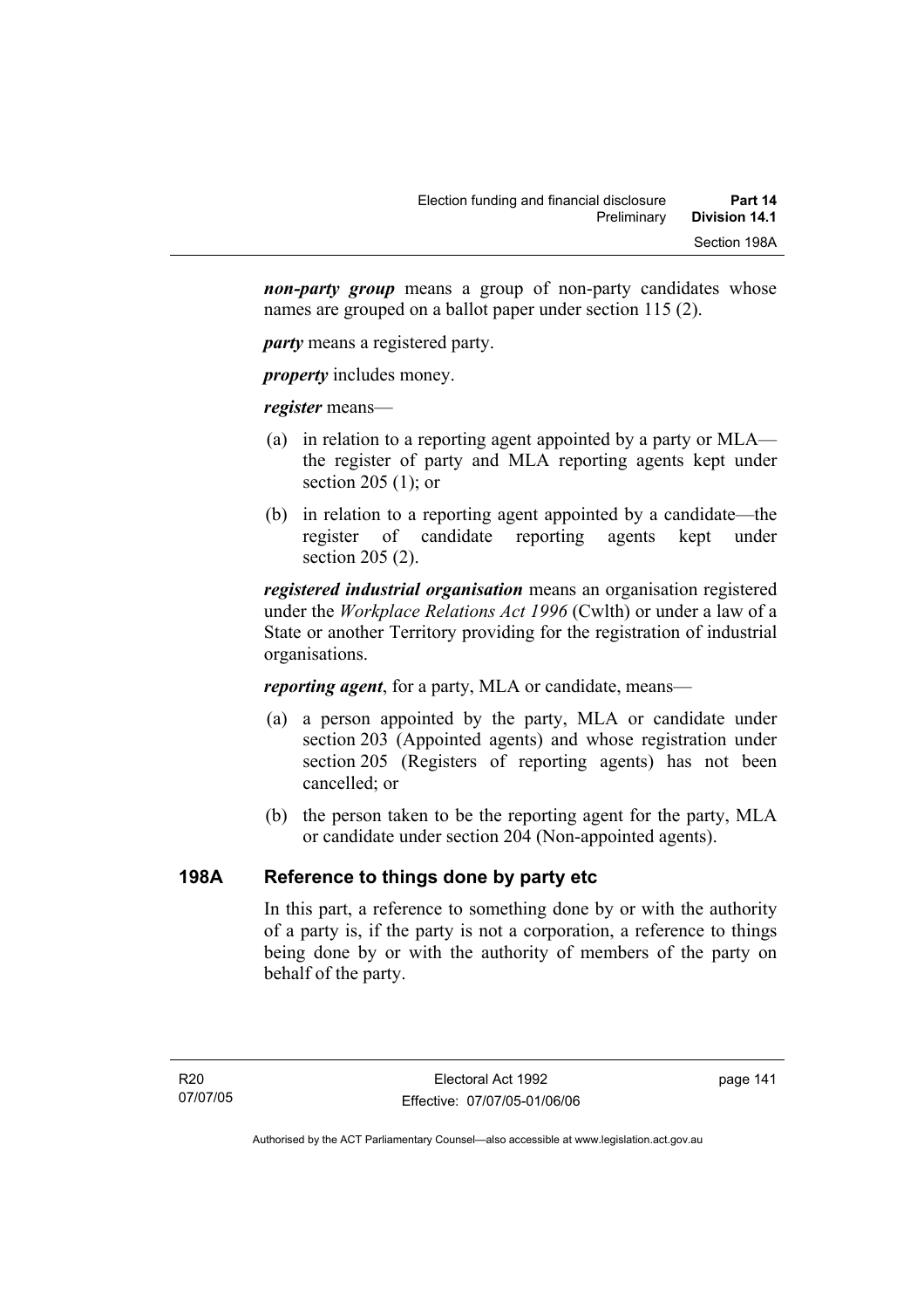***non-party group*** means a group of non-party candidates whose names are grouped on a ballot paper under section 115 (2).

***party*** means a registered party.

***property*** includes money.

***register*** means—

(a) in relation to a reporting agent appointed by a party or MLA—the register of party and MLA reporting agents kept under section 205 (1); or

(b) in relation to a reporting agent appointed by a candidate—the register of candidate reporting agents kept under section 205 (2).

***registered industrial organisation*** means an organisation registered under the *Workplace Relations Act 1996* (Cwlth) or under a law of a State or another Territory providing for the registration of industrial organisations.

***reporting agent***, for a party, MLA or candidate, means—

(a) a person appointed by the party, MLA or candidate under section 203 (Appointed agents) and whose registration under section 205 (Registers of reporting agents) has not been cancelled; or

(b) the person taken to be the reporting agent for the party, MLA or candidate under section 204 (Non-appointed agents).

## 198A Reference to things done by party etc

In this part, a reference to something done by or with the authority of a party is, if the party is not a corporation, a reference to things being done by or with the authority of members of the party on behalf of the party.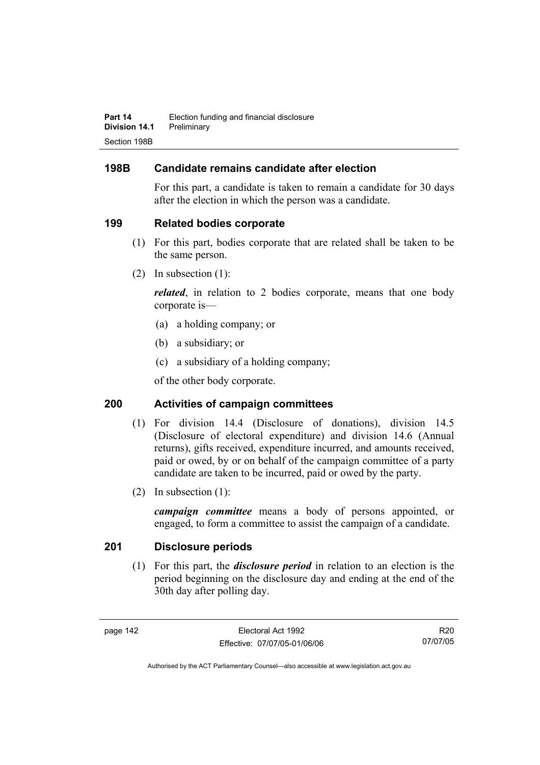## 198B Candidate remains candidate after election

For this part, a candidate is taken to remain a candidate for 30 days after the election in which the person was a candidate.

## 199 Related bodies corporate

(1) For this part, bodies corporate that are related shall be taken to be the same person.

(2) In subsection (1):

***related***, in relation to 2 bodies corporate, means that one body corporate is—

(a) a holding company; or

(b) a subsidiary; or

(c) a subsidiary of a holding company;

of the other body corporate.

## 200 Activities of campaign committees

(1) For division 14.4 (Disclosure of donations), division 14.5 (Disclosure of electoral expenditure) and division 14.6 (Annual returns), gifts received, expenditure incurred, and amounts received, paid or owed, by or on behalf of the campaign committee of a party candidate are taken to be incurred, paid or owed by the party.

(2) In subsection (1):

***campaign committee*** means a body of persons appointed, or engaged, to form a committee to assist the campaign of a candidate.

## 201 Disclosure periods

(1) For this part, the ***disclosure period*** in relation to an election is the period beginning on the disclosure day and ending at the end of the 30th day after polling day.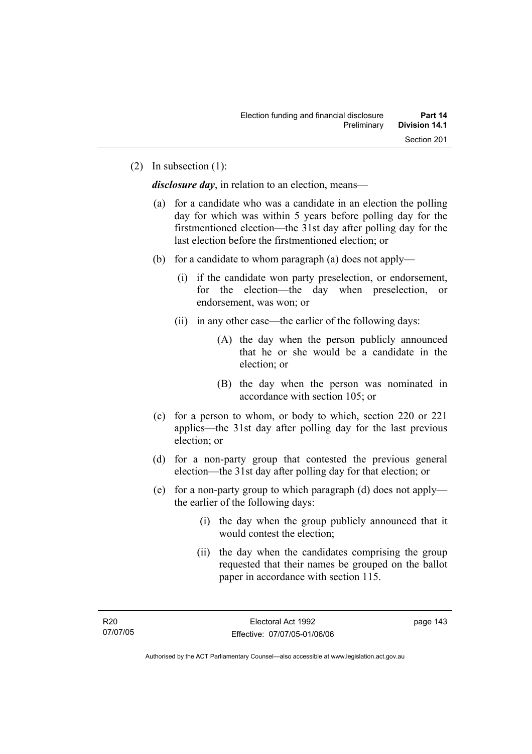(2) In subsection (1):

***disclosure day***, in relation to an election, means—

(a) for a candidate who was a candidate in an election the polling day for which was within 5 years before polling day for the firstmentioned election—the 31st day after polling day for the last election before the firstmentioned election; or

(b) for a candidate to whom paragraph (a) does not apply—

(i) if the candidate won party preselection, or endorsement, for the election—the day when preselection, or endorsement, was won; or

(ii) in any other case—the earlier of the following days:

(A) the day when the person publicly announced that he or she would be a candidate in the election; or

(B) the day when the person was nominated in accordance with section 105; or

(c) for a person to whom, or body to which, section 220 or 221 applies—the 31st day after polling day for the last previous election; or

(d) for a non-party group that contested the previous general election—the 31st day after polling day for that election; or

(e) for a non-party group to which paragraph (d) does not apply—the earlier of the following days:

(i) the day when the group publicly announced that it would contest the election;

(ii) the day when the candidates comprising the group requested that their names be grouped on the ballot paper in accordance with section 115.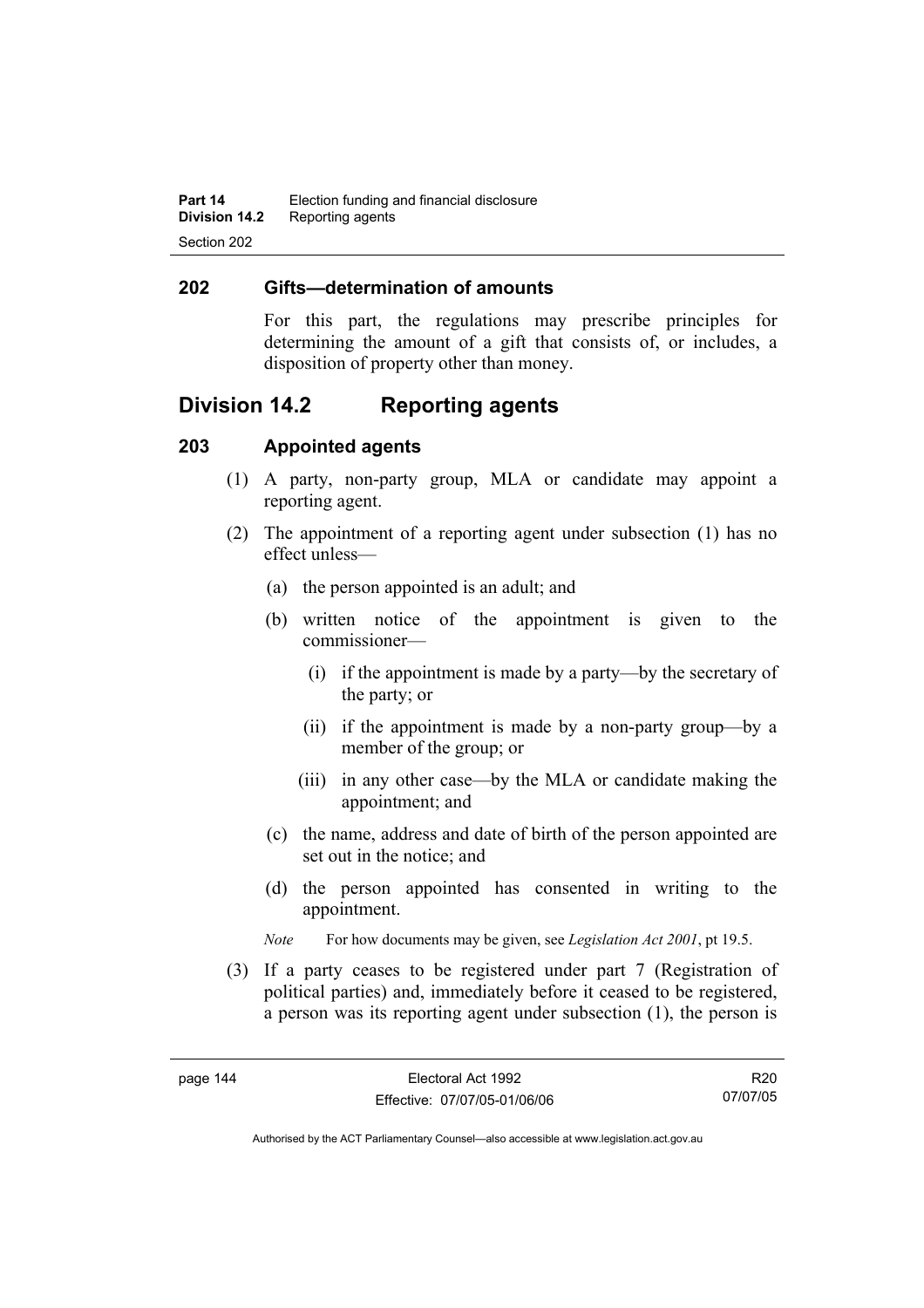## 202 Gifts—determination of amounts

For this part, the regulations may prescribe principles for determining the amount of a gift that consists of, or includes, a disposition of property other than money.

# Division 14.2 Reporting agents

## 203 Appointed agents

(1) A party, non-party group, MLA or candidate may appoint a reporting agent.

(2) The appointment of a reporting agent under subsection (1) has no effect unless—

(a) the person appointed is an adult; and

(b) written notice of the appointment is given to the commissioner—

(i) if the appointment is made by a party—by the secretary of the party; or

(ii) if the appointment is made by a non-party group—by a member of the group; or

(iii) in any other case—by the MLA or candidate making the appointment; and

(c) the name, address and date of birth of the person appointed are set out in the notice; and

(d) the person appointed has consented in writing to the appointment.

*Note* For how documents may be given, see *Legislation Act 2001*, pt 19.5.

(3) If a party ceases to be registered under part 7 (Registration of political parties) and, immediately before it ceased to be registered, a person was its reporting agent under subsection (1), the person is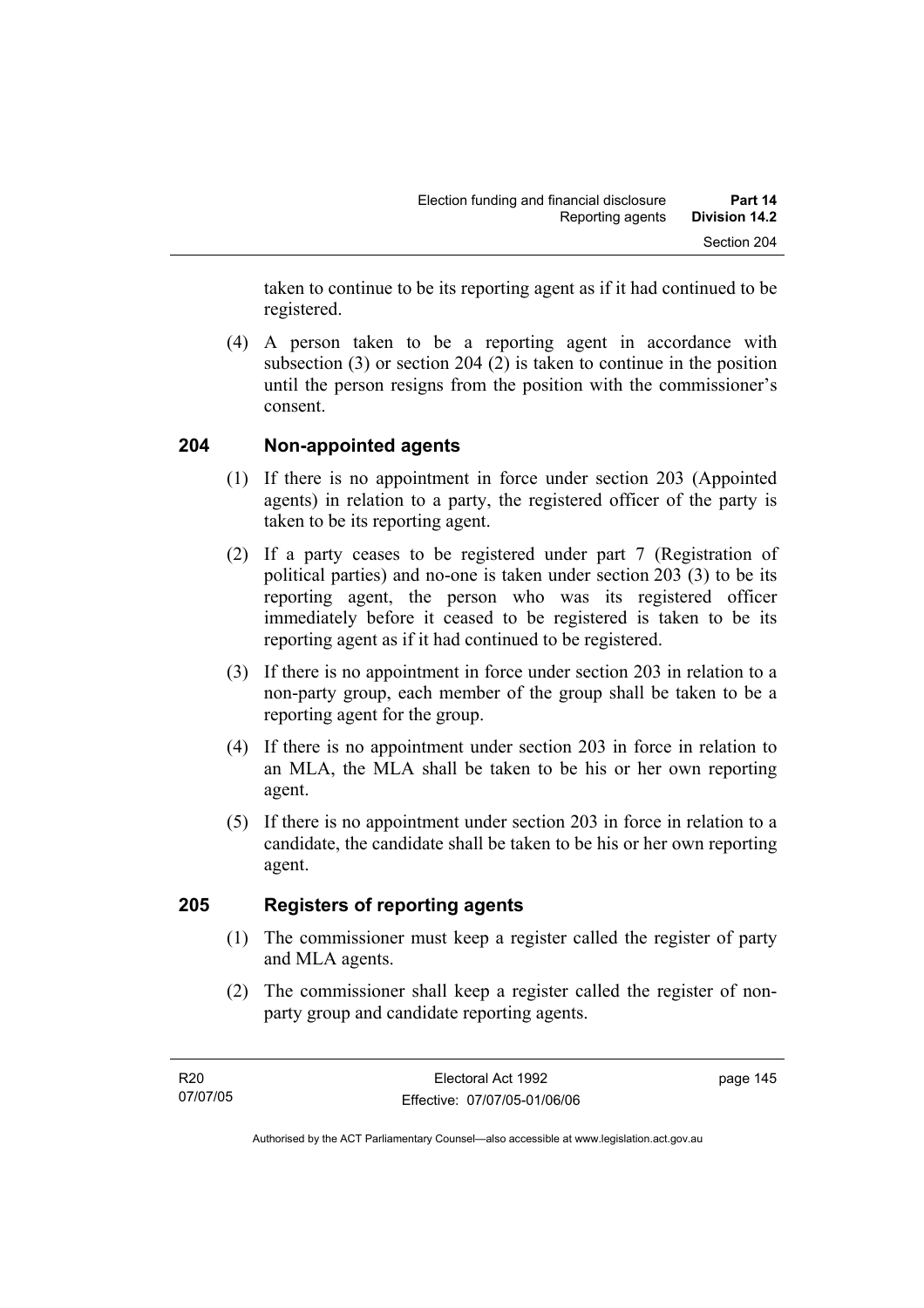taken to continue to be its reporting agent as if it had continued to be registered.

(4) A person taken to be a reporting agent in accordance with subsection (3) or section 204 (2) is taken to continue in the position until the person resigns from the position with the commissioner's consent.

## 204 Non-appointed agents

(1) If there is no appointment in force under section 203 (Appointed agents) in relation to a party, the registered officer of the party is taken to be its reporting agent.

(2) If a party ceases to be registered under part 7 (Registration of political parties) and no-one is taken under section 203 (3) to be its reporting agent, the person who was its registered officer immediately before it ceased to be registered is taken to be its reporting agent as if it had continued to be registered.

(3) If there is no appointment in force under section 203 in relation to a non-party group, each member of the group shall be taken to be a reporting agent for the group.

(4) If there is no appointment under section 203 in force in relation to an MLA, the MLA shall be taken to be his or her own reporting agent.

(5) If there is no appointment under section 203 in force in relation to a candidate, the candidate shall be taken to be his or her own reporting agent.

## 205 Registers of reporting agents

(1) The commissioner must keep a register called the register of party and MLA agents.

(2) The commissioner shall keep a register called the register of non-party group and candidate reporting agents.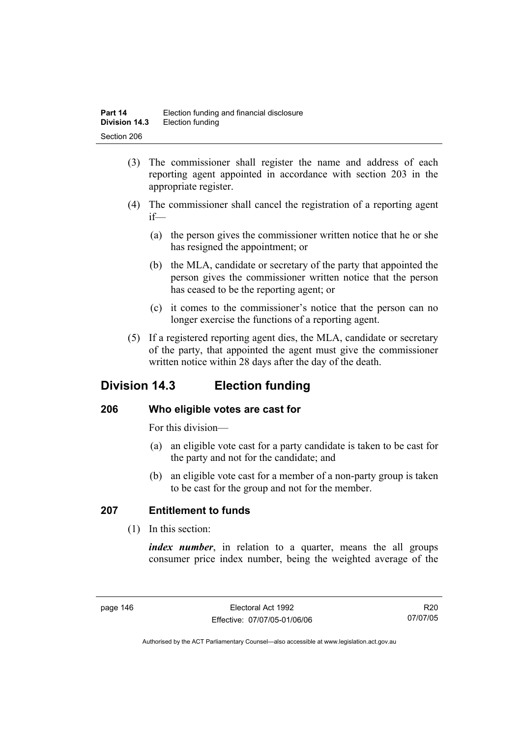(3) The commissioner shall register the name and address of each reporting agent appointed in accordance with section 203 in the appropriate register.

(4) The commissioner shall cancel the registration of a reporting agent if—

(a) the person gives the commissioner written notice that he or she has resigned the appointment; or

(b) the MLA, candidate or secretary of the party that appointed the person gives the commissioner written notice that the person has ceased to be the reporting agent; or

(c) it comes to the commissioner's notice that the person can no longer exercise the functions of a reporting agent.

(5) If a registered reporting agent dies, the MLA, candidate or secretary of the party, that appointed the agent must give the commissioner written notice within 28 days after the day of the death.

## Division 14.3 Election funding

### 206 Who eligible votes are cast for

For this division—

(a) an eligible vote cast for a party candidate is taken to be cast for the party and not for the candidate; and

(b) an eligible vote cast for a member of a non-party group is taken to be cast for the group and not for the member.

### 207 Entitlement to funds

(1) In this section:

***index number***, in relation to a quarter, means the all groups consumer price index number, being the weighted average of the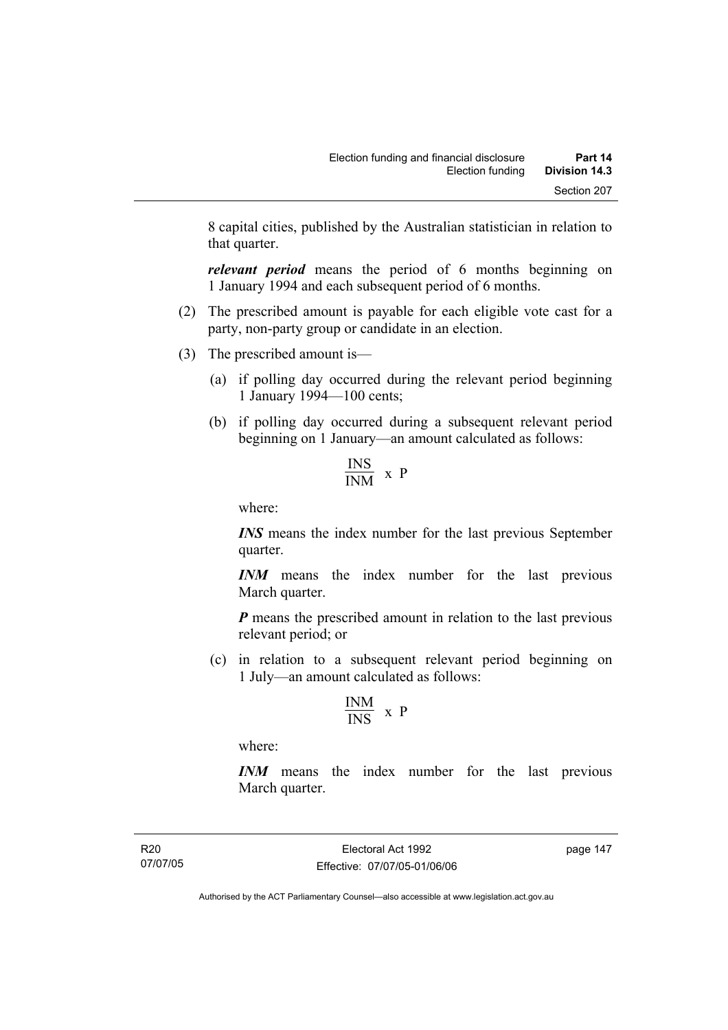8 capital cities, published by the Australian statistician in relation to that quarter.

***relevant period*** means the period of 6 months beginning on 1 January 1994 and each subsequent period of 6 months.

(2) The prescribed amount is payable for each eligible vote cast for a party, non-party group or candidate in an election.

(3) The prescribed amount is—

(a) if polling day occurred during the relevant period beginning 1 January 1994—100 cents;

(b) if polling day occurred during a subsequent relevant period beginning on 1 January—an amount calculated as follows:

$$\frac{INS}{INM} \times P$$

where:

***INS*** means the index number for the last previous September quarter.

***INM*** means the index number for the last previous March quarter.

***P*** means the prescribed amount in relation to the last previous relevant period; or

(c) in relation to a subsequent relevant period beginning on 1 July—an amount calculated as follows:

$$\frac{INM}{INS} \times P$$

where:

***INM*** means the index number for the last previous March quarter.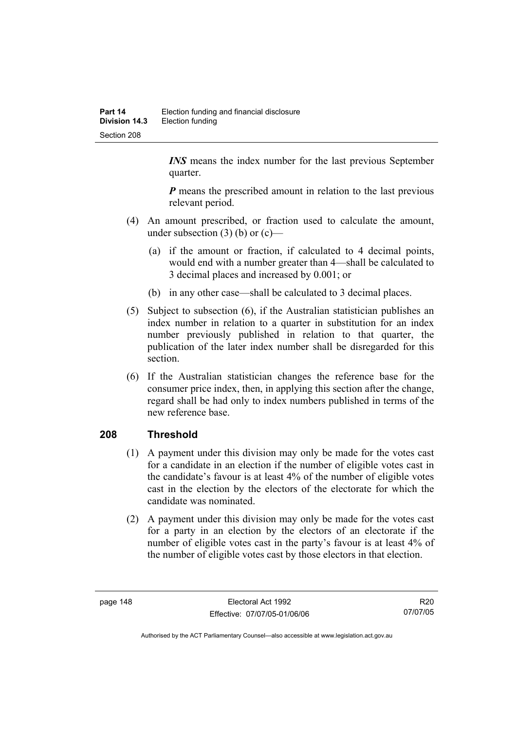***INS*** means the index number for the last previous September quarter.

***P*** means the prescribed amount in relation to the last previous relevant period.

(4) An amount prescribed, or fraction used to calculate the amount, under subsection (3) (b) or (c)—

(a) if the amount or fraction, if calculated to 4 decimal points, would end with a number greater than 4—shall be calculated to 3 decimal places and increased by 0.001; or

(b) in any other case—shall be calculated to 3 decimal places.

(5) Subject to subsection (6), if the Australian statistician publishes an index number in relation to a quarter in substitution for an index number previously published in relation to that quarter, the publication of the later index number shall be disregarded for this section.

(6) If the Australian statistician changes the reference base for the consumer price index, then, in applying this section after the change, regard shall be had only to index numbers published in terms of the new reference base.

## 208 Threshold

(1) A payment under this division may only be made for the votes cast for a candidate in an election if the number of eligible votes cast in the candidate's favour is at least 4% of the number of eligible votes cast in the election by the electors of the electorate for which the candidate was nominated.

(2) A payment under this division may only be made for the votes cast for a party in an election by the electors of an electorate if the number of eligible votes cast in the party's favour is at least 4% of the number of eligible votes cast by those electors in that election.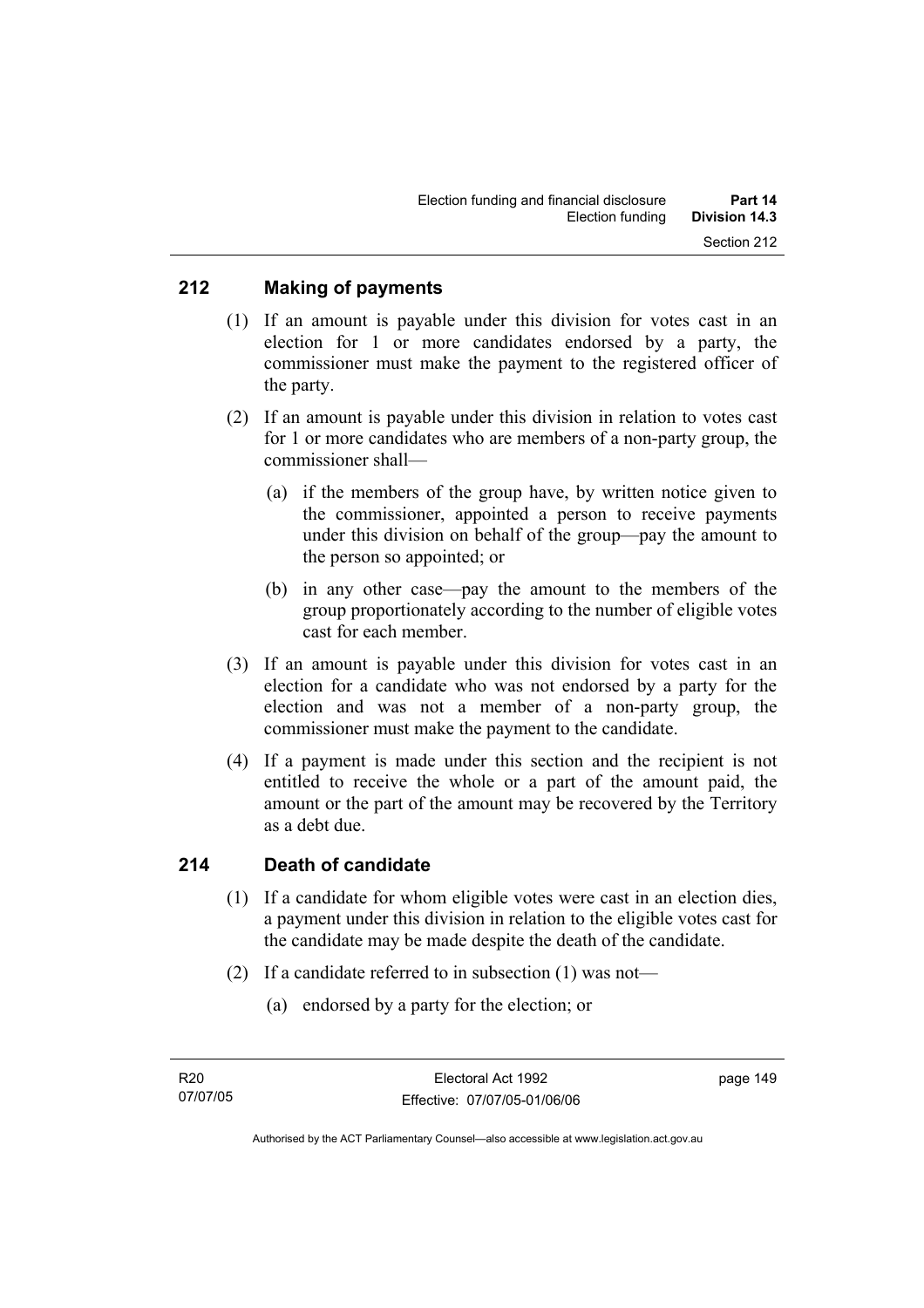## 212 Making of payments

(1) If an amount is payable under this division for votes cast in an election for 1 or more candidates endorsed by a party, the commissioner must make the payment to the registered officer of the party.

(2) If an amount is payable under this division in relation to votes cast for 1 or more candidates who are members of a non-party group, the commissioner shall—

(a) if the members of the group have, by written notice given to the commissioner, appointed a person to receive payments under this division on behalf of the group—pay the amount to the person so appointed; or

(b) in any other case—pay the amount to the members of the group proportionately according to the number of eligible votes cast for each member.

(3) If an amount is payable under this division for votes cast in an election for a candidate who was not endorsed by a party for the election and was not a member of a non-party group, the commissioner must make the payment to the candidate.

(4) If a payment is made under this section and the recipient is not entitled to receive the whole or a part of the amount paid, the amount or the part of the amount may be recovered by the Territory as a debt due.

## 214 Death of candidate

(1) If a candidate for whom eligible votes were cast in an election dies, a payment under this division in relation to the eligible votes cast for the candidate may be made despite the death of the candidate.

(2) If a candidate referred to in subsection (1) was not—

(a) endorsed by a party for the election; or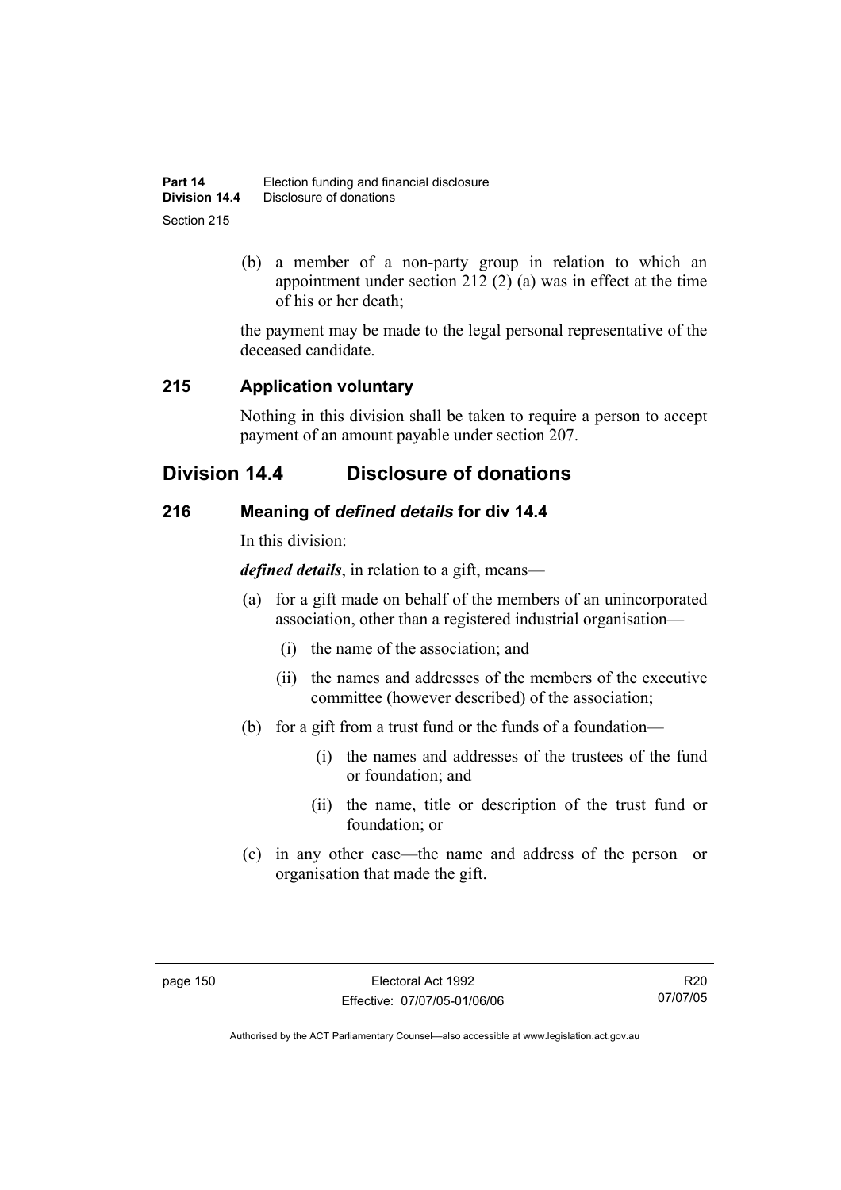(b) a member of a non-party group in relation to which an appointment under section 212 (2) (a) was in effect at the time of his or her death;

the payment may be made to the legal personal representative of the deceased candidate.

### 215 Application voluntary

Nothing in this division shall be taken to require a person to accept payment of an amount payable under section 207.

## Division 14.4 Disclosure of donations

### 216 Meaning of *defined details* for div 14.4

In this division:

***defined details***, in relation to a gift, means—

(a) for a gift made on behalf of the members of an unincorporated association, other than a registered industrial organisation—

(i) the name of the association; and

(ii) the names and addresses of the members of the executive committee (however described) of the association;

(b) for a gift from a trust fund or the funds of a foundation—

(i) the names and addresses of the trustees of the fund or foundation; and

(ii) the name, title or description of the trust fund or foundation; or

(c) in any other case—the name and address of the person or organisation that made the gift.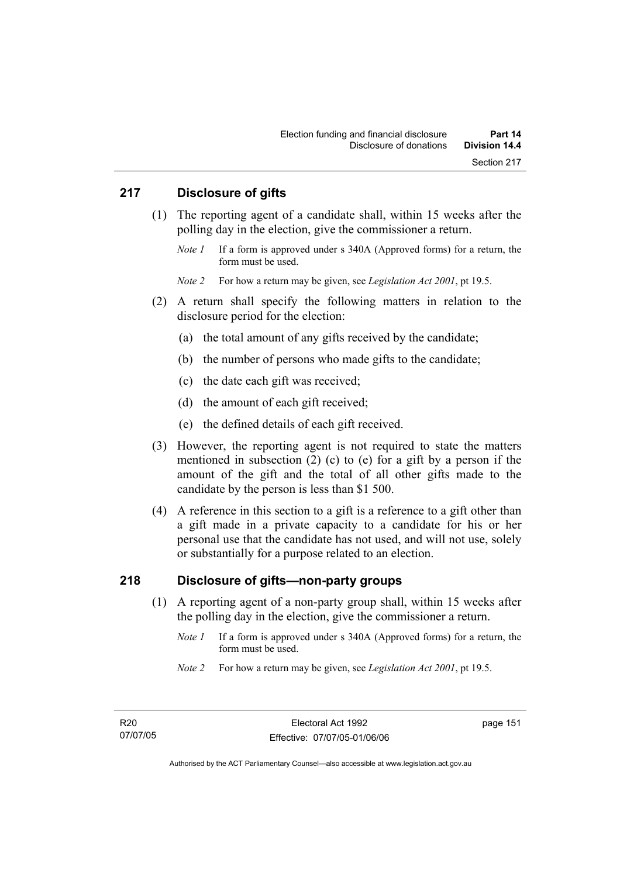## 217 Disclosure of gifts

(1) The reporting agent of a candidate shall, within 15 weeks after the polling day in the election, give the commissioner a return.

*Note 1* If a form is approved under s 340A (Approved forms) for a return, the form must be used.

*Note 2* For how a return may be given, see *Legislation Act 2001*, pt 19.5.

(2) A return shall specify the following matters in relation to the disclosure period for the election:

(a) the total amount of any gifts received by the candidate;

(b) the number of persons who made gifts to the candidate;

(c) the date each gift was received;

(d) the amount of each gift received;

(e) the defined details of each gift received.

(3) However, the reporting agent is not required to state the matters mentioned in subsection (2) (c) to (e) for a gift by a person if the amount of the gift and the total of all other gifts made to the candidate by the person is less than $1 500.

(4) A reference in this section to a gift is a reference to a gift other than a gift made in a private capacity to a candidate for his or her personal use that the candidate has not used, and will not use, solely or substantially for a purpose related to an election.

## 218 Disclosure of gifts—non-party groups

(1) A reporting agent of a non-party group shall, within 15 weeks after the polling day in the election, give the commissioner a return.

*Note 1* If a form is approved under s 340A (Approved forms) for a return, the form must be used.

*Note 2* For how a return may be given, see *Legislation Act 2001*, pt 19.5.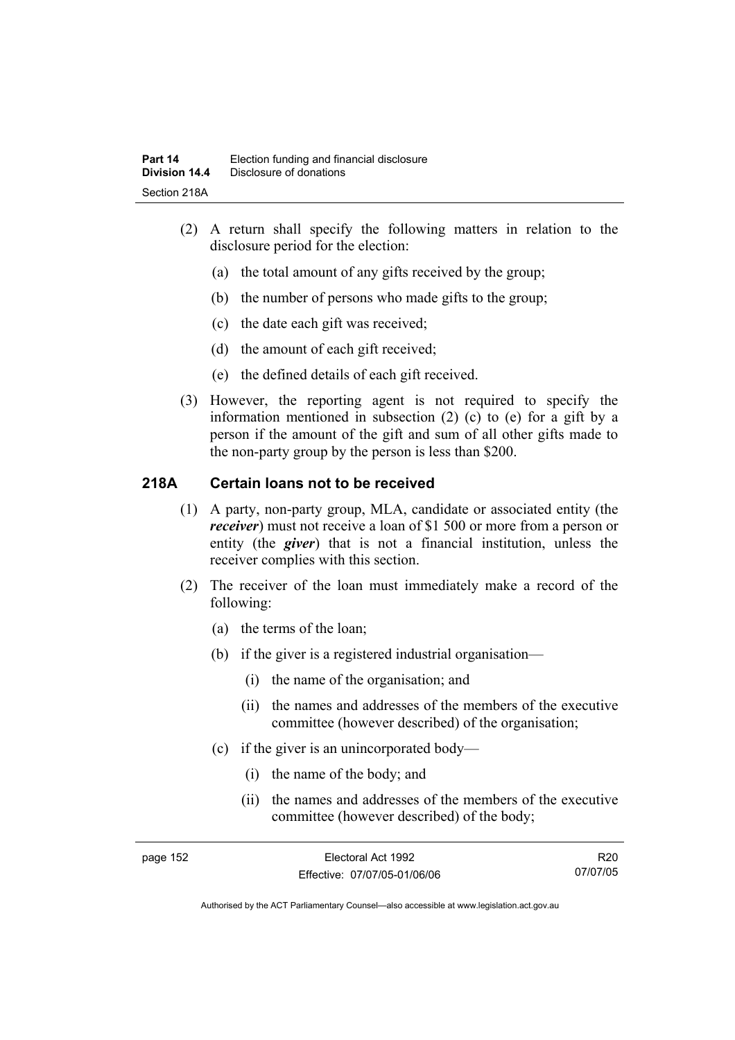(2) A return shall specify the following matters in relation to the disclosure period for the election:

(a) the total amount of any gifts received by the group;

(b) the number of persons who made gifts to the group;

(c) the date each gift was received;

(d) the amount of each gift received;

(e) the defined details of each gift received.

(3) However, the reporting agent is not required to specify the information mentioned in subsection (2) (c) to (e) for a gift by a person if the amount of the gift and sum of all other gifts made to the non-party group by the person is less than $200.

## 218A Certain loans not to be received

(1) A party, non-party group, MLA, candidate or associated entity (the ***receiver***) must not receive a loan of $1 500 or more from a person or entity (the ***giver***) that is not a financial institution, unless the receiver complies with this section.

(2) The receiver of the loan must immediately make a record of the following:

(a) the terms of the loan;

(b) if the giver is a registered industrial organisation—

(i) the name of the organisation; and

(ii) the names and addresses of the members of the executive committee (however described) of the organisation;

(c) if the giver is an unincorporated body—

(i) the name of the body; and

(ii) the names and addresses of the members of the executive committee (however described) of the body;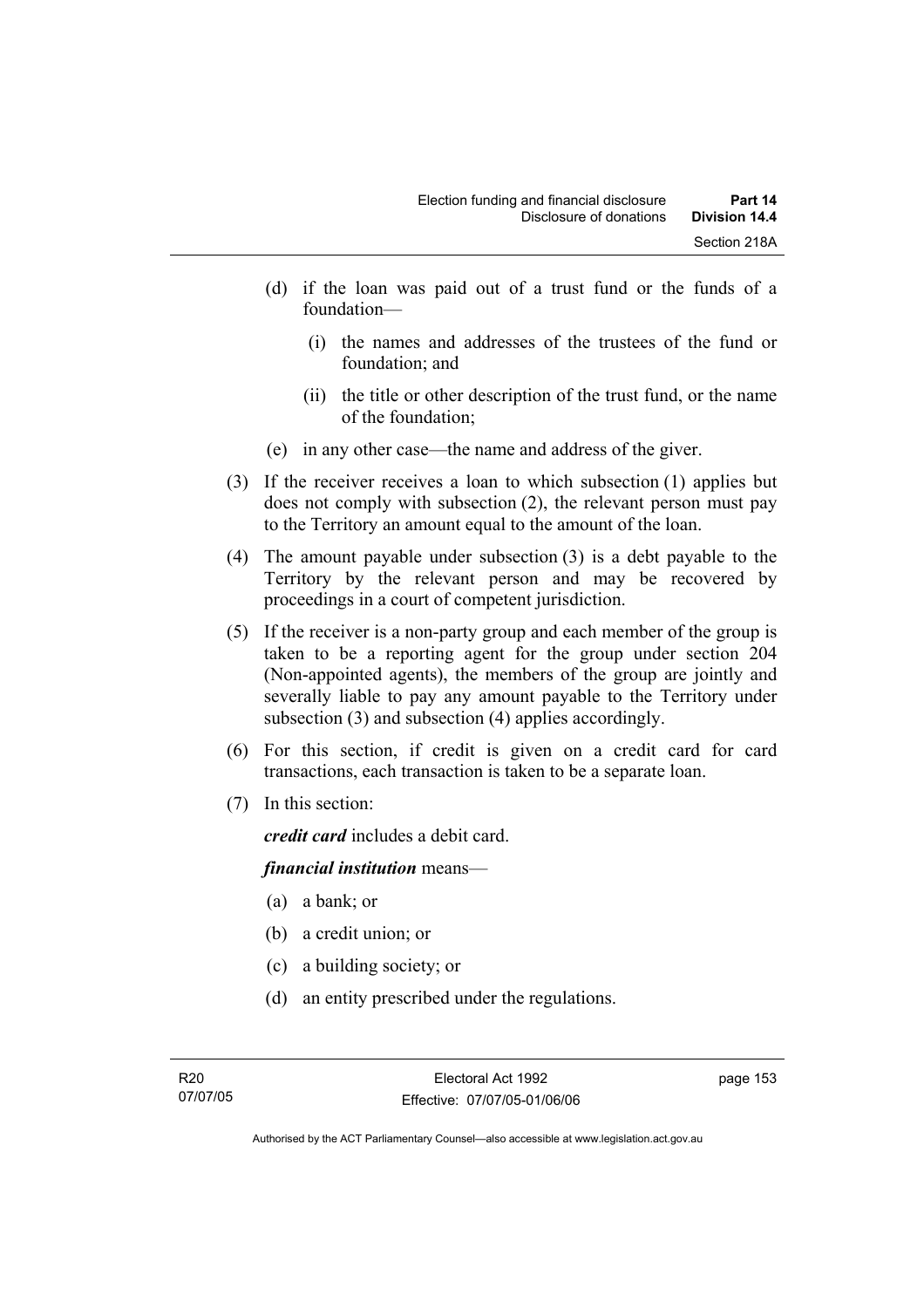(d) if the loan was paid out of a trust fund or the funds of a foundation—

  (i) the names and addresses of the trustees of the fund or foundation; and

  (ii) the title or other description of the trust fund, or the name of the foundation;

(e) in any other case—the name and address of the giver.

(3) If the receiver receives a loan to which subsection (1) applies but does not comply with subsection (2), the relevant person must pay to the Territory an amount equal to the amount of the loan.

(4) The amount payable under subsection (3) is a debt payable to the Territory by the relevant person and may be recovered by proceedings in a court of competent jurisdiction.

(5) If the receiver is a non-party group and each member of the group is taken to be a reporting agent for the group under section 204 (Non-appointed agents), the members of the group are jointly and severally liable to pay any amount payable to the Territory under subsection (3) and subsection (4) applies accordingly.

(6) For this section, if credit is given on a credit card for card transactions, each transaction is taken to be a separate loan.

(7) In this section:

***credit card*** includes a debit card.

***financial institution*** means—

(a) a bank; or

(b) a credit union; or

(c) a building society; or

(d) an entity prescribed under the regulations.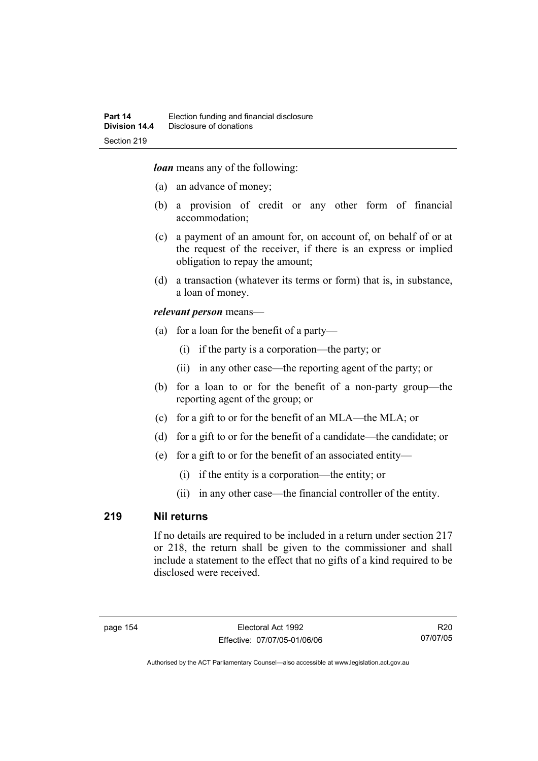***loan*** means any of the following:

(a) an advance of money;

(b) a provision of credit or any other form of financial accommodation;

(c) a payment of an amount for, on account of, on behalf of or at the request of the receiver, if there is an express or implied obligation to repay the amount;

(d) a transaction (whatever its terms or form) that is, in substance, a loan of money.

***relevant person*** means—

(a) for a loan for the benefit of a party—

  (i) if the party is a corporation—the party; or

  (ii) in any other case—the reporting agent of the party; or

(b) for a loan to or for the benefit of a non-party group—the reporting agent of the group; or

(c) for a gift to or for the benefit of an MLA—the MLA; or

(d) for a gift to or for the benefit of a candidate—the candidate; or

(e) for a gift to or for the benefit of an associated entity—

  (i) if the entity is a corporation—the entity; or

  (ii) in any other case—the financial controller of the entity.

## 219 Nil returns

If no details are required to be included in a return under section 217 or 218, the return shall be given to the commissioner and shall include a statement to the effect that no gifts of a kind required to be disclosed were received.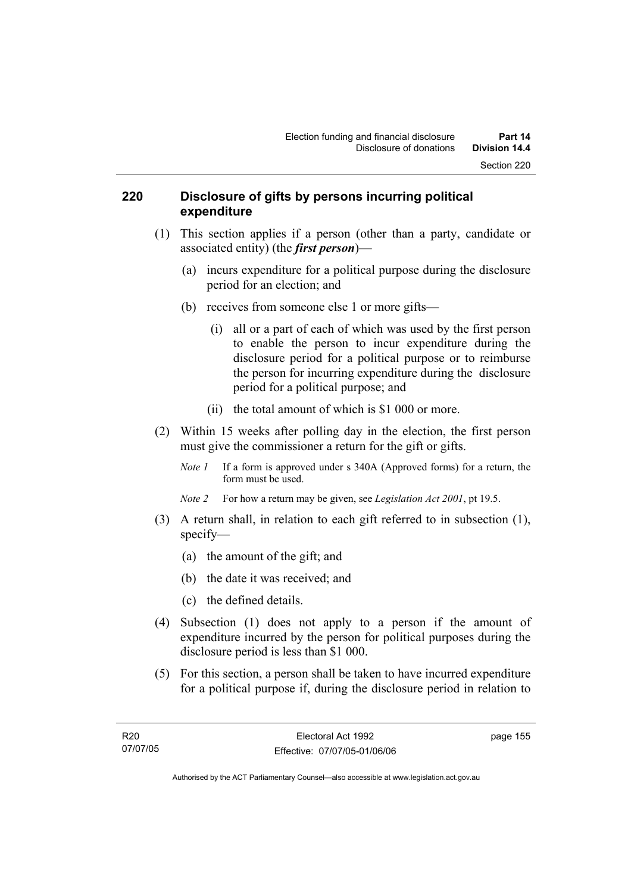## 220 Disclosure of gifts by persons incurring political expenditure

(1) This section applies if a person (other than a party, candidate or associated entity) (the ***first person***)—

(a) incurs expenditure for a political purpose during the disclosure period for an election; and

(b) receives from someone else 1 or more gifts—

(i) all or a part of each of which was used by the first person to enable the person to incur expenditure during the disclosure period for a political purpose or to reimburse the person for incurring expenditure during the disclosure period for a political purpose; and

(ii) the total amount of which is $1 000 or more.

(2) Within 15 weeks after polling day in the election, the first person must give the commissioner a return for the gift or gifts.

*Note 1* If a form is approved under s 340A (Approved forms) for a return, the form must be used.

*Note 2* For how a return may be given, see *Legislation Act 2001*, pt 19.5.

(3) A return shall, in relation to each gift referred to in subsection (1), specify—

(a) the amount of the gift; and

(b) the date it was received; and

(c) the defined details.

(4) Subsection (1) does not apply to a person if the amount of expenditure incurred by the person for political purposes during the disclosure period is less than $1 000.

(5) For this section, a person shall be taken to have incurred expenditure for a political purpose if, during the disclosure period in relation to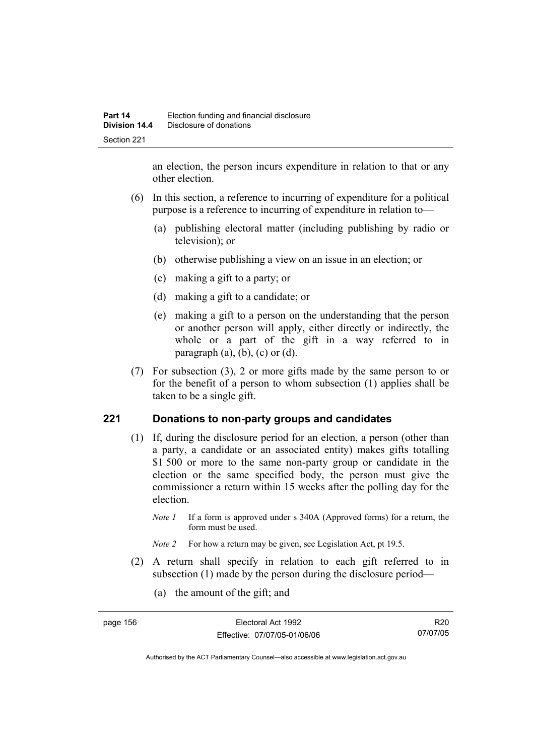an election, the person incurs expenditure in relation to that or any other election.

(6) In this section, a reference to incurring of expenditure for a political purpose is a reference to incurring of expenditure in relation to—

(a) publishing electoral matter (including publishing by radio or television); or

(b) otherwise publishing a view on an issue in an election; or

(c) making a gift to a party; or

(d) making a gift to a candidate; or

(e) making a gift to a person on the understanding that the person or another person will apply, either directly or indirectly, the whole or a part of the gift in a way referred to in paragraph (a), (b), (c) or (d).

(7) For subsection (3), 2 or more gifts made by the same person to or for the benefit of a person to whom subsection (1) applies shall be taken to be a single gift.

## 221 Donations to non-party groups and candidates

(1) If, during the disclosure period for an election, a person (other than a party, a candidate or an associated entity) makes gifts totalling $1 500 or more to the same non-party group or candidate in the election or the same specified body, the person must give the commissioner a return within 15 weeks after the polling day for the election.

*Note 1* If a form is approved under s 340A (Approved forms) for a return, the form must be used.

*Note 2* For how a return may be given, see Legislation Act, pt 19.5.

(2) A return shall specify in relation to each gift referred to in subsection (1) made by the person during the disclosure period—

(a) the amount of the gift; and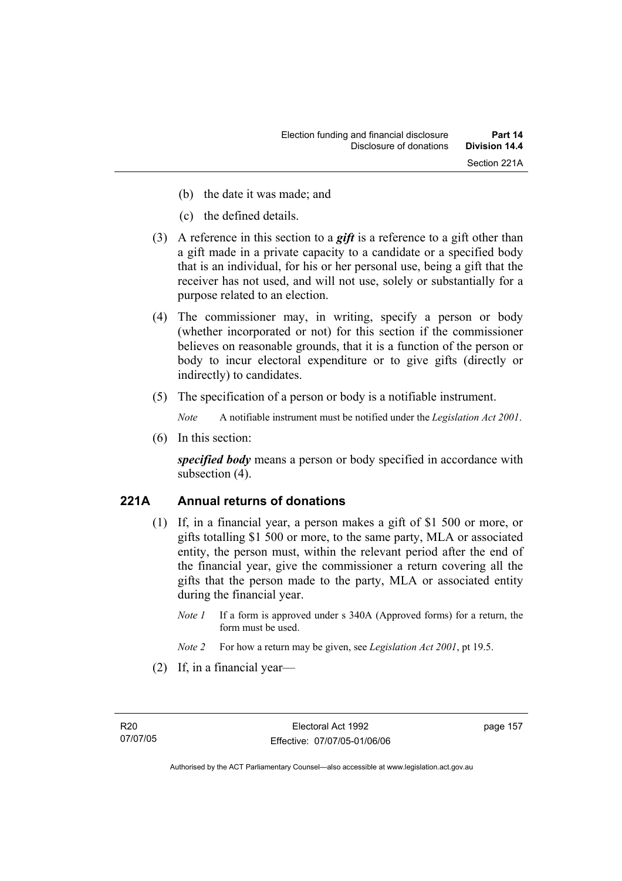(b) the date it was made; and

(c) the defined details.

(3) A reference in this section to a ***gift*** is a reference to a gift other than a gift made in a private capacity to a candidate or a specified body that is an individual, for his or her personal use, being a gift that the receiver has not used, and will not use, solely or substantially for a purpose related to an election.

(4) The commissioner may, in writing, specify a person or body (whether incorporated or not) for this section if the commissioner believes on reasonable grounds, that it is a function of the person or body to incur electoral expenditure or to give gifts (directly or indirectly) to candidates.

(5) The specification of a person or body is a notifiable instrument.

*Note* A notifiable instrument must be notified under the *Legislation Act 2001*.

(6) In this section:

***specified body*** means a person or body specified in accordance with subsection (4).

## 221A Annual returns of donations

(1) If, in a financial year, a person makes a gift of $1 500 or more, or gifts totalling $1 500 or more, to the same party, MLA or associated entity, the person must, within the relevant period after the end of the financial year, give the commissioner a return covering all the gifts that the person made to the party, MLA or associated entity during the financial year.

*Note 1* If a form is approved under s 340A (Approved forms) for a return, the form must be used.

*Note 2* For how a return may be given, see *Legislation Act 2001*, pt 19.5.

(2) If, in a financial year—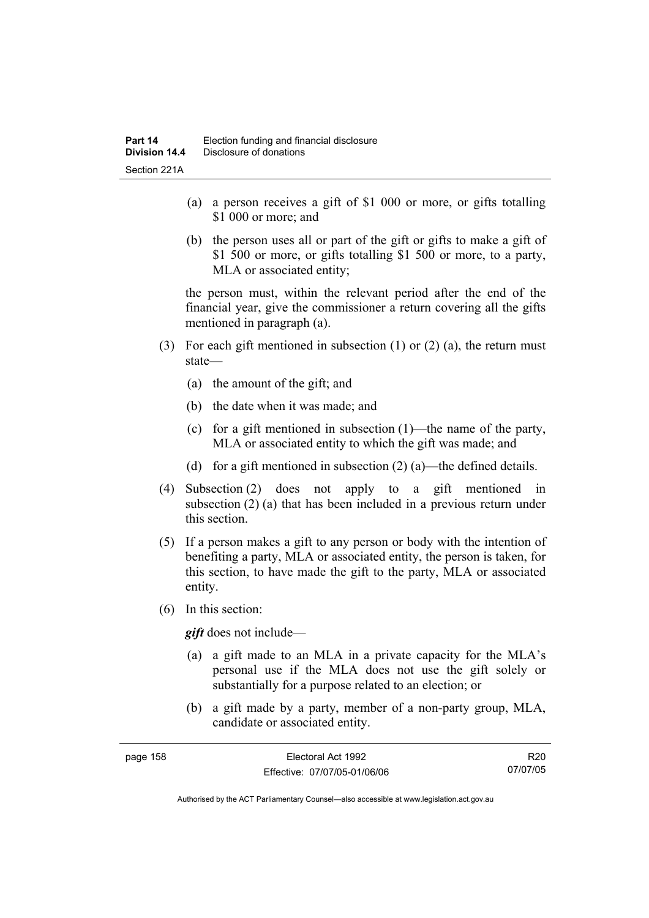(a) a person receives a gift of $1 000 or more, or gifts totalling $1 000 or more; and

(b) the person uses all or part of the gift or gifts to make a gift of $1 500 or more, or gifts totalling $1 500 or more, to a party, MLA or associated entity;

the person must, within the relevant period after the end of the financial year, give the commissioner a return covering all the gifts mentioned in paragraph (a).

(3) For each gift mentioned in subsection (1) or (2) (a), the return must state—

(a) the amount of the gift; and

(b) the date when it was made; and

(c) for a gift mentioned in subsection (1)—the name of the party, MLA or associated entity to which the gift was made; and

(d) for a gift mentioned in subsection (2) (a)—the defined details.

(4) Subsection (2) does not apply to a gift mentioned in subsection (2) (a) that has been included in a previous return under this section.

(5) If a person makes a gift to any person or body with the intention of benefiting a party, MLA or associated entity, the person is taken, for this section, to have made the gift to the party, MLA or associated entity.

(6) In this section:

***gift*** does not include—

(a) a gift made to an MLA in a private capacity for the MLA's personal use if the MLA does not use the gift solely or substantially for a purpose related to an election; or

(b) a gift made by a party, member of a non-party group, MLA, candidate or associated entity.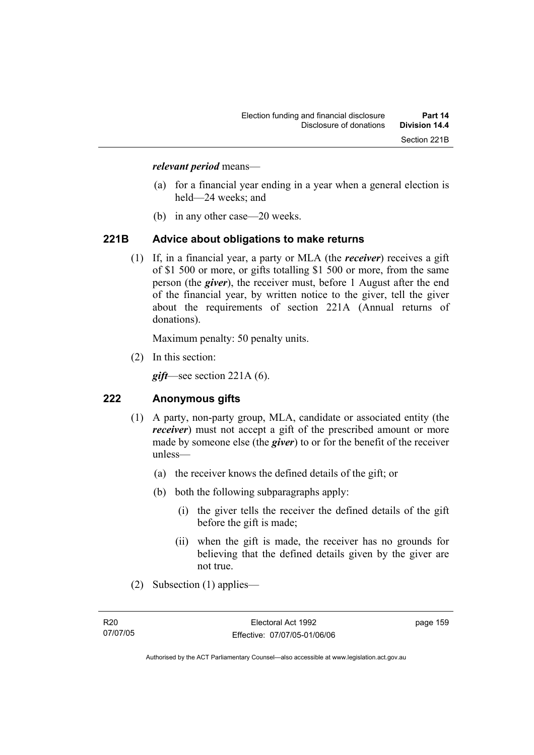***relevant period*** means—

(a) for a financial year ending in a year when a general election is held—24 weeks; and

(b) in any other case—20 weeks.

## 221B Advice about obligations to make returns

(1) If, in a financial year, a party or MLA (the ***receiver***) receives a gift of $1 500 or more, or gifts totalling $1 500 or more, from the same person (the ***giver***), the receiver must, before 1 August after the end of the financial year, by written notice to the giver, tell the giver about the requirements of section 221A (Annual returns of donations).

Maximum penalty: 50 penalty units.

(2) In this section:

***gift***—see section 221A (6).

## 222 Anonymous gifts

(1) A party, non-party group, MLA, candidate or associated entity (the ***receiver***) must not accept a gift of the prescribed amount or more made by someone else (the ***giver***) to or for the benefit of the receiver unless—

(a) the receiver knows the defined details of the gift; or

(b) both the following subparagraphs apply:

(i) the giver tells the receiver the defined details of the gift before the gift is made;

(ii) when the gift is made, the receiver has no grounds for believing that the defined details given by the giver are not true.

(2) Subsection (1) applies—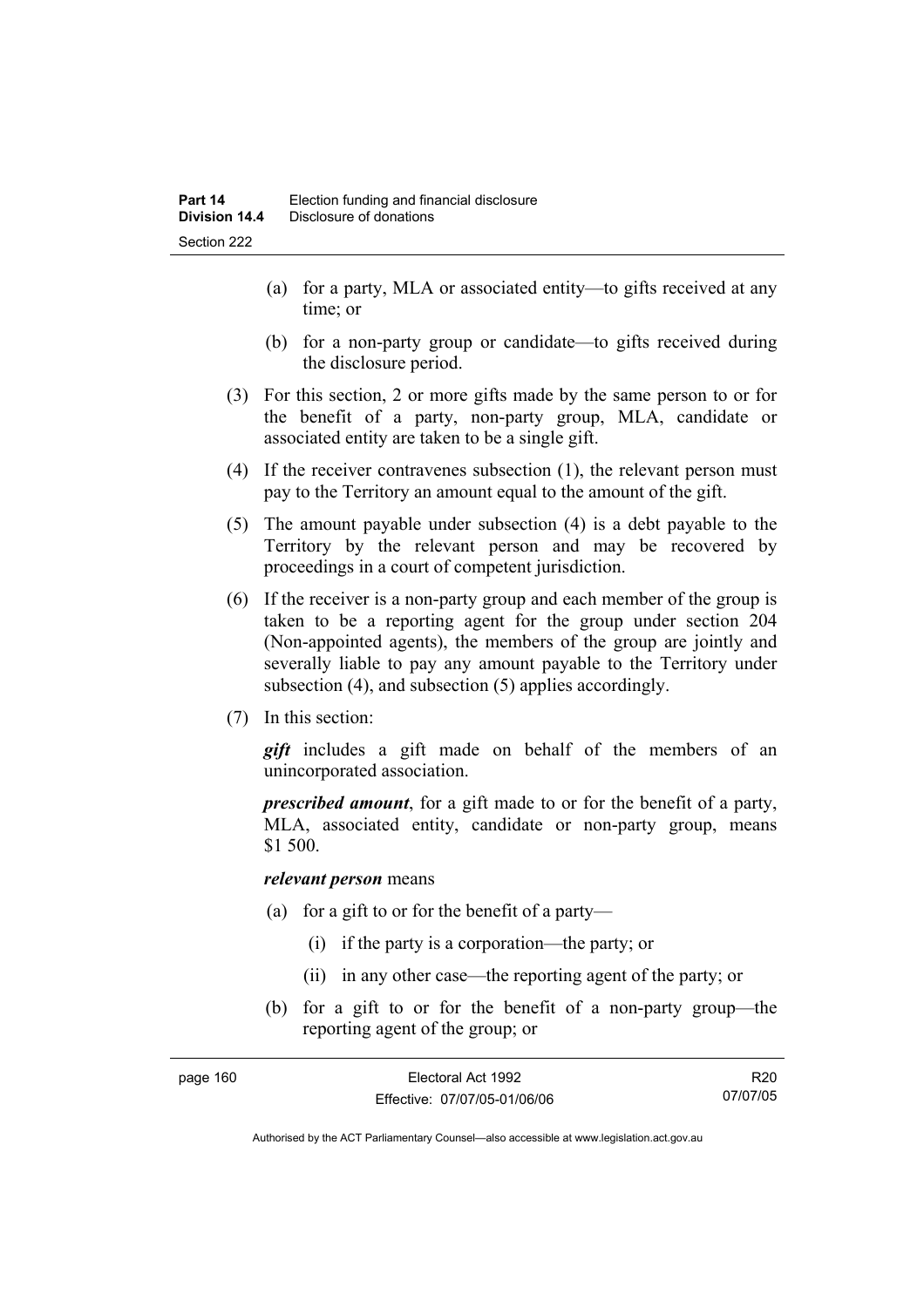(a) for a party, MLA or associated entity—to gifts received at any time; or

(b) for a non-party group or candidate—to gifts received during the disclosure period.

(3) For this section, 2 or more gifts made by the same person to or for the benefit of a party, non-party group, MLA, candidate or associated entity are taken to be a single gift.

(4) If the receiver contravenes subsection (1), the relevant person must pay to the Territory an amount equal to the amount of the gift.

(5) The amount payable under subsection (4) is a debt payable to the Territory by the relevant person and may be recovered by proceedings in a court of competent jurisdiction.

(6) If the receiver is a non-party group and each member of the group is taken to be a reporting agent for the group under section 204 (Non-appointed agents), the members of the group are jointly and severally liable to pay any amount payable to the Territory under subsection (4), and subsection (5) applies accordingly.

(7) In this section:

***gift*** includes a gift made on behalf of the members of an unincorporated association.

***prescribed amount***, for a gift made to or for the benefit of a party, MLA, associated entity, candidate or non-party group, means $1 500.

***relevant person*** means

(a) for a gift to or for the benefit of a party—

(i) if the party is a corporation—the party; or

(ii) in any other case—the reporting agent of the party; or

(b) for a gift to or for the benefit of a non-party group—the reporting agent of the group; or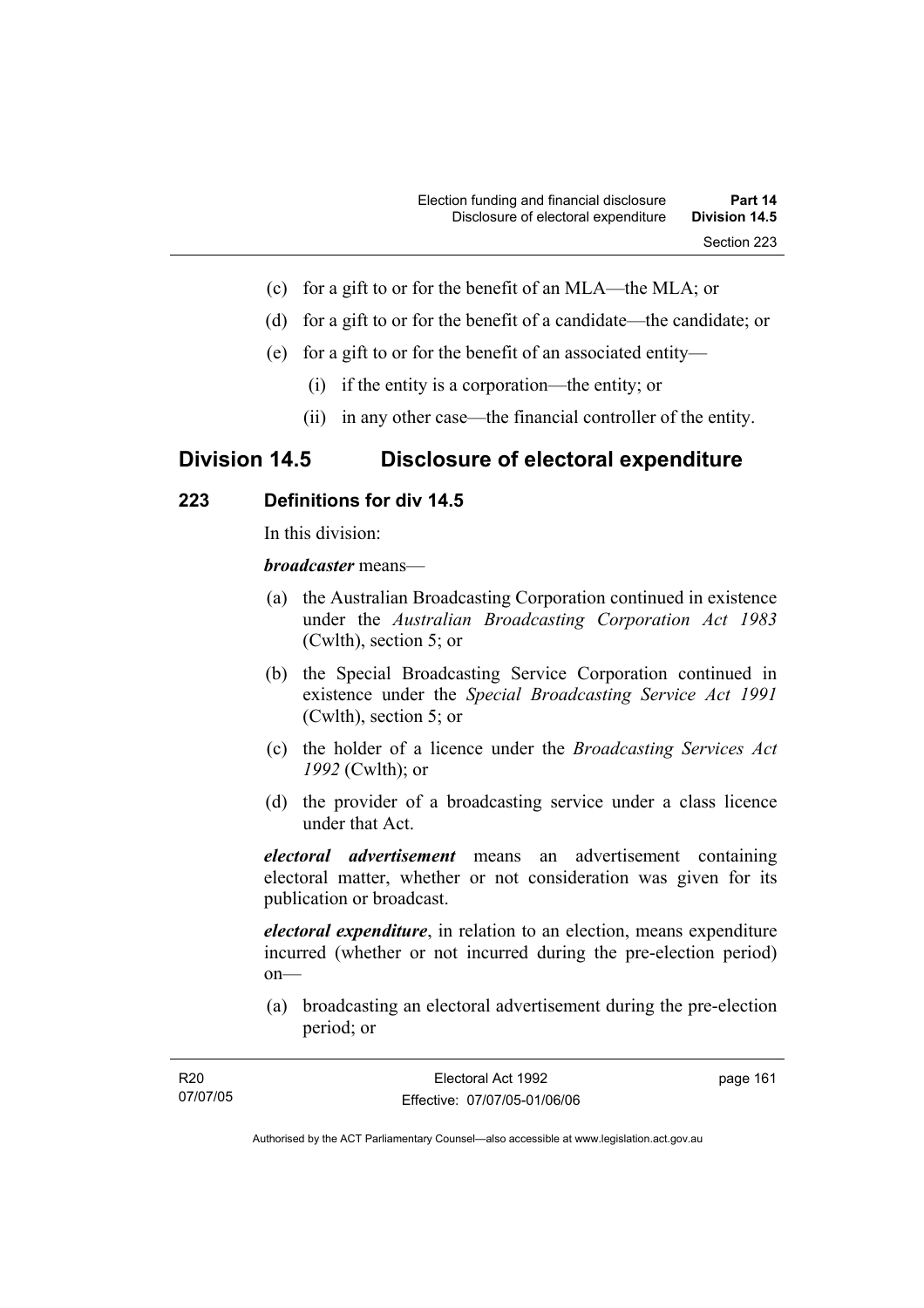- (c) for a gift to or for the benefit of an MLA—the MLA; or
- (d) for a gift to or for the benefit of a candidate—the candidate; or
- (e) for a gift to or for the benefit of an associated entity—
  - (i) if the entity is a corporation—the entity; or
  - (ii) in any other case—the financial controller of the entity.

## Division 14.5 Disclosure of electoral expenditure

### 223 Definitions for div 14.5

In this division:

***broadcaster*** means—

- (a) the Australian Broadcasting Corporation continued in existence under the *Australian Broadcasting Corporation Act 1983* (Cwlth), section 5; or
- (b) the Special Broadcasting Service Corporation continued in existence under the *Special Broadcasting Service Act 1991* (Cwlth), section 5; or
- (c) the holder of a licence under the *Broadcasting Services Act 1992* (Cwlth); or
- (d) the provider of a broadcasting service under a class licence under that Act.

***electoral advertisement*** means an advertisement containing electoral matter, whether or not consideration was given for its publication or broadcast.

***electoral expenditure***, in relation to an election, means expenditure incurred (whether or not incurred during the pre-election period) on—

- (a) broadcasting an electoral advertisement during the pre-election period; or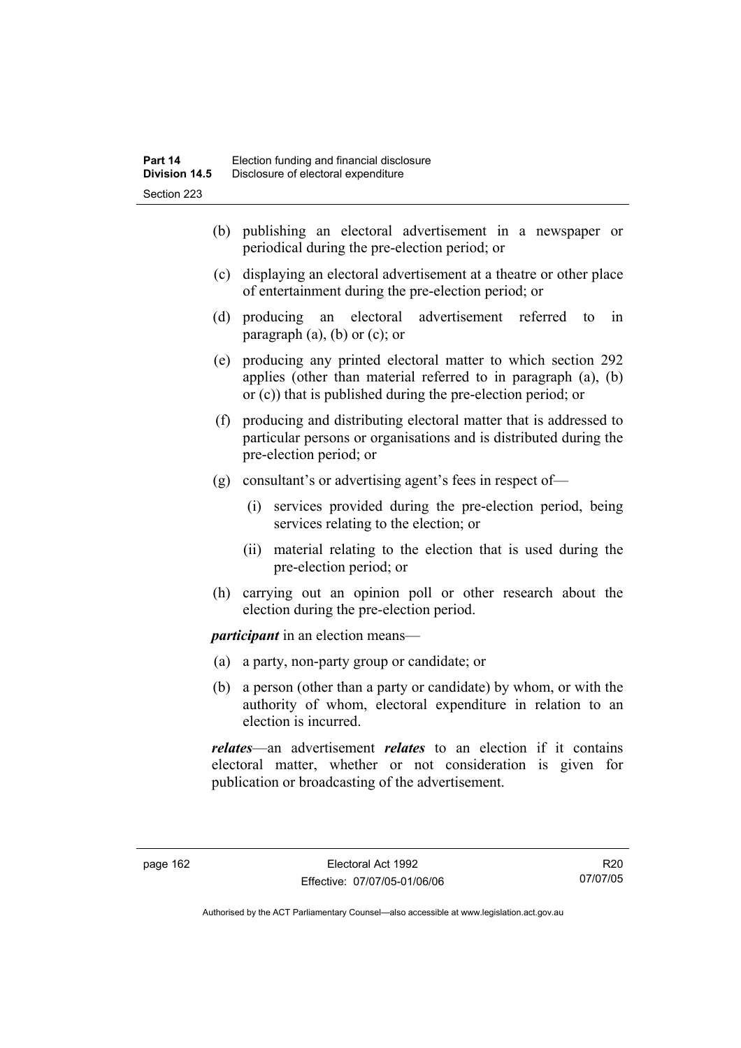(b) publishing an electoral advertisement in a newspaper or periodical during the pre-election period; or

(c) displaying an electoral advertisement at a theatre or other place of entertainment during the pre-election period; or

(d) producing an electoral advertisement referred to in paragraph (a), (b) or (c); or

(e) producing any printed electoral matter to which section 292 applies (other than material referred to in paragraph (a), (b) or (c)) that is published during the pre-election period; or

(f) producing and distributing electoral matter that is addressed to particular persons or organisations and is distributed during the pre-election period; or

(g) consultant's or advertising agent's fees in respect of—

(i) services provided during the pre-election period, being services relating to the election; or

(ii) material relating to the election that is used during the pre-election period; or

(h) carrying out an opinion poll or other research about the election during the pre-election period.

***participant*** in an election means—

(a) a party, non-party group or candidate; or

(b) a person (other than a party or candidate) by whom, or with the authority of whom, electoral expenditure in relation to an election is incurred.

***relates***—an advertisement ***relates*** to an election if it contains electoral matter, whether or not consideration is given for publication or broadcasting of the advertisement.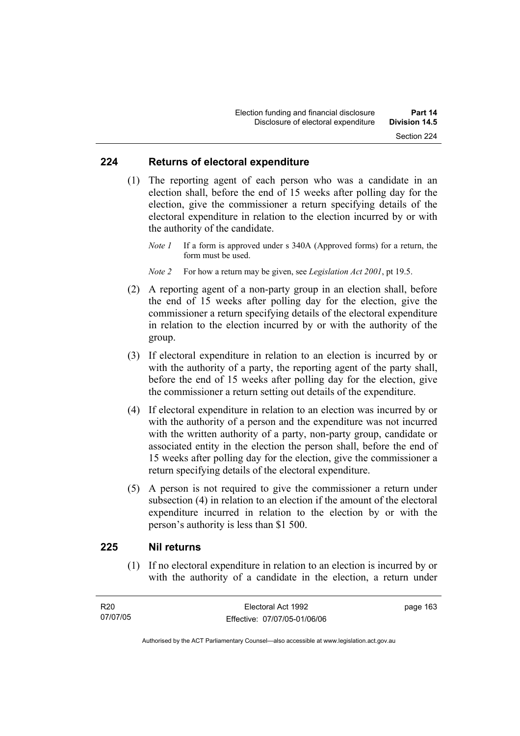## 224 Returns of electoral expenditure

(1) The reporting agent of each person who was a candidate in an election shall, before the end of 15 weeks after polling day for the election, give the commissioner a return specifying details of the electoral expenditure in relation to the election incurred by or with the authority of the candidate.

*Note 1* If a form is approved under s 340A (Approved forms) for a return, the form must be used.

*Note 2* For how a return may be given, see *Legislation Act 2001*, pt 19.5.

(2) A reporting agent of a non-party group in an election shall, before the end of 15 weeks after polling day for the election, give the commissioner a return specifying details of the electoral expenditure in relation to the election incurred by or with the authority of the group.

(3) If electoral expenditure in relation to an election is incurred by or with the authority of a party, the reporting agent of the party shall, before the end of 15 weeks after polling day for the election, give the commissioner a return setting out details of the expenditure.

(4) If electoral expenditure in relation to an election was incurred by or with the authority of a person and the expenditure was not incurred with the written authority of a party, non-party group, candidate or associated entity in the election the person shall, before the end of 15 weeks after polling day for the election, give the commissioner a return specifying details of the electoral expenditure.

(5) A person is not required to give the commissioner a return under subsection (4) in relation to an election if the amount of the electoral expenditure incurred in relation to the election by or with the person's authority is less than $1 500.

## 225 Nil returns

(1) If no electoral expenditure in relation to an election is incurred by or with the authority of a candidate in the election, a return under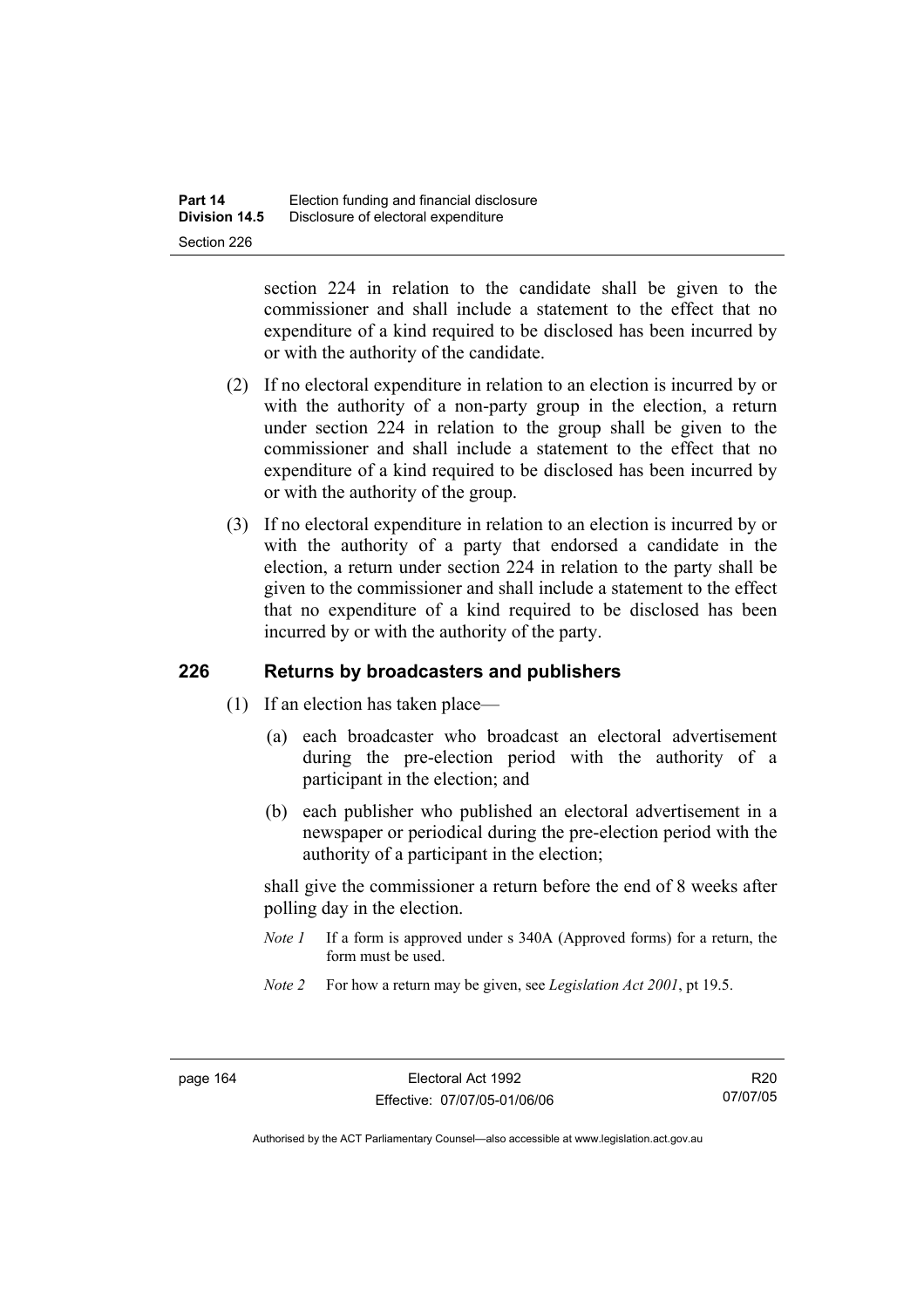section 224 in relation to the candidate shall be given to the commissioner and shall include a statement to the effect that no expenditure of a kind required to be disclosed has been incurred by or with the authority of the candidate.

(2) If no electoral expenditure in relation to an election is incurred by or with the authority of a non-party group in the election, a return under section 224 in relation to the group shall be given to the commissioner and shall include a statement to the effect that no expenditure of a kind required to be disclosed has been incurred by or with the authority of the group.

(3) If no electoral expenditure in relation to an election is incurred by or with the authority of a party that endorsed a candidate in the election, a return under section 224 in relation to the party shall be given to the commissioner and shall include a statement to the effect that no expenditure of a kind required to be disclosed has been incurred by or with the authority of the party.

## 226 Returns by broadcasters and publishers

(1) If an election has taken place—

(a) each broadcaster who broadcast an electoral advertisement during the pre-election period with the authority of a participant in the election; and

(b) each publisher who published an electoral advertisement in a newspaper or periodical during the pre-election period with the authority of a participant in the election;

shall give the commissioner a return before the end of 8 weeks after polling day in the election.

*Note 1* If a form is approved under s 340A (Approved forms) for a return, the form must be used.

*Note 2* For how a return may be given, see *Legislation Act 2001*, pt 19.5.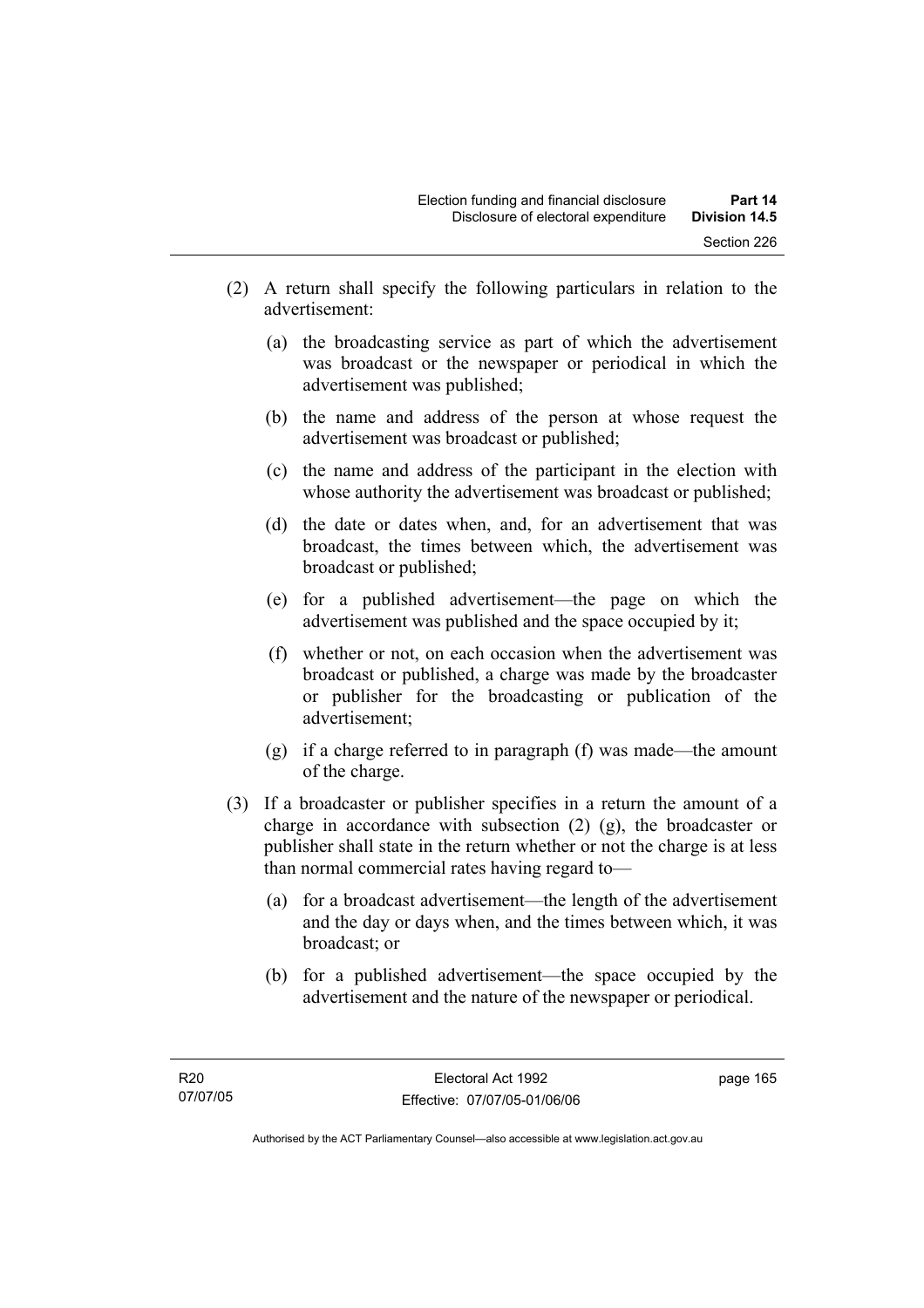(2) A return shall specify the following particulars in relation to the advertisement:

(a) the broadcasting service as part of which the advertisement was broadcast or the newspaper or periodical in which the advertisement was published;

(b) the name and address of the person at whose request the advertisement was broadcast or published;

(c) the name and address of the participant in the election with whose authority the advertisement was broadcast or published;

(d) the date or dates when, and, for an advertisement that was broadcast, the times between which, the advertisement was broadcast or published;

(e) for a published advertisement—the page on which the advertisement was published and the space occupied by it;

(f) whether or not, on each occasion when the advertisement was broadcast or published, a charge was made by the broadcaster or publisher for the broadcasting or publication of the advertisement;

(g) if a charge referred to in paragraph (f) was made—the amount of the charge.

(3) If a broadcaster or publisher specifies in a return the amount of a charge in accordance with subsection (2) (g), the broadcaster or publisher shall state in the return whether or not the charge is at less than normal commercial rates having regard to—

(a) for a broadcast advertisement—the length of the advertisement and the day or days when, and the times between which, it was broadcast; or

(b) for a published advertisement—the space occupied by the advertisement and the nature of the newspaper or periodical.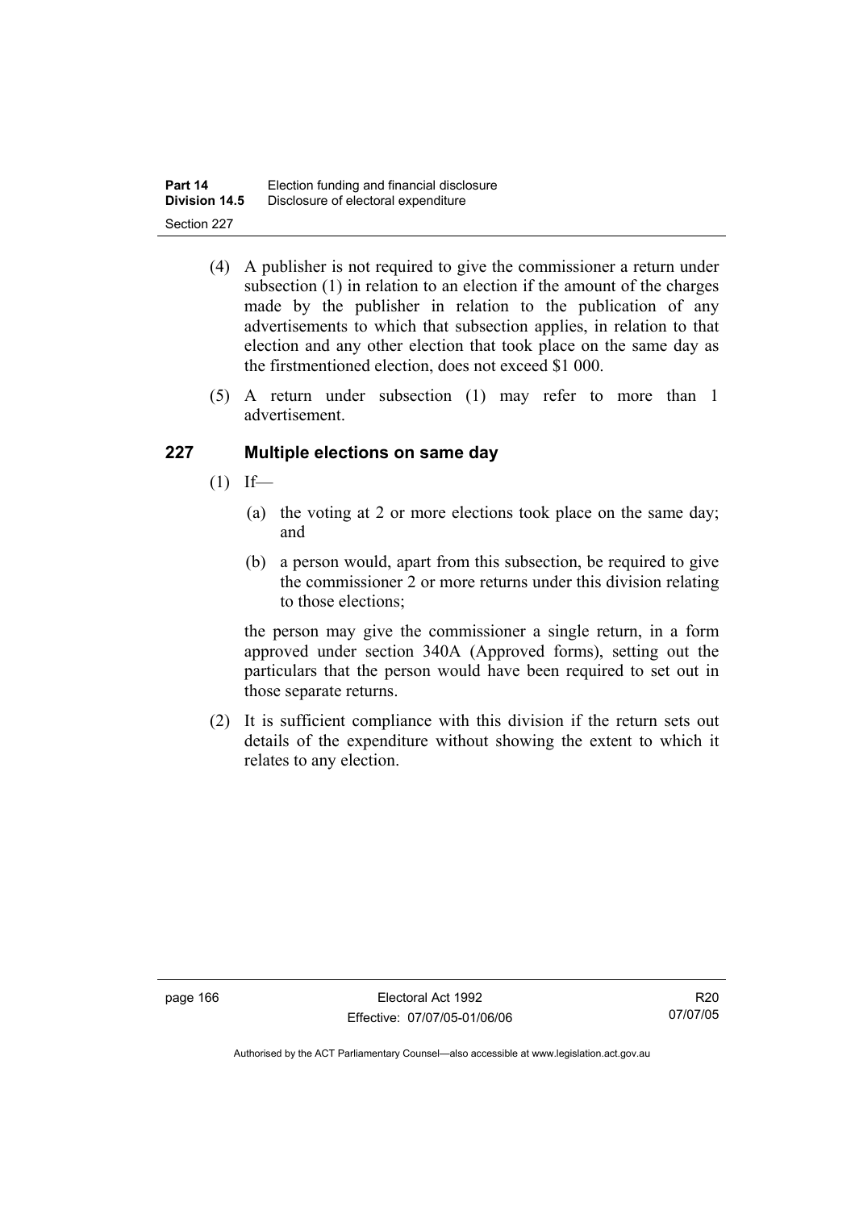(4) A publisher is not required to give the commissioner a return under subsection (1) in relation to an election if the amount of the charges made by the publisher in relation to the publication of any advertisements to which that subsection applies, in relation to that election and any other election that took place on the same day as the firstmentioned election, does not exceed $1 000.

(5) A return under subsection (1) may refer to more than 1 advertisement.

## 227 Multiple elections on same day

(1) If—

(a) the voting at 2 or more elections took place on the same day; and

(b) a person would, apart from this subsection, be required to give the commissioner 2 or more returns under this division relating to those elections;

the person may give the commissioner a single return, in a form approved under section 340A (Approved forms), setting out the particulars that the person would have been required to set out in those separate returns.

(2) It is sufficient compliance with this division if the return sets out details of the expenditure without showing the extent to which it relates to any election.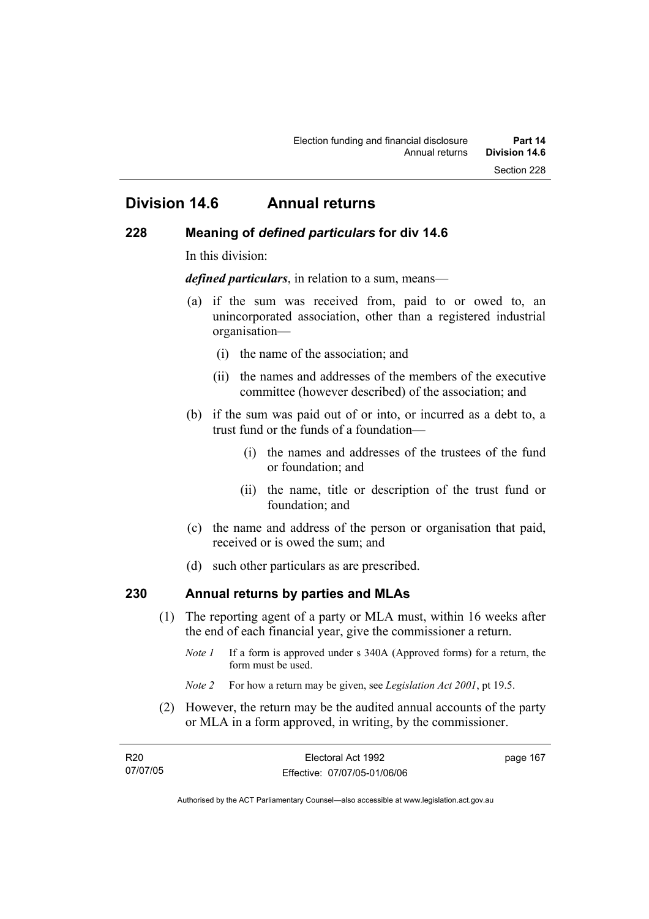## Division 14.6 Annual returns

### 228 Meaning of *defined particulars* for div 14.6

In this division:

***defined particulars***, in relation to a sum, means—

(a) if the sum was received from, paid to or owed to, an unincorporated association, other than a registered industrial organisation—

   (i) the name of the association; and

   (ii) the names and addresses of the members of the executive committee (however described) of the association; and

(b) if the sum was paid out of or into, or incurred as a debt to, a trust fund or the funds of a foundation—

   (i) the names and addresses of the trustees of the fund or foundation; and

   (ii) the name, title or description of the trust fund or foundation; and

(c) the name and address of the person or organisation that paid, received or is owed the sum; and

(d) such other particulars as are prescribed.

### 230 Annual returns by parties and MLAs

(1) The reporting agent of a party or MLA must, within 16 weeks after the end of each financial year, give the commissioner a return.

*Note 1* If a form is approved under s 340A (Approved forms) for a return, the form must be used.

*Note 2* For how a return may be given, see *Legislation Act 2001*, pt 19.5.

(2) However, the return may be the audited annual accounts of the party or MLA in a form approved, in writing, by the commissioner.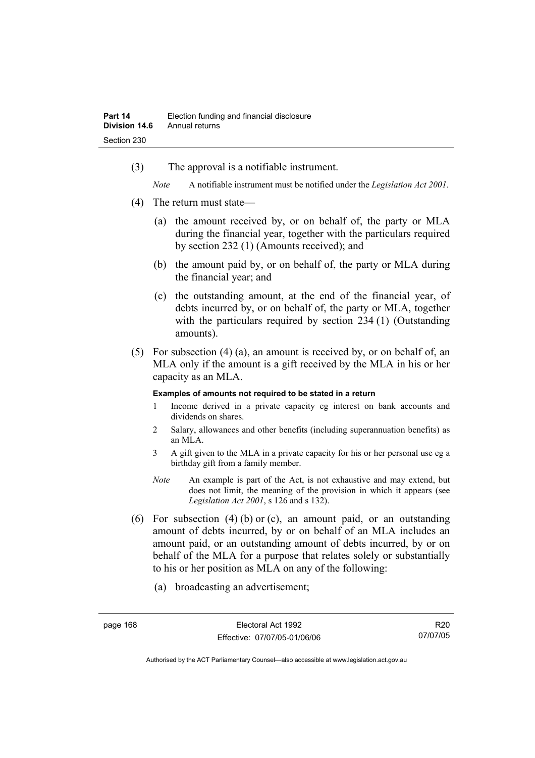(3) The approval is a notifiable instrument.

*Note* A notifiable instrument must be notified under the *Legislation Act 2001*.

(4) The return must state—

(a) the amount received by, or on behalf of, the party or MLA during the financial year, together with the particulars required by section 232 (1) (Amounts received); and

(b) the amount paid by, or on behalf of, the party or MLA during the financial year; and

(c) the outstanding amount, at the end of the financial year, of debts incurred by, or on behalf of, the party or MLA, together with the particulars required by section 234 (1) (Outstanding amounts).

(5) For subsection (4) (a), an amount is received by, or on behalf of, an MLA only if the amount is a gift received by the MLA in his or her capacity as an MLA.

**Examples of amounts not required to be stated in a return**

1 Income derived in a private capacity eg interest on bank accounts and dividends on shares.

2 Salary, allowances and other benefits (including superannuation benefits) as an MLA.

3 A gift given to the MLA in a private capacity for his or her personal use eg a birthday gift from a family member.

*Note* An example is part of the Act, is not exhaustive and may extend, but does not limit, the meaning of the provision in which it appears (see *Legislation Act 2001*, s 126 and s 132).

(6) For subsection (4) (b) or (c), an amount paid, or an outstanding amount of debts incurred, by or on behalf of an MLA includes an amount paid, or an outstanding amount of debts incurred, by or on behalf of the MLA for a purpose that relates solely or substantially to his or her position as MLA on any of the following:

(a) broadcasting an advertisement;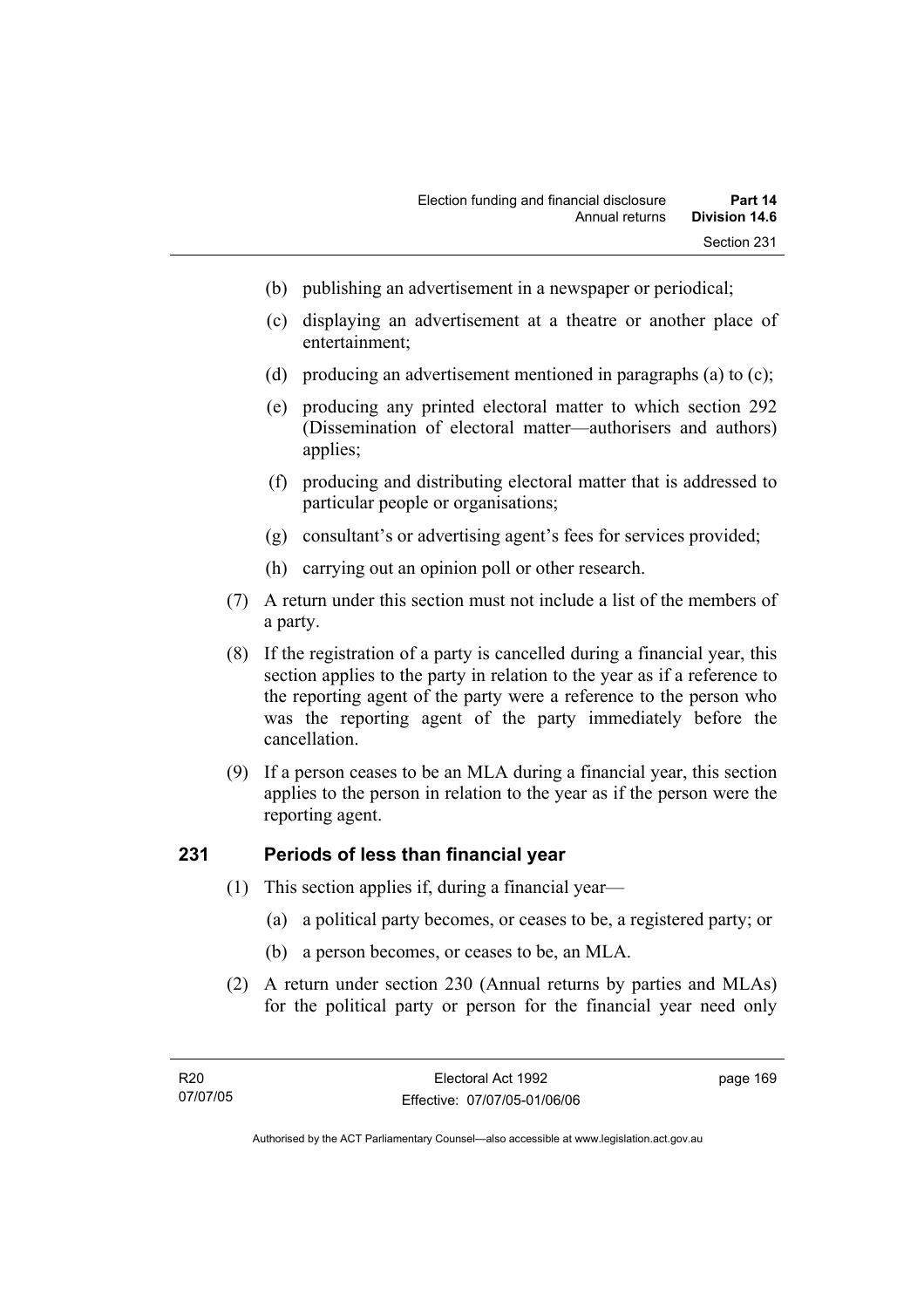(b) publishing an advertisement in a newspaper or periodical;

(c) displaying an advertisement at a theatre or another place of entertainment;

(d) producing an advertisement mentioned in paragraphs (a) to (c);

(e) producing any printed electoral matter to which section 292 (Dissemination of electoral matter—authorisers and authors) applies;

(f) producing and distributing electoral matter that is addressed to particular people or organisations;

(g) consultant's or advertising agent's fees for services provided;

(h) carrying out an opinion poll or other research.

(7) A return under this section must not include a list of the members of a party.

(8) If the registration of a party is cancelled during a financial year, this section applies to the party in relation to the year as if a reference to the reporting agent of the party were a reference to the person who was the reporting agent of the party immediately before the cancellation.

(9) If a person ceases to be an MLA during a financial year, this section applies to the person in relation to the year as if the person were the reporting agent.

## 231 Periods of less than financial year

(1) This section applies if, during a financial year—

(a) a political party becomes, or ceases to be, a registered party; or

(b) a person becomes, or ceases to be, an MLA.

(2) A return under section 230 (Annual returns by parties and MLAs) for the political party or person for the financial year need only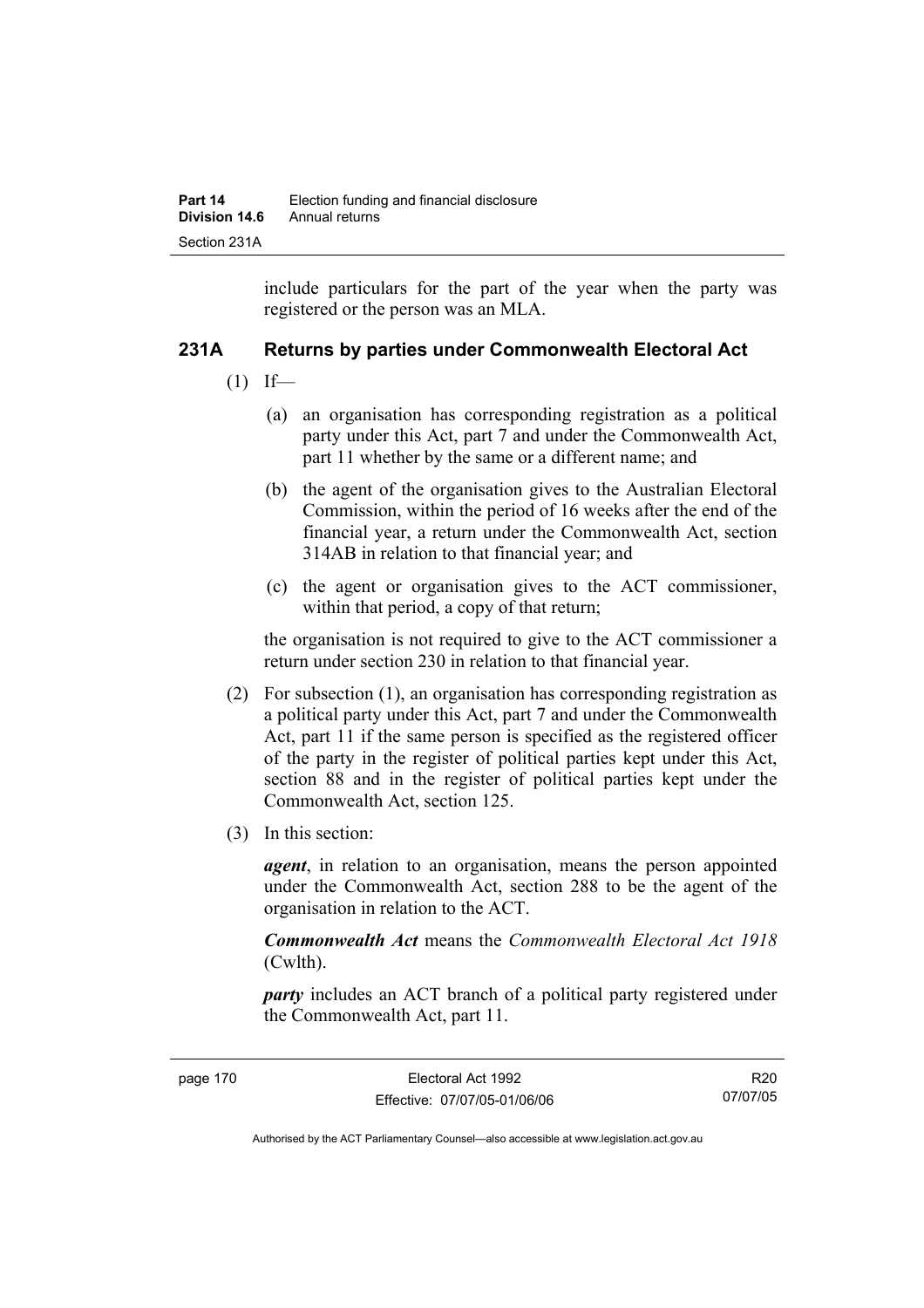include particulars for the part of the year when the party was registered or the person was an MLA.

## 231A Returns by parties under Commonwealth Electoral Act

(1) If—

(a) an organisation has corresponding registration as a political party under this Act, part 7 and under the Commonwealth Act, part 11 whether by the same or a different name; and

(b) the agent of the organisation gives to the Australian Electoral Commission, within the period of 16 weeks after the end of the financial year, a return under the Commonwealth Act, section 314AB in relation to that financial year; and

(c) the agent or organisation gives to the ACT commissioner, within that period, a copy of that return;

the organisation is not required to give to the ACT commissioner a return under section 230 in relation to that financial year.

(2) For subsection (1), an organisation has corresponding registration as a political party under this Act, part 7 and under the Commonwealth Act, part 11 if the same person is specified as the registered officer of the party in the register of political parties kept under this Act, section 88 and in the register of political parties kept under the Commonwealth Act, section 125.

(3) In this section:

***agent***, in relation to an organisation, means the person appointed under the Commonwealth Act, section 288 to be the agent of the organisation in relation to the ACT.

***Commonwealth Act*** means the *Commonwealth Electoral Act 1918* (Cwlth).

***party*** includes an ACT branch of a political party registered under the Commonwealth Act, part 11.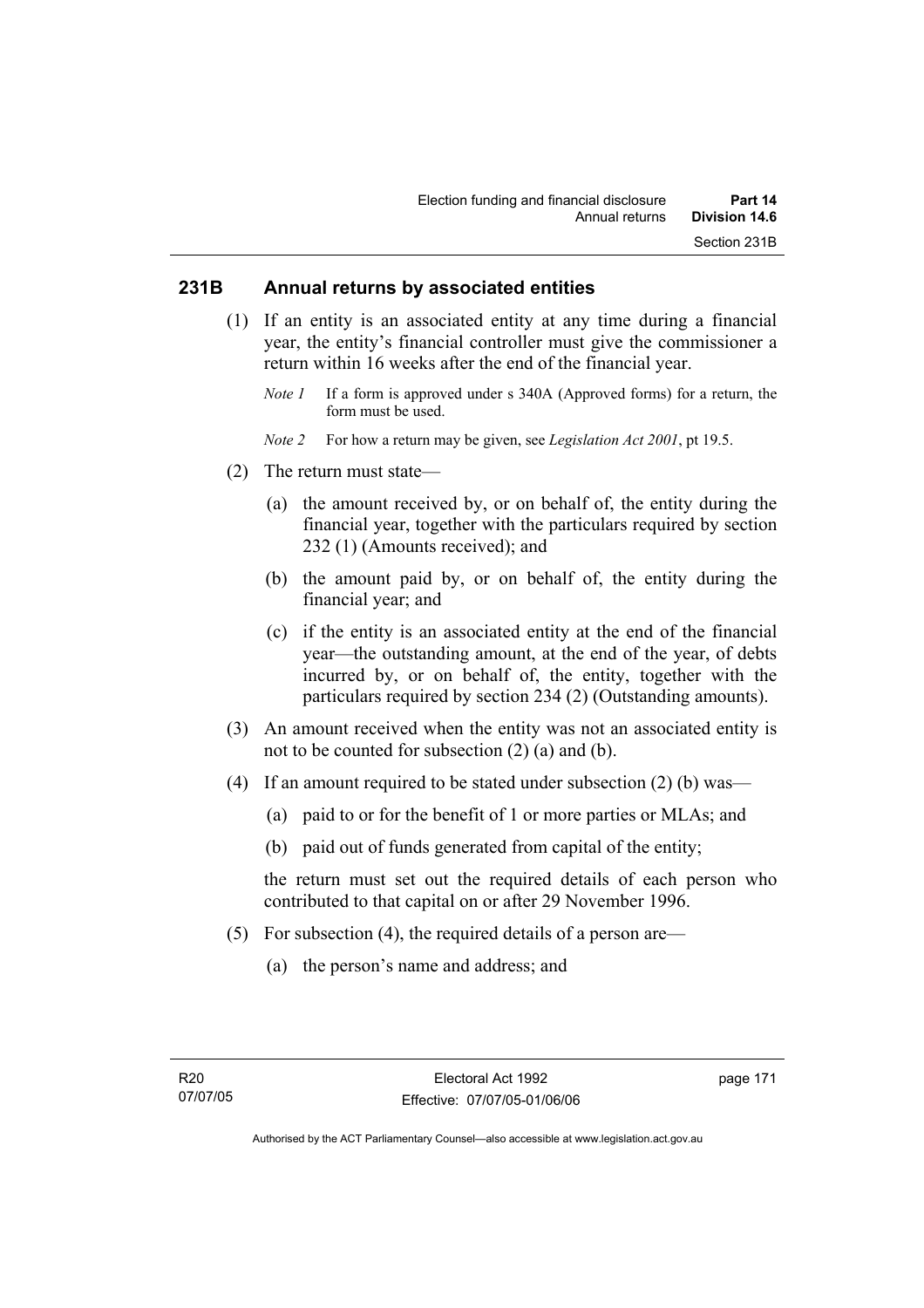## 231B Annual returns by associated entities

(1) If an entity is an associated entity at any time during a financial year, the entity's financial controller must give the commissioner a return within 16 weeks after the end of the financial year.

*Note 1* If a form is approved under s 340A (Approved forms) for a return, the form must be used.

*Note 2* For how a return may be given, see *Legislation Act 2001*, pt 19.5.

(2) The return must state—

(a) the amount received by, or on behalf of, the entity during the financial year, together with the particulars required by section 232 (1) (Amounts received); and

(b) the amount paid by, or on behalf of, the entity during the financial year; and

(c) if the entity is an associated entity at the end of the financial year—the outstanding amount, at the end of the year, of debts incurred by, or on behalf of, the entity, together with the particulars required by section 234 (2) (Outstanding amounts).

(3) An amount received when the entity was not an associated entity is not to be counted for subsection (2) (a) and (b).

(4) If an amount required to be stated under subsection (2) (b) was—

(a) paid to or for the benefit of 1 or more parties or MLAs; and

(b) paid out of funds generated from capital of the entity;

the return must set out the required details of each person who contributed to that capital on or after 29 November 1996.

(5) For subsection (4), the required details of a person are—

(a) the person's name and address; and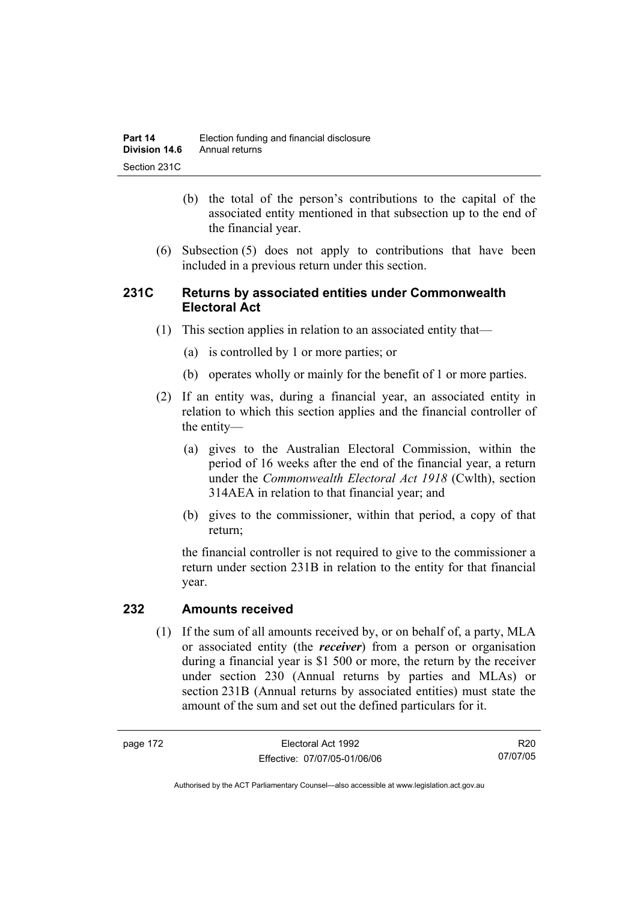(b) the total of the person's contributions to the capital of the associated entity mentioned in that subsection up to the end of the financial year.

(6) Subsection (5) does not apply to contributions that have been included in a previous return under this section.

### 231C Returns by associated entities under Commonwealth Electoral Act

(1) This section applies in relation to an associated entity that—

(a) is controlled by 1 or more parties; or

(b) operates wholly or mainly for the benefit of 1 or more parties.

(2) If an entity was, during a financial year, an associated entity in relation to which this section applies and the financial controller of the entity—

(a) gives to the Australian Electoral Commission, within the period of 16 weeks after the end of the financial year, a return under the *Commonwealth Electoral Act 1918* (Cwlth), section 314AEA in relation to that financial year; and

(b) gives to the commissioner, within that period, a copy of that return;

the financial controller is not required to give to the commissioner a return under section 231B in relation to the entity for that financial year.

### 232 Amounts received

(1) If the sum of all amounts received by, or on behalf of, a party, MLA or associated entity (the ***receiver***) from a person or organisation during a financial year is $1 500 or more, the return by the receiver under section 230 (Annual returns by parties and MLAs) or section 231B (Annual returns by associated entities) must state the amount of the sum and set out the defined particulars for it.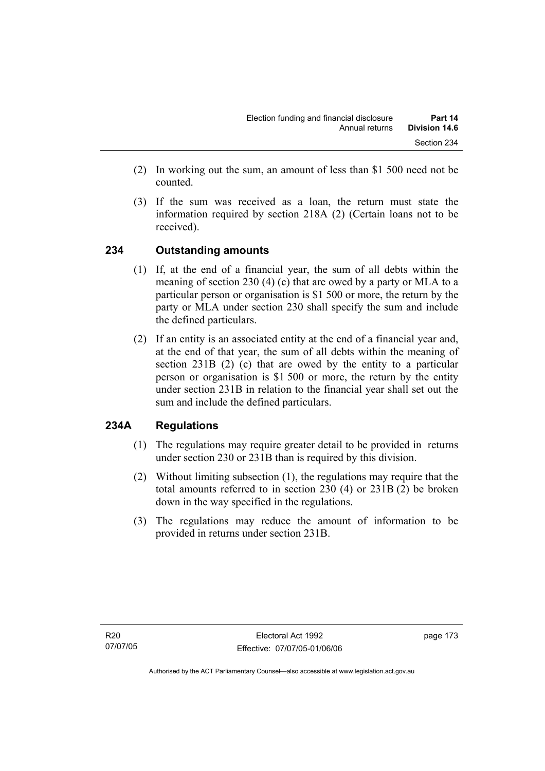(2) In working out the sum, an amount of less than $1 500 need not be counted.

(3) If the sum was received as a loan, the return must state the information required by section 218A (2) (Certain loans not to be received).

## 234 Outstanding amounts

(1) If, at the end of a financial year, the sum of all debts within the meaning of section 230 (4) (c) that are owed by a party or MLA to a particular person or organisation is $1 500 or more, the return by the party or MLA under section 230 shall specify the sum and include the defined particulars.

(2) If an entity is an associated entity at the end of a financial year and, at the end of that year, the sum of all debts within the meaning of section 231B (2) (c) that are owed by the entity to a particular person or organisation is $1 500 or more, the return by the entity under section 231B in relation to the financial year shall set out the sum and include the defined particulars.

## 234A Regulations

(1) The regulations may require greater detail to be provided in returns under section 230 or 231B than is required by this division.

(2) Without limiting subsection (1), the regulations may require that the total amounts referred to in section 230 (4) or 231B (2) be broken down in the way specified in the regulations.

(3) The regulations may reduce the amount of information to be provided in returns under section 231B.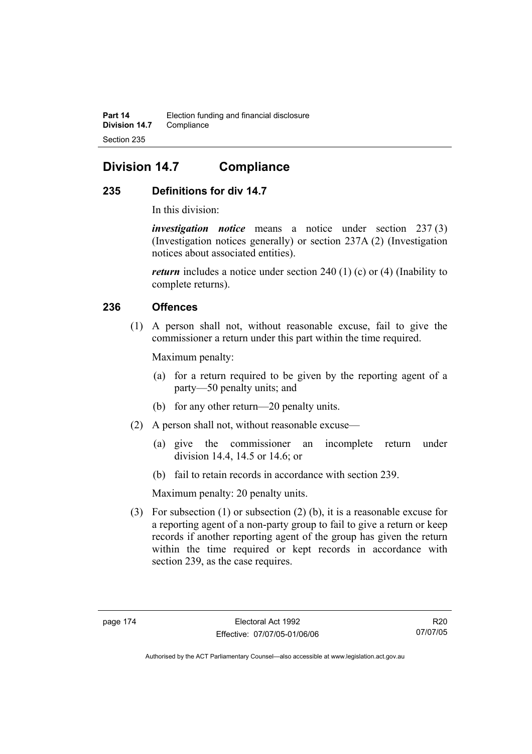## Division 14.7 Compliance

### 235 Definitions for div 14.7

In this division:

***investigation notice*** means a notice under section 237 (3) (Investigation notices generally) or section 237A (2) (Investigation notices about associated entities).

***return*** includes a notice under section 240 (1) (c) or (4) (Inability to complete returns).

### 236 Offences

(1) A person shall not, without reasonable excuse, fail to give the commissioner a return under this part within the time required.

Maximum penalty:

- (a) for a return required to be given by the reporting agent of a party—50 penalty units; and
- (b) for any other return—20 penalty units.

(2) A person shall not, without reasonable excuse—

- (a) give the commissioner an incomplete return under division 14.4, 14.5 or 14.6; or
- (b) fail to retain records in accordance with section 239.

Maximum penalty: 20 penalty units.

(3) For subsection (1) or subsection (2) (b), it is a reasonable excuse for a reporting agent of a non-party group to fail to give a return or keep records if another reporting agent of the group has given the return within the time required or kept records in accordance with section 239, as the case requires.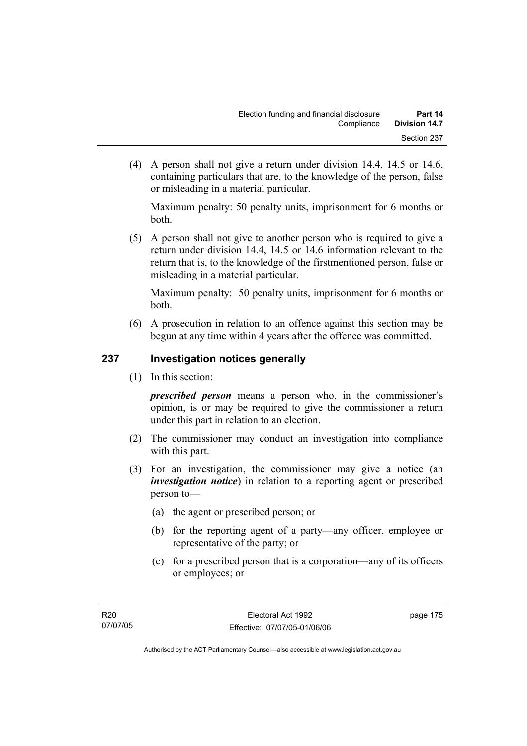(4) A person shall not give a return under division 14.4, 14.5 or 14.6, containing particulars that are, to the knowledge of the person, false or misleading in a material particular.

Maximum penalty: 50 penalty units, imprisonment for 6 months or both.

(5) A person shall not give to another person who is required to give a return under division 14.4, 14.5 or 14.6 information relevant to the return that is, to the knowledge of the firstmentioned person, false or misleading in a material particular.

Maximum penalty: 50 penalty units, imprisonment for 6 months or both.

(6) A prosecution in relation to an offence against this section may be begun at any time within 4 years after the offence was committed.

## 237 Investigation notices generally

(1) In this section:

***prescribed person*** means a person who, in the commissioner's opinion, is or may be required to give the commissioner a return under this part in relation to an election.

(2) The commissioner may conduct an investigation into compliance with this part.

(3) For an investigation, the commissioner may give a notice (an ***investigation notice***) in relation to a reporting agent or prescribed person to—

(a) the agent or prescribed person; or

(b) for the reporting agent of a party—any officer, employee or representative of the party; or

(c) for a prescribed person that is a corporation—any of its officers or employees; or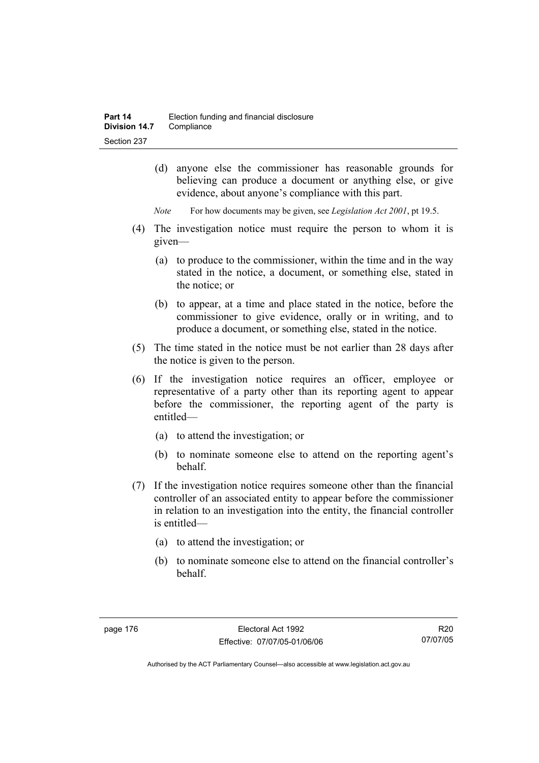(d) anyone else the commissioner has reasonable grounds for believing can produce a document or anything else, or give evidence, about anyone's compliance with this part.

*Note* For how documents may be given, see *Legislation Act 2001*, pt 19.5.

(4) The investigation notice must require the person to whom it is given—

(a) to produce to the commissioner, within the time and in the way stated in the notice, a document, or something else, stated in the notice; or

(b) to appear, at a time and place stated in the notice, before the commissioner to give evidence, orally or in writing, and to produce a document, or something else, stated in the notice.

(5) The time stated in the notice must be not earlier than 28 days after the notice is given to the person.

(6) If the investigation notice requires an officer, employee or representative of a party other than its reporting agent to appear before the commissioner, the reporting agent of the party is entitled—

(a) to attend the investigation; or

(b) to nominate someone else to attend on the reporting agent's behalf.

(7) If the investigation notice requires someone other than the financial controller of an associated entity to appear before the commissioner in relation to an investigation into the entity, the financial controller is entitled—

(a) to attend the investigation; or

(b) to nominate someone else to attend on the financial controller's behalf.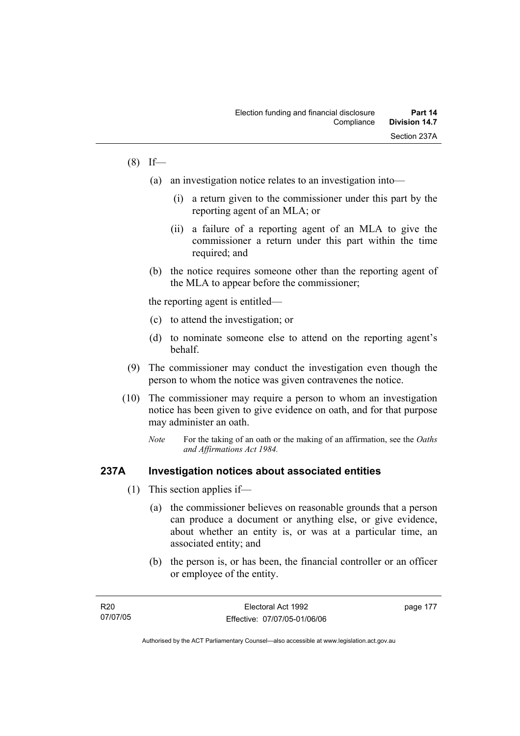(8) If—

(a) an investigation notice relates to an investigation into—

(i) a return given to the commissioner under this part by the reporting agent of an MLA; or

(ii) a failure of a reporting agent of an MLA to give the commissioner a return under this part within the time required; and

(b) the notice requires someone other than the reporting agent of the MLA to appear before the commissioner;

the reporting agent is entitled—

(c) to attend the investigation; or

(d) to nominate someone else to attend on the reporting agent's behalf.

(9) The commissioner may conduct the investigation even though the person to whom the notice was given contravenes the notice.

(10) The commissioner may require a person to whom an investigation notice has been given to give evidence on oath, and for that purpose may administer an oath.

*Note* For the taking of an oath or the making of an affirmation, see the *Oaths and Affirmations Act 1984.*

## 237A Investigation notices about associated entities

(1) This section applies if—

(a) the commissioner believes on reasonable grounds that a person can produce a document or anything else, or give evidence, about whether an entity is, or was at a particular time, an associated entity; and

(b) the person is, or has been, the financial controller or an officer or employee of the entity.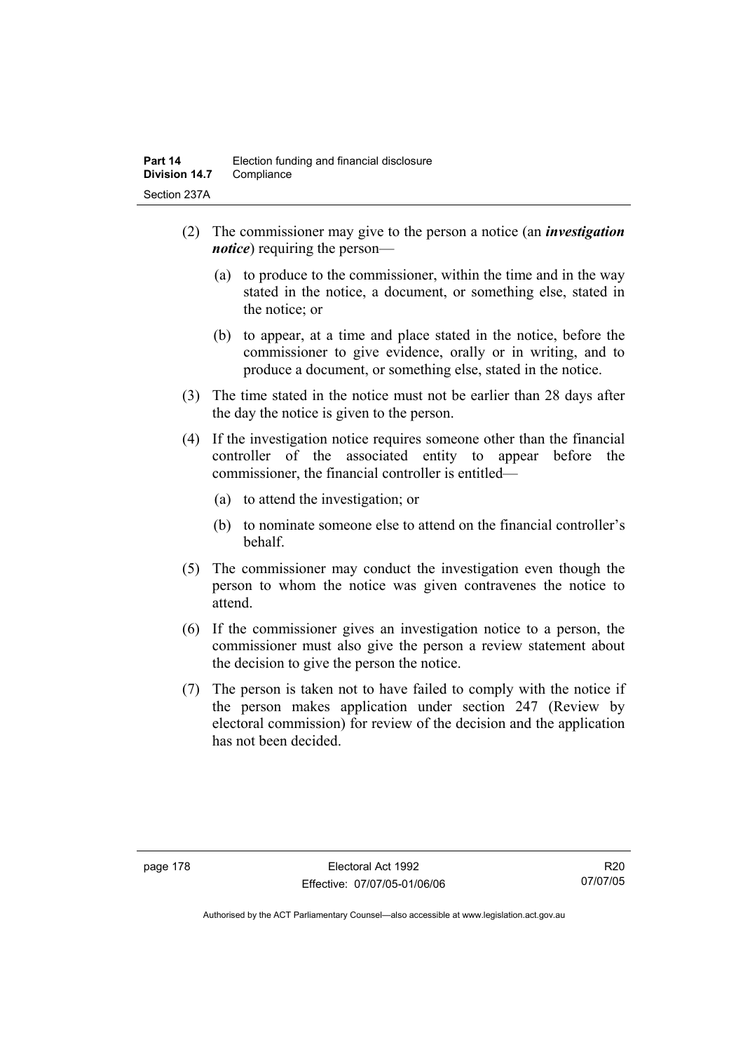(2) The commissioner may give to the person a notice (an ***investigation notice***) requiring the person—

(a) to produce to the commissioner, within the time and in the way stated in the notice, a document, or something else, stated in the notice; or

(b) to appear, at a time and place stated in the notice, before the commissioner to give evidence, orally or in writing, and to produce a document, or something else, stated in the notice.

(3) The time stated in the notice must not be earlier than 28 days after the day the notice is given to the person.

(4) If the investigation notice requires someone other than the financial controller of the associated entity to appear before the commissioner, the financial controller is entitled—

(a) to attend the investigation; or

(b) to nominate someone else to attend on the financial controller's behalf.

(5) The commissioner may conduct the investigation even though the person to whom the notice was given contravenes the notice to attend.

(6) If the commissioner gives an investigation notice to a person, the commissioner must also give the person a review statement about the decision to give the person the notice.

(7) The person is taken not to have failed to comply with the notice if the person makes application under section 247 (Review by electoral commission) for review of the decision and the application has not been decided.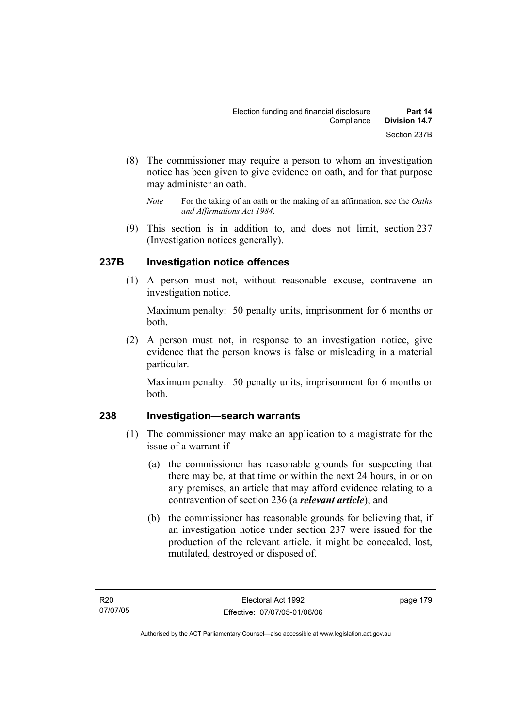(8) The commissioner may require a person to whom an investigation notice has been given to give evidence on oath, and for that purpose may administer an oath.

*Note* For the taking of an oath or the making of an affirmation, see the *Oaths and Affirmations Act 1984.*

(9) This section is in addition to, and does not limit, section 237 (Investigation notices generally).

### 237B Investigation notice offences

(1) A person must not, without reasonable excuse, contravene an investigation notice.

Maximum penalty: 50 penalty units, imprisonment for 6 months or both.

(2) A person must not, in response to an investigation notice, give evidence that the person knows is false or misleading in a material particular.

Maximum penalty: 50 penalty units, imprisonment for 6 months or both.

### 238 Investigation—search warrants

(1) The commissioner may make an application to a magistrate for the issue of a warrant if—

(a) the commissioner has reasonable grounds for suspecting that there may be, at that time or within the next 24 hours, in or on any premises, an article that may afford evidence relating to a contravention of section 236 (a ***relevant article***); and

(b) the commissioner has reasonable grounds for believing that, if an investigation notice under section 237 were issued for the production of the relevant article, it might be concealed, lost, mutilated, destroyed or disposed of.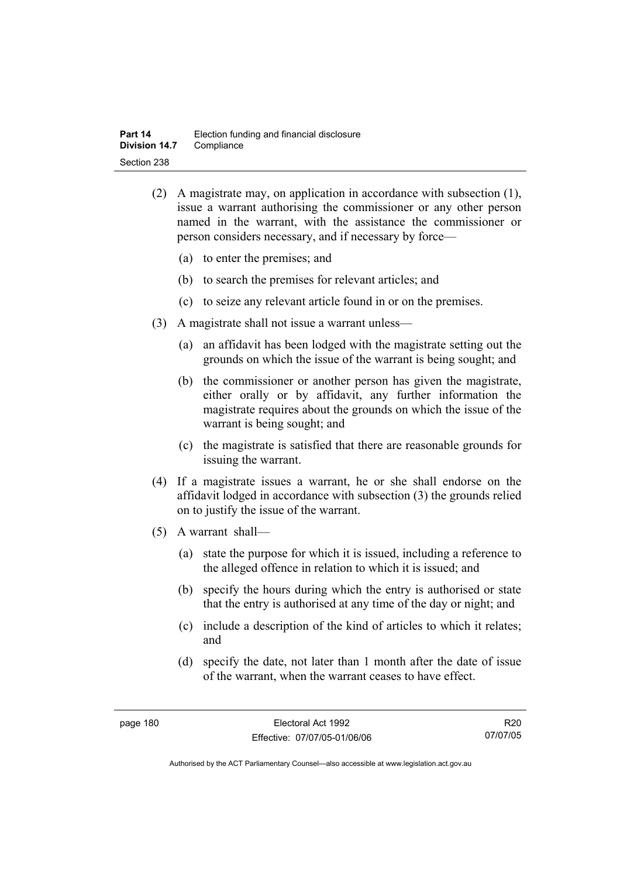(2) A magistrate may, on application in accordance with subsection (1), issue a warrant authorising the commissioner or any other person named in the warrant, with the assistance the commissioner or person considers necessary, and if necessary by force—

(a) to enter the premises; and

(b) to search the premises for relevant articles; and

(c) to seize any relevant article found in or on the premises.

(3) A magistrate shall not issue a warrant unless—

(a) an affidavit has been lodged with the magistrate setting out the grounds on which the issue of the warrant is being sought; and

(b) the commissioner or another person has given the magistrate, either orally or by affidavit, any further information the magistrate requires about the grounds on which the issue of the warrant is being sought; and

(c) the magistrate is satisfied that there are reasonable grounds for issuing the warrant.

(4) If a magistrate issues a warrant, he or she shall endorse on the affidavit lodged in accordance with subsection (3) the grounds relied on to justify the issue of the warrant.

(5) A warrant shall—

(a) state the purpose for which it is issued, including a reference to the alleged offence in relation to which it is issued; and

(b) specify the hours during which the entry is authorised or state that the entry is authorised at any time of the day or night; and

(c) include a description of the kind of articles to which it relates; and

(d) specify the date, not later than 1 month after the date of issue of the warrant, when the warrant ceases to have effect.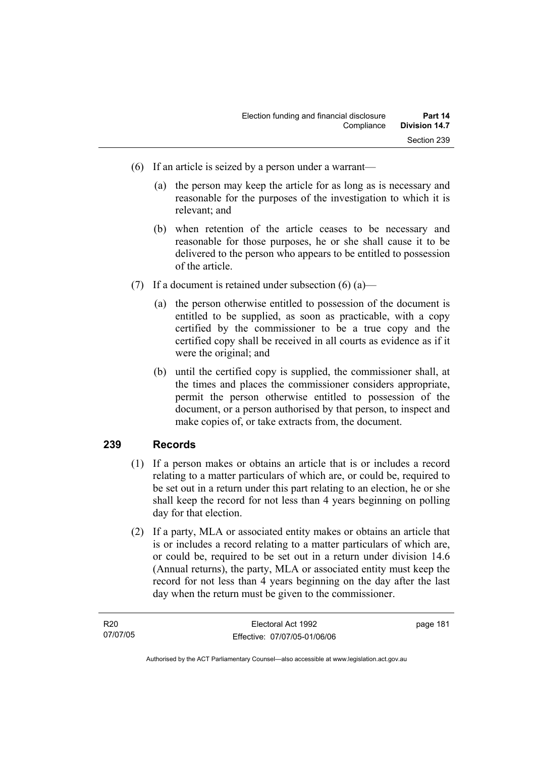(6) If an article is seized by a person under a warrant—

(a) the person may keep the article for as long as is necessary and reasonable for the purposes of the investigation to which it is relevant; and

(b) when retention of the article ceases to be necessary and reasonable for those purposes, he or she shall cause it to be delivered to the person who appears to be entitled to possession of the article.

(7) If a document is retained under subsection (6) (a)—

(a) the person otherwise entitled to possession of the document is entitled to be supplied, as soon as practicable, with a copy certified by the commissioner to be a true copy and the certified copy shall be received in all courts as evidence as if it were the original; and

(b) until the certified copy is supplied, the commissioner shall, at the times and places the commissioner considers appropriate, permit the person otherwise entitled to possession of the document, or a person authorised by that person, to inspect and make copies of, or take extracts from, the document.

## 239 Records

(1) If a person makes or obtains an article that is or includes a record relating to a matter particulars of which are, or could be, required to be set out in a return under this part relating to an election, he or she shall keep the record for not less than 4 years beginning on polling day for that election.

(2) If a party, MLA or associated entity makes or obtains an article that is or includes a record relating to a matter particulars of which are, or could be, required to be set out in a return under division 14.6 (Annual returns), the party, MLA or associated entity must keep the record for not less than 4 years beginning on the day after the last day when the return must be given to the commissioner.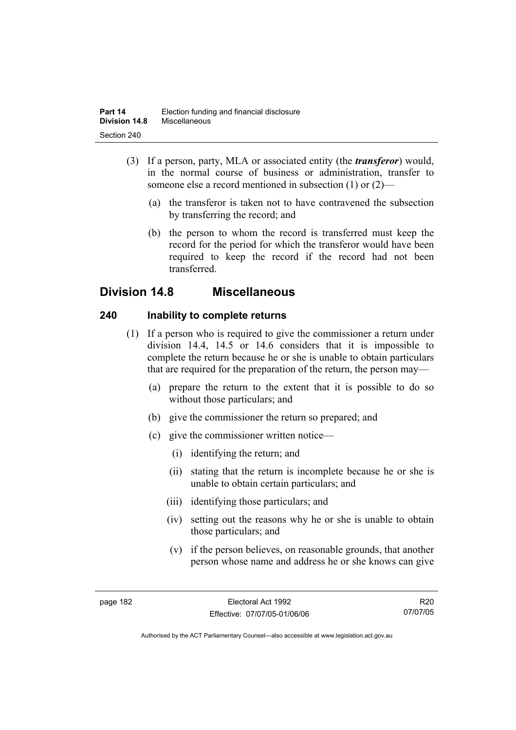(3) If a person, party, MLA or associated entity (the ***transferor***) would, in the normal course of business or administration, transfer to someone else a record mentioned in subsection (1) or (2)—

(a) the transferor is taken not to have contravened the subsection by transferring the record; and

(b) the person to whom the record is transferred must keep the record for the period for which the transferor would have been required to keep the record if the record had not been transferred.

## Division 14.8 Miscellaneous

### 240 Inability to complete returns

(1) If a person who is required to give the commissioner a return under division 14.4, 14.5 or 14.6 considers that it is impossible to complete the return because he or she is unable to obtain particulars that are required for the preparation of the return, the person may—

(a) prepare the return to the extent that it is possible to do so without those particulars; and

(b) give the commissioner the return so prepared; and

(c) give the commissioner written notice—

(i) identifying the return; and

(ii) stating that the return is incomplete because he or she is unable to obtain certain particulars; and

(iii) identifying those particulars; and

(iv) setting out the reasons why he or she is unable to obtain those particulars; and

(v) if the person believes, on reasonable grounds, that another person whose name and address he or she knows can give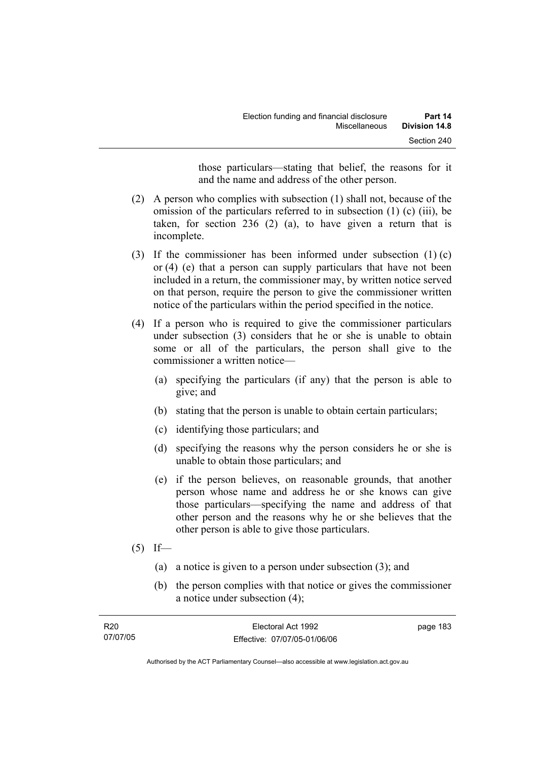those particulars—stating that belief, the reasons for it and the name and address of the other person.

(2) A person who complies with subsection (1) shall not, because of the omission of the particulars referred to in subsection (1) (c) (iii), be taken, for section 236 (2) (a), to have given a return that is incomplete.

(3) If the commissioner has been informed under subsection (1) (c) or (4) (e) that a person can supply particulars that have not been included in a return, the commissioner may, by written notice served on that person, require the person to give the commissioner written notice of the particulars within the period specified in the notice.

(4) If a person who is required to give the commissioner particulars under subsection (3) considers that he or she is unable to obtain some or all of the particulars, the person shall give to the commissioner a written notice—

(a) specifying the particulars (if any) that the person is able to give; and

(b) stating that the person is unable to obtain certain particulars;

(c) identifying those particulars; and

(d) specifying the reasons why the person considers he or she is unable to obtain those particulars; and

(e) if the person believes, on reasonable grounds, that another person whose name and address he or she knows can give those particulars—specifying the name and address of that other person and the reasons why he or she believes that the other person is able to give those particulars.

(5) If—

(a) a notice is given to a person under subsection (3); and

(b) the person complies with that notice or gives the commissioner a notice under subsection (4);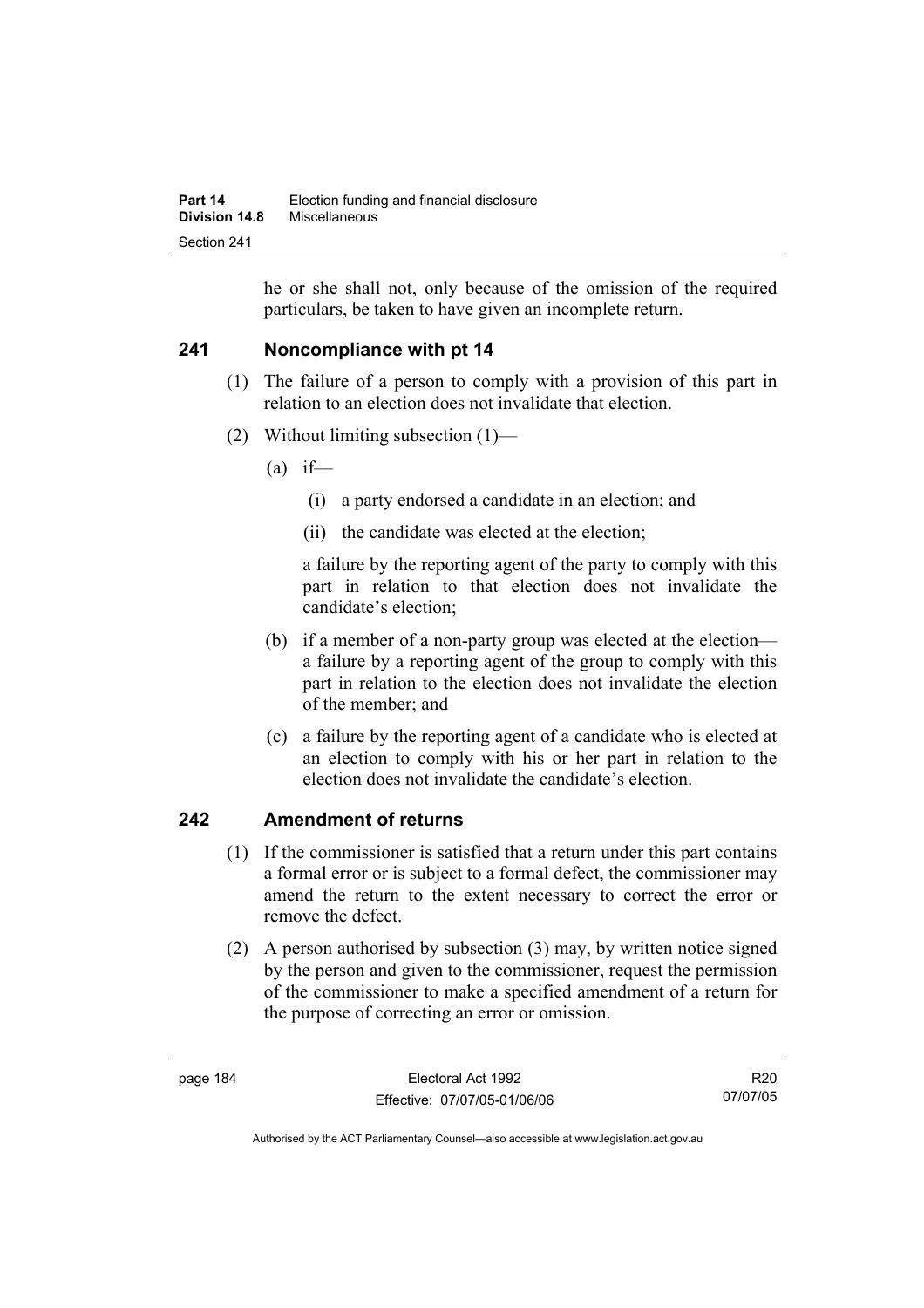he or she shall not, only because of the omission of the required particulars, be taken to have given an incomplete return.

## 241 Noncompliance with pt 14

(1) The failure of a person to comply with a provision of this part in relation to an election does not invalidate that election.

(2) Without limiting subsection (1)—

(a) if—

(i) a party endorsed a candidate in an election; and

(ii) the candidate was elected at the election;

a failure by the reporting agent of the party to comply with this part in relation to that election does not invalidate the candidate's election;

(b) if a member of a non-party group was elected at the election—a failure by a reporting agent of the group to comply with this part in relation to the election does not invalidate the election of the member; and

(c) a failure by the reporting agent of a candidate who is elected at an election to comply with his or her part in relation to the election does not invalidate the candidate's election.

## 242 Amendment of returns

(1) If the commissioner is satisfied that a return under this part contains a formal error or is subject to a formal defect, the commissioner may amend the return to the extent necessary to correct the error or remove the defect.

(2) A person authorised by subsection (3) may, by written notice signed by the person and given to the commissioner, request the permission of the commissioner to make a specified amendment of a return for the purpose of correcting an error or omission.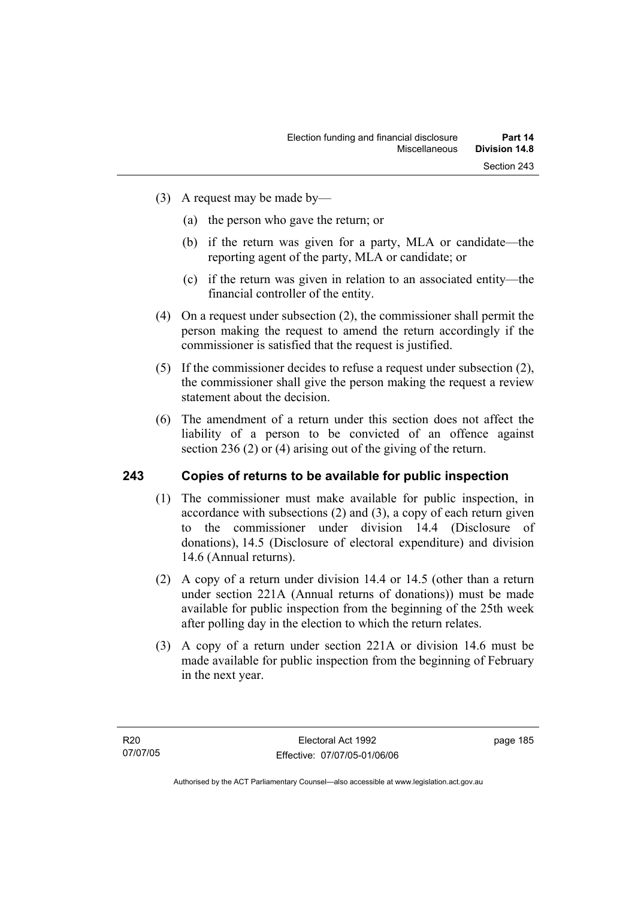(3) A request may be made by—

(a) the person who gave the return; or

(b) if the return was given for a party, MLA or candidate—the reporting agent of the party, MLA or candidate; or

(c) if the return was given in relation to an associated entity—the financial controller of the entity.

(4) On a request under subsection (2), the commissioner shall permit the person making the request to amend the return accordingly if the commissioner is satisfied that the request is justified.

(5) If the commissioner decides to refuse a request under subsection (2), the commissioner shall give the person making the request a review statement about the decision.

(6) The amendment of a return under this section does not affect the liability of a person to be convicted of an offence against section 236 (2) or (4) arising out of the giving of the return.

## 243 Copies of returns to be available for public inspection

(1) The commissioner must make available for public inspection, in accordance with subsections (2) and (3), a copy of each return given to the commissioner under division 14.4 (Disclosure of donations), 14.5 (Disclosure of electoral expenditure) and division 14.6 (Annual returns).

(2) A copy of a return under division 14.4 or 14.5 (other than a return under section 221A (Annual returns of donations)) must be made available for public inspection from the beginning of the 25th week after polling day in the election to which the return relates.

(3) A copy of a return under section 221A or division 14.6 must be made available for public inspection from the beginning of February in the next year.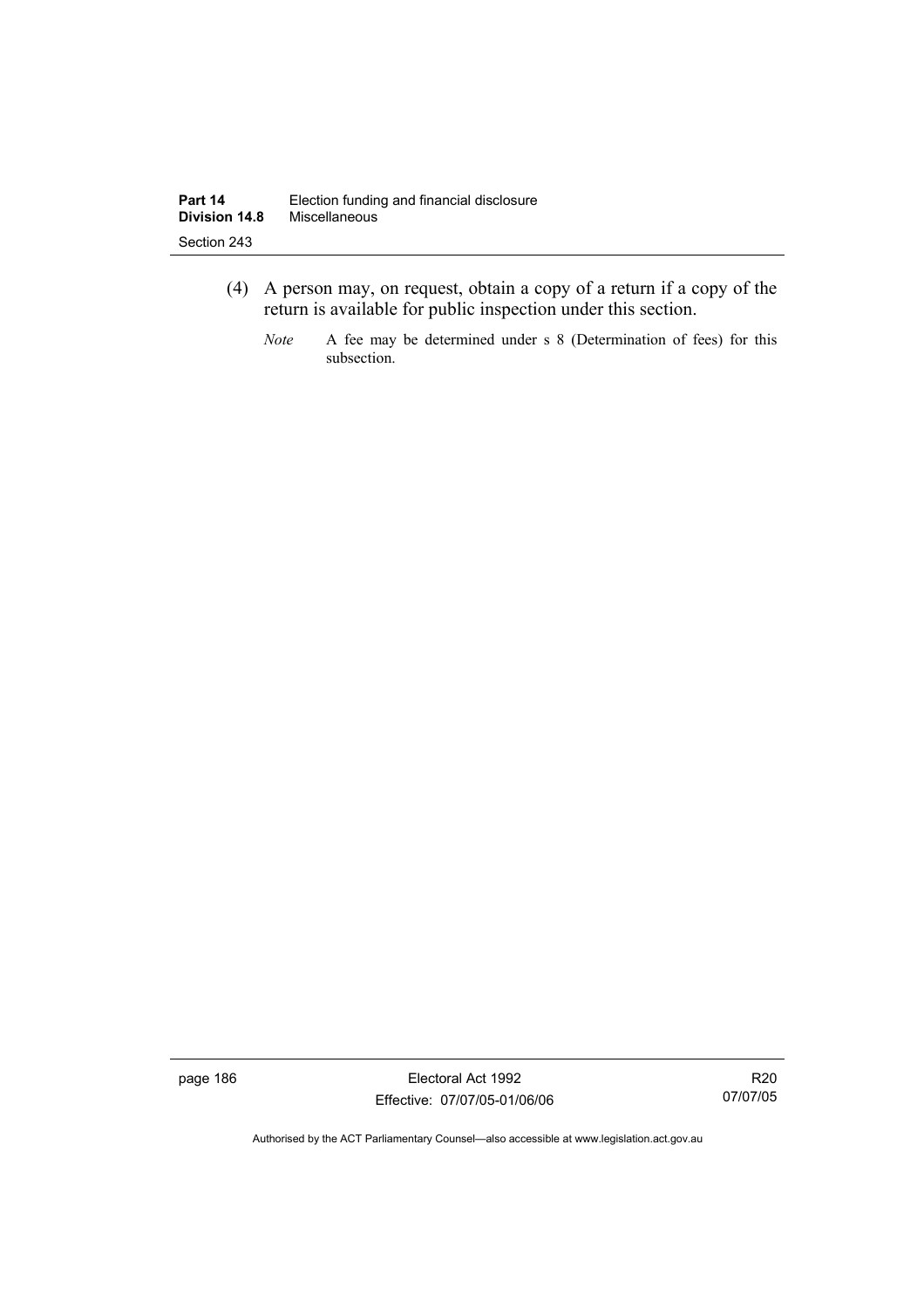(4) A person may, on request, obtain a copy of a return if a copy of the return is available for public inspection under this section.

*Note* A fee may be determined under s 8 (Determination of fees) for this subsection.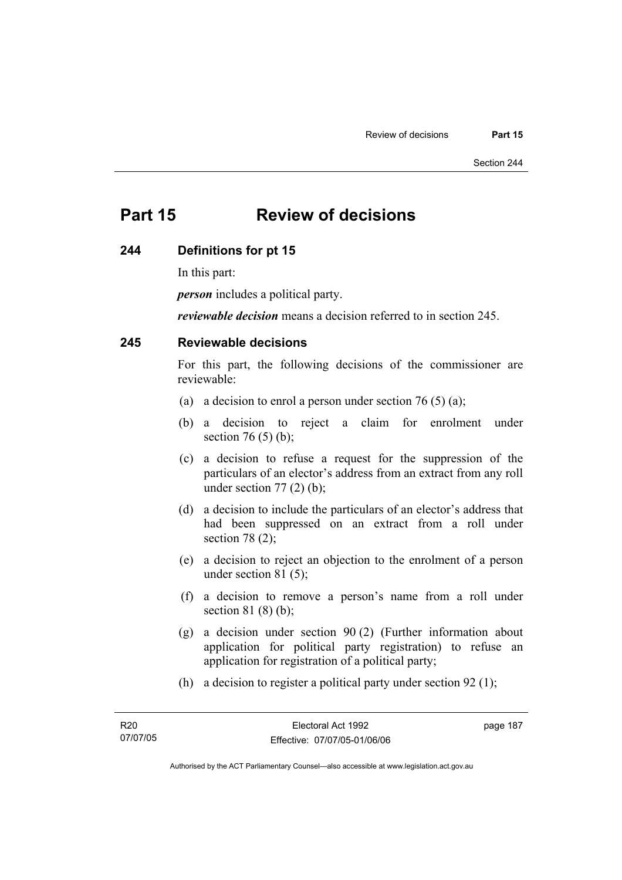# Part 15 Review of decisions

## 244 Definitions for pt 15

In this part:

***person*** includes a political party.

***reviewable decision*** means a decision referred to in section 245.

## 245 Reviewable decisions

For this part, the following decisions of the commissioner are reviewable:

(a) a decision to enrol a person under section 76 (5) (a);

(b) a decision to reject a claim for enrolment under section 76 (5) (b);

(c) a decision to refuse a request for the suppression of the particulars of an elector's address from an extract from any roll under section 77 (2) (b);

(d) a decision to include the particulars of an elector's address that had been suppressed on an extract from a roll under section 78 (2);

(e) a decision to reject an objection to the enrolment of a person under section 81 (5);

(f) a decision to remove a person's name from a roll under section 81 (8) (b);

(g) a decision under section 90 (2) (Further information about application for political party registration) to refuse an application for registration of a political party;

(h) a decision to register a political party under section 92 (1);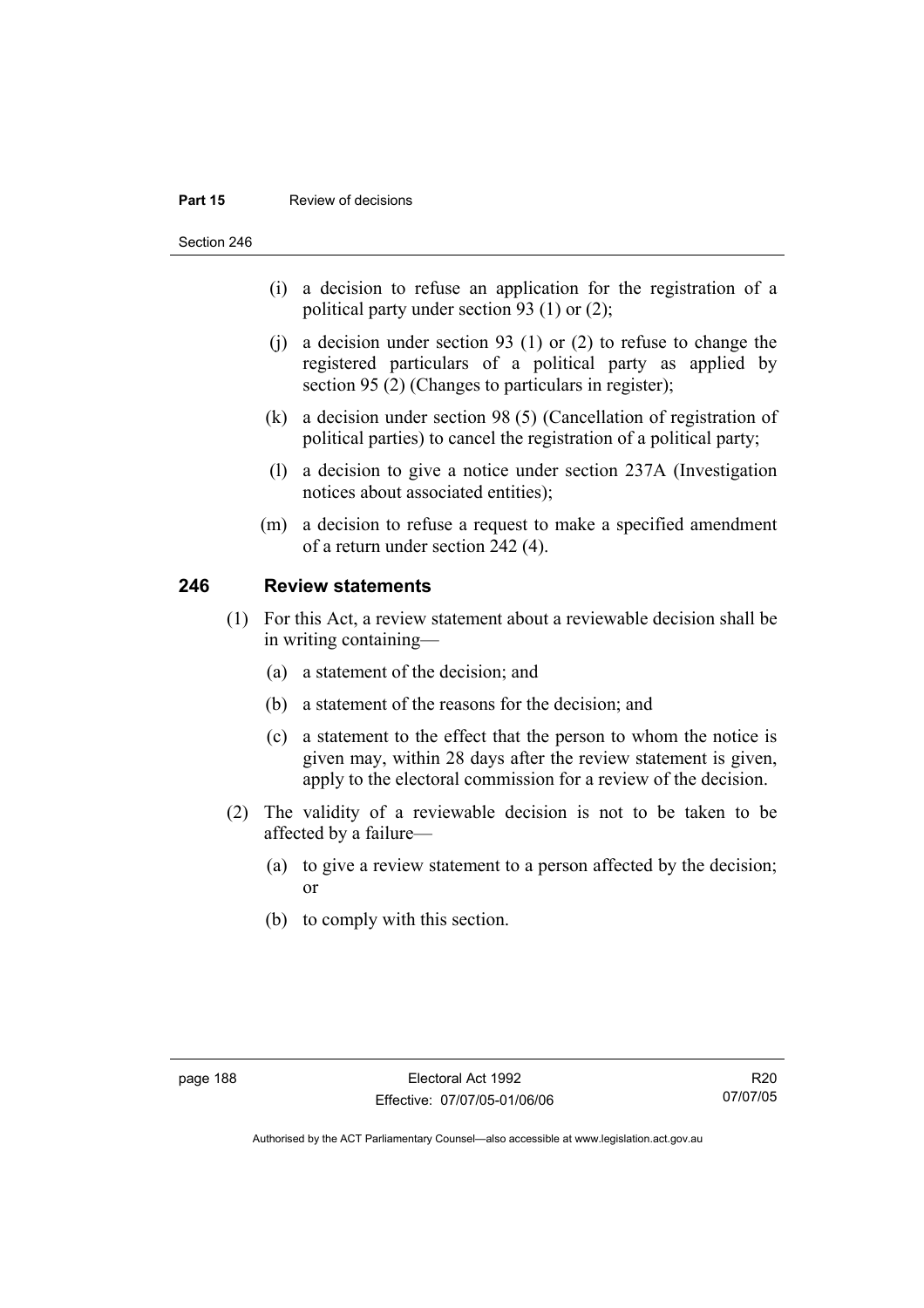(i) a decision to refuse an application for the registration of a political party under section 93 (1) or (2);

(j) a decision under section 93 (1) or (2) to refuse to change the registered particulars of a political party as applied by section 95 (2) (Changes to particulars in register);

(k) a decision under section 98 (5) (Cancellation of registration of political parties) to cancel the registration of a political party;

(l) a decision to give a notice under section 237A (Investigation notices about associated entities);

(m) a decision to refuse a request to make a specified amendment of a return under section 242 (4).

## 246 Review statements

(1) For this Act, a review statement about a reviewable decision shall be in writing containing—

(a) a statement of the decision; and

(b) a statement of the reasons for the decision; and

(c) a statement to the effect that the person to whom the notice is given may, within 28 days after the review statement is given, apply to the electoral commission for a review of the decision.

(2) The validity of a reviewable decision is not to be taken to be affected by a failure—

(a) to give a review statement to a person affected by the decision; or

(b) to comply with this section.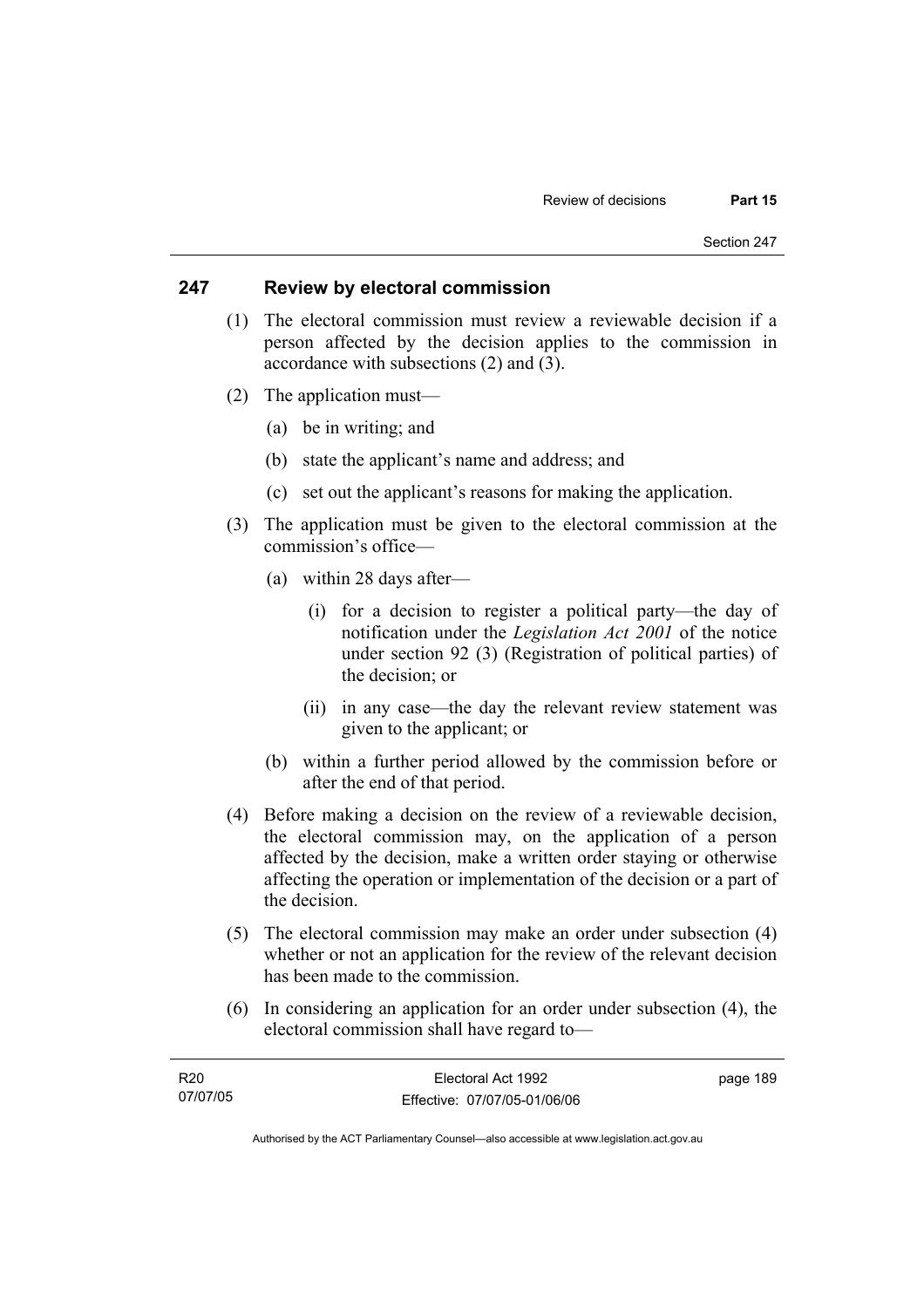## 247 Review by electoral commission

(1) The electoral commission must review a reviewable decision if a person affected by the decision applies to the commission in accordance with subsections (2) and (3).

(2) The application must—

(a) be in writing; and

(b) state the applicant's name and address; and

(c) set out the applicant's reasons for making the application.

(3) The application must be given to the electoral commission at the commission's office—

(a) within 28 days after—

(i) for a decision to register a political party—the day of notification under the *Legislation Act 2001* of the notice under section 92 (3) (Registration of political parties) of the decision; or

(ii) in any case—the day the relevant review statement was given to the applicant; or

(b) within a further period allowed by the commission before or after the end of that period.

(4) Before making a decision on the review of a reviewable decision, the electoral commission may, on the application of a person affected by the decision, make a written order staying or otherwise affecting the operation or implementation of the decision or a part of the decision.

(5) The electoral commission may make an order under subsection (4) whether or not an application for the review of the relevant decision has been made to the commission.

(6) In considering an application for an order under subsection (4), the electoral commission shall have regard to—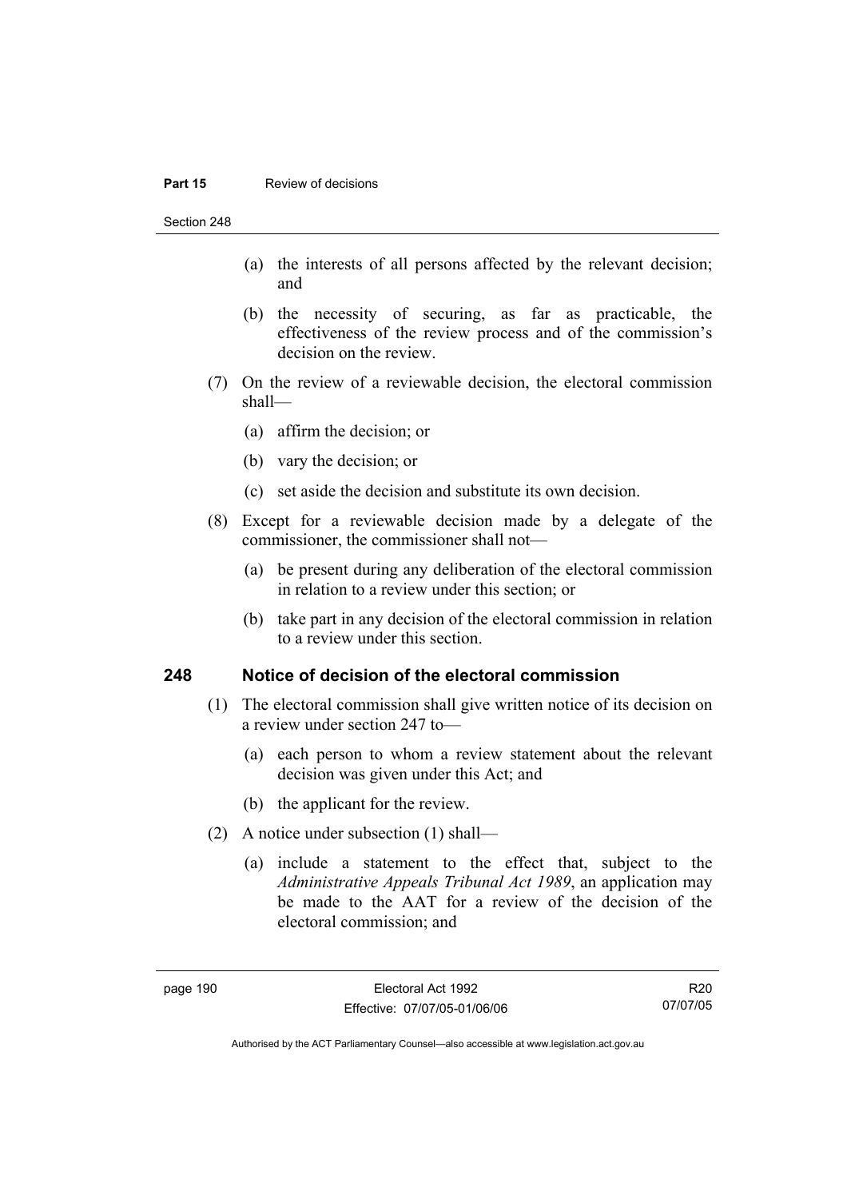(a) the interests of all persons affected by the relevant decision; and

(b) the necessity of securing, as far as practicable, the effectiveness of the review process and of the commission's decision on the review.

(7) On the review of a reviewable decision, the electoral commission shall—

(a) affirm the decision; or

(b) vary the decision; or

(c) set aside the decision and substitute its own decision.

(8) Except for a reviewable decision made by a delegate of the commissioner, the commissioner shall not—

(a) be present during any deliberation of the electoral commission in relation to a review under this section; or

(b) take part in any decision of the electoral commission in relation to a review under this section.

## 248 Notice of decision of the electoral commission

(1) The electoral commission shall give written notice of its decision on a review under section 247 to—

(a) each person to whom a review statement about the relevant decision was given under this Act; and

(b) the applicant for the review.

(2) A notice under subsection (1) shall—

(a) include a statement to the effect that, subject to the *Administrative Appeals Tribunal Act 1989*, an application may be made to the AAT for a review of the decision of the electoral commission; and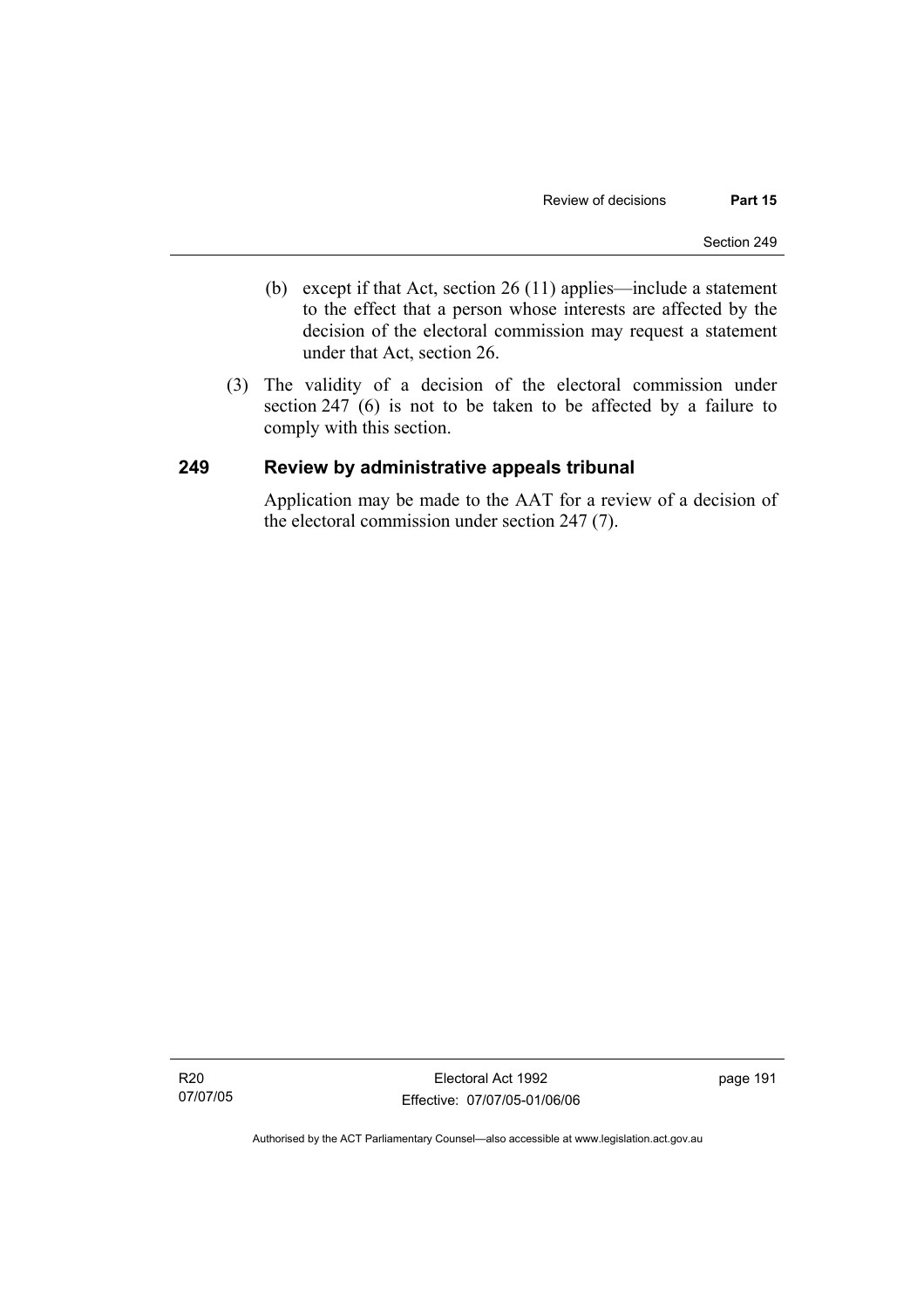(b) except if that Act, section 26 (11) applies—include a statement to the effect that a person whose interests are affected by the decision of the electoral commission may request a statement under that Act, section 26.

(3) The validity of a decision of the electoral commission under section 247 (6) is not to be taken to be affected by a failure to comply with this section.

## 249 Review by administrative appeals tribunal

Application may be made to the AAT for a review of a decision of the electoral commission under section 247 (7).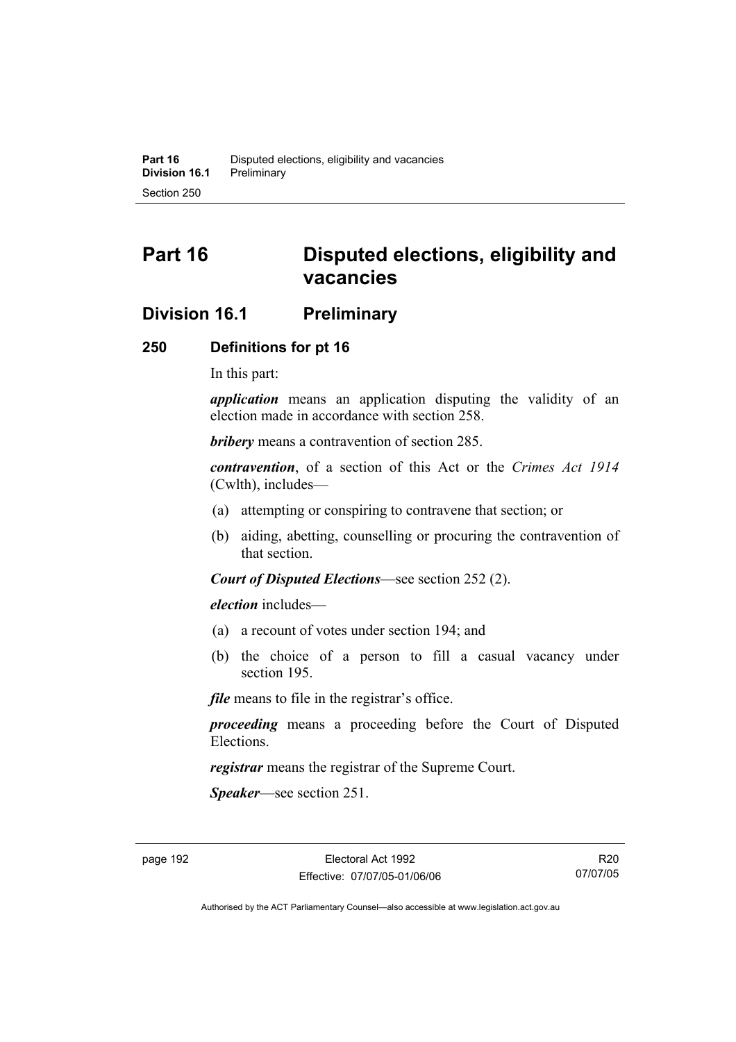# Part 16 Disputed elections, eligibility and vacancies

## Division 16.1 Preliminary

### 250 Definitions for pt 16

In this part:

***application*** means an application disputing the validity of an election made in accordance with section 258.

***bribery*** means a contravention of section 285.

***contravention***, of a section of this Act or the *Crimes Act 1914* (Cwlth), includes—

(a) attempting or conspiring to contravene that section; or

(b) aiding, abetting, counselling or procuring the contravention of that section.

***Court of Disputed Elections***—see section 252 (2).

***election*** includes—

(a) a recount of votes under section 194; and

(b) the choice of a person to fill a casual vacancy under section 195.

***file*** means to file in the registrar's office.

***proceeding*** means a proceeding before the Court of Disputed Elections.

***registrar*** means the registrar of the Supreme Court.

***Speaker***—see section 251.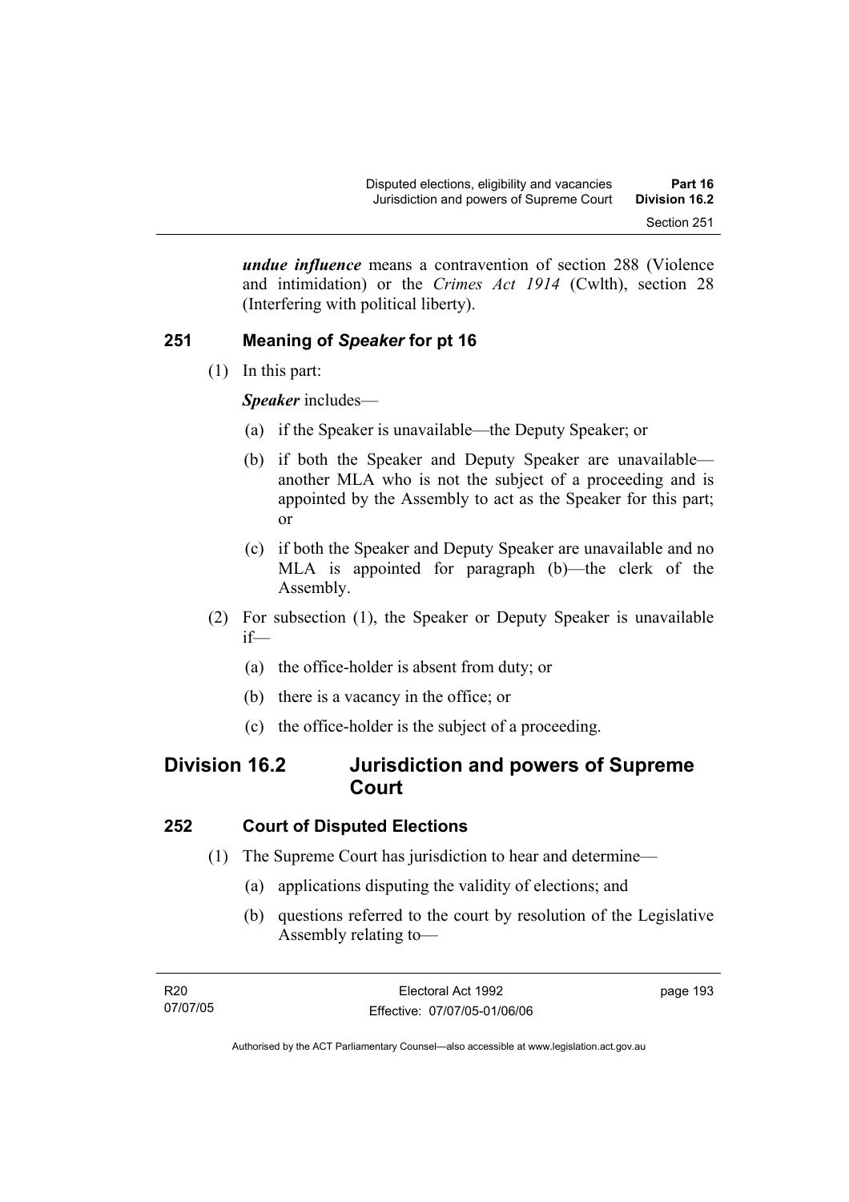***undue influence*** means a contravention of section 288 (Violence and intimidation) or the *Crimes Act 1914* (Cwlth), section 28 (Interfering with political liberty).

### 251 Meaning of *Speaker* for pt 16

(1) In this part:

***Speaker*** includes—

(a) if the Speaker is unavailable—the Deputy Speaker; or

(b) if both the Speaker and Deputy Speaker are unavailable—another MLA who is not the subject of a proceeding and is appointed by the Assembly to act as the Speaker for this part; or

(c) if both the Speaker and Deputy Speaker are unavailable and no MLA is appointed for paragraph (b)—the clerk of the Assembly.

(2) For subsection (1), the Speaker or Deputy Speaker is unavailable if—

(a) the office-holder is absent from duty; or

(b) there is a vacancy in the office; or

(c) the office-holder is the subject of a proceeding.

## Division 16.2 Jurisdiction and powers of Supreme Court

### 252 Court of Disputed Elections

(1) The Supreme Court has jurisdiction to hear and determine—

(a) applications disputing the validity of elections; and

(b) questions referred to the court by resolution of the Legislative Assembly relating to—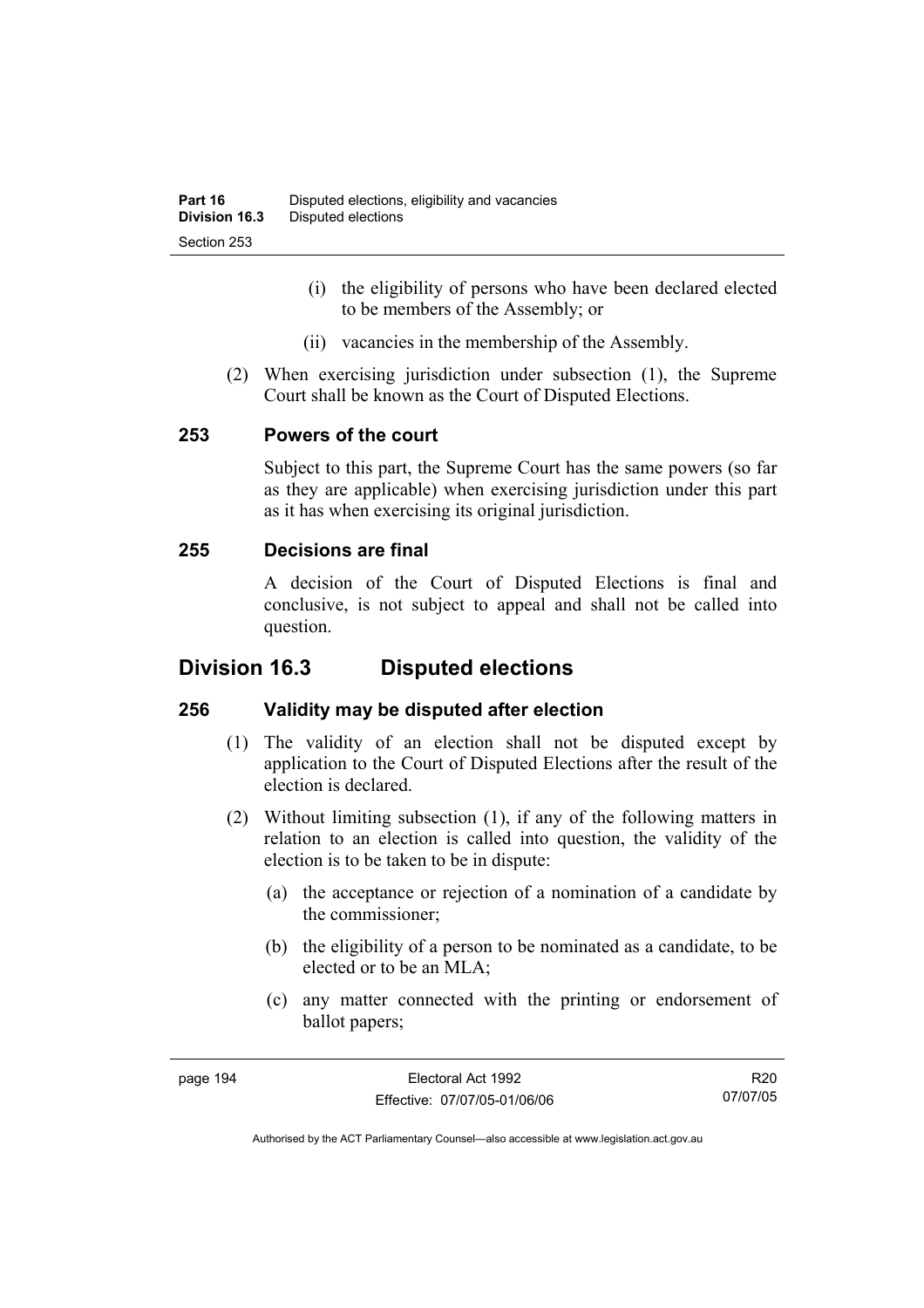(i) the eligibility of persons who have been declared elected to be members of the Assembly; or

(ii) vacancies in the membership of the Assembly.

(2) When exercising jurisdiction under subsection (1), the Supreme Court shall be known as the Court of Disputed Elections.

### 253 Powers of the court

Subject to this part, the Supreme Court has the same powers (so far as they are applicable) when exercising jurisdiction under this part as it has when exercising its original jurisdiction.

### 255 Decisions are final

A decision of the Court of Disputed Elections is final and conclusive, is not subject to appeal and shall not be called into question.

## Division 16.3 Disputed elections

### 256 Validity may be disputed after election

(1) The validity of an election shall not be disputed except by application to the Court of Disputed Elections after the result of the election is declared.

(2) Without limiting subsection (1), if any of the following matters in relation to an election is called into question, the validity of the election is to be taken to be in dispute:

(a) the acceptance or rejection of a nomination of a candidate by the commissioner;

(b) the eligibility of a person to be nominated as a candidate, to be elected or to be an MLA;

(c) any matter connected with the printing or endorsement of ballot papers;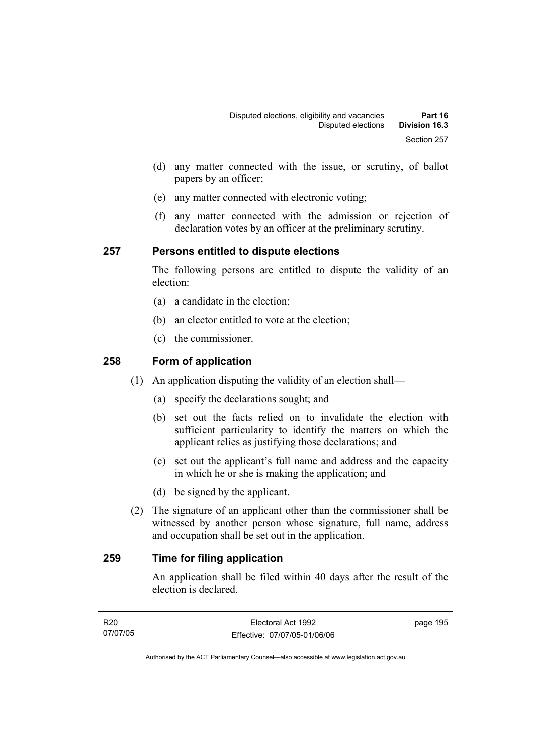(d) any matter connected with the issue, or scrutiny, of ballot papers by an officer;

(e) any matter connected with electronic voting;

(f) any matter connected with the admission or rejection of declaration votes by an officer at the preliminary scrutiny.

## 257 Persons entitled to dispute elections

The following persons are entitled to dispute the validity of an election:

(a) a candidate in the election;

(b) an elector entitled to vote at the election;

(c) the commissioner.

## 258 Form of application

(1) An application disputing the validity of an election shall—

(a) specify the declarations sought; and

(b) set out the facts relied on to invalidate the election with sufficient particularity to identify the matters on which the applicant relies as justifying those declarations; and

(c) set out the applicant's full name and address and the capacity in which he or she is making the application; and

(d) be signed by the applicant.

(2) The signature of an applicant other than the commissioner shall be witnessed by another person whose signature, full name, address and occupation shall be set out in the application.

## 259 Time for filing application

An application shall be filed within 40 days after the result of the election is declared.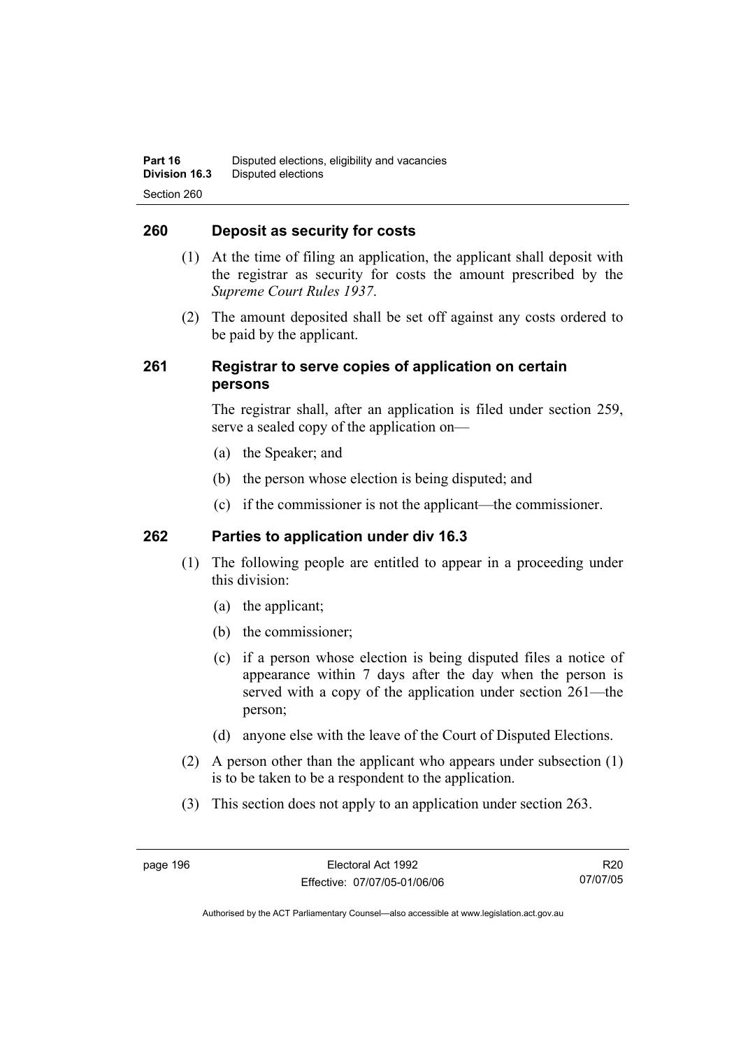## 260 Deposit as security for costs

(1) At the time of filing an application, the applicant shall deposit with the registrar as security for costs the amount prescribed by the *Supreme Court Rules 1937*.

(2) The amount deposited shall be set off against any costs ordered to be paid by the applicant.

## 261 Registrar to serve copies of application on certain persons

The registrar shall, after an application is filed under section 259, serve a sealed copy of the application on—

(a) the Speaker; and

(b) the person whose election is being disputed; and

(c) if the commissioner is not the applicant—the commissioner.

## 262 Parties to application under div 16.3

(1) The following people are entitled to appear in a proceeding under this division:

(a) the applicant;

(b) the commissioner;

(c) if a person whose election is being disputed files a notice of appearance within 7 days after the day when the person is served with a copy of the application under section 261—the person;

(d) anyone else with the leave of the Court of Disputed Elections.

(2) A person other than the applicant who appears under subsection (1) is to be taken to be a respondent to the application.

(3) This section does not apply to an application under section 263.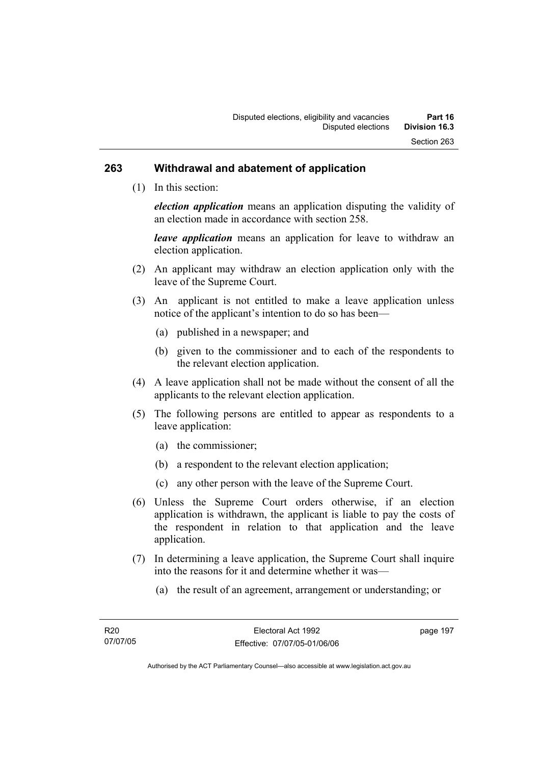## 263 Withdrawal and abatement of application

(1) In this section:

***election application*** means an application disputing the validity of an election made in accordance with section 258.

***leave application*** means an application for leave to withdraw an election application.

(2) An applicant may withdraw an election application only with the leave of the Supreme Court.

(3) An applicant is not entitled to make a leave application unless notice of the applicant's intention to do so has been—

(a) published in a newspaper; and

(b) given to the commissioner and to each of the respondents to the relevant election application.

(4) A leave application shall not be made without the consent of all the applicants to the relevant election application.

(5) The following persons are entitled to appear as respondents to a leave application:

(a) the commissioner;

(b) a respondent to the relevant election application;

(c) any other person with the leave of the Supreme Court.

(6) Unless the Supreme Court orders otherwise, if an election application is withdrawn, the applicant is liable to pay the costs of the respondent in relation to that application and the leave application.

(7) In determining a leave application, the Supreme Court shall inquire into the reasons for it and determine whether it was—

(a) the result of an agreement, arrangement or understanding; or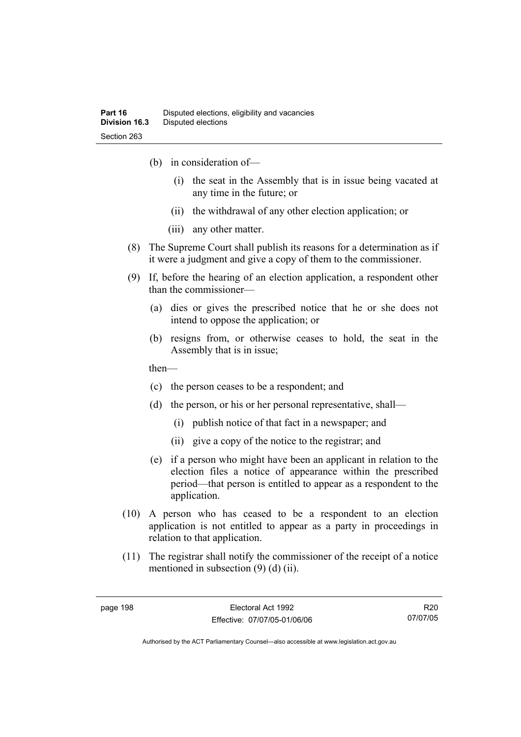(b) in consideration of—

(i) the seat in the Assembly that is in issue being vacated at any time in the future; or

(ii) the withdrawal of any other election application; or

(iii) any other matter.

(8) The Supreme Court shall publish its reasons for a determination as if it were a judgment and give a copy of them to the commissioner.

(9) If, before the hearing of an election application, a respondent other than the commissioner—

(a) dies or gives the prescribed notice that he or she does not intend to oppose the application; or

(b) resigns from, or otherwise ceases to hold, the seat in the Assembly that is in issue;

then—

(c) the person ceases to be a respondent; and

(d) the person, or his or her personal representative, shall—

(i) publish notice of that fact in a newspaper; and

(ii) give a copy of the notice to the registrar; and

(e) if a person who might have been an applicant in relation to the election files a notice of appearance within the prescribed period—that person is entitled to appear as a respondent to the application.

(10) A person who has ceased to be a respondent to an election application is not entitled to appear as a party in proceedings in relation to that application.

(11) The registrar shall notify the commissioner of the receipt of a notice mentioned in subsection (9) (d) (ii).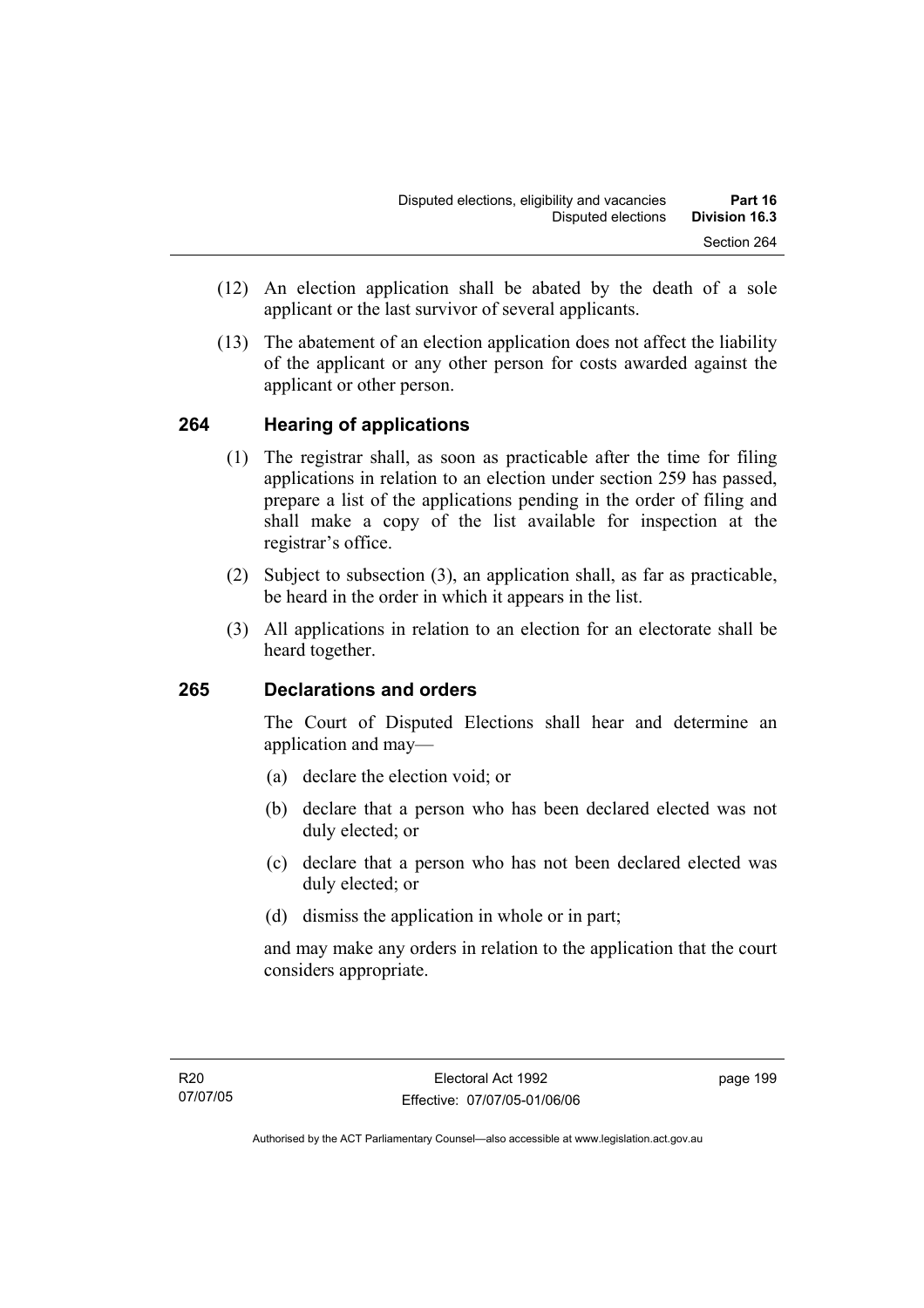(12) An election application shall be abated by the death of a sole applicant or the last survivor of several applicants.

(13) The abatement of an election application does not affect the liability of the applicant or any other person for costs awarded against the applicant or other person.

## 264 Hearing of applications

(1) The registrar shall, as soon as practicable after the time for filing applications in relation to an election under section 259 has passed, prepare a list of the applications pending in the order of filing and shall make a copy of the list available for inspection at the registrar's office.

(2) Subject to subsection (3), an application shall, as far as practicable, be heard in the order in which it appears in the list.

(3) All applications in relation to an election for an electorate shall be heard together.

## 265 Declarations and orders

The Court of Disputed Elections shall hear and determine an application and may—

(a) declare the election void; or

(b) declare that a person who has been declared elected was not duly elected; or

(c) declare that a person who has not been declared elected was duly elected; or

(d) dismiss the application in whole or in part;

and may make any orders in relation to the application that the court considers appropriate.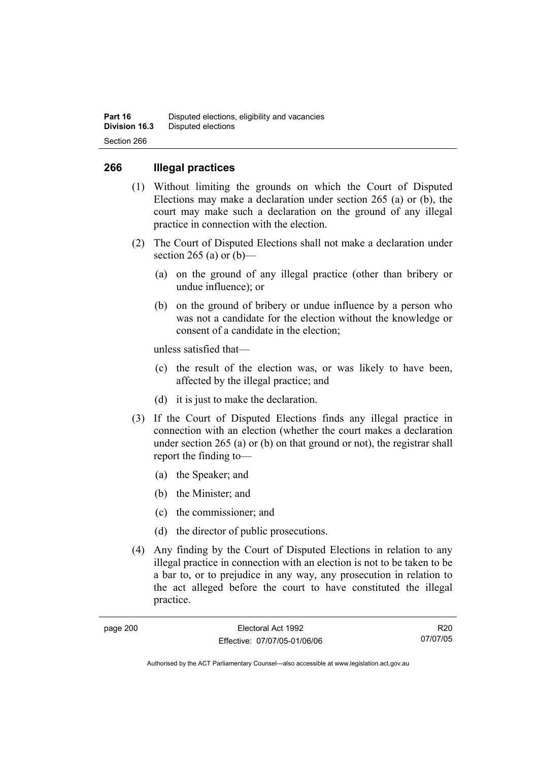## 266 Illegal practices

(1) Without limiting the grounds on which the Court of Disputed Elections may make a declaration under section 265 (a) or (b), the court may make such a declaration on the ground of any illegal practice in connection with the election.

(2) The Court of Disputed Elections shall not make a declaration under section 265 (a) or (b)—

(a) on the ground of any illegal practice (other than bribery or undue influence); or

(b) on the ground of bribery or undue influence by a person who was not a candidate for the election without the knowledge or consent of a candidate in the election;

unless satisfied that—

(c) the result of the election was, or was likely to have been, affected by the illegal practice; and

(d) it is just to make the declaration.

(3) If the Court of Disputed Elections finds any illegal practice in connection with an election (whether the court makes a declaration under section 265 (a) or (b) on that ground or not), the registrar shall report the finding to—

(a) the Speaker; and

(b) the Minister; and

(c) the commissioner; and

(d) the director of public prosecutions.

(4) Any finding by the Court of Disputed Elections in relation to any illegal practice in connection with an election is not to be taken to be a bar to, or to prejudice in any way, any prosecution in relation to the act alleged before the court to have constituted the illegal practice.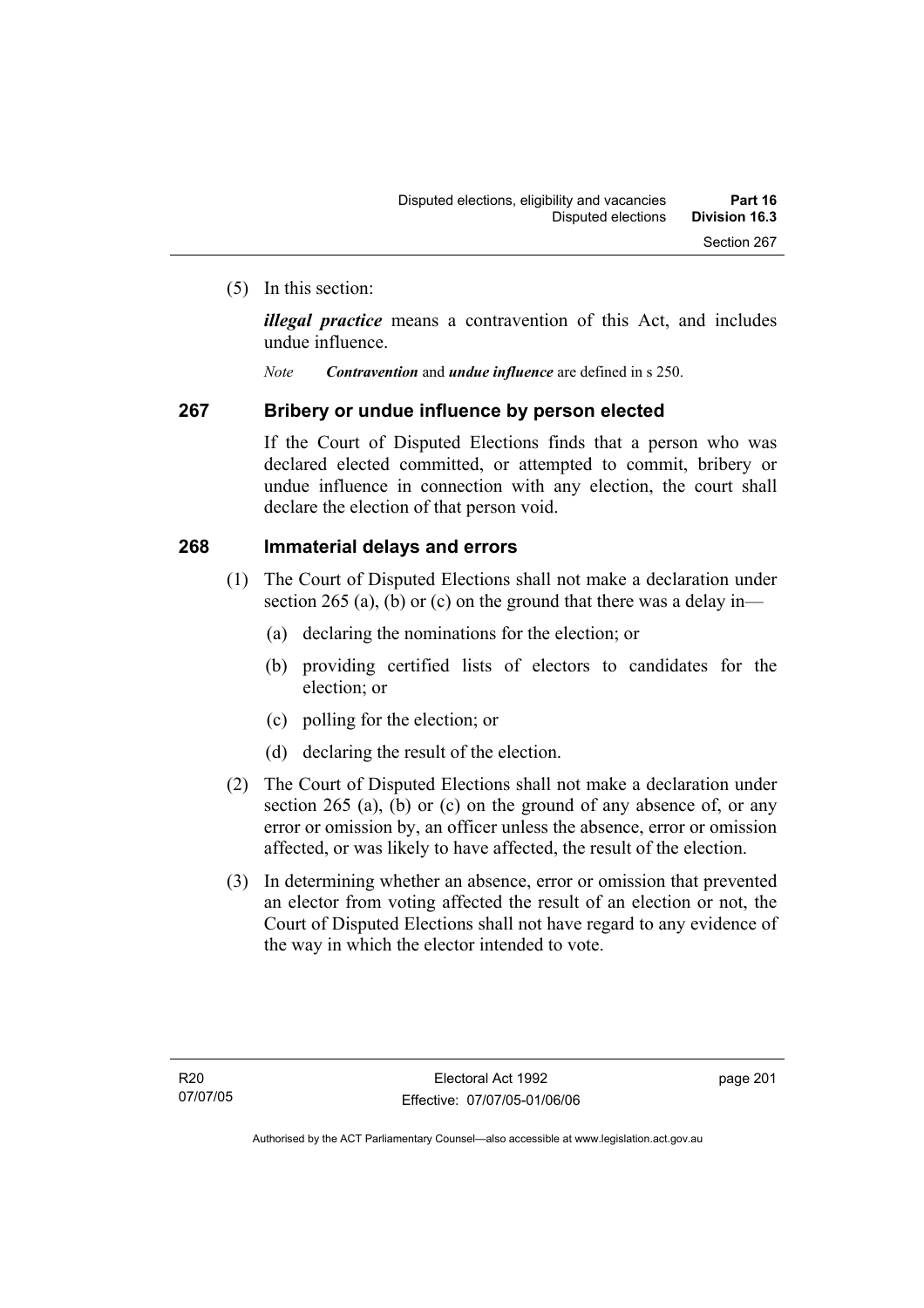(5) In this section:

***illegal practice*** means a contravention of this Act, and includes undue influence.

*Note* ***Contravention*** and ***undue influence*** are defined in s 250.

## 267 Bribery or undue influence by person elected

If the Court of Disputed Elections finds that a person who was declared elected committed, or attempted to commit, bribery or undue influence in connection with any election, the court shall declare the election of that person void.

## 268 Immaterial delays and errors

(1) The Court of Disputed Elections shall not make a declaration under section 265 (a), (b) or (c) on the ground that there was a delay in—

- (a) declaring the nominations for the election; or
- (b) providing certified lists of electors to candidates for the election; or
- (c) polling for the election; or
- (d) declaring the result of the election.

(2) The Court of Disputed Elections shall not make a declaration under section 265 (a), (b) or (c) on the ground of any absence of, or any error or omission by, an officer unless the absence, error or omission affected, or was likely to have affected, the result of the election.

(3) In determining whether an absence, error or omission that prevented an elector from voting affected the result of an election or not, the Court of Disputed Elections shall not have regard to any evidence of the way in which the elector intended to vote.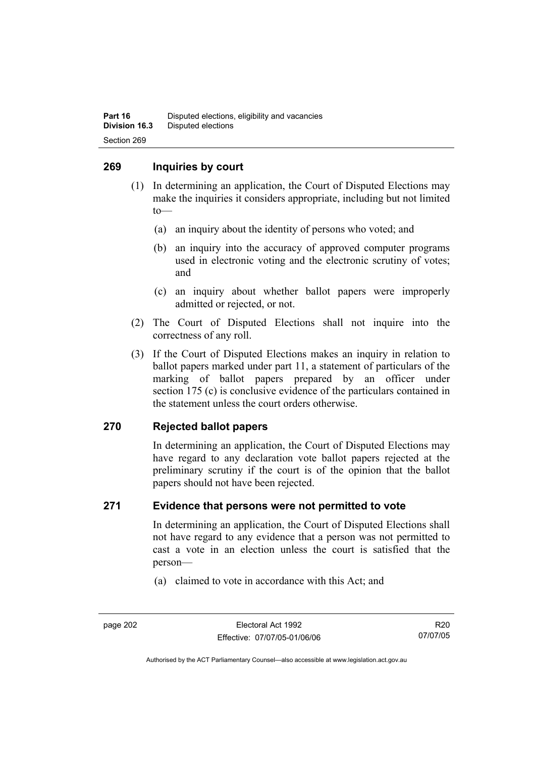## 269 Inquiries by court

(1) In determining an application, the Court of Disputed Elections may make the inquiries it considers appropriate, including but not limited to—

(a) an inquiry about the identity of persons who voted; and

(b) an inquiry into the accuracy of approved computer programs used in electronic voting and the electronic scrutiny of votes; and

(c) an inquiry about whether ballot papers were improperly admitted or rejected, or not.

(2) The Court of Disputed Elections shall not inquire into the correctness of any roll.

(3) If the Court of Disputed Elections makes an inquiry in relation to ballot papers marked under part 11, a statement of particulars of the marking of ballot papers prepared by an officer under section 175 (c) is conclusive evidence of the particulars contained in the statement unless the court orders otherwise.

## 270 Rejected ballot papers

In determining an application, the Court of Disputed Elections may have regard to any declaration vote ballot papers rejected at the preliminary scrutiny if the court is of the opinion that the ballot papers should not have been rejected.

## 271 Evidence that persons were not permitted to vote

In determining an application, the Court of Disputed Elections shall not have regard to any evidence that a person was not permitted to cast a vote in an election unless the court is satisfied that the person—

(a) claimed to vote in accordance with this Act; and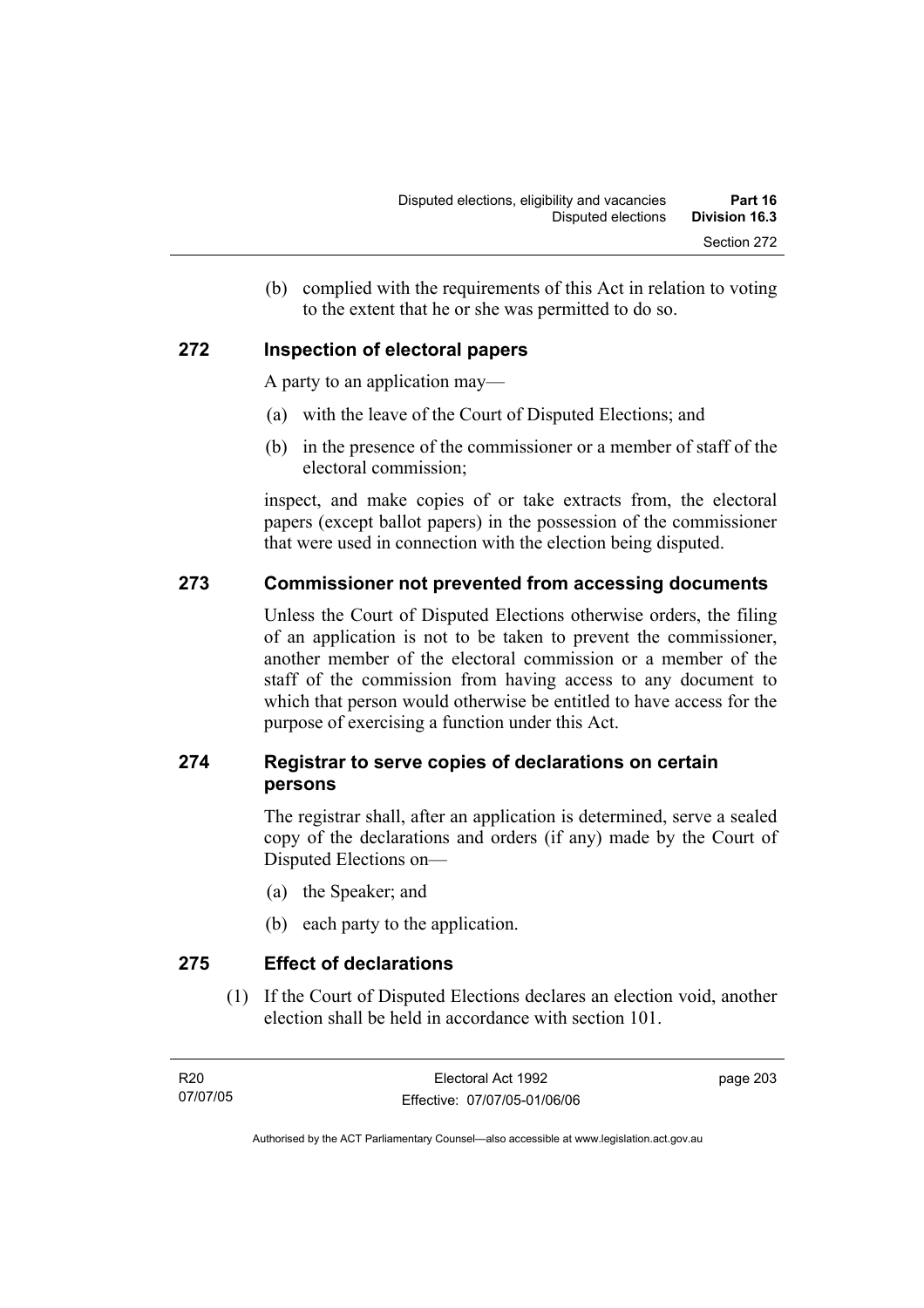(b) complied with the requirements of this Act in relation to voting to the extent that he or she was permitted to do so.

## 272 Inspection of electoral papers

A party to an application may—

(a) with the leave of the Court of Disputed Elections; and

(b) in the presence of the commissioner or a member of staff of the electoral commission;

inspect, and make copies of or take extracts from, the electoral papers (except ballot papers) in the possession of the commissioner that were used in connection with the election being disputed.

## 273 Commissioner not prevented from accessing documents

Unless the Court of Disputed Elections otherwise orders, the filing of an application is not to be taken to prevent the commissioner, another member of the electoral commission or a member of the staff of the commission from having access to any document to which that person would otherwise be entitled to have access for the purpose of exercising a function under this Act.

## 274 Registrar to serve copies of declarations on certain persons

The registrar shall, after an application is determined, serve a sealed copy of the declarations and orders (if any) made by the Court of Disputed Elections on—

(a) the Speaker; and

(b) each party to the application.

## 275 Effect of declarations

(1) If the Court of Disputed Elections declares an election void, another election shall be held in accordance with section 101.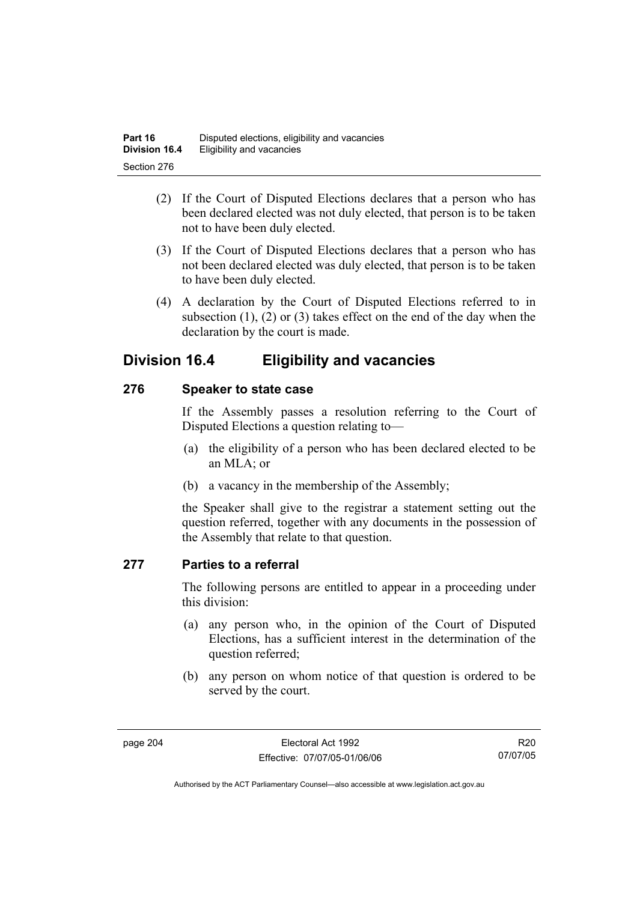(2) If the Court of Disputed Elections declares that a person who has been declared elected was not duly elected, that person is to be taken not to have been duly elected.

(3) If the Court of Disputed Elections declares that a person who has not been declared elected was duly elected, that person is to be taken to have been duly elected.

(4) A declaration by the Court of Disputed Elections referred to in subsection (1), (2) or (3) takes effect on the end of the day when the declaration by the court is made.

## Division 16.4 Eligibility and vacancies

### 276 Speaker to state case

If the Assembly passes a resolution referring to the Court of Disputed Elections a question relating to—

(a) the eligibility of a person who has been declared elected to be an MLA; or

(b) a vacancy in the membership of the Assembly;

the Speaker shall give to the registrar a statement setting out the question referred, together with any documents in the possession of the Assembly that relate to that question.

### 277 Parties to a referral

The following persons are entitled to appear in a proceeding under this division:

(a) any person who, in the opinion of the Court of Disputed Elections, has a sufficient interest in the determination of the question referred;

(b) any person on whom notice of that question is ordered to be served by the court.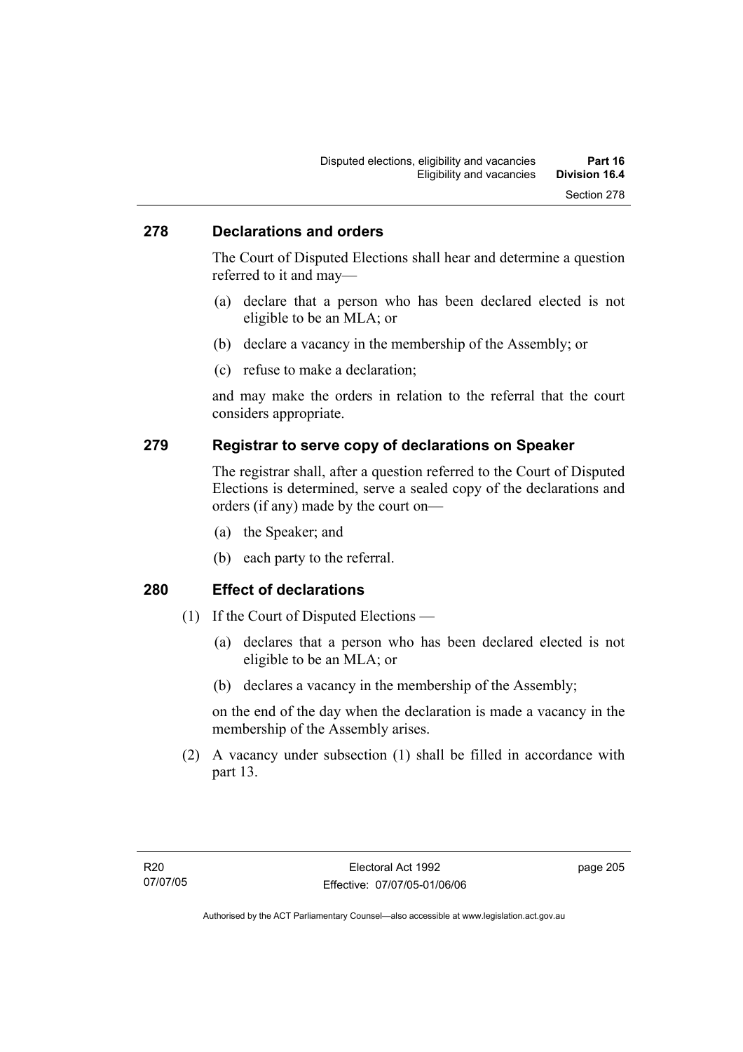## 278 Declarations and orders

The Court of Disputed Elections shall hear and determine a question referred to it and may—

(a) declare that a person who has been declared elected is not eligible to be an MLA; or

(b) declare a vacancy in the membership of the Assembly; or

(c) refuse to make a declaration;

and may make the orders in relation to the referral that the court considers appropriate.

## 279 Registrar to serve copy of declarations on Speaker

The registrar shall, after a question referred to the Court of Disputed Elections is determined, serve a sealed copy of the declarations and orders (if any) made by the court on—

(a) the Speaker; and

(b) each party to the referral.

## 280 Effect of declarations

(1) If the Court of Disputed Elections —

(a) declares that a person who has been declared elected is not eligible to be an MLA; or

(b) declares a vacancy in the membership of the Assembly;

on the end of the day when the declaration is made a vacancy in the membership of the Assembly arises.

(2) A vacancy under subsection (1) shall be filled in accordance with part 13.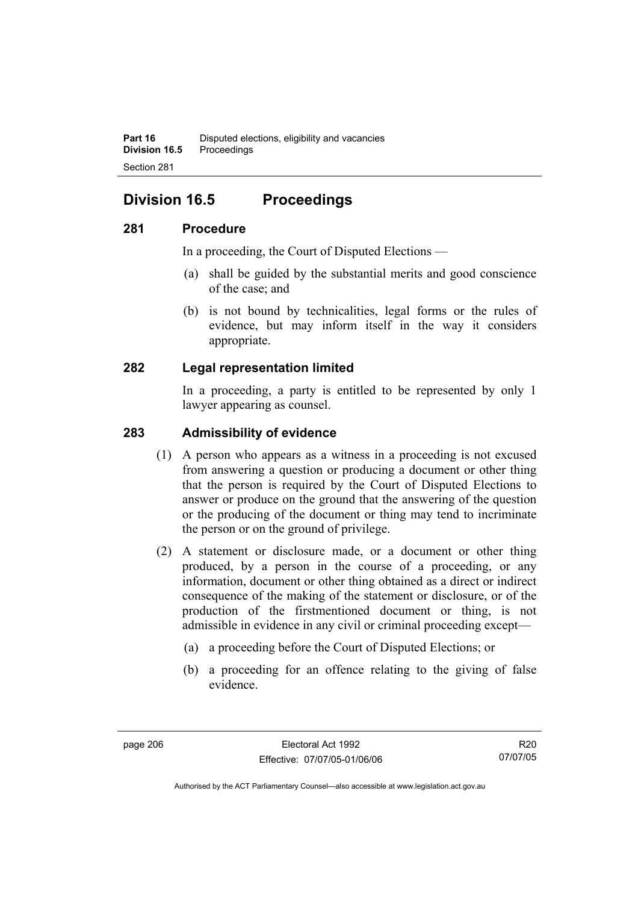## Division 16.5 Proceedings

### 281 Procedure

In a proceeding, the Court of Disputed Elections —

(a) shall be guided by the substantial merits and good conscience of the case; and

(b) is not bound by technicalities, legal forms or the rules of evidence, but may inform itself in the way it considers appropriate.

### 282 Legal representation limited

In a proceeding, a party is entitled to be represented by only 1 lawyer appearing as counsel.

### 283 Admissibility of evidence

(1) A person who appears as a witness in a proceeding is not excused from answering a question or producing a document or other thing that the person is required by the Court of Disputed Elections to answer or produce on the ground that the answering of the question or the producing of the document or thing may tend to incriminate the person or on the ground of privilege.

(2) A statement or disclosure made, or a document or other thing produced, by a person in the course of a proceeding, or any information, document or other thing obtained as a direct or indirect consequence of the making of the statement or disclosure, or of the production of the firstmentioned document or thing, is not admissible in evidence in any civil or criminal proceeding except—

(a) a proceeding before the Court of Disputed Elections; or

(b) a proceeding for an offence relating to the giving of false evidence.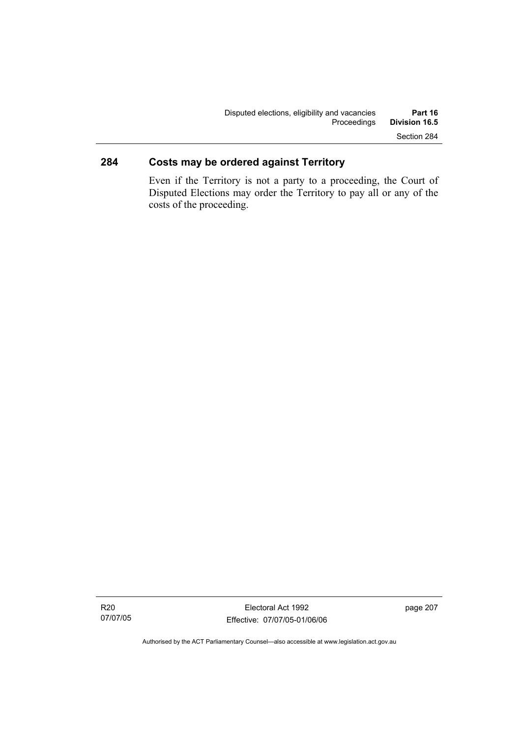## 284 Costs may be ordered against Territory

Even if the Territory is not a party to a proceeding, the Court of Disputed Elections may order the Territory to pay all or any of the costs of the proceeding.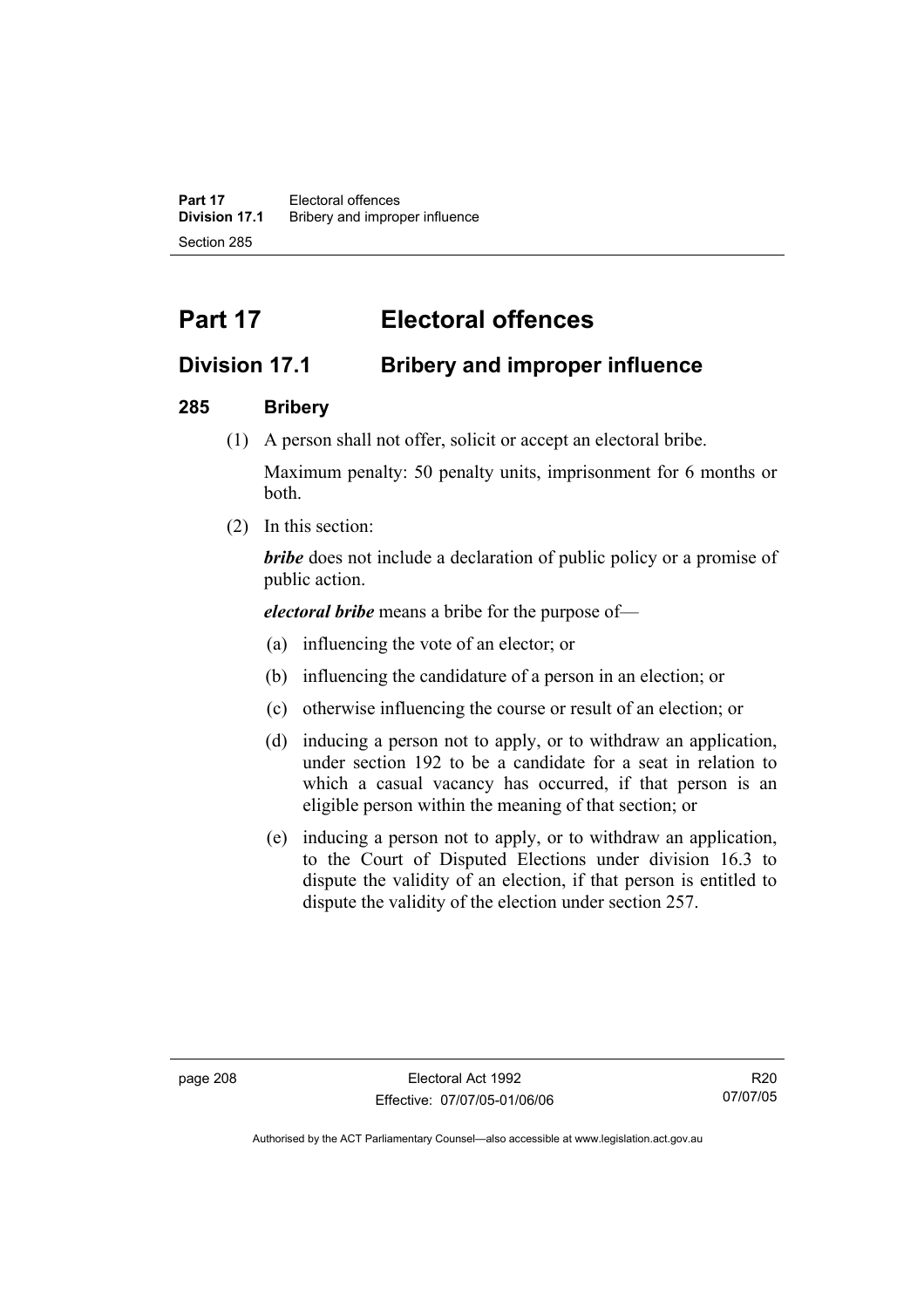# Part 17 Electoral offences

## Division 17.1 Bribery and improper influence

### 285 Bribery

(1) A person shall not offer, solicit or accept an electoral bribe.

Maximum penalty: 50 penalty units, imprisonment for 6 months or both.

(2) In this section:

***bribe*** does not include a declaration of public policy or a promise of public action.

***electoral bribe*** means a bribe for the purpose of—

(a) influencing the vote of an elector; or

(b) influencing the candidature of a person in an election; or

(c) otherwise influencing the course or result of an election; or

(d) inducing a person not to apply, or to withdraw an application, under section 192 to be a candidate for a seat in relation to which a casual vacancy has occurred, if that person is an eligible person within the meaning of that section; or

(e) inducing a person not to apply, or to withdraw an application, to the Court of Disputed Elections under division 16.3 to dispute the validity of an election, if that person is entitled to dispute the validity of the election under section 257.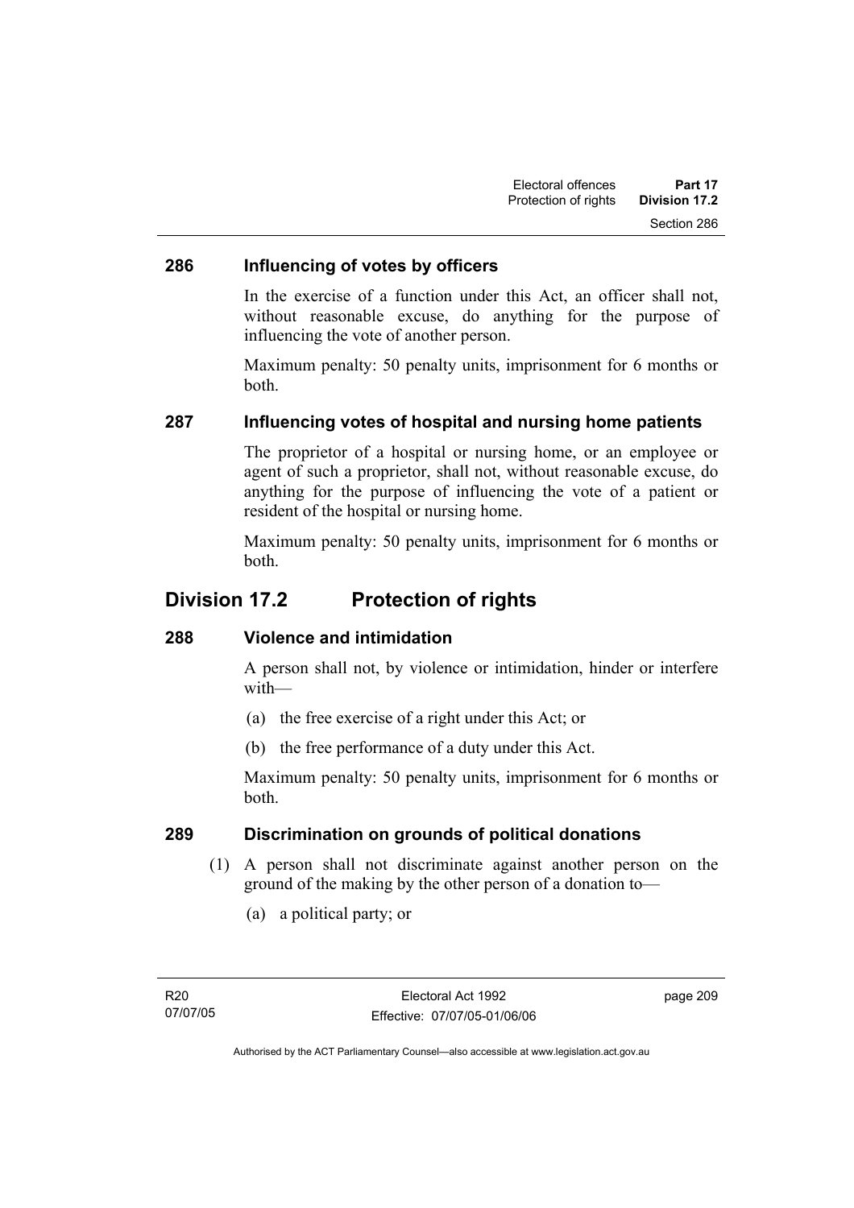### 286 Influencing of votes by officers

In the exercise of a function under this Act, an officer shall not, without reasonable excuse, do anything for the purpose of influencing the vote of another person.

Maximum penalty: 50 penalty units, imprisonment for 6 months or both.

### 287 Influencing votes of hospital and nursing home patients

The proprietor of a hospital or nursing home, or an employee or agent of such a proprietor, shall not, without reasonable excuse, do anything for the purpose of influencing the vote of a patient or resident of the hospital or nursing home.

Maximum penalty: 50 penalty units, imprisonment for 6 months or both.

## Division 17.2 Protection of rights

### 288 Violence and intimidation

A person shall not, by violence or intimidation, hinder or interfere with—

(a) the free exercise of a right under this Act; or

(b) the free performance of a duty under this Act.

Maximum penalty: 50 penalty units, imprisonment for 6 months or both.

### 289 Discrimination on grounds of political donations

(1) A person shall not discriminate against another person on the ground of the making by the other person of a donation to—

(a) a political party; or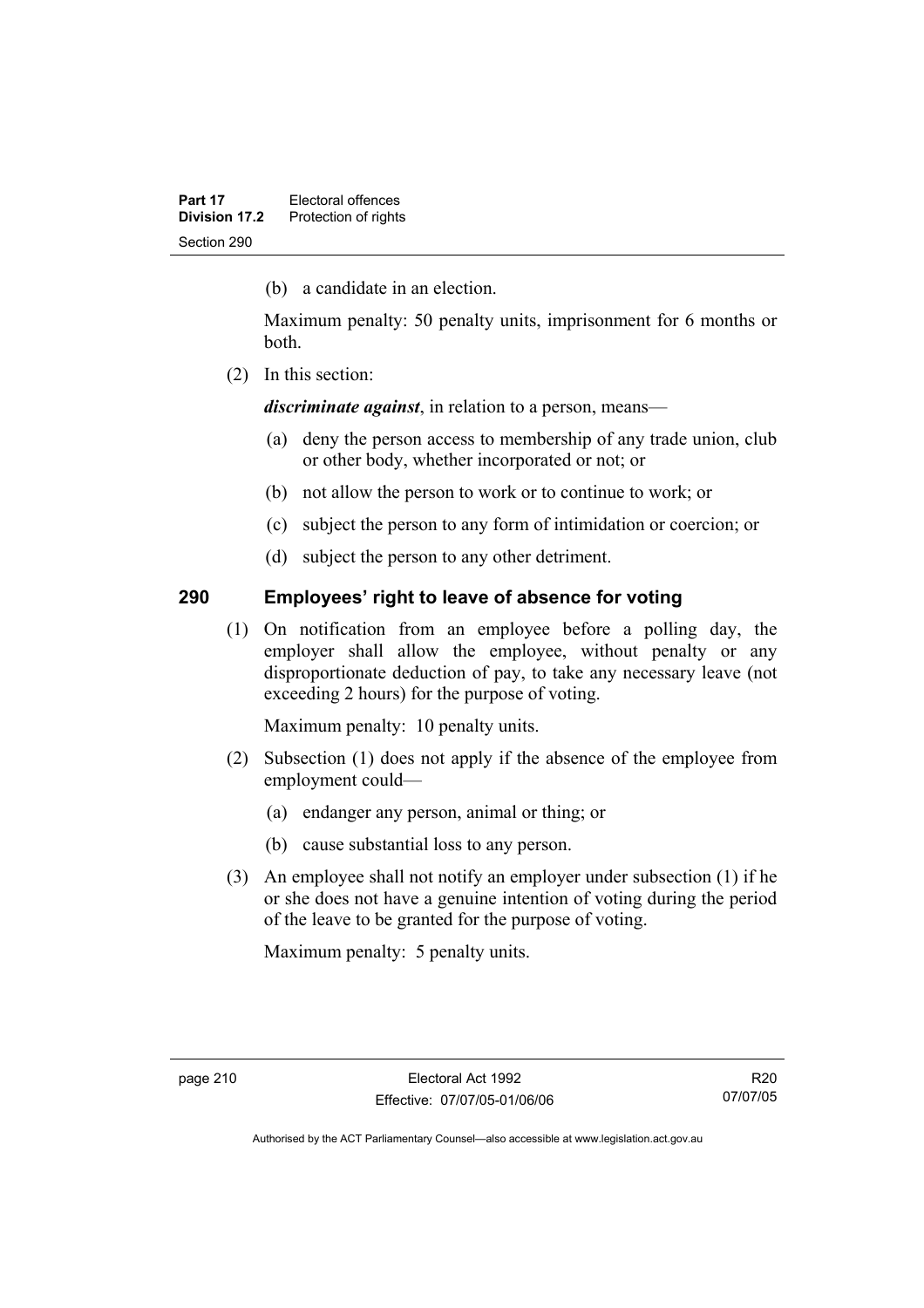(b) a candidate in an election.

Maximum penalty: 50 penalty units, imprisonment for 6 months or both.

(2) In this section:

***discriminate against***, in relation to a person, means—

(a) deny the person access to membership of any trade union, club or other body, whether incorporated or not; or

(b) not allow the person to work or to continue to work; or

(c) subject the person to any form of intimidation or coercion; or

(d) subject the person to any other detriment.

## 290 Employees' right to leave of absence for voting

(1) On notification from an employee before a polling day, the employer shall allow the employee, without penalty or any disproportionate deduction of pay, to take any necessary leave (not exceeding 2 hours) for the purpose of voting.

Maximum penalty: 10 penalty units.

(2) Subsection (1) does not apply if the absence of the employee from employment could—

(a) endanger any person, animal or thing; or

(b) cause substantial loss to any person.

(3) An employee shall not notify an employer under subsection (1) if he or she does not have a genuine intention of voting during the period of the leave to be granted for the purpose of voting.

Maximum penalty: 5 penalty units.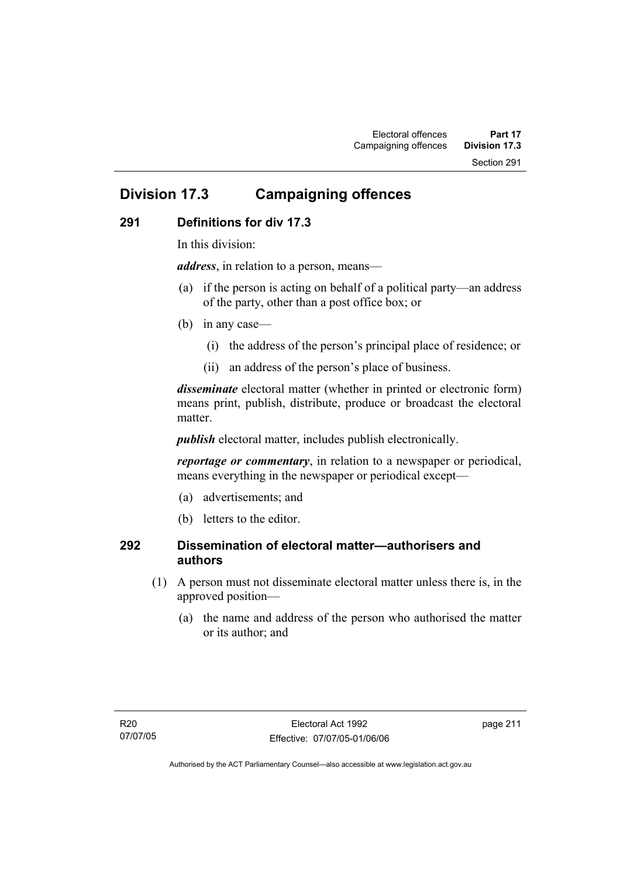## Division 17.3 Campaigning offences

### 291 Definitions for div 17.3

In this division:

***address***, in relation to a person, means—

(a) if the person is acting on behalf of a political party—an address of the party, other than a post office box; or

(b) in any case—

   (i) the address of the person's principal place of residence; or

   (ii) an address of the person's place of business.

***disseminate*** electoral matter (whether in printed or electronic form) means print, publish, distribute, produce or broadcast the electoral matter.

***publish*** electoral matter, includes publish electronically.

***reportage or commentary***, in relation to a newspaper or periodical, means everything in the newspaper or periodical except—

(a) advertisements; and

(b) letters to the editor.

### 292 Dissemination of electoral matter—authorisers and authors

(1) A person must not disseminate electoral matter unless there is, in the approved position—

   (a) the name and address of the person who authorised the matter or its author; and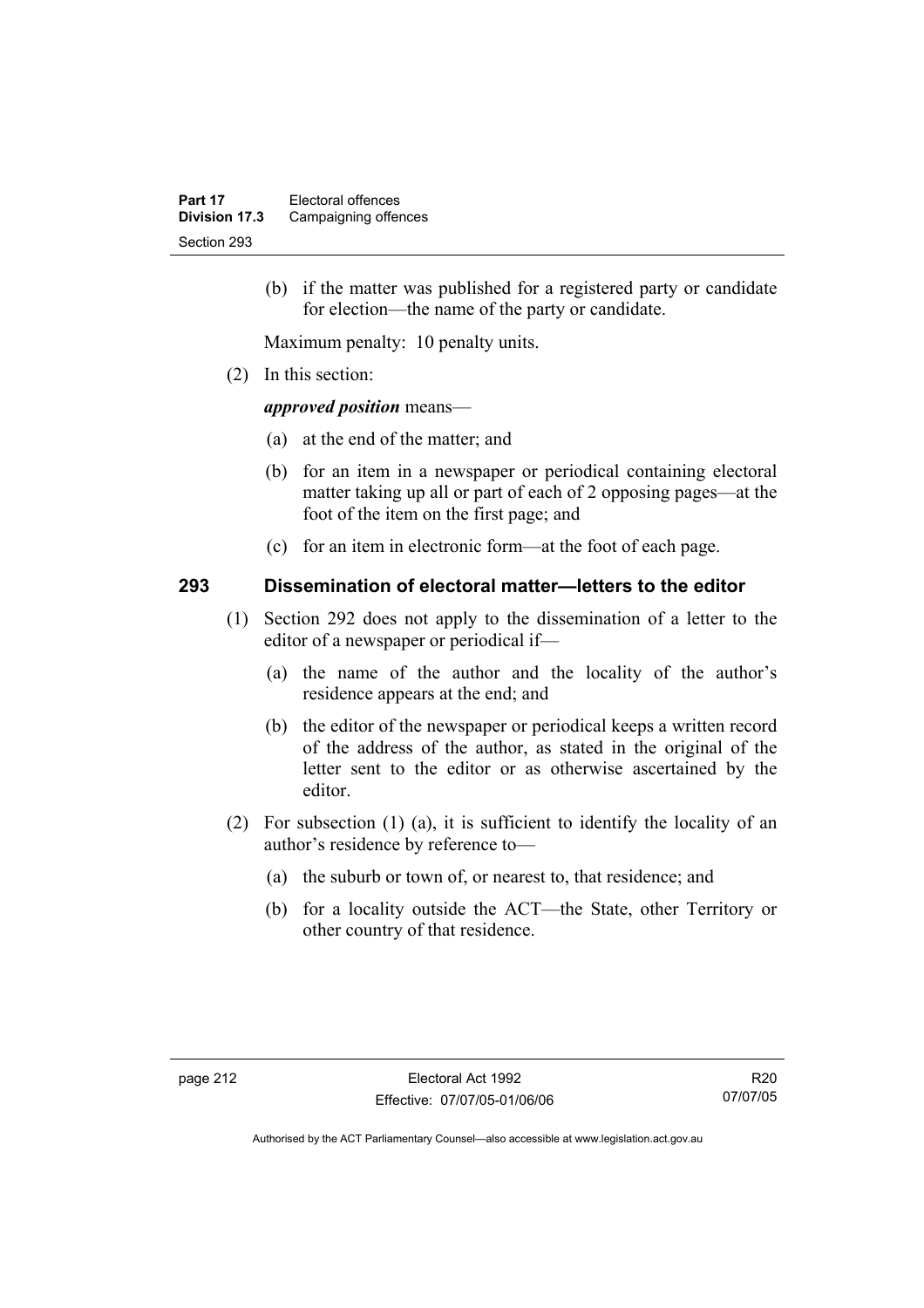(b) if the matter was published for a registered party or candidate for election—the name of the party or candidate.

Maximum penalty: 10 penalty units.

(2) In this section:

***approved position*** means—

(a) at the end of the matter; and

(b) for an item in a newspaper or periodical containing electoral matter taking up all or part of each of 2 opposing pages—at the foot of the item on the first page; and

(c) for an item in electronic form—at the foot of each page.

### 293 Dissemination of electoral matter—letters to the editor

(1) Section 292 does not apply to the dissemination of a letter to the editor of a newspaper or periodical if—

(a) the name of the author and the locality of the author's residence appears at the end; and

(b) the editor of the newspaper or periodical keeps a written record of the address of the author, as stated in the original of the letter sent to the editor or as otherwise ascertained by the editor.

(2) For subsection (1) (a), it is sufficient to identify the locality of an author's residence by reference to—

(a) the suburb or town of, or nearest to, that residence; and

(b) for a locality outside the ACT—the State, other Territory or other country of that residence.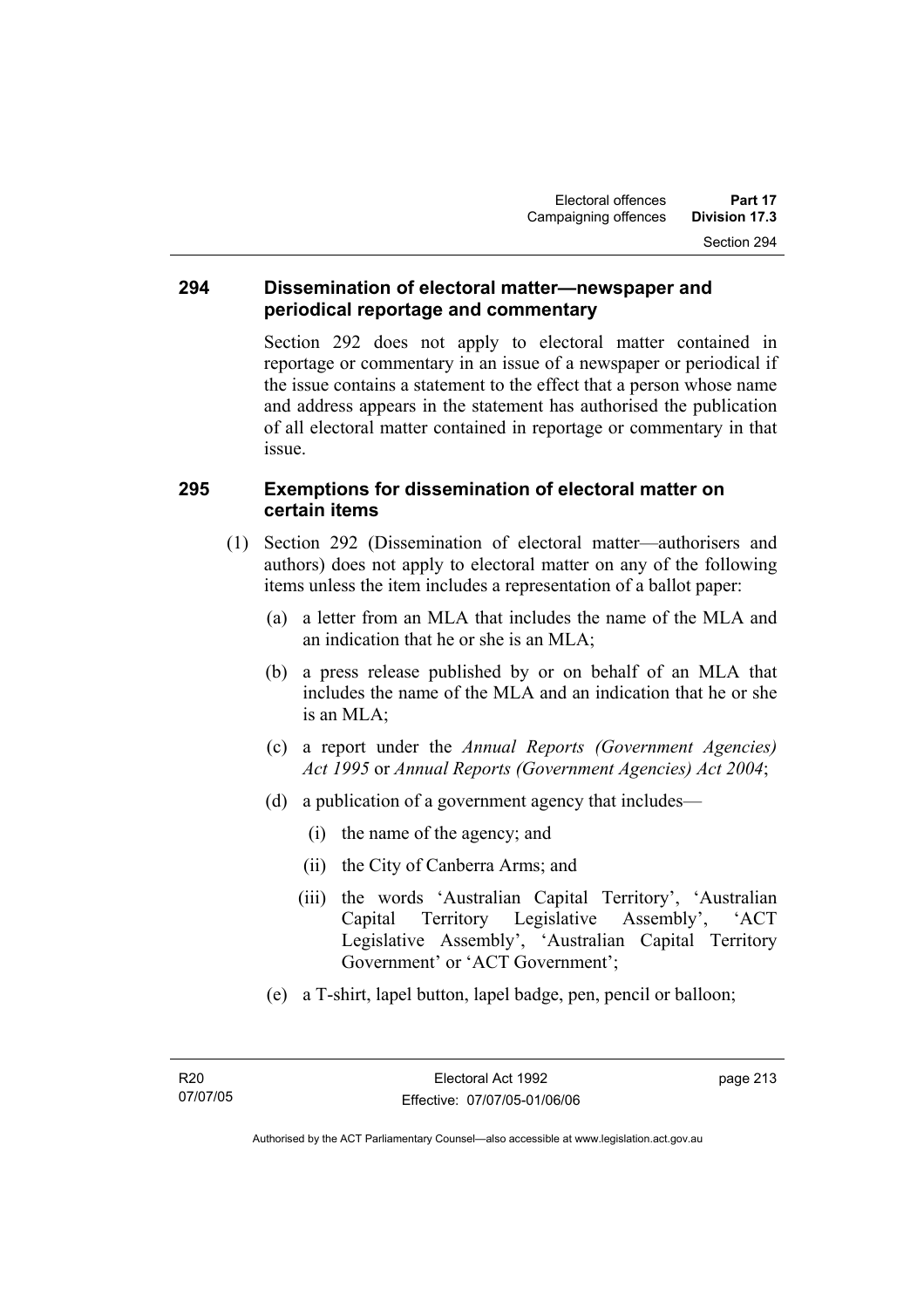## 294 Dissemination of electoral matter—newspaper and periodical reportage and commentary

Section 292 does not apply to electoral matter contained in reportage or commentary in an issue of a newspaper or periodical if the issue contains a statement to the effect that a person whose name and address appears in the statement has authorised the publication of all electoral matter contained in reportage or commentary in that issue.

## 295 Exemptions for dissemination of electoral matter on certain items

(1) Section 292 (Dissemination of electoral matter—authorisers and authors) does not apply to electoral matter on any of the following items unless the item includes a representation of a ballot paper:

- (a) a letter from an MLA that includes the name of the MLA and an indication that he or she is an MLA;
- (b) a press release published by or on behalf of an MLA that includes the name of the MLA and an indication that he or she is an MLA;
- (c) a report under the *Annual Reports (Government Agencies) Act 1995* or *Annual Reports (Government Agencies) Act 2004*;
- (d) a publication of a government agency that includes—
  - (i) the name of the agency; and
  - (ii) the City of Canberra Arms; and
  - (iii) the words 'Australian Capital Territory', 'Australian Capital Territory Legislative Assembly', 'ACT Legislative Assembly', 'Australian Capital Territory Government' or 'ACT Government';
- (e) a T-shirt, lapel button, lapel badge, pen, pencil or balloon;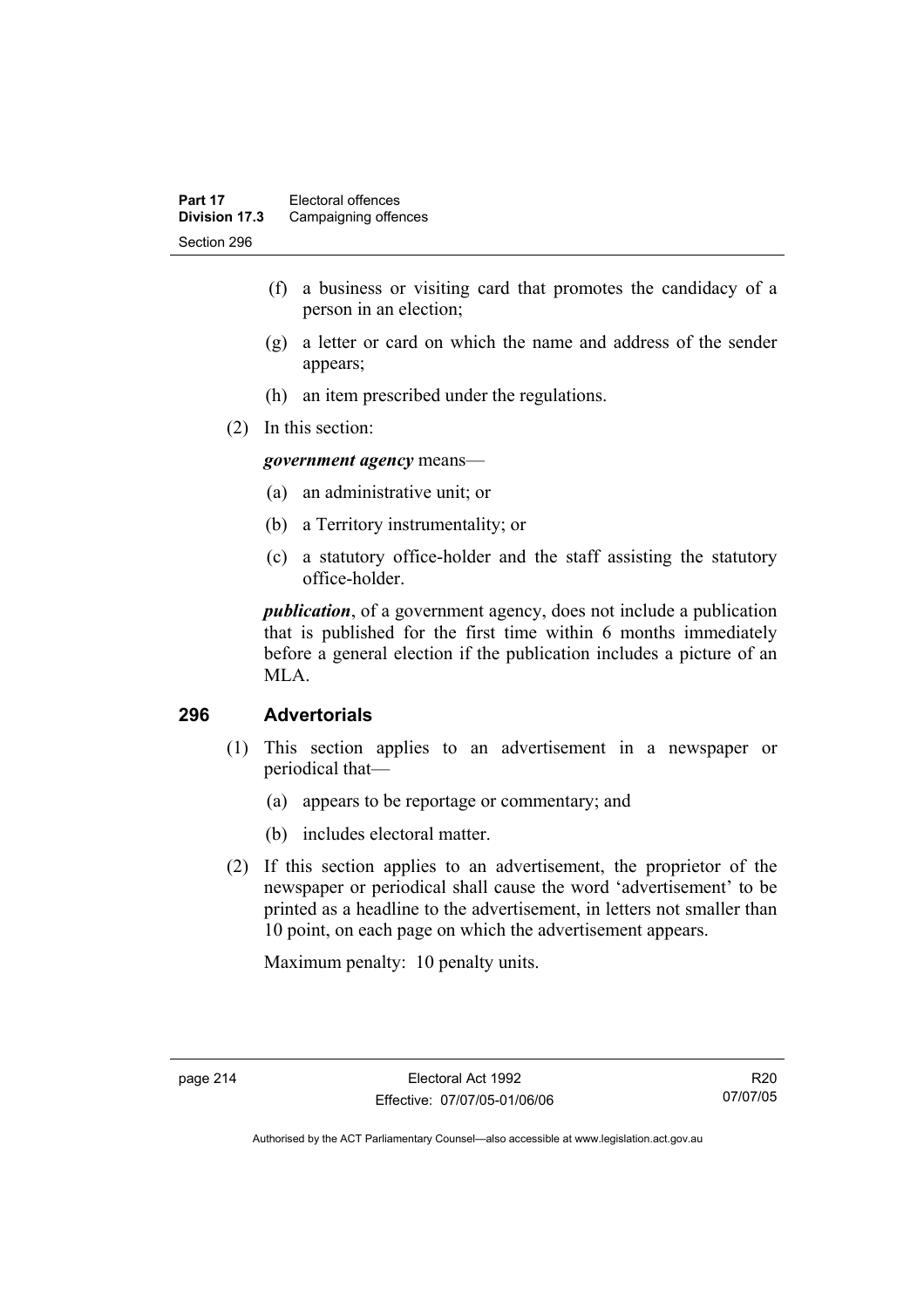(f) a business or visiting card that promotes the candidacy of a person in an election;

(g) a letter or card on which the name and address of the sender appears;

(h) an item prescribed under the regulations.

(2) In this section:

***government agency*** means—

(a) an administrative unit; or

(b) a Territory instrumentality; or

(c) a statutory office-holder and the staff assisting the statutory office-holder.

***publication***, of a government agency, does not include a publication that is published for the first time within 6 months immediately before a general election if the publication includes a picture of an MLA.

## 296 Advertorials

(1) This section applies to an advertisement in a newspaper or periodical that—

(a) appears to be reportage or commentary; and

(b) includes electoral matter.

(2) If this section applies to an advertisement, the proprietor of the newspaper or periodical shall cause the word 'advertisement' to be printed as a headline to the advertisement, in letters not smaller than 10 point, on each page on which the advertisement appears.

Maximum penalty: 10 penalty units.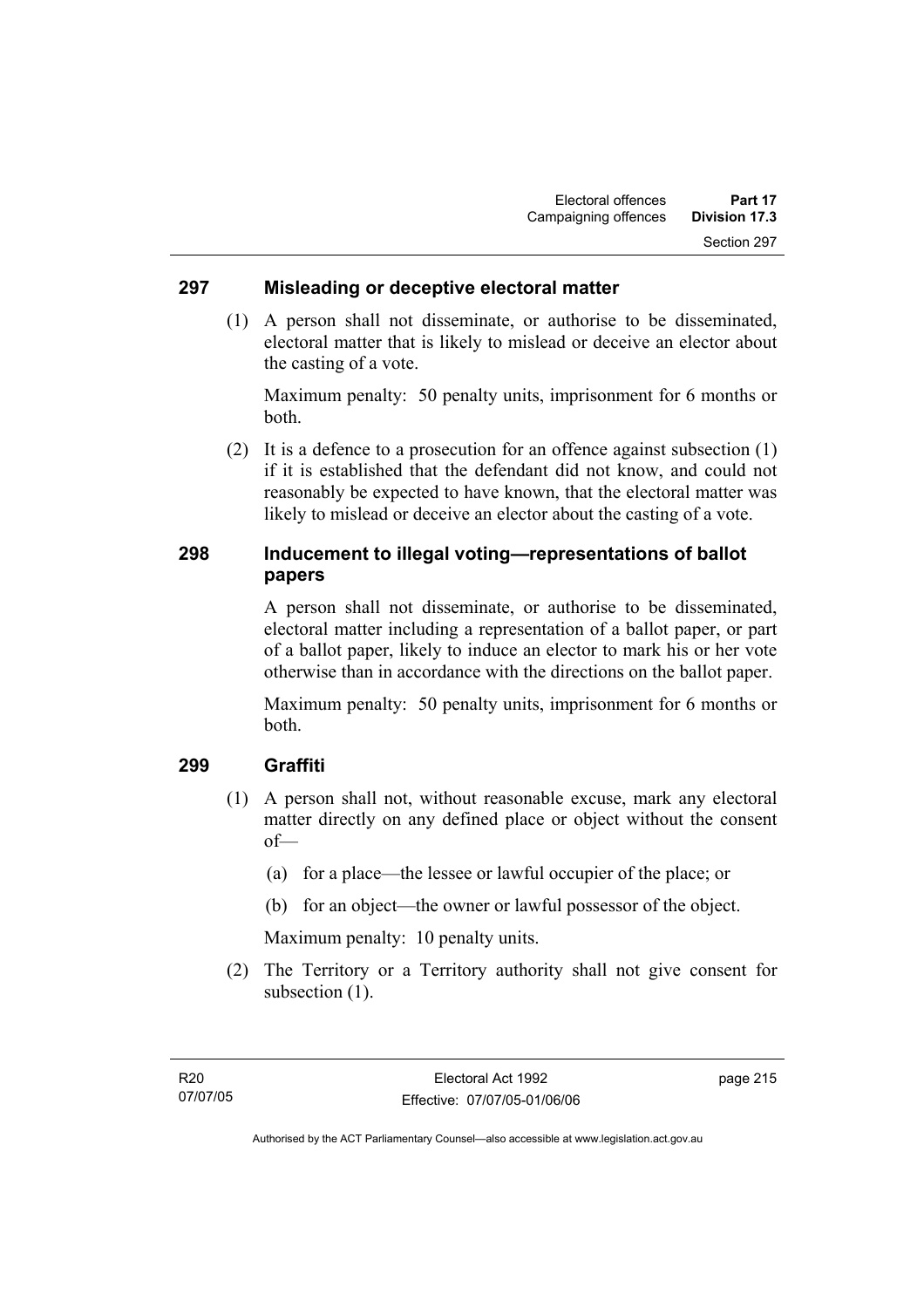### 297 Misleading or deceptive electoral matter

(1) A person shall not disseminate, or authorise to be disseminated, electoral matter that is likely to mislead or deceive an elector about the casting of a vote.

Maximum penalty: 50 penalty units, imprisonment for 6 months or both.

(2) It is a defence to a prosecution for an offence against subsection (1) if it is established that the defendant did not know, and could not reasonably be expected to have known, that the electoral matter was likely to mislead or deceive an elector about the casting of a vote.

### 298 Inducement to illegal voting—representations of ballot papers

A person shall not disseminate, or authorise to be disseminated, electoral matter including a representation of a ballot paper, or part of a ballot paper, likely to induce an elector to mark his or her vote otherwise than in accordance with the directions on the ballot paper.

Maximum penalty: 50 penalty units, imprisonment for 6 months or both.

### 299 Graffiti

(1) A person shall not, without reasonable excuse, mark any electoral matter directly on any defined place or object without the consent of—

(a) for a place—the lessee or lawful occupier of the place; or

(b) for an object—the owner or lawful possessor of the object.

Maximum penalty: 10 penalty units.

(2) The Territory or a Territory authority shall not give consent for subsection (1).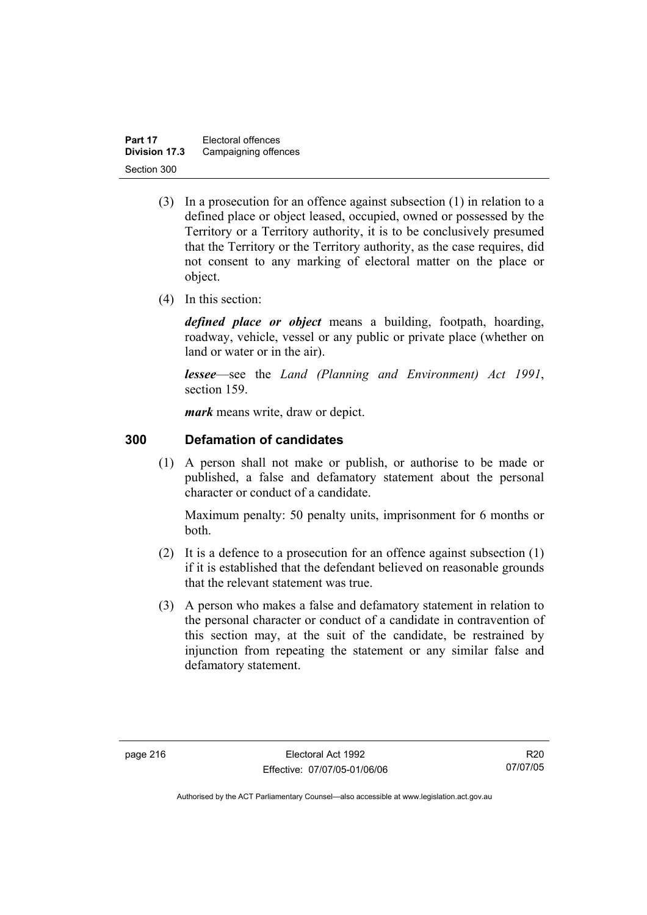(3) In a prosecution for an offence against subsection (1) in relation to a defined place or object leased, occupied, owned or possessed by the Territory or a Territory authority, it is to be conclusively presumed that the Territory or the Territory authority, as the case requires, did not consent to any marking of electoral matter on the place or object.

(4) In this section:

***defined place or object*** means a building, footpath, hoarding, roadway, vehicle, vessel or any public or private place (whether on land or water or in the air).

***lessee***—see the *Land (Planning and Environment) Act 1991*, section 159.

***mark*** means write, draw or depict.

## 300 Defamation of candidates

(1) A person shall not make or publish, or authorise to be made or published, a false and defamatory statement about the personal character or conduct of a candidate.

Maximum penalty: 50 penalty units, imprisonment for 6 months or both.

(2) It is a defence to a prosecution for an offence against subsection (1) if it is established that the defendant believed on reasonable grounds that the relevant statement was true.

(3) A person who makes a false and defamatory statement in relation to the personal character or conduct of a candidate in contravention of this section may, at the suit of the candidate, be restrained by injunction from repeating the statement or any similar false and defamatory statement.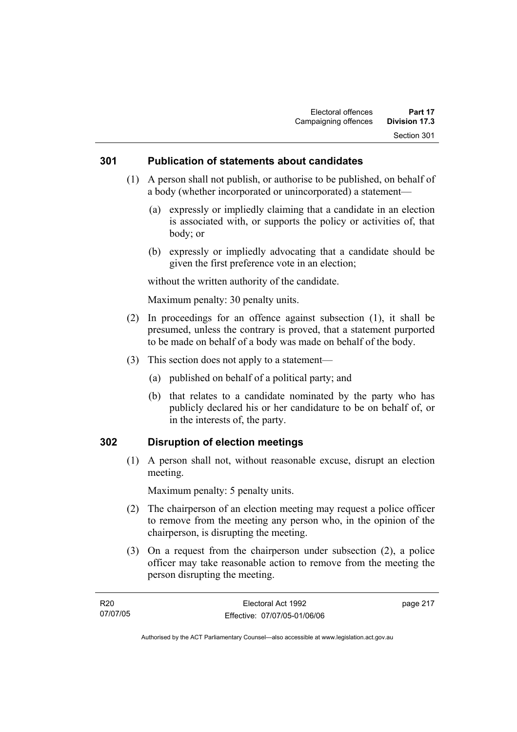## 301 Publication of statements about candidates

(1) A person shall not publish, or authorise to be published, on behalf of a body (whether incorporated or unincorporated) a statement—

(a) expressly or impliedly claiming that a candidate in an election is associated with, or supports the policy or activities of, that body; or

(b) expressly or impliedly advocating that a candidate should be given the first preference vote in an election;

without the written authority of the candidate.

Maximum penalty: 30 penalty units.

(2) In proceedings for an offence against subsection (1), it shall be presumed, unless the contrary is proved, that a statement purported to be made on behalf of a body was made on behalf of the body.

(3) This section does not apply to a statement—

(a) published on behalf of a political party; and

(b) that relates to a candidate nominated by the party who has publicly declared his or her candidature to be on behalf of, or in the interests of, the party.

## 302 Disruption of election meetings

(1) A person shall not, without reasonable excuse, disrupt an election meeting.

Maximum penalty: 5 penalty units.

(2) The chairperson of an election meeting may request a police officer to remove from the meeting any person who, in the opinion of the chairperson, is disrupting the meeting.

(3) On a request from the chairperson under subsection (2), a police officer may take reasonable action to remove from the meeting the person disrupting the meeting.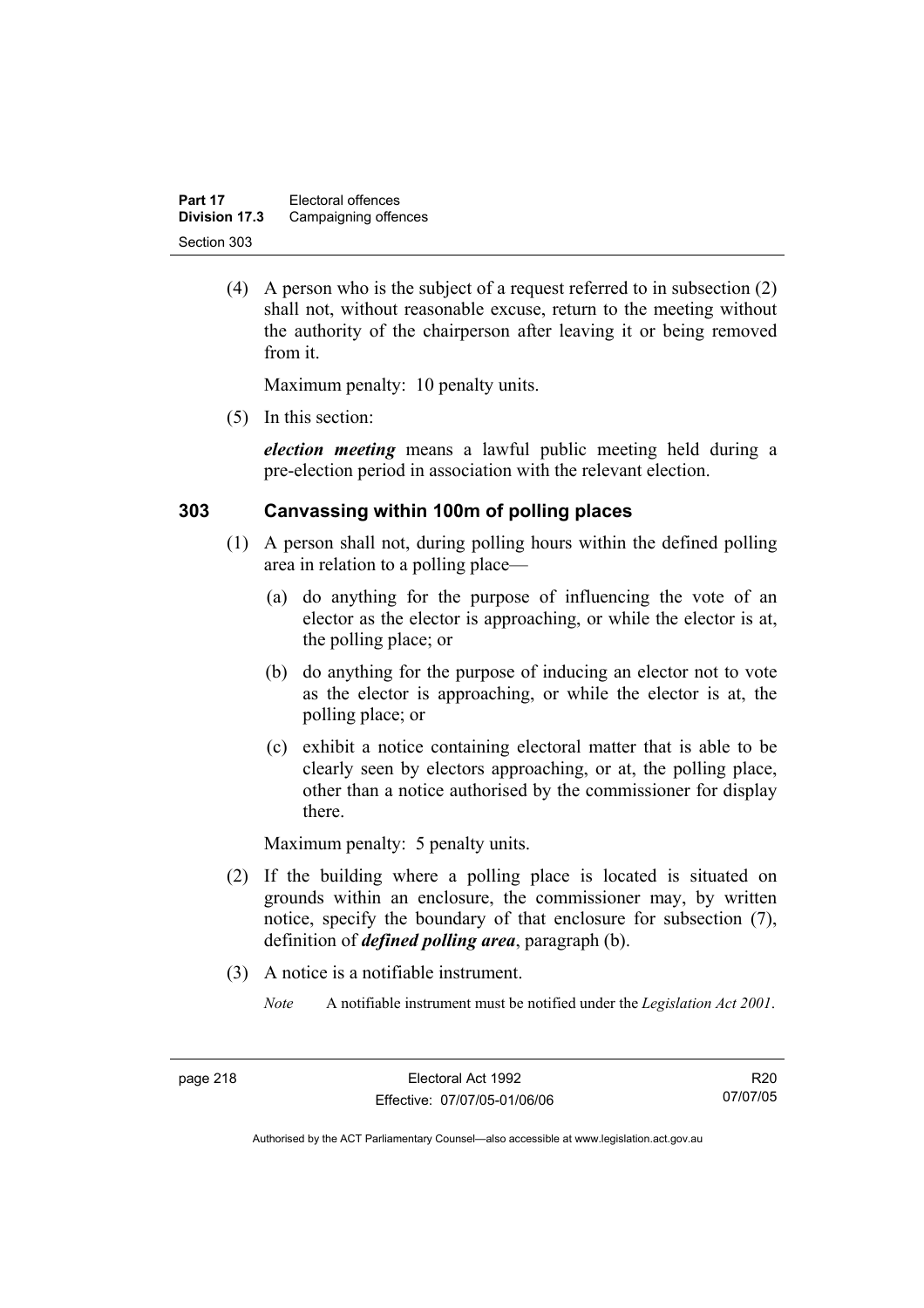(4) A person who is the subject of a request referred to in subsection (2) shall not, without reasonable excuse, return to the meeting without the authority of the chairperson after leaving it or being removed from it.

Maximum penalty: 10 penalty units.

(5) In this section:

***election meeting*** means a lawful public meeting held during a pre-election period in association with the relevant election.

## 303 Canvassing within 100m of polling places

(1) A person shall not, during polling hours within the defined polling area in relation to a polling place—

(a) do anything for the purpose of influencing the vote of an elector as the elector is approaching, or while the elector is at, the polling place; or

(b) do anything for the purpose of inducing an elector not to vote as the elector is approaching, or while the elector is at, the polling place; or

(c) exhibit a notice containing electoral matter that is able to be clearly seen by electors approaching, or at, the polling place, other than a notice authorised by the commissioner for display there.

Maximum penalty: 5 penalty units.

(2) If the building where a polling place is located is situated on grounds within an enclosure, the commissioner may, by written notice, specify the boundary of that enclosure for subsection (7), definition of ***defined polling area***, paragraph (b).

(3) A notice is a notifiable instrument.

*Note* A notifiable instrument must be notified under the *Legislation Act 2001*.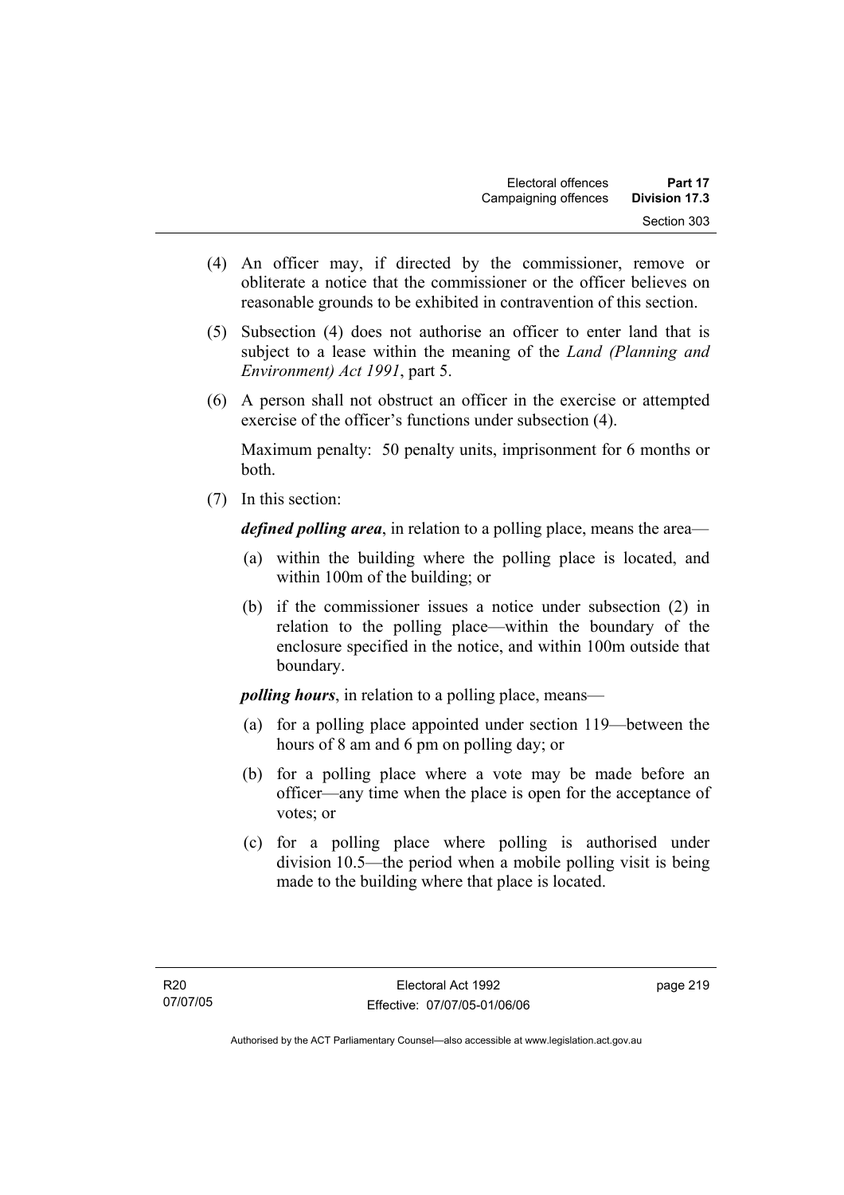(4) An officer may, if directed by the commissioner, remove or obliterate a notice that the commissioner or the officer believes on reasonable grounds to be exhibited in contravention of this section.

(5) Subsection (4) does not authorise an officer to enter land that is subject to a lease within the meaning of the *Land (Planning and Environment) Act 1991*, part 5.

(6) A person shall not obstruct an officer in the exercise or attempted exercise of the officer's functions under subsection (4).

Maximum penalty: 50 penalty units, imprisonment for 6 months or both.

(7) In this section:

***defined polling area***, in relation to a polling place, means the area—

(a) within the building where the polling place is located, and within 100m of the building; or

(b) if the commissioner issues a notice under subsection (2) in relation to the polling place—within the boundary of the enclosure specified in the notice, and within 100m outside that boundary.

***polling hours***, in relation to a polling place, means—

(a) for a polling place appointed under section 119—between the hours of 8 am and 6 pm on polling day; or

(b) for a polling place where a vote may be made before an officer—any time when the place is open for the acceptance of votes; or

(c) for a polling place where polling is authorised under division 10.5—the period when a mobile polling visit is being made to the building where that place is located.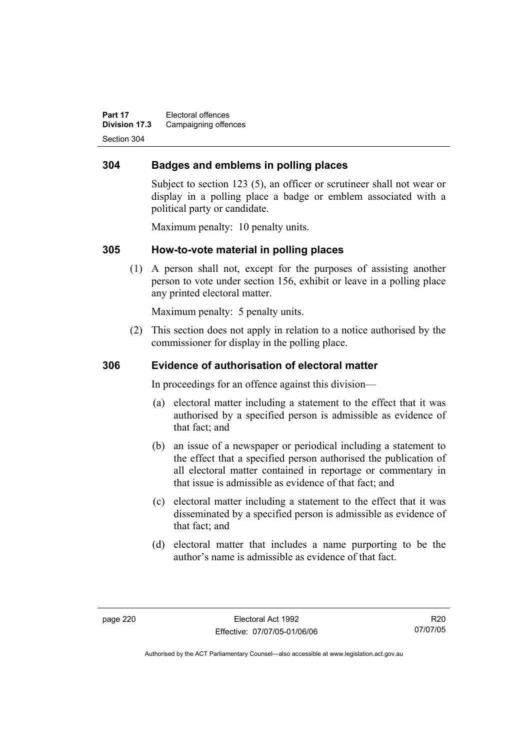## 304 Badges and emblems in polling places

Subject to section 123 (5), an officer or scrutineer shall not wear or display in a polling place a badge or emblem associated with a political party or candidate.

Maximum penalty: 10 penalty units.

## 305 How-to-vote material in polling places

(1) A person shall not, except for the purposes of assisting another person to vote under section 156, exhibit or leave in a polling place any printed electoral matter.

Maximum penalty: 5 penalty units.

(2) This section does not apply in relation to a notice authorised by the commissioner for display in the polling place.

## 306 Evidence of authorisation of electoral matter

In proceedings for an offence against this division—

(a) electoral matter including a statement to the effect that it was authorised by a specified person is admissible as evidence of that fact; and

(b) an issue of a newspaper or periodical including a statement to the effect that a specified person authorised the publication of all electoral matter contained in reportage or commentary in that issue is admissible as evidence of that fact; and

(c) electoral matter including a statement to the effect that it was disseminated by a specified person is admissible as evidence of that fact; and

(d) electoral matter that includes a name purporting to be the author's name is admissible as evidence of that fact.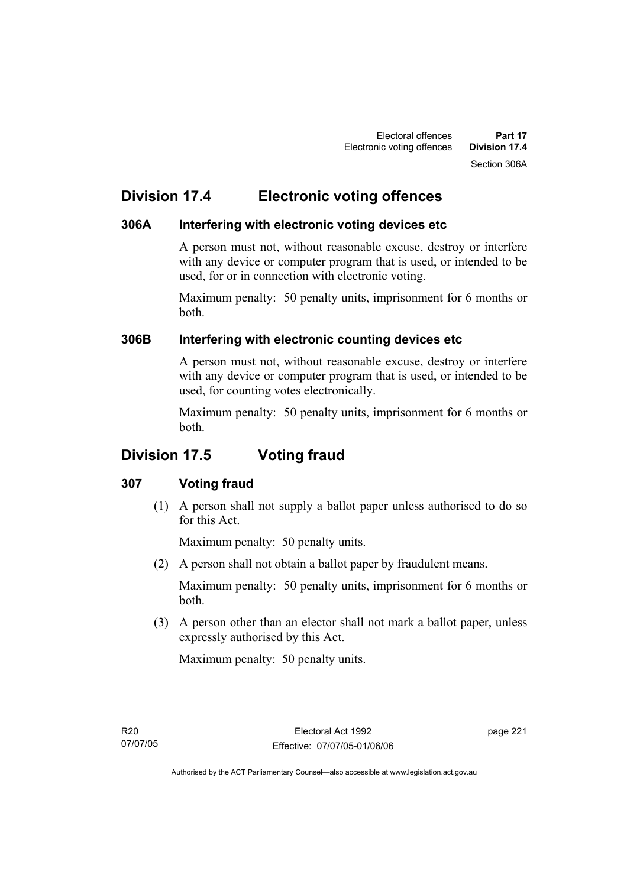## Division 17.4 Electronic voting offences

### 306A Interfering with electronic voting devices etc

A person must not, without reasonable excuse, destroy or interfere with any device or computer program that is used, or intended to be used, for or in connection with electronic voting.

Maximum penalty: 50 penalty units, imprisonment for 6 months or both.

### 306B Interfering with electronic counting devices etc

A person must not, without reasonable excuse, destroy or interfere with any device or computer program that is used, or intended to be used, for counting votes electronically.

Maximum penalty: 50 penalty units, imprisonment for 6 months or both.

## Division 17.5 Voting fraud

### 307 Voting fraud

(1) A person shall not supply a ballot paper unless authorised to do so for this Act.

Maximum penalty: 50 penalty units.

(2) A person shall not obtain a ballot paper by fraudulent means.

Maximum penalty: 50 penalty units, imprisonment for 6 months or both.

(3) A person other than an elector shall not mark a ballot paper, unless expressly authorised by this Act.

Maximum penalty: 50 penalty units.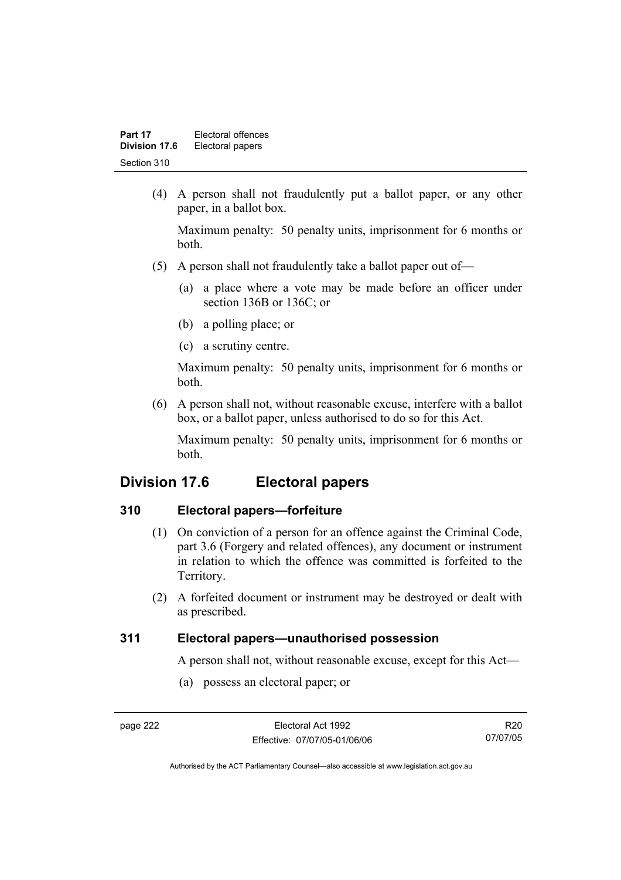(4) A person shall not fraudulently put a ballot paper, or any other paper, in a ballot box.

Maximum penalty: 50 penalty units, imprisonment for 6 months or both.

(5) A person shall not fraudulently take a ballot paper out of—

(a) a place where a vote may be made before an officer under section 136B or 136C; or

(b) a polling place; or

(c) a scrutiny centre.

Maximum penalty: 50 penalty units, imprisonment for 6 months or both.

(6) A person shall not, without reasonable excuse, interfere with a ballot box, or a ballot paper, unless authorised to do so for this Act.

Maximum penalty: 50 penalty units, imprisonment for 6 months or both.

## Division 17.6 Electoral papers

### 310 Electoral papers—forfeiture

(1) On conviction of a person for an offence against the Criminal Code, part 3.6 (Forgery and related offences), any document or instrument in relation to which the offence was committed is forfeited to the Territory.

(2) A forfeited document or instrument may be destroyed or dealt with as prescribed.

### 311 Electoral papers—unauthorised possession

A person shall not, without reasonable excuse, except for this Act—

(a) possess an electoral paper; or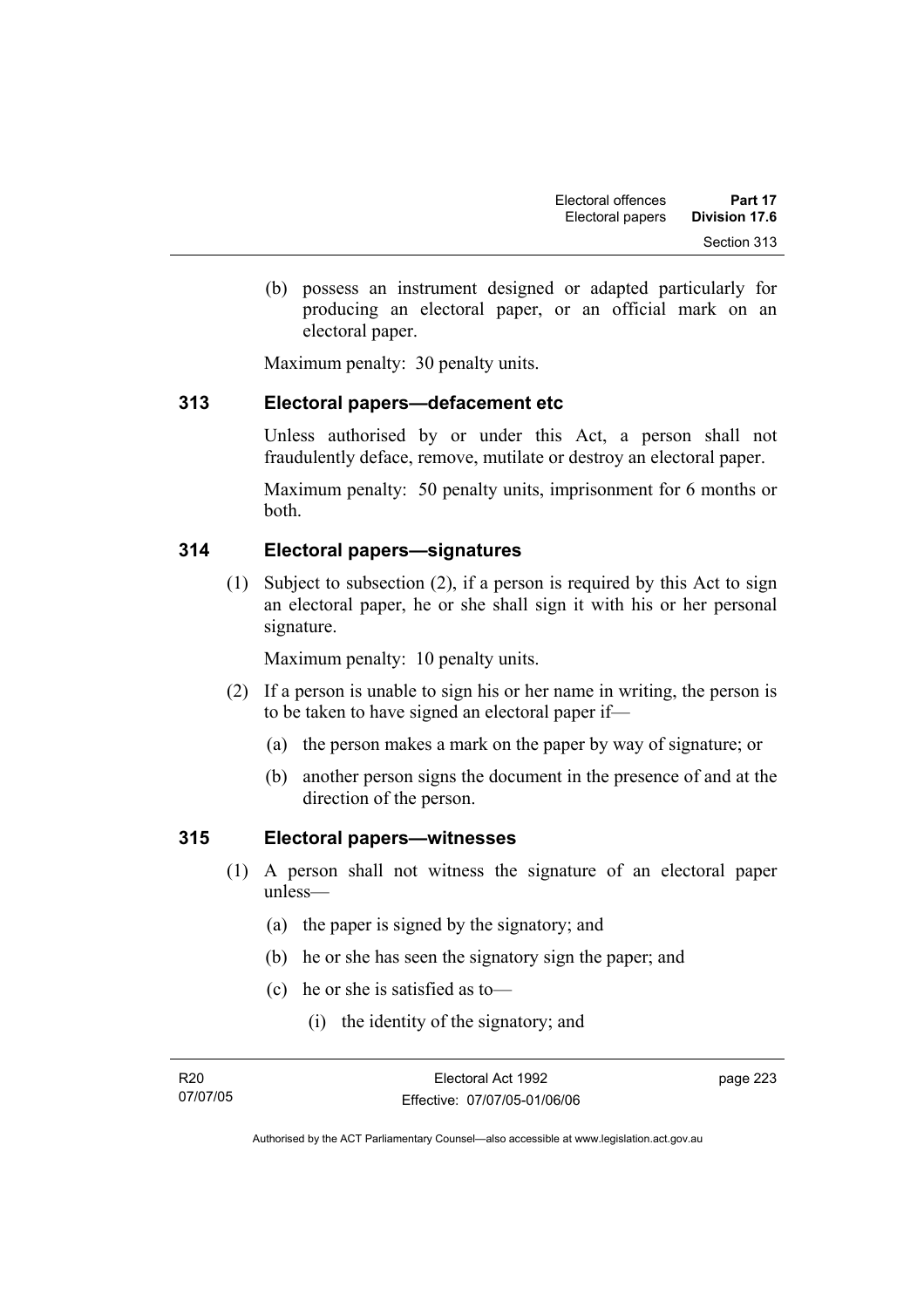(b) possess an instrument designed or adapted particularly for producing an electoral paper, or an official mark on an electoral paper.

Maximum penalty: 30 penalty units.

## 313 Electoral papers—defacement etc

Unless authorised by or under this Act, a person shall not fraudulently deface, remove, mutilate or destroy an electoral paper.

Maximum penalty: 50 penalty units, imprisonment for 6 months or both.

## 314 Electoral papers—signatures

(1) Subject to subsection (2), if a person is required by this Act to sign an electoral paper, he or she shall sign it with his or her personal signature.

Maximum penalty: 10 penalty units.

(2) If a person is unable to sign his or her name in writing, the person is to be taken to have signed an electoral paper if—

(a) the person makes a mark on the paper by way of signature; or

(b) another person signs the document in the presence of and at the direction of the person.

## 315 Electoral papers—witnesses

(1) A person shall not witness the signature of an electoral paper unless—

(a) the paper is signed by the signatory; and

(b) he or she has seen the signatory sign the paper; and

(c) he or she is satisfied as to—

(i) the identity of the signatory; and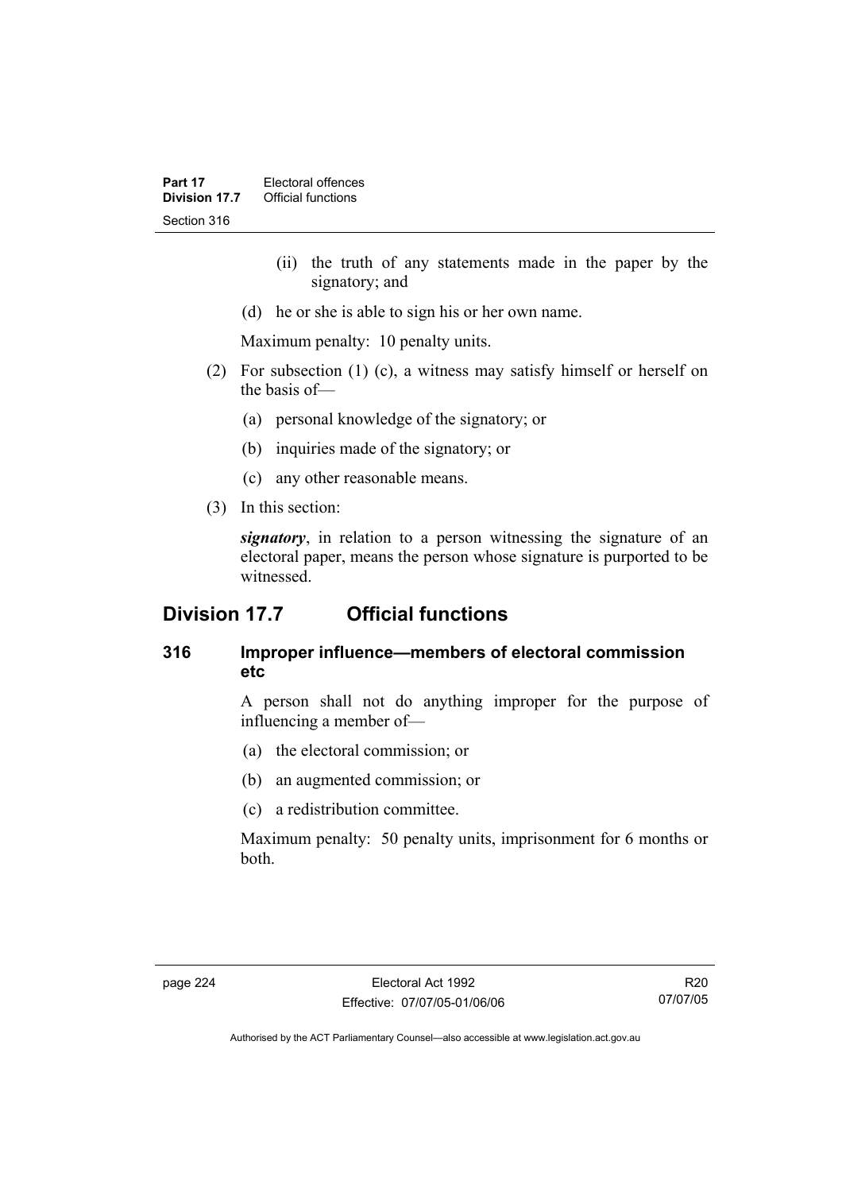(ii) the truth of any statements made in the paper by the signatory; and

(d) he or she is able to sign his or her own name.

Maximum penalty: 10 penalty units.

(2) For subsection (1) (c), a witness may satisfy himself or herself on the basis of—

(a) personal knowledge of the signatory; or

(b) inquiries made of the signatory; or

(c) any other reasonable means.

(3) In this section:

***signatory***, in relation to a person witnessing the signature of an electoral paper, means the person whose signature is purported to be witnessed.

## Division 17.7 Official functions

### 316 Improper influence—members of electoral commission etc

A person shall not do anything improper for the purpose of influencing a member of—

(a) the electoral commission; or

(b) an augmented commission; or

(c) a redistribution committee.

Maximum penalty: 50 penalty units, imprisonment for 6 months or both.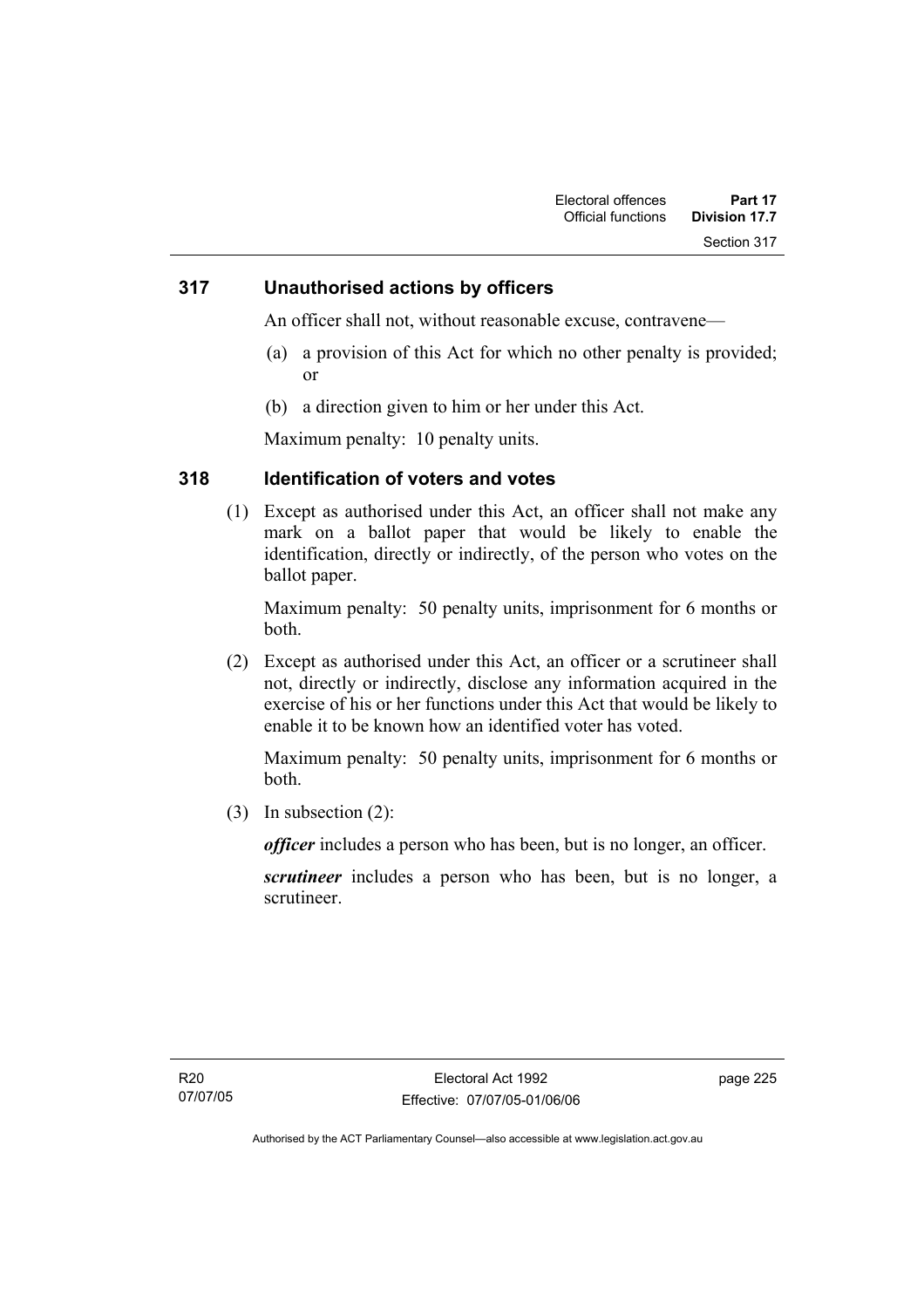### 317 Unauthorised actions by officers

An officer shall not, without reasonable excuse, contravene—

(a) a provision of this Act for which no other penalty is provided; or

(b) a direction given to him or her under this Act.

Maximum penalty: 10 penalty units.

### 318 Identification of voters and votes

(1) Except as authorised under this Act, an officer shall not make any mark on a ballot paper that would be likely to enable the identification, directly or indirectly, of the person who votes on the ballot paper.

Maximum penalty: 50 penalty units, imprisonment for 6 months or both.

(2) Except as authorised under this Act, an officer or a scrutineer shall not, directly or indirectly, disclose any information acquired in the exercise of his or her functions under this Act that would be likely to enable it to be known how an identified voter has voted.

Maximum penalty: 50 penalty units, imprisonment for 6 months or both.

(3) In subsection (2):

***officer*** includes a person who has been, but is no longer, an officer.

***scrutineer*** includes a person who has been, but is no longer, a scrutineer.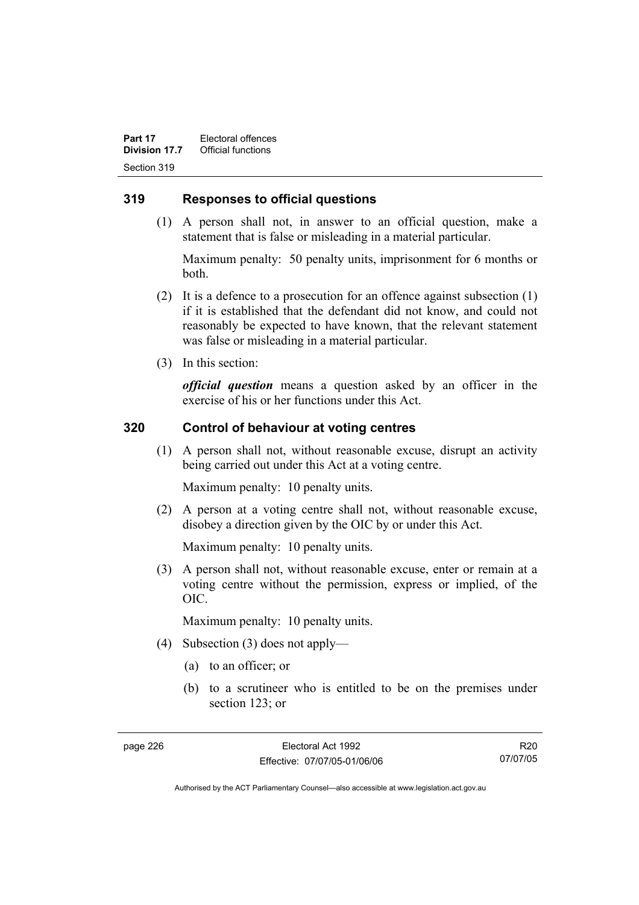## 319 Responses to official questions

(1) A person shall not, in answer to an official question, make a statement that is false or misleading in a material particular.

Maximum penalty: 50 penalty units, imprisonment for 6 months or both.

(2) It is a defence to a prosecution for an offence against subsection (1) if it is established that the defendant did not know, and could not reasonably be expected to have known, that the relevant statement was false or misleading in a material particular.

(3) In this section:

***official question*** means a question asked by an officer in the exercise of his or her functions under this Act.

## 320 Control of behaviour at voting centres

(1) A person shall not, without reasonable excuse, disrupt an activity being carried out under this Act at a voting centre.

Maximum penalty: 10 penalty units.

(2) A person at a voting centre shall not, without reasonable excuse, disobey a direction given by the OIC by or under this Act.

Maximum penalty: 10 penalty units.

(3) A person shall not, without reasonable excuse, enter or remain at a voting centre without the permission, express or implied, of the OIC.

Maximum penalty: 10 penalty units.

(4) Subsection (3) does not apply—

(a) to an officer; or

(b) to a scrutineer who is entitled to be on the premises under section 123; or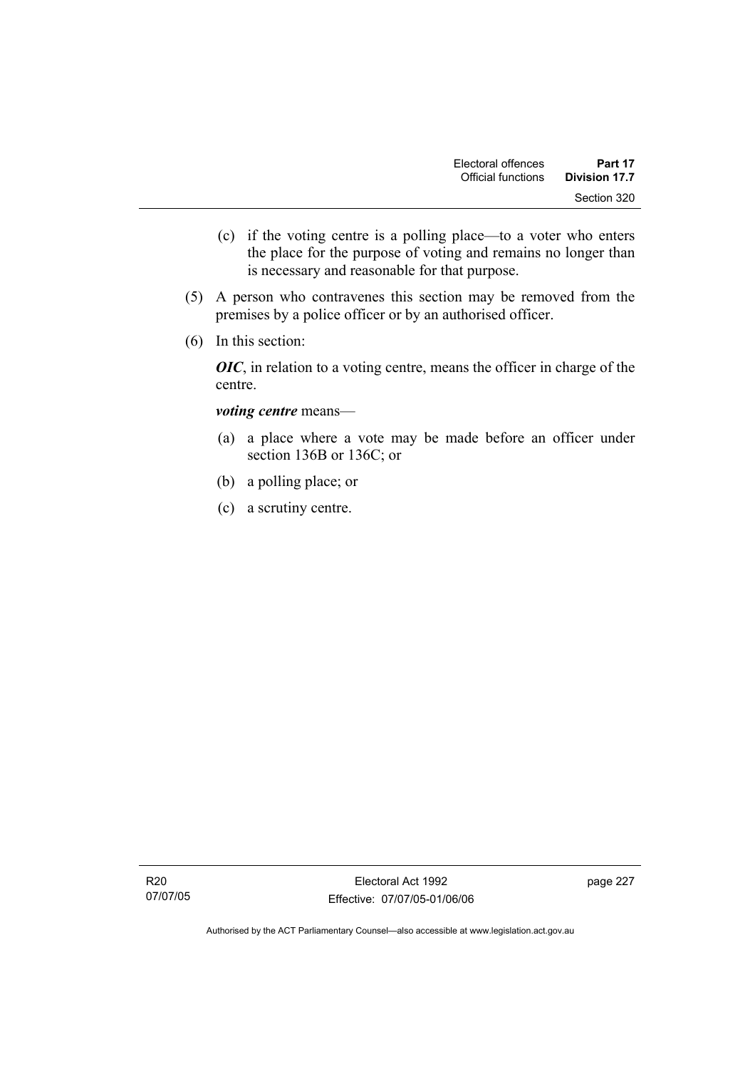(c) if the voting centre is a polling place—to a voter who enters the place for the purpose of voting and remains no longer than is necessary and reasonable for that purpose.

(5) A person who contravenes this section may be removed from the premises by a police officer or by an authorised officer.

(6) In this section:

***OIC***, in relation to a voting centre, means the officer in charge of the centre.

***voting centre*** means—

(a) a place where a vote may be made before an officer under section 136B or 136C; or

(b) a polling place; or

(c) a scrutiny centre.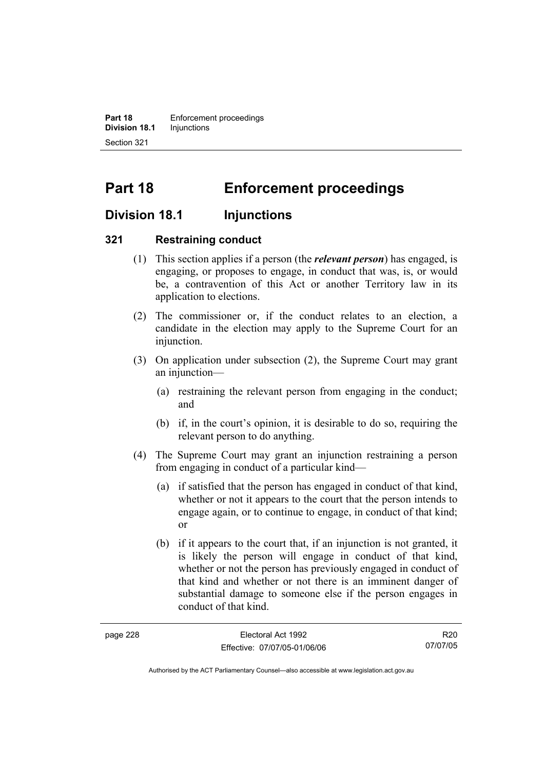# Part 18 Enforcement proceedings

## Division 18.1 Injunctions

### 321 Restraining conduct

(1) This section applies if a person (the ***relevant person***) has engaged, is engaging, or proposes to engage, in conduct that was, is, or would be, a contravention of this Act or another Territory law in its application to elections.

(2) The commissioner or, if the conduct relates to an election, a candidate in the election may apply to the Supreme Court for an injunction.

(3) On application under subsection (2), the Supreme Court may grant an injunction—

(a) restraining the relevant person from engaging in the conduct; and

(b) if, in the court's opinion, it is desirable to do so, requiring the relevant person to do anything.

(4) The Supreme Court may grant an injunction restraining a person from engaging in conduct of a particular kind—

(a) if satisfied that the person has engaged in conduct of that kind, whether or not it appears to the court that the person intends to engage again, or to continue to engage, in conduct of that kind; or

(b) if it appears to the court that, if an injunction is not granted, it is likely the person will engage in conduct of that kind, whether or not the person has previously engaged in conduct of that kind and whether or not there is an imminent danger of substantial damage to someone else if the person engages in conduct of that kind.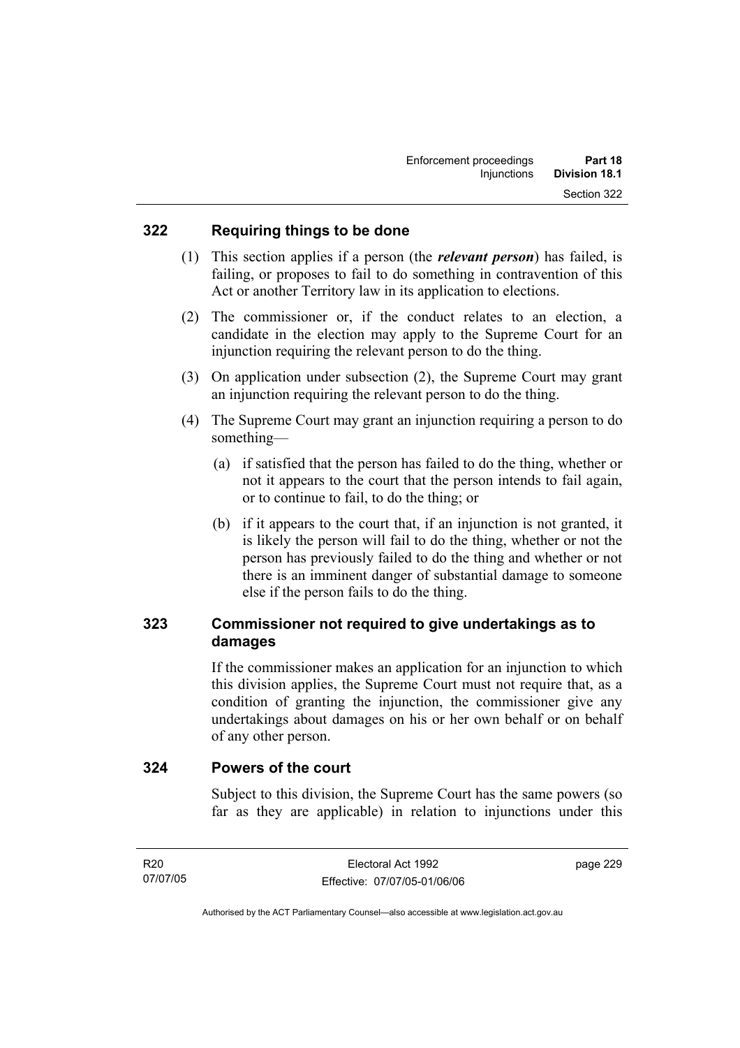## 322 Requiring things to be done

(1) This section applies if a person (the ***relevant person***) has failed, is failing, or proposes to fail to do something in contravention of this Act or another Territory law in its application to elections.

(2) The commissioner or, if the conduct relates to an election, a candidate in the election may apply to the Supreme Court for an injunction requiring the relevant person to do the thing.

(3) On application under subsection (2), the Supreme Court may grant an injunction requiring the relevant person to do the thing.

(4) The Supreme Court may grant an injunction requiring a person to do something—

(a) if satisfied that the person has failed to do the thing, whether or not it appears to the court that the person intends to fail again, or to continue to fail, to do the thing; or

(b) if it appears to the court that, if an injunction is not granted, it is likely the person will fail to do the thing, whether or not the person has previously failed to do the thing and whether or not there is an imminent danger of substantial damage to someone else if the person fails to do the thing.

## 323 Commissioner not required to give undertakings as to damages

If the commissioner makes an application for an injunction to which this division applies, the Supreme Court must not require that, as a condition of granting the injunction, the commissioner give any undertakings about damages on his or her own behalf or on behalf of any other person.

## 324 Powers of the court

Subject to this division, the Supreme Court has the same powers (so far as they are applicable) in relation to injunctions under this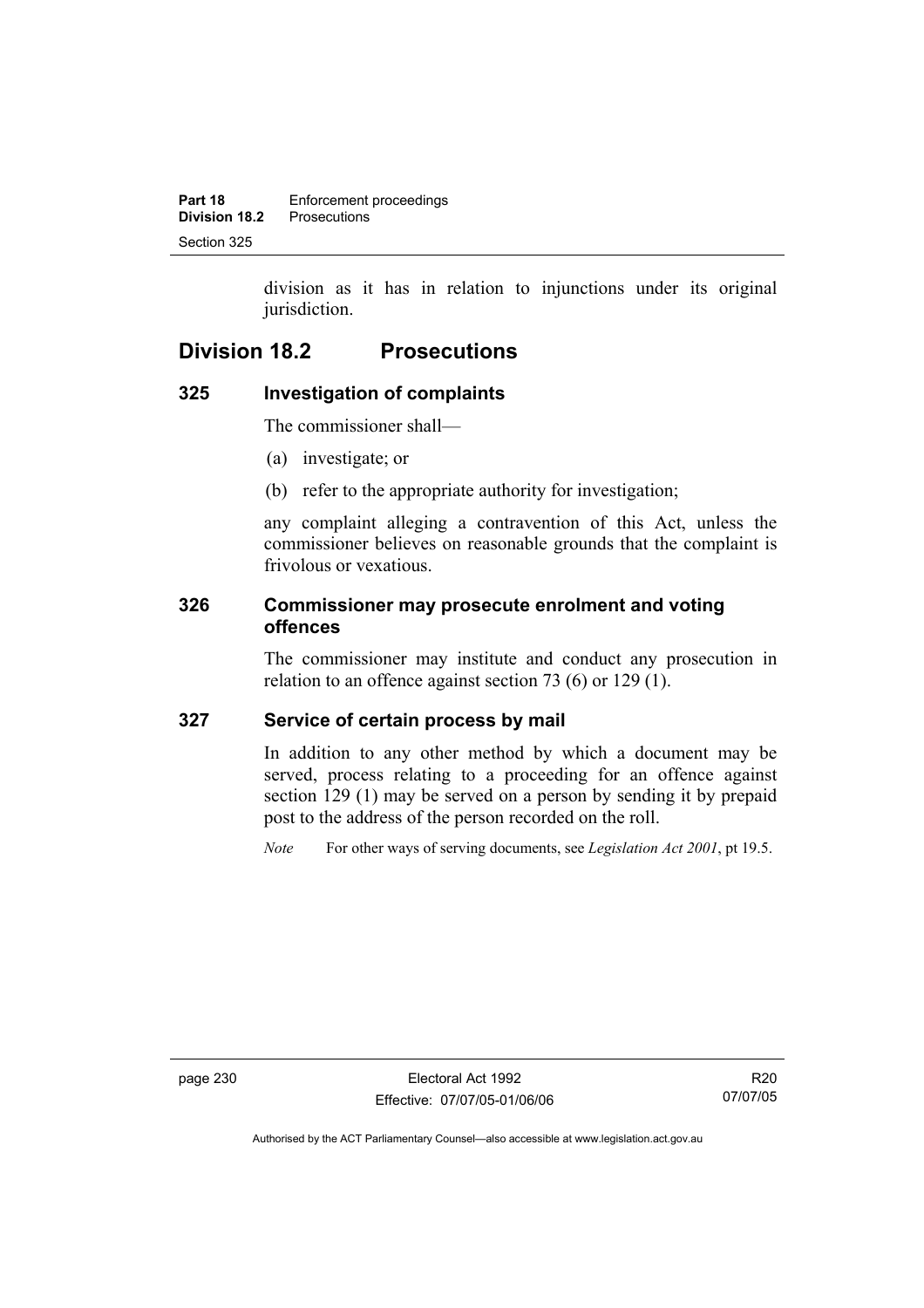division as it has in relation to injunctions under its original jurisdiction.

## Division 18.2 Prosecutions

### 325 Investigation of complaints

The commissioner shall—

(a) investigate; or

(b) refer to the appropriate authority for investigation;

any complaint alleging a contravention of this Act, unless the commissioner believes on reasonable grounds that the complaint is frivolous or vexatious.

### 326 Commissioner may prosecute enrolment and voting offences

The commissioner may institute and conduct any prosecution in relation to an offence against section 73 (6) or 129 (1).

### 327 Service of certain process by mail

In addition to any other method by which a document may be served, process relating to a proceeding for an offence against section 129 (1) may be served on a person by sending it by prepaid post to the address of the person recorded on the roll.

*Note* For other ways of serving documents, see *Legislation Act 2001*, pt 19.5.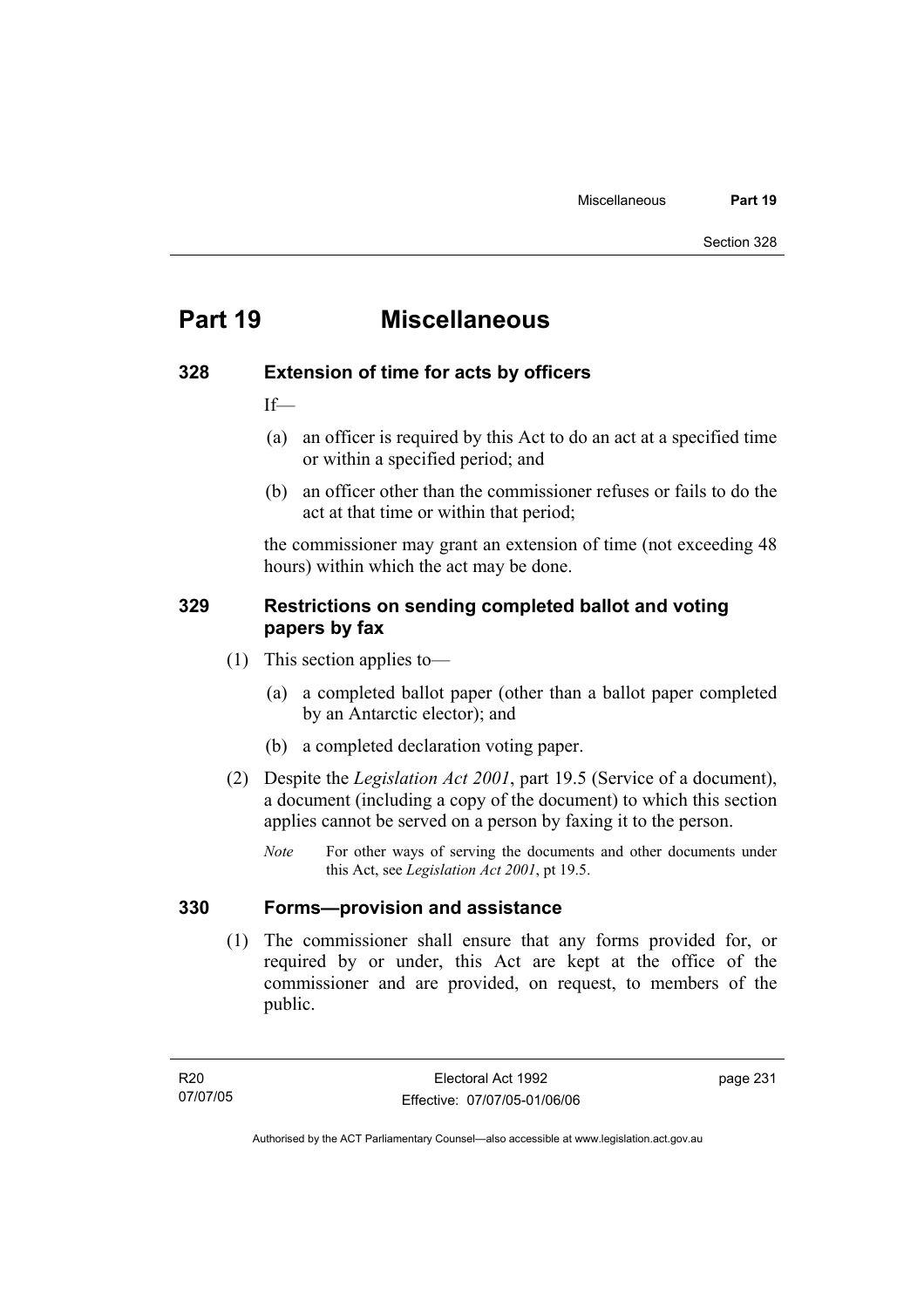# Part 19 Miscellaneous

## 328 Extension of time for acts by officers

If—

(a) an officer is required by this Act to do an act at a specified time or within a specified period; and

(b) an officer other than the commissioner refuses or fails to do the act at that time or within that period;

the commissioner may grant an extension of time (not exceeding 48 hours) within which the act may be done.

## 329 Restrictions on sending completed ballot and voting papers by fax

(1) This section applies to—

(a) a completed ballot paper (other than a ballot paper completed by an Antarctic elector); and

(b) a completed declaration voting paper.

(2) Despite the *Legislation Act 2001*, part 19.5 (Service of a document), a document (including a copy of the document) to which this section applies cannot be served on a person by faxing it to the person.

*Note* For other ways of serving the documents and other documents under this Act, see *Legislation Act 2001*, pt 19.5.

## 330 Forms—provision and assistance

(1) The commissioner shall ensure that any forms provided for, or required by or under, this Act are kept at the office of the commissioner and are provided, on request, to members of the public.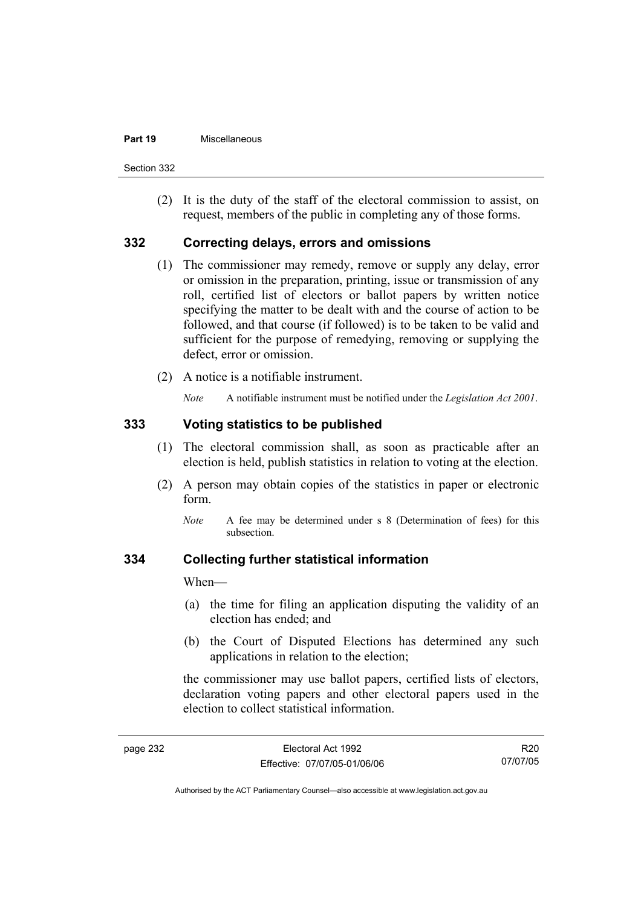(2) It is the duty of the staff of the electoral commission to assist, on request, members of the public in completing any of those forms.

## 332 Correcting delays, errors and omissions

(1) The commissioner may remedy, remove or supply any delay, error or omission in the preparation, printing, issue or transmission of any roll, certified list of electors or ballot papers by written notice specifying the matter to be dealt with and the course of action to be followed, and that course (if followed) is to be taken to be valid and sufficient for the purpose of remedying, removing or supplying the defect, error or omission.

(2) A notice is a notifiable instrument.

*Note* A notifiable instrument must be notified under the *Legislation Act 2001*.

## 333 Voting statistics to be published

(1) The electoral commission shall, as soon as practicable after an election is held, publish statistics in relation to voting at the election.

(2) A person may obtain copies of the statistics in paper or electronic form.

*Note* A fee may be determined under s 8 (Determination of fees) for this subsection.

## 334 Collecting further statistical information

When—

(a) the time for filing an application disputing the validity of an election has ended; and

(b) the Court of Disputed Elections has determined any such applications in relation to the election;

the commissioner may use ballot papers, certified lists of electors, declaration voting papers and other electoral papers used in the election to collect statistical information.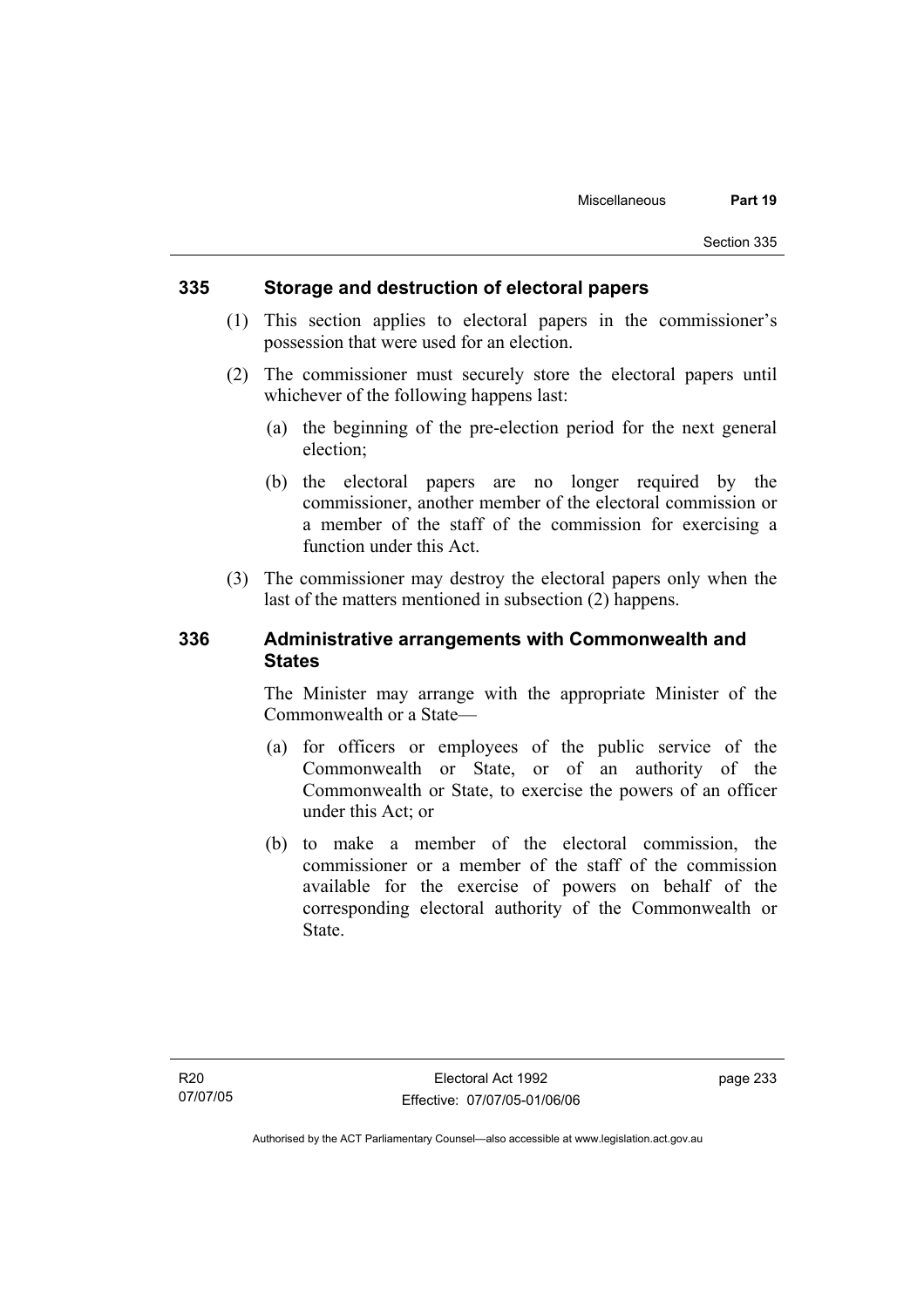## 335 Storage and destruction of electoral papers

(1) This section applies to electoral papers in the commissioner's possession that were used for an election.

(2) The commissioner must securely store the electoral papers until whichever of the following happens last:

(a) the beginning of the pre-election period for the next general election;

(b) the electoral papers are no longer required by the commissioner, another member of the electoral commission or a member of the staff of the commission for exercising a function under this Act.

(3) The commissioner may destroy the electoral papers only when the last of the matters mentioned in subsection (2) happens.

## 336 Administrative arrangements with Commonwealth and States

The Minister may arrange with the appropriate Minister of the Commonwealth or a State—

(a) for officers or employees of the public service of the Commonwealth or State, or of an authority of the Commonwealth or State, to exercise the powers of an officer under this Act; or

(b) to make a member of the electoral commission, the commissioner or a member of the staff of the commission available for the exercise of powers on behalf of the corresponding electoral authority of the Commonwealth or State.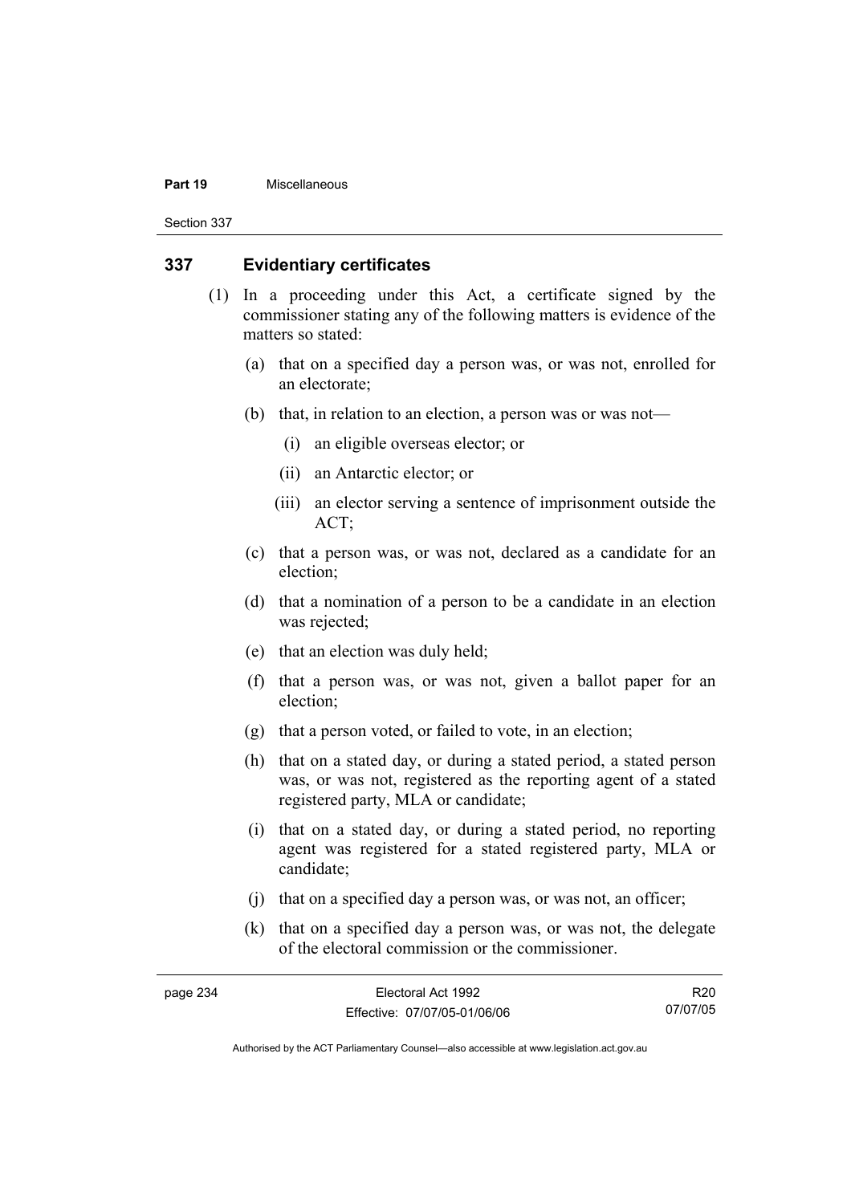## 337 Evidentiary certificates

(1) In a proceeding under this Act, a certificate signed by the commissioner stating any of the following matters is evidence of the matters so stated:

(a) that on a specified day a person was, or was not, enrolled for an electorate;

(b) that, in relation to an election, a person was or was not—

(i) an eligible overseas elector; or

(ii) an Antarctic elector; or

(iii) an elector serving a sentence of imprisonment outside the ACT;

(c) that a person was, or was not, declared as a candidate for an election;

(d) that a nomination of a person to be a candidate in an election was rejected;

(e) that an election was duly held;

(f) that a person was, or was not, given a ballot paper for an election;

(g) that a person voted, or failed to vote, in an election;

(h) that on a stated day, or during a stated period, a stated person was, or was not, registered as the reporting agent of a stated registered party, MLA or candidate;

(i) that on a stated day, or during a stated period, no reporting agent was registered for a stated registered party, MLA or candidate;

(j) that on a specified day a person was, or was not, an officer;

(k) that on a specified day a person was, or was not, the delegate of the electoral commission or the commissioner.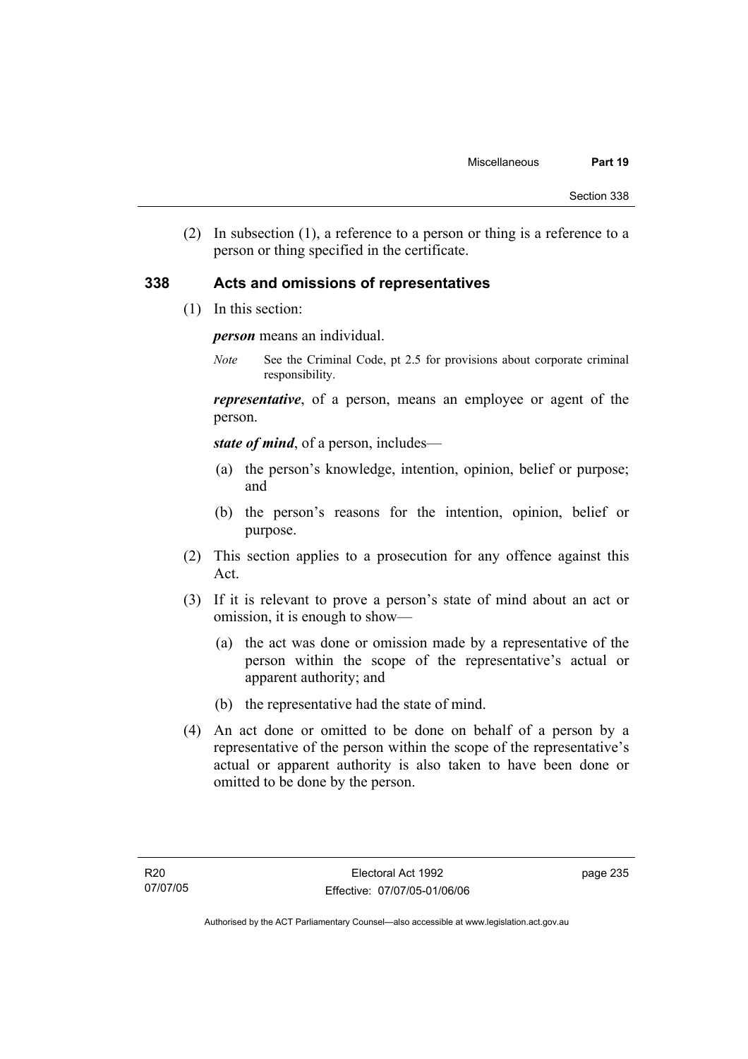(2) In subsection (1), a reference to a person or thing is a reference to a person or thing specified in the certificate.

## 338 Acts and omissions of representatives

(1) In this section:

***person*** means an individual.

*Note* See the Criminal Code, pt 2.5 for provisions about corporate criminal responsibility.

***representative***, of a person, means an employee or agent of the person.

***state of mind***, of a person, includes—

(a) the person's knowledge, intention, opinion, belief or purpose; and

(b) the person's reasons for the intention, opinion, belief or purpose.

(2) This section applies to a prosecution for any offence against this Act.

(3) If it is relevant to prove a person's state of mind about an act or omission, it is enough to show—

(a) the act was done or omission made by a representative of the person within the scope of the representative's actual or apparent authority; and

(b) the representative had the state of mind.

(4) An act done or omitted to be done on behalf of a person by a representative of the person within the scope of the representative's actual or apparent authority is also taken to have been done or omitted to be done by the person.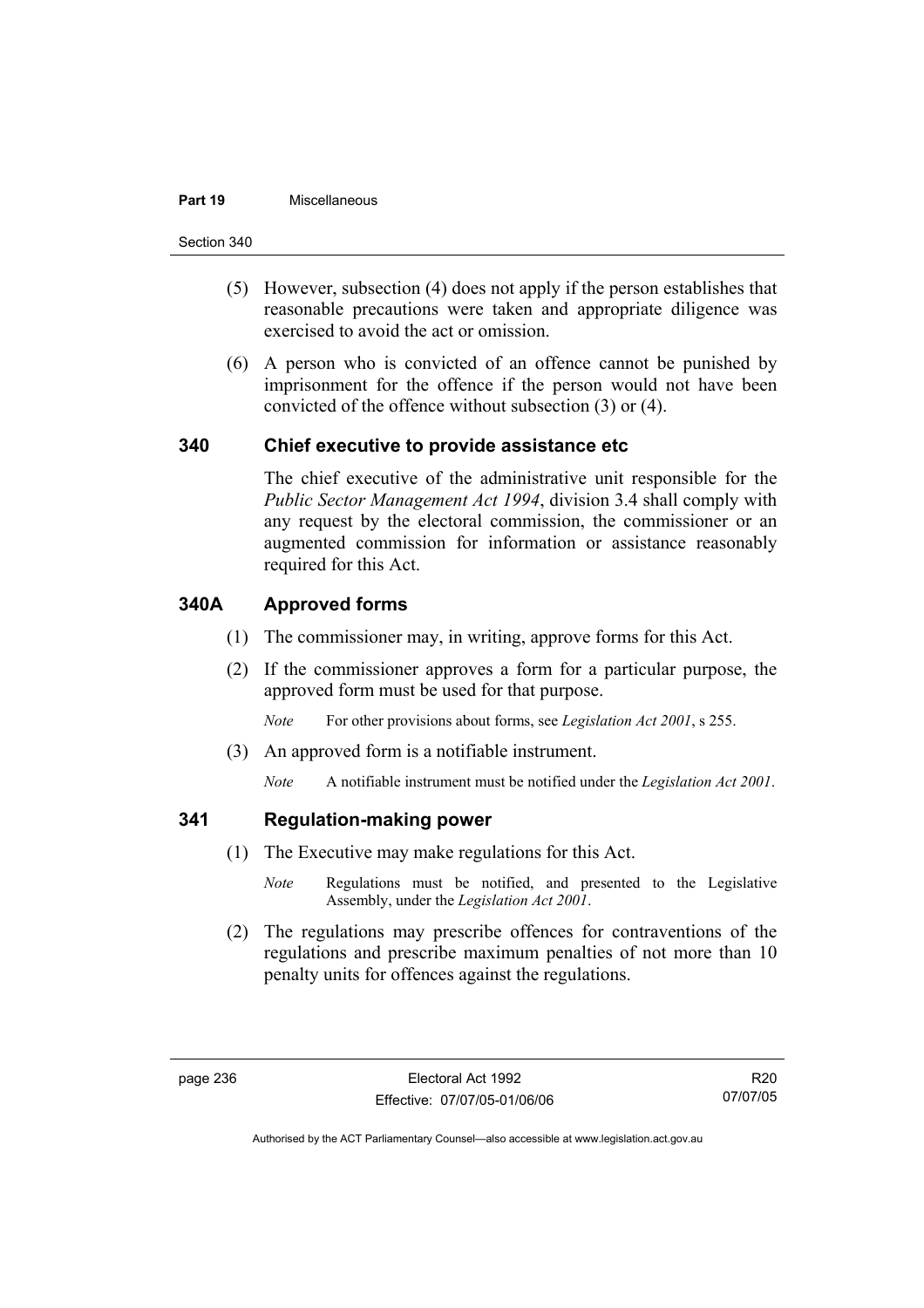(5) However, subsection (4) does not apply if the person establishes that reasonable precautions were taken and appropriate diligence was exercised to avoid the act or omission.

(6) A person who is convicted of an offence cannot be punished by imprisonment for the offence if the person would not have been convicted of the offence without subsection (3) or (4).

## 340 Chief executive to provide assistance etc

The chief executive of the administrative unit responsible for the *Public Sector Management Act 1994*, division 3.4 shall comply with any request by the electoral commission, the commissioner or an augmented commission for information or assistance reasonably required for this Act.

## 340A Approved forms

(1) The commissioner may, in writing, approve forms for this Act.

(2) If the commissioner approves a form for a particular purpose, the approved form must be used for that purpose.

*Note* For other provisions about forms, see *Legislation Act 2001*, s 255.

(3) An approved form is a notifiable instrument.

*Note* A notifiable instrument must be notified under the *Legislation Act 2001*.

## 341 Regulation-making power

(1) The Executive may make regulations for this Act.

*Note* Regulations must be notified, and presented to the Legislative Assembly, under the *Legislation Act 2001*.

(2) The regulations may prescribe offences for contraventions of the regulations and prescribe maximum penalties of not more than 10 penalty units for offences against the regulations.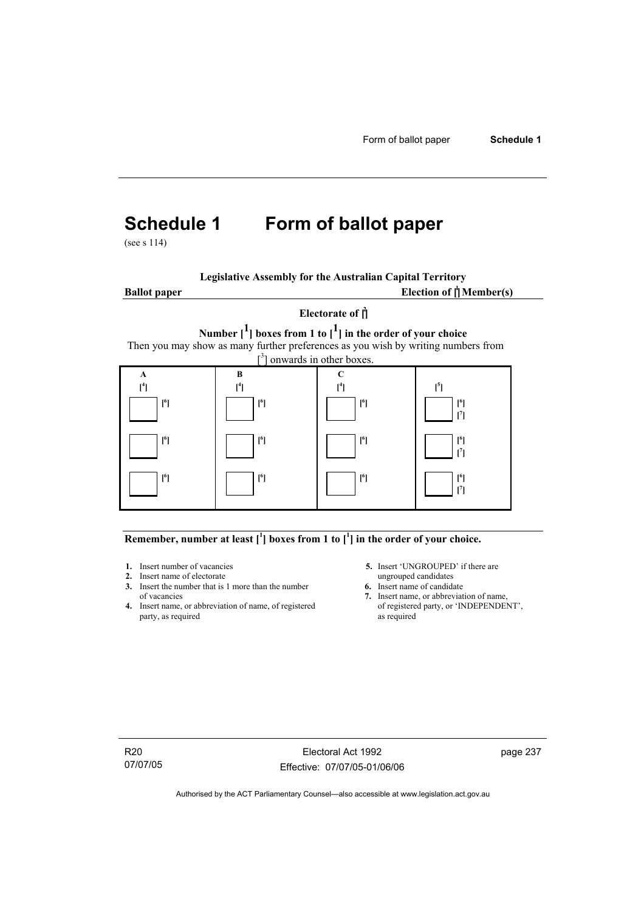# Schedule 1 Form of ballot paper

(see s 114)

**Legislative Assembly for the Australian Capital Territory**

**Ballot paper** **Election of [1] Member(s)**

**Electorate of [2]**

**Number [1] boxes from 1 to [1] in the order of your choice**

Then you may show as many further preferences as you wish by writing numbers from [3] onwards in other boxes.

| A<br>[4] | B<br>[4] | C<br>[4] | [5] |
|---|---|---|---|
| ☐ [6] | ☐ [6] | ☐ [6] | ☐ [6]<br>[7] |
| ☐ [6] | ☐ [6] | ☐ [6] | ☐ [6]<br>[7] |
| ☐ [6] | ☐ [6] | ☐ [6] | ☐ [6]<br>[7] |

**Remember, number at least [1] boxes from 1 to [1] in the order of your choice.**

1. Insert number of vacancies
2. Insert name of electorate
3. Insert the number that is 1 more than the number of vacancies
4. Insert name, or abbreviation of name, of registered party, as required
5. Insert 'UNGROUPED' if there are ungrouped candidates
6. Insert name of candidate
7. Insert name, or abbreviation of name, of registered party, or 'INDEPENDENT', as required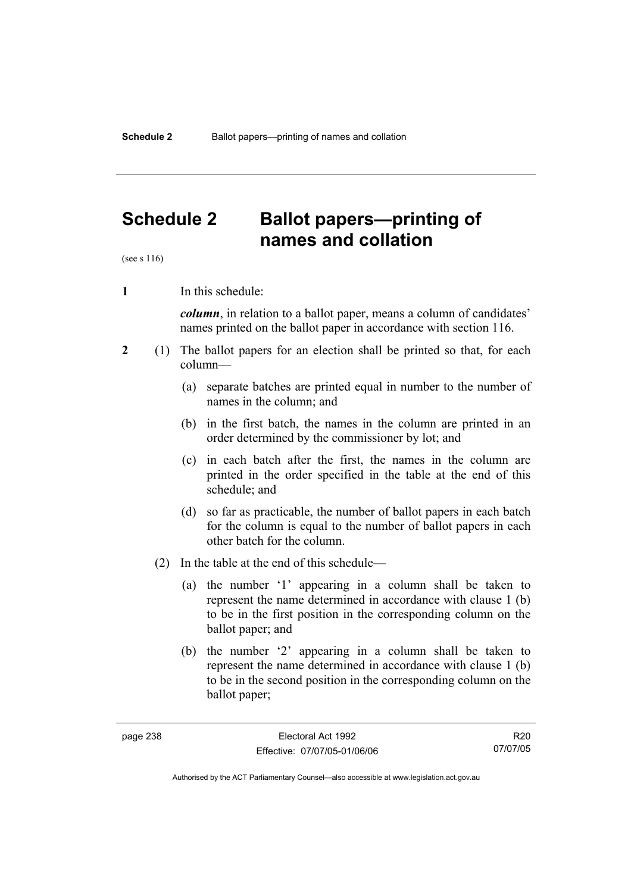# Schedule 2 Ballot papers—printing of names and collation

(see s 116)

**1** In this schedule:

***column***, in relation to a ballot paper, means a column of candidates' names printed on the ballot paper in accordance with section 116.

**2** (1) The ballot papers for an election shall be printed so that, for each column—

(a) separate batches are printed equal in number to the number of names in the column; and

(b) in the first batch, the names in the column are printed in an order determined by the commissioner by lot; and

(c) in each batch after the first, the names in the column are printed in the order specified in the table at the end of this schedule; and

(d) so far as practicable, the number of ballot papers in each batch for the column is equal to the number of ballot papers in each other batch for the column.

(2) In the table at the end of this schedule—

(a) the number '1' appearing in a column shall be taken to represent the name determined in accordance with clause 1 (b) to be in the first position in the corresponding column on the ballot paper; and

(b) the number '2' appearing in a column shall be taken to represent the name determined in accordance with clause 1 (b) to be in the second position in the corresponding column on the ballot paper;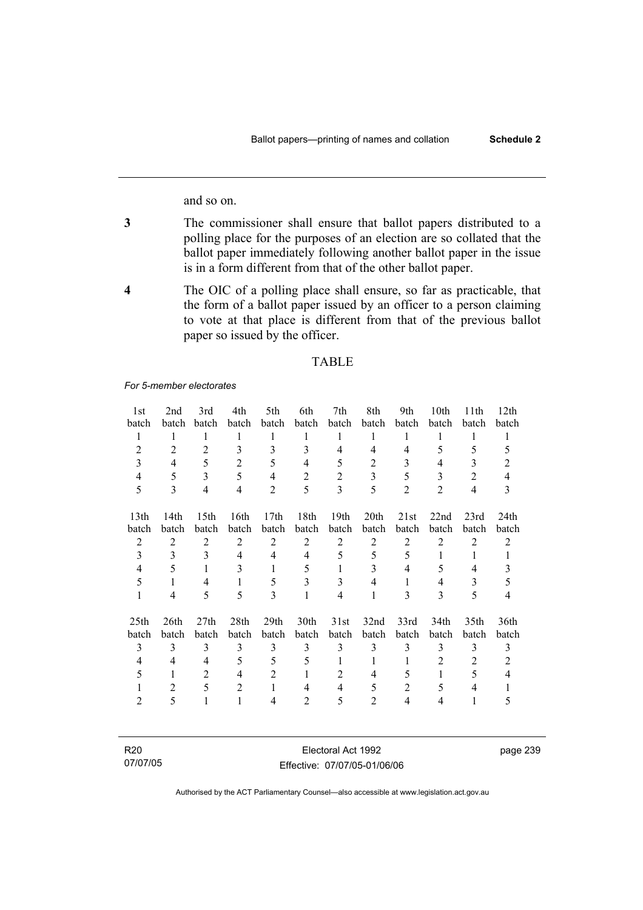and so on.

**3** The commissioner shall ensure that ballot papers distributed to a polling place for the purposes of an election are so collated that the ballot paper immediately following another ballot paper in the issue is in a form different from that of the other ballot paper.

**4** The OIC of a polling place shall ensure, so far as practicable, that the form of a ballot paper issued by an officer to a person claiming to vote at that place is different from that of the previous ballot paper so issued by the officer.

TABLE

*For 5-member electorates*

| 1st batch | 2nd batch | 3rd batch | 4th batch | 5th batch | 6th batch | 7th batch | 8th batch | 9th batch | 10th batch | 11th batch | 12th batch |
|---|---|---|---|---|---|---|---|---|---|---|---|
| 1 | 1 | 1 | 1 | 1 | 1 | 1 | 1 | 1 | 1 | 1 | 1 |
| 2 | 2 | 2 | 3 | 3 | 3 | 4 | 4 | 4 | 5 | 5 | 5 |
| 3 | 4 | 5 | 2 | 5 | 4 | 5 | 2 | 3 | 4 | 3 | 2 |
| 4 | 5 | 3 | 5 | 4 | 2 | 2 | 3 | 5 | 3 | 2 | 4 |
| 5 | 3 | 4 | 4 | 2 | 5 | 3 | 5 | 2 | 2 | 4 | 3 |

| 13th batch | 14th batch | 15th batch | 16th batch | 17th batch | 18th batch | 19th batch | 20th batch | 21st batch | 22nd batch | 23rd batch | 24th batch |
|---|---|---|---|---|---|---|---|---|---|---|---|
| 2 | 2 | 2 | 2 | 2 | 2 | 2 | 2 | 2 | 2 | 2 | 2 |
| 3 | 3 | 3 | 4 | 4 | 4 | 5 | 5 | 5 | 1 | 1 | 1 |
| 4 | 5 | 1 | 3 | 1 | 5 | 1 | 3 | 4 | 5 | 4 | 3 |
| 5 | 1 | 4 | 1 | 5 | 3 | 3 | 4 | 1 | 4 | 3 | 5 |
| 1 | 4 | 5 | 5 | 3 | 1 | 4 | 1 | 3 | 3 | 5 | 4 |

| 25th batch | 26th batch | 27th batch | 28th batch | 29th batch | 30th batch | 31st batch | 32nd batch | 33rd batch | 34th batch | 35th batch | 36th batch |
|---|---|---|---|---|---|---|---|---|---|---|---|
| 3 | 3 | 3 | 3 | 3 | 3 | 3 | 3 | 3 | 3 | 3 | 3 |
| 4 | 4 | 4 | 5 | 5 | 5 | 1 | 1 | 1 | 2 | 2 | 2 |
| 5 | 1 | 2 | 4 | 2 | 1 | 2 | 4 | 5 | 1 | 5 | 4 |
| 1 | 2 | 5 | 2 | 1 | 4 | 4 | 5 | 2 | 5 | 4 | 1 |
| 2 | 5 | 1 | 1 | 4 | 2 | 5 | 2 | 4 | 4 | 1 | 5 |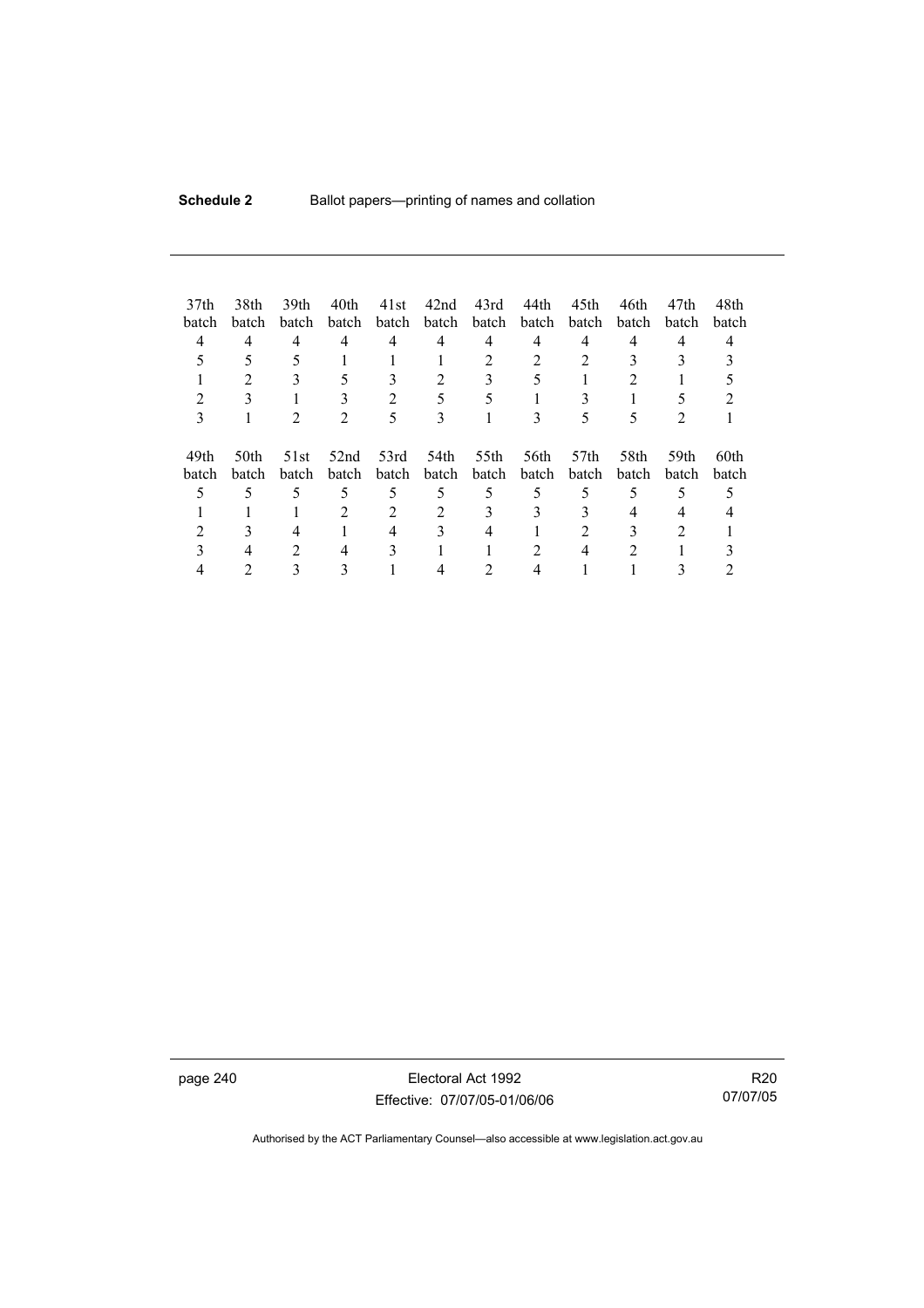| 37th batch | 38th batch | 39th batch | 40th batch | 41st batch | 42nd batch | 43rd batch | 44th batch | 45th batch | 46th batch | 47th batch | 48th batch |
|---|---|---|---|---|---|---|---|---|---|---|---|
| 4 | 4 | 4 | 4 | 4 | 4 | 4 | 4 | 4 | 4 | 4 | 4 |
| 5 | 5 | 5 | 1 | 1 | 1 | 2 | 2 | 2 | 3 | 3 | 3 |
| 1 | 2 | 3 | 5 | 3 | 2 | 3 | 5 | 1 | 2 | 1 | 5 |
| 2 | 3 | 1 | 3 | 2 | 5 | 5 | 1 | 3 | 1 | 5 | 2 |
| 3 | 1 | 2 | 2 | 5 | 3 | 1 | 3 | 5 | 5 | 2 | 1 |

| 49th batch | 50th batch | 51st batch | 52nd batch | 53rd batch | 54th batch | 55th batch | 56th batch | 57th batch | 58th batch | 59th batch | 60th batch |
|---|---|---|---|---|---|---|---|---|---|---|---|
| 5 | 5 | 5 | 5 | 5 | 5 | 5 | 5 | 5 | 5 | 5 | 5 |
| 1 | 1 | 1 | 2 | 2 | 2 | 3 | 3 | 3 | 4 | 4 | 4 |
| 2 | 3 | 4 | 1 | 4 | 3 | 4 | 1 | 2 | 3 | 2 | 1 |
| 3 | 4 | 2 | 4 | 3 | 1 | 1 | 2 | 4 | 2 | 1 | 3 |
| 4 | 2 | 3 | 3 | 1 | 4 | 2 | 4 | 1 | 1 | 3 | 2 |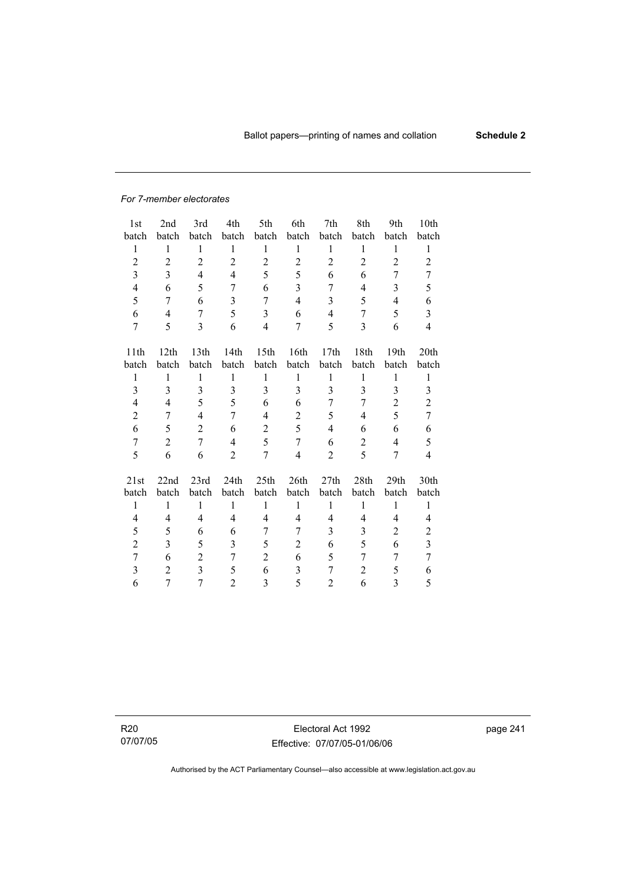*For 7-member electorates*

| 1st batch | 2nd batch | 3rd batch | 4th batch | 5th batch | 6th batch | 7th batch | 8th batch | 9th batch | 10th batch |
|---|---|---|---|---|---|---|---|---|---|
| 1 | 1 | 1 | 1 | 1 | 1 | 1 | 1 | 1 | 1 |
| 2 | 2 | 2 | 2 | 2 | 2 | 2 | 2 | 2 | 2 |
| 3 | 3 | 4 | 4 | 5 | 5 | 6 | 6 | 7 | 7 |
| 4 | 6 | 5 | 7 | 6 | 3 | 7 | 4 | 3 | 5 |
| 5 | 7 | 6 | 3 | 7 | 4 | 3 | 5 | 4 | 6 |
| 6 | 4 | 7 | 5 | 3 | 6 | 4 | 7 | 5 | 3 |
| 7 | 5 | 3 | 6 | 4 | 7 | 5 | 3 | 6 | 4 |

| 11th batch | 12th batch | 13th batch | 14th batch | 15th batch | 16th batch | 17th batch | 18th batch | 19th batch | 20th batch |
|---|---|---|---|---|---|---|---|---|---|
| 1 | 1 | 1 | 1 | 1 | 1 | 1 | 1 | 1 | 1 |
| 3 | 3 | 3 | 3 | 3 | 3 | 3 | 3 | 3 | 3 |
| 4 | 4 | 5 | 5 | 6 | 6 | 7 | 7 | 2 | 2 |
| 2 | 7 | 4 | 7 | 4 | 2 | 5 | 4 | 5 | 7 |
| 6 | 5 | 2 | 6 | 2 | 5 | 4 | 6 | 6 | 6 |
| 7 | 2 | 7 | 4 | 5 | 7 | 6 | 2 | 4 | 5 |
| 5 | 6 | 6 | 2 | 7 | 4 | 2 | 5 | 7 | 4 |

| 21st batch | 22nd batch | 23rd batch | 24th batch | 25th batch | 26th batch | 27th batch | 28th batch | 29th batch | 30th batch |
|---|---|---|---|---|---|---|---|---|---|
| 1 | 1 | 1 | 1 | 1 | 1 | 1 | 1 | 1 | 1 |
| 4 | 4 | 4 | 4 | 4 | 4 | 4 | 4 | 4 | 4 |
| 5 | 5 | 6 | 6 | 7 | 7 | 3 | 3 | 2 | 2 |
| 2 | 3 | 5 | 3 | 5 | 2 | 6 | 5 | 6 | 3 |
| 7 | 6 | 2 | 7 | 2 | 6 | 5 | 7 | 7 | 7 |
| 3 | 2 | 3 | 5 | 6 | 3 | 7 | 2 | 5 | 6 |
| 6 | 7 | 7 | 2 | 3 | 5 | 2 | 6 | 3 | 5 |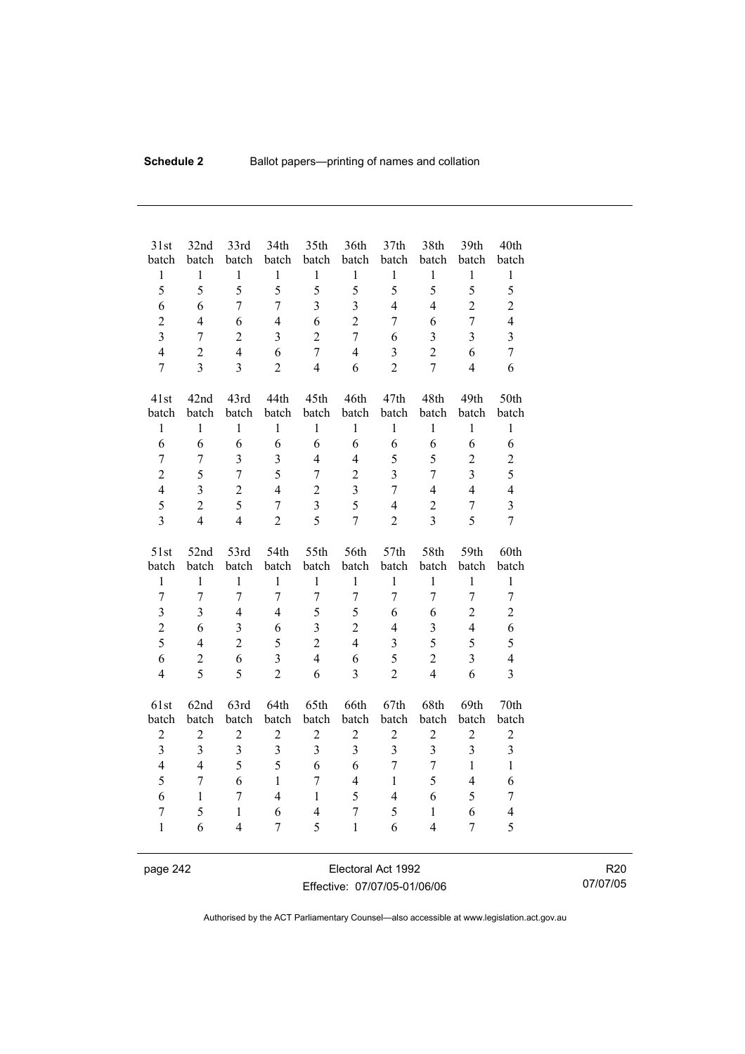| 31st batch | 32nd batch | 33rd batch | 34th batch | 35th batch | 36th batch | 37th batch | 38th batch | 39th batch | 40th batch |
|---|---|---|---|---|---|---|---|---|---|
| 1 | 1 | 1 | 1 | 1 | 1 | 1 | 1 | 1 | 1 |
| 5 | 5 | 5 | 5 | 5 | 5 | 5 | 5 | 5 | 5 |
| 6 | 6 | 7 | 7 | 3 | 3 | 4 | 4 | 2 | 2 |
| 2 | 4 | 6 | 4 | 6 | 2 | 7 | 6 | 7 | 4 |
| 3 | 7 | 2 | 3 | 2 | 7 | 6 | 3 | 3 | 3 |
| 4 | 2 | 4 | 6 | 7 | 4 | 3 | 2 | 6 | 7 |
| 7 | 3 | 3 | 2 | 4 | 6 | 2 | 7 | 4 | 6 |

| 41st batch | 42nd batch | 43rd batch | 44th batch | 45th batch | 46th batch | 47th batch | 48th batch | 49th batch | 50th batch |
|---|---|---|---|---|---|---|---|---|---|
| 1 | 1 | 1 | 1 | 1 | 1 | 1 | 1 | 1 | 1 |
| 6 | 6 | 6 | 6 | 6 | 6 | 6 | 6 | 6 | 6 |
| 7 | 7 | 3 | 3 | 4 | 4 | 5 | 5 | 2 | 2 |
| 2 | 5 | 7 | 5 | 7 | 2 | 3 | 7 | 3 | 5 |
| 4 | 3 | 2 | 4 | 2 | 3 | 7 | 4 | 4 | 4 |
| 5 | 2 | 5 | 7 | 3 | 5 | 4 | 2 | 7 | 3 |
| 3 | 4 | 4 | 2 | 5 | 7 | 2 | 3 | 5 | 7 |

| 51st batch | 52nd batch | 53rd batch | 54th batch | 55th batch | 56th batch | 57th batch | 58th batch | 59th batch | 60th batch |
|---|---|---|---|---|---|---|---|---|---|
| 1 | 1 | 1 | 1 | 1 | 1 | 1 | 1 | 1 | 1 |
| 7 | 7 | 7 | 7 | 7 | 7 | 7 | 7 | 7 | 7 |
| 3 | 3 | 4 | 4 | 5 | 5 | 6 | 6 | 2 | 2 |
| 2 | 6 | 3 | 6 | 3 | 2 | 4 | 3 | 4 | 6 |
| 5 | 4 | 2 | 5 | 2 | 4 | 3 | 5 | 5 | 5 |
| 6 | 2 | 6 | 3 | 4 | 6 | 5 | 2 | 3 | 4 |
| 4 | 5 | 5 | 2 | 6 | 3 | 2 | 4 | 6 | 3 |

| 61st batch | 62nd batch | 63rd batch | 64th batch | 65th batch | 66th batch | 67th batch | 68th batch | 69th batch | 70th batch |
|---|---|---|---|---|---|---|---|---|---|
| 2 | 2 | 2 | 2 | 2 | 2 | 2 | 2 | 2 | 2 |
| 3 | 3 | 3 | 3 | 3 | 3 | 3 | 3 | 3 | 3 |
| 4 | 4 | 5 | 5 | 6 | 6 | 7 | 7 | 1 | 1 |
| 5 | 7 | 6 | 1 | 7 | 4 | 1 | 5 | 4 | 6 |
| 6 | 1 | 7 | 4 | 1 | 5 | 4 | 6 | 5 | 7 |
| 7 | 5 | 1 | 6 | 4 | 7 | 5 | 1 | 6 | 4 |
| 1 | 6 | 4 | 7 | 5 | 1 | 6 | 4 | 7 | 5 |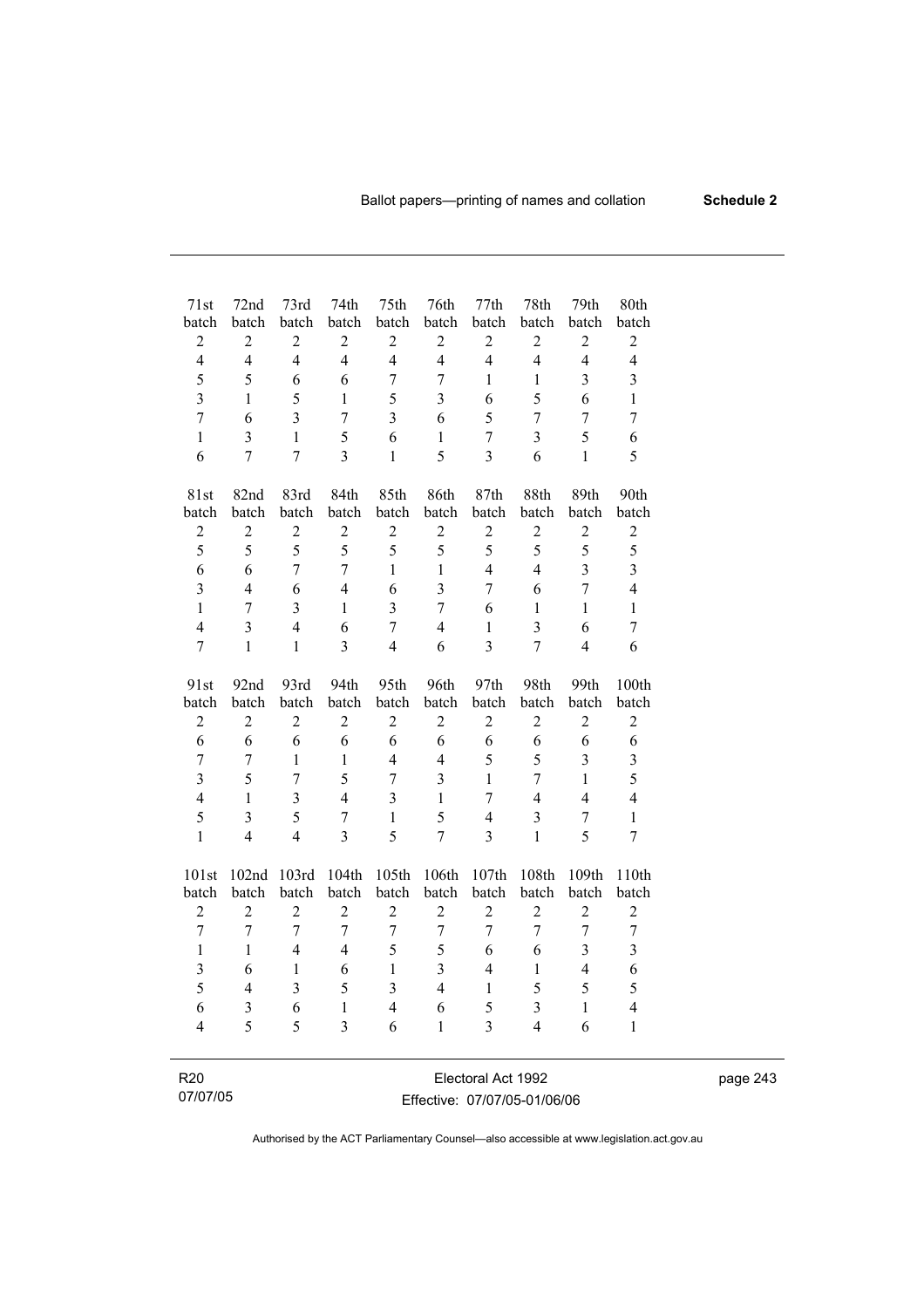| 71st batch | 72nd batch | 73rd batch | 74th batch | 75th batch | 76th batch | 77th batch | 78th batch | 79th batch | 80th batch |
|---|---|---|---|---|---|---|---|---|---|
| 2 | 2 | 2 | 2 | 2 | 2 | 2 | 2 | 2 | 2 |
| 4 | 4 | 4 | 4 | 4 | 4 | 4 | 4 | 4 | 4 |
| 5 | 5 | 6 | 6 | 7 | 7 | 1 | 1 | 3 | 3 |
| 3 | 1 | 5 | 1 | 5 | 3 | 6 | 5 | 6 | 1 |
| 7 | 6 | 3 | 7 | 3 | 6 | 5 | 7 | 7 | 7 |
| 1 | 3 | 1 | 5 | 6 | 1 | 7 | 3 | 5 | 6 |
| 6 | 7 | 7 | 3 | 1 | 5 | 3 | 6 | 1 | 5 |

| 81st batch | 82nd batch | 83rd batch | 84th batch | 85th batch | 86th batch | 87th batch | 88th batch | 89th batch | 90th batch |
|---|---|---|---|---|---|---|---|---|---|
| 2 | 2 | 2 | 2 | 2 | 2 | 2 | 2 | 2 | 2 |
| 5 | 5 | 5 | 5 | 5 | 5 | 5 | 5 | 5 | 5 |
| 6 | 6 | 7 | 7 | 1 | 1 | 4 | 4 | 3 | 3 |
| 3 | 4 | 6 | 4 | 6 | 3 | 7 | 6 | 7 | 4 |
| 1 | 7 | 3 | 1 | 3 | 7 | 6 | 1 | 1 | 1 |
| 4 | 3 | 4 | 6 | 7 | 4 | 1 | 3 | 6 | 7 |
| 7 | 1 | 1 | 3 | 4 | 6 | 3 | 7 | 4 | 6 |

| 91st batch | 92nd batch | 93rd batch | 94th batch | 95th batch | 96th batch | 97th batch | 98th batch | 99th batch | 100th batch |
|---|---|---|---|---|---|---|---|---|---|
| 2 | 2 | 2 | 2 | 2 | 2 | 2 | 2 | 2 | 2 |
| 6 | 6 | 6 | 6 | 6 | 6 | 6 | 6 | 6 | 6 |
| 7 | 7 | 1 | 1 | 4 | 4 | 5 | 5 | 3 | 3 |
| 3 | 5 | 7 | 5 | 7 | 3 | 1 | 7 | 1 | 5 |
| 4 | 1 | 3 | 4 | 3 | 1 | 7 | 4 | 4 | 4 |
| 5 | 3 | 5 | 7 | 1 | 5 | 4 | 3 | 7 | 1 |
| 1 | 4 | 4 | 3 | 5 | 7 | 3 | 1 | 5 | 7 |

| 101st batch | 102nd batch | 103rd batch | 104th batch | 105th batch | 106th batch | 107th batch | 108th batch | 109th batch | 110th batch |
|---|---|---|---|---|---|---|---|---|---|
| 2 | 2 | 2 | 2 | 2 | 2 | 2 | 2 | 2 | 2 |
| 7 | 7 | 7 | 7 | 7 | 7 | 7 | 7 | 7 | 7 |
| 1 | 1 | 4 | 4 | 5 | 5 | 6 | 6 | 3 | 3 |
| 3 | 6 | 1 | 6 | 1 | 3 | 4 | 1 | 4 | 6 |
| 5 | 4 | 3 | 5 | 3 | 4 | 1 | 5 | 5 | 5 |
| 6 | 3 | 6 | 1 | 4 | 6 | 5 | 3 | 1 | 4 |
| 4 | 5 | 5 | 3 | 6 | 1 | 3 | 4 | 6 | 1 |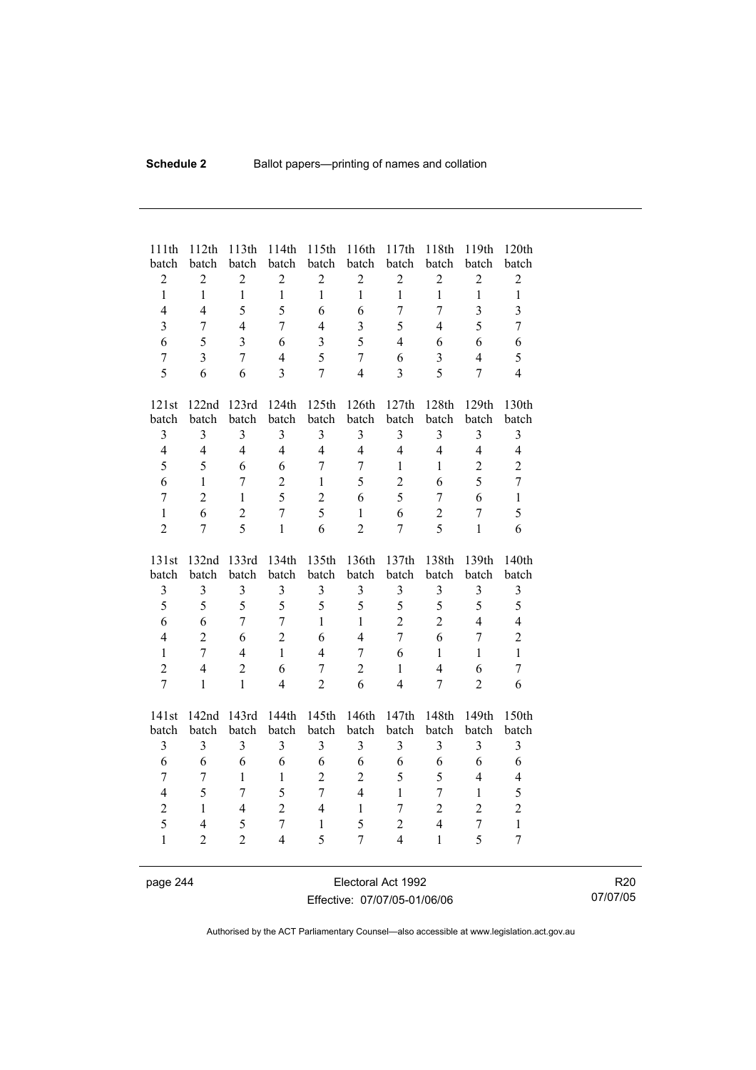| 111th batch | 112th batch | 113th batch | 114th batch | 115th batch | 116th batch | 117th batch | 118th batch | 119th batch | 120th batch |
|---|---|---|---|---|---|---|---|---|---|
| 2 | 2 | 2 | 2 | 2 | 2 | 2 | 2 | 2 | 2 |
| 1 | 1 | 1 | 1 | 1 | 1 | 1 | 1 | 1 | 1 |
| 4 | 4 | 5 | 5 | 6 | 6 | 7 | 7 | 3 | 3 |
| 3 | 7 | 4 | 7 | 4 | 3 | 5 | 4 | 5 | 7 |
| 6 | 5 | 3 | 6 | 3 | 5 | 4 | 6 | 6 | 6 |
| 7 | 3 | 7 | 4 | 5 | 7 | 6 | 3 | 4 | 5 |
| 5 | 6 | 6 | 3 | 7 | 4 | 3 | 5 | 7 | 4 |

| 121st batch | 122nd batch | 123rd batch | 124th batch | 125th batch | 126th batch | 127th batch | 128th batch | 129th batch | 130th batch |
|---|---|---|---|---|---|---|---|---|---|
| 3 | 3 | 3 | 3 | 3 | 3 | 3 | 3 | 3 | 3 |
| 4 | 4 | 4 | 4 | 4 | 4 | 4 | 4 | 4 | 4 |
| 5 | 5 | 6 | 6 | 7 | 7 | 1 | 1 | 2 | 2 |
| 6 | 1 | 7 | 2 | 1 | 5 | 2 | 6 | 5 | 7 |
| 7 | 2 | 1 | 5 | 2 | 6 | 5 | 7 | 6 | 1 |
| 1 | 6 | 2 | 7 | 5 | 1 | 6 | 2 | 7 | 5 |
| 2 | 7 | 5 | 1 | 6 | 2 | 7 | 5 | 1 | 6 |

| 131st batch | 132nd batch | 133rd batch | 134th batch | 135th batch | 136th batch | 137th batch | 138th batch | 139th batch | 140th batch |
|---|---|---|---|---|---|---|---|---|---|
| 3 | 3 | 3 | 3 | 3 | 3 | 3 | 3 | 3 | 3 |
| 5 | 5 | 5 | 5 | 5 | 5 | 5 | 5 | 5 | 5 |
| 6 | 6 | 7 | 7 | 1 | 1 | 2 | 2 | 4 | 4 |
| 4 | 2 | 6 | 2 | 6 | 4 | 7 | 6 | 7 | 2 |
| 1 | 7 | 4 | 1 | 4 | 7 | 6 | 1 | 1 | 1 |
| 2 | 4 | 2 | 6 | 7 | 2 | 1 | 4 | 6 | 7 |
| 7 | 1 | 1 | 4 | 2 | 6 | 4 | 7 | 2 | 6 |

| 141st batch | 142nd batch | 143rd batch | 144th batch | 145th batch | 146th batch | 147th batch | 148th batch | 149th batch | 150th batch |
|---|---|---|---|---|---|---|---|---|---|
| 3 | 3 | 3 | 3 | 3 | 3 | 3 | 3 | 3 | 3 |
| 6 | 6 | 6 | 6 | 6 | 6 | 6 | 6 | 6 | 6 |
| 7 | 7 | 1 | 1 | 2 | 2 | 5 | 5 | 4 | 4 |
| 4 | 5 | 7 | 5 | 7 | 4 | 1 | 7 | 1 | 5 |
| 2 | 1 | 4 | 2 | 4 | 1 | 7 | 2 | 2 | 2 |
| 5 | 4 | 5 | 7 | 1 | 5 | 2 | 4 | 7 | 1 |
| 1 | 2 | 2 | 4 | 5 | 7 | 4 | 1 | 5 | 7 |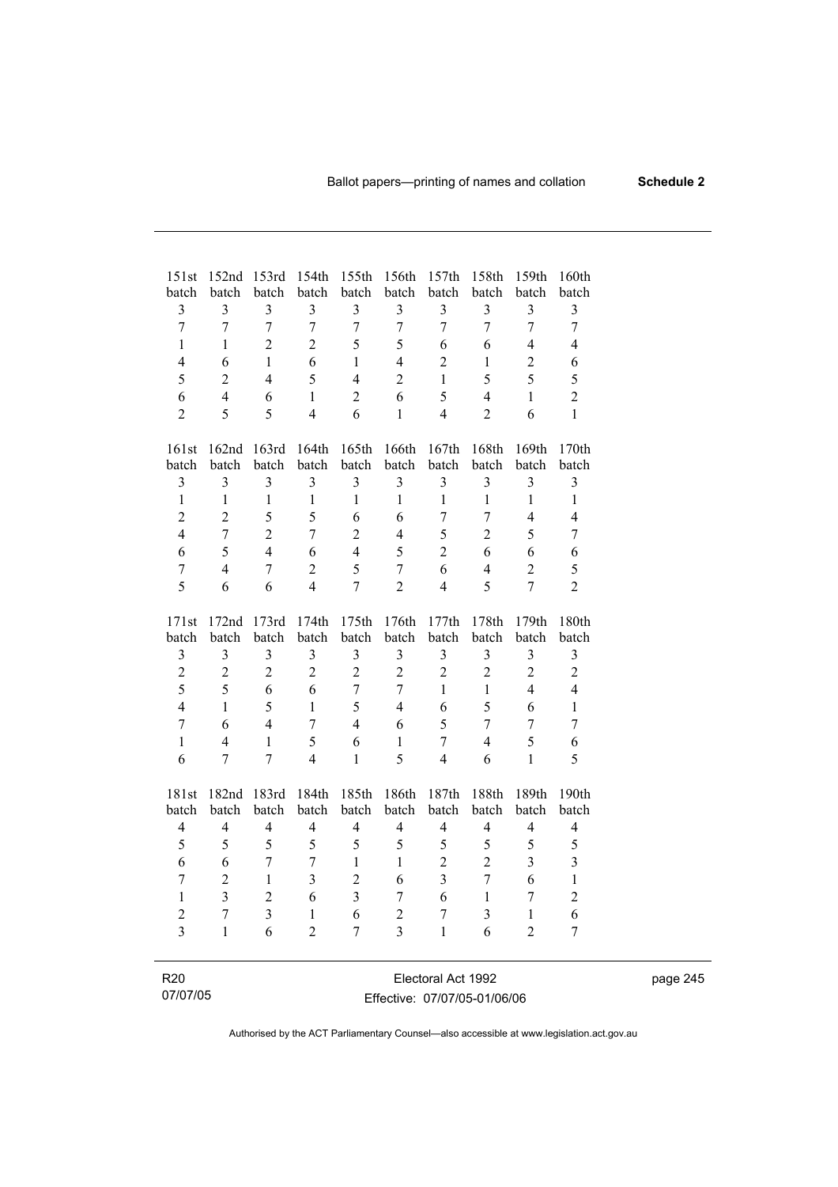| 151st batch | 152nd batch | 153rd batch | 154th batch | 155th batch | 156th batch | 157th batch | 158th batch | 159th batch | 160th batch |
|---|---|---|---|---|---|---|---|---|---|
| 3 | 3 | 3 | 3 | 3 | 3 | 3 | 3 | 3 | 3 |
| 7 | 7 | 7 | 7 | 7 | 7 | 7 | 7 | 7 | 7 |
| 1 | 1 | 2 | 2 | 5 | 5 | 6 | 6 | 4 | 4 |
| 4 | 6 | 1 | 6 | 1 | 4 | 2 | 1 | 2 | 6 |
| 5 | 2 | 4 | 5 | 4 | 2 | 1 | 5 | 5 | 5 |
| 6 | 4 | 6 | 1 | 2 | 6 | 5 | 4 | 1 | 2 |
| 2 | 5 | 5 | 4 | 6 | 1 | 4 | 2 | 6 | 1 |

| 161st batch | 162nd batch | 163rd batch | 164th batch | 165th batch | 166th batch | 167th batch | 168th batch | 169th batch | 170th batch |
|---|---|---|---|---|---|---|---|---|---|
| 3 | 3 | 3 | 3 | 3 | 3 | 3 | 3 | 3 | 3 |
| 1 | 1 | 1 | 1 | 1 | 1 | 1 | 1 | 1 | 1 |
| 2 | 2 | 5 | 5 | 6 | 6 | 7 | 7 | 4 | 4 |
| 4 | 7 | 2 | 7 | 2 | 4 | 5 | 2 | 5 | 7 |
| 6 | 5 | 4 | 6 | 4 | 5 | 2 | 6 | 6 | 6 |
| 7 | 4 | 7 | 2 | 5 | 7 | 6 | 4 | 2 | 5 |
| 5 | 6 | 6 | 4 | 7 | 2 | 4 | 5 | 7 | 2 |

| 171st batch | 172nd batch | 173rd batch | 174th batch | 175th batch | 176th batch | 177th batch | 178th batch | 179th batch | 180th batch |
|---|---|---|---|---|---|---|---|---|---|
| 3 | 3 | 3 | 3 | 3 | 3 | 3 | 3 | 3 | 3 |
| 2 | 2 | 2 | 2 | 2 | 2 | 2 | 2 | 2 | 2 |
| 5 | 5 | 6 | 6 | 7 | 7 | 1 | 1 | 4 | 4 |
| 4 | 1 | 5 | 1 | 5 | 4 | 6 | 5 | 6 | 1 |
| 7 | 6 | 4 | 7 | 4 | 6 | 5 | 7 | 7 | 7 |
| 1 | 4 | 1 | 5 | 6 | 1 | 7 | 4 | 5 | 6 |
| 6 | 7 | 7 | 4 | 1 | 5 | 4 | 6 | 1 | 5 |

| 181st batch | 182nd batch | 183rd batch | 184th batch | 185th batch | 186th batch | 187th batch | 188th batch | 189th batch | 190th batch |
|---|---|---|---|---|---|---|---|---|---|
| 4 | 4 | 4 | 4 | 4 | 4 | 4 | 4 | 4 | 4 |
| 5 | 5 | 5 | 5 | 5 | 5 | 5 | 5 | 5 | 5 |
| 6 | 6 | 7 | 7 | 1 | 1 | 2 | 2 | 3 | 3 |
| 7 | 2 | 1 | 3 | 2 | 6 | 3 | 7 | 6 | 1 |
| 1 | 3 | 2 | 6 | 3 | 7 | 6 | 1 | 7 | 2 |
| 2 | 7 | 3 | 1 | 6 | 2 | 7 | 3 | 1 | 6 |
| 3 | 1 | 6 | 2 | 7 | 3 | 1 | 6 | 2 | 7 |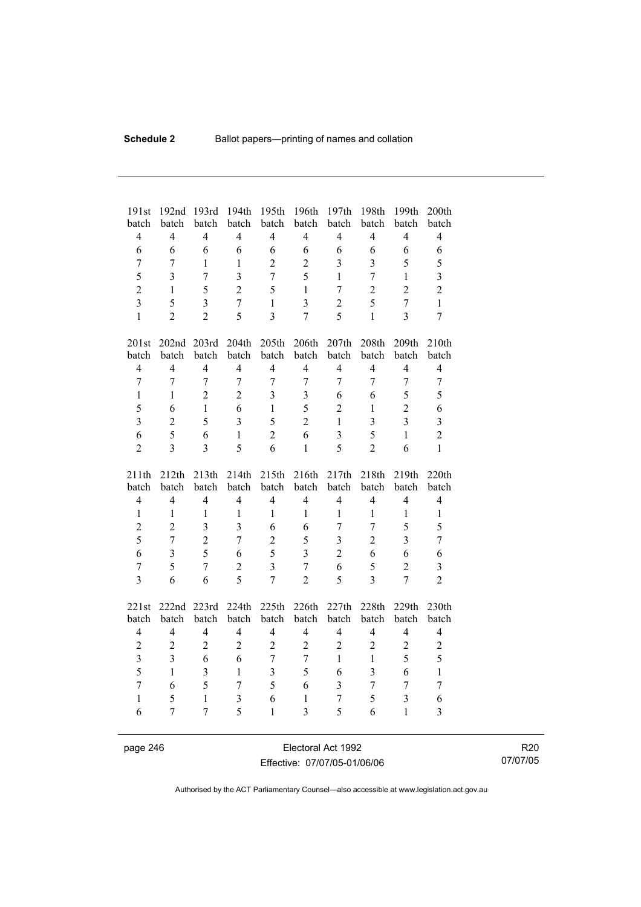| 191st batch | 192nd batch | 193rd batch | 194th batch | 195th batch | 196th batch | 197th batch | 198th batch | 199th batch | 200th batch |
|---|---|---|---|---|---|---|---|---|---|
| 4 | 4 | 4 | 4 | 4 | 4 | 4 | 4 | 4 | 4 |
| 6 | 6 | 6 | 6 | 6 | 6 | 6 | 6 | 6 | 6 |
| 7 | 7 | 1 | 1 | 2 | 2 | 3 | 3 | 5 | 5 |
| 5 | 3 | 7 | 3 | 7 | 5 | 1 | 7 | 1 | 3 |
| 2 | 1 | 5 | 2 | 5 | 1 | 7 | 2 | 2 | 2 |
| 3 | 5 | 3 | 7 | 1 | 3 | 2 | 5 | 7 | 1 |
| 1 | 2 | 2 | 5 | 3 | 7 | 5 | 1 | 3 | 7 |

| 201st batch | 202nd batch | 203rd batch | 204th batch | 205th batch | 206th batch | 207th batch | 208th batch | 209th batch | 210th batch |
|---|---|---|---|---|---|---|---|---|---|
| 4 | 4 | 4 | 4 | 4 | 4 | 4 | 4 | 4 | 4 |
| 7 | 7 | 7 | 7 | 7 | 7 | 7 | 7 | 7 | 7 |
| 1 | 1 | 2 | 2 | 3 | 3 | 6 | 6 | 5 | 5 |
| 5 | 6 | 1 | 6 | 1 | 5 | 2 | 1 | 2 | 6 |
| 3 | 2 | 5 | 3 | 5 | 2 | 1 | 3 | 3 | 3 |
| 6 | 5 | 6 | 1 | 2 | 6 | 3 | 5 | 1 | 2 |
| 2 | 3 | 3 | 5 | 6 | 1 | 5 | 2 | 6 | 1 |

| 211th batch | 212th batch | 213th batch | 214th batch | 215th batch | 216th batch | 217th batch | 218th batch | 219th batch | 220th batch |
|---|---|---|---|---|---|---|---|---|---|
| 4 | 4 | 4 | 4 | 4 | 4 | 4 | 4 | 4 | 4 |
| 1 | 1 | 1 | 1 | 1 | 1 | 1 | 1 | 1 | 1 |
| 2 | 2 | 3 | 3 | 6 | 6 | 7 | 7 | 5 | 5 |
| 5 | 7 | 2 | 7 | 2 | 5 | 3 | 2 | 3 | 7 |
| 6 | 3 | 5 | 6 | 5 | 3 | 2 | 6 | 6 | 6 |
| 7 | 5 | 7 | 2 | 3 | 7 | 6 | 5 | 2 | 3 |
| 3 | 6 | 6 | 5 | 7 | 2 | 5 | 3 | 7 | 2 |

| 221st batch | 222nd batch | 223rd batch | 224th batch | 225th batch | 226th batch | 227th batch | 228th batch | 229th batch | 230th batch |
|---|---|---|---|---|---|---|---|---|---|
| 4 | 4 | 4 | 4 | 4 | 4 | 4 | 4 | 4 | 4 |
| 2 | 2 | 2 | 2 | 2 | 2 | 2 | 2 | 2 | 2 |
| 3 | 3 | 6 | 6 | 7 | 7 | 1 | 1 | 5 | 5 |
| 5 | 1 | 3 | 1 | 3 | 5 | 6 | 3 | 6 | 1 |
| 7 | 6 | 5 | 7 | 5 | 6 | 3 | 7 | 7 | 7 |
| 1 | 5 | 1 | 3 | 6 | 1 | 7 | 5 | 3 | 6 |
| 6 | 7 | 7 | 5 | 1 | 3 | 5 | 6 | 1 | 3 |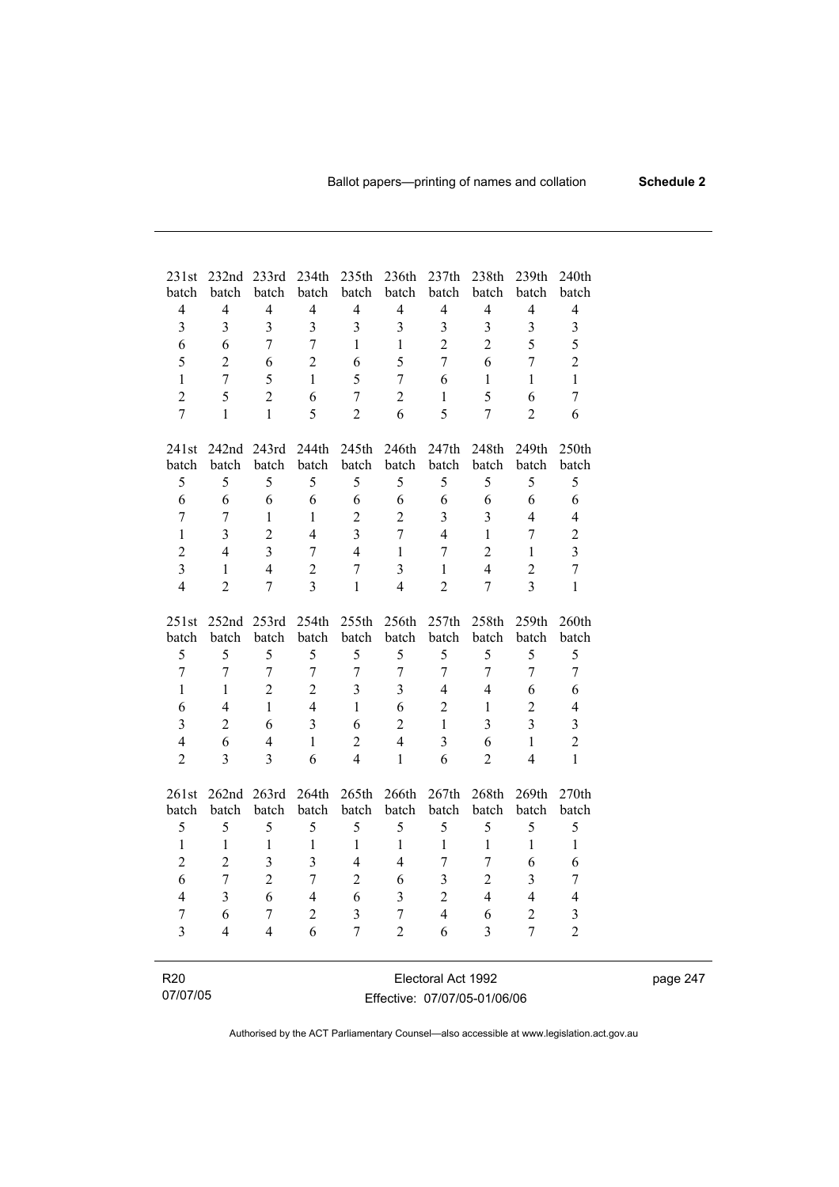| 231st batch | 232nd batch | 233rd batch | 234th batch | 235th batch | 236th batch | 237th batch | 238th batch | 239th batch | 240th batch |
|---|---|---|---|---|---|---|---|---|---|
| 4 | 4 | 4 | 4 | 4 | 4 | 4 | 4 | 4 | 4 |
| 3 | 3 | 3 | 3 | 3 | 3 | 3 | 3 | 3 | 3 |
| 6 | 6 | 7 | 7 | 1 | 1 | 2 | 2 | 5 | 5 |
| 5 | 2 | 6 | 2 | 6 | 5 | 7 | 6 | 7 | 2 |
| 1 | 7 | 5 | 1 | 5 | 7 | 6 | 1 | 1 | 1 |
| 2 | 5 | 2 | 6 | 7 | 2 | 1 | 5 | 6 | 7 |
| 7 | 1 | 1 | 5 | 2 | 6 | 5 | 7 | 2 | 6 |

| 241st batch | 242nd batch | 243rd batch | 244th batch | 245th batch | 246th batch | 247th batch | 248th batch | 249th batch | 250th batch |
|---|---|---|---|---|---|---|---|---|---|
| 5 | 5 | 5 | 5 | 5 | 5 | 5 | 5 | 5 | 5 |
| 6 | 6 | 6 | 6 | 6 | 6 | 6 | 6 | 6 | 6 |
| 7 | 7 | 1 | 1 | 2 | 2 | 3 | 3 | 4 | 4 |
| 1 | 3 | 2 | 4 | 3 | 7 | 4 | 1 | 7 | 2 |
| 2 | 4 | 3 | 7 | 4 | 1 | 7 | 2 | 1 | 3 |
| 3 | 1 | 4 | 2 | 7 | 3 | 1 | 4 | 2 | 7 |
| 4 | 2 | 7 | 3 | 1 | 4 | 2 | 7 | 3 | 1 |

| 251st batch | 252nd batch | 253rd batch | 254th batch | 255th batch | 256th batch | 257th batch | 258th batch | 259th batch | 260th batch |
|---|---|---|---|---|---|---|---|---|---|
| 5 | 5 | 5 | 5 | 5 | 5 | 5 | 5 | 5 | 5 |
| 7 | 7 | 7 | 7 | 7 | 7 | 7 | 7 | 7 | 7 |
| 1 | 1 | 2 | 2 | 3 | 3 | 4 | 4 | 6 | 6 |
| 6 | 4 | 1 | 4 | 1 | 6 | 2 | 1 | 2 | 4 |
| 3 | 2 | 6 | 3 | 6 | 2 | 1 | 3 | 3 | 3 |
| 4 | 6 | 4 | 1 | 2 | 4 | 3 | 6 | 1 | 2 |
| 2 | 3 | 3 | 6 | 4 | 1 | 6 | 2 | 4 | 1 |

| 261st batch | 262nd batch | 263rd batch | 264th batch | 265th batch | 266th batch | 267th batch | 268th batch | 269th batch | 270th batch |
|---|---|---|---|---|---|---|---|---|---|
| 5 | 5 | 5 | 5 | 5 | 5 | 5 | 5 | 5 | 5 |
| 1 | 1 | 1 | 1 | 1 | 1 | 1 | 1 | 1 | 1 |
| 2 | 2 | 3 | 3 | 4 | 4 | 7 | 7 | 6 | 6 |
| 6 | 7 | 2 | 7 | 2 | 6 | 3 | 2 | 3 | 7 |
| 4 | 3 | 6 | 4 | 6 | 3 | 2 | 4 | 4 | 4 |
| 7 | 6 | 7 | 2 | 3 | 7 | 4 | 6 | 2 | 3 |
| 3 | 4 | 4 | 6 | 7 | 2 | 6 | 3 | 7 | 2 |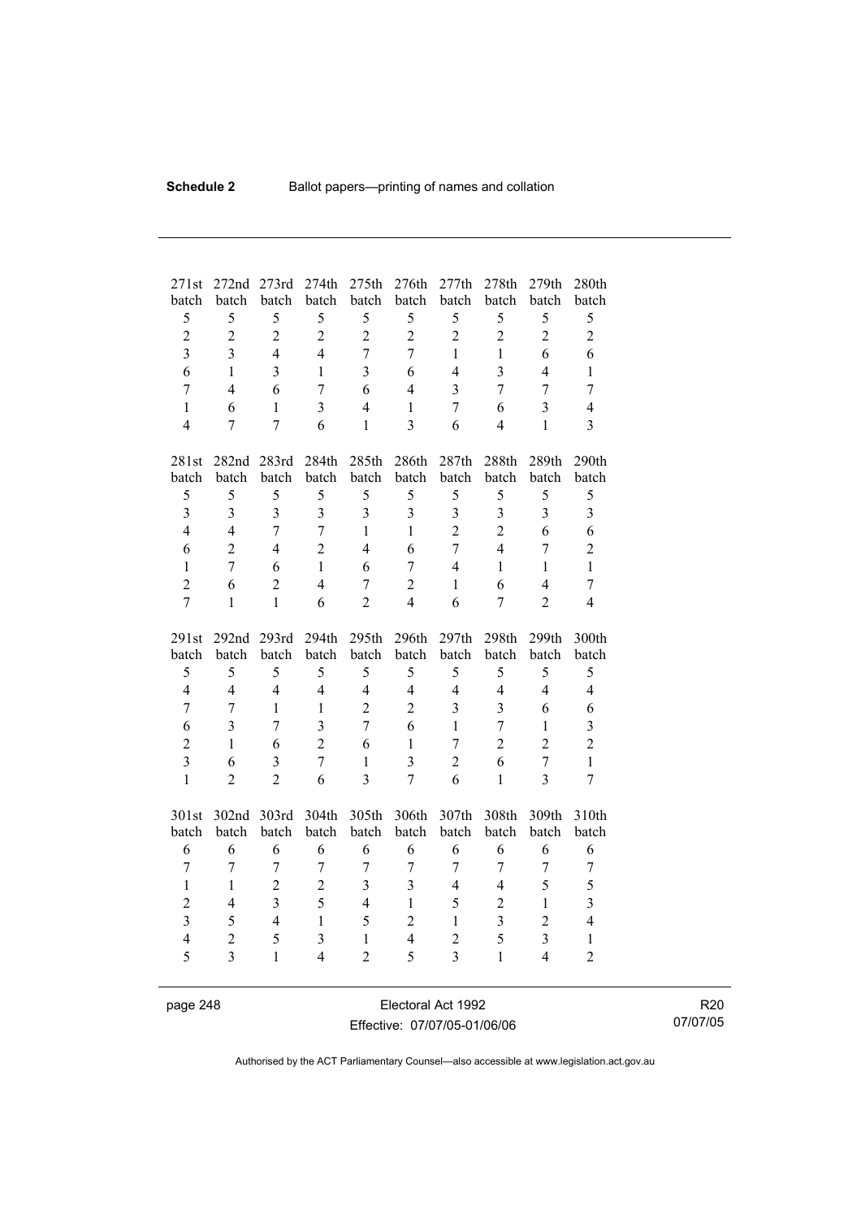| 271st batch | 272nd batch | 273rd batch | 274th batch | 275th batch | 276th batch | 277th batch | 278th batch | 279th batch | 280th batch |
|---|---|---|---|---|---|---|---|---|---|
| 5 | 5 | 5 | 5 | 5 | 5 | 5 | 5 | 5 | 5 |
| 2 | 2 | 2 | 2 | 2 | 2 | 2 | 2 | 2 | 2 |
| 3 | 3 | 4 | 4 | 7 | 7 | 1 | 1 | 6 | 6 |
| 6 | 1 | 3 | 1 | 3 | 6 | 4 | 3 | 4 | 1 |
| 7 | 4 | 6 | 7 | 6 | 4 | 3 | 7 | 7 | 7 |
| 1 | 6 | 1 | 3 | 4 | 1 | 7 | 6 | 3 | 4 |
| 4 | 7 | 7 | 6 | 1 | 3 | 6 | 4 | 1 | 3 |

| 281st batch | 282nd batch | 283rd batch | 284th batch | 285th batch | 286th batch | 287th batch | 288th batch | 289th batch | 290th batch |
|---|---|---|---|---|---|---|---|---|---|
| 5 | 5 | 5 | 5 | 5 | 5 | 5 | 5 | 5 | 5 |
| 3 | 3 | 3 | 3 | 3 | 3 | 3 | 3 | 3 | 3 |
| 4 | 4 | 7 | 7 | 1 | 1 | 2 | 2 | 6 | 6 |
| 6 | 2 | 4 | 2 | 4 | 6 | 7 | 4 | 7 | 2 |
| 1 | 7 | 6 | 1 | 6 | 7 | 4 | 1 | 1 | 1 |
| 2 | 6 | 2 | 4 | 7 | 2 | 1 | 6 | 4 | 7 |
| 7 | 1 | 1 | 6 | 2 | 4 | 6 | 7 | 2 | 4 |

| 291st batch | 292nd batch | 293rd batch | 294th batch | 295th batch | 296th batch | 297th batch | 298th batch | 299th batch | 300th batch |
|---|---|---|---|---|---|---|---|---|---|
| 5 | 5 | 5 | 5 | 5 | 5 | 5 | 5 | 5 | 5 |
| 4 | 4 | 4 | 4 | 4 | 4 | 4 | 4 | 4 | 4 |
| 7 | 7 | 1 | 1 | 2 | 2 | 3 | 3 | 6 | 6 |
| 6 | 3 | 7 | 3 | 7 | 6 | 1 | 7 | 1 | 3 |
| 2 | 1 | 6 | 2 | 6 | 1 | 7 | 2 | 2 | 2 |
| 3 | 6 | 3 | 7 | 1 | 3 | 2 | 6 | 7 | 1 |
| 1 | 2 | 2 | 6 | 3 | 7 | 6 | 1 | 3 | 7 |

| 301st batch | 302nd batch | 303rd batch | 304th batch | 305th batch | 306th batch | 307th batch | 308th batch | 309th batch | 310th batch |
|---|---|---|---|---|---|---|---|---|---|
| 6 | 6 | 6 | 6 | 6 | 6 | 6 | 6 | 6 | 6 |
| 7 | 7 | 7 | 7 | 7 | 7 | 7 | 7 | 7 | 7 |
| 1 | 1 | 2 | 2 | 3 | 3 | 4 | 4 | 5 | 5 |
| 2 | 4 | 3 | 5 | 4 | 1 | 5 | 2 | 1 | 3 |
| 3 | 5 | 4 | 1 | 5 | 2 | 1 | 3 | 2 | 4 |
| 4 | 2 | 5 | 3 | 1 | 4 | 2 | 5 | 3 | 1 |
| 5 | 3 | 1 | 4 | 2 | 5 | 3 | 1 | 4 | 2 |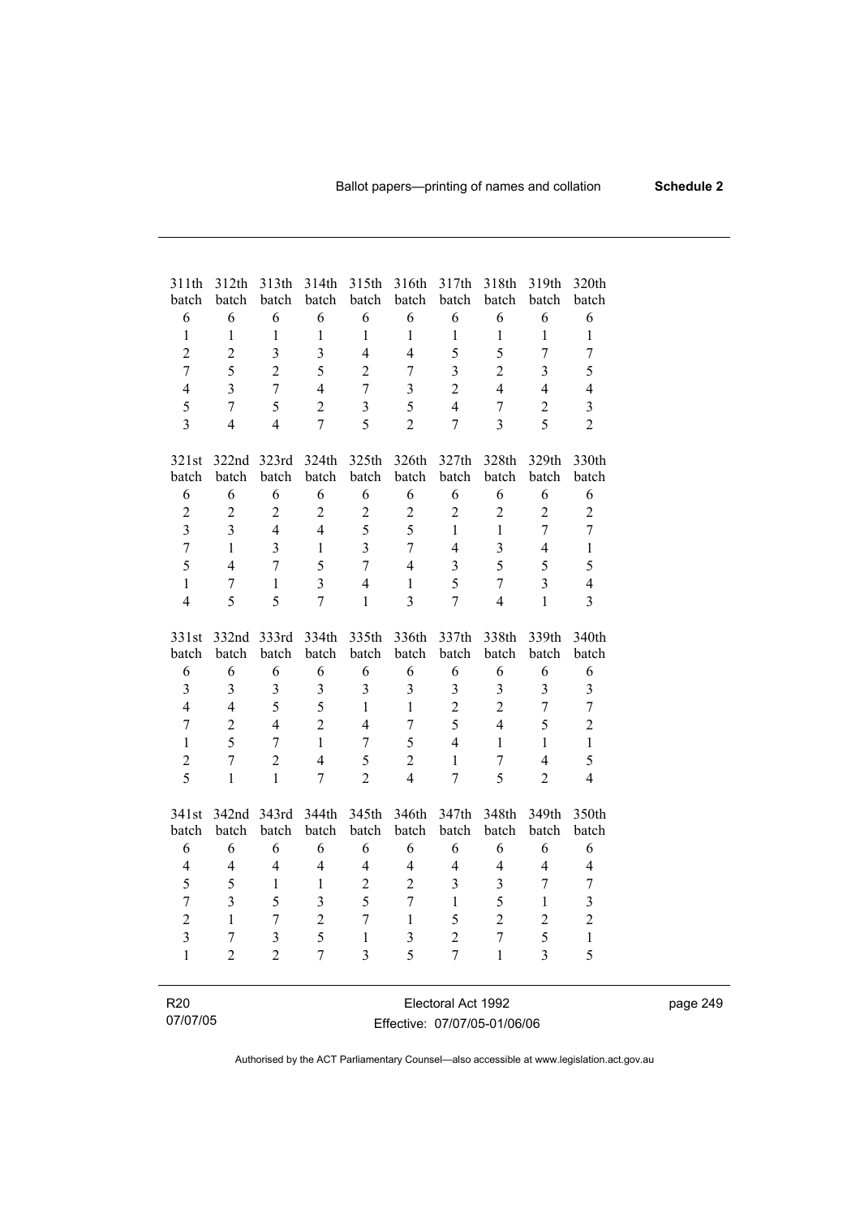| 311th batch | 312th batch | 313th batch | 314th batch | 315th batch | 316th batch | 317th batch | 318th batch | 319th batch | 320th batch |
|---|---|---|---|---|---|---|---|---|---|
| 6 | 6 | 6 | 6 | 6 | 6 | 6 | 6 | 6 | 6 |
| 1 | 1 | 1 | 1 | 1 | 1 | 1 | 1 | 1 | 1 |
| 2 | 2 | 3 | 3 | 4 | 4 | 5 | 5 | 7 | 7 |
| 7 | 5 | 2 | 5 | 2 | 7 | 3 | 2 | 3 | 5 |
| 4 | 3 | 7 | 4 | 7 | 3 | 2 | 4 | 4 | 4 |
| 5 | 7 | 5 | 2 | 3 | 5 | 4 | 7 | 2 | 3 |
| 3 | 4 | 4 | 7 | 5 | 2 | 7 | 3 | 5 | 2 |

| 321st batch | 322nd batch | 323rd batch | 324th batch | 325th batch | 326th batch | 327th batch | 328th batch | 329th batch | 330th batch |
|---|---|---|---|---|---|---|---|---|---|
| 6 | 6 | 6 | 6 | 6 | 6 | 6 | 6 | 6 | 6 |
| 2 | 2 | 2 | 2 | 2 | 2 | 2 | 2 | 2 | 2 |
| 3 | 3 | 4 | 4 | 5 | 5 | 1 | 1 | 7 | 7 |
| 7 | 1 | 3 | 1 | 3 | 7 | 4 | 3 | 4 | 1 |
| 5 | 4 | 7 | 5 | 7 | 4 | 3 | 5 | 5 | 5 |
| 1 | 7 | 1 | 3 | 4 | 1 | 5 | 7 | 3 | 4 |
| 4 | 5 | 5 | 7 | 1 | 3 | 7 | 4 | 1 | 3 |

| 331st batch | 332nd batch | 333rd batch | 334th batch | 335th batch | 336th batch | 337th batch | 338th batch | 339th batch | 340th batch |
|---|---|---|---|---|---|---|---|---|---|
| 6 | 6 | 6 | 6 | 6 | 6 | 6 | 6 | 6 | 6 |
| 3 | 3 | 3 | 3 | 3 | 3 | 3 | 3 | 3 | 3 |
| 4 | 4 | 5 | 5 | 1 | 1 | 2 | 2 | 7 | 7 |
| 7 | 2 | 4 | 2 | 4 | 7 | 5 | 4 | 5 | 2 |
| 1 | 5 | 7 | 1 | 7 | 5 | 4 | 1 | 1 | 1 |
| 2 | 7 | 2 | 4 | 5 | 2 | 1 | 7 | 4 | 5 |
| 5 | 1 | 1 | 7 | 2 | 4 | 7 | 5 | 2 | 4 |

| 341st batch | 342nd batch | 343rd batch | 344th batch | 345th batch | 346th batch | 347th batch | 348th batch | 349th batch | 350th batch |
|---|---|---|---|---|---|---|---|---|---|
| 6 | 6 | 6 | 6 | 6 | 6 | 6 | 6 | 6 | 6 |
| 4 | 4 | 4 | 4 | 4 | 4 | 4 | 4 | 4 | 4 |
| 5 | 5 | 1 | 1 | 2 | 2 | 3 | 3 | 7 | 7 |
| 7 | 3 | 5 | 3 | 5 | 7 | 1 | 5 | 1 | 3 |
| 2 | 1 | 7 | 2 | 7 | 1 | 5 | 2 | 2 | 2 |
| 3 | 7 | 3 | 5 | 1 | 3 | 2 | 7 | 5 | 1 |
| 1 | 2 | 2 | 7 | 3 | 5 | 7 | 1 | 3 | 5 |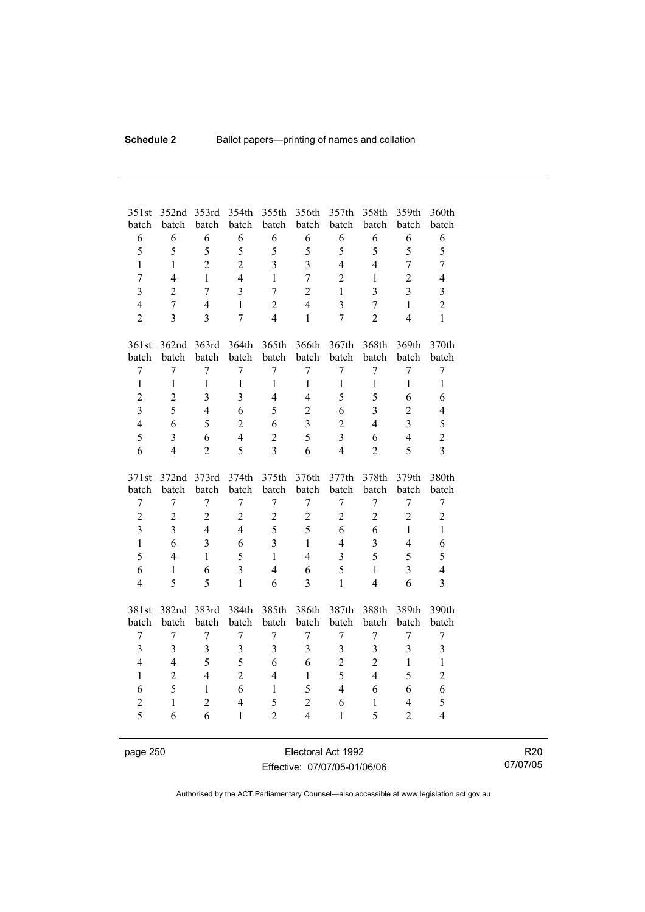| 351st batch | 352nd batch | 353rd batch | 354th batch | 355th batch | 356th batch | 357th batch | 358th batch | 359th batch | 360th batch |
|---|---|---|---|---|---|---|---|---|---|
| 6 | 6 | 6 | 6 | 6 | 6 | 6 | 6 | 6 | 6 |
| 5 | 5 | 5 | 5 | 5 | 5 | 5 | 5 | 5 | 5 |
| 1 | 1 | 2 | 2 | 3 | 3 | 4 | 4 | 7 | 7 |
| 7 | 4 | 1 | 4 | 1 | 7 | 2 | 1 | 2 | 4 |
| 3 | 2 | 7 | 3 | 7 | 2 | 1 | 3 | 3 | 3 |
| 4 | 7 | 4 | 1 | 2 | 4 | 3 | 7 | 1 | 2 |
| 2 | 3 | 3 | 7 | 4 | 1 | 7 | 2 | 4 | 1 |

| 361st batch | 362nd batch | 363rd batch | 364th batch | 365th batch | 366th batch | 367th batch | 368th batch | 369th batch | 370th batch |
|---|---|---|---|---|---|---|---|---|---|
| 7 | 7 | 7 | 7 | 7 | 7 | 7 | 7 | 7 | 7 |
| 1 | 1 | 1 | 1 | 1 | 1 | 1 | 1 | 1 | 1 |
| 2 | 2 | 3 | 3 | 4 | 4 | 5 | 5 | 6 | 6 |
| 3 | 5 | 4 | 6 | 5 | 2 | 6 | 3 | 2 | 4 |
| 4 | 6 | 5 | 2 | 6 | 3 | 2 | 4 | 3 | 5 |
| 5 | 3 | 6 | 4 | 2 | 5 | 3 | 6 | 4 | 2 |
| 6 | 4 | 2 | 5 | 3 | 6 | 4 | 2 | 5 | 3 |

| 371st batch | 372nd batch | 373rd batch | 374th batch | 375th batch | 376th batch | 377th batch | 378th batch | 379th batch | 380th batch |
|---|---|---|---|---|---|---|---|---|---|
| 7 | 7 | 7 | 7 | 7 | 7 | 7 | 7 | 7 | 7 |
| 2 | 2 | 2 | 2 | 2 | 2 | 2 | 2 | 2 | 2 |
| 3 | 3 | 4 | 4 | 5 | 5 | 6 | 6 | 1 | 1 |
| 1 | 6 | 3 | 6 | 3 | 1 | 4 | 3 | 4 | 6 |
| 5 | 4 | 1 | 5 | 1 | 4 | 3 | 5 | 5 | 5 |
| 6 | 1 | 6 | 3 | 4 | 6 | 5 | 1 | 3 | 4 |
| 4 | 5 | 5 | 1 | 6 | 3 | 1 | 4 | 6 | 3 |

| 381st batch | 382nd batch | 383rd batch | 384th batch | 385th batch | 386th batch | 387th batch | 388th batch | 389th batch | 390th batch |
|---|---|---|---|---|---|---|---|---|---|
| 7 | 7 | 7 | 7 | 7 | 7 | 7 | 7 | 7 | 7 |
| 3 | 3 | 3 | 3 | 3 | 3 | 3 | 3 | 3 | 3 |
| 4 | 4 | 5 | 5 | 6 | 6 | 2 | 2 | 1 | 1 |
| 1 | 2 | 4 | 2 | 4 | 1 | 5 | 4 | 5 | 2 |
| 6 | 5 | 1 | 6 | 1 | 5 | 4 | 6 | 6 | 6 |
| 2 | 1 | 2 | 4 | 5 | 2 | 6 | 1 | 4 | 5 |
| 5 | 6 | 6 | 1 | 2 | 4 | 1 | 5 | 2 | 4 |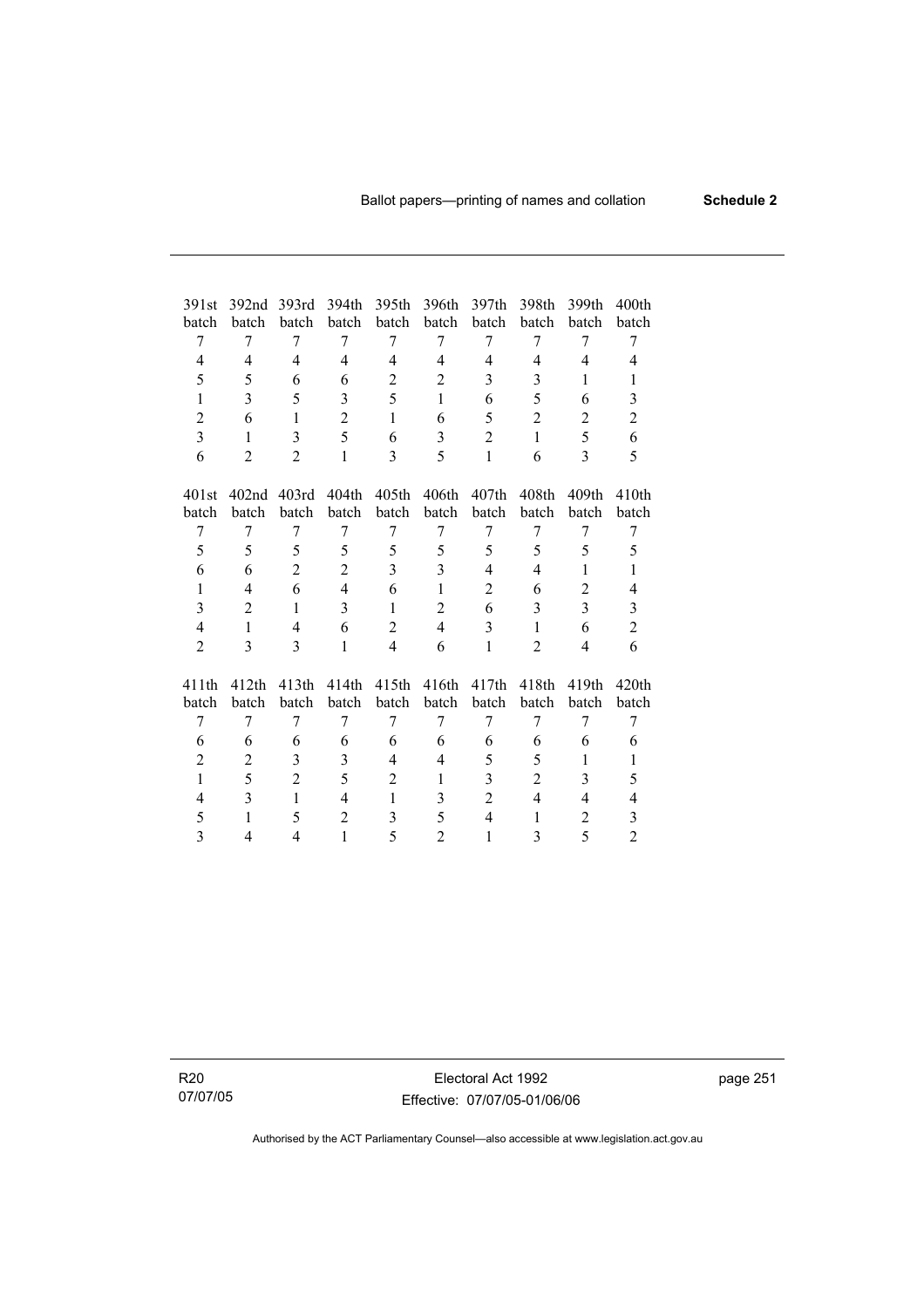| 391st batch | 392nd batch | 393rd batch | 394th batch | 395th batch | 396th batch | 397th batch | 398th batch | 399th batch | 400th batch |
|---|---|---|---|---|---|---|---|---|---|
| 7 | 7 | 7 | 7 | 7 | 7 | 7 | 7 | 7 | 7 |
| 4 | 4 | 4 | 4 | 4 | 4 | 4 | 4 | 4 | 4 |
| 5 | 5 | 6 | 6 | 2 | 2 | 3 | 3 | 1 | 1 |
| 1 | 3 | 5 | 3 | 5 | 1 | 6 | 5 | 6 | 3 |
| 2 | 6 | 1 | 2 | 1 | 6 | 5 | 2 | 2 | 2 |
| 3 | 1 | 3 | 5 | 6 | 3 | 2 | 1 | 5 | 6 |
| 6 | 2 | 2 | 1 | 3 | 5 | 1 | 6 | 3 | 5 |

| 401st batch | 402nd batch | 403rd batch | 404th batch | 405th batch | 406th batch | 407th batch | 408th batch | 409th batch | 410th batch |
|---|---|---|---|---|---|---|---|---|---|
| 7 | 7 | 7 | 7 | 7 | 7 | 7 | 7 | 7 | 7 |
| 5 | 5 | 5 | 5 | 5 | 5 | 5 | 5 | 5 | 5 |
| 6 | 6 | 2 | 2 | 3 | 3 | 4 | 4 | 1 | 1 |
| 1 | 4 | 6 | 4 | 6 | 1 | 2 | 6 | 2 | 4 |
| 3 | 2 | 1 | 3 | 1 | 2 | 6 | 3 | 3 | 3 |
| 4 | 1 | 4 | 6 | 2 | 4 | 3 | 1 | 6 | 2 |
| 2 | 3 | 3 | 1 | 4 | 6 | 1 | 2 | 4 | 6 |

| 411th batch | 412th batch | 413th batch | 414th batch | 415th batch | 416th batch | 417th batch | 418th batch | 419th batch | 420th batch |
|---|---|---|---|---|---|---|---|---|---|
| 7 | 7 | 7 | 7 | 7 | 7 | 7 | 7 | 7 | 7 |
| 6 | 6 | 6 | 6 | 6 | 6 | 6 | 6 | 6 | 6 |
| 2 | 2 | 3 | 3 | 4 | 4 | 5 | 5 | 1 | 1 |
| 1 | 5 | 2 | 5 | 2 | 1 | 3 | 2 | 3 | 5 |
| 4 | 3 | 1 | 4 | 1 | 3 | 2 | 4 | 4 | 4 |
| 5 | 1 | 5 | 2 | 3 | 5 | 4 | 1 | 2 | 3 |
| 3 | 4 | 4 | 1 | 5 | 2 | 1 | 3 | 5 | 2 |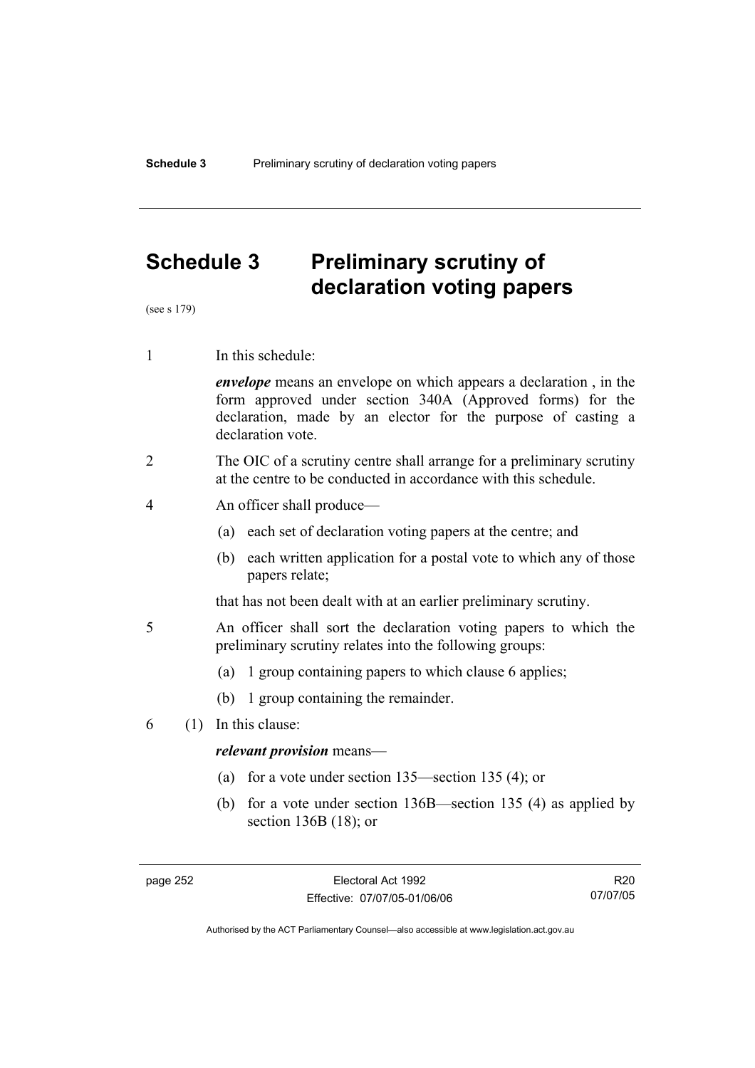# Schedule 3 Preliminary scrutiny of declaration voting papers

(see s 179)

1 In this schedule:

***envelope*** means an envelope on which appears a declaration , in the form approved under section 340A (Approved forms) for the declaration, made by an elector for the purpose of casting a declaration vote.

2 The OIC of a scrutiny centre shall arrange for a preliminary scrutiny at the centre to be conducted in accordance with this schedule.

4 An officer shall produce—

(a) each set of declaration voting papers at the centre; and

(b) each written application for a postal vote to which any of those papers relate;

that has not been dealt with at an earlier preliminary scrutiny.

5 An officer shall sort the declaration voting papers to which the preliminary scrutiny relates into the following groups:

(a) 1 group containing papers to which clause 6 applies;

(b) 1 group containing the remainder.

6 (1) In this clause:

***relevant provision*** means—

(a) for a vote under section 135—section 135 (4); or

(b) for a vote under section 136B—section 135 (4) as applied by section 136B (18); or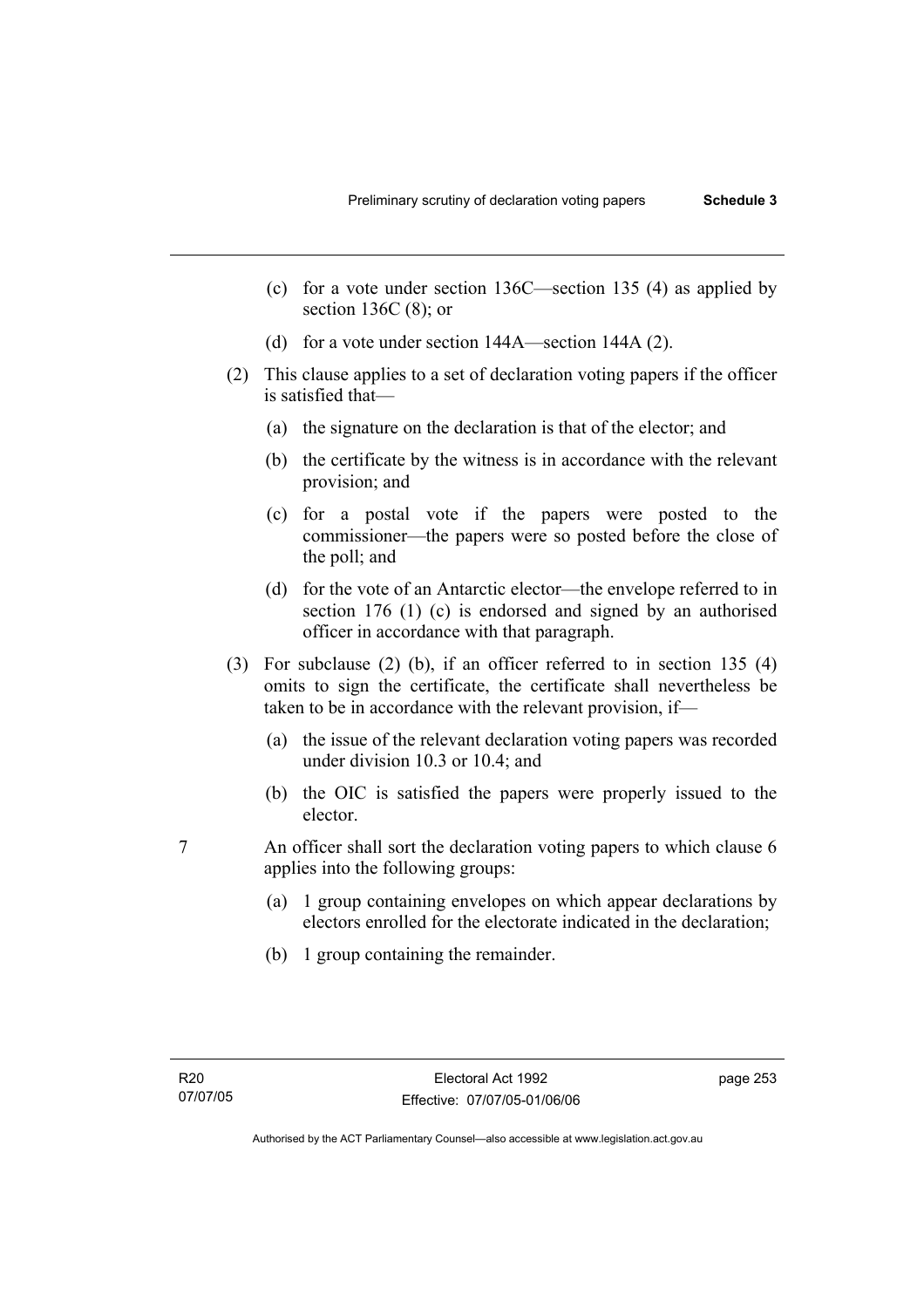(c) for a vote under section 136C—section 135 (4) as applied by section 136C (8); or

(d) for a vote under section 144A—section 144A (2).

(2) This clause applies to a set of declaration voting papers if the officer is satisfied that—

(a) the signature on the declaration is that of the elector; and

(b) the certificate by the witness is in accordance with the relevant provision; and

(c) for a postal vote if the papers were posted to the commissioner—the papers were so posted before the close of the poll; and

(d) for the vote of an Antarctic elector—the envelope referred to in section 176 (1) (c) is endorsed and signed by an authorised officer in accordance with that paragraph.

(3) For subclause (2) (b), if an officer referred to in section 135 (4) omits to sign the certificate, the certificate shall nevertheless be taken to be in accordance with the relevant provision, if—

(a) the issue of the relevant declaration voting papers was recorded under division 10.3 or 10.4; and

(b) the OIC is satisfied the papers were properly issued to the elector.

7 An officer shall sort the declaration voting papers to which clause 6 applies into the following groups:

(a) 1 group containing envelopes on which appear declarations by electors enrolled for the electorate indicated in the declaration;

(b) 1 group containing the remainder.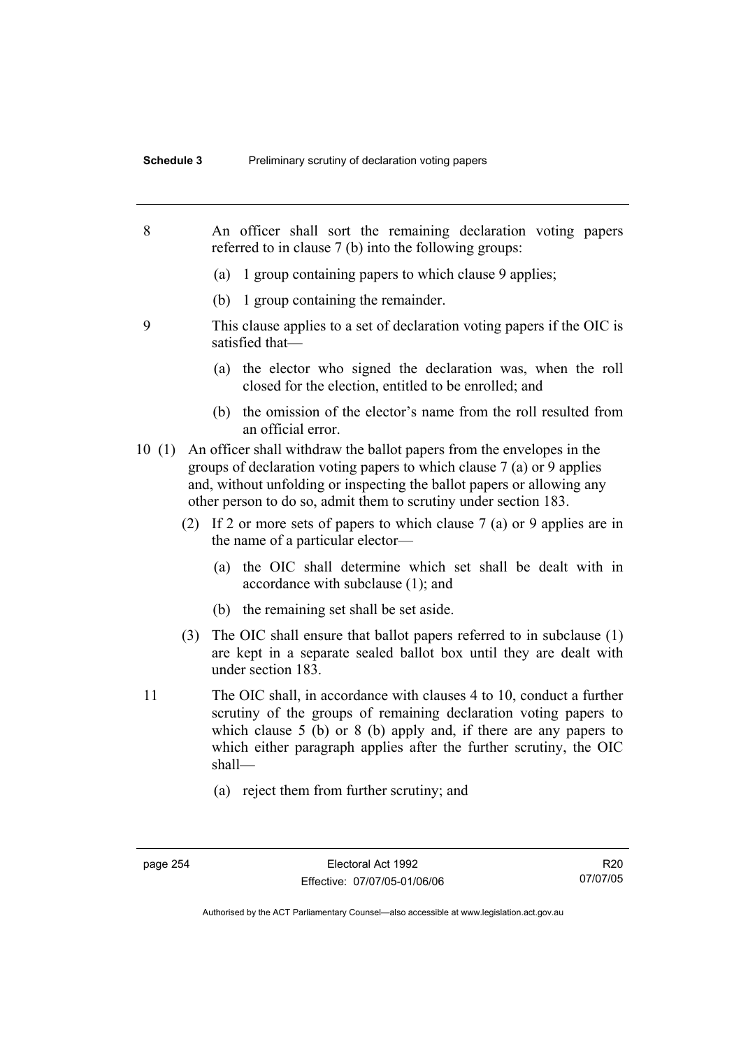8 An officer shall sort the remaining declaration voting papers referred to in clause 7 (b) into the following groups:

(a) 1 group containing papers to which clause 9 applies;

(b) 1 group containing the remainder.

9 This clause applies to a set of declaration voting papers if the OIC is satisfied that—

(a) the elector who signed the declaration was, when the roll closed for the election, entitled to be enrolled; and

(b) the omission of the elector's name from the roll resulted from an official error.

10 (1) An officer shall withdraw the ballot papers from the envelopes in the groups of declaration voting papers to which clause 7 (a) or 9 applies and, without unfolding or inspecting the ballot papers or allowing any other person to do so, admit them to scrutiny under section 183.

(2) If 2 or more sets of papers to which clause 7 (a) or 9 applies are in the name of a particular elector—

(a) the OIC shall determine which set shall be dealt with in accordance with subclause (1); and

(b) the remaining set shall be set aside.

(3) The OIC shall ensure that ballot papers referred to in subclause (1) are kept in a separate sealed ballot box until they are dealt with under section 183.

11 The OIC shall, in accordance with clauses 4 to 10, conduct a further scrutiny of the groups of remaining declaration voting papers to which clause 5 (b) or 8 (b) apply and, if there are any papers to which either paragraph applies after the further scrutiny, the OIC shall—

(a) reject them from further scrutiny; and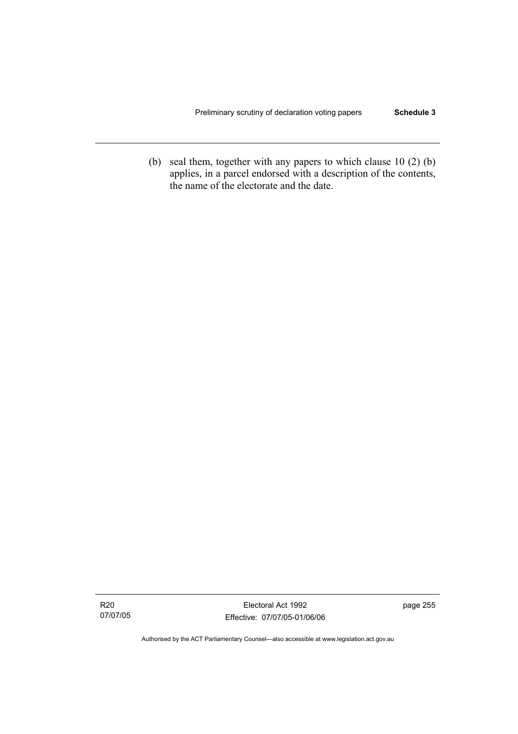(b) seal them, together with any papers to which clause 10 (2) (b) applies, in a parcel endorsed with a description of the contents, the name of the electorate and the date.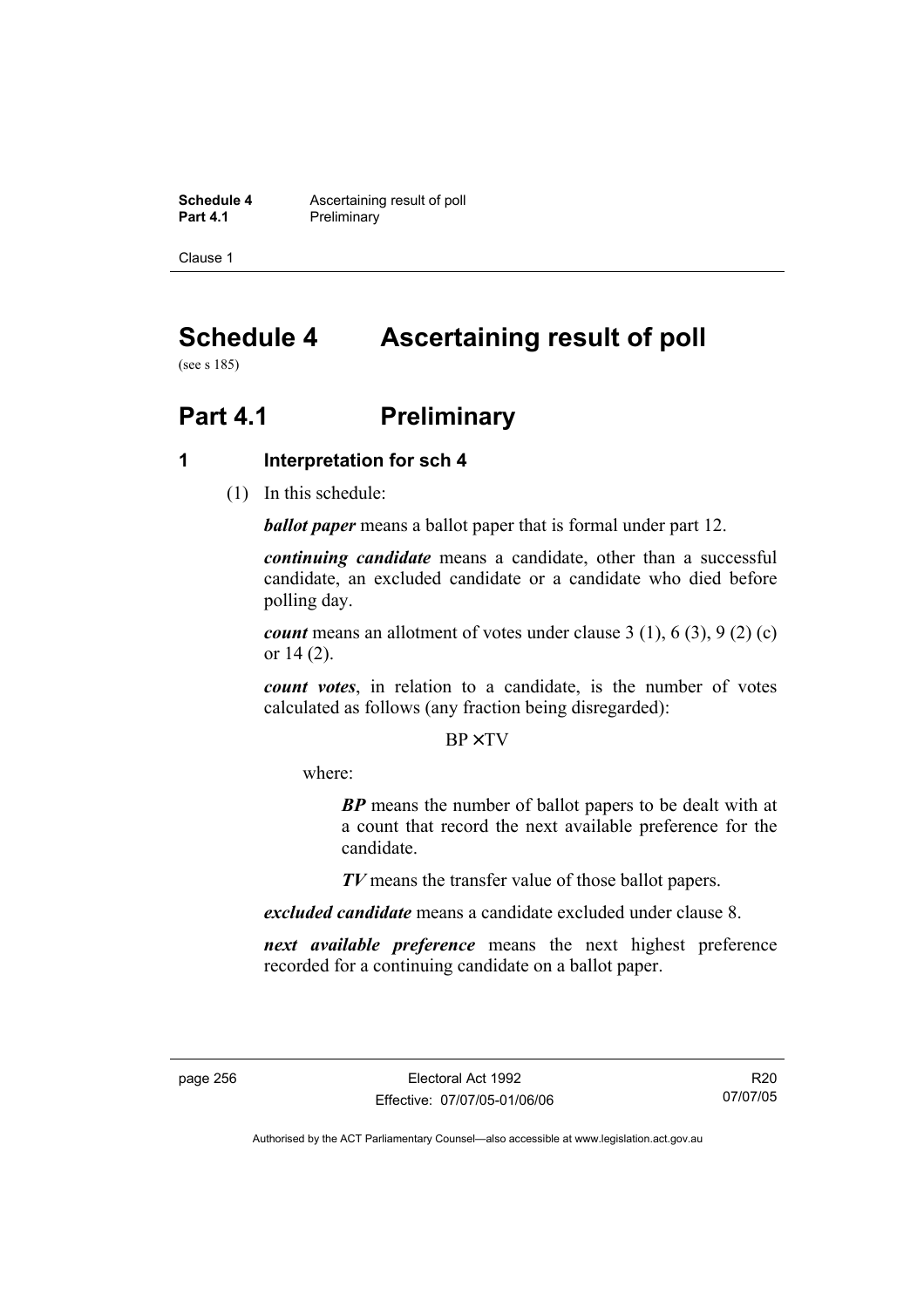# Schedule 4 Ascertaining result of poll

(see s 185)

## Part 4.1 Preliminary

### 1 Interpretation for sch 4

(1) In this schedule:

***ballot paper*** means a ballot paper that is formal under part 12.

***continuing candidate*** means a candidate, other than a successful candidate, an excluded candidate or a candidate who died before polling day.

***count*** means an allotment of votes under clause 3 (1), 6 (3), 9 (2) (c) or 14 (2).

***count votes***, in relation to a candidate, is the number of votes calculated as follows (any fraction being disregarded):

$$BP \times TV$$

where:

> ***BP*** means the number of ballot papers to be dealt with at a count that record the next available preference for the candidate.
>
> ***TV*** means the transfer value of those ballot papers.

***excluded candidate*** means a candidate excluded under clause 8.

***next available preference*** means the next highest preference recorded for a continuing candidate on a ballot paper.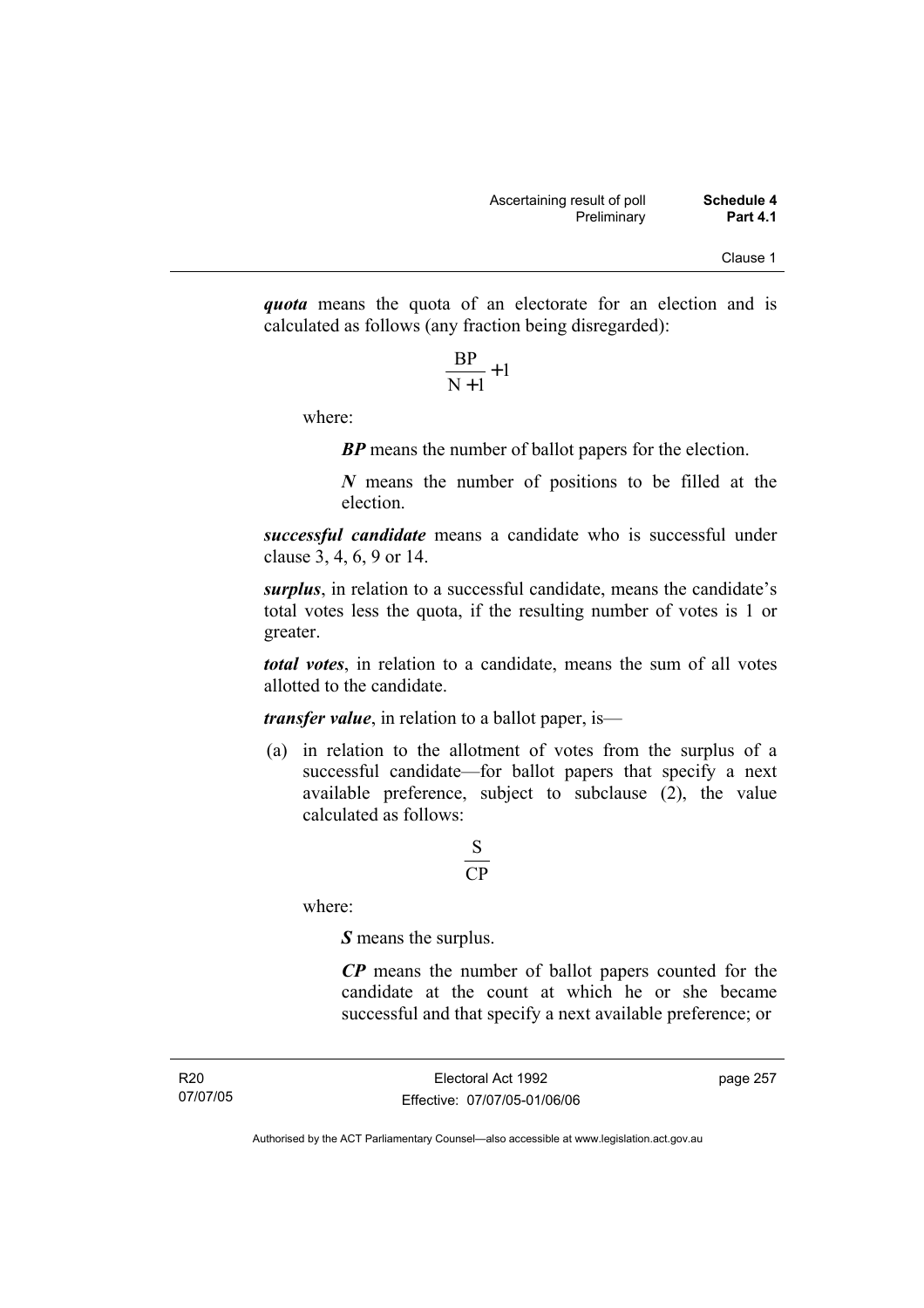***quota*** means the quota of an electorate for an election and is calculated as follows (any fraction being disregarded):

$$\frac{BP}{N+1}+1$$

where:

***BP*** means the number of ballot papers for the election.

***N*** means the number of positions to be filled at the election.

***successful candidate*** means a candidate who is successful under clause 3, 4, 6, 9 or 14.

***surplus***, in relation to a successful candidate, means the candidate's total votes less the quota, if the resulting number of votes is 1 or greater.

***total votes***, in relation to a candidate, means the sum of all votes allotted to the candidate.

***transfer value***, in relation to a ballot paper, is—

(a) in relation to the allotment of votes from the surplus of a successful candidate—for ballot papers that specify a next available preference, subject to subclause (2), the value calculated as follows:

$$\frac{S}{CP}$$

where:

***S*** means the surplus.

***CP*** means the number of ballot papers counted for the candidate at the count at which he or she became successful and that specify a next available preference; or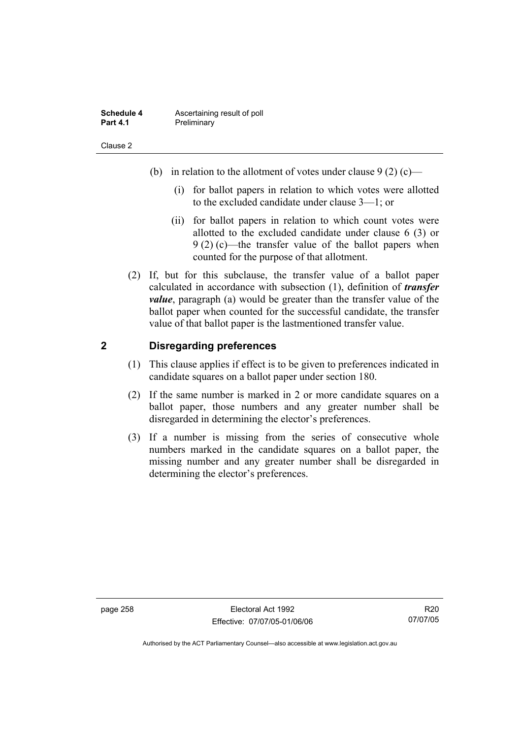(b) in relation to the allotment of votes under clause 9 (2) (c)—

(i) for ballot papers in relation to which votes were allotted to the excluded candidate under clause 3—1; or

(ii) for ballot papers in relation to which count votes were allotted to the excluded candidate under clause 6 (3) or 9 (2) (c)—the transfer value of the ballot papers when counted for the purpose of that allotment.

(2) If, but for this subclause, the transfer value of a ballot paper calculated in accordance with subsection (1), definition of ***transfer value***, paragraph (a) would be greater than the transfer value of the ballot paper when counted for the successful candidate, the transfer value of that ballot paper is the lastmentioned transfer value.

## 2 Disregarding preferences

(1) This clause applies if effect is to be given to preferences indicated in candidate squares on a ballot paper under section 180.

(2) If the same number is marked in 2 or more candidate squares on a ballot paper, those numbers and any greater number shall be disregarded in determining the elector's preferences.

(3) If a number is missing from the series of consecutive whole numbers marked in the candidate squares on a ballot paper, the missing number and any greater number shall be disregarded in determining the elector's preferences.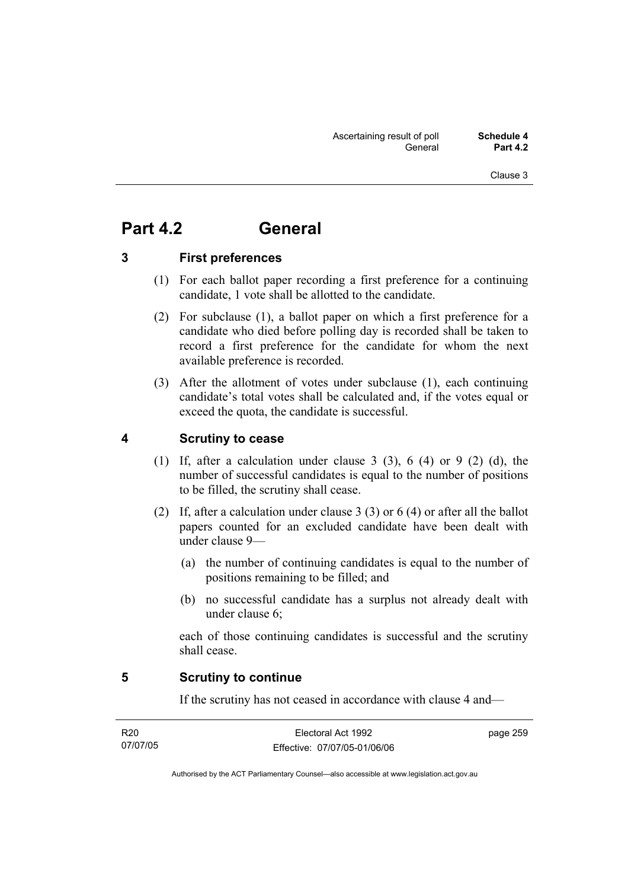# Part 4.2 General

## 3 First preferences

(1) For each ballot paper recording a first preference for a continuing candidate, 1 vote shall be allotted to the candidate.

(2) For subclause (1), a ballot paper on which a first preference for a candidate who died before polling day is recorded shall be taken to record a first preference for the candidate for whom the next available preference is recorded.

(3) After the allotment of votes under subclause (1), each continuing candidate's total votes shall be calculated and, if the votes equal or exceed the quota, the candidate is successful.

## 4 Scrutiny to cease

(1) If, after a calculation under clause 3 (3), 6 (4) or 9 (2) (d), the number of successful candidates is equal to the number of positions to be filled, the scrutiny shall cease.

(2) If, after a calculation under clause 3 (3) or 6 (4) or after all the ballot papers counted for an excluded candidate have been dealt with under clause 9—

- (a) the number of continuing candidates is equal to the number of positions remaining to be filled; and
- (b) no successful candidate has a surplus not already dealt with under clause 6;

each of those continuing candidates is successful and the scrutiny shall cease.

## 5 Scrutiny to continue

If the scrutiny has not ceased in accordance with clause 4 and—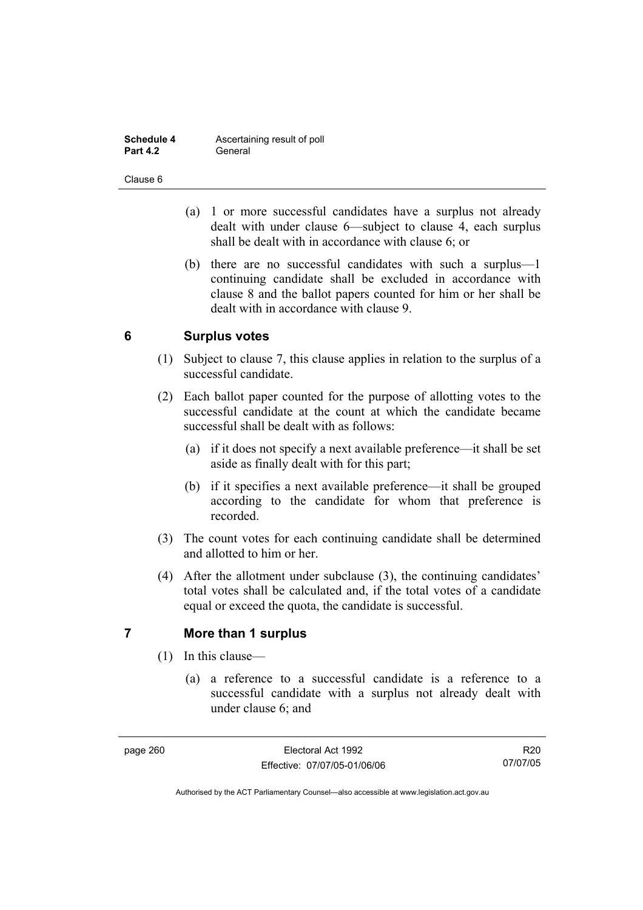(a) 1 or more successful candidates have a surplus not already dealt with under clause 6—subject to clause 4, each surplus shall be dealt with in accordance with clause 6; or

(b) there are no successful candidates with such a surplus—1 continuing candidate shall be excluded in accordance with clause 8 and the ballot papers counted for him or her shall be dealt with in accordance with clause 9.

## 6 Surplus votes

(1) Subject to clause 7, this clause applies in relation to the surplus of a successful candidate.

(2) Each ballot paper counted for the purpose of allotting votes to the successful candidate at the count at which the candidate became successful shall be dealt with as follows:

(a) if it does not specify a next available preference—it shall be set aside as finally dealt with for this part;

(b) if it specifies a next available preference—it shall be grouped according to the candidate for whom that preference is recorded.

(3) The count votes for each continuing candidate shall be determined and allotted to him or her.

(4) After the allotment under subclause (3), the continuing candidates' total votes shall be calculated and, if the total votes of a candidate equal or exceed the quota, the candidate is successful.

## 7 More than 1 surplus

(1) In this clause—

(a) a reference to a successful candidate is a reference to a successful candidate with a surplus not already dealt with under clause 6; and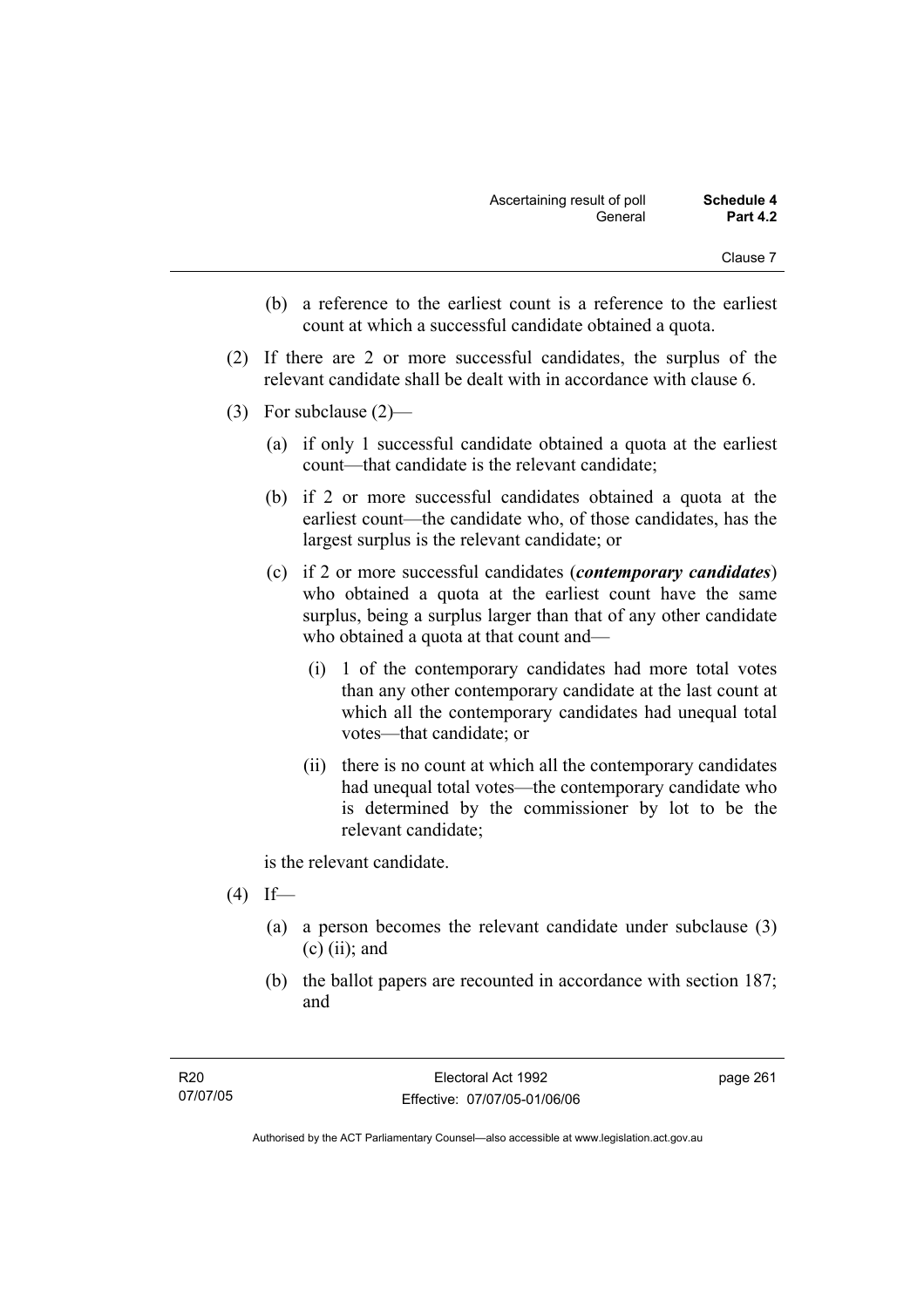(b) a reference to the earliest count is a reference to the earliest count at which a successful candidate obtained a quota.

(2) If there are 2 or more successful candidates, the surplus of the relevant candidate shall be dealt with in accordance with clause 6.

(3) For subclause (2)—

(a) if only 1 successful candidate obtained a quota at the earliest count—that candidate is the relevant candidate;

(b) if 2 or more successful candidates obtained a quota at the earliest count—the candidate who, of those candidates, has the largest surplus is the relevant candidate; or

(c) if 2 or more successful candidates (***contemporary candidates***) who obtained a quota at the earliest count have the same surplus, being a surplus larger than that of any other candidate who obtained a quota at that count and—

(i) 1 of the contemporary candidates had more total votes than any other contemporary candidate at the last count at which all the contemporary candidates had unequal total votes—that candidate; or

(ii) there is no count at which all the contemporary candidates had unequal total votes—the contemporary candidate who is determined by the commissioner by lot to be the relevant candidate;

is the relevant candidate.

(4) If—

(a) a person becomes the relevant candidate under subclause (3) (c) (ii); and

(b) the ballot papers are recounted in accordance with section 187; and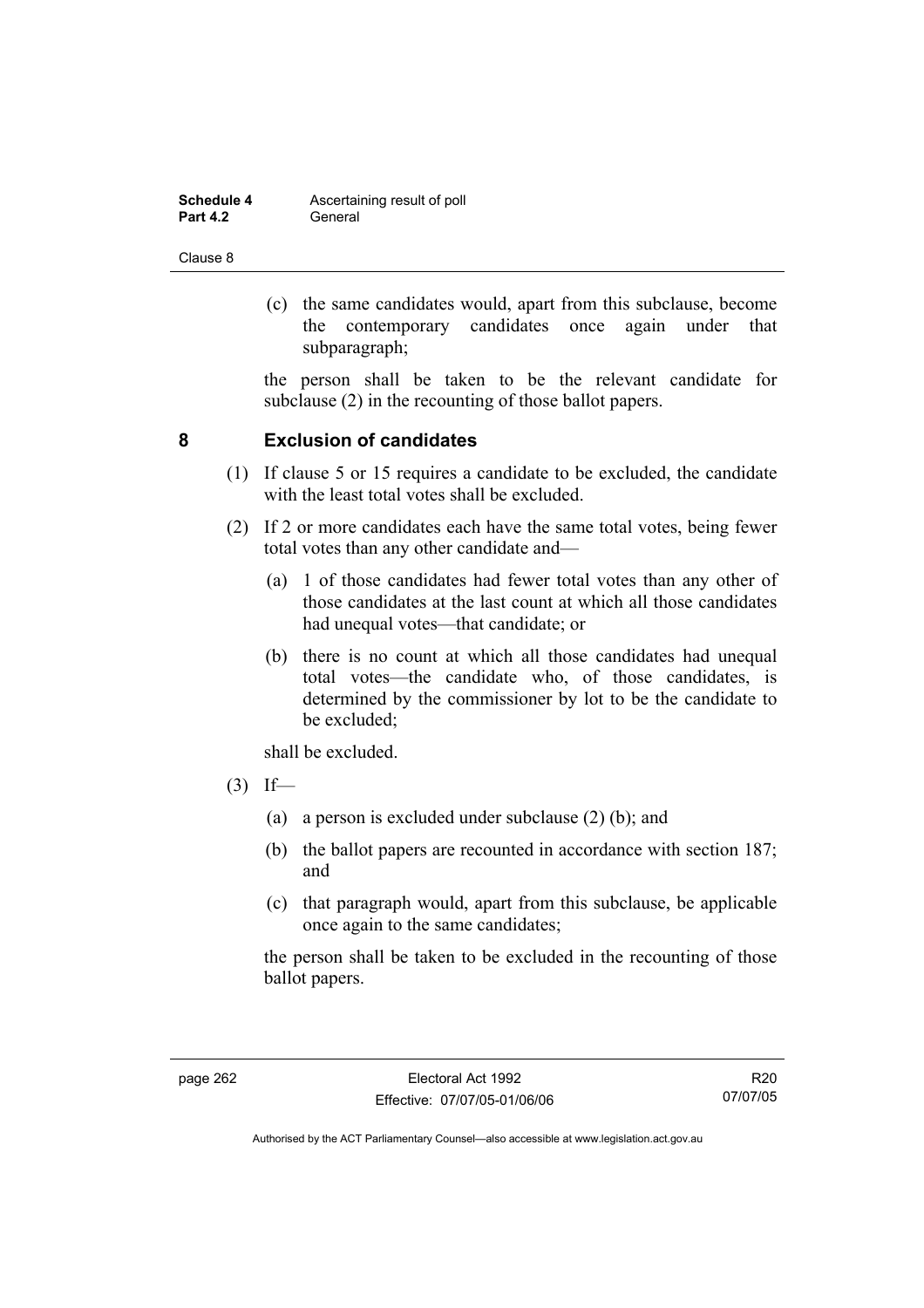(c) the same candidates would, apart from this subclause, become the contemporary candidates once again under that subparagraph;

the person shall be taken to be the relevant candidate for subclause (2) in the recounting of those ballot papers.

## 8 Exclusion of candidates

(1) If clause 5 or 15 requires a candidate to be excluded, the candidate with the least total votes shall be excluded.

(2) If 2 or more candidates each have the same total votes, being fewer total votes than any other candidate and—

(a) 1 of those candidates had fewer total votes than any other of those candidates at the last count at which all those candidates had unequal votes—that candidate; or

(b) there is no count at which all those candidates had unequal total votes—the candidate who, of those candidates, is determined by the commissioner by lot to be the candidate to be excluded;

shall be excluded.

(3) If—

(a) a person is excluded under subclause (2) (b); and

(b) the ballot papers are recounted in accordance with section 187; and

(c) that paragraph would, apart from this subclause, be applicable once again to the same candidates;

the person shall be taken to be excluded in the recounting of those ballot papers.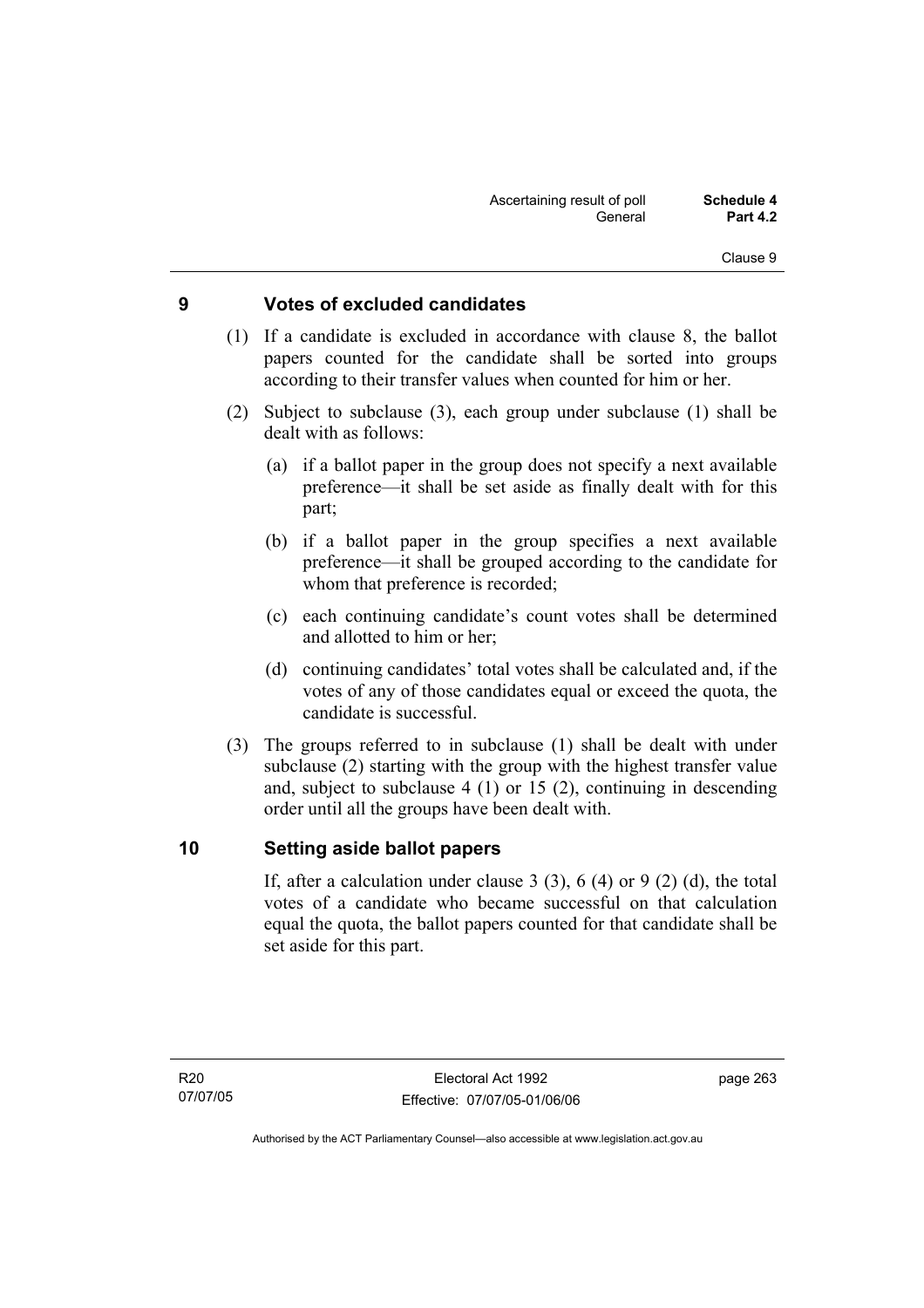## 9 Votes of excluded candidates

(1) If a candidate is excluded in accordance with clause 8, the ballot papers counted for the candidate shall be sorted into groups according to their transfer values when counted for him or her.

(2) Subject to subclause (3), each group under subclause (1) shall be dealt with as follows:

(a) if a ballot paper in the group does not specify a next available preference—it shall be set aside as finally dealt with for this part;

(b) if a ballot paper in the group specifies a next available preference—it shall be grouped according to the candidate for whom that preference is recorded;

(c) each continuing candidate's count votes shall be determined and allotted to him or her;

(d) continuing candidates' total votes shall be calculated and, if the votes of any of those candidates equal or exceed the quota, the candidate is successful.

(3) The groups referred to in subclause (1) shall be dealt with under subclause (2) starting with the group with the highest transfer value and, subject to subclause 4 (1) or 15 (2), continuing in descending order until all the groups have been dealt with.

## 10 Setting aside ballot papers

If, after a calculation under clause 3 (3), 6 (4) or 9 (2) (d), the total votes of a candidate who became successful on that calculation equal the quota, the ballot papers counted for that candidate shall be set aside for this part.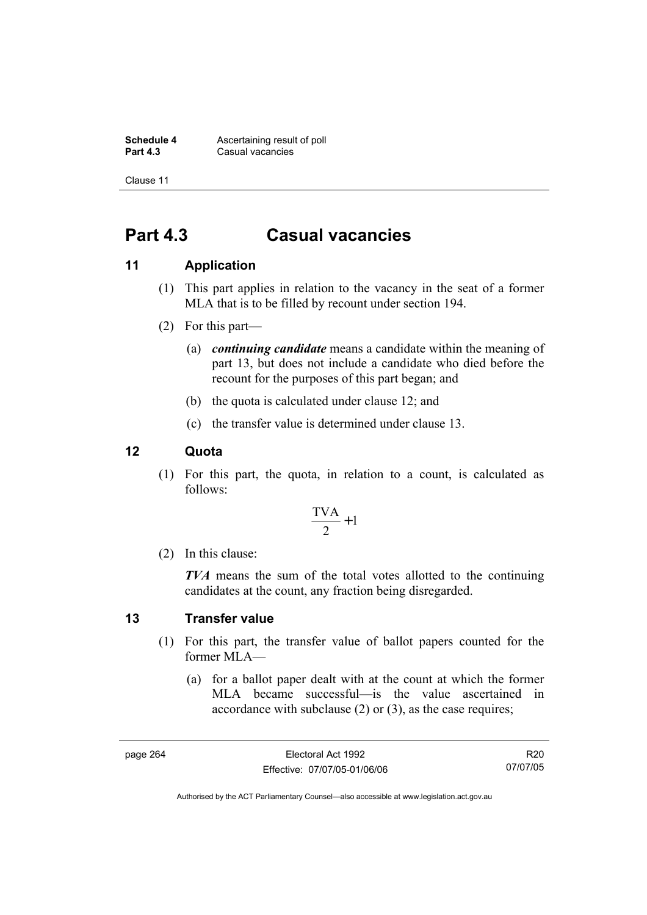# Part 4.3 Casual vacancies

## 11 Application

(1) This part applies in relation to the vacancy in the seat of a former MLA that is to be filled by recount under section 194.

(2) For this part—

(a) ***continuing candidate*** means a candidate within the meaning of part 13, but does not include a candidate who died before the recount for the purposes of this part began; and

(b) the quota is calculated under clause 12; and

(c) the transfer value is determined under clause 13.

## 12 Quota

(1) For this part, the quota, in relation to a count, is calculated as follows:

$$\frac{TVA}{2} + 1$$

(2) In this clause:

***TVA*** means the sum of the total votes allotted to the continuing candidates at the count, any fraction being disregarded.

## 13 Transfer value

(1) For this part, the transfer value of ballot papers counted for the former MLA—

(a) for a ballot paper dealt with at the count at which the former MLA became successful—is the value ascertained in accordance with subclause (2) or (3), as the case requires;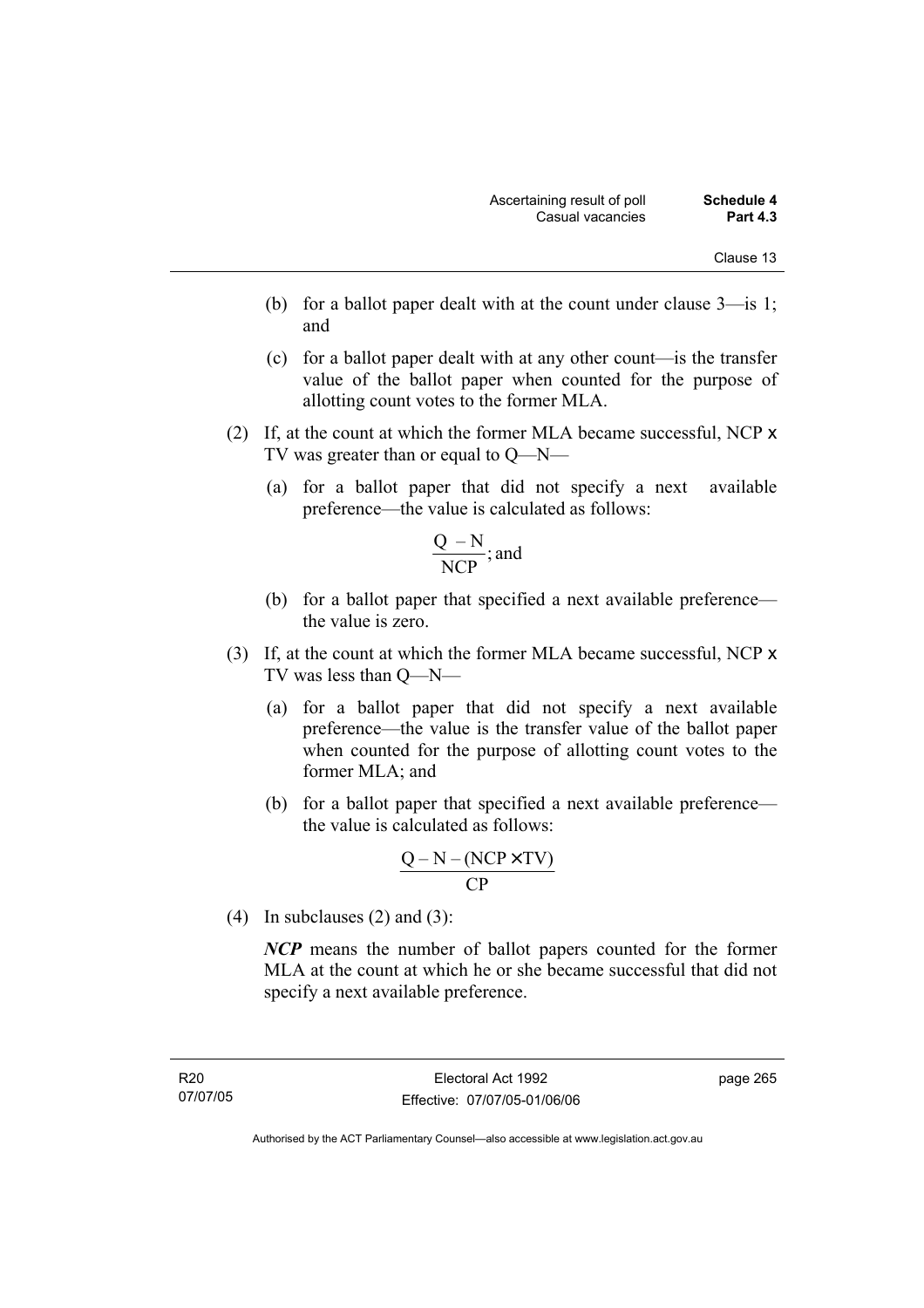(b) for a ballot paper dealt with at the count under clause 3—is 1; and

(c) for a ballot paper dealt with at any other count—is the transfer value of the ballot paper when counted for the purpose of allotting count votes to the former MLA.

(2) If, at the count at which the former MLA became successful, NCP x TV was greater than or equal to Q—N—

(a) for a ballot paper that did not specify a next available preference—the value is calculated as follows:

$$\frac{Q - N}{NCP}\text{; and}$$

(b) for a ballot paper that specified a next available preference—the value is zero.

(3) If, at the count at which the former MLA became successful, NCP x TV was less than Q—N—

(a) for a ballot paper that did not specify a next available preference—the value is the transfer value of the ballot paper when counted for the purpose of allotting count votes to the former MLA; and

(b) for a ballot paper that specified a next available preference—the value is calculated as follows:

$$\frac{Q - N - (NCP \times TV)}{CP}$$

(4) In subclauses (2) and (3):

***NCP*** means the number of ballot papers counted for the former MLA at the count at which he or she became successful that did not specify a next available preference.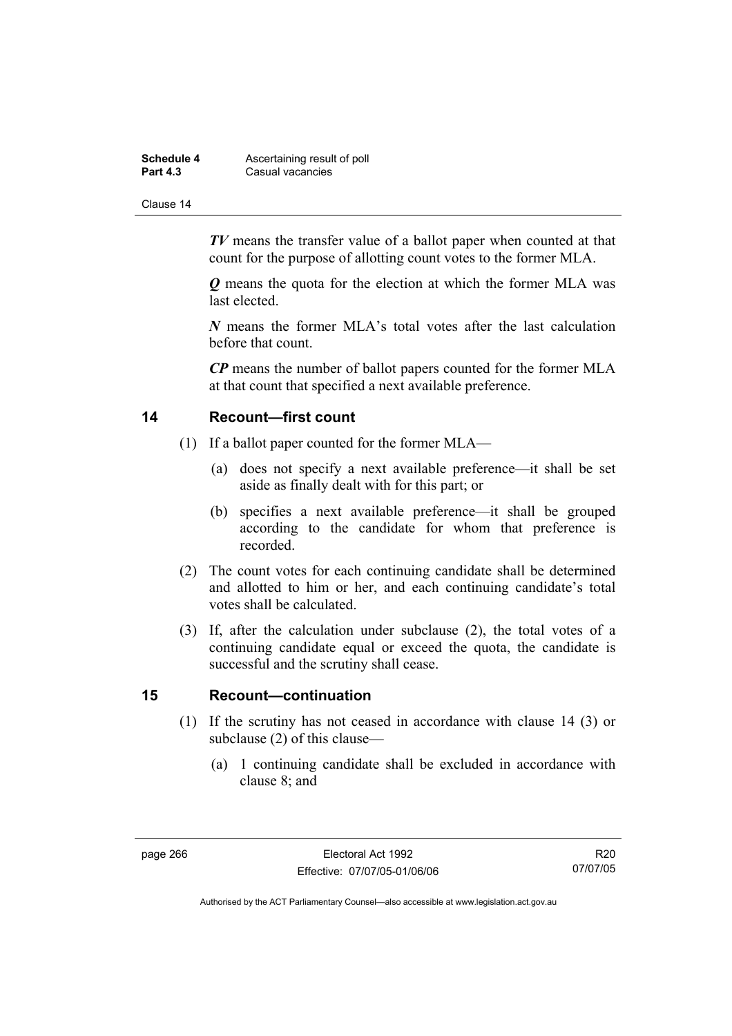***TV*** means the transfer value of a ballot paper when counted at that count for the purpose of allotting count votes to the former MLA.

***Q*** means the quota for the election at which the former MLA was last elected.

***N*** means the former MLA's total votes after the last calculation before that count.

***CP*** means the number of ballot papers counted for the former MLA at that count that specified a next available preference.

## 14 Recount—first count

(1) If a ballot paper counted for the former MLA—

(a) does not specify a next available preference—it shall be set aside as finally dealt with for this part; or

(b) specifies a next available preference—it shall be grouped according to the candidate for whom that preference is recorded.

(2) The count votes for each continuing candidate shall be determined and allotted to him or her, and each continuing candidate's total votes shall be calculated.

(3) If, after the calculation under subclause (2), the total votes of a continuing candidate equal or exceed the quota, the candidate is successful and the scrutiny shall cease.

## 15 Recount—continuation

(1) If the scrutiny has not ceased in accordance with clause 14 (3) or subclause (2) of this clause—

(a) 1 continuing candidate shall be excluded in accordance with clause 8; and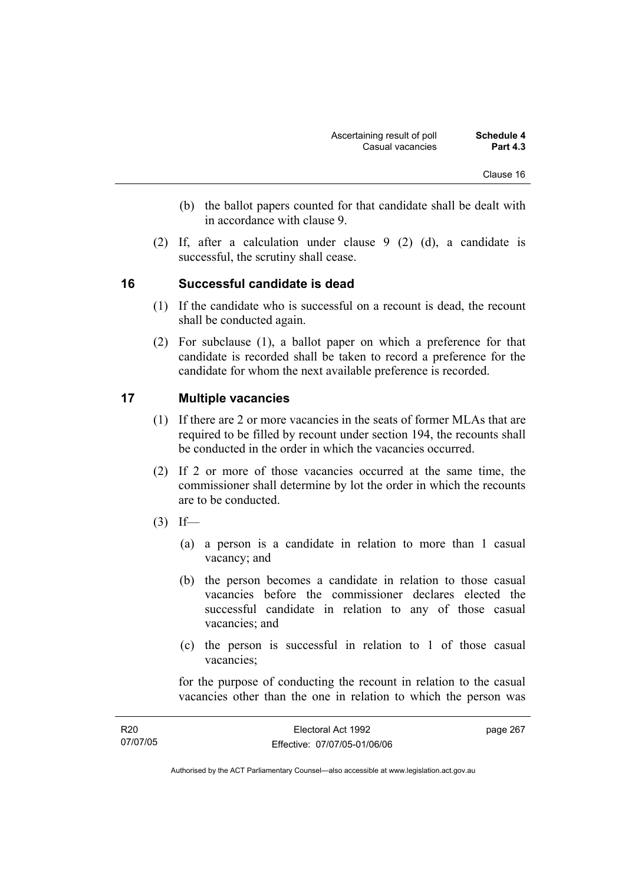(b) the ballot papers counted for that candidate shall be dealt with in accordance with clause 9.

(2) If, after a calculation under clause 9 (2) (d), a candidate is successful, the scrutiny shall cease.

## 16 Successful candidate is dead

(1) If the candidate who is successful on a recount is dead, the recount shall be conducted again.

(2) For subclause (1), a ballot paper on which a preference for that candidate is recorded shall be taken to record a preference for the candidate for whom the next available preference is recorded.

## 17 Multiple vacancies

(1) If there are 2 or more vacancies in the seats of former MLAs that are required to be filled by recount under section 194, the recounts shall be conducted in the order in which the vacancies occurred.

(2) If 2 or more of those vacancies occurred at the same time, the commissioner shall determine by lot the order in which the recounts are to be conducted.

(3) If—

(a) a person is a candidate in relation to more than 1 casual vacancy; and

(b) the person becomes a candidate in relation to those casual vacancies before the commissioner declares elected the successful candidate in relation to any of those casual vacancies; and

(c) the person is successful in relation to 1 of those casual vacancies;

for the purpose of conducting the recount in relation to the casual vacancies other than the one in relation to which the person was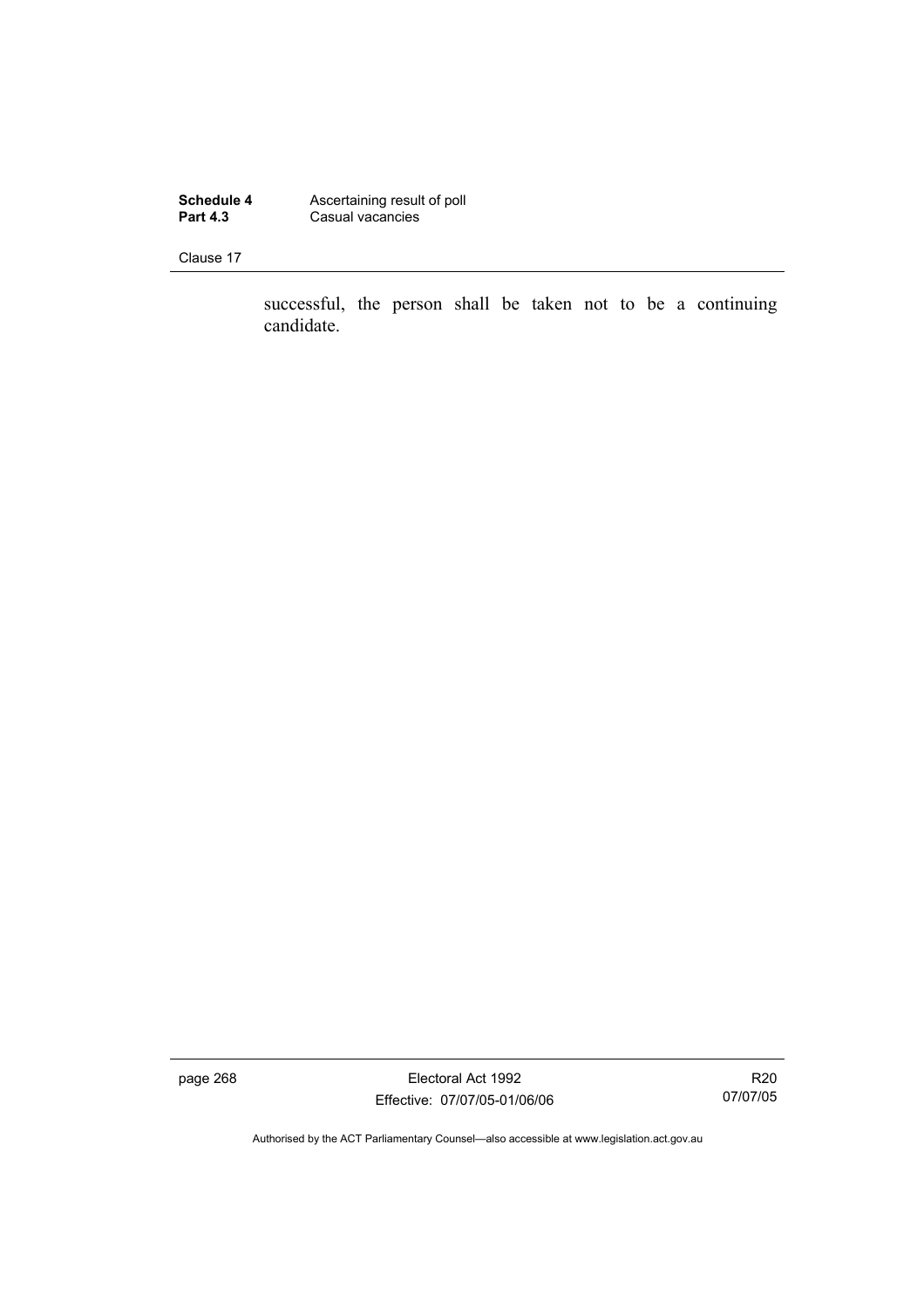successful, the person shall be taken not to be a continuing candidate.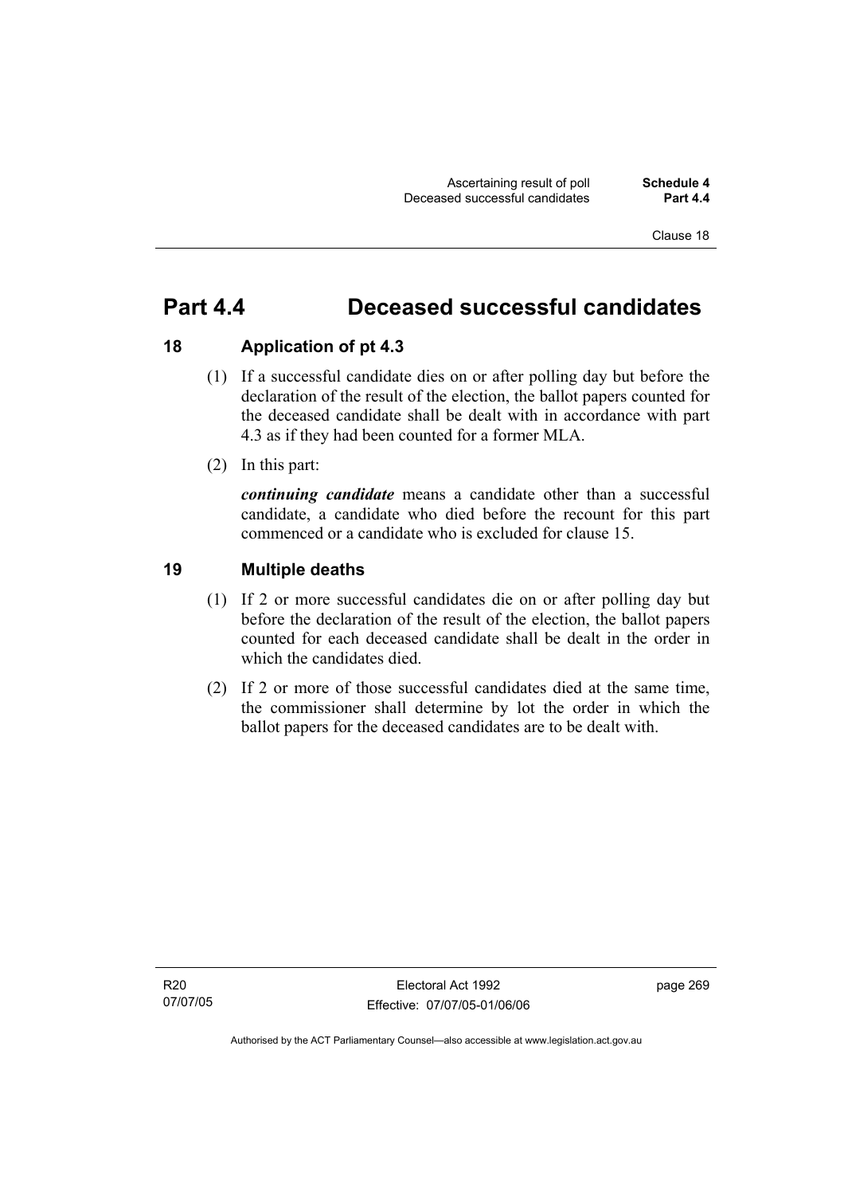# Part 4.4 Deceased successful candidates

## 18 Application of pt 4.3

(1) If a successful candidate dies on or after polling day but before the declaration of the result of the election, the ballot papers counted for the deceased candidate shall be dealt with in accordance with part 4.3 as if they had been counted for a former MLA.

(2) In this part:

***continuing candidate*** means a candidate other than a successful candidate, a candidate who died before the recount for this part commenced or a candidate who is excluded for clause 15.

## 19 Multiple deaths

(1) If 2 or more successful candidates die on or after polling day but before the declaration of the result of the election, the ballot papers counted for each deceased candidate shall be dealt in the order in which the candidates died.

(2) If 2 or more of those successful candidates died at the same time, the commissioner shall determine by lot the order in which the ballot papers for the deceased candidates are to be dealt with.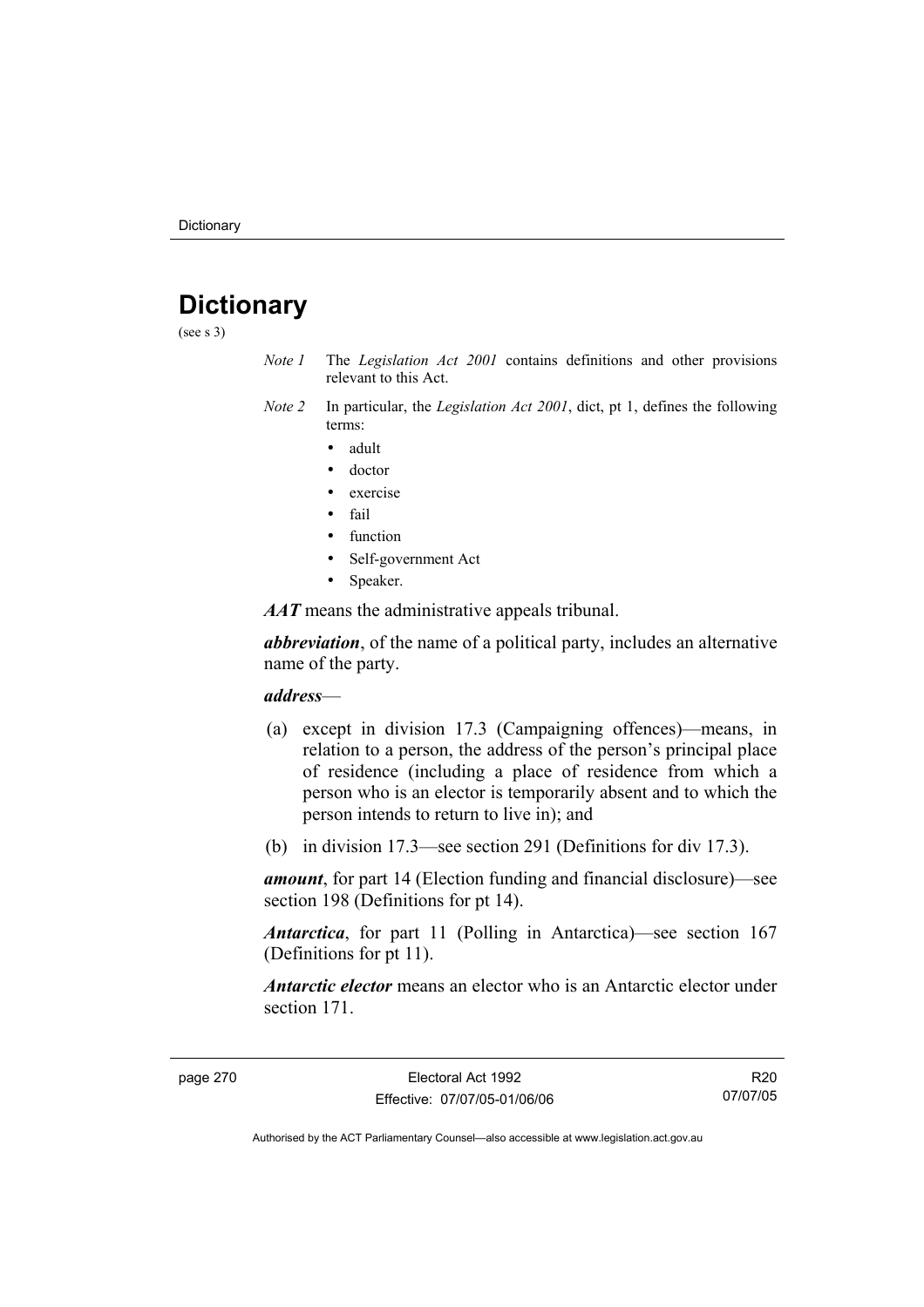# Dictionary

(see s 3)

*Note 1* The *Legislation Act 2001* contains definitions and other provisions relevant to this Act.

*Note 2* In particular, the *Legislation Act 2001*, dict, pt 1, defines the following terms:

- adult
- doctor
- exercise
- fail
- function
- Self-government Act
- Speaker.

***AAT*** means the administrative appeals tribunal.

***abbreviation***, of the name of a political party, includes an alternative name of the party.

***address***—

(a) except in division 17.3 (Campaigning offences)—means, in relation to a person, the address of the person's principal place of residence (including a place of residence from which a person who is an elector is temporarily absent and to which the person intends to return to live in); and

(b) in division 17.3—see section 291 (Definitions for div 17.3).

***amount***, for part 14 (Election funding and financial disclosure)—see section 198 (Definitions for pt 14).

***Antarctica***, for part 11 (Polling in Antarctica)—see section 167 (Definitions for pt 11).

***Antarctic elector*** means an elector who is an Antarctic elector under section 171.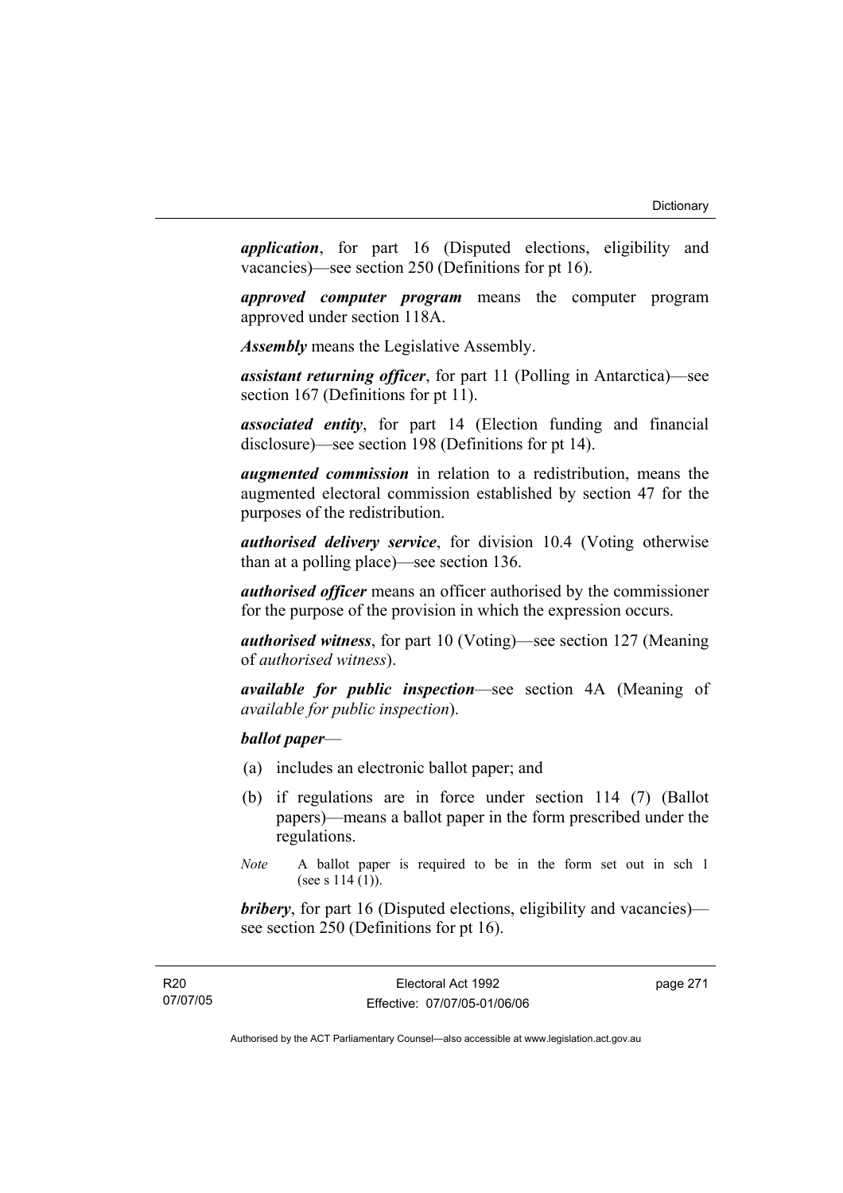***application***, for part 16 (Disputed elections, eligibility and vacancies)—see section 250 (Definitions for pt 16).

***approved computer program*** means the computer program approved under section 118A.

***Assembly*** means the Legislative Assembly.

***assistant returning officer***, for part 11 (Polling in Antarctica)—see section 167 (Definitions for pt 11).

***associated entity***, for part 14 (Election funding and financial disclosure)—see section 198 (Definitions for pt 14).

***augmented commission*** in relation to a redistribution, means the augmented electoral commission established by section 47 for the purposes of the redistribution.

***authorised delivery service***, for division 10.4 (Voting otherwise than at a polling place)—see section 136.

***authorised officer*** means an officer authorised by the commissioner for the purpose of the provision in which the expression occurs.

***authorised witness***, for part 10 (Voting)—see section 127 (Meaning of *authorised witness*).

***available for public inspection***—see section 4A (Meaning of *available for public inspection*).

***ballot paper***—

(a) includes an electronic ballot paper; and

(b) if regulations are in force under section 114 (7) (Ballot papers)—means a ballot paper in the form prescribed under the regulations.

*Note* A ballot paper is required to be in the form set out in sch 1 (see s 114 (1)).

***bribery***, for part 16 (Disputed elections, eligibility and vacancies)—see section 250 (Definitions for pt 16).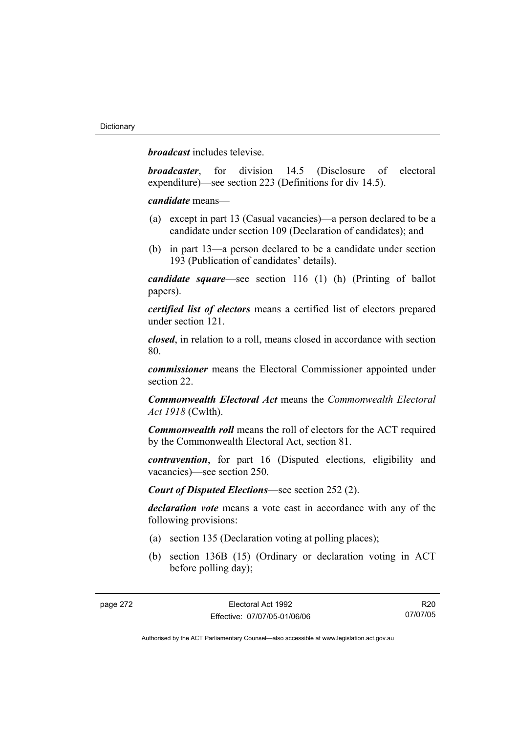***broadcast*** includes televise.

***broadcaster***, for division 14.5 (Disclosure of electoral expenditure)—see section 223 (Definitions for div 14.5).

***candidate*** means—

(a) except in part 13 (Casual vacancies)—a person declared to be a candidate under section 109 (Declaration of candidates); and

(b) in part 13—a person declared to be a candidate under section 193 (Publication of candidates' details).

***candidate square***—see section 116 (1) (h) (Printing of ballot papers).

***certified list of electors*** means a certified list of electors prepared under section 121.

***closed***, in relation to a roll, means closed in accordance with section 80.

***commissioner*** means the Electoral Commissioner appointed under section 22.

***Commonwealth Electoral Act*** means the *Commonwealth Electoral Act 1918* (Cwlth).

***Commonwealth roll*** means the roll of electors for the ACT required by the Commonwealth Electoral Act, section 81.

***contravention***, for part 16 (Disputed elections, eligibility and vacancies)—see section 250.

***Court of Disputed Elections***—see section 252 (2).

***declaration vote*** means a vote cast in accordance with any of the following provisions:

(a) section 135 (Declaration voting at polling places);

(b) section 136B (15) (Ordinary or declaration voting in ACT before polling day);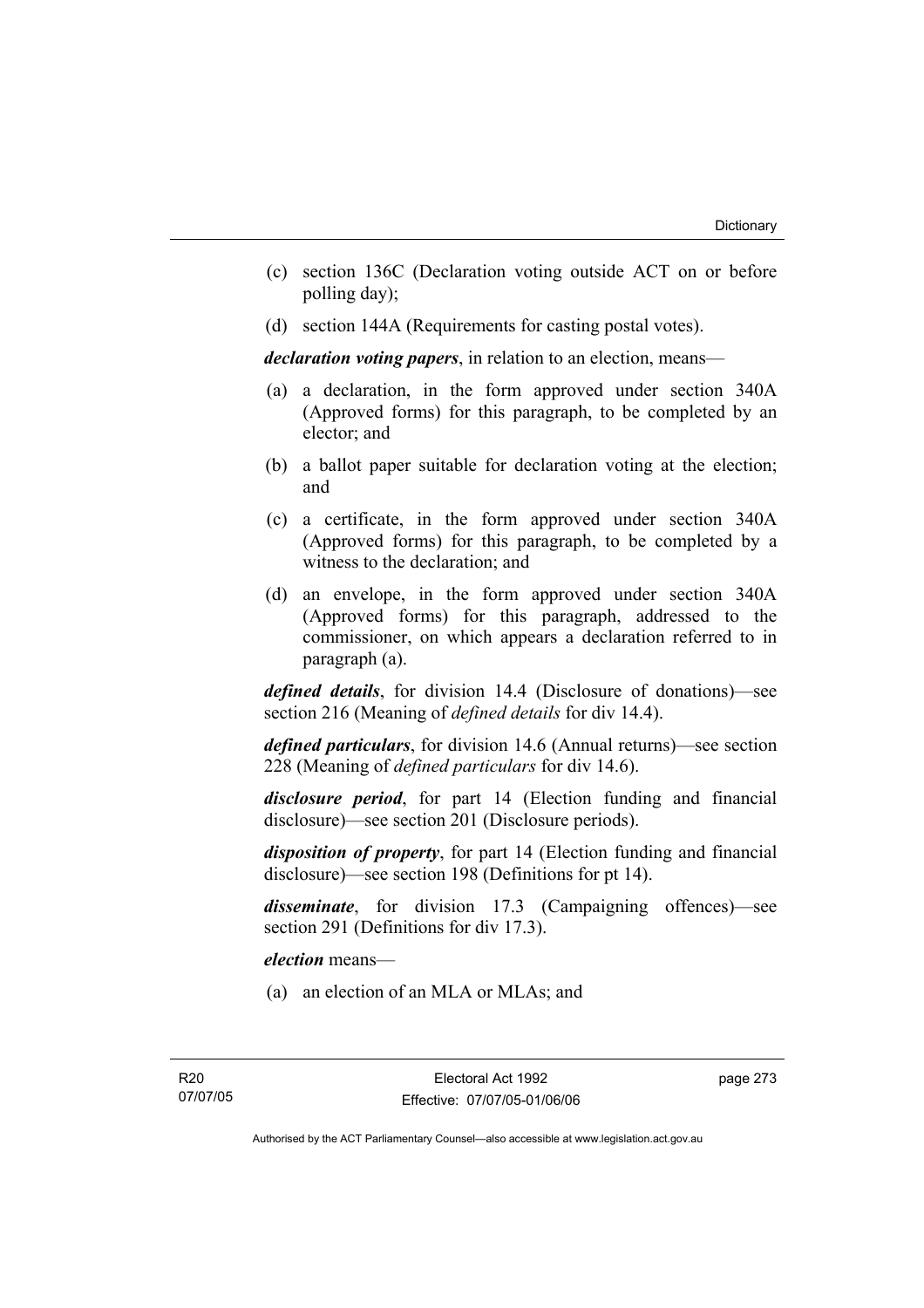(c) section 136C (Declaration voting outside ACT on or before polling day);

(d) section 144A (Requirements for casting postal votes).

***declaration voting papers***, in relation to an election, means—

(a) a declaration, in the form approved under section 340A (Approved forms) for this paragraph, to be completed by an elector; and

(b) a ballot paper suitable for declaration voting at the election; and

(c) a certificate, in the form approved under section 340A (Approved forms) for this paragraph, to be completed by a witness to the declaration; and

(d) an envelope, in the form approved under section 340A (Approved forms) for this paragraph, addressed to the commissioner, on which appears a declaration referred to in paragraph (a).

***defined details***, for division 14.4 (Disclosure of donations)—see section 216 (Meaning of *defined details* for div 14.4).

***defined particulars***, for division 14.6 (Annual returns)—see section 228 (Meaning of *defined particulars* for div 14.6).

***disclosure period***, for part 14 (Election funding and financial disclosure)—see section 201 (Disclosure periods).

***disposition of property***, for part 14 (Election funding and financial disclosure)—see section 198 (Definitions for pt 14).

***disseminate***, for division 17.3 (Campaigning offences)—see section 291 (Definitions for div 17.3).

***election*** means—

(a) an election of an MLA or MLAs; and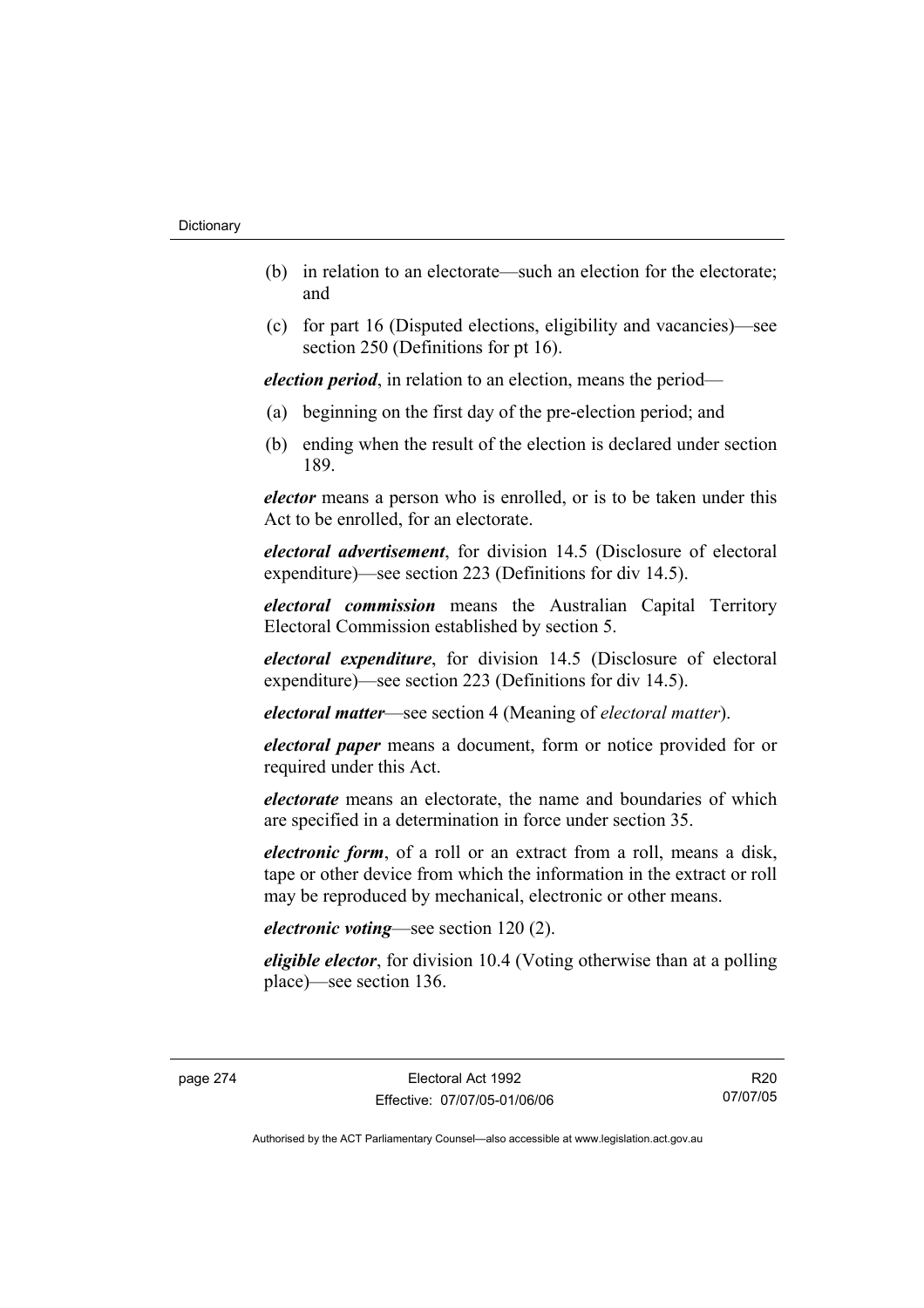(b) in relation to an electorate—such an election for the electorate; and

(c) for part 16 (Disputed elections, eligibility and vacancies)—see section 250 (Definitions for pt 16).

***election period***, in relation to an election, means the period—

(a) beginning on the first day of the pre-election period; and

(b) ending when the result of the election is declared under section 189.

***elector*** means a person who is enrolled, or is to be taken under this Act to be enrolled, for an electorate.

***electoral advertisement***, for division 14.5 (Disclosure of electoral expenditure)—see section 223 (Definitions for div 14.5).

***electoral commission*** means the Australian Capital Territory Electoral Commission established by section 5.

***electoral expenditure***, for division 14.5 (Disclosure of electoral expenditure)—see section 223 (Definitions for div 14.5).

***electoral matter***—see section 4 (Meaning of *electoral matter*).

***electoral paper*** means a document, form or notice provided for or required under this Act.

***electorate*** means an electorate, the name and boundaries of which are specified in a determination in force under section 35.

***electronic form***, of a roll or an extract from a roll, means a disk, tape or other device from which the information in the extract or roll may be reproduced by mechanical, electronic or other means.

***electronic voting***—see section 120 (2).

***eligible elector***, for division 10.4 (Voting otherwise than at a polling place)—see section 136.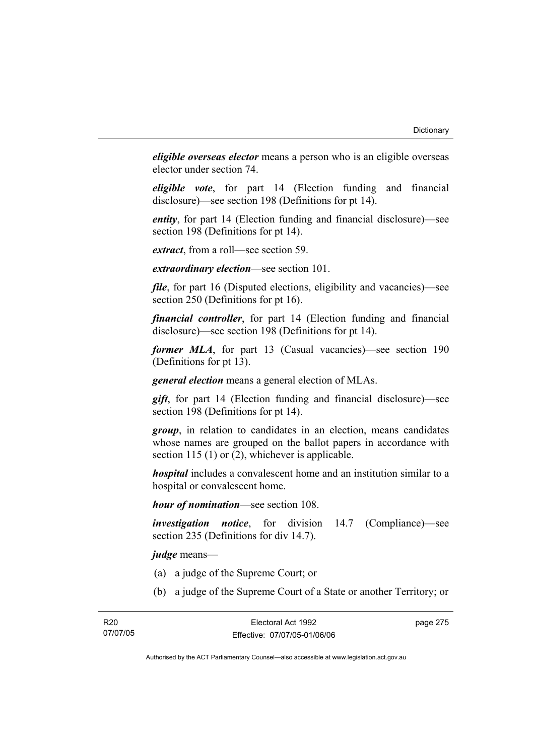***eligible overseas elector*** means a person who is an eligible overseas elector under section 74.

***eligible vote***, for part 14 (Election funding and financial disclosure)—see section 198 (Definitions for pt 14).

***entity***, for part 14 (Election funding and financial disclosure)—see section 198 (Definitions for pt 14).

***extract***, from a roll—see section 59.

***extraordinary election***—see section 101.

***file***, for part 16 (Disputed elections, eligibility and vacancies)—see section 250 (Definitions for pt 16).

***financial controller***, for part 14 (Election funding and financial disclosure)—see section 198 (Definitions for pt 14).

***former MLA***, for part 13 (Casual vacancies)—see section 190 (Definitions for pt 13).

***general election*** means a general election of MLAs.

***gift***, for part 14 (Election funding and financial disclosure)—see section 198 (Definitions for pt 14).

***group***, in relation to candidates in an election, means candidates whose names are grouped on the ballot papers in accordance with section 115 (1) or (2), whichever is applicable.

***hospital*** includes a convalescent home and an institution similar to a hospital or convalescent home.

***hour of nomination***—see section 108.

***investigation notice***, for division 14.7 (Compliance)—see section 235 (Definitions for div 14.7).

***judge*** means—

(a) a judge of the Supreme Court; or

(b) a judge of the Supreme Court of a State or another Territory; or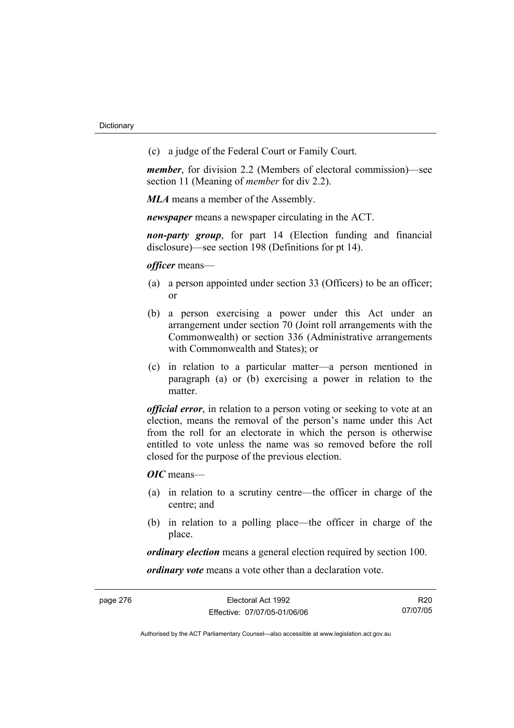(c) a judge of the Federal Court or Family Court.

***member***, for division 2.2 (Members of electoral commission)—see section 11 (Meaning of *member* for div 2.2).

***MLA*** means a member of the Assembly.

***newspaper*** means a newspaper circulating in the ACT.

***non-party group***, for part 14 (Election funding and financial disclosure)—see section 198 (Definitions for pt 14).

***officer*** means—

(a) a person appointed under section 33 (Officers) to be an officer; or

(b) a person exercising a power under this Act under an arrangement under section 70 (Joint roll arrangements with the Commonwealth) or section 336 (Administrative arrangements with Commonwealth and States); or

(c) in relation to a particular matter—a person mentioned in paragraph (a) or (b) exercising a power in relation to the matter.

***official error***, in relation to a person voting or seeking to vote at an election, means the removal of the person's name under this Act from the roll for an electorate in which the person is otherwise entitled to vote unless the name was so removed before the roll closed for the purpose of the previous election.

***OIC*** means—

(a) in relation to a scrutiny centre—the officer in charge of the centre; and

(b) in relation to a polling place—the officer in charge of the place.

***ordinary election*** means a general election required by section 100.

***ordinary vote*** means a vote other than a declaration vote.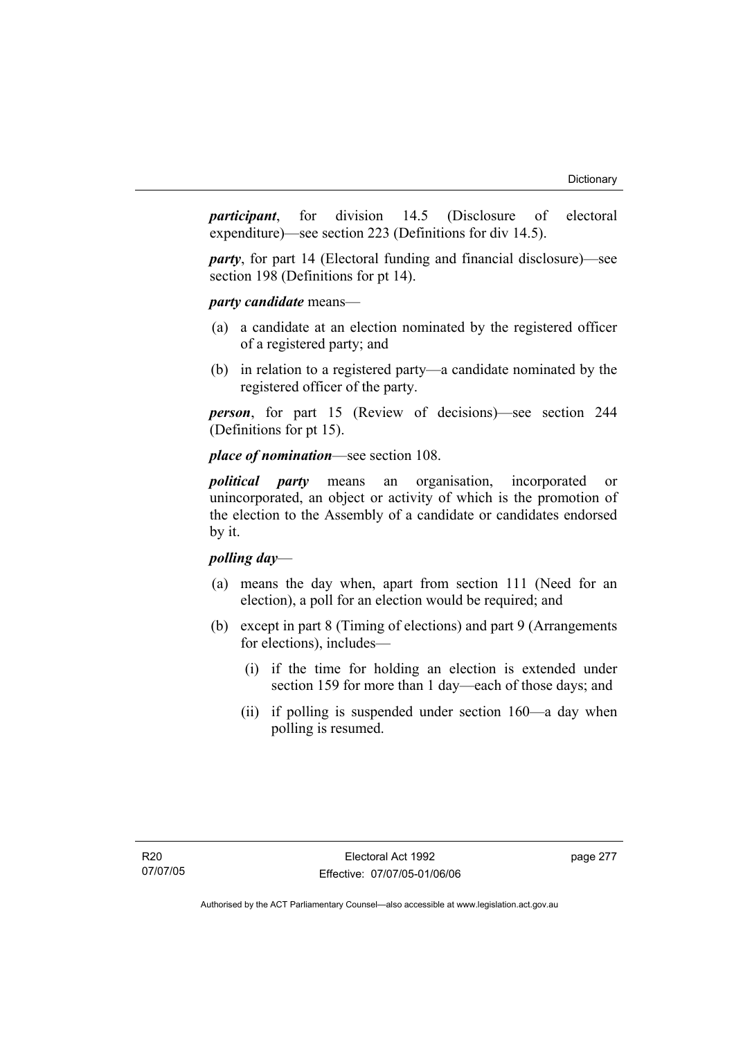***participant***, for division 14.5 (Disclosure of electoral expenditure)—see section 223 (Definitions for div 14.5).

***party***, for part 14 (Electoral funding and financial disclosure)—see section 198 (Definitions for pt 14).

***party candidate*** means—

- (a) a candidate at an election nominated by the registered officer of a registered party; and
- (b) in relation to a registered party—a candidate nominated by the registered officer of the party.

***person***, for part 15 (Review of decisions)—see section 244 (Definitions for pt 15).

***place of nomination***—see section 108.

***political party*** means an organisation, incorporated or unincorporated, an object or activity of which is the promotion of the election to the Assembly of a candidate or candidates endorsed by it.

***polling day***—

- (a) means the day when, apart from section 111 (Need for an election), a poll for an election would be required; and
- (b) except in part 8 (Timing of elections) and part 9 (Arrangements for elections), includes—
  - (i) if the time for holding an election is extended under section 159 for more than 1 day—each of those days; and
  - (ii) if polling is suspended under section 160—a day when polling is resumed.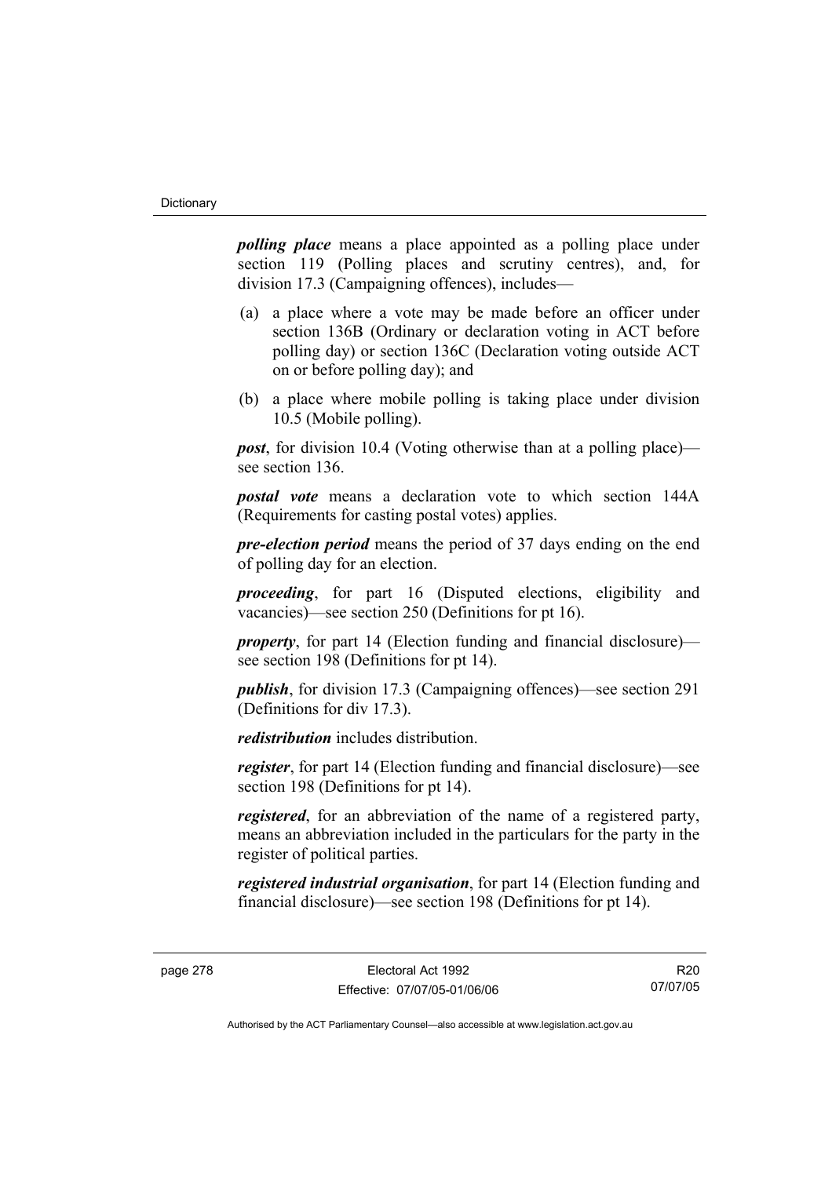***polling place*** means a place appointed as a polling place under section 119 (Polling places and scrutiny centres), and, for division 17.3 (Campaigning offences), includes—

(a) a place where a vote may be made before an officer under section 136B (Ordinary or declaration voting in ACT before polling day) or section 136C (Declaration voting outside ACT on or before polling day); and

(b) a place where mobile polling is taking place under division 10.5 (Mobile polling).

***post***, for division 10.4 (Voting otherwise than at a polling place)—see section 136.

***postal vote*** means a declaration vote to which section 144A (Requirements for casting postal votes) applies.

***pre-election period*** means the period of 37 days ending on the end of polling day for an election.

***proceeding***, for part 16 (Disputed elections, eligibility and vacancies)—see section 250 (Definitions for pt 16).

***property***, for part 14 (Election funding and financial disclosure)—see section 198 (Definitions for pt 14).

***publish***, for division 17.3 (Campaigning offences)—see section 291 (Definitions for div 17.3).

***redistribution*** includes distribution.

***register***, for part 14 (Election funding and financial disclosure)—see section 198 (Definitions for pt 14).

***registered***, for an abbreviation of the name of a registered party, means an abbreviation included in the particulars for the party in the register of political parties.

***registered industrial organisation***, for part 14 (Election funding and financial disclosure)—see section 198 (Definitions for pt 14).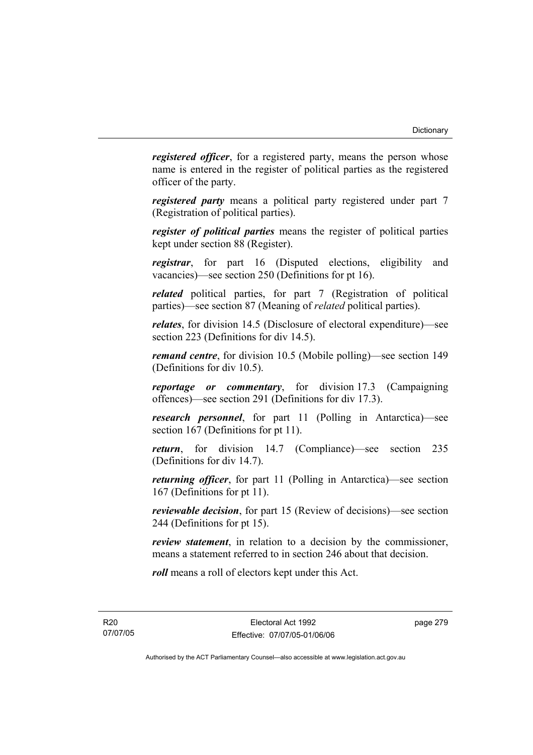***registered officer***, for a registered party, means the person whose name is entered in the register of political parties as the registered officer of the party.

***registered party*** means a political party registered under part 7 (Registration of political parties).

***register of political parties*** means the register of political parties kept under section 88 (Register).

***registrar***, for part 16 (Disputed elections, eligibility and vacancies)—see section 250 (Definitions for pt 16).

***related*** political parties, for part 7 (Registration of political parties)—see section 87 (Meaning of *related* political parties).

***relates***, for division 14.5 (Disclosure of electoral expenditure)—see section 223 (Definitions for div 14.5).

***remand centre***, for division 10.5 (Mobile polling)—see section 149 (Definitions for div 10.5).

***reportage or commentary***, for division 17.3 (Campaigning offences)—see section 291 (Definitions for div 17.3).

***research personnel***, for part 11 (Polling in Antarctica)—see section 167 (Definitions for pt 11).

***return***, for division 14.7 (Compliance)—see section 235 (Definitions for div 14.7).

***returning officer***, for part 11 (Polling in Antarctica)—see section 167 (Definitions for pt 11).

***reviewable decision***, for part 15 (Review of decisions)—see section 244 (Definitions for pt 15).

***review statement***, in relation to a decision by the commissioner, means a statement referred to in section 246 about that decision.

***roll*** means a roll of electors kept under this Act.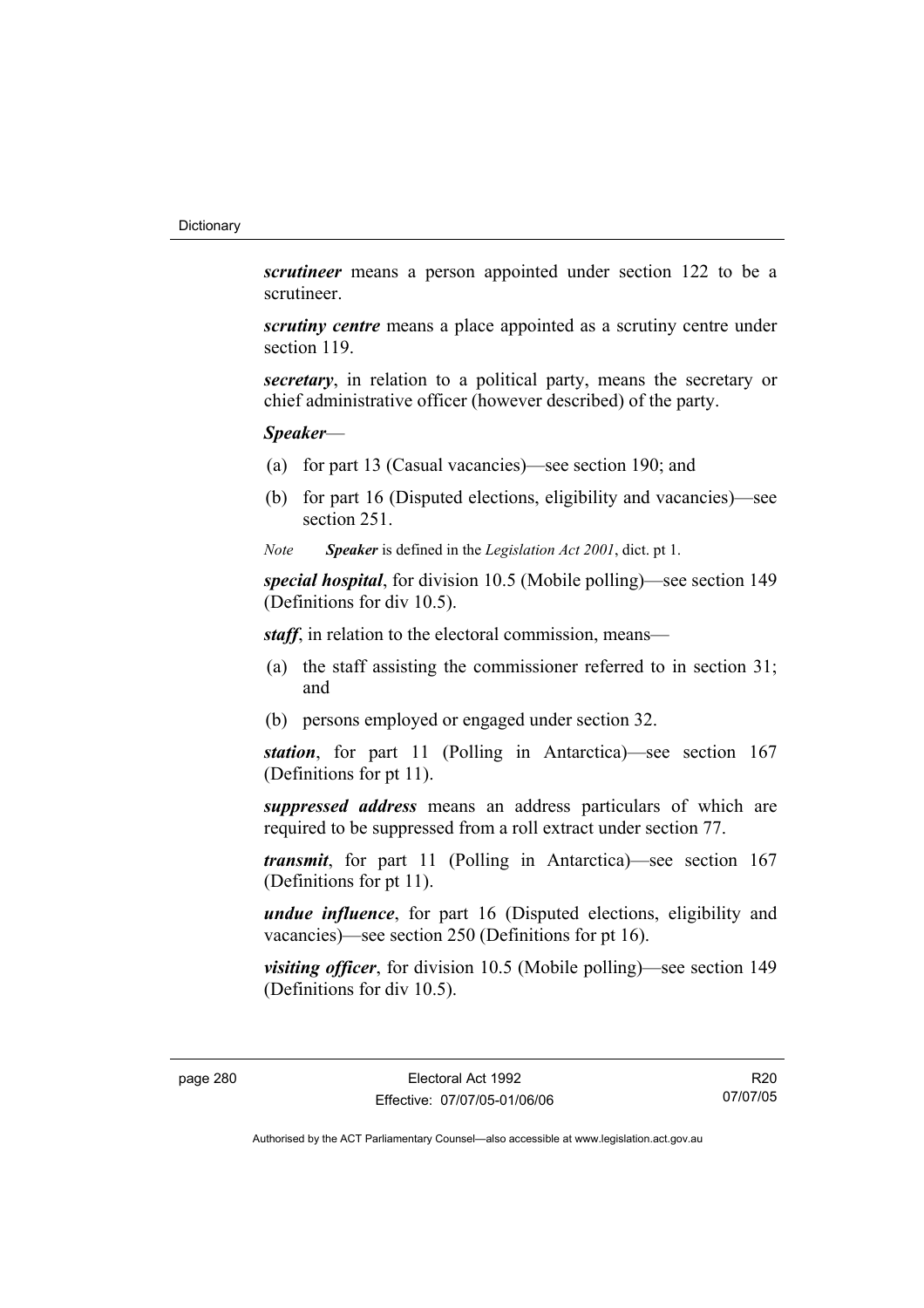***scrutineer*** means a person appointed under section 122 to be a scrutineer.

***scrutiny centre*** means a place appointed as a scrutiny centre under section 119.

***secretary***, in relation to a political party, means the secretary or chief administrative officer (however described) of the party.

***Speaker***—

(a) for part 13 (Casual vacancies)—see section 190; and

(b) for part 16 (Disputed elections, eligibility and vacancies)—see section 251.

*Note* ***Speaker*** is defined in the *Legislation Act 2001*, dict. pt 1.

***special hospital***, for division 10.5 (Mobile polling)—see section 149 (Definitions for div 10.5).

***staff***, in relation to the electoral commission, means—

(a) the staff assisting the commissioner referred to in section 31; and

(b) persons employed or engaged under section 32.

***station***, for part 11 (Polling in Antarctica)—see section 167 (Definitions for pt 11).

***suppressed address*** means an address particulars of which are required to be suppressed from a roll extract under section 77.

***transmit***, for part 11 (Polling in Antarctica)—see section 167 (Definitions for pt 11).

***undue influence***, for part 16 (Disputed elections, eligibility and vacancies)—see section 250 (Definitions for pt 16).

***visiting officer***, for division 10.5 (Mobile polling)—see section 149 (Definitions for div 10.5).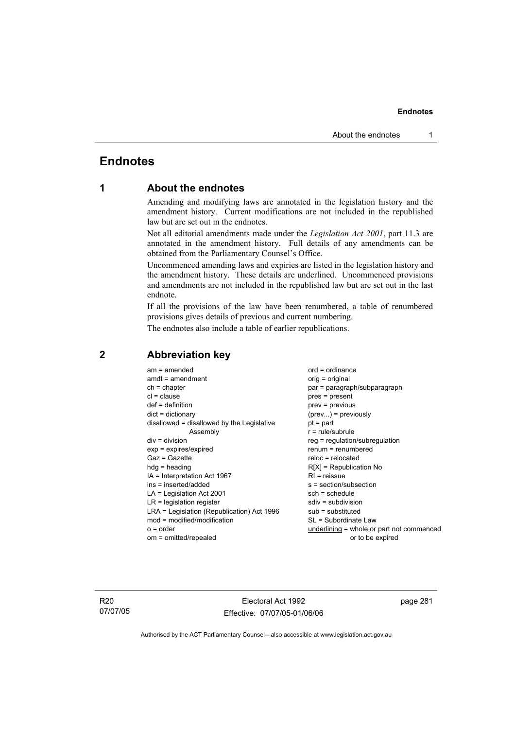# Endnotes

## 1 About the endnotes

Amending and modifying laws are annotated in the legislation history and the amendment history. Current modifications are not included in the republished law but are set out in the endnotes.

Not all editorial amendments made under the *Legislation Act 2001*, part 11.3 are annotated in the amendment history. Full details of any amendments can be obtained from the Parliamentary Counsel's Office.

Uncommenced amending laws and expiries are listed in the legislation history and the amendment history. These details are underlined. Uncommenced provisions and amendments are not included in the republished law but are set out in the last endnote.

If all the provisions of the law have been renumbered, a table of renumbered provisions gives details of previous and current numbering.

The endnotes also include a table of earlier republications.

## 2 Abbreviation key

am = amended
amdt = amendment
ch = chapter
cl = clause
def = definition
dict = dictionary
disallowed = disallowed by the Legislative Assembly
div = division
exp = expires/expired
Gaz = Gazette
hdg = heading
IA = Interpretation Act 1967
ins = inserted/added
LA = Legislation Act 2001
LR = legislation register
LRA = Legislation (Republication) Act 1996
mod = modified/modification
o = order
om = omitted/repealed
ord = ordinance
orig = original
par = paragraph/subparagraph
pres = present
prev = previous
(prev...) = previously
pt = part
r = rule/subrule
reg = regulation/subregulation
renum = renumbered
reloc = relocated
R[X] = Republication No
RI = reissue
s = section/subsection
sch = schedule
sdiv = subdivision
sub = substituted
SL = Subordinate Law
underlining = whole or part not commenced or to be expired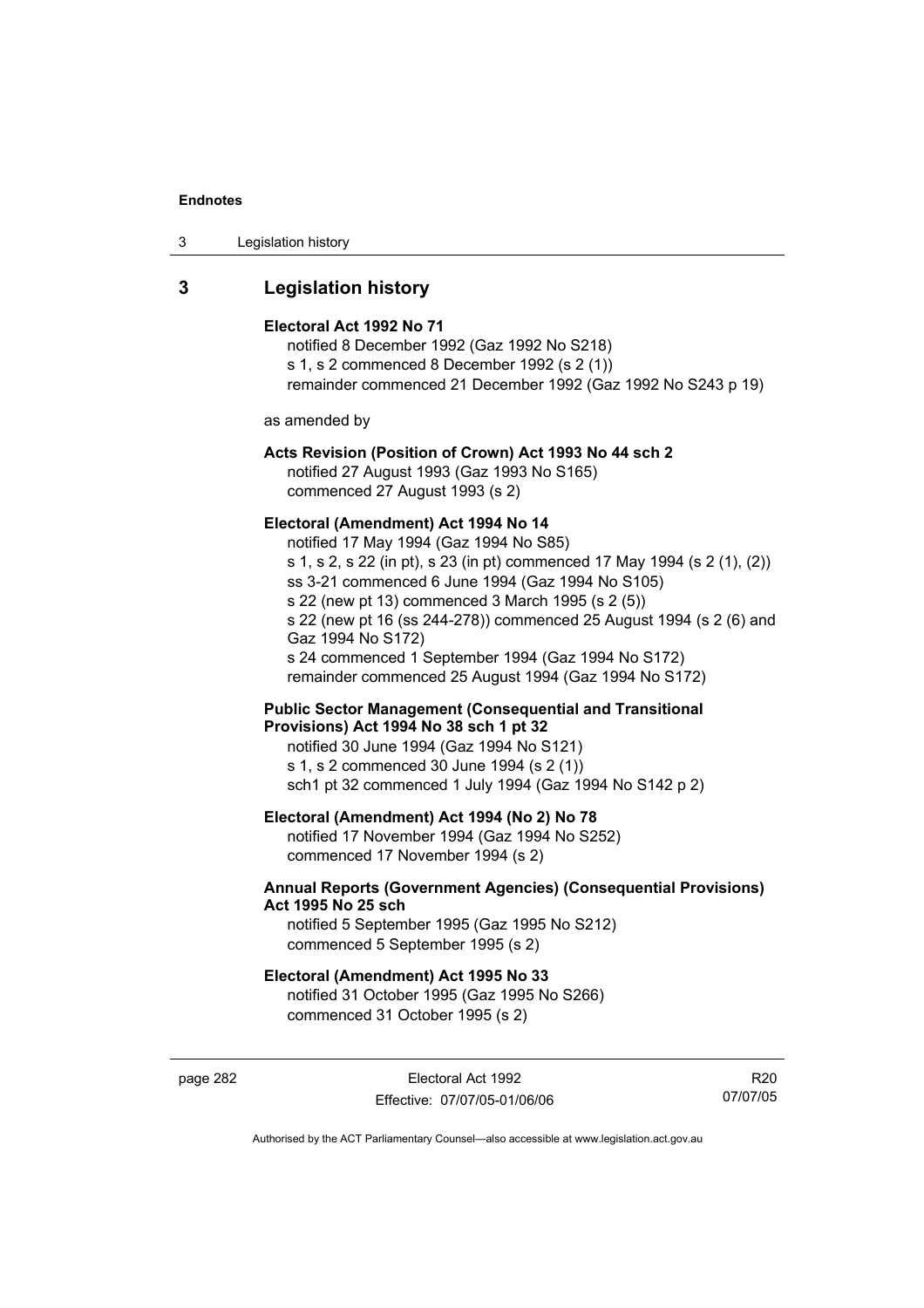## 3 Legislation history

**Electoral Act 1992 No 71**

notified 8 December 1992 (Gaz 1992 No S218)
s 1, s 2 commenced 8 December 1992 (s 2 (1))
remainder commenced 21 December 1992 (Gaz 1992 No S243 p 19)

as amended by

**Acts Revision (Position of Crown) Act 1993 No 44 sch 2**

notified 27 August 1993 (Gaz 1993 No S165)
commenced 27 August 1993 (s 2)

**Electoral (Amendment) Act 1994 No 14**

notified 17 May 1994 (Gaz 1994 No S85)
s 1, s 2, s 22 (in pt), s 23 (in pt) commenced 17 May 1994 (s 2 (1), (2))
ss 3-21 commenced 6 June 1994 (Gaz 1994 No S105)
s 22 (new pt 13) commenced 3 March 1995 (s 2 (5))
s 22 (new pt 16 (ss 244-278)) commenced 25 August 1994 (s 2 (6) and Gaz 1994 No S172)
s 24 commenced 1 September 1994 (Gaz 1994 No S172)
remainder commenced 25 August 1994 (Gaz 1994 No S172)

**Public Sector Management (Consequential and Transitional Provisions) Act 1994 No 38 sch 1 pt 32**

notified 30 June 1994 (Gaz 1994 No S121)
s 1, s 2 commenced 30 June 1994 (s 2 (1))
sch1 pt 32 commenced 1 July 1994 (Gaz 1994 No S142 p 2)

**Electoral (Amendment) Act 1994 (No 2) No 78**

notified 17 November 1994 (Gaz 1994 No S252)
commenced 17 November 1994 (s 2)

**Annual Reports (Government Agencies) (Consequential Provisions) Act 1995 No 25 sch**

notified 5 September 1995 (Gaz 1995 No S212)
commenced 5 September 1995 (s 2)

**Electoral (Amendment) Act 1995 No 33**

notified 31 October 1995 (Gaz 1995 No S266)
commenced 31 October 1995 (s 2)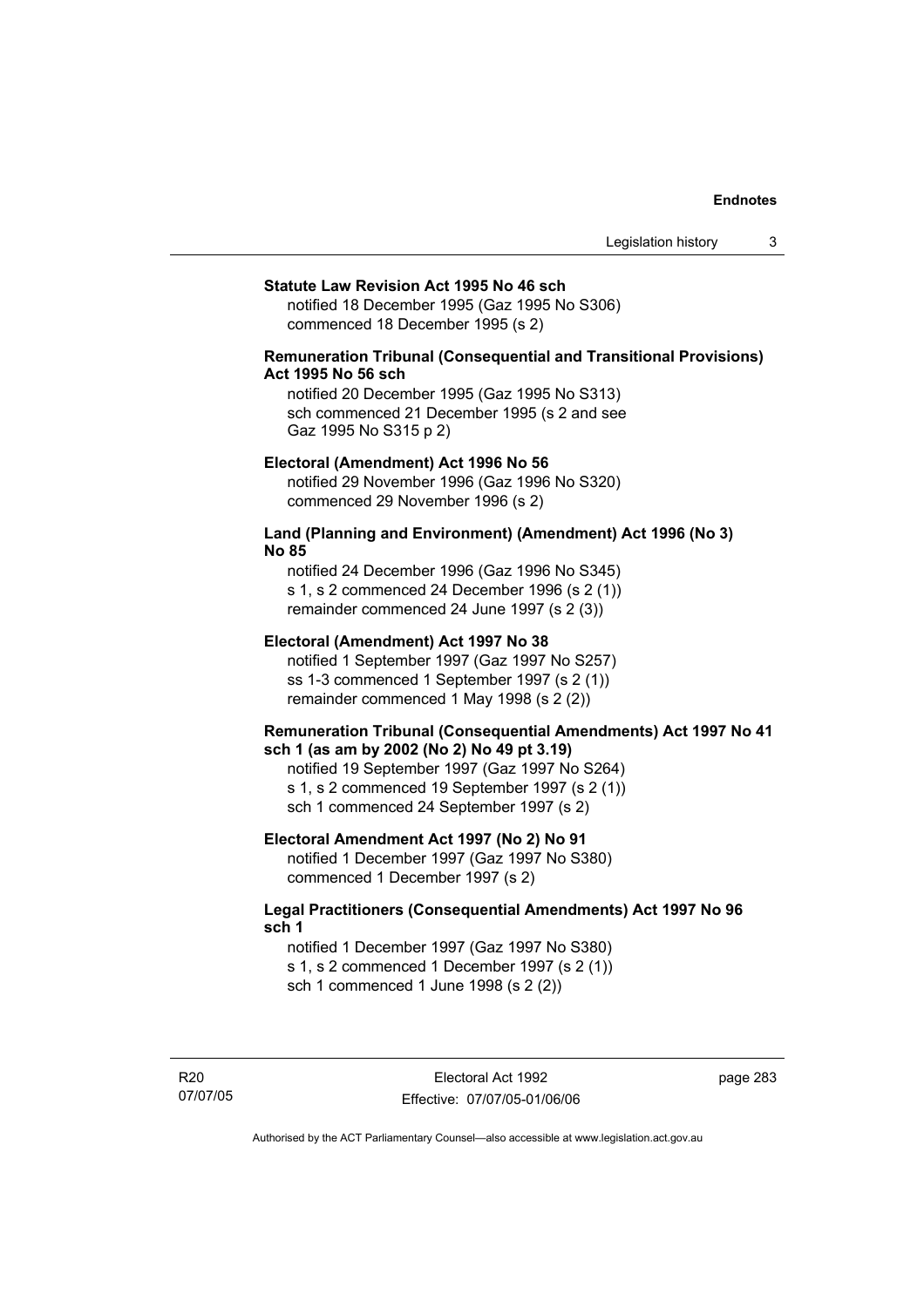**Statute Law Revision Act 1995 No 46 sch**

notified 18 December 1995 (Gaz 1995 No S306)
commenced 18 December 1995 (s 2)

**Remuneration Tribunal (Consequential and Transitional Provisions) Act 1995 No 56 sch**

notified 20 December 1995 (Gaz 1995 No S313)
sch commenced 21 December 1995 (s 2 and see Gaz 1995 No S315 p 2)

**Electoral (Amendment) Act 1996 No 56**

notified 29 November 1996 (Gaz 1996 No S320)
commenced 29 November 1996 (s 2)

**Land (Planning and Environment) (Amendment) Act 1996 (No 3) No 85**

notified 24 December 1996 (Gaz 1996 No S345)
s 1, s 2 commenced 24 December 1996 (s 2 (1))
remainder commenced 24 June 1997 (s 2 (3))

**Electoral (Amendment) Act 1997 No 38**

notified 1 September 1997 (Gaz 1997 No S257)
ss 1-3 commenced 1 September 1997 (s 2 (1))
remainder commenced 1 May 1998 (s 2 (2))

**Remuneration Tribunal (Consequential Amendments) Act 1997 No 41 sch 1 (as am by 2002 (No 2) No 49 pt 3.19)**

notified 19 September 1997 (Gaz 1997 No S264)
s 1, s 2 commenced 19 September 1997 (s 2 (1))
sch 1 commenced 24 September 1997 (s 2)

**Electoral Amendment Act 1997 (No 2) No 91**

notified 1 December 1997 (Gaz 1997 No S380)
commenced 1 December 1997 (s 2)

**Legal Practitioners (Consequential Amendments) Act 1997 No 96 sch 1**

notified 1 December 1997 (Gaz 1997 No S380)
s 1, s 2 commenced 1 December 1997 (s 2 (1))
sch 1 commenced 1 June 1998 (s 2 (2))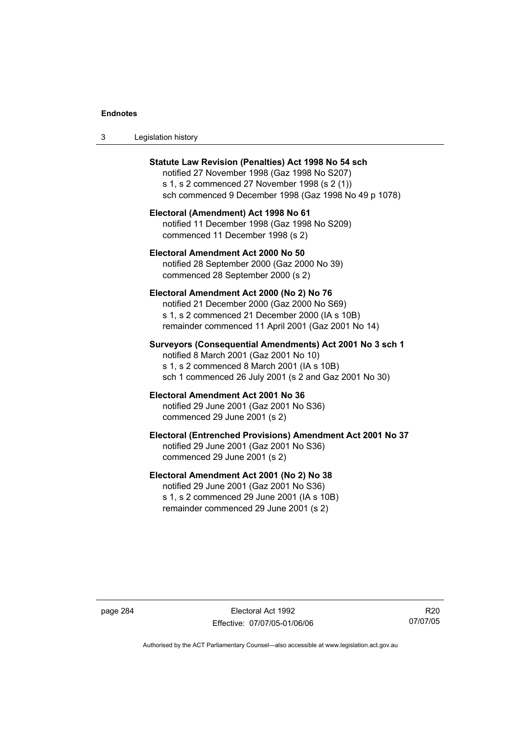**Statute Law Revision (Penalties) Act 1998 No 54 sch**
notified 27 November 1998 (Gaz 1998 No S207)
s 1, s 2 commenced 27 November 1998 (s 2 (1))
sch commenced 9 December 1998 (Gaz 1998 No 49 p 1078)

**Electoral (Amendment) Act 1998 No 61**
notified 11 December 1998 (Gaz 1998 No S209)
commenced 11 December 1998 (s 2)

**Electoral Amendment Act 2000 No 50**
notified 28 September 2000 (Gaz 2000 No 39)
commenced 28 September 2000 (s 2)

**Electoral Amendment Act 2000 (No 2) No 76**
notified 21 December 2000 (Gaz 2000 No S69)
s 1, s 2 commenced 21 December 2000 (IA s 10B)
remainder commenced 11 April 2001 (Gaz 2001 No 14)

**Surveyors (Consequential Amendments) Act 2001 No 3 sch 1**
notified 8 March 2001 (Gaz 2001 No 10)
s 1, s 2 commenced 8 March 2001 (IA s 10B)
sch 1 commenced 26 July 2001 (s 2 and Gaz 2001 No 30)

**Electoral Amendment Act 2001 No 36**
notified 29 June 2001 (Gaz 2001 No S36)
commenced 29 June 2001 (s 2)

**Electoral (Entrenched Provisions) Amendment Act 2001 No 37**
notified 29 June 2001 (Gaz 2001 No S36)
commenced 29 June 2001 (s 2)

**Electoral Amendment Act 2001 (No 2) No 38**
notified 29 June 2001 (Gaz 2001 No S36)
s 1, s 2 commenced 29 June 2001 (IA s 10B)
remainder commenced 29 June 2001 (s 2)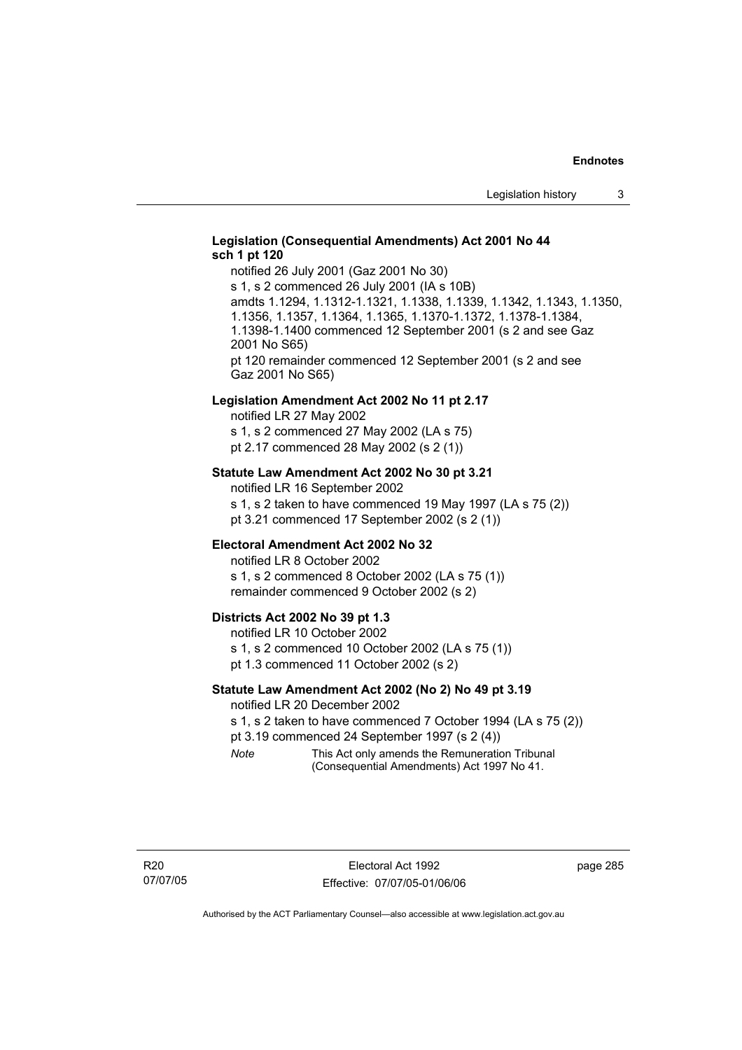**Legislation (Consequential Amendments) Act 2001 No 44 sch 1 pt 120**

notified 26 July 2001 (Gaz 2001 No 30)
s 1, s 2 commenced 26 July 2001 (IA s 10B)
amdts 1.1294, 1.1312-1.1321, 1.1338, 1.1339, 1.1342, 1.1343, 1.1350, 1.1356, 1.1357, 1.1364, 1.1365, 1.1370-1.1372, 1.1378-1.1384, 1.1398-1.1400 commenced 12 September 2001 (s 2 and see Gaz 2001 No S65)
pt 120 remainder commenced 12 September 2001 (s 2 and see Gaz 2001 No S65)

**Legislation Amendment Act 2002 No 11 pt 2.17**

notified LR 27 May 2002
s 1, s 2 commenced 27 May 2002 (LA s 75)
pt 2.17 commenced 28 May 2002 (s 2 (1))

**Statute Law Amendment Act 2002 No 30 pt 3.21**

notified LR 16 September 2002
s 1, s 2 taken to have commenced 19 May 1997 (LA s 75 (2))
pt 3.21 commenced 17 September 2002 (s 2 (1))

**Electoral Amendment Act 2002 No 32**

notified LR 8 October 2002
s 1, s 2 commenced 8 October 2002 (LA s 75 (1))
remainder commenced 9 October 2002 (s 2)

**Districts Act 2002 No 39 pt 1.3**

notified LR 10 October 2002
s 1, s 2 commenced 10 October 2002 (LA s 75 (1))
pt 1.3 commenced 11 October 2002 (s 2)

**Statute Law Amendment Act 2002 (No 2) No 49 pt 3.19**

notified LR 20 December 2002
s 1, s 2 taken to have commenced 7 October 1994 (LA s 75 (2))
pt 3.19 commenced 24 September 1997 (s 2 (4))

*Note* This Act only amends the Remuneration Tribunal (Consequential Amendments) Act 1997 No 41.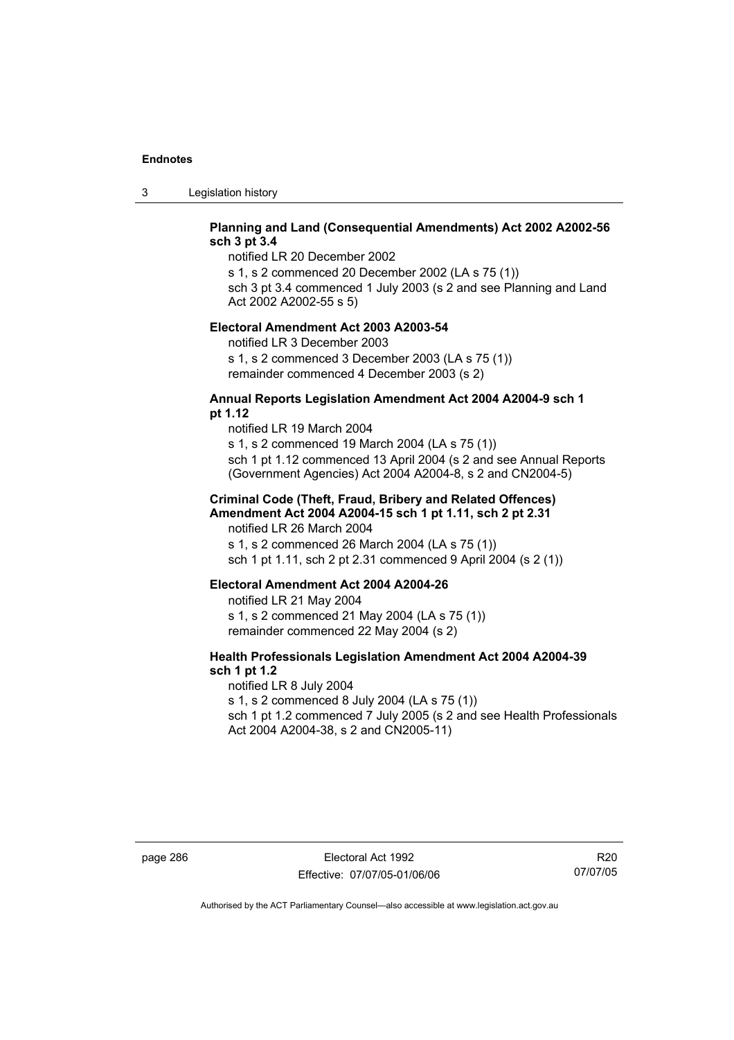**Planning and Land (Consequential Amendments) Act 2002 A2002-56 sch 3 pt 3.4**

notified LR 20 December 2002

s 1, s 2 commenced 20 December 2002 (LA s 75 (1))

sch 3 pt 3.4 commenced 1 July 2003 (s 2 and see Planning and Land Act 2002 A2002-55 s 5)

**Electoral Amendment Act 2003 A2003-54**

notified LR 3 December 2003

s 1, s 2 commenced 3 December 2003 (LA s 75 (1))

remainder commenced 4 December 2003 (s 2)

**Annual Reports Legislation Amendment Act 2004 A2004-9 sch 1 pt 1.12**

notified LR 19 March 2004

s 1, s 2 commenced 19 March 2004 (LA s 75 (1))

sch 1 pt 1.12 commenced 13 April 2004 (s 2 and see Annual Reports (Government Agencies) Act 2004 A2004-8, s 2 and CN2004-5)

**Criminal Code (Theft, Fraud, Bribery and Related Offences) Amendment Act 2004 A2004-15 sch 1 pt 1.11, sch 2 pt 2.31**

notified LR 26 March 2004

s 1, s 2 commenced 26 March 2004 (LA s 75 (1))

sch 1 pt 1.11, sch 2 pt 2.31 commenced 9 April 2004 (s 2 (1))

**Electoral Amendment Act 2004 A2004-26**

notified LR 21 May 2004

s 1, s 2 commenced 21 May 2004 (LA s 75 (1))

remainder commenced 22 May 2004 (s 2)

**Health Professionals Legislation Amendment Act 2004 A2004-39 sch 1 pt 1.2**

notified LR 8 July 2004

s 1, s 2 commenced 8 July 2004 (LA s 75 (1))

sch 1 pt 1.2 commenced 7 July 2005 (s 2 and see Health Professionals Act 2004 A2004-38, s 2 and CN2005-11)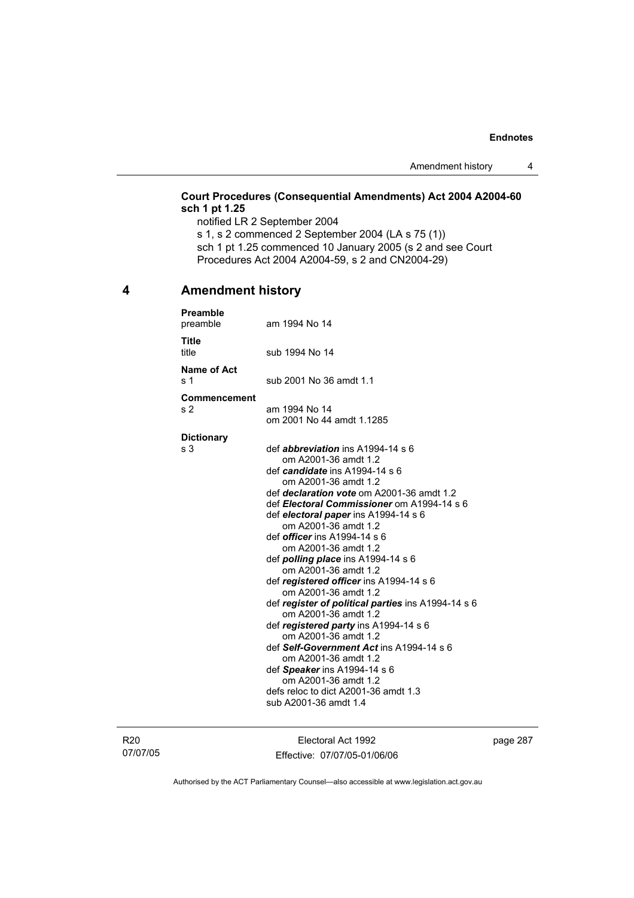**Court Procedures (Consequential Amendments) Act 2004 A2004-60 sch 1 pt 1.25**

notified LR 2 September 2004

s 1, s 2 commenced 2 September 2004 (LA s 75 (1))

sch 1 pt 1.25 commenced 10 January 2005 (s 2 and see Court Procedures Act 2004 A2004-59, s 2 and CN2004-29)

## 4 Amendment history

**Preamble**

preamble — am 1994 No 14

**Title**

title — sub 1994 No 14

**Name of Act**

s 1 — sub 2001 No 36 amdt 1.1

**Commencement**

s 2 — am 1994 No 14
om 2001 No 44 amdt 1.1285

**Dictionary**

s 3 — def ***abbreviation*** ins A1994-14 s 6
om A2001-36 amdt 1.2
def ***candidate*** ins A1994-14 s 6
om A2001-36 amdt 1.2
def ***declaration vote*** om A2001-36 amdt 1.2
def ***Electoral Commissioner*** om A1994-14 s 6
def ***electoral paper*** ins A1994-14 s 6
om A2001-36 amdt 1.2
def ***officer*** ins A1994-14 s 6
om A2001-36 amdt 1.2
def ***polling place*** ins A1994-14 s 6
om A2001-36 amdt 1.2
def ***registered officer*** ins A1994-14 s 6
om A2001-36 amdt 1.2
def ***register of political parties*** ins A1994-14 s 6
om A2001-36 amdt 1.2
def ***registered party*** ins A1994-14 s 6
om A2001-36 amdt 1.2
def ***Self-Government Act*** ins A1994-14 s 6
om A2001-36 amdt 1.2
def ***Speaker*** ins A1994-14 s 6
om A2001-36 amdt 1.2
defs reloc to dict A2001-36 amdt 1.3
sub A2001-36 amdt 1.4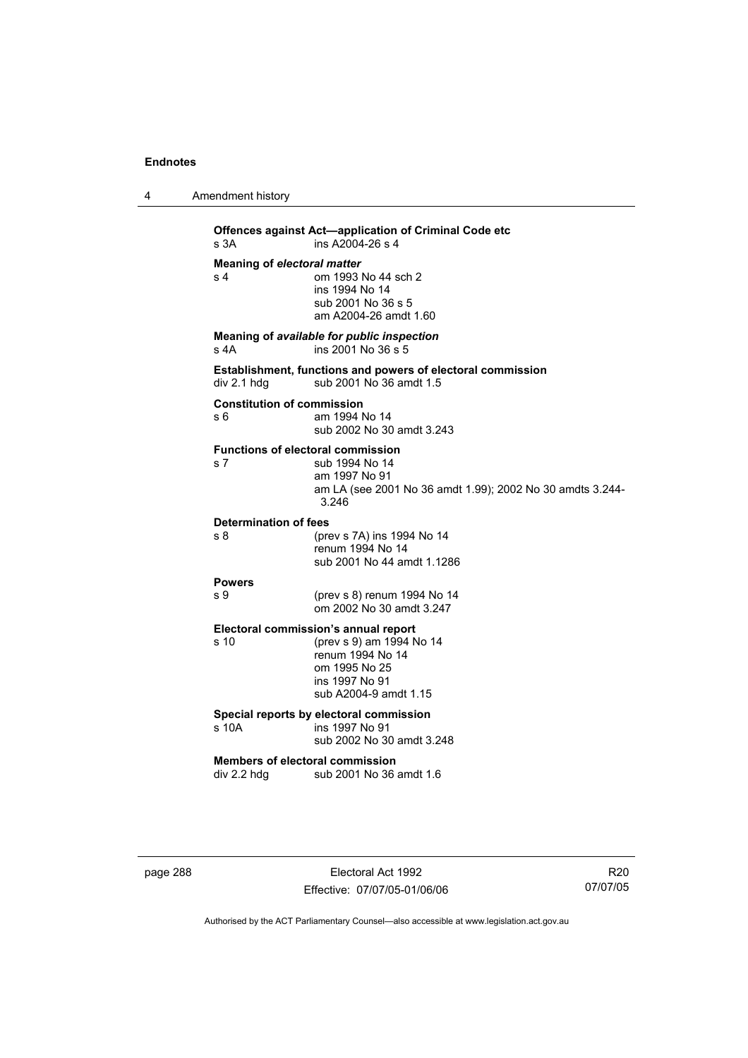**Offences against Act—application of Criminal Code etc**
s 3A ins A2004-26 s 4

**Meaning of *electoral matter***
s 4 om 1993 No 44 sch 2
ins 1994 No 14
sub 2001 No 36 s 5
am A2004-26 amdt 1.60

**Meaning of *available for public inspection***
s 4A ins 2001 No 36 s 5

**Establishment, functions and powers of electoral commission**
div 2.1 hdg sub 2001 No 36 amdt 1.5

**Constitution of commission**
s 6 am 1994 No 14
sub 2002 No 30 amdt 3.243

**Functions of electoral commission**
s 7 sub 1994 No 14
am 1997 No 91
am LA (see 2001 No 36 amdt 1.99); 2002 No 30 amdts 3.244-3.246

**Determination of fees**
s 8 (prev s 7A) ins 1994 No 14
renum 1994 No 14
sub 2001 No 44 amdt 1.1286

**Powers**
s 9 (prev s 8) renum 1994 No 14
om 2002 No 30 amdt 3.247

**Electoral commission's annual report**
s 10 (prev s 9) am 1994 No 14
renum 1994 No 14
om 1995 No 25
ins 1997 No 91
sub A2004-9 amdt 1.15

**Special reports by electoral commission**
s 10A ins 1997 No 91
sub 2002 No 30 amdt 3.248

**Members of electoral commission**
div 2.2 hdg sub 2001 No 36 amdt 1.6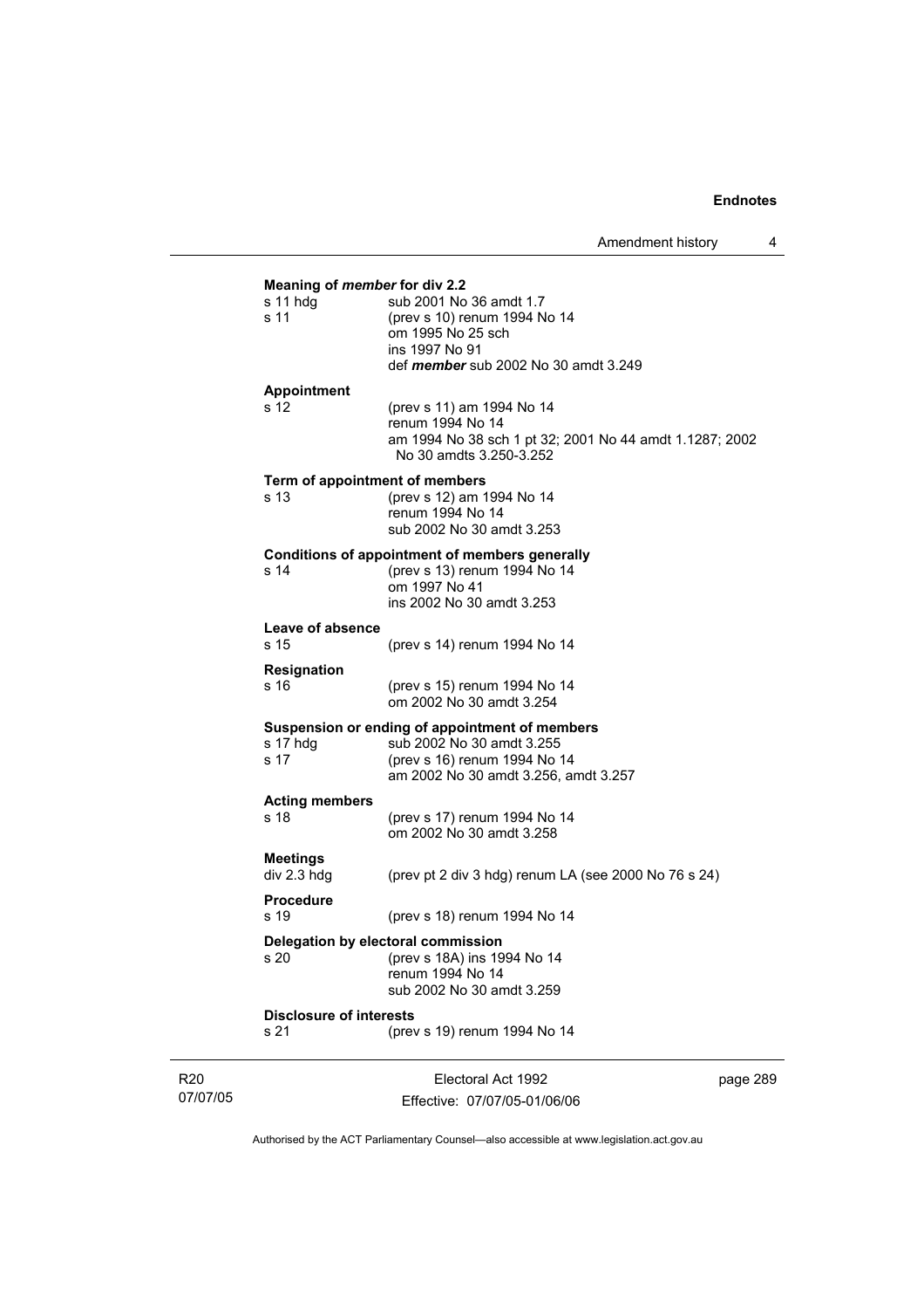**Meaning of *member* for div 2.2**

| | |
|---|---|
| s 11 hdg | sub 2001 No 36 amdt 1.7 |
| s 11 | (prev s 10) renum 1994 No 14<br>om 1995 No 25 sch<br>ins 1997 No 91<br>def ***member*** sub 2002 No 30 amdt 3.249 |

**Appointment**

| | |
|---|---|
| s 12 | (prev s 11) am 1994 No 14<br>renum 1994 No 14<br>am 1994 No 38 sch 1 pt 32; 2001 No 44 amdt 1.1287; 2002 No 30 amdts 3.250-3.252 |

**Term of appointment of members**

| | |
|---|---|
| s 13 | (prev s 12) am 1994 No 14<br>renum 1994 No 14<br>sub 2002 No 30 amdt 3.253 |

**Conditions of appointment of members generally**

| | |
|---|---|
| s 14 | (prev s 13) renum 1994 No 14<br>om 1997 No 41<br>ins 2002 No 30 amdt 3.253 |

**Leave of absence**

| | |
|---|---|
| s 15 | (prev s 14) renum 1994 No 14 |

**Resignation**

| | |
|---|---|
| s 16 | (prev s 15) renum 1994 No 14<br>om 2002 No 30 amdt 3.254 |

**Suspension or ending of appointment of members**

| | |
|---|---|
| s 17 hdg | sub 2002 No 30 amdt 3.255 |
| s 17 | (prev s 16) renum 1994 No 14<br>am 2002 No 30 amdt 3.256, amdt 3.257 |

**Acting members**

| | |
|---|---|
| s 18 | (prev s 17) renum 1994 No 14<br>om 2002 No 30 amdt 3.258 |

**Meetings**

| | |
|---|---|
| div 2.3 hdg | (prev pt 2 div 3 hdg) renum LA (see 2000 No 76 s 24) |

**Procedure**

| | |
|---|---|
| s 19 | (prev s 18) renum 1994 No 14 |

**Delegation by electoral commission**

| | |
|---|---|
| s 20 | (prev s 18A) ins 1994 No 14<br>renum 1994 No 14<br>sub 2002 No 30 amdt 3.259 |

**Disclosure of interests**

| | |
|---|---|
| s 21 | (prev s 19) renum 1994 No 14 |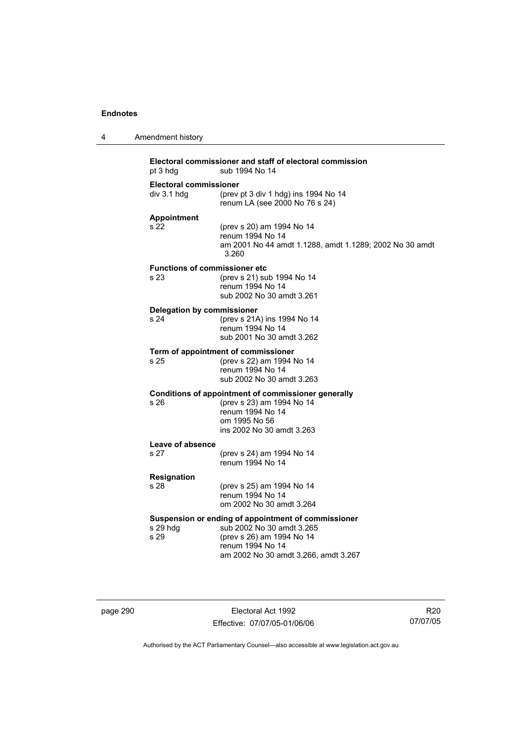**Electoral commissioner and staff of electoral commission**

pt 3 hdg sub 1994 No 14

**Electoral commissioner**

div 3.1 hdg (prev pt 3 div 1 hdg) ins 1994 No 14
renum LA (see 2000 No 76 s 24)

**Appointment**

s 22 (prev s 20) am 1994 No 14
renum 1994 No 14
am 2001 No 44 amdt 1.1288, amdt 1.1289; 2002 No 30 amdt 3.260

**Functions of commissioner etc**

s 23 (prev s 21) sub 1994 No 14
renum 1994 No 14
sub 2002 No 30 amdt 3.261

**Delegation by commissioner**

s 24 (prev s 21A) ins 1994 No 14
renum 1994 No 14
sub 2001 No 30 amdt 3.262

**Term of appointment of commissioner**

s 25 (prev s 22) am 1994 No 14
renum 1994 No 14
sub 2002 No 30 amdt 3.263

**Conditions of appointment of commissioner generally**

s 26 (prev s 23) am 1994 No 14
renum 1994 No 14
om 1995 No 56
ins 2002 No 30 amdt 3.263

**Leave of absence**

s 27 (prev s 24) am 1994 No 14
renum 1994 No 14

**Resignation**

s 28 (prev s 25) am 1994 No 14
renum 1994 No 14
om 2002 No 30 amdt 3.264

**Suspension or ending of appointment of commissioner**

s 29 hdg sub 2002 No 30 amdt 3.265
s 29 (prev s 26) am 1994 No 14
renum 1994 No 14
am 2002 No 30 amdt 3.266, amdt 3.267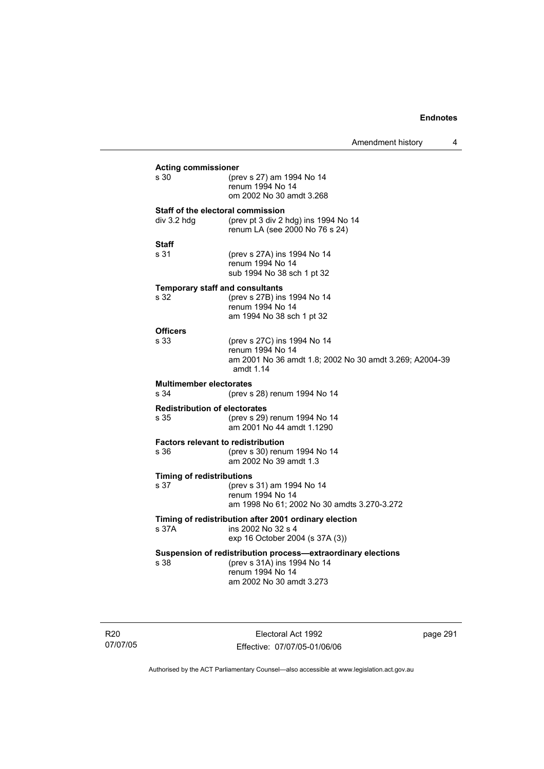**Acting commissioner**

s 30 (prev s 27) am 1994 No 14
renum 1994 No 14
om 2002 No 30 amdt 3.268

**Staff of the electoral commission**

div 3.2 hdg (prev pt 3 div 2 hdg) ins 1994 No 14
renum LA (see 2000 No 76 s 24)

**Staff**

s 31 (prev s 27A) ins 1994 No 14
renum 1994 No 14
sub 1994 No 38 sch 1 pt 32

**Temporary staff and consultants**

s 32 (prev s 27B) ins 1994 No 14
renum 1994 No 14
am 1994 No 38 sch 1 pt 32

**Officers**

s 33 (prev s 27C) ins 1994 No 14
renum 1994 No 14
am 2001 No 36 amdt 1.8; 2002 No 30 amdt 3.269; A2004-39 amdt 1.14

**Multimember electorates**

s 34 (prev s 28) renum 1994 No 14

**Redistribution of electorates**

s 35 (prev s 29) renum 1994 No 14
am 2001 No 44 amdt 1.1290

**Factors relevant to redistribution**

s 36 (prev s 30) renum 1994 No 14
am 2002 No 39 amdt 1.3

**Timing of redistributions**

s 37 (prev s 31) am 1994 No 14
renum 1994 No 14
am 1998 No 61; 2002 No 30 amdts 3.270-3.272

**Timing of redistribution after 2001 ordinary election**

s 37A ins 2002 No 32 s 4
exp 16 October 2004 (s 37A (3))

**Suspension of redistribution process—extraordinary elections**

s 38 (prev s 31A) ins 1994 No 14
renum 1994 No 14
am 2002 No 30 amdt 3.273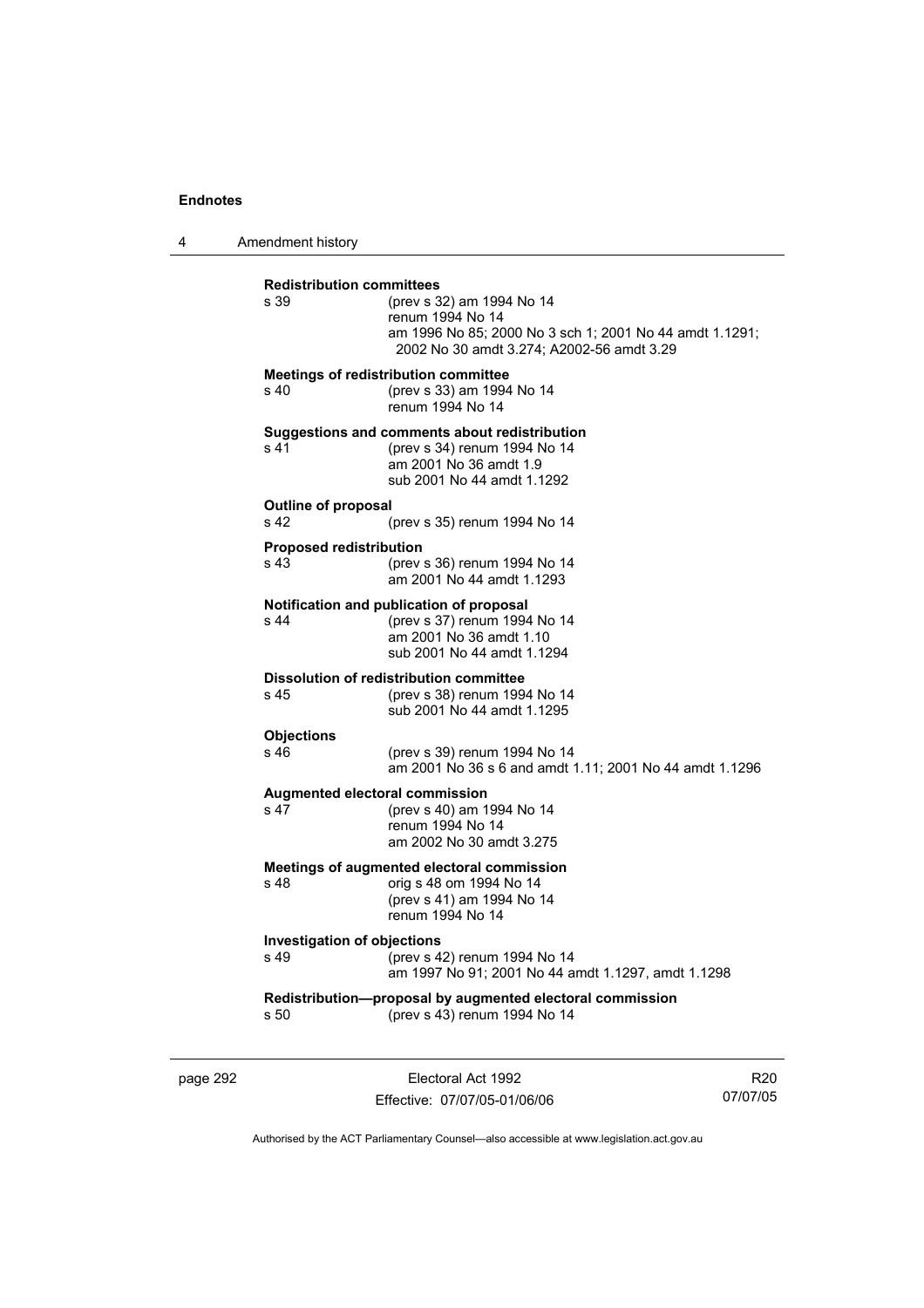**Redistribution committees**

s 39 (prev s 32) am 1994 No 14
renum 1994 No 14
am 1996 No 85; 2000 No 3 sch 1; 2001 No 44 amdt 1.1291; 2002 No 30 amdt 3.274; A2002-56 amdt 3.29

**Meetings of redistribution committee**

s 40 (prev s 33) am 1994 No 14
renum 1994 No 14

**Suggestions and comments about redistribution**

s 41 (prev s 34) renum 1994 No 14
am 2001 No 36 amdt 1.9
sub 2001 No 44 amdt 1.1292

**Outline of proposal**

s 42 (prev s 35) renum 1994 No 14

**Proposed redistribution**

s 43 (prev s 36) renum 1994 No 14
am 2001 No 44 amdt 1.1293

**Notification and publication of proposal**

s 44 (prev s 37) renum 1994 No 14
am 2001 No 36 amdt 1.10
sub 2001 No 44 amdt 1.1294

**Dissolution of redistribution committee**

s 45 (prev s 38) renum 1994 No 14
sub 2001 No 44 amdt 1.1295

**Objections**

s 46 (prev s 39) renum 1994 No 14
am 2001 No 36 s 6 and amdt 1.11; 2001 No 44 amdt 1.1296

**Augmented electoral commission**

s 47 (prev s 40) am 1994 No 14
renum 1994 No 14
am 2002 No 30 amdt 3.275

**Meetings of augmented electoral commission**

s 48 orig s 48 om 1994 No 14
(prev s 41) am 1994 No 14
renum 1994 No 14

**Investigation of objections**

s 49 (prev s 42) renum 1994 No 14
am 1997 No 91; 2001 No 44 amdt 1.1297, amdt 1.1298

**Redistribution—proposal by augmented electoral commission**

s 50 (prev s 43) renum 1994 No 14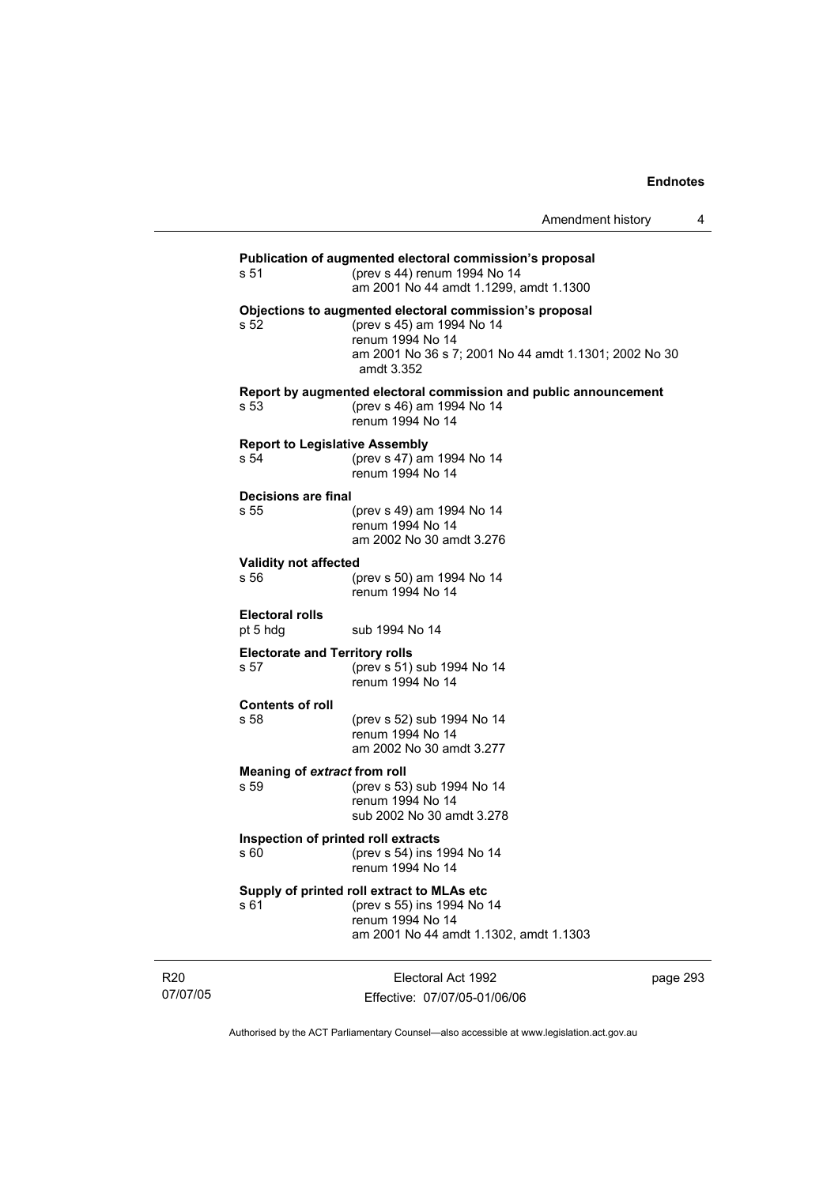**Publication of augmented electoral commission's proposal**

s 51 (prev s 44) renum 1994 No 14
am 2001 No 44 amdt 1.1299, amdt 1.1300

**Objections to augmented electoral commission's proposal**

s 52 (prev s 45) am 1994 No 14
renum 1994 No 14
am 2001 No 36 s 7; 2001 No 44 amdt 1.1301; 2002 No 30 amdt 3.352

**Report by augmented electoral commission and public announcement**

s 53 (prev s 46) am 1994 No 14
renum 1994 No 14

**Report to Legislative Assembly**

s 54 (prev s 47) am 1994 No 14
renum 1994 No 14

**Decisions are final**

s 55 (prev s 49) am 1994 No 14
renum 1994 No 14
am 2002 No 30 amdt 3.276

**Validity not affected**

s 56 (prev s 50) am 1994 No 14
renum 1994 No 14

**Electoral rolls**

pt 5 hdg sub 1994 No 14

**Electorate and Territory rolls**

s 57 (prev s 51) sub 1994 No 14
renum 1994 No 14

**Contents of roll**

s 58 (prev s 52) sub 1994 No 14
renum 1994 No 14
am 2002 No 30 amdt 3.277

**Meaning of *extract* from roll**

s 59 (prev s 53) sub 1994 No 14
renum 1994 No 14
sub 2002 No 30 amdt 3.278

**Inspection of printed roll extracts**

s 60 (prev s 54) ins 1994 No 14
renum 1994 No 14

**Supply of printed roll extract to MLAs etc**

s 61 (prev s 55) ins 1994 No 14
renum 1994 No 14
am 2001 No 44 amdt 1.1302, amdt 1.1303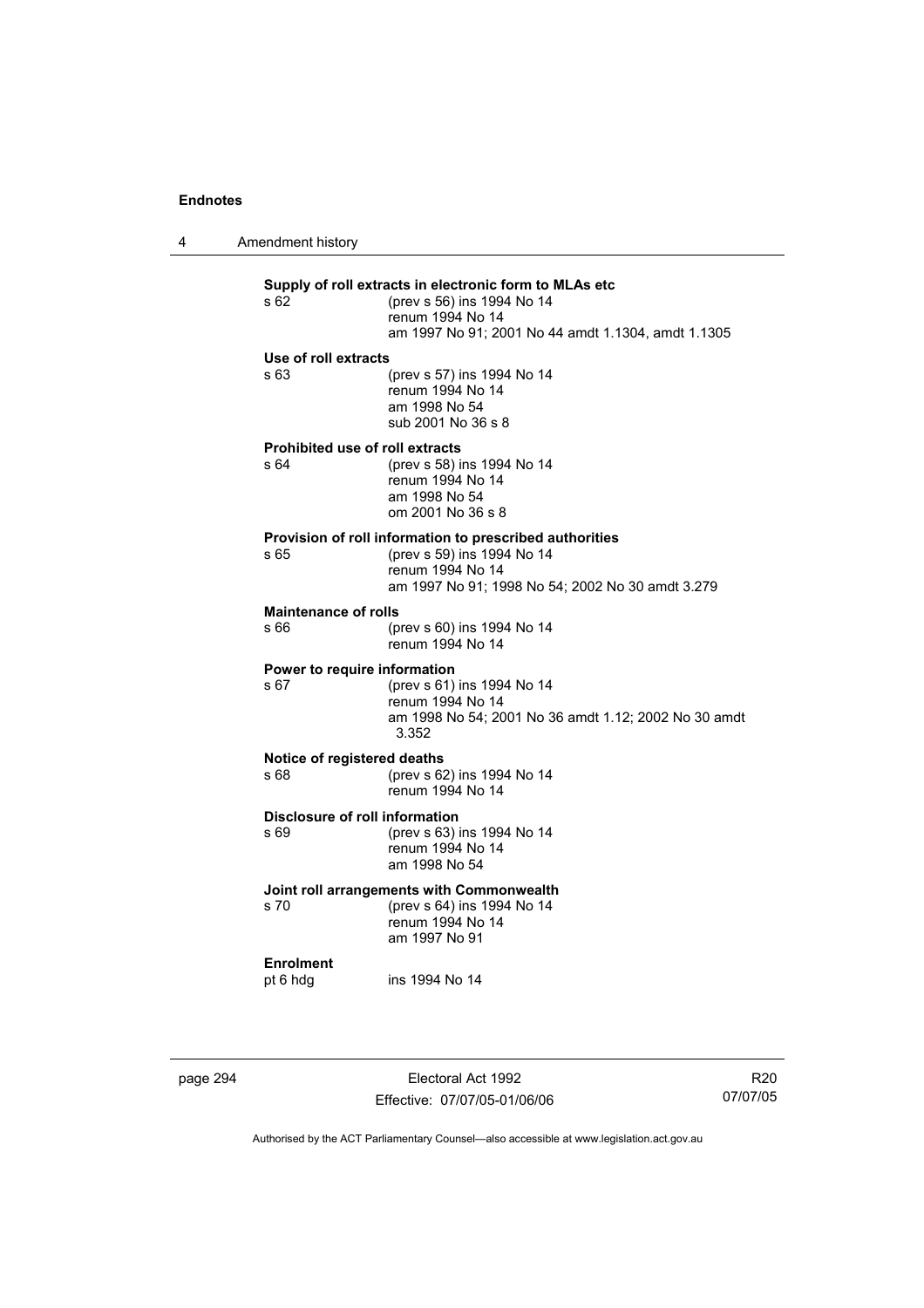**Supply of roll extracts in electronic form to MLAs etc**

s 62 (prev s 56) ins 1994 No 14
renum 1994 No 14
am 1997 No 91; 2001 No 44 amdt 1.1304, amdt 1.1305

**Use of roll extracts**

s 63 (prev s 57) ins 1994 No 14
renum 1994 No 14
am 1998 No 54
sub 2001 No 36 s 8

**Prohibited use of roll extracts**

s 64 (prev s 58) ins 1994 No 14
renum 1994 No 14
am 1998 No 54
om 2001 No 36 s 8

**Provision of roll information to prescribed authorities**

s 65 (prev s 59) ins 1994 No 14
renum 1994 No 14
am 1997 No 91; 1998 No 54; 2002 No 30 amdt 3.279

**Maintenance of rolls**

s 66 (prev s 60) ins 1994 No 14
renum 1994 No 14

**Power to require information**

s 67 (prev s 61) ins 1994 No 14
renum 1994 No 14
am 1998 No 54; 2001 No 36 amdt 1.12; 2002 No 30 amdt 3.352

**Notice of registered deaths**

s 68 (prev s 62) ins 1994 No 14
renum 1994 No 14

**Disclosure of roll information**

s 69 (prev s 63) ins 1994 No 14
renum 1994 No 14
am 1998 No 54

**Joint roll arrangements with Commonwealth**

s 70 (prev s 64) ins 1994 No 14
renum 1994 No 14
am 1997 No 91

**Enrolment**

pt 6 hdg ins 1994 No 14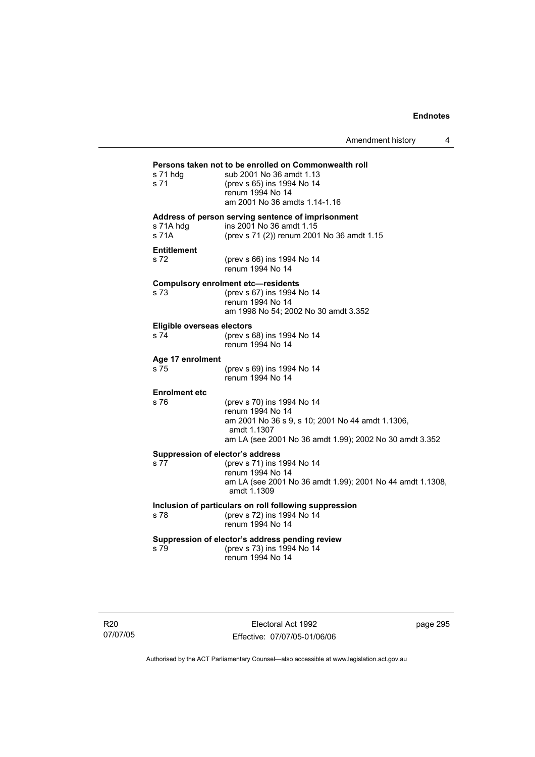**Persons taken not to be enrolled on Commonwealth roll**

s 71 hdg sub 2001 No 36 amdt 1.13
s 71 (prev s 65) ins 1994 No 14
renum 1994 No 14
am 2001 No 36 amdts 1.14-1.16

**Address of person serving sentence of imprisonment**

s 71A hdg ins 2001 No 36 amdt 1.15
s 71A (prev s 71 (2)) renum 2001 No 36 amdt 1.15

**Entitlement**

s 72 (prev s 66) ins 1994 No 14
renum 1994 No 14

**Compulsory enrolment etc—residents**

s 73 (prev s 67) ins 1994 No 14
renum 1994 No 14
am 1998 No 54; 2002 No 30 amdt 3.352

**Eligible overseas electors**

s 74 (prev s 68) ins 1994 No 14
renum 1994 No 14

**Age 17 enrolment**

s 75 (prev s 69) ins 1994 No 14
renum 1994 No 14

**Enrolment etc**

s 76 (prev s 70) ins 1994 No 14
renum 1994 No 14
am 2001 No 36 s 9, s 10; 2001 No 44 amdt 1.1306, amdt 1.1307
am LA (see 2001 No 36 amdt 1.99); 2002 No 30 amdt 3.352

**Suppression of elector's address**

s 77 (prev s 71) ins 1994 No 14
renum 1994 No 14
am LA (see 2001 No 36 amdt 1.99); 2001 No 44 amdt 1.1308, amdt 1.1309

**Inclusion of particulars on roll following suppression**

s 78 (prev s 72) ins 1994 No 14
renum 1994 No 14

**Suppression of elector's address pending review**

s 79 (prev s 73) ins 1994 No 14
renum 1994 No 14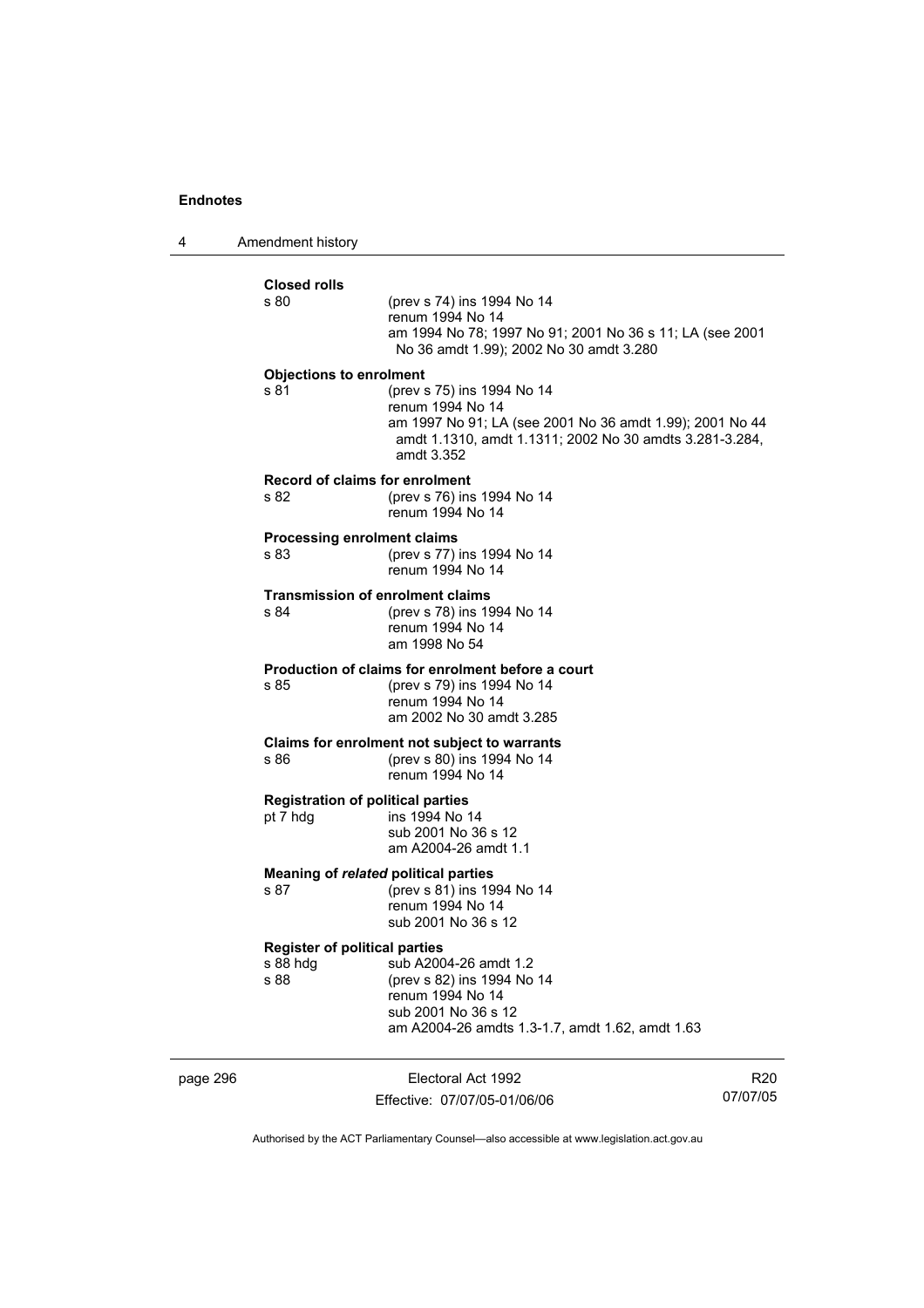**Closed rolls**

s 80 (prev s 74) ins 1994 No 14
renum 1994 No 14
am 1994 No 78; 1997 No 91; 2001 No 36 s 11; LA (see 2001 No 36 amdt 1.99); 2002 No 30 amdt 3.280

**Objections to enrolment**

s 81 (prev s 75) ins 1994 No 14
renum 1994 No 14
am 1997 No 91; LA (see 2001 No 36 amdt 1.99); 2001 No 44 amdt 1.1310, amdt 1.1311; 2002 No 30 amdts 3.281-3.284, amdt 3.352

**Record of claims for enrolment**

s 82 (prev s 76) ins 1994 No 14
renum 1994 No 14

**Processing enrolment claims**

s 83 (prev s 77) ins 1994 No 14
renum 1994 No 14

**Transmission of enrolment claims**

s 84 (prev s 78) ins 1994 No 14
renum 1994 No 14
am 1998 No 54

**Production of claims for enrolment before a court**

s 85 (prev s 79) ins 1994 No 14
renum 1994 No 14
am 2002 No 30 amdt 3.285

**Claims for enrolment not subject to warrants**

s 86 (prev s 80) ins 1994 No 14
renum 1994 No 14

**Registration of political parties**

pt 7 hdg ins 1994 No 14
sub 2001 No 36 s 12
am A2004-26 amdt 1.1

**Meaning of *related* political parties**

s 87 (prev s 81) ins 1994 No 14
renum 1994 No 14
sub 2001 No 36 s 12

**Register of political parties**

s 88 hdg sub A2004-26 amdt 1.2
s 88 (prev s 82) ins 1994 No 14
renum 1994 No 14
sub 2001 No 36 s 12
am A2004-26 amdts 1.3-1.7, amdt 1.62, amdt 1.63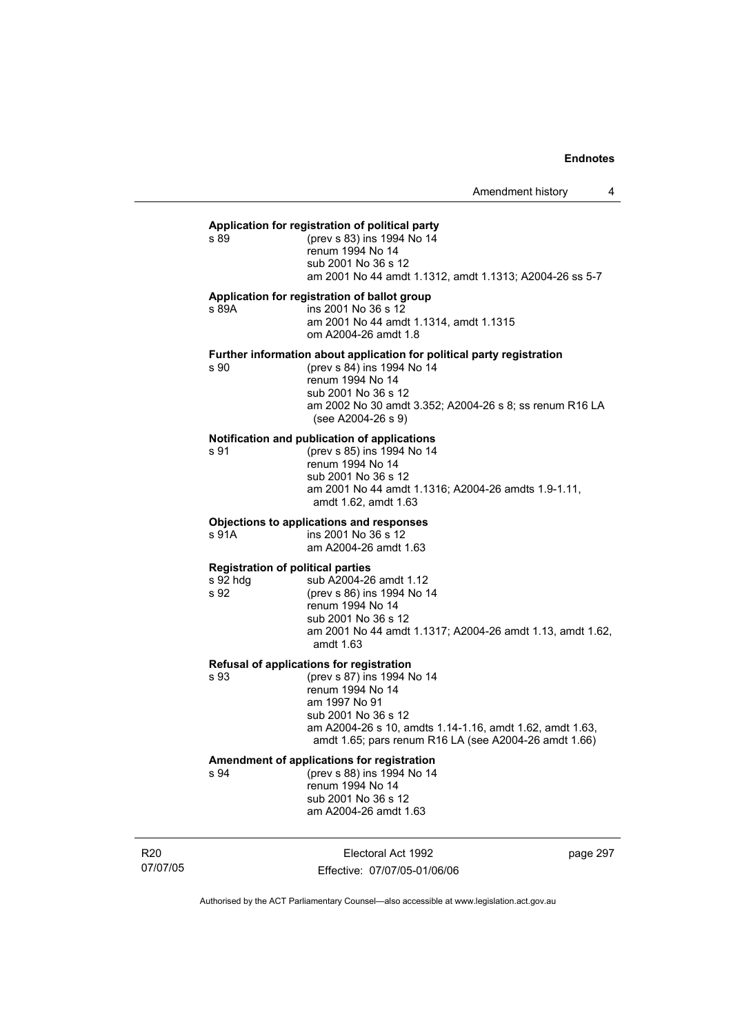**Application for registration of political party**

s 89 (prev s 83) ins 1994 No 14
renum 1994 No 14
sub 2001 No 36 s 12
am 2001 No 44 amdt 1.1312, amdt 1.1313; A2004-26 ss 5-7

**Application for registration of ballot group**

s 89A ins 2001 No 36 s 12
am 2001 No 44 amdt 1.1314, amdt 1.1315
om A2004-26 amdt 1.8

**Further information about application for political party registration**

s 90 (prev s 84) ins 1994 No 14
renum 1994 No 14
sub 2001 No 36 s 12
am 2002 No 30 amdt 3.352; A2004-26 s 8; ss renum R16 LA (see A2004-26 s 9)

**Notification and publication of applications**

s 91 (prev s 85) ins 1994 No 14
renum 1994 No 14
sub 2001 No 36 s 12
am 2001 No 44 amdt 1.1316; A2004-26 amdts 1.9-1.11, amdt 1.62, amdt 1.63

**Objections to applications and responses**

s 91A ins 2001 No 36 s 12
am A2004-26 amdt 1.63

**Registration of political parties**

s 92 hdg sub A2004-26 amdt 1.12
s 92 (prev s 86) ins 1994 No 14
renum 1994 No 14
sub 2001 No 36 s 12
am 2001 No 44 amdt 1.1317; A2004-26 amdt 1.13, amdt 1.62, amdt 1.63

**Refusal of applications for registration**

s 93 (prev s 87) ins 1994 No 14
renum 1994 No 14
am 1997 No 91
sub 2001 No 36 s 12
am A2004-26 s 10, amdts 1.14-1.16, amdt 1.62, amdt 1.63, amdt 1.65; pars renum R16 LA (see A2004-26 amdt 1.66)

**Amendment of applications for registration**

s 94 (prev s 88) ins 1994 No 14
renum 1994 No 14
sub 2001 No 36 s 12
am A2004-26 amdt 1.63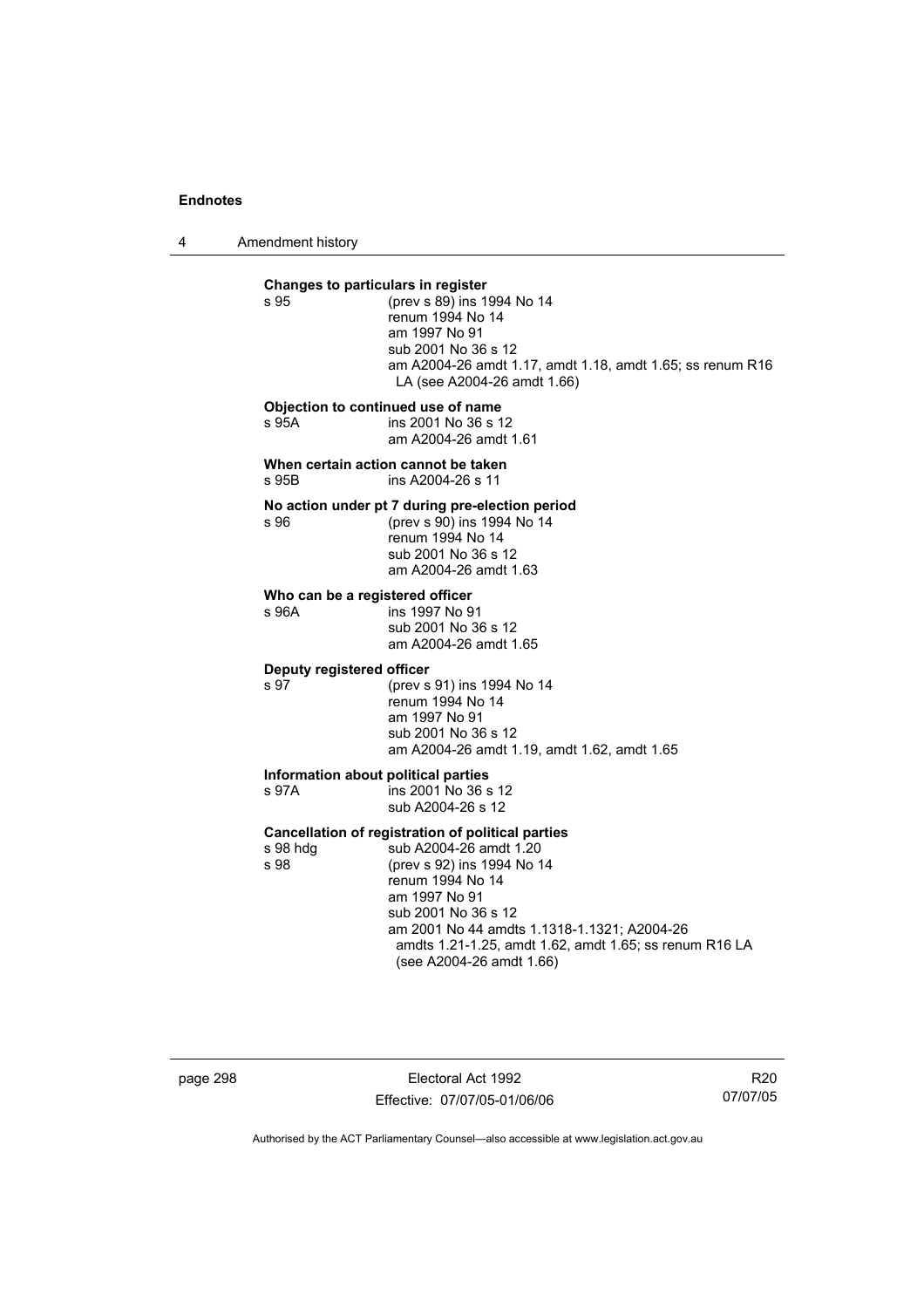**Changes to particulars in register**

s 95 (prev s 89) ins 1994 No 14
renum 1994 No 14
am 1997 No 91
sub 2001 No 36 s 12
am A2004-26 amdt 1.17, amdt 1.18, amdt 1.65; ss renum R16 LA (see A2004-26 amdt 1.66)

**Objection to continued use of name**

s 95A ins 2001 No 36 s 12
am A2004-26 amdt 1.61

**When certain action cannot be taken**

s 95B ins A2004-26 s 11

**No action under pt 7 during pre-election period**

s 96 (prev s 90) ins 1994 No 14
renum 1994 No 14
sub 2001 No 36 s 12
am A2004-26 amdt 1.63

**Who can be a registered officer**

s 96A ins 1997 No 91
sub 2001 No 36 s 12
am A2004-26 amdt 1.65

**Deputy registered officer**

s 97 (prev s 91) ins 1994 No 14
renum 1994 No 14
am 1997 No 91
sub 2001 No 36 s 12
am A2004-26 amdt 1.19, amdt 1.62, amdt 1.65

**Information about political parties**

s 97A ins 2001 No 36 s 12
sub A2004-26 s 12

**Cancellation of registration of political parties**

s 98 hdg sub A2004-26 amdt 1.20

s 98 (prev s 92) ins 1994 No 14
renum 1994 No 14
am 1997 No 91
sub 2001 No 36 s 12
am 2001 No 44 amdts 1.1318-1.1321; A2004-26 amdts 1.21-1.25, amdt 1.62, amdt 1.65; ss renum R16 LA (see A2004-26 amdt 1.66)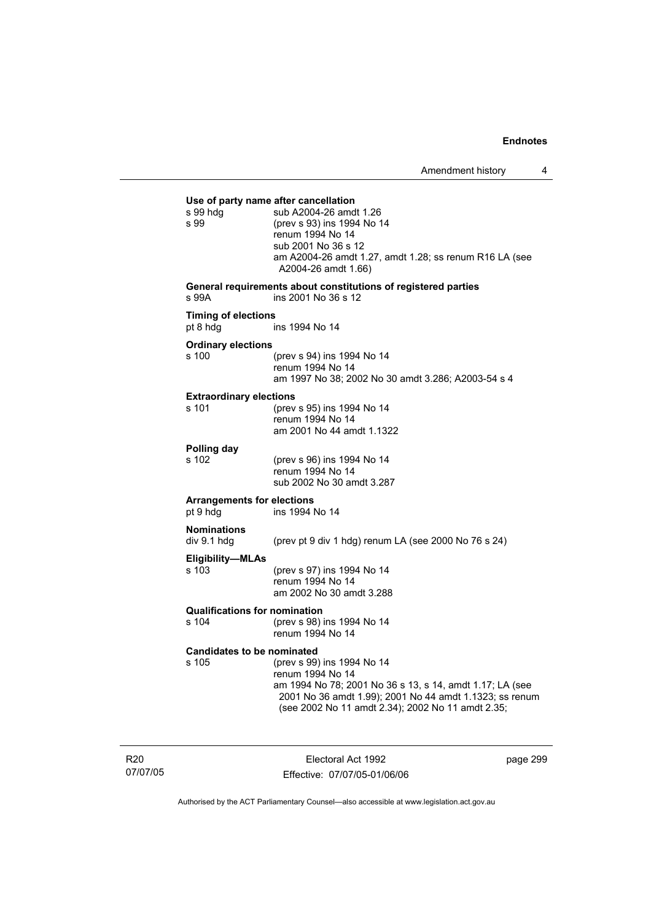**Use of party name after cancellation**

s 99 hdg — sub A2004-26 amdt 1.26

s 99 — (prev s 93) ins 1994 No 14
renum 1994 No 14
sub 2001 No 36 s 12
am A2004-26 amdt 1.27, amdt 1.28; ss renum R16 LA (see A2004-26 amdt 1.66)

**General requirements about constitutions of registered parties**

s 99A — ins 2001 No 36 s 12

**Timing of elections**

pt 8 hdg — ins 1994 No 14

**Ordinary elections**

s 100 — (prev s 94) ins 1994 No 14
renum 1994 No 14
am 1997 No 38; 2002 No 30 amdt 3.286; A2003-54 s 4

**Extraordinary elections**

s 101 — (prev s 95) ins 1994 No 14
renum 1994 No 14
am 2001 No 44 amdt 1.1322

**Polling day**

s 102 — (prev s 96) ins 1994 No 14
renum 1994 No 14
sub 2002 No 30 amdt 3.287

**Arrangements for elections**

pt 9 hdg — ins 1994 No 14

**Nominations**

div 9.1 hdg — (prev pt 9 div 1 hdg) renum LA (see 2000 No 76 s 24)

**Eligibility—MLAs**

s 103 — (prev s 97) ins 1994 No 14
renum 1994 No 14
am 2002 No 30 amdt 3.288

**Qualifications for nomination**

s 104 — (prev s 98) ins 1994 No 14
renum 1994 No 14

**Candidates to be nominated**

s 105 — (prev s 99) ins 1994 No 14
renum 1994 No 14
am 1994 No 78; 2001 No 36 s 13, s 14, amdt 1.17; LA (see 2001 No 36 amdt 1.99); 2001 No 44 amdt 1.1323; ss renum (see 2002 No 11 amdt 2.34); 2002 No 11 amdt 2.35;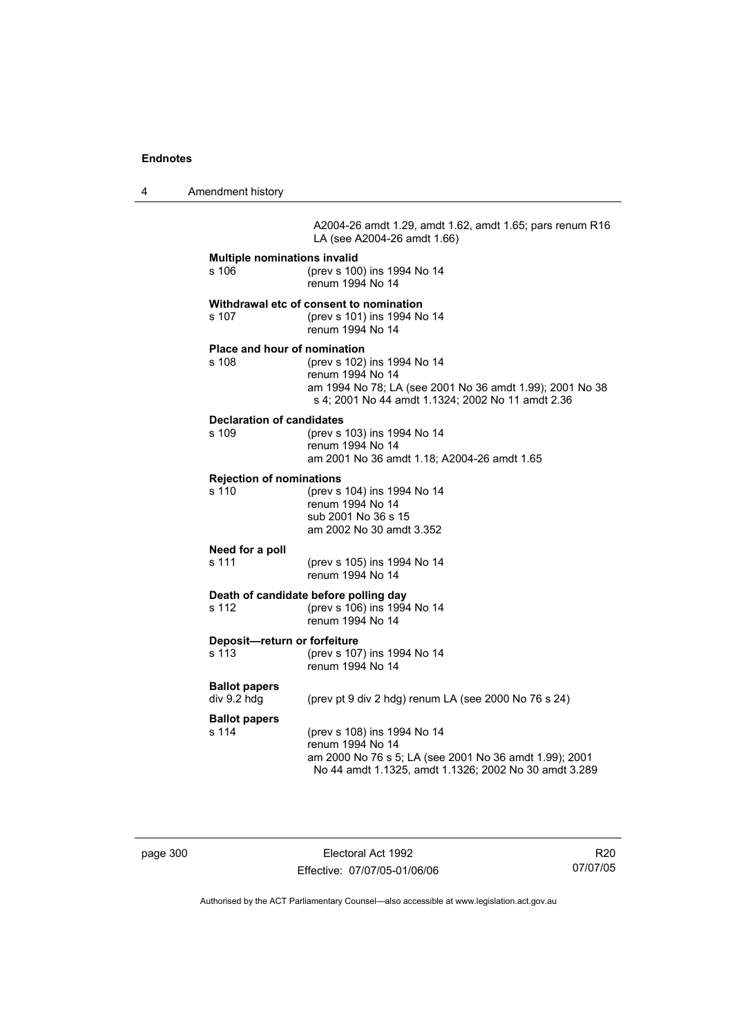A2004-26 amdt 1.29, amdt 1.62, amdt 1.65; pars renum R16 LA (see A2004-26 amdt 1.66)

**Multiple nominations invalid**

s 106 (prev s 100) ins 1994 No 14
renum 1994 No 14

**Withdrawal etc of consent to nomination**

s 107 (prev s 101) ins 1994 No 14
renum 1994 No 14

**Place and hour of nomination**

s 108 (prev s 102) ins 1994 No 14
renum 1994 No 14
am 1994 No 78; LA (see 2001 No 36 amdt 1.99); 2001 No 38 s 4; 2001 No 44 amdt 1.1324; 2002 No 11 amdt 2.36

**Declaration of candidates**

s 109 (prev s 103) ins 1994 No 14
renum 1994 No 14
am 2001 No 36 amdt 1.18; A2004-26 amdt 1.65

**Rejection of nominations**

s 110 (prev s 104) ins 1994 No 14
renum 1994 No 14
sub 2001 No 36 s 15
am 2002 No 30 amdt 3.352

**Need for a poll**

s 111 (prev s 105) ins 1994 No 14
renum 1994 No 14

**Death of candidate before polling day**

s 112 (prev s 106) ins 1994 No 14
renum 1994 No 14

**Deposit—return or forfeiture**

s 113 (prev s 107) ins 1994 No 14
renum 1994 No 14

**Ballot papers**

div 9.2 hdg (prev pt 9 div 2 hdg) renum LA (see 2000 No 76 s 24)

**Ballot papers**

s 114 (prev s 108) ins 1994 No 14
renum 1994 No 14
am 2000 No 76 s 5; LA (see 2001 No 36 amdt 1.99); 2001 No 44 amdt 1.1325, amdt 1.1326; 2002 No 30 amdt 3.289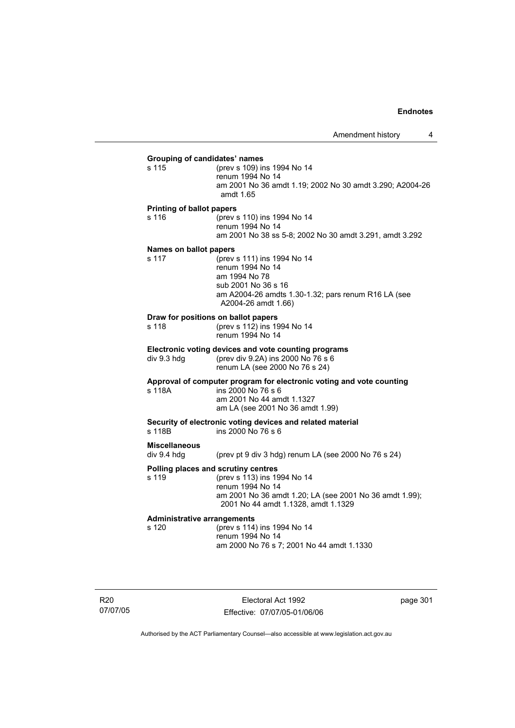**Grouping of candidates' names**

s 115 (prev s 109) ins 1994 No 14
renum 1994 No 14
am 2001 No 36 amdt 1.19; 2002 No 30 amdt 3.290; A2004-26 amdt 1.65

**Printing of ballot papers**

s 116 (prev s 110) ins 1994 No 14
renum 1994 No 14
am 2001 No 38 ss 5-8; 2002 No 30 amdt 3.291, amdt 3.292

**Names on ballot papers**

s 117 (prev s 111) ins 1994 No 14
renum 1994 No 14
am 1994 No 78
sub 2001 No 36 s 16
am A2004-26 amdts 1.30-1.32; pars renum R16 LA (see A2004-26 amdt 1.66)

**Draw for positions on ballot papers**

s 118 (prev s 112) ins 1994 No 14
renum 1994 No 14

**Electronic voting devices and vote counting programs**

div 9.3 hdg (prev div 9.2A) ins 2000 No 76 s 6
renum LA (see 2000 No 76 s 24)

**Approval of computer program for electronic voting and vote counting**

s 118A ins 2000 No 76 s 6
am 2001 No 44 amdt 1.1327
am LA (see 2001 No 36 amdt 1.99)

**Security of electronic voting devices and related material**

s 118B ins 2000 No 76 s 6

**Miscellaneous**

div 9.4 hdg (prev pt 9 div 3 hdg) renum LA (see 2000 No 76 s 24)

**Polling places and scrutiny centres**

s 119 (prev s 113) ins 1994 No 14
renum 1994 No 14
am 2001 No 36 amdt 1.20; LA (see 2001 No 36 amdt 1.99); 2001 No 44 amdt 1.1328, amdt 1.1329

**Administrative arrangements**

s 120 (prev s 114) ins 1994 No 14
renum 1994 No 14
am 2000 No 76 s 7; 2001 No 44 amdt 1.1330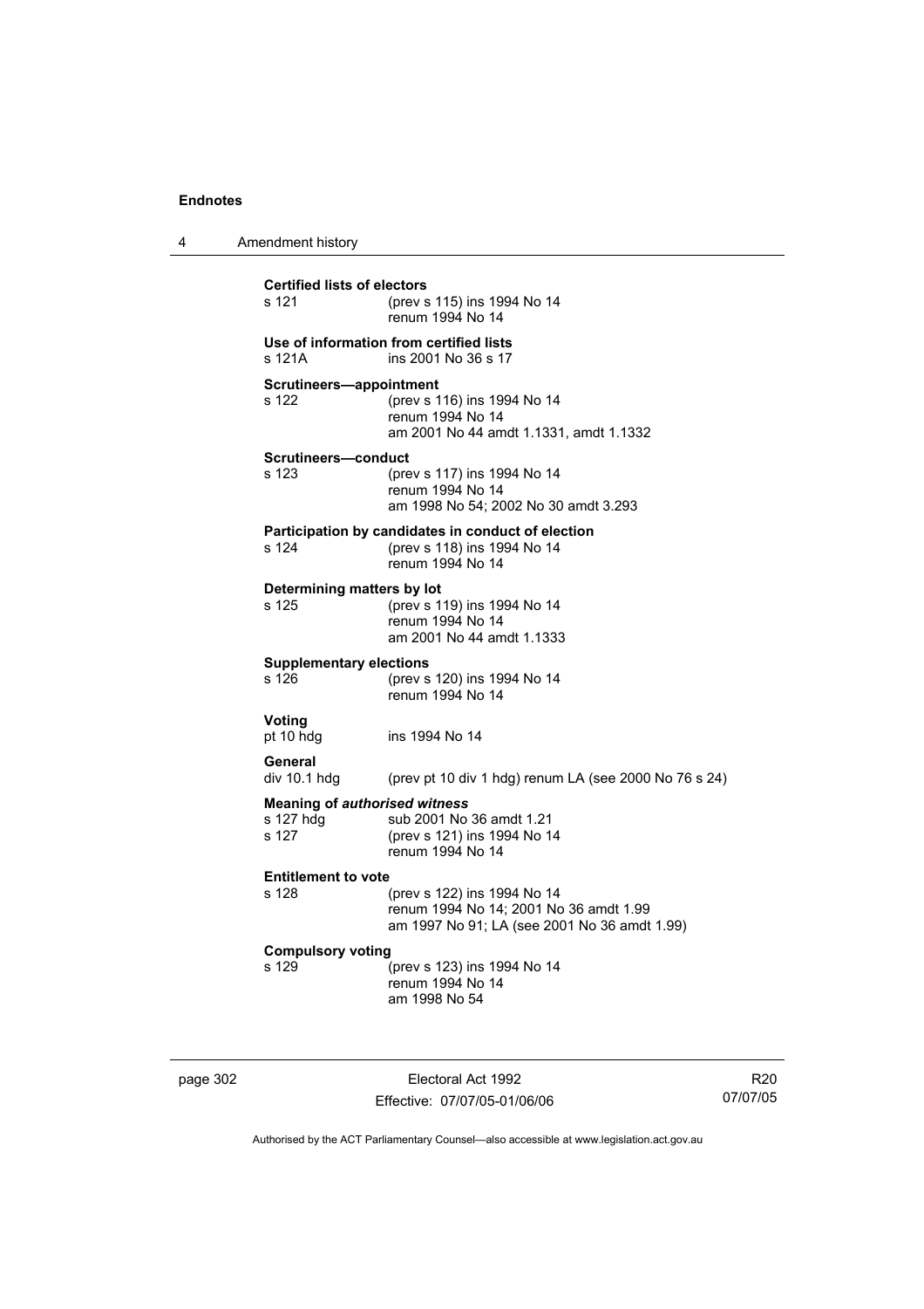**Certified lists of electors**

s 121 (prev s 115) ins 1994 No 14
renum 1994 No 14

**Use of information from certified lists**

s 121A ins 2001 No 36 s 17

**Scrutineers—appointment**

s 122 (prev s 116) ins 1994 No 14
renum 1994 No 14
am 2001 No 44 amdt 1.1331, amdt 1.1332

**Scrutineers—conduct**

s 123 (prev s 117) ins 1994 No 14
renum 1994 No 14
am 1998 No 54; 2002 No 30 amdt 3.293

**Participation by candidates in conduct of election**

s 124 (prev s 118) ins 1994 No 14
renum 1994 No 14

**Determining matters by lot**

s 125 (prev s 119) ins 1994 No 14
renum 1994 No 14
am 2001 No 44 amdt 1.1333

**Supplementary elections**

s 126 (prev s 120) ins 1994 No 14
renum 1994 No 14

**Voting**

pt 10 hdg ins 1994 No 14

**General**

div 10.1 hdg (prev pt 10 div 1 hdg) renum LA (see 2000 No 76 s 24)

**Meaning of *authorised witness***

s 127 hdg sub 2001 No 36 amdt 1.21
s 127 (prev s 121) ins 1994 No 14
renum 1994 No 14

**Entitlement to vote**

s 128 (prev s 122) ins 1994 No 14
renum 1994 No 14; 2001 No 36 amdt 1.99
am 1997 No 91; LA (see 2001 No 36 amdt 1.99)

**Compulsory voting**

s 129 (prev s 123) ins 1994 No 14
renum 1994 No 14
am 1998 No 54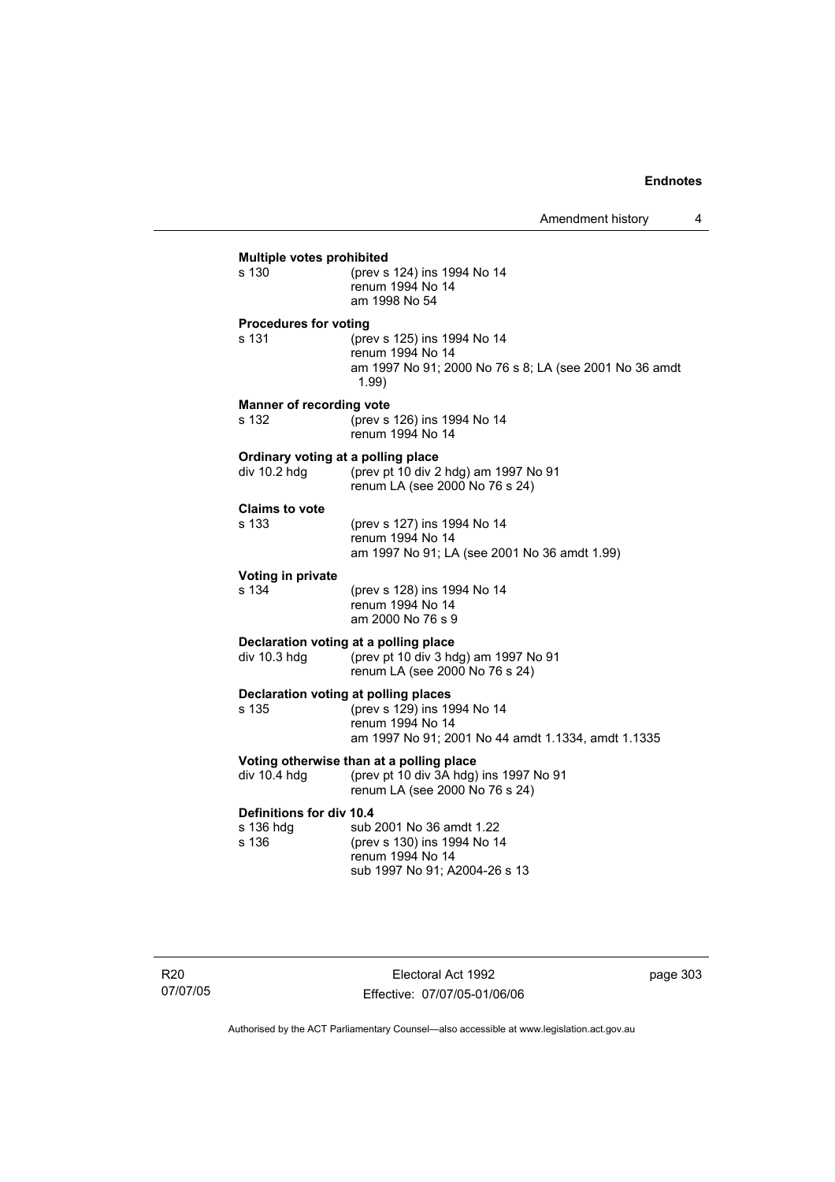**Multiple votes prohibited**

s 130 (prev s 124) ins 1994 No 14
renum 1994 No 14
am 1998 No 54

**Procedures for voting**

s 131 (prev s 125) ins 1994 No 14
renum 1994 No 14
am 1997 No 91; 2000 No 76 s 8; LA (see 2001 No 36 amdt 1.99)

**Manner of recording vote**

s 132 (prev s 126) ins 1994 No 14
renum 1994 No 14

**Ordinary voting at a polling place**

div 10.2 hdg (prev pt 10 div 2 hdg) am 1997 No 91
renum LA (see 2000 No 76 s 24)

**Claims to vote**

s 133 (prev s 127) ins 1994 No 14
renum 1994 No 14
am 1997 No 91; LA (see 2001 No 36 amdt 1.99)

**Voting in private**

s 134 (prev s 128) ins 1994 No 14
renum 1994 No 14
am 2000 No 76 s 9

**Declaration voting at a polling place**

div 10.3 hdg (prev pt 10 div 3 hdg) am 1997 No 91
renum LA (see 2000 No 76 s 24)

**Declaration voting at polling places**

s 135 (prev s 129) ins 1994 No 14
renum 1994 No 14
am 1997 No 91; 2001 No 44 amdt 1.1334, amdt 1.1335

**Voting otherwise than at a polling place**

div 10.4 hdg (prev pt 10 div 3A hdg) ins 1997 No 91
renum LA (see 2000 No 76 s 24)

**Definitions for div 10.4**

s 136 hdg sub 2001 No 36 amdt 1.22
s 136 (prev s 130) ins 1994 No 14
renum 1994 No 14
sub 1997 No 91; A2004-26 s 13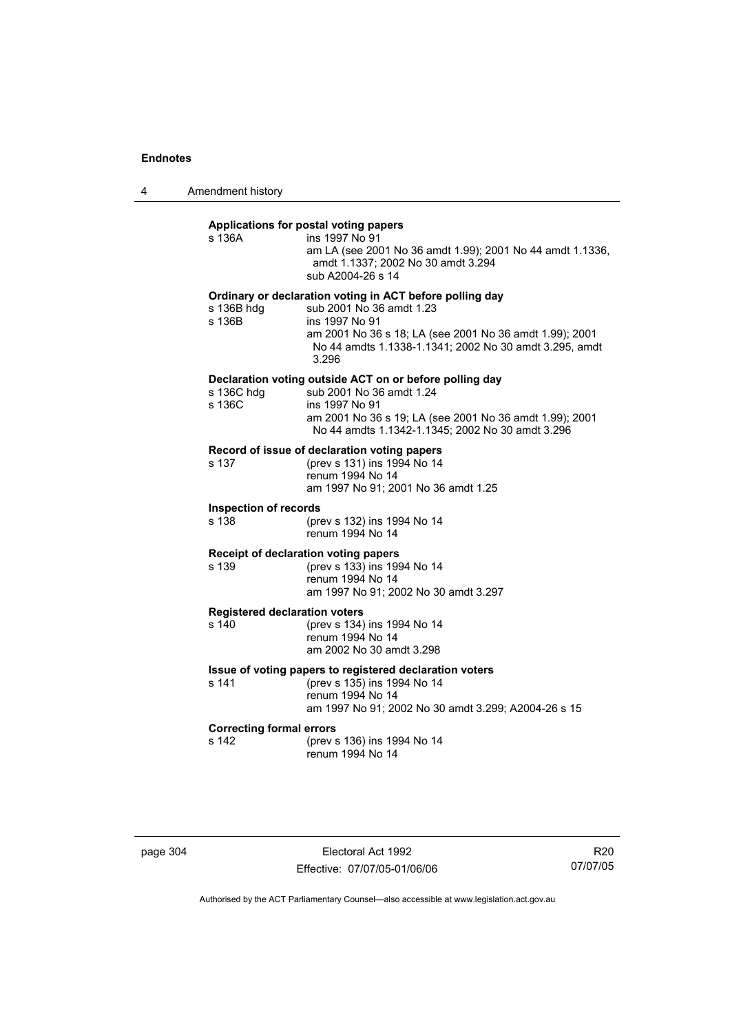**Applications for postal voting papers**

s 136A ins 1997 No 91
am LA (see 2001 No 36 amdt 1.99); 2001 No 44 amdt 1.1336, amdt 1.1337; 2002 No 30 amdt 3.294
sub A2004-26 s 14

**Ordinary or declaration voting in ACT before polling day**

s 136B hdg sub 2001 No 36 amdt 1.23
s 136B ins 1997 No 91
am 2001 No 36 s 18; LA (see 2001 No 36 amdt 1.99); 2001 No 44 amdts 1.1338-1.1341; 2002 No 30 amdt 3.295, amdt 3.296

**Declaration voting outside ACT on or before polling day**

s 136C hdg sub 2001 No 36 amdt 1.24
s 136C ins 1997 No 91
am 2001 No 36 s 19; LA (see 2001 No 36 amdt 1.99); 2001 No 44 amdts 1.1342-1.1345; 2002 No 30 amdt 3.296

**Record of issue of declaration voting papers**

s 137 (prev s 131) ins 1994 No 14
renum 1994 No 14
am 1997 No 91; 2001 No 36 amdt 1.25

**Inspection of records**

s 138 (prev s 132) ins 1994 No 14
renum 1994 No 14

**Receipt of declaration voting papers**

s 139 (prev s 133) ins 1994 No 14
renum 1994 No 14
am 1997 No 91; 2002 No 30 amdt 3.297

**Registered declaration voters**

s 140 (prev s 134) ins 1994 No 14
renum 1994 No 14
am 2002 No 30 amdt 3.298

**Issue of voting papers to registered declaration voters**

s 141 (prev s 135) ins 1994 No 14
renum 1994 No 14
am 1997 No 91; 2002 No 30 amdt 3.299; A2004-26 s 15

**Correcting formal errors**

s 142 (prev s 136) ins 1994 No 14
renum 1994 No 14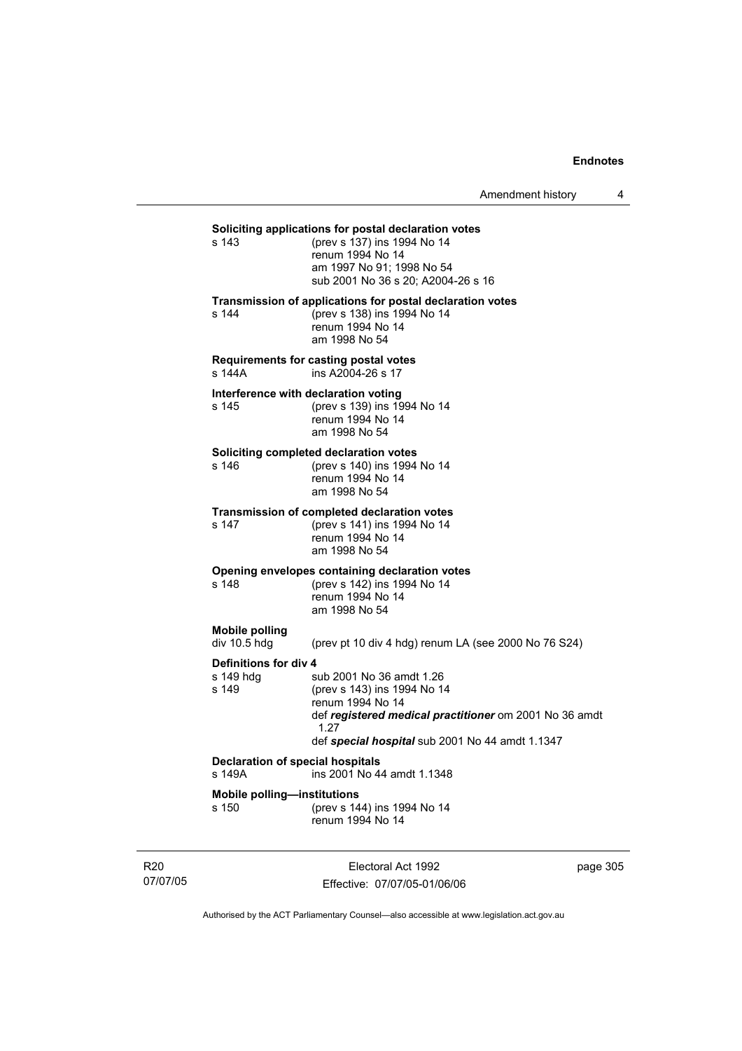**Soliciting applications for postal declaration votes**

s 143 (prev s 137) ins 1994 No 14
renum 1994 No 14
am 1997 No 91; 1998 No 54
sub 2001 No 36 s 20; A2004-26 s 16

**Transmission of applications for postal declaration votes**

s 144 (prev s 138) ins 1994 No 14
renum 1994 No 14
am 1998 No 54

**Requirements for casting postal votes**

s 144A ins A2004-26 s 17

**Interference with declaration voting**

s 145 (prev s 139) ins 1994 No 14
renum 1994 No 14
am 1998 No 54

**Soliciting completed declaration votes**

s 146 (prev s 140) ins 1994 No 14
renum 1994 No 14
am 1998 No 54

**Transmission of completed declaration votes**

s 147 (prev s 141) ins 1994 No 14
renum 1994 No 14
am 1998 No 54

**Opening envelopes containing declaration votes**

s 148 (prev s 142) ins 1994 No 14
renum 1994 No 14
am 1998 No 54

**Mobile polling**

div 10.5 hdg (prev pt 10 div 4 hdg) renum LA (see 2000 No 76 S24)

**Definitions for div 4**

s 149 hdg sub 2001 No 36 amdt 1.26
s 149 (prev s 143) ins 1994 No 14
renum 1994 No 14
def ***registered medical practitioner*** om 2001 No 36 amdt 1.27
def ***special hospital*** sub 2001 No 44 amdt 1.1347

**Declaration of special hospitals**

s 149A ins 2001 No 44 amdt 1.1348

**Mobile polling—institutions**

s 150 (prev s 144) ins 1994 No 14
renum 1994 No 14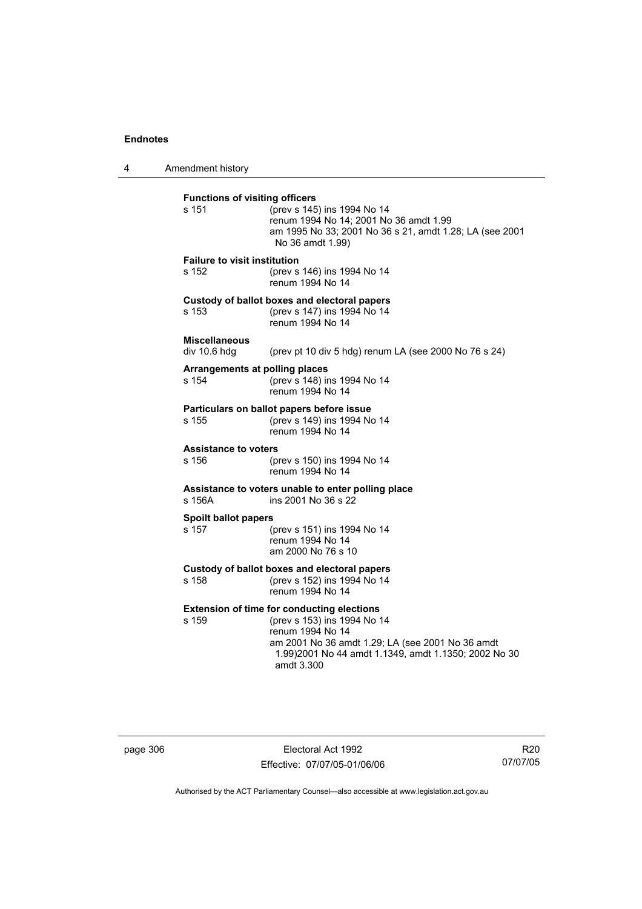**Functions of visiting officers**

s 151 (prev s 145) ins 1994 No 14
renum 1994 No 14; 2001 No 36 amdt 1.99
am 1995 No 33; 2001 No 36 s 21, amdt 1.28; LA (see 2001 No 36 amdt 1.99)

**Failure to visit institution**

s 152 (prev s 146) ins 1994 No 14
renum 1994 No 14

**Custody of ballot boxes and electoral papers**

s 153 (prev s 147) ins 1994 No 14
renum 1994 No 14

**Miscellaneous**

div 10.6 hdg (prev pt 10 div 5 hdg) renum LA (see 2000 No 76 s 24)

**Arrangements at polling places**

s 154 (prev s 148) ins 1994 No 14
renum 1994 No 14

**Particulars on ballot papers before issue**

s 155 (prev s 149) ins 1994 No 14
renum 1994 No 14

**Assistance to voters**

s 156 (prev s 150) ins 1994 No 14
renum 1994 No 14

**Assistance to voters unable to enter polling place**

s 156A ins 2001 No 36 s 22

**Spoilt ballot papers**

s 157 (prev s 151) ins 1994 No 14
renum 1994 No 14
am 2000 No 76 s 10

**Custody of ballot boxes and electoral papers**

s 158 (prev s 152) ins 1994 No 14
renum 1994 No 14

**Extension of time for conducting elections**

s 159 (prev s 153) ins 1994 No 14
renum 1994 No 14
am 2001 No 36 amdt 1.29; LA (see 2001 No 36 amdt 1.99)2001 No 44 amdt 1.1349, amdt 1.1350; 2002 No 30 amdt 3.300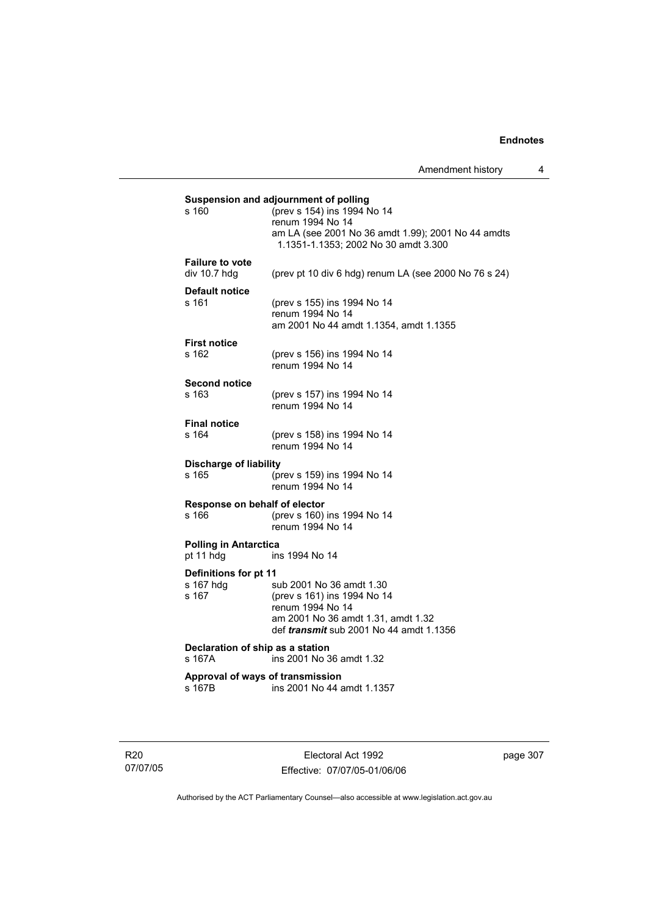**Suspension and adjournment of polling**

s 160 (prev s 154) ins 1994 No 14
renum 1994 No 14
am LA (see 2001 No 36 amdt 1.99); 2001 No 44 amdts 1.1351-1.1353; 2002 No 30 amdt 3.300

**Failure to vote**

div 10.7 hdg (prev pt 10 div 6 hdg) renum LA (see 2000 No 76 s 24)

**Default notice**

s 161 (prev s 155) ins 1994 No 14
renum 1994 No 14
am 2001 No 44 amdt 1.1354, amdt 1.1355

**First notice**

s 162 (prev s 156) ins 1994 No 14
renum 1994 No 14

**Second notice**

s 163 (prev s 157) ins 1994 No 14
renum 1994 No 14

**Final notice**

s 164 (prev s 158) ins 1994 No 14
renum 1994 No 14

**Discharge of liability**

s 165 (prev s 159) ins 1994 No 14
renum 1994 No 14

**Response on behalf of elector**

s 166 (prev s 160) ins 1994 No 14
renum 1994 No 14

**Polling in Antarctica**

pt 11 hdg ins 1994 No 14

**Definitions for pt 11**

s 167 hdg sub 2001 No 36 amdt 1.30
s 167 (prev s 161) ins 1994 No 14
renum 1994 No 14
am 2001 No 36 amdt 1.31, amdt 1.32
def ***transmit*** sub 2001 No 44 amdt 1.1356

**Declaration of ship as a station**

s 167A ins 2001 No 36 amdt 1.32

**Approval of ways of transmission**

s 167B ins 2001 No 44 amdt 1.1357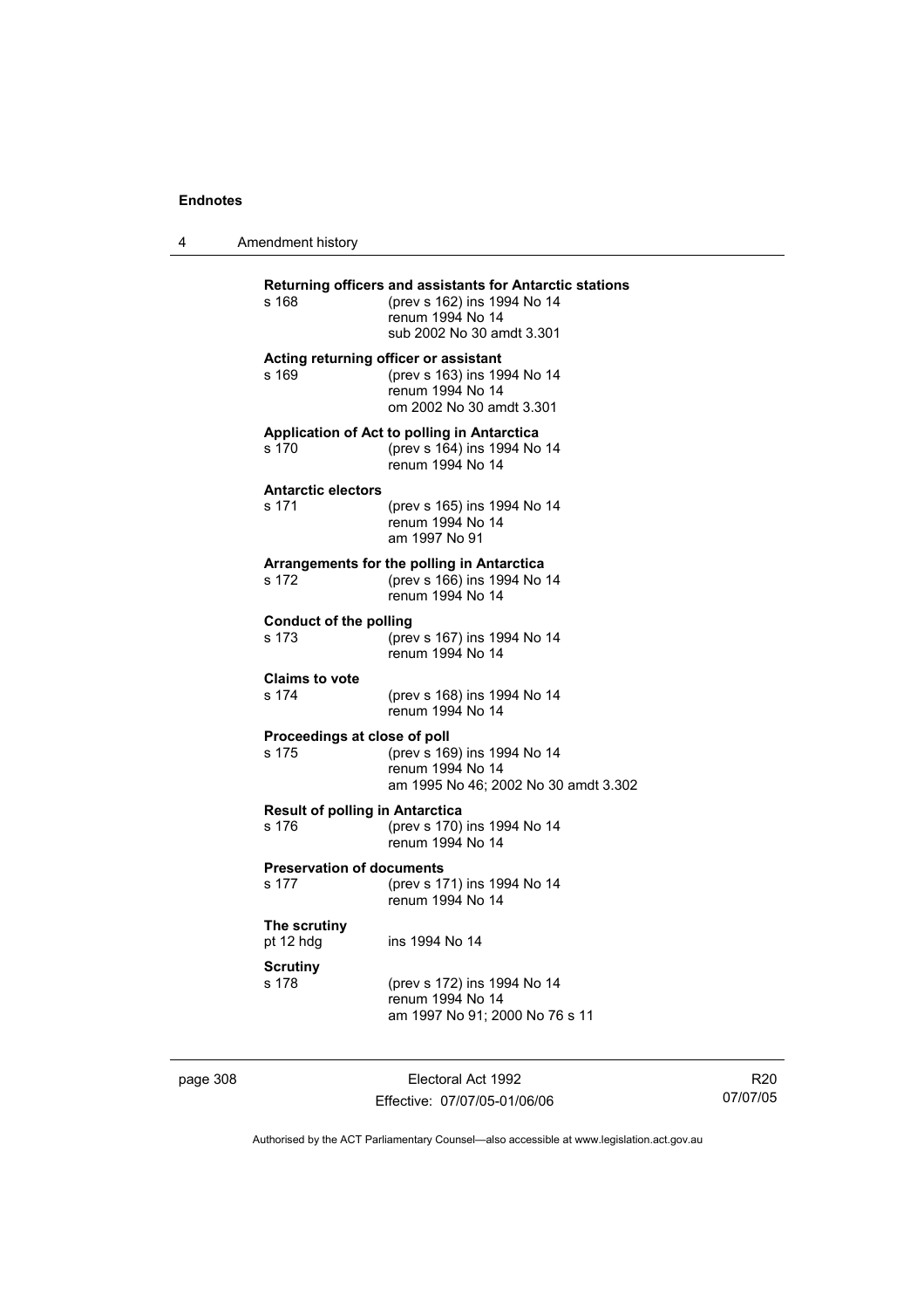**Returning officers and assistants for Antarctic stations**

s 168 (prev s 162) ins 1994 No 14
renum 1994 No 14
sub 2002 No 30 amdt 3.301

**Acting returning officer or assistant**

s 169 (prev s 163) ins 1994 No 14
renum 1994 No 14
om 2002 No 30 amdt 3.301

**Application of Act to polling in Antarctica**

s 170 (prev s 164) ins 1994 No 14
renum 1994 No 14

**Antarctic electors**

s 171 (prev s 165) ins 1994 No 14
renum 1994 No 14
am 1997 No 91

**Arrangements for the polling in Antarctica**

s 172 (prev s 166) ins 1994 No 14
renum 1994 No 14

**Conduct of the polling**

s 173 (prev s 167) ins 1994 No 14
renum 1994 No 14

**Claims to vote**

s 174 (prev s 168) ins 1994 No 14
renum 1994 No 14

**Proceedings at close of poll**

s 175 (prev s 169) ins 1994 No 14
renum 1994 No 14
am 1995 No 46; 2002 No 30 amdt 3.302

**Result of polling in Antarctica**

s 176 (prev s 170) ins 1994 No 14
renum 1994 No 14

**Preservation of documents**

s 177 (prev s 171) ins 1994 No 14
renum 1994 No 14

**The scrutiny**

pt 12 hdg ins 1994 No 14

**Scrutiny**

s 178 (prev s 172) ins 1994 No 14
renum 1994 No 14
am 1997 No 91; 2000 No 76 s 11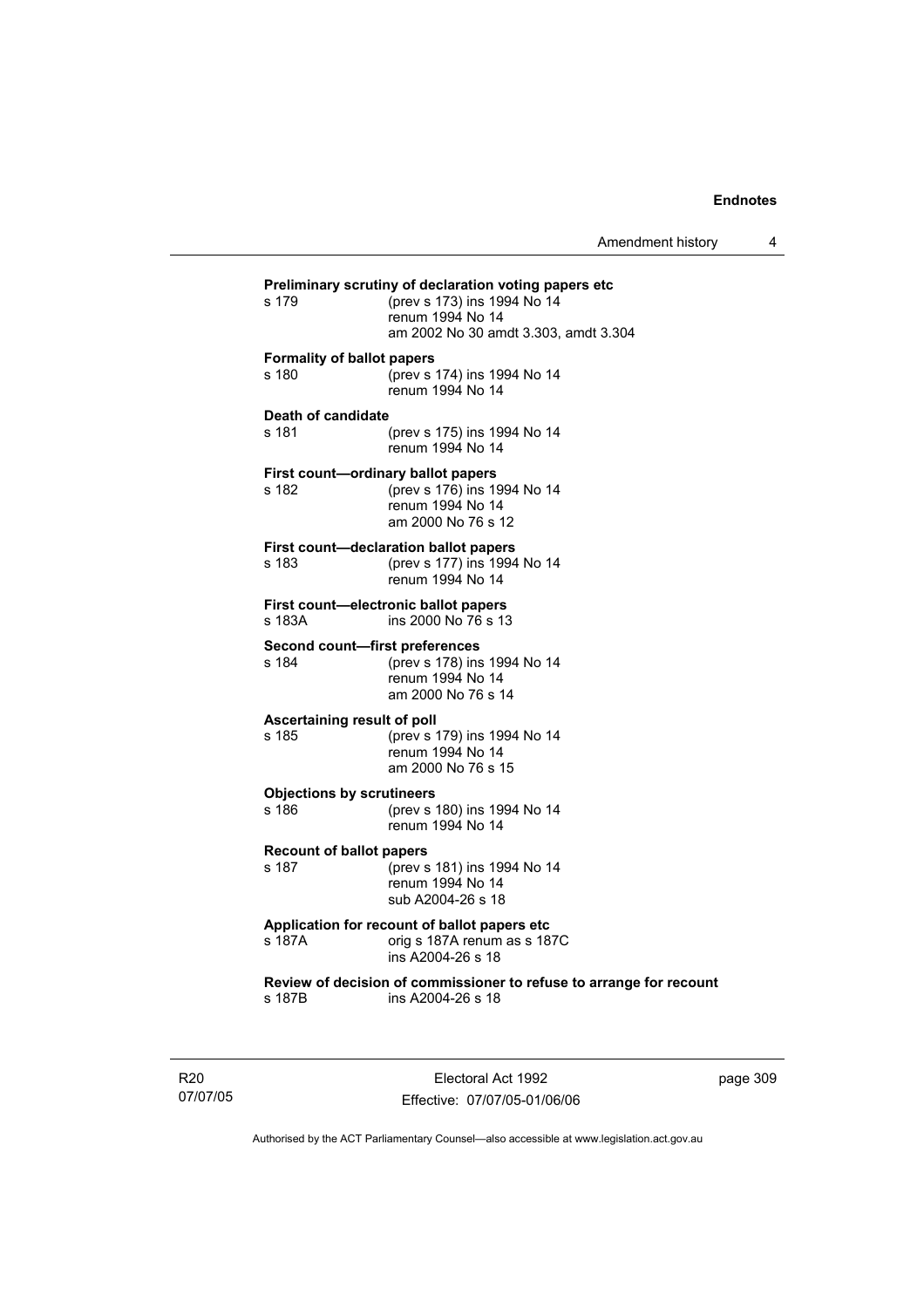**Preliminary scrutiny of declaration voting papers etc**

s 179 (prev s 173) ins 1994 No 14
renum 1994 No 14
am 2002 No 30 amdt 3.303, amdt 3.304

**Formality of ballot papers**

s 180 (prev s 174) ins 1994 No 14
renum 1994 No 14

**Death of candidate**

s 181 (prev s 175) ins 1994 No 14
renum 1994 No 14

**First count—ordinary ballot papers**

s 182 (prev s 176) ins 1994 No 14
renum 1994 No 14
am 2000 No 76 s 12

**First count—declaration ballot papers**

s 183 (prev s 177) ins 1994 No 14
renum 1994 No 14

**First count—electronic ballot papers**

s 183A ins 2000 No 76 s 13

**Second count—first preferences**

s 184 (prev s 178) ins 1994 No 14
renum 1994 No 14
am 2000 No 76 s 14

**Ascertaining result of poll**

s 185 (prev s 179) ins 1994 No 14
renum 1994 No 14
am 2000 No 76 s 15

**Objections by scrutineers**

s 186 (prev s 180) ins 1994 No 14
renum 1994 No 14

**Recount of ballot papers**

s 187 (prev s 181) ins 1994 No 14
renum 1994 No 14
sub A2004-26 s 18

**Application for recount of ballot papers etc**

s 187A orig s 187A renum as s 187C
ins A2004-26 s 18

**Review of decision of commissioner to refuse to arrange for recount**

s 187B ins A2004-26 s 18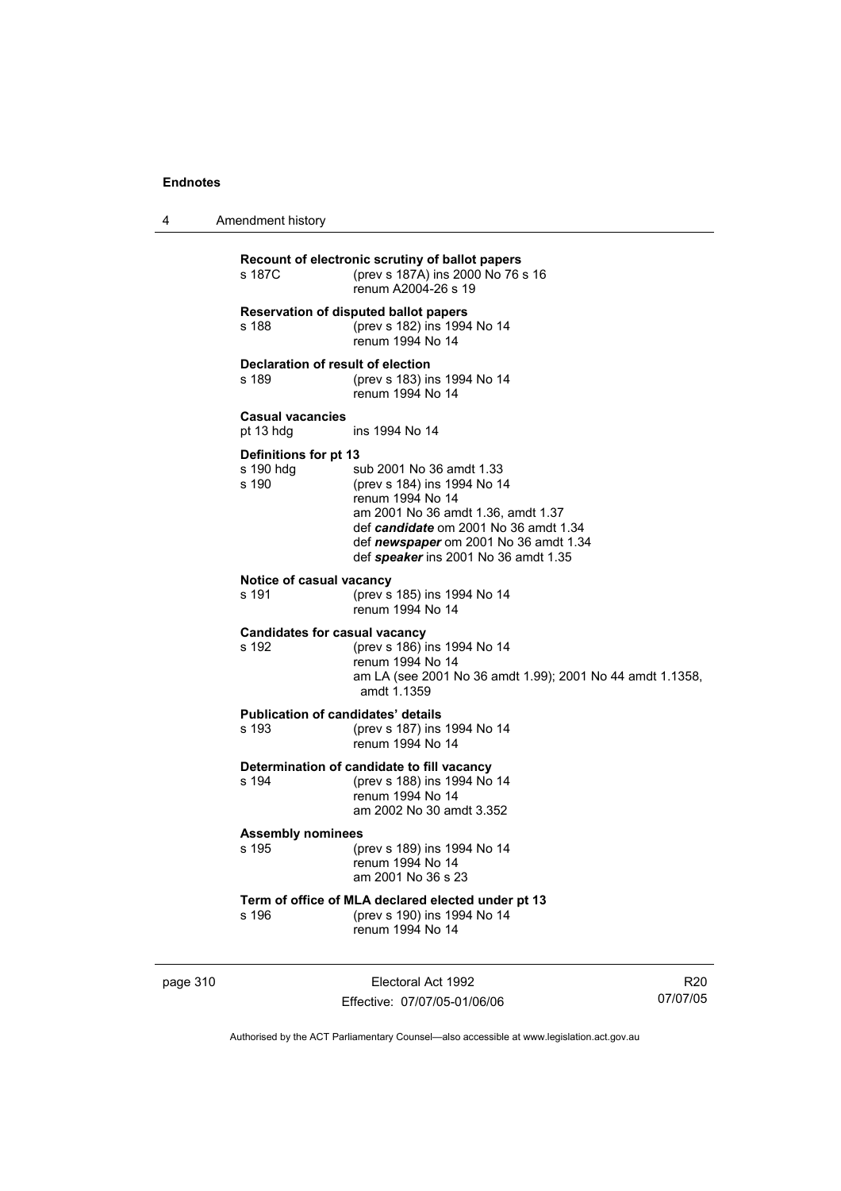**Recount of electronic scrutiny of ballot papers**

s 187C (prev s 187A) ins 2000 No 76 s 16
renum A2004-26 s 19

**Reservation of disputed ballot papers**

s 188 (prev s 182) ins 1994 No 14
renum 1994 No 14

**Declaration of result of election**

s 189 (prev s 183) ins 1994 No 14
renum 1994 No 14

**Casual vacancies**

pt 13 hdg ins 1994 No 14

**Definitions for pt 13**

s 190 hdg sub 2001 No 36 amdt 1.33
s 190 (prev s 184) ins 1994 No 14
renum 1994 No 14
am 2001 No 36 amdt 1.36, amdt 1.37
def ***candidate*** om 2001 No 36 amdt 1.34
def ***newspaper*** om 2001 No 36 amdt 1.34
def ***speaker*** ins 2001 No 36 amdt 1.35

**Notice of casual vacancy**

s 191 (prev s 185) ins 1994 No 14
renum 1994 No 14

**Candidates for casual vacancy**

s 192 (prev s 186) ins 1994 No 14
renum 1994 No 14
am LA (see 2001 No 36 amdt 1.99); 2001 No 44 amdt 1.1358, amdt 1.1359

**Publication of candidates' details**

s 193 (prev s 187) ins 1994 No 14
renum 1994 No 14

**Determination of candidate to fill vacancy**

s 194 (prev s 188) ins 1994 No 14
renum 1994 No 14
am 2002 No 30 amdt 3.352

**Assembly nominees**

s 195 (prev s 189) ins 1994 No 14
renum 1994 No 14
am 2001 No 36 s 23

**Term of office of MLA declared elected under pt 13**

s 196 (prev s 190) ins 1994 No 14
renum 1994 No 14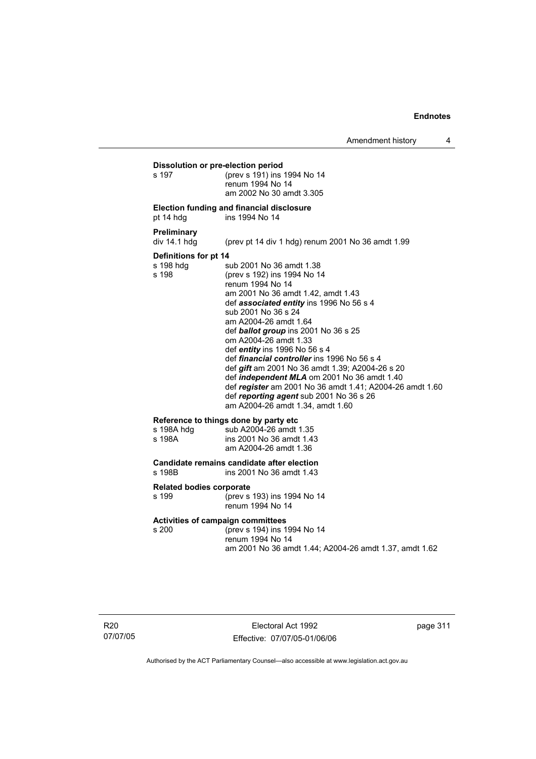**Dissolution or pre-election period**

s 197 (prev s 191) ins 1994 No 14
renum 1994 No 14
am 2002 No 30 amdt 3.305

**Election funding and financial disclosure**

pt 14 hdg ins 1994 No 14

**Preliminary**

div 14.1 hdg (prev pt 14 div 1 hdg) renum 2001 No 36 amdt 1.99

**Definitions for pt 14**

s 198 hdg sub 2001 No 36 amdt 1.38
s 198 (prev s 192) ins 1994 No 14
renum 1994 No 14
am 2001 No 36 amdt 1.42, amdt 1.43
def ***associated entity*** ins 1996 No 56 s 4
sub 2001 No 36 s 24
am A2004-26 amdt 1.64
def ***ballot group*** ins 2001 No 36 s 25
om A2004-26 amdt 1.33
def ***entity*** ins 1996 No 56 s 4
def ***financial controller*** ins 1996 No 56 s 4
def ***gift*** am 2001 No 36 amdt 1.39; A2004-26 s 20
def ***independent MLA*** om 2001 No 36 amdt 1.40
def ***register*** am 2001 No 36 amdt 1.41; A2004-26 amdt 1.60
def ***reporting agent*** sub 2001 No 36 s 26
am A2004-26 amdt 1.34, amdt 1.60

**Reference to things done by party etc**

s 198A hdg sub A2004-26 amdt 1.35
s 198A ins 2001 No 36 amdt 1.43
am A2004-26 amdt 1.36

**Candidate remains candidate after election**

s 198B ins 2001 No 36 amdt 1.43

**Related bodies corporate**

s 199 (prev s 193) ins 1994 No 14
renum 1994 No 14

**Activities of campaign committees**

s 200 (prev s 194) ins 1994 No 14
renum 1994 No 14
am 2001 No 36 amdt 1.44; A2004-26 amdt 1.37, amdt 1.62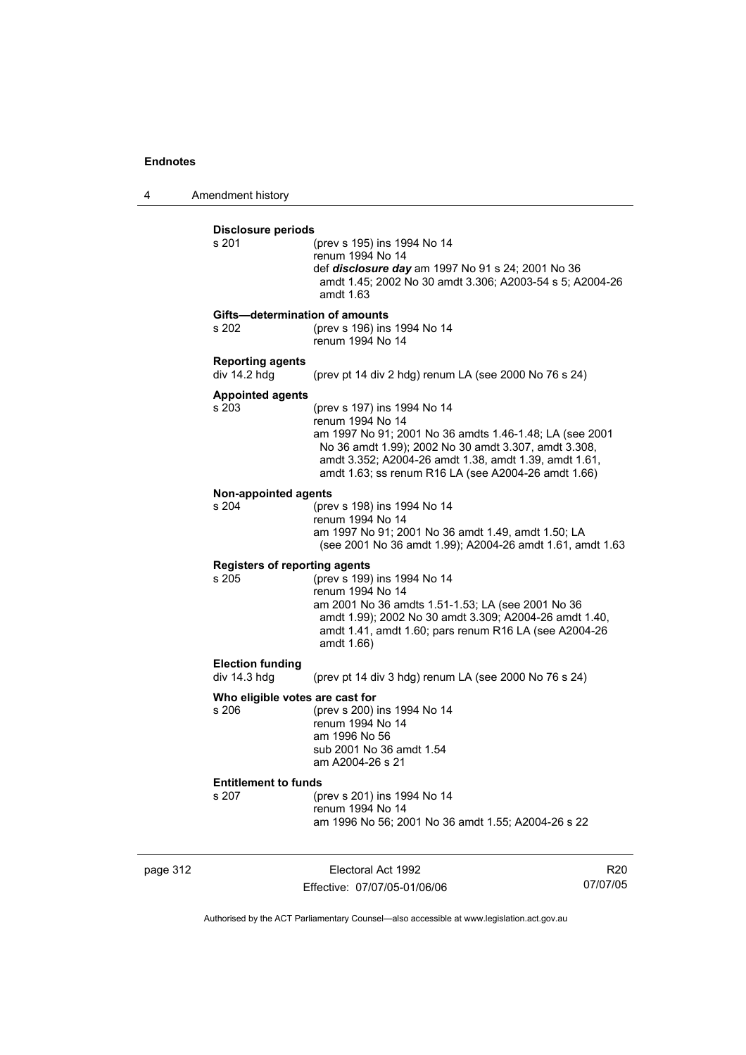**Disclosure periods**

s 201 (prev s 195) ins 1994 No 14
renum 1994 No 14
def ***disclosure day*** am 1997 No 91 s 24; 2001 No 36 amdt 1.45; 2002 No 30 amdt 3.306; A2003-54 s 5; A2004-26 amdt 1.63

**Gifts—determination of amounts**

s 202 (prev s 196) ins 1994 No 14
renum 1994 No 14

**Reporting agents**

div 14.2 hdg (prev pt 14 div 2 hdg) renum LA (see 2000 No 76 s 24)

**Appointed agents**

s 203 (prev s 197) ins 1994 No 14
renum 1994 No 14
am 1997 No 91; 2001 No 36 amdts 1.46-1.48; LA (see 2001 No 36 amdt 1.99); 2002 No 30 amdt 3.307, amdt 3.308, amdt 3.352; A2004-26 amdt 1.38, amdt 1.39, amdt 1.61, amdt 1.63; ss renum R16 LA (see A2004-26 amdt 1.66)

**Non-appointed agents**

s 204 (prev s 198) ins 1994 No 14
renum 1994 No 14
am 1997 No 91; 2001 No 36 amdt 1.49, amdt 1.50; LA (see 2001 No 36 amdt 1.99); A2004-26 amdt 1.61, amdt 1.63

**Registers of reporting agents**

s 205 (prev s 199) ins 1994 No 14
renum 1994 No 14
am 2001 No 36 amdts 1.51-1.53; LA (see 2001 No 36 amdt 1.99); 2002 No 30 amdt 3.309; A2004-26 amdt 1.40, amdt 1.41, amdt 1.60; pars renum R16 LA (see A2004-26 amdt 1.66)

**Election funding**

div 14.3 hdg (prev pt 14 div 3 hdg) renum LA (see 2000 No 76 s 24)

**Who eligible votes are cast for**

s 206 (prev s 200) ins 1994 No 14
renum 1994 No 14
am 1996 No 56
sub 2001 No 36 amdt 1.54
am A2004-26 s 21

**Entitlement to funds**

s 207 (prev s 201) ins 1994 No 14
renum 1994 No 14
am 1996 No 56; 2001 No 36 amdt 1.55; A2004-26 s 22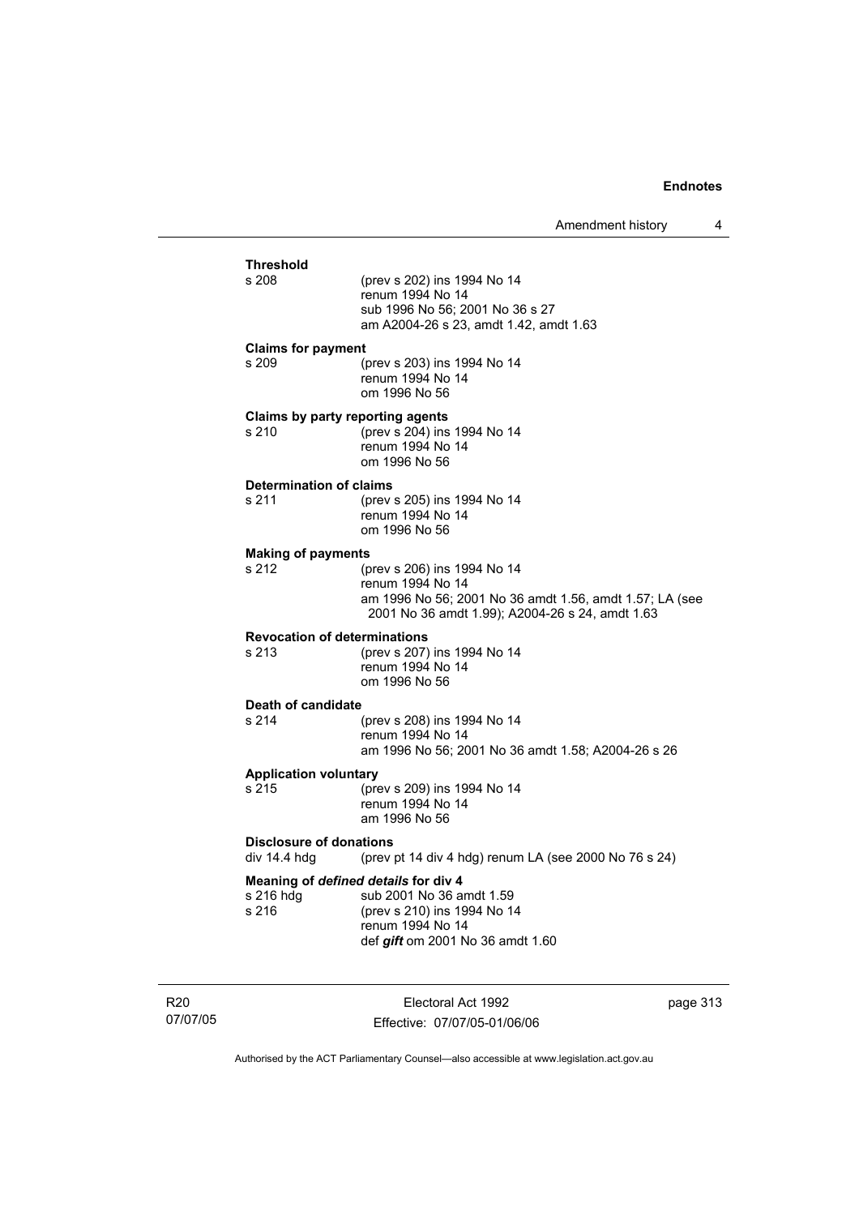**Threshold**

s 208 (prev s 202) ins 1994 No 14
renum 1994 No 14
sub 1996 No 56; 2001 No 36 s 27
am A2004-26 s 23, amdt 1.42, amdt 1.63

**Claims for payment**

s 209 (prev s 203) ins 1994 No 14
renum 1994 No 14
om 1996 No 56

**Claims by party reporting agents**

s 210 (prev s 204) ins 1994 No 14
renum 1994 No 14
om 1996 No 56

**Determination of claims**

s 211 (prev s 205) ins 1994 No 14
renum 1994 No 14
om 1996 No 56

**Making of payments**

s 212 (prev s 206) ins 1994 No 14
renum 1994 No 14
am 1996 No 56; 2001 No 36 amdt 1.56, amdt 1.57; LA (see 2001 No 36 amdt 1.99); A2004-26 s 24, amdt 1.63

**Revocation of determinations**

s 213 (prev s 207) ins 1994 No 14
renum 1994 No 14
om 1996 No 56

**Death of candidate**

s 214 (prev s 208) ins 1994 No 14
renum 1994 No 14
am 1996 No 56; 2001 No 36 amdt 1.58; A2004-26 s 26

**Application voluntary**

s 215 (prev s 209) ins 1994 No 14
renum 1994 No 14
am 1996 No 56

**Disclosure of donations**

div 14.4 hdg (prev pt 14 div 4 hdg) renum LA (see 2000 No 76 s 24)

**Meaning of *defined details* for div 4**

s 216 hdg sub 2001 No 36 amdt 1.59
s 216 (prev s 210) ins 1994 No 14
renum 1994 No 14
def ***gift*** om 2001 No 36 amdt 1.60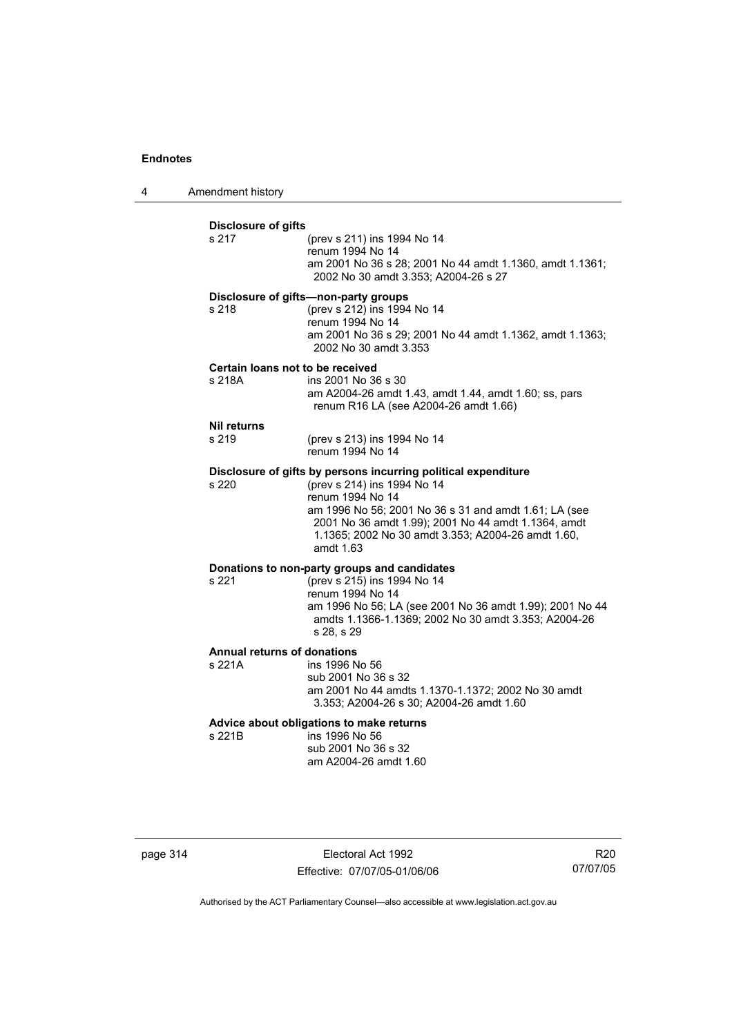**Disclosure of gifts**

s 217 (prev s 211) ins 1994 No 14
renum 1994 No 14
am 2001 No 36 s 28; 2001 No 44 amdt 1.1360, amdt 1.1361; 2002 No 30 amdt 3.353; A2004-26 s 27

**Disclosure of gifts—non-party groups**

s 218 (prev s 212) ins 1994 No 14
renum 1994 No 14
am 2001 No 36 s 29; 2001 No 44 amdt 1.1362, amdt 1.1363; 2002 No 30 amdt 3.353

**Certain loans not to be received**

s 218A ins 2001 No 36 s 30
am A2004-26 amdt 1.43, amdt 1.44, amdt 1.60; ss, pars renum R16 LA (see A2004-26 amdt 1.66)

**Nil returns**

s 219 (prev s 213) ins 1994 No 14
renum 1994 No 14

**Disclosure of gifts by persons incurring political expenditure**

s 220 (prev s 214) ins 1994 No 14
renum 1994 No 14
am 1996 No 56; 2001 No 36 s 31 and amdt 1.61; LA (see 2001 No 36 amdt 1.99); 2001 No 44 amdt 1.1364, amdt 1.1365; 2002 No 30 amdt 3.353; A2004-26 amdt 1.60, amdt 1.63

**Donations to non-party groups and candidates**

s 221 (prev s 215) ins 1994 No 14
renum 1994 No 14
am 1996 No 56; LA (see 2001 No 36 amdt 1.99); 2001 No 44 amdts 1.1366-1.1369; 2002 No 30 amdt 3.353; A2004-26 s 28, s 29

**Annual returns of donations**

s 221A ins 1996 No 56
sub 2001 No 36 s 32
am 2001 No 44 amdts 1.1370-1.1372; 2002 No 30 amdt 3.353; A2004-26 s 30; A2004-26 amdt 1.60

**Advice about obligations to make returns**

s 221B ins 1996 No 56
sub 2001 No 36 s 32
am A2004-26 amdt 1.60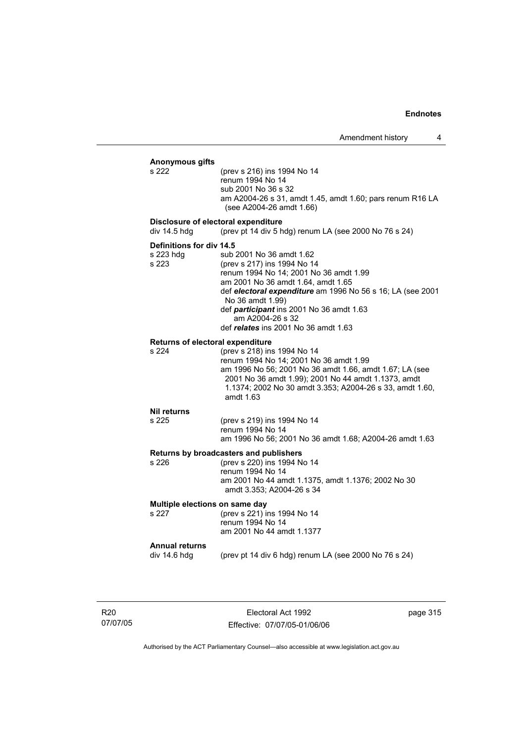**Anonymous gifts**

s 222 (prev s 216) ins 1994 No 14
renum 1994 No 14
sub 2001 No 36 s 32
am A2004-26 s 31, amdt 1.45, amdt 1.60; pars renum R16 LA (see A2004-26 amdt 1.66)

**Disclosure of electoral expenditure**

div 14.5 hdg (prev pt 14 div 5 hdg) renum LA (see 2000 No 76 s 24)

**Definitions for div 14.5**

s 223 hdg sub 2001 No 36 amdt 1.62

s 223 (prev s 217) ins 1994 No 14
renum 1994 No 14; 2001 No 36 amdt 1.99
am 2001 No 36 amdt 1.64, amdt 1.65
def ***electoral expenditure*** am 1996 No 56 s 16; LA (see 2001 No 36 amdt 1.99)
def ***participant*** ins 2001 No 36 amdt 1.63
am A2004-26 s 32
def ***relates*** ins 2001 No 36 amdt 1.63

**Returns of electoral expenditure**

s 224 (prev s 218) ins 1994 No 14
renum 1994 No 14; 2001 No 36 amdt 1.99
am 1996 No 56; 2001 No 36 amdt 1.66, amdt 1.67; LA (see 2001 No 36 amdt 1.99); 2001 No 44 amdt 1.1373, amdt 1.1374; 2002 No 30 amdt 3.353; A2004-26 s 33, amdt 1.60, amdt 1.63

**Nil returns**

s 225 (prev s 219) ins 1994 No 14
renum 1994 No 14
am 1996 No 56; 2001 No 36 amdt 1.68; A2004-26 amdt 1.63

**Returns by broadcasters and publishers**

s 226 (prev s 220) ins 1994 No 14
renum 1994 No 14
am 2001 No 44 amdt 1.1375, amdt 1.1376; 2002 No 30 amdt 3.353; A2004-26 s 34

**Multiple elections on same day**

s 227 (prev s 221) ins 1994 No 14
renum 1994 No 14
am 2001 No 44 amdt 1.1377

**Annual returns**

div 14.6 hdg (prev pt 14 div 6 hdg) renum LA (see 2000 No 76 s 24)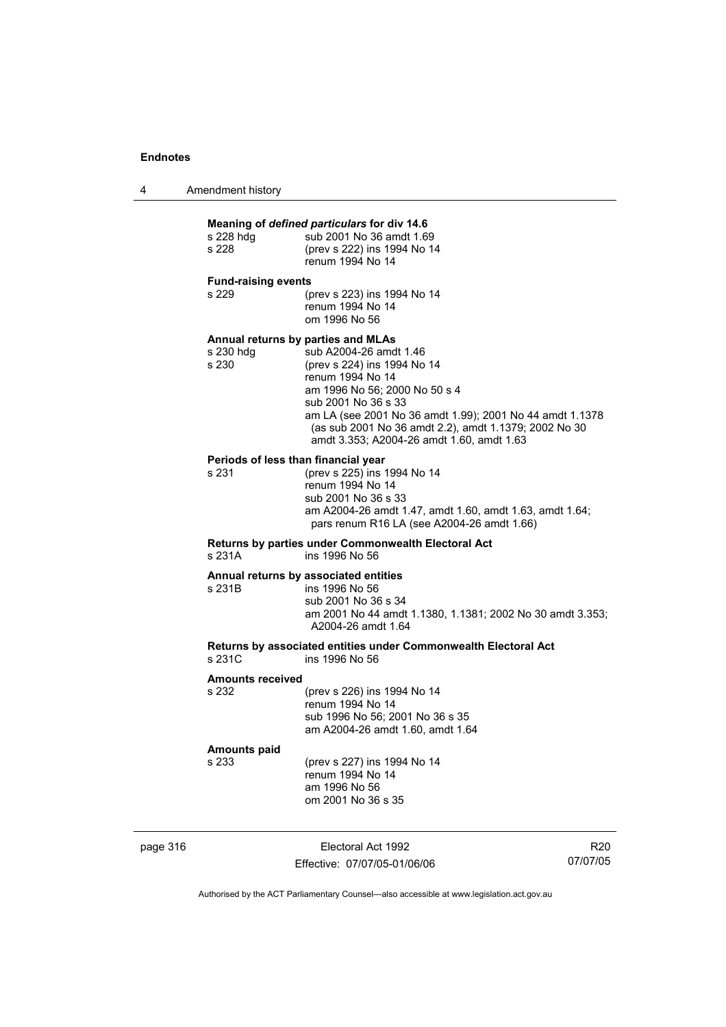**Meaning of *defined particulars* for div 14.6**

s 228 hdg sub 2001 No 36 amdt 1.69
s 228 (prev s 222) ins 1994 No 14
renum 1994 No 14

**Fund-raising events**

s 229 (prev s 223) ins 1994 No 14
renum 1994 No 14
om 1996 No 56

**Annual returns by parties and MLAs**

s 230 hdg sub A2004-26 amdt 1.46
s 230 (prev s 224) ins 1994 No 14
renum 1994 No 14
am 1996 No 56; 2000 No 50 s 4
sub 2001 No 36 s 33
am LA (see 2001 No 36 amdt 1.99); 2001 No 44 amdt 1.1378 (as sub 2001 No 36 amdt 2.2), amdt 1.1379; 2002 No 30 amdt 3.353; A2004-26 amdt 1.60, amdt 1.63

**Periods of less than financial year**

s 231 (prev s 225) ins 1994 No 14
renum 1994 No 14
sub 2001 No 36 s 33
am A2004-26 amdt 1.47, amdt 1.60, amdt 1.63, amdt 1.64; pars renum R16 LA (see A2004-26 amdt 1.66)

**Returns by parties under Commonwealth Electoral Act**

s 231A ins 1996 No 56

**Annual returns by associated entities**

s 231B ins 1996 No 56
sub 2001 No 36 s 34
am 2001 No 44 amdt 1.1380, 1.1381; 2002 No 30 amdt 3.353; A2004-26 amdt 1.64

**Returns by associated entities under Commonwealth Electoral Act**

s 231C ins 1996 No 56

**Amounts received**

s 232 (prev s 226) ins 1994 No 14
renum 1994 No 14
sub 1996 No 56; 2001 No 36 s 35
am A2004-26 amdt 1.60, amdt 1.64

**Amounts paid**

s 233 (prev s 227) ins 1994 No 14
renum 1994 No 14
am 1996 No 56
om 2001 No 36 s 35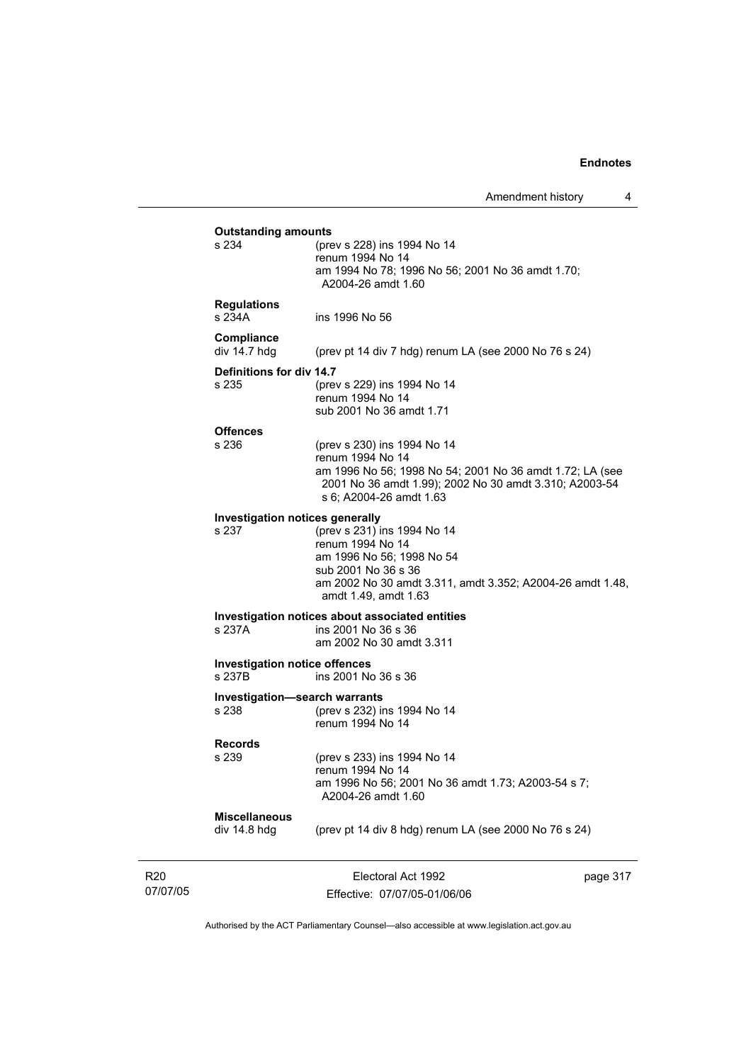**Outstanding amounts**

s 234 (prev s 228) ins 1994 No 14
renum 1994 No 14
am 1994 No 78; 1996 No 56; 2001 No 36 amdt 1.70; A2004-26 amdt 1.60

**Regulations**

s 234A ins 1996 No 56

**Compliance**

div 14.7 hdg (prev pt 14 div 7 hdg) renum LA (see 2000 No 76 s 24)

**Definitions for div 14.7**

s 235 (prev s 229) ins 1994 No 14
renum 1994 No 14
sub 2001 No 36 amdt 1.71

**Offences**

s 236 (prev s 230) ins 1994 No 14
renum 1994 No 14
am 1996 No 56; 1998 No 54; 2001 No 36 amdt 1.72; LA (see 2001 No 36 amdt 1.99); 2002 No 30 amdt 3.310; A2003-54 s 6; A2004-26 amdt 1.63

**Investigation notices generally**

s 237 (prev s 231) ins 1994 No 14
renum 1994 No 14
am 1996 No 56; 1998 No 54
sub 2001 No 36 s 36
am 2002 No 30 amdt 3.311, amdt 3.352; A2004-26 amdt 1.48, amdt 1.49, amdt 1.63

**Investigation notices about associated entities**

s 237A ins 2001 No 36 s 36
am 2002 No 30 amdt 3.311

**Investigation notice offences**

s 237B ins 2001 No 36 s 36

**Investigation—search warrants**

s 238 (prev s 232) ins 1994 No 14
renum 1994 No 14

**Records**

s 239 (prev s 233) ins 1994 No 14
renum 1994 No 14
am 1996 No 56; 2001 No 36 amdt 1.73; A2003-54 s 7; A2004-26 amdt 1.60

**Miscellaneous**

div 14.8 hdg (prev pt 14 div 8 hdg) renum LA (see 2000 No 76 s 24)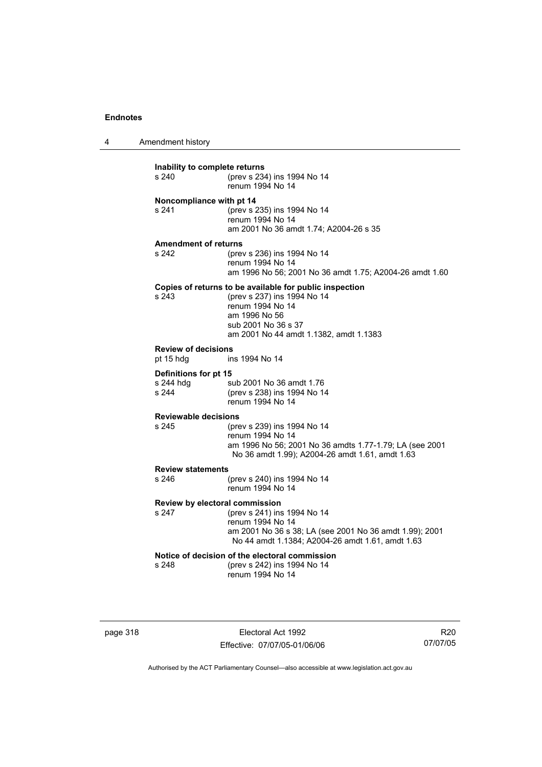**Inability to complete returns**

s 240 (prev s 234) ins 1994 No 14
renum 1994 No 14

**Noncompliance with pt 14**

s 241 (prev s 235) ins 1994 No 14
renum 1994 No 14
am 2001 No 36 amdt 1.74; A2004-26 s 35

**Amendment of returns**

s 242 (prev s 236) ins 1994 No 14
renum 1994 No 14
am 1996 No 56; 2001 No 36 amdt 1.75; A2004-26 amdt 1.60

**Copies of returns to be available for public inspection**

s 243 (prev s 237) ins 1994 No 14
renum 1994 No 14
am 1996 No 56
sub 2001 No 36 s 37
am 2001 No 44 amdt 1.1382, amdt 1.1383

**Review of decisions**

pt 15 hdg ins 1994 No 14

**Definitions for pt 15**

s 244 hdg sub 2001 No 36 amdt 1.76
s 244 (prev s 238) ins 1994 No 14
renum 1994 No 14

**Reviewable decisions**

s 245 (prev s 239) ins 1994 No 14
renum 1994 No 14
am 1996 No 56; 2001 No 36 amdts 1.77-1.79; LA (see 2001 No 36 amdt 1.99); A2004-26 amdt 1.61, amdt 1.63

**Review statements**

s 246 (prev s 240) ins 1994 No 14
renum 1994 No 14

**Review by electoral commission**

s 247 (prev s 241) ins 1994 No 14
renum 1994 No 14
am 2001 No 36 s 38; LA (see 2001 No 36 amdt 1.99); 2001 No 44 amdt 1.1384; A2004-26 amdt 1.61, amdt 1.63

**Notice of decision of the electoral commission**

s 248 (prev s 242) ins 1994 No 14
renum 1994 No 14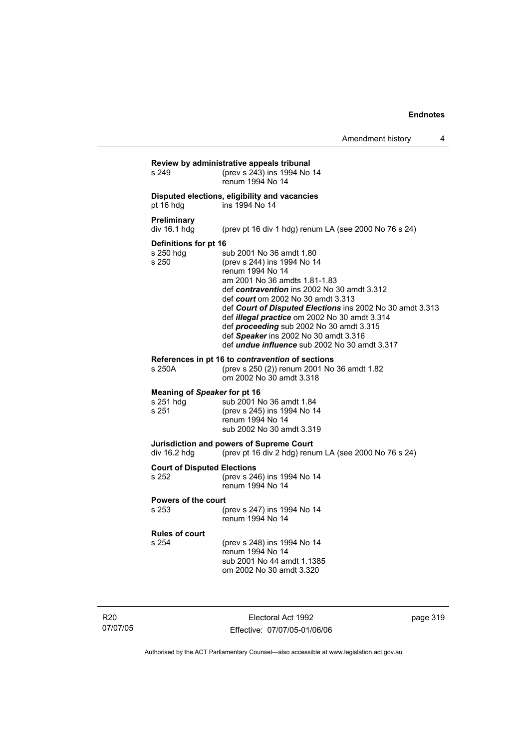**Review by administrative appeals tribunal**

s 249 (prev s 243) ins 1994 No 14
renum 1994 No 14

**Disputed elections, eligibility and vacancies**

pt 16 hdg ins 1994 No 14

**Preliminary**

div 16.1 hdg (prev pt 16 div 1 hdg) renum LA (see 2000 No 76 s 24)

**Definitions for pt 16**

s 250 hdg sub 2001 No 36 amdt 1.80
s 250 (prev s 244) ins 1994 No 14
renum 1994 No 14
am 2001 No 36 amdts 1.81-1.83
def ***contravention*** ins 2002 No 30 amdt 3.312
def ***court*** om 2002 No 30 amdt 3.313
def ***Court of Disputed Elections*** ins 2002 No 30 amdt 3.313
def ***illegal practice*** om 2002 No 30 amdt 3.314
def ***proceeding*** sub 2002 No 30 amdt 3.315
def ***Speaker*** ins 2002 No 30 amdt 3.316
def ***undue influence*** sub 2002 No 30 amdt 3.317

**References in pt 16 to *contravention* of sections**

s 250A (prev s 250 (2)) renum 2001 No 36 amdt 1.82
om 2002 No 30 amdt 3.318

**Meaning of *Speaker* for pt 16**

s 251 hdg sub 2001 No 36 amdt 1.84
s 251 (prev s 245) ins 1994 No 14
renum 1994 No 14
sub 2002 No 30 amdt 3.319

**Jurisdiction and powers of Supreme Court**

div 16.2 hdg (prev pt 16 div 2 hdg) renum LA (see 2000 No 76 s 24)

**Court of Disputed Elections**

s 252 (prev s 246) ins 1994 No 14
renum 1994 No 14

**Powers of the court**

s 253 (prev s 247) ins 1994 No 14
renum 1994 No 14

**Rules of court**

s 254 (prev s 248) ins 1994 No 14
renum 1994 No 14
sub 2001 No 44 amdt 1.1385
om 2002 No 30 amdt 3.320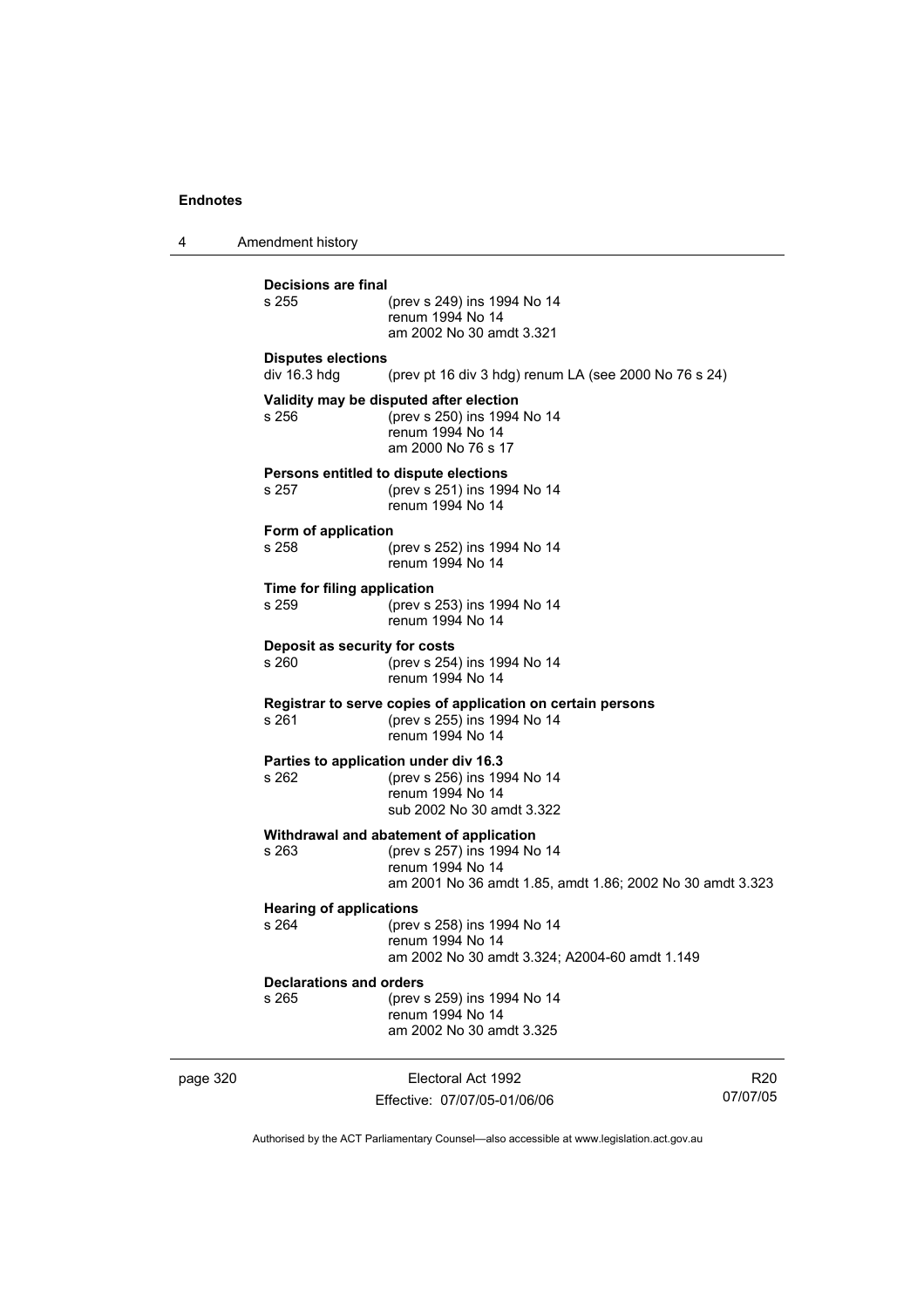**Decisions are final**

s 255 (prev s 249) ins 1994 No 14
renum 1994 No 14
am 2002 No 30 amdt 3.321

**Disputes elections**

div 16.3 hdg (prev pt 16 div 3 hdg) renum LA (see 2000 No 76 s 24)

**Validity may be disputed after election**

s 256 (prev s 250) ins 1994 No 14
renum 1994 No 14
am 2000 No 76 s 17

**Persons entitled to dispute elections**

s 257 (prev s 251) ins 1994 No 14
renum 1994 No 14

**Form of application**

s 258 (prev s 252) ins 1994 No 14
renum 1994 No 14

**Time for filing application**

s 259 (prev s 253) ins 1994 No 14
renum 1994 No 14

**Deposit as security for costs**

s 260 (prev s 254) ins 1994 No 14
renum 1994 No 14

**Registrar to serve copies of application on certain persons**

s 261 (prev s 255) ins 1994 No 14
renum 1994 No 14

**Parties to application under div 16.3**

s 262 (prev s 256) ins 1994 No 14
renum 1994 No 14
sub 2002 No 30 amdt 3.322

**Withdrawal and abatement of application**

s 263 (prev s 257) ins 1994 No 14
renum 1994 No 14
am 2001 No 36 amdt 1.85, amdt 1.86; 2002 No 30 amdt 3.323

**Hearing of applications**

s 264 (prev s 258) ins 1994 No 14
renum 1994 No 14
am 2002 No 30 amdt 3.324; A2004-60 amdt 1.149

**Declarations and orders**

s 265 (prev s 259) ins 1994 No 14
renum 1994 No 14
am 2002 No 30 amdt 3.325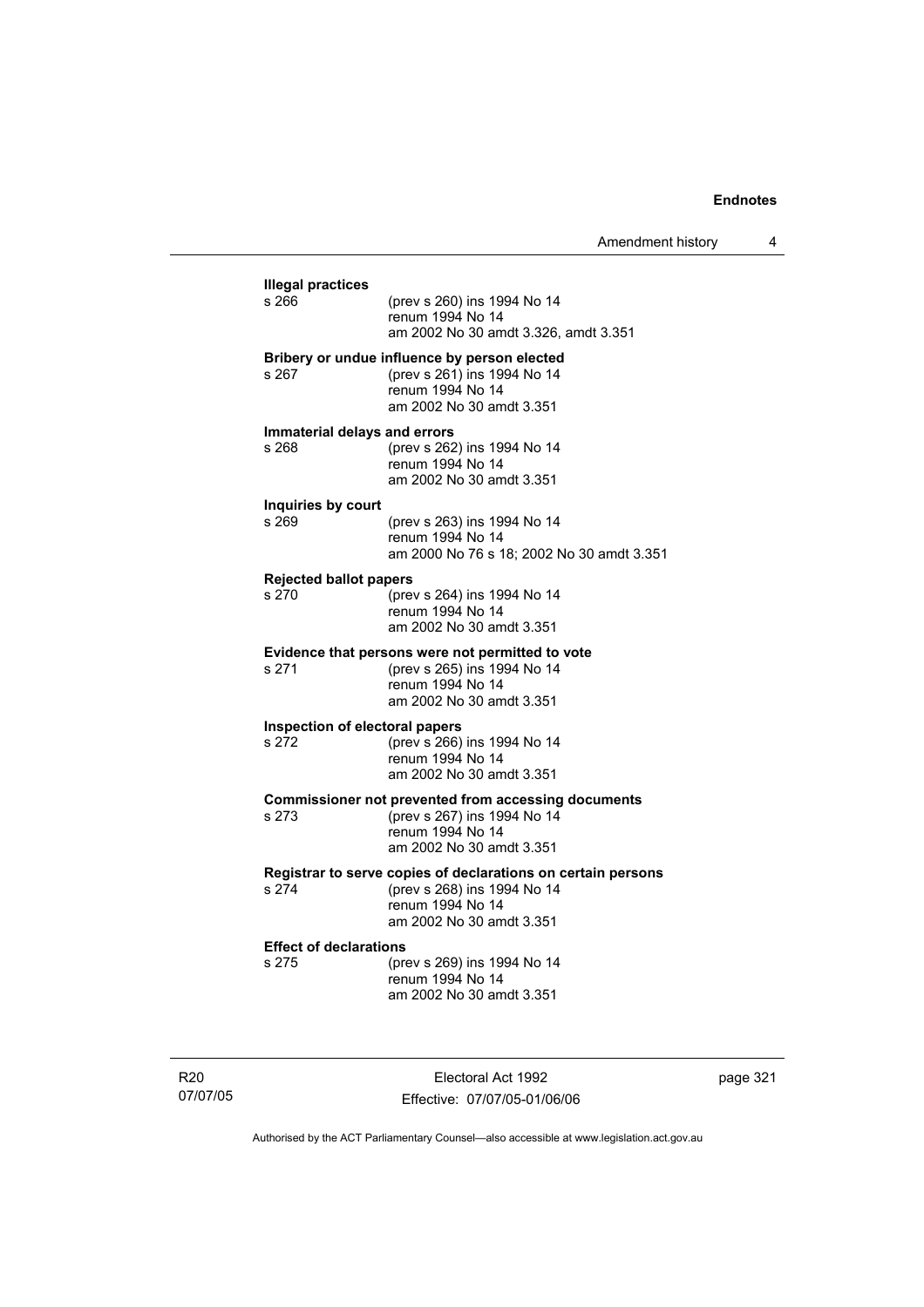**Illegal practices**

s 266 (prev s 260) ins 1994 No 14
renum 1994 No 14
am 2002 No 30 amdt 3.326, amdt 3.351

**Bribery or undue influence by person elected**

s 267 (prev s 261) ins 1994 No 14
renum 1994 No 14
am 2002 No 30 amdt 3.351

**Immaterial delays and errors**

s 268 (prev s 262) ins 1994 No 14
renum 1994 No 14
am 2002 No 30 amdt 3.351

**Inquiries by court**

s 269 (prev s 263) ins 1994 No 14
renum 1994 No 14
am 2000 No 76 s 18; 2002 No 30 amdt 3.351

**Rejected ballot papers**

s 270 (prev s 264) ins 1994 No 14
renum 1994 No 14
am 2002 No 30 amdt 3.351

**Evidence that persons were not permitted to vote**

s 271 (prev s 265) ins 1994 No 14
renum 1994 No 14
am 2002 No 30 amdt 3.351

**Inspection of electoral papers**

s 272 (prev s 266) ins 1994 No 14
renum 1994 No 14
am 2002 No 30 amdt 3.351

**Commissioner not prevented from accessing documents**

s 273 (prev s 267) ins 1994 No 14
renum 1994 No 14
am 2002 No 30 amdt 3.351

**Registrar to serve copies of declarations on certain persons**

s 274 (prev s 268) ins 1994 No 14
renum 1994 No 14
am 2002 No 30 amdt 3.351

**Effect of declarations**

s 275 (prev s 269) ins 1994 No 14
renum 1994 No 14
am 2002 No 30 amdt 3.351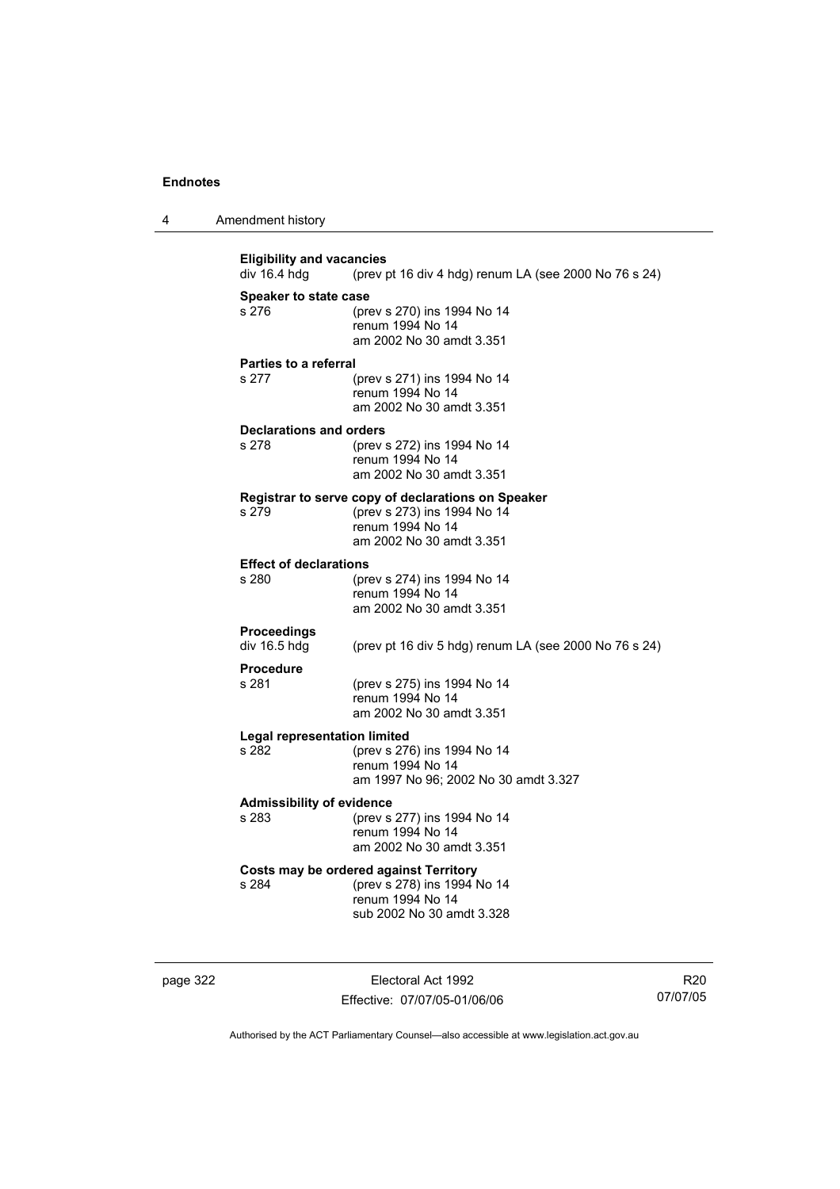**Eligibility and vacancies**
div 16.4 hdg (prev pt 16 div 4 hdg) renum LA (see 2000 No 76 s 24)

**Speaker to state case**
s 276 (prev s 270) ins 1994 No 14
renum 1994 No 14
am 2002 No 30 amdt 3.351

**Parties to a referral**
s 277 (prev s 271) ins 1994 No 14
renum 1994 No 14
am 2002 No 30 amdt 3.351

**Declarations and orders**
s 278 (prev s 272) ins 1994 No 14
renum 1994 No 14
am 2002 No 30 amdt 3.351

**Registrar to serve copy of declarations on Speaker**
s 279 (prev s 273) ins 1994 No 14
renum 1994 No 14
am 2002 No 30 amdt 3.351

**Effect of declarations**
s 280 (prev s 274) ins 1994 No 14
renum 1994 No 14
am 2002 No 30 amdt 3.351

**Proceedings**
div 16.5 hdg (prev pt 16 div 5 hdg) renum LA (see 2000 No 76 s 24)

**Procedure**
s 281 (prev s 275) ins 1994 No 14
renum 1994 No 14
am 2002 No 30 amdt 3.351

**Legal representation limited**
s 282 (prev s 276) ins 1994 No 14
renum 1994 No 14
am 1997 No 96; 2002 No 30 amdt 3.327

**Admissibility of evidence**
s 283 (prev s 277) ins 1994 No 14
renum 1994 No 14
am 2002 No 30 amdt 3.351

**Costs may be ordered against Territory**
s 284 (prev s 278) ins 1994 No 14
renum 1994 No 14
sub 2002 No 30 amdt 3.328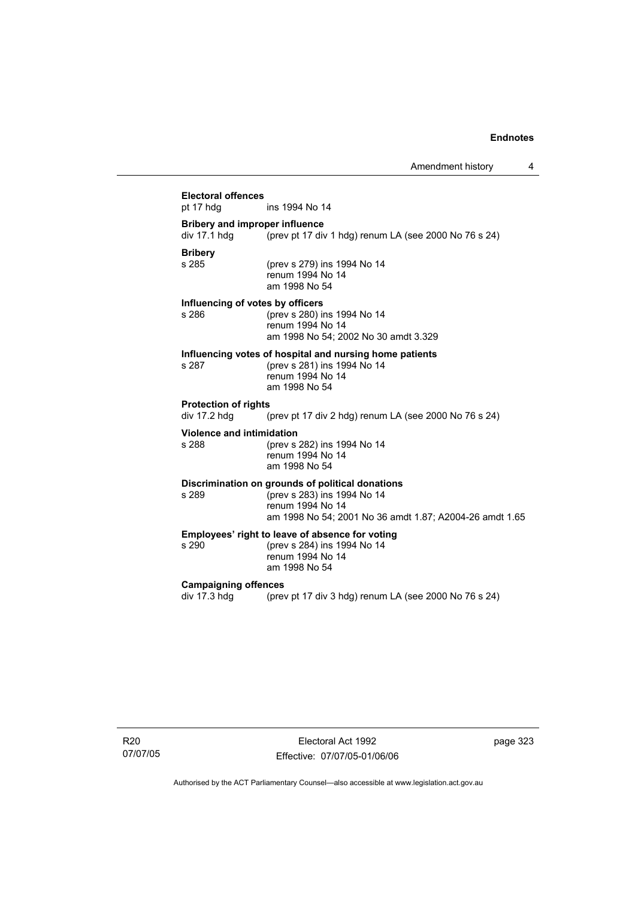**Electoral offences**
pt 17 hdg ins 1994 No 14

**Bribery and improper influence**
div 17.1 hdg (prev pt 17 div 1 hdg) renum LA (see 2000 No 76 s 24)

**Bribery**
s 285 (prev s 279) ins 1994 No 14
renum 1994 No 14
am 1998 No 54

**Influencing of votes by officers**
s 286 (prev s 280) ins 1994 No 14
renum 1994 No 14
am 1998 No 54; 2002 No 30 amdt 3.329

**Influencing votes of hospital and nursing home patients**
s 287 (prev s 281) ins 1994 No 14
renum 1994 No 14
am 1998 No 54

**Protection of rights**
div 17.2 hdg (prev pt 17 div 2 hdg) renum LA (see 2000 No 76 s 24)

**Violence and intimidation**
s 288 (prev s 282) ins 1994 No 14
renum 1994 No 14
am 1998 No 54

**Discrimination on grounds of political donations**
s 289 (prev s 283) ins 1994 No 14
renum 1994 No 14
am 1998 No 54; 2001 No 36 amdt 1.87; A2004-26 amdt 1.65

**Employees' right to leave of absence for voting**
s 290 (prev s 284) ins 1994 No 14
renum 1994 No 14
am 1998 No 54

**Campaigning offences**
div 17.3 hdg (prev pt 17 div 3 hdg) renum LA (see 2000 No 76 s 24)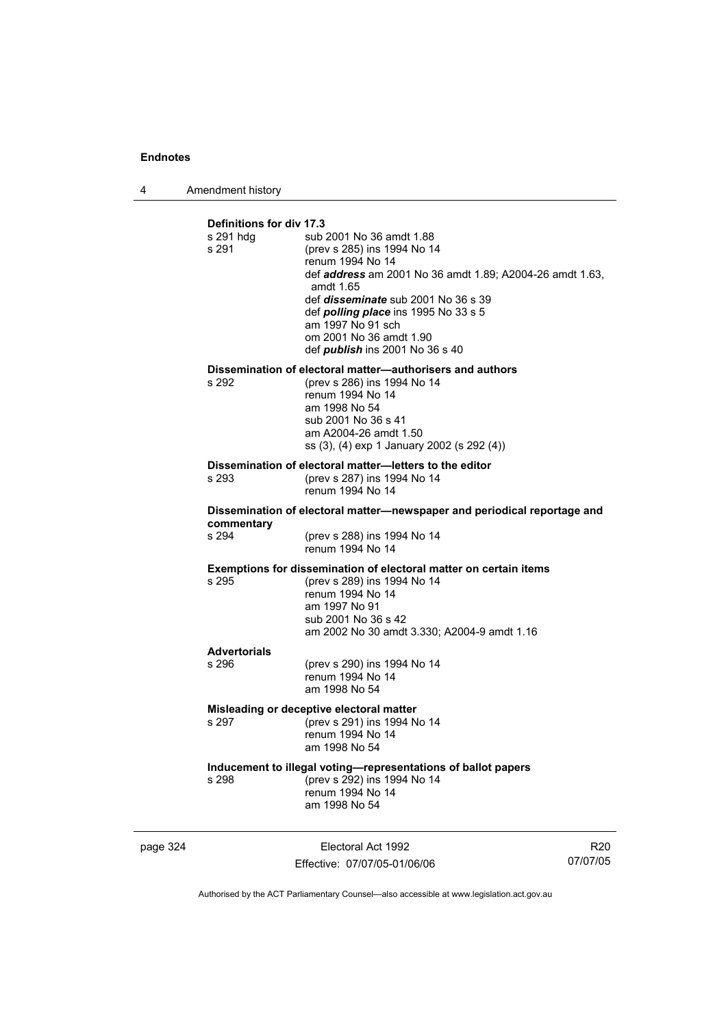**Definitions for div 17.3**

s 291 hdg sub 2001 No 36 amdt 1.88

s 291 (prev s 285) ins 1994 No 14
renum 1994 No 14
def ***address*** am 2001 No 36 amdt 1.89; A2004-26 amdt 1.63, amdt 1.65
def ***disseminate*** sub 2001 No 36 s 39
def ***polling place*** ins 1995 No 33 s 5
am 1997 No 91 sch
om 2001 No 36 amdt 1.90
def ***publish*** ins 2001 No 36 s 40

**Dissemination of electoral matter—authorisers and authors**

s 292 (prev s 286) ins 1994 No 14
renum 1994 No 14
am 1998 No 54
sub 2001 No 36 s 41
am A2004-26 amdt 1.50
ss (3), (4) exp 1 January 2002 (s 292 (4))

**Dissemination of electoral matter—letters to the editor**

s 293 (prev s 287) ins 1994 No 14
renum 1994 No 14

**Dissemination of electoral matter—newspaper and periodical reportage and commentary**

s 294 (prev s 288) ins 1994 No 14
renum 1994 No 14

**Exemptions for dissemination of electoral matter on certain items**

s 295 (prev s 289) ins 1994 No 14
renum 1994 No 14
am 1997 No 91
sub 2001 No 36 s 42
am 2002 No 30 amdt 3.330; A2004-9 amdt 1.16

**Advertorials**

s 296 (prev s 290) ins 1994 No 14
renum 1994 No 14
am 1998 No 54

**Misleading or deceptive electoral matter**

s 297 (prev s 291) ins 1994 No 14
renum 1994 No 14
am 1998 No 54

**Inducement to illegal voting—representations of ballot papers**

s 298 (prev s 292) ins 1994 No 14
renum 1994 No 14
am 1998 No 54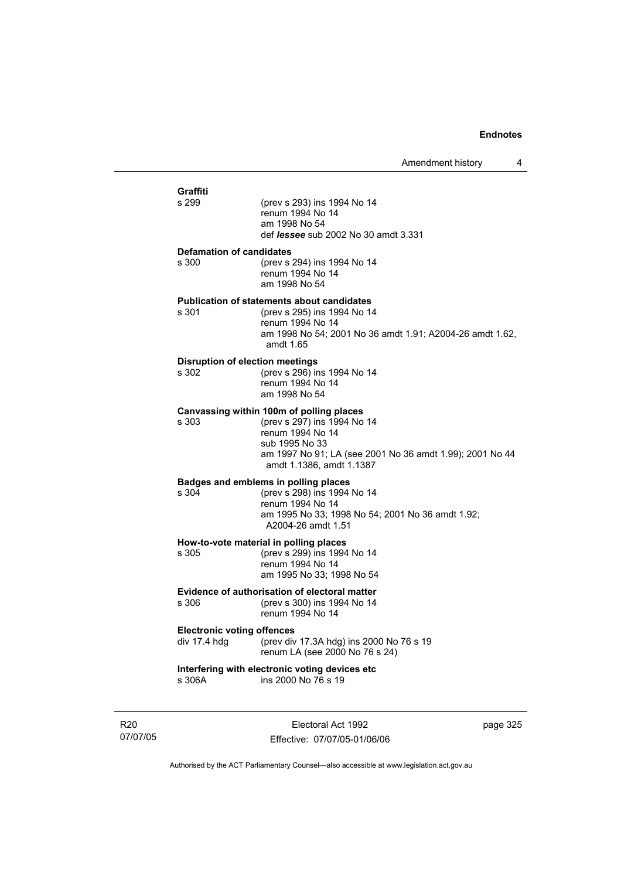**Graffiti**

s 299 (prev s 293) ins 1994 No 14
renum 1994 No 14
am 1998 No 54
def ***lessee*** sub 2002 No 30 amdt 3.331

**Defamation of candidates**

s 300 (prev s 294) ins 1994 No 14
renum 1994 No 14
am 1998 No 54

**Publication of statements about candidates**

s 301 (prev s 295) ins 1994 No 14
renum 1994 No 14
am 1998 No 54; 2001 No 36 amdt 1.91; A2004-26 amdt 1.62, amdt 1.65

**Disruption of election meetings**

s 302 (prev s 296) ins 1994 No 14
renum 1994 No 14
am 1998 No 54

**Canvassing within 100m of polling places**

s 303 (prev s 297) ins 1994 No 14
renum 1994 No 14
sub 1995 No 33
am 1997 No 91; LA (see 2001 No 36 amdt 1.99); 2001 No 44 amdt 1.1386, amdt 1.1387

**Badges and emblems in polling places**

s 304 (prev s 298) ins 1994 No 14
renum 1994 No 14
am 1995 No 33; 1998 No 54; 2001 No 36 amdt 1.92; A2004-26 amdt 1.51

**How-to-vote material in polling places**

s 305 (prev s 299) ins 1994 No 14
renum 1994 No 14
am 1995 No 33; 1998 No 54

**Evidence of authorisation of electoral matter**

s 306 (prev s 300) ins 1994 No 14
renum 1994 No 14

**Electronic voting offences**

div 17.4 hdg (prev div 17.3A hdg) ins 2000 No 76 s 19
renum LA (see 2000 No 76 s 24)

**Interfering with electronic voting devices etc**

s 306A ins 2000 No 76 s 19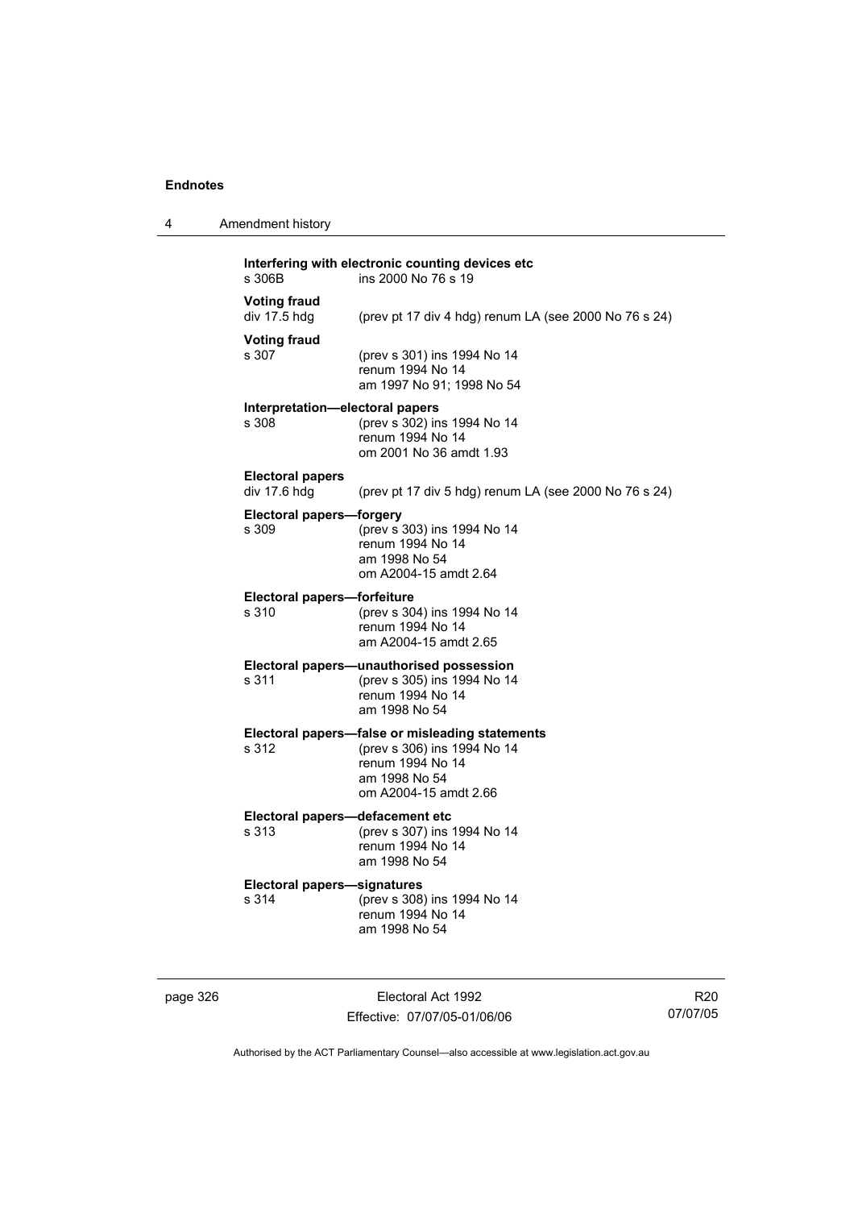**Interfering with electronic counting devices etc**
s 306B ins 2000 No 76 s 19

**Voting fraud**
div 17.5 hdg (prev pt 17 div 4 hdg) renum LA (see 2000 No 76 s 24)

**Voting fraud**
s 307 (prev s 301) ins 1994 No 14
renum 1994 No 14
am 1997 No 91; 1998 No 54

**Interpretation—electoral papers**
s 308 (prev s 302) ins 1994 No 14
renum 1994 No 14
om 2001 No 36 amdt 1.93

**Electoral papers**
div 17.6 hdg (prev pt 17 div 5 hdg) renum LA (see 2000 No 76 s 24)

**Electoral papers—forgery**
s 309 (prev s 303) ins 1994 No 14
renum 1994 No 14
am 1998 No 54
om A2004-15 amdt 2.64

**Electoral papers—forfeiture**
s 310 (prev s 304) ins 1994 No 14
renum 1994 No 14
am A2004-15 amdt 2.65

**Electoral papers—unauthorised possession**
s 311 (prev s 305) ins 1994 No 14
renum 1994 No 14
am 1998 No 54

**Electoral papers—false or misleading statements**
s 312 (prev s 306) ins 1994 No 14
renum 1994 No 14
am 1998 No 54
om A2004-15 amdt 2.66

**Electoral papers—defacement etc**
s 313 (prev s 307) ins 1994 No 14
renum 1994 No 14
am 1998 No 54

**Electoral papers—signatures**
s 314 (prev s 308) ins 1994 No 14
renum 1994 No 14
am 1998 No 54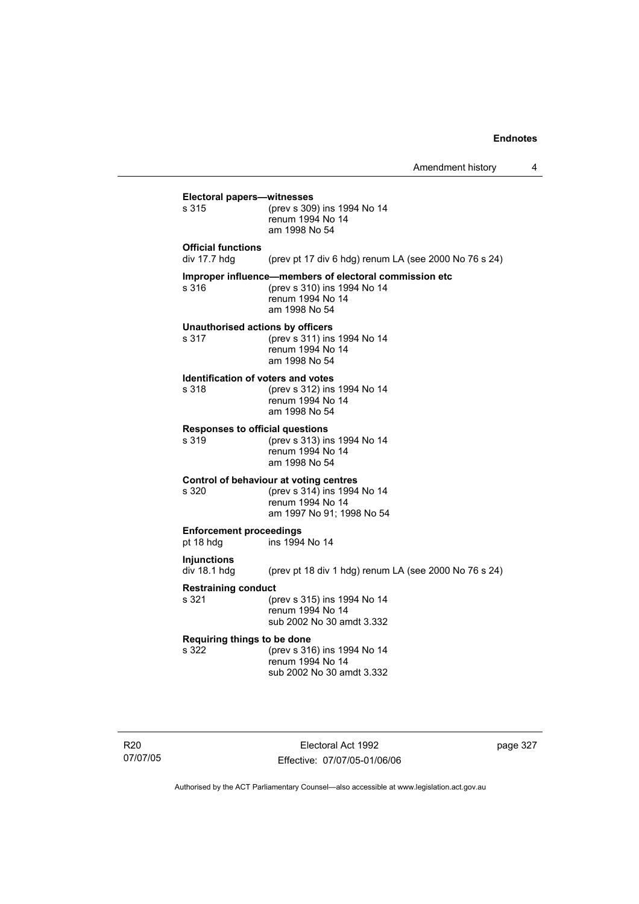**Electoral papers—witnesses**
s 315 (prev s 309) ins 1994 No 14
renum 1994 No 14
am 1998 No 54

**Official functions**
div 17.7 hdg (prev pt 17 div 6 hdg) renum LA (see 2000 No 76 s 24)

**Improper influence—members of electoral commission etc**
s 316 (prev s 310) ins 1994 No 14
renum 1994 No 14
am 1998 No 54

**Unauthorised actions by officers**
s 317 (prev s 311) ins 1994 No 14
renum 1994 No 14
am 1998 No 54

**Identification of voters and votes**
s 318 (prev s 312) ins 1994 No 14
renum 1994 No 14
am 1998 No 54

**Responses to official questions**
s 319 (prev s 313) ins 1994 No 14
renum 1994 No 14
am 1998 No 54

**Control of behaviour at voting centres**
s 320 (prev s 314) ins 1994 No 14
renum 1994 No 14
am 1997 No 91; 1998 No 54

**Enforcement proceedings**
pt 18 hdg ins 1994 No 14

**Injunctions**
div 18.1 hdg (prev pt 18 div 1 hdg) renum LA (see 2000 No 76 s 24)

**Restraining conduct**
s 321 (prev s 315) ins 1994 No 14
renum 1994 No 14
sub 2002 No 30 amdt 3.332

**Requiring things to be done**
s 322 (prev s 316) ins 1994 No 14
renum 1994 No 14
sub 2002 No 30 amdt 3.332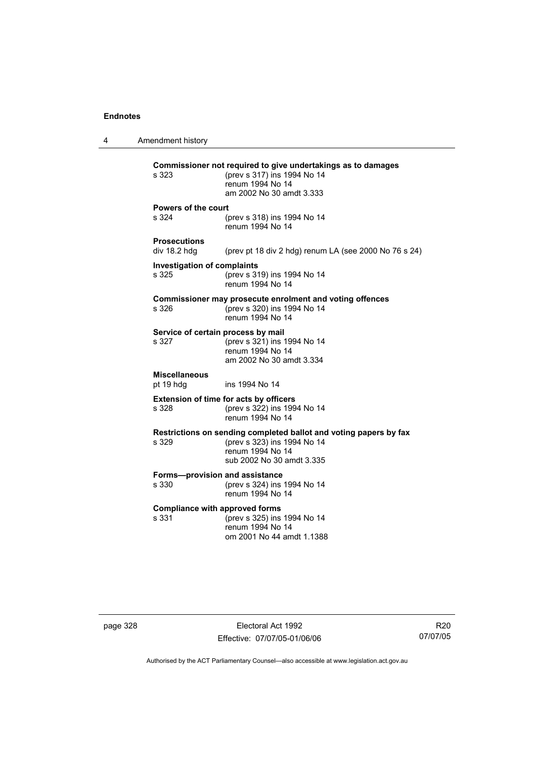**Commissioner not required to give undertakings as to damages**

s 323 (prev s 317) ins 1994 No 14
renum 1994 No 14
am 2002 No 30 amdt 3.333

**Powers of the court**

s 324 (prev s 318) ins 1994 No 14
renum 1994 No 14

**Prosecutions**

div 18.2 hdg (prev pt 18 div 2 hdg) renum LA (see 2000 No 76 s 24)

**Investigation of complaints**

s 325 (prev s 319) ins 1994 No 14
renum 1994 No 14

**Commissioner may prosecute enrolment and voting offences**

s 326 (prev s 320) ins 1994 No 14
renum 1994 No 14

**Service of certain process by mail**

s 327 (prev s 321) ins 1994 No 14
renum 1994 No 14
am 2002 No 30 amdt 3.334

**Miscellaneous**

pt 19 hdg ins 1994 No 14

**Extension of time for acts by officers**

s 328 (prev s 322) ins 1994 No 14
renum 1994 No 14

**Restrictions on sending completed ballot and voting papers by fax**

s 329 (prev s 323) ins 1994 No 14
renum 1994 No 14
sub 2002 No 30 amdt 3.335

**Forms—provision and assistance**

s 330 (prev s 324) ins 1994 No 14
renum 1994 No 14

**Compliance with approved forms**

s 331 (prev s 325) ins 1994 No 14
renum 1994 No 14
om 2001 No 44 amdt 1.1388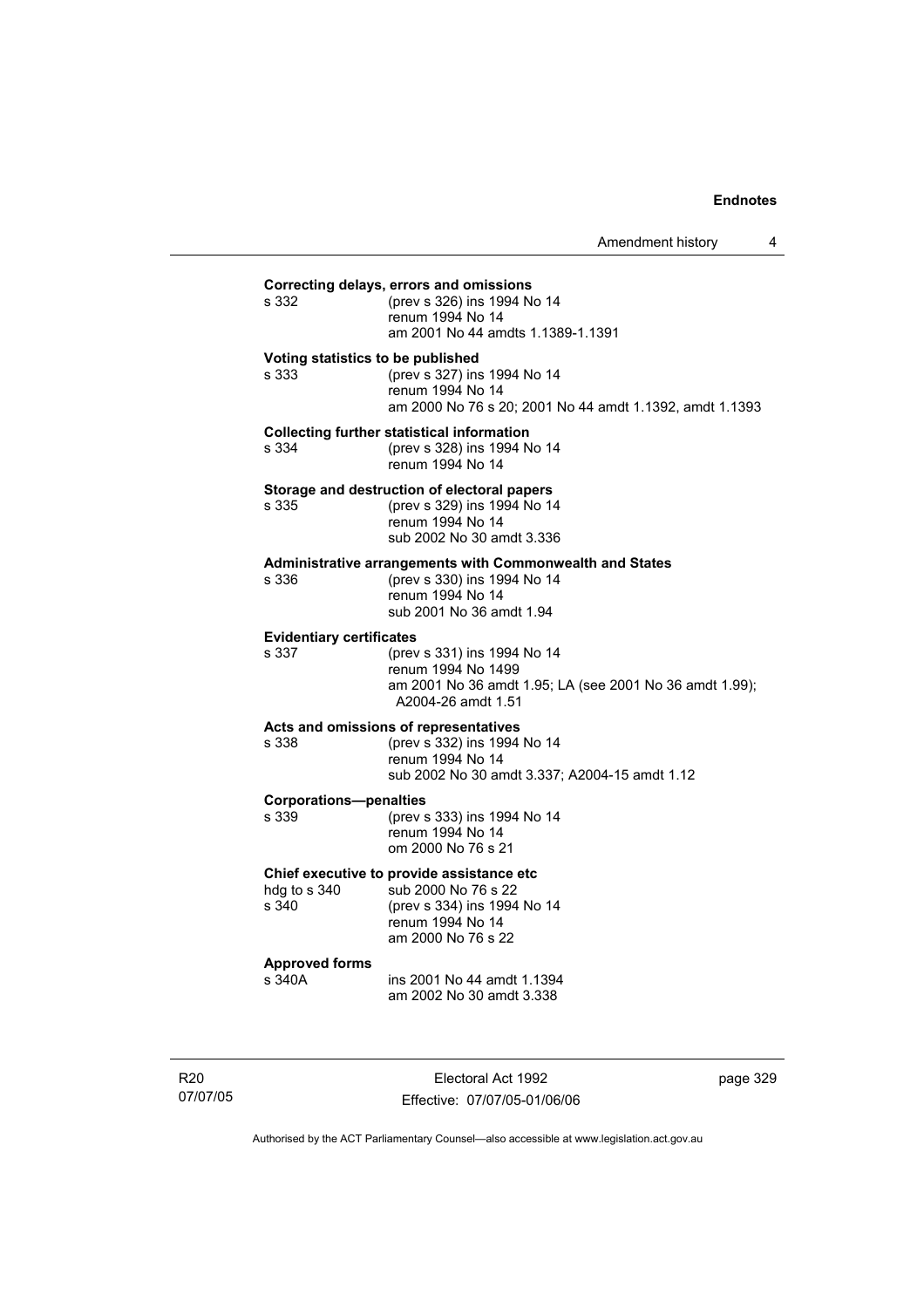**Correcting delays, errors and omissions**

s 332 (prev s 326) ins 1994 No 14
renum 1994 No 14
am 2001 No 44 amdts 1.1389-1.1391

**Voting statistics to be published**

s 333 (prev s 327) ins 1994 No 14
renum 1994 No 14
am 2000 No 76 s 20; 2001 No 44 amdt 1.1392, amdt 1.1393

**Collecting further statistical information**

s 334 (prev s 328) ins 1994 No 14
renum 1994 No 14

**Storage and destruction of electoral papers**

s 335 (prev s 329) ins 1994 No 14
renum 1994 No 14
sub 2002 No 30 amdt 3.336

**Administrative arrangements with Commonwealth and States**

s 336 (prev s 330) ins 1994 No 14
renum 1994 No 14
sub 2001 No 36 amdt 1.94

**Evidentiary certificates**

s 337 (prev s 331) ins 1994 No 14
renum 1994 No 1499
am 2001 No 36 amdt 1.95; LA (see 2001 No 36 amdt 1.99); A2004-26 amdt 1.51

**Acts and omissions of representatives**

s 338 (prev s 332) ins 1994 No 14
renum 1994 No 14
sub 2002 No 30 amdt 3.337; A2004-15 amdt 1.12

**Corporations—penalties**

s 339 (prev s 333) ins 1994 No 14
renum 1994 No 14
om 2000 No 76 s 21

**Chief executive to provide assistance etc**

hdg to s 340 sub 2000 No 76 s 22
s 340 (prev s 334) ins 1994 No 14
renum 1994 No 14
am 2000 No 76 s 22

**Approved forms**

s 340A ins 2001 No 44 amdt 1.1394
am 2002 No 30 amdt 3.338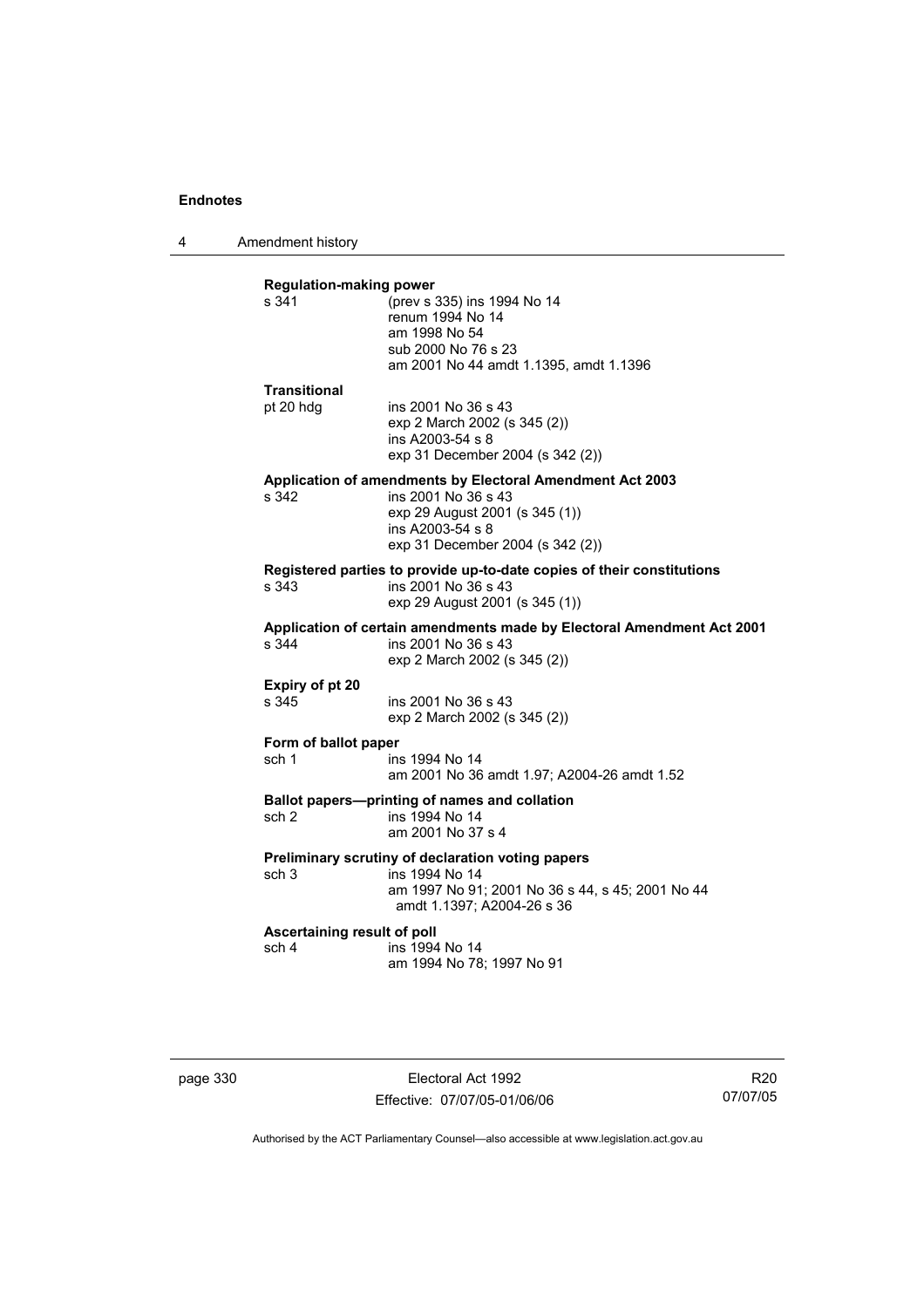**Regulation-making power**

s 341 (prev s 335) ins 1994 No 14
renum 1994 No 14
am 1998 No 54
sub 2000 No 76 s 23
am 2001 No 44 amdt 1.1395, amdt 1.1396

**Transitional**

pt 20 hdg ins 2001 No 36 s 43
exp 2 March 2002 (s 345 (2))
ins A2003-54 s 8
exp 31 December 2004 (s 342 (2))

**Application of amendments by Electoral Amendment Act 2003**

s 342 ins 2001 No 36 s 43
exp 29 August 2001 (s 345 (1))
ins A2003-54 s 8
exp 31 December 2004 (s 342 (2))

**Registered parties to provide up-to-date copies of their constitutions**

s 343 ins 2001 No 36 s 43
exp 29 August 2001 (s 345 (1))

**Application of certain amendments made by Electoral Amendment Act 2001**

s 344 ins 2001 No 36 s 43
exp 2 March 2002 (s 345 (2))

**Expiry of pt 20**

s 345 ins 2001 No 36 s 43
exp 2 March 2002 (s 345 (2))

**Form of ballot paper**

sch 1 ins 1994 No 14
am 2001 No 36 amdt 1.97; A2004-26 amdt 1.52

**Ballot papers—printing of names and collation**

sch 2 ins 1994 No 14
am 2001 No 37 s 4

**Preliminary scrutiny of declaration voting papers**

sch 3 ins 1994 No 14
am 1997 No 91; 2001 No 36 s 44, s 45; 2001 No 44 amdt 1.1397; A2004-26 s 36

**Ascertaining result of poll**

sch 4 ins 1994 No 14
am 1994 No 78; 1997 No 91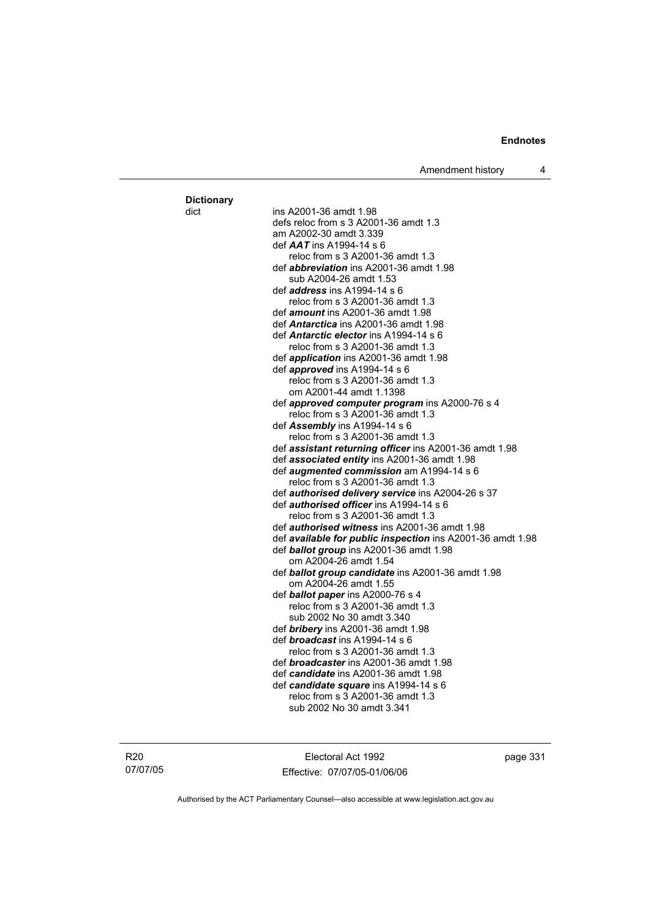**Dictionary**

dict ins A2001-36 amdt 1.98
defs reloc from s 3 A2001-36 amdt 1.3
am A2002-30 amdt 3.339
def ***AAT*** ins A1994-14 s 6
reloc from s 3 A2001-36 amdt 1.3
def ***abbreviation*** ins A2001-36 amdt 1.98
sub A2004-26 amdt 1.53
def ***address*** ins A1994-14 s 6
reloc from s 3 A2001-36 amdt 1.3
def ***amount*** ins A2001-36 amdt 1.98
def ***Antarctica*** ins A2001-36 amdt 1.98
def ***Antarctic elector*** ins A1994-14 s 6
reloc from s 3 A2001-36 amdt 1.3
def ***application*** ins A2001-36 amdt 1.98
def ***approved*** ins A1994-14 s 6
reloc from s 3 A2001-36 amdt 1.3
om A2001-44 amdt 1.1398
def ***approved computer program*** ins A2000-76 s 4
reloc from s 3 A2001-36 amdt 1.3
def ***Assembly*** ins A1994-14 s 6
reloc from s 3 A2001-36 amdt 1.3
def ***assistant returning officer*** ins A2001-36 amdt 1.98
def ***associated entity*** ins A2001-36 amdt 1.98
def ***augmented commission*** am A1994-14 s 6
reloc from s 3 A2001-36 amdt 1.3
def ***authorised delivery service*** ins A2004-26 s 37
def ***authorised officer*** ins A1994-14 s 6
reloc from s 3 A2001-36 amdt 1.3
def ***authorised witness*** ins A2001-36 amdt 1.98
def ***available for public inspection*** ins A2001-36 amdt 1.98
def ***ballot group*** ins A2001-36 amdt 1.98
om A2004-26 amdt 1.54
def ***ballot group candidate*** ins A2001-36 amdt 1.98
om A2004-26 amdt 1.55
def ***ballot paper*** ins A2000-76 s 4
reloc from s 3 A2001-36 amdt 1.3
sub 2002 No 30 amdt 3.340
def ***bribery*** ins A2001-36 amdt 1.98
def ***broadcast*** ins A1994-14 s 6
reloc from s 3 A2001-36 amdt 1.3
def ***broadcaster*** ins A2001-36 amdt 1.98
def ***candidate*** ins A2001-36 amdt 1.98
def ***candidate square*** ins A1994-14 s 6
reloc from s 3 A2001-36 amdt 1.3
sub 2002 No 30 amdt 3.341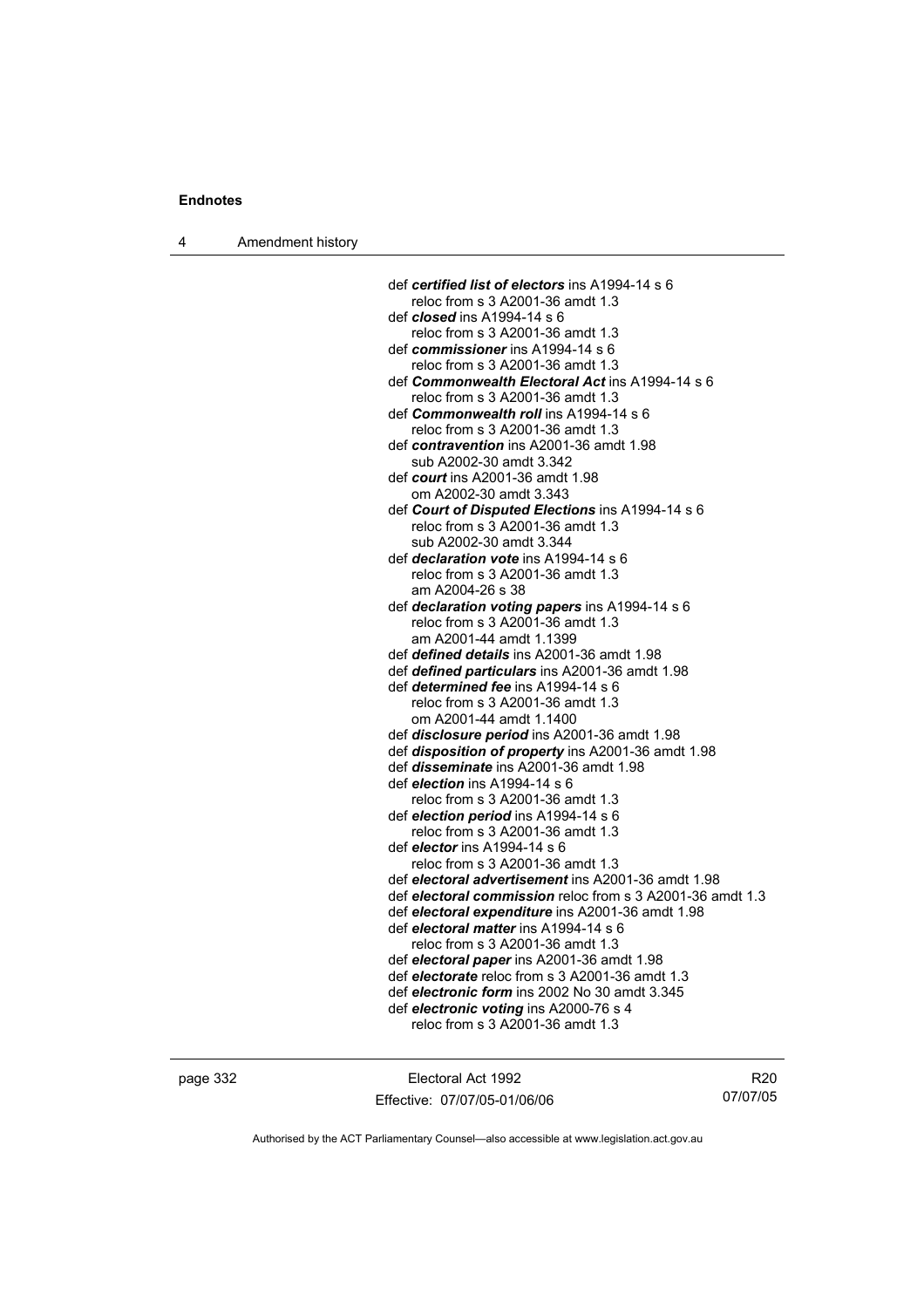def ***certified list of electors*** ins A1994-14 s 6
reloc from s 3 A2001-36 amdt 1.3
def ***closed*** ins A1994-14 s 6
reloc from s 3 A2001-36 amdt 1.3
def ***commissioner*** ins A1994-14 s 6
reloc from s 3 A2001-36 amdt 1.3
def ***Commonwealth Electoral Act*** ins A1994-14 s 6
reloc from s 3 A2001-36 amdt 1.3
def ***Commonwealth roll*** ins A1994-14 s 6
reloc from s 3 A2001-36 amdt 1.3
def ***contravention*** ins A2001-36 amdt 1.98
sub A2002-30 amdt 3.342
def ***court*** ins A2001-36 amdt 1.98
om A2002-30 amdt 3.343
def ***Court of Disputed Elections*** ins A1994-14 s 6
reloc from s 3 A2001-36 amdt 1.3
sub A2002-30 amdt 3.344
def ***declaration vote*** ins A1994-14 s 6
reloc from s 3 A2001-36 amdt 1.3
am A2004-26 s 38
def ***declaration voting papers*** ins A1994-14 s 6
reloc from s 3 A2001-36 amdt 1.3
am A2001-44 amdt 1.1399
def ***defined details*** ins A2001-36 amdt 1.98
def ***defined particulars*** ins A2001-36 amdt 1.98
def ***determined fee*** ins A1994-14 s 6
reloc from s 3 A2001-36 amdt 1.3
om A2001-44 amdt 1.1400
def ***disclosure period*** ins A2001-36 amdt 1.98
def ***disposition of property*** ins A2001-36 amdt 1.98
def ***disseminate*** ins A2001-36 amdt 1.98
def ***election*** ins A1994-14 s 6
reloc from s 3 A2001-36 amdt 1.3
def ***election period*** ins A1994-14 s 6
reloc from s 3 A2001-36 amdt 1.3
def ***elector*** ins A1994-14 s 6
reloc from s 3 A2001-36 amdt 1.3
def ***electoral advertisement*** ins A2001-36 amdt 1.98
def ***electoral commission*** reloc from s 3 A2001-36 amdt 1.3
def ***electoral expenditure*** ins A2001-36 amdt 1.98
def ***electoral matter*** ins A1994-14 s 6
reloc from s 3 A2001-36 amdt 1.3
def ***electoral paper*** ins A2001-36 amdt 1.98
def ***electorate*** reloc from s 3 A2001-36 amdt 1.3
def ***electronic form*** ins 2002 No 30 amdt 3.345
def ***electronic voting*** ins A2000-76 s 4
reloc from s 3 A2001-36 amdt 1.3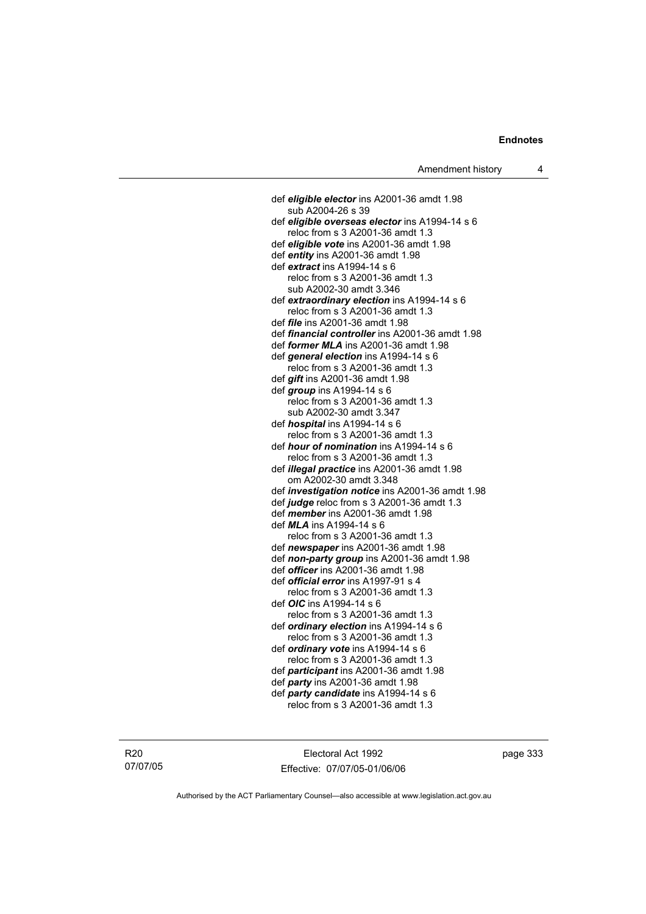def ***eligible elector*** ins A2001-36 amdt 1.98
  sub A2004-26 s 39
def ***eligible overseas elector*** ins A1994-14 s 6
  reloc from s 3 A2001-36 amdt 1.3
def ***eligible vote*** ins A2001-36 amdt 1.98
def ***entity*** ins A2001-36 amdt 1.98
def ***extract*** ins A1994-14 s 6
  reloc from s 3 A2001-36 amdt 1.3
  sub A2002-30 amdt 3.346
def ***extraordinary election*** ins A1994-14 s 6
  reloc from s 3 A2001-36 amdt 1.3
def ***file*** ins A2001-36 amdt 1.98
def ***financial controller*** ins A2001-36 amdt 1.98
def ***former MLA*** ins A2001-36 amdt 1.98
def ***general election*** ins A1994-14 s 6
  reloc from s 3 A2001-36 amdt 1.3
def ***gift*** ins A2001-36 amdt 1.98
def ***group*** ins A1994-14 s 6
  reloc from s 3 A2001-36 amdt 1.3
  sub A2002-30 amdt 3.347
def ***hospital*** ins A1994-14 s 6
  reloc from s 3 A2001-36 amdt 1.3
def ***hour of nomination*** ins A1994-14 s 6
  reloc from s 3 A2001-36 amdt 1.3
def ***illegal practice*** ins A2001-36 amdt 1.98
  om A2002-30 amdt 3.348
def ***investigation notice*** ins A2001-36 amdt 1.98
def ***judge*** reloc from s 3 A2001-36 amdt 1.3
def ***member*** ins A2001-36 amdt 1.98
def ***MLA*** ins A1994-14 s 6
  reloc from s 3 A2001-36 amdt 1.3
def ***newspaper*** ins A2001-36 amdt 1.98
def ***non-party group*** ins A2001-36 amdt 1.98
def ***officer*** ins A2001-36 amdt 1.98
def ***official error*** ins A1997-91 s 4
  reloc from s 3 A2001-36 amdt 1.3
def ***OIC*** ins A1994-14 s 6
  reloc from s 3 A2001-36 amdt 1.3
def ***ordinary election*** ins A1994-14 s 6
  reloc from s 3 A2001-36 amdt 1.3
def ***ordinary vote*** ins A1994-14 s 6
  reloc from s 3 A2001-36 amdt 1.3
def ***participant*** ins A2001-36 amdt 1.98
def ***party*** ins A2001-36 amdt 1.98
def ***party candidate*** ins A1994-14 s 6
  reloc from s 3 A2001-36 amdt 1.3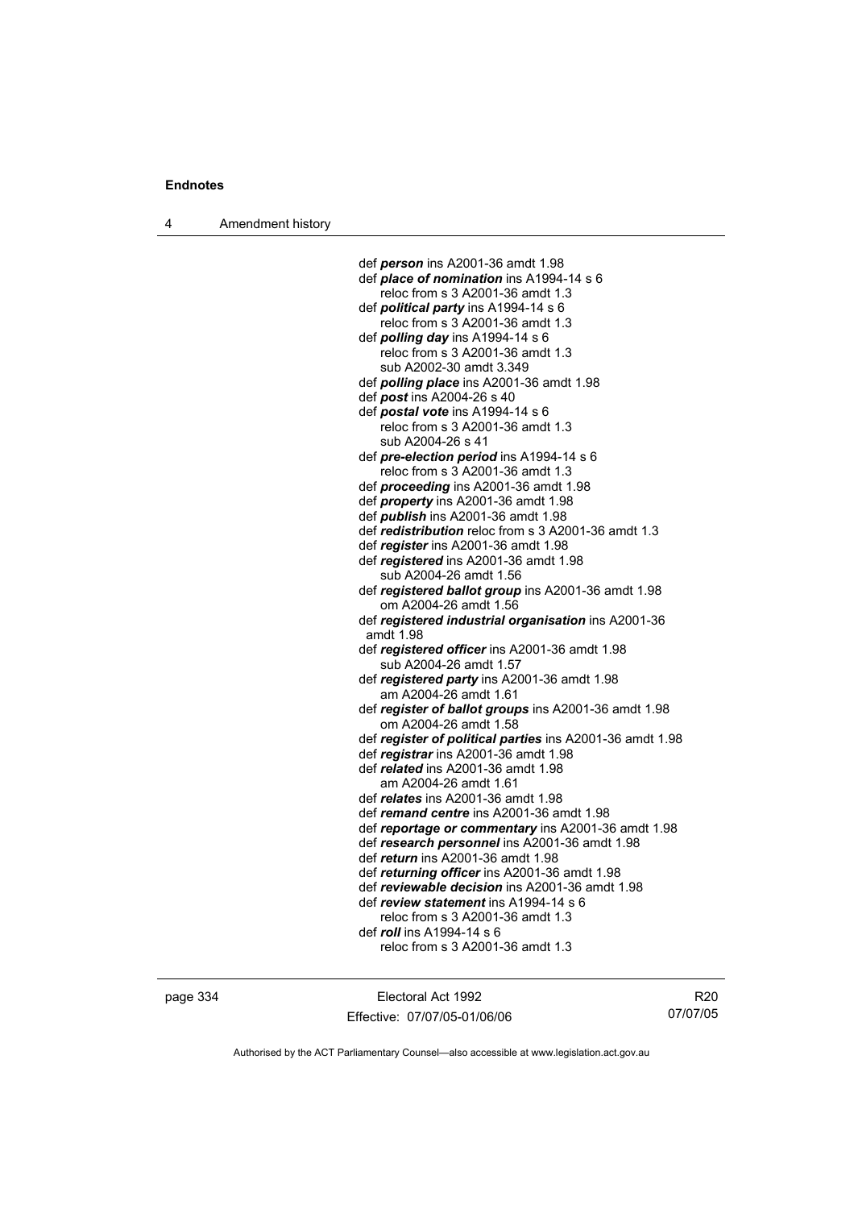def ***person*** ins A2001-36 amdt 1.98
def ***place of nomination*** ins A1994-14 s 6
reloc from s 3 A2001-36 amdt 1.3
def ***political party*** ins A1994-14 s 6
reloc from s 3 A2001-36 amdt 1.3
def ***polling day*** ins A1994-14 s 6
reloc from s 3 A2001-36 amdt 1.3
sub A2002-30 amdt 3.349
def ***polling place*** ins A2001-36 amdt 1.98
def ***post*** ins A2004-26 s 40
def ***postal vote*** ins A1994-14 s 6
reloc from s 3 A2001-36 amdt 1.3
sub A2004-26 s 41
def ***pre-election period*** ins A1994-14 s 6
reloc from s 3 A2001-36 amdt 1.3
def ***proceeding*** ins A2001-36 amdt 1.98
def ***property*** ins A2001-36 amdt 1.98
def ***publish*** ins A2001-36 amdt 1.98
def ***redistribution*** reloc from s 3 A2001-36 amdt 1.3
def ***register*** ins A2001-36 amdt 1.98
def ***registered*** ins A2001-36 amdt 1.98
sub A2004-26 amdt 1.56
def ***registered ballot group*** ins A2001-36 amdt 1.98
om A2004-26 amdt 1.56
def ***registered industrial organisation*** ins A2001-36 amdt 1.98
def ***registered officer*** ins A2001-36 amdt 1.98
sub A2004-26 amdt 1.57
def ***registered party*** ins A2001-36 amdt 1.98
am A2004-26 amdt 1.61
def ***register of ballot groups*** ins A2001-36 amdt 1.98
om A2004-26 amdt 1.58
def ***register of political parties*** ins A2001-36 amdt 1.98
def ***registrar*** ins A2001-36 amdt 1.98
def ***related*** ins A2001-36 amdt 1.98
am A2004-26 amdt 1.61
def ***relates*** ins A2001-36 amdt 1.98
def ***remand centre*** ins A2001-36 amdt 1.98
def ***reportage or commentary*** ins A2001-36 amdt 1.98
def ***research personnel*** ins A2001-36 amdt 1.98
def ***return*** ins A2001-36 amdt 1.98
def ***returning officer*** ins A2001-36 amdt 1.98
def ***reviewable decision*** ins A2001-36 amdt 1.98
def ***review statement*** ins A1994-14 s 6
reloc from s 3 A2001-36 amdt 1.3
def ***roll*** ins A1994-14 s 6
reloc from s 3 A2001-36 amdt 1.3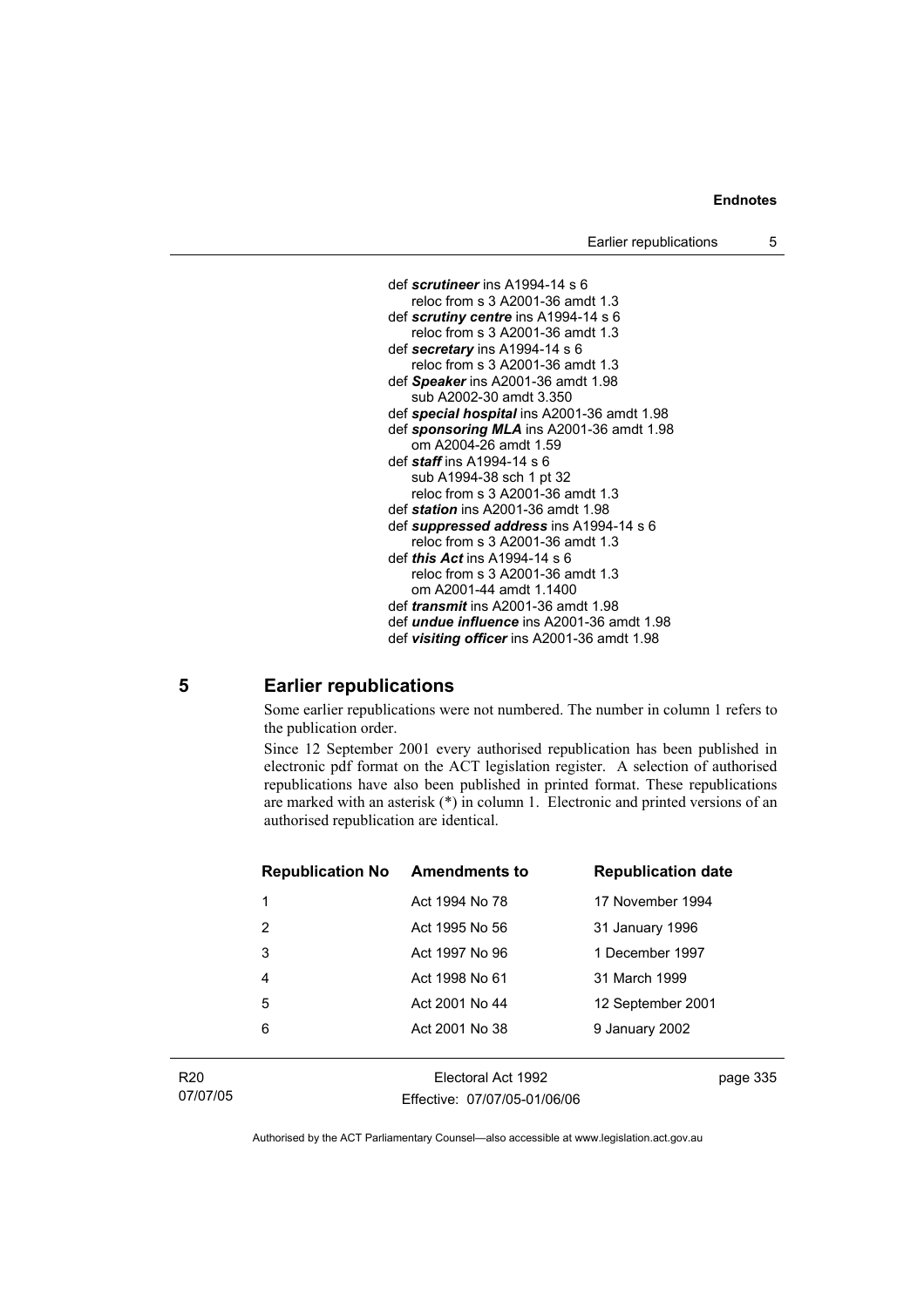def ***scrutineer*** ins A1994-14 s 6
reloc from s 3 A2001-36 amdt 1.3
def ***scrutiny centre*** ins A1994-14 s 6
reloc from s 3 A2001-36 amdt 1.3
def ***secretary*** ins A1994-14 s 6
reloc from s 3 A2001-36 amdt 1.3
def ***Speaker*** ins A2001-36 amdt 1.98
sub A2002-30 amdt 3.350
def ***special hospital*** ins A2001-36 amdt 1.98
def ***sponsoring MLA*** ins A2001-36 amdt 1.98
om A2004-26 amdt 1.59
def ***staff*** ins A1994-14 s 6
sub A1994-38 sch 1 pt 32
reloc from s 3 A2001-36 amdt 1.3
def ***station*** ins A2001-36 amdt 1.98
def ***suppressed address*** ins A1994-14 s 6
reloc from s 3 A2001-36 amdt 1.3
def ***this Act*** ins A1994-14 s 6
reloc from s 3 A2001-36 amdt 1.3
om A2001-44 amdt 1.1400
def ***transmit*** ins A2001-36 amdt 1.98
def ***undue influence*** ins A2001-36 amdt 1.98
def ***visiting officer*** ins A2001-36 amdt 1.98

## 5 Earlier republications

Some earlier republications were not numbered. The number in column 1 refers to the publication order.

Since 12 September 2001 every authorised republication has been published in electronic pdf format on the ACT legislation register. A selection of authorised republications have also been published in printed format. These republications are marked with an asterisk (*) in column 1. Electronic and printed versions of an authorised republication are identical.

| Republication No | Amendments to | Republication date |
|---|---|---|
| 1 | Act 1994 No 78 | 17 November 1994 |
| 2 | Act 1995 No 56 | 31 January 1996 |
| 3 | Act 1997 No 96 | 1 December 1997 |
| 4 | Act 1998 No 61 | 31 March 1999 |
| 5 | Act 2001 No 44 | 12 September 2001 |
| 6 | Act 2001 No 38 | 9 January 2002 |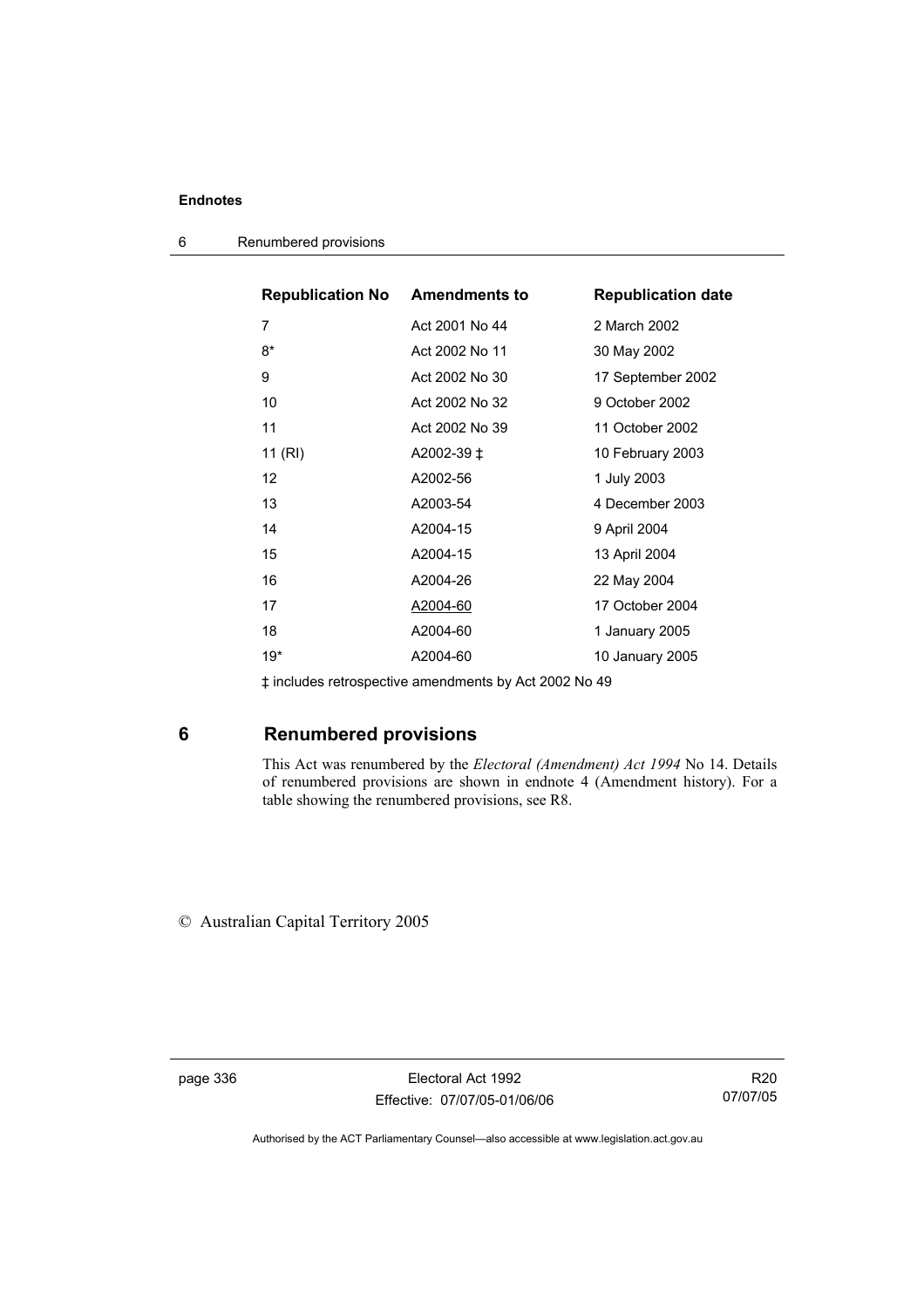| Republication No | Amendments to | Republication date |
|---|---|---|
| 7 | Act 2001 No 44 | 2 March 2002 |
| 8* | Act 2002 No 11 | 30 May 2002 |
| 9 | Act 2002 No 30 | 17 September 2002 |
| 10 | Act 2002 No 32 | 9 October 2002 |
| 11 | Act 2002 No 39 | 11 October 2002 |
| 11 (RI) | A2002-39 ‡ | 10 February 2003 |
| 12 | A2002-56 | 1 July 2003 |
| 13 | A2003-54 | 4 December 2003 |
| 14 | A2004-15 | 9 April 2004 |
| 15 | A2004-15 | 13 April 2004 |
| 16 | A2004-26 | 22 May 2004 |
| 17 | A2004-60 | 17 October 2004 |
| 18 | A2004-60 | 1 January 2005 |
| 19* | A2004-60 | 10 January 2005 |

‡ includes retrospective amendments by Act 2002 No 49

## 6 Renumbered provisions

This Act was renumbered by the *Electoral (Amendment) Act 1994* No 14. Details of renumbered provisions are shown in endnote 4 (Amendment history). For a table showing the renumbered provisions, see R8.

© Australian Capital Territory 2005